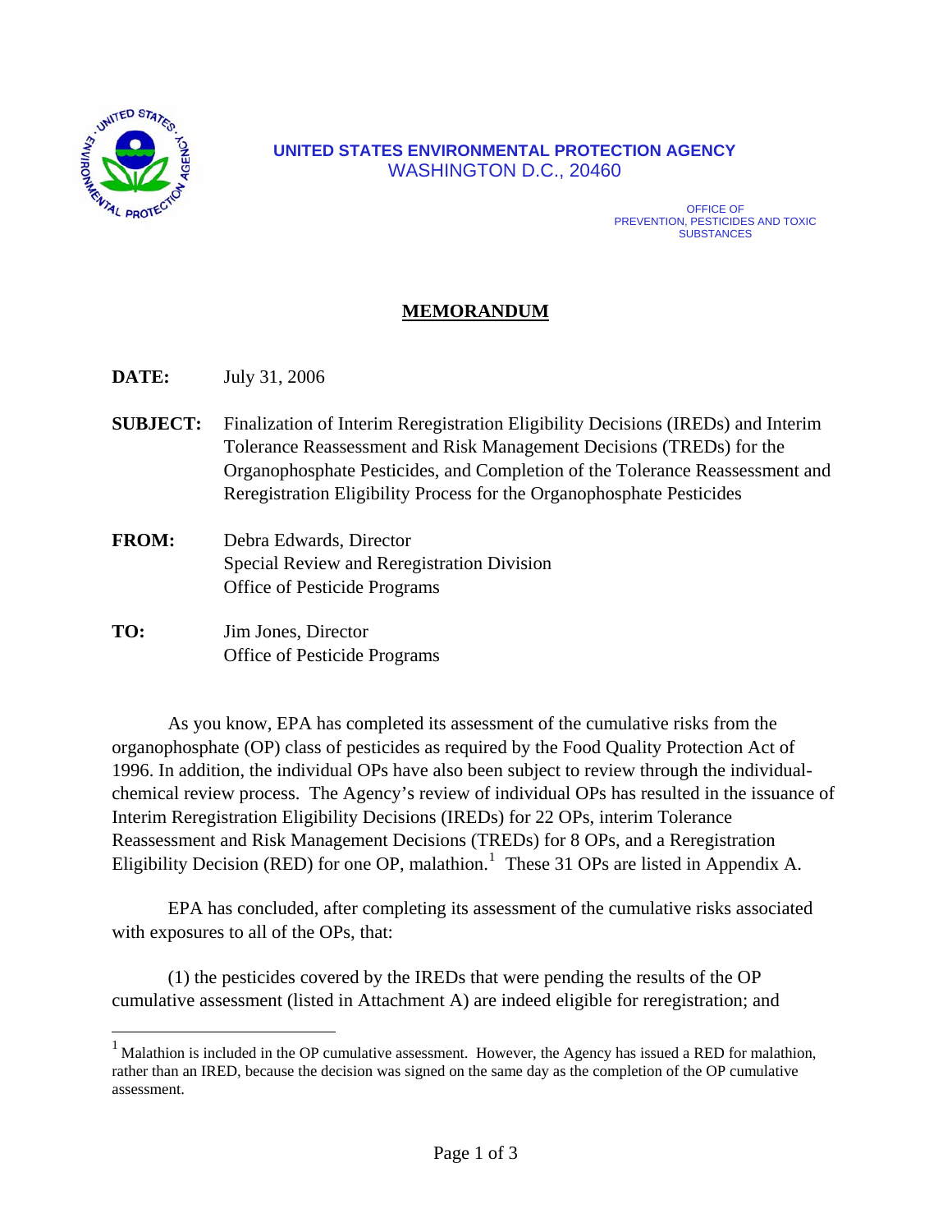**UNITED STATES ENVIRONMENTAL PROTECTION AGENCY**
WASHINGTON D.C., 20460

OFFICE OF
PREVENTION, PESTICIDES AND TOXIC
SUBSTANCES

# MEMORANDUM

**DATE:** July 31, 2006

**SUBJECT:** Finalization of Interim Reregistration Eligibility Decisions (IREDs) and Interim Tolerance Reassessment and Risk Management Decisions (TREDs) for the Organophosphate Pesticides, and Completion of the Tolerance Reassessment and Reregistration Eligibility Process for the Organophosphate Pesticides

**FROM:** Debra Edwards, Director
Special Review and Reregistration Division
Office of Pesticide Programs

**TO:** Jim Jones, Director
Office of Pesticide Programs

As you know, EPA has completed its assessment of the cumulative risks from the organophosphate (OP) class of pesticides as required by the Food Quality Protection Act of 1996. In addition, the individual OPs have also been subject to review through the individual-chemical review process. The Agency's review of individual OPs has resulted in the issuance of Interim Reregistration Eligibility Decisions (IREDs) for 22 OPs, interim Tolerance Reassessment and Risk Management Decisions (TREDs) for 8 OPs, and a Reregistration Eligibility Decision (RED) for one OP, malathion.[1] These 31 OPs are listed in Appendix A.

EPA has concluded, after completing its assessment of the cumulative risks associated with exposures to all of the OPs, that:

(1) the pesticides covered by the IREDs that were pending the results of the OP cumulative assessment (listed in Attachment A) are indeed eligible for reregistration; and

[1] Malathion is included in the OP cumulative assessment. However, the Agency has issued a RED for malathion, rather than an IRED, because the decision was signed on the same day as the completion of the OP cumulative assessment.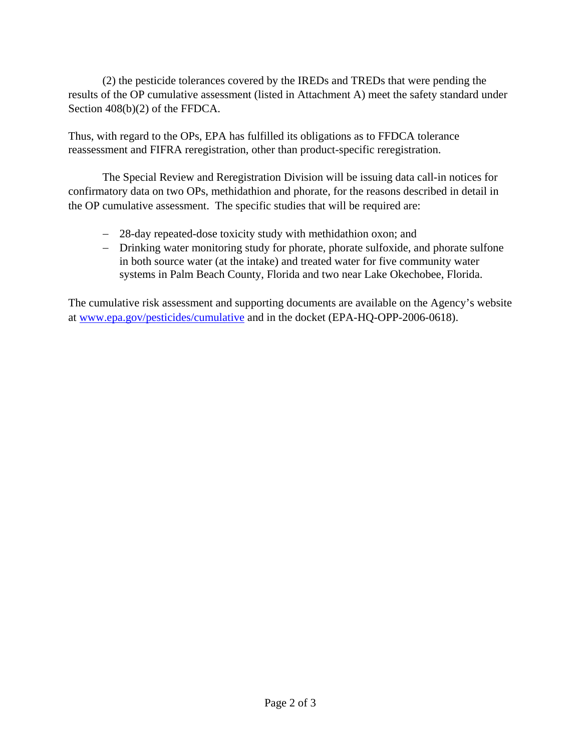(2) the pesticide tolerances covered by the IREDs and TREDs that were pending the results of the OP cumulative assessment (listed in Attachment A) meet the safety standard under Section 408(b)(2) of the FFDCA.

Thus, with regard to the OPs, EPA has fulfilled its obligations as to FFDCA tolerance reassessment and FIFRA reregistration, other than product-specific reregistration.

The Special Review and Reregistration Division will be issuing data call-in notices for confirmatory data on two OPs, methidathion and phorate, for the reasons described in detail in the OP cumulative assessment. The specific studies that will be required are:

- 28-day repeated-dose toxicity study with methidathion oxon; and
- Drinking water monitoring study for phorate, phorate sulfoxide, and phorate sulfone in both source water (at the intake) and treated water for five community water systems in Palm Beach County, Florida and two near Lake Okechobee, Florida.

The cumulative risk assessment and supporting documents are available on the Agency's website at www.epa.gov/pesticides/cumulative and in the docket (EPA-HQ-OPP-2006-0618).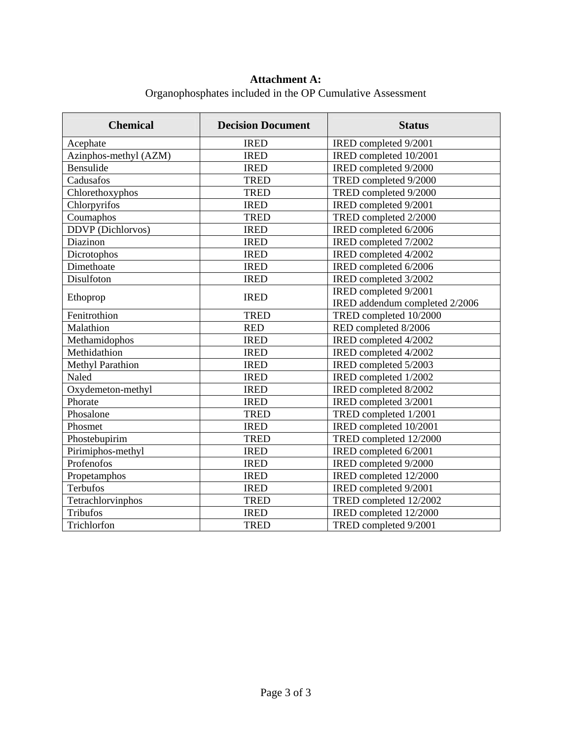**Attachment A:**

Organophosphates included in the OP Cumulative Assessment

| Chemical | Decision Document | Status |
|---|---|---|
| Acephate | IRED | IRED completed 9/2001 |
| Azinphos-methyl (AZM) | IRED | IRED completed 10/2001 |
| Bensulide | IRED | IRED completed 9/2000 |
| Cadusafos | TRED | TRED completed 9/2000 |
| Chlorethoxyphos | TRED | TRED completed 9/2000 |
| Chlorpyrifos | IRED | IRED completed 9/2001 |
| Coumaphos | TRED | TRED completed 2/2000 |
| DDVP (Dichlorvos) | IRED | IRED completed 6/2006 |
| Diazinon | IRED | IRED completed 7/2002 |
| Dicrotophos | IRED | IRED completed 4/2002 |
| Dimethoate | IRED | IRED completed 6/2006 |
| Disulfoton | IRED | IRED completed 3/2002 |
| Ethoprop | IRED | IRED completed 9/2001<br>IRED addendum completed 2/2006 |
| Fenitrothion | TRED | TRED completed 10/2000 |
| Malathion | RED | RED completed 8/2006 |
| Methamidophos | IRED | IRED completed 4/2002 |
| Methidathion | IRED | IRED completed 4/2002 |
| Methyl Parathion | IRED | IRED completed 5/2003 |
| Naled | IRED | IRED completed 1/2002 |
| Oxydemeton-methyl | IRED | IRED completed 8/2002 |
| Phorate | IRED | IRED completed 3/2001 |
| Phosalone | TRED | TRED completed 1/2001 |
| Phosmet | IRED | IRED completed 10/2001 |
| Phostebupirim | TRED | TRED completed 12/2000 |
| Pirimiphos-methyl | IRED | IRED completed 6/2001 |
| Profenofos | IRED | IRED completed 9/2000 |
| Propetamphos | IRED | IRED completed 12/2000 |
| Terbufos | IRED | IRED completed 9/2001 |
| Tetrachlorvinphos | TRED | TRED completed 12/2002 |
| Tribufos | IRED | IRED completed 12/2000 |
| Trichlorfon | TRED | TRED completed 9/2001 |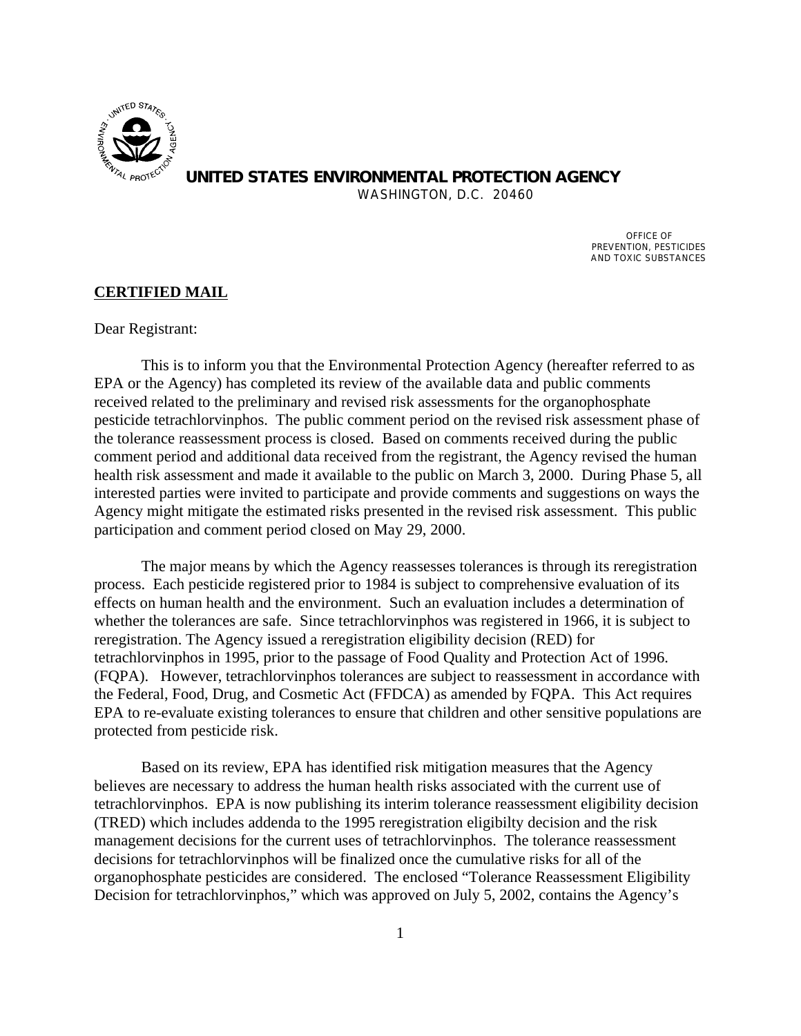**UNITED STATES ENVIRONMENTAL PROTECTION AGENCY**
WASHINGTON, D.C. 20460

OFFICE OF
PREVENTION, PESTICIDES
AND TOXIC SUBSTANCES

**CERTIFIED MAIL**

Dear Registrant:

This is to inform you that the Environmental Protection Agency (hereafter referred to as EPA or the Agency) has completed its review of the available data and public comments received related to the preliminary and revised risk assessments for the organophosphate pesticide tetrachlorvinphos. The public comment period on the revised risk assessment phase of the tolerance reassessment process is closed. Based on comments received during the public comment period and additional data received from the registrant, the Agency revised the human health risk assessment and made it available to the public on March 3, 2000. During Phase 5, all interested parties were invited to participate and provide comments and suggestions on ways the Agency might mitigate the estimated risks presented in the revised risk assessment. This public participation and comment period closed on May 29, 2000.

The major means by which the Agency reassesses tolerances is through its reregistration process. Each pesticide registered prior to 1984 is subject to comprehensive evaluation of its effects on human health and the environment. Such an evaluation includes a determination of whether the tolerances are safe. Since tetrachlorvinphos was registered in 1966, it is subject to reregistration. The Agency issued a reregistration eligibility decision (RED) for tetrachlorvinphos in 1995, prior to the passage of Food Quality and Protection Act of 1996. (FQPA). However, tetrachlorvinphos tolerances are subject to reassessment in accordance with the Federal, Food, Drug, and Cosmetic Act (FFDCA) as amended by FQPA. This Act requires EPA to re-evaluate existing tolerances to ensure that children and other sensitive populations are protected from pesticide risk.

Based on its review, EPA has identified risk mitigation measures that the Agency believes are necessary to address the human health risks associated with the current use of tetrachlorvinphos. EPA is now publishing its interim tolerance reassessment eligibility decision (TRED) which includes addenda to the 1995 reregistration eligibilty decision and the risk management decisions for the current uses of tetrachlorvinphos. The tolerance reassessment decisions for tetrachlorvinphos will be finalized once the cumulative risks for all of the organophosphate pesticides are considered. The enclosed "Tolerance Reassessment Eligibility Decision for tetrachlorvinphos," which was approved on July 5, 2002, contains the Agency's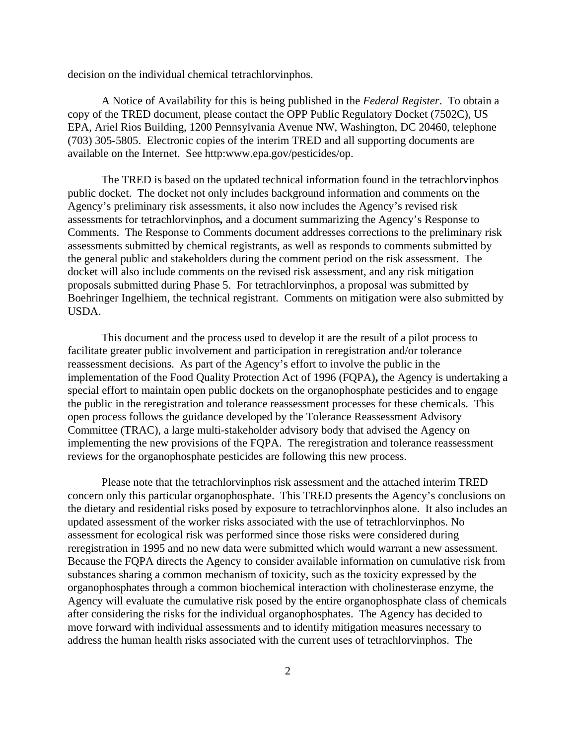decision on the individual chemical tetrachlorvinphos.

A Notice of Availability for this is being published in the *Federal Register*. To obtain a copy of the TRED document, please contact the OPP Public Regulatory Docket (7502C), US EPA, Ariel Rios Building, 1200 Pennsylvania Avenue NW, Washington, DC 20460, telephone (703) 305-5805. Electronic copies of the interim TRED and all supporting documents are available on the Internet. See http:www.epa.gov/pesticides/op.

The TRED is based on the updated technical information found in the tetrachlorvinphos public docket. The docket not only includes background information and comments on the Agency's preliminary risk assessments, it also now includes the Agency's revised risk assessments for tetrachlorvinphos**,** and a document summarizing the Agency's Response to Comments. The Response to Comments document addresses corrections to the preliminary risk assessments submitted by chemical registrants, as well as responds to comments submitted by the general public and stakeholders during the comment period on the risk assessment. The docket will also include comments on the revised risk assessment, and any risk mitigation proposals submitted during Phase 5. For tetrachlorvinphos, a proposal was submitted by Boehringer Ingelhiem, the technical registrant. Comments on mitigation were also submitted by USDA.

This document and the process used to develop it are the result of a pilot process to facilitate greater public involvement and participation in reregistration and/or tolerance reassessment decisions. As part of the Agency's effort to involve the public in the implementation of the Food Quality Protection Act of 1996 (FQPA)**,** the Agency is undertaking a special effort to maintain open public dockets on the organophosphate pesticides and to engage the public in the reregistration and tolerance reassessment processes for these chemicals. This open process follows the guidance developed by the Tolerance Reassessment Advisory Committee (TRAC), a large multi-stakeholder advisory body that advised the Agency on implementing the new provisions of the FQPA. The reregistration and tolerance reassessment reviews for the organophosphate pesticides are following this new process.

Please note that the tetrachlorvinphos risk assessment and the attached interim TRED concern only this particular organophosphate. This TRED presents the Agency's conclusions on the dietary and residential risks posed by exposure to tetrachlorvinphos alone. It also includes an updated assessment of the worker risks associated with the use of tetrachlorvinphos. No assessment for ecological risk was performed since those risks were considered during reregistration in 1995 and no new data were submitted which would warrant a new assessment. Because the FQPA directs the Agency to consider available information on cumulative risk from substances sharing a common mechanism of toxicity, such as the toxicity expressed by the organophosphates through a common biochemical interaction with cholinesterase enzyme, the Agency will evaluate the cumulative risk posed by the entire organophosphate class of chemicals after considering the risks for the individual organophosphates. The Agency has decided to move forward with individual assessments and to identify mitigation measures necessary to address the human health risks associated with the current uses of tetrachlorvinphos. The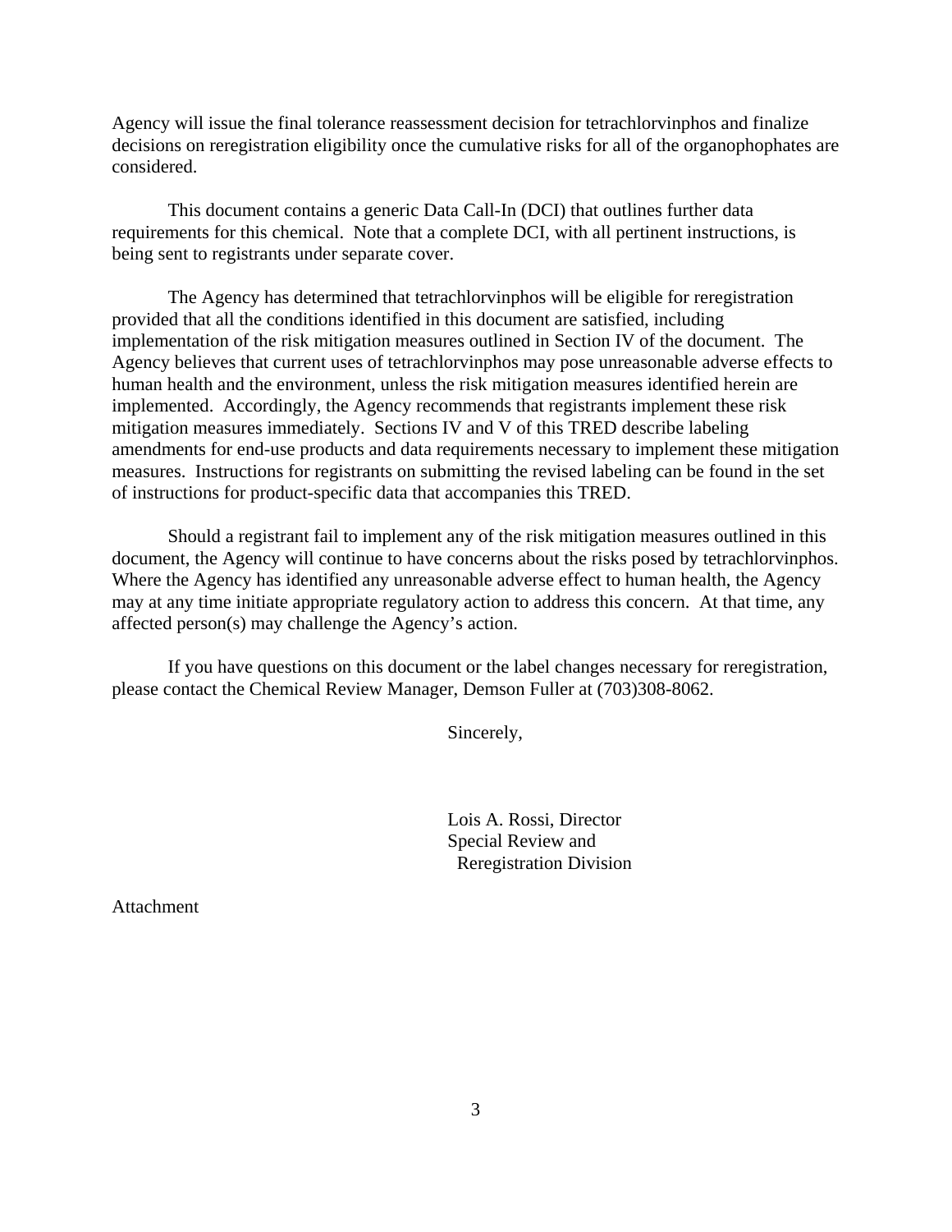Agency will issue the final tolerance reassessment decision for tetrachlorvinphos and finalize decisions on reregistration eligibility once the cumulative risks for all of the organophophates are considered.

This document contains a generic Data Call-In (DCI) that outlines further data requirements for this chemical. Note that a complete DCI, with all pertinent instructions, is being sent to registrants under separate cover.

The Agency has determined that tetrachlorvinphos will be eligible for reregistration provided that all the conditions identified in this document are satisfied, including implementation of the risk mitigation measures outlined in Section IV of the document. The Agency believes that current uses of tetrachlorvinphos may pose unreasonable adverse effects to human health and the environment, unless the risk mitigation measures identified herein are implemented. Accordingly, the Agency recommends that registrants implement these risk mitigation measures immediately. Sections IV and V of this TRED describe labeling amendments for end-use products and data requirements necessary to implement these mitigation measures. Instructions for registrants on submitting the revised labeling can be found in the set of instructions for product-specific data that accompanies this TRED.

Should a registrant fail to implement any of the risk mitigation measures outlined in this document, the Agency will continue to have concerns about the risks posed by tetrachlorvinphos. Where the Agency has identified any unreasonable adverse effect to human health, the Agency may at any time initiate appropriate regulatory action to address this concern. At that time, any affected person(s) may challenge the Agency's action.

If you have questions on this document or the label changes necessary for reregistration, please contact the Chemical Review Manager, Demson Fuller at (703)308-8062.

Sincerely,

Lois A. Rossi, Director
Special Review and
Reregistration Division

Attachment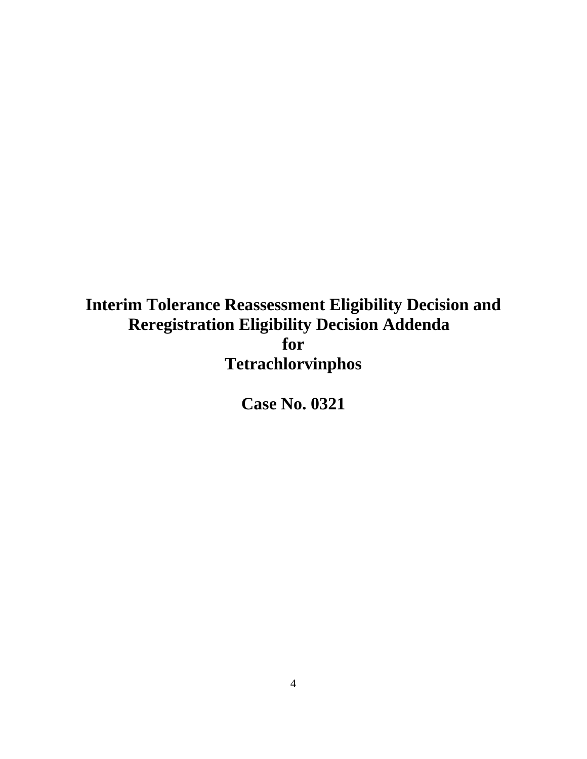# Interim Tolerance Reassessment Eligibility Decision and Reregistration Eligibility Decision Addenda for Tetrachlorvinphos

**Case No. 0321**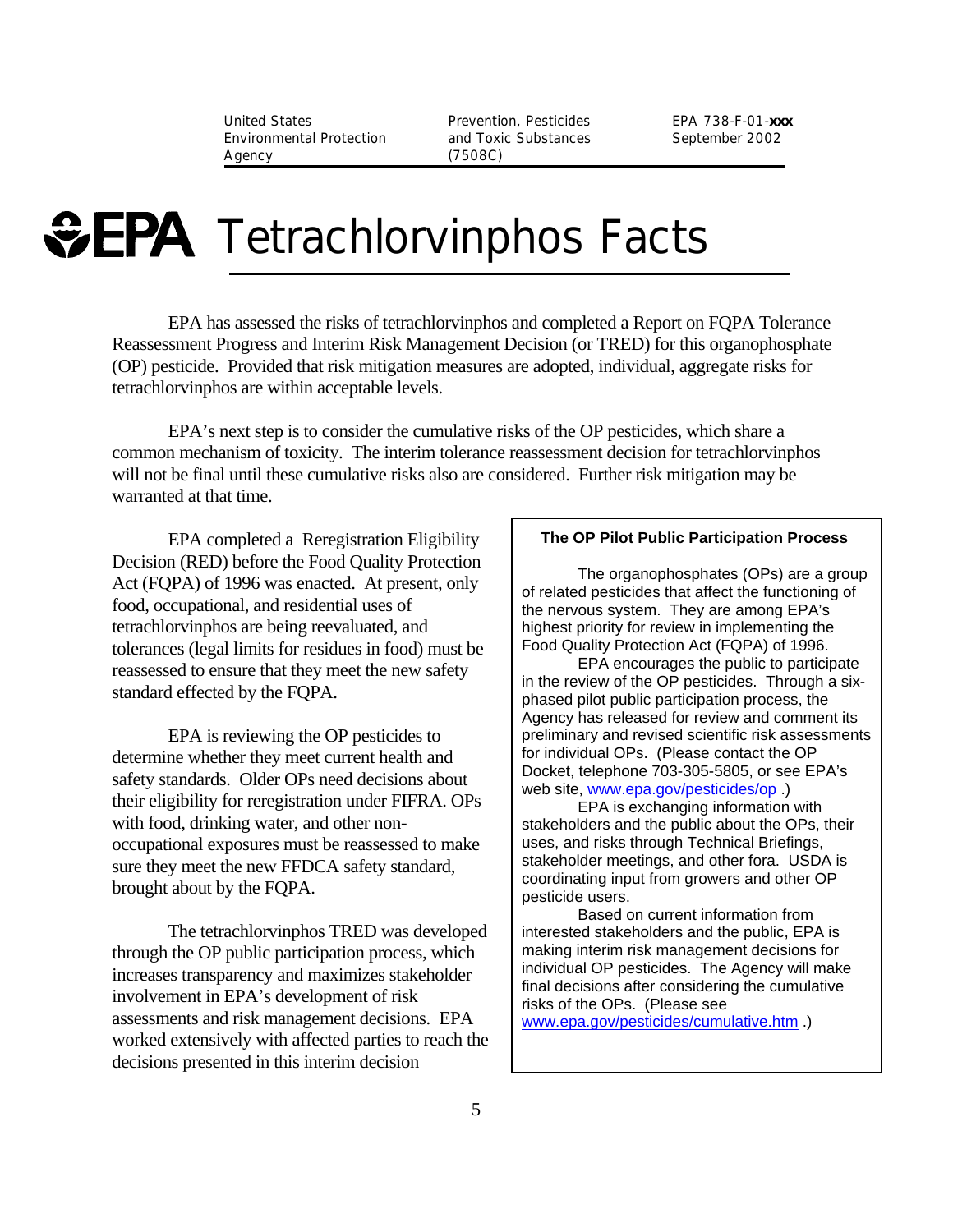United States Environmental Protection Agency | Prevention, Pesticides and Toxic Substances (7508C) | EPA 738-F-01-**xxx** September 2002

# EPA Tetrachlorvinphos Facts

EPA has assessed the risks of tetrachlorvinphos and completed a Report on FQPA Tolerance Reassessment Progress and Interim Risk Management Decision (or TRED) for this organophosphate (OP) pesticide. Provided that risk mitigation measures are adopted, individual, aggregate risks for tetrachlorvinphos are within acceptable levels.

EPA's next step is to consider the cumulative risks of the OP pesticides, which share a common mechanism of toxicity. The interim tolerance reassessment decision for tetrachlorvinphos will not be final until these cumulative risks also are considered. Further risk mitigation may be warranted at that time.

EPA completed a Reregistration Eligibility Decision (RED) before the Food Quality Protection Act (FQPA) of 1996 was enacted. At present, only food, occupational, and residential uses of tetrachlorvinphos are being reevaluated, and tolerances (legal limits for residues in food) must be reassessed to ensure that they meet the new safety standard effected by the FQPA.

EPA is reviewing the OP pesticides to determine whether they meet current health and safety standards. Older OPs need decisions about their eligibility for reregistration under FIFRA. OPs with food, drinking water, and other non-occupational exposures must be reassessed to make sure they meet the new FFDCA safety standard, brought about by the FQPA.

The tetrachlorvinphos TRED was developed through the OP public participation process, which increases transparency and maximizes stakeholder involvement in EPA's development of risk assessments and risk management decisions. EPA worked extensively with affected parties to reach the decisions presented in this interim decision

**The OP Pilot Public Participation Process**

The organophosphates (OPs) are a group of related pesticides that affect the functioning of the nervous system. They are among EPA's highest priority for review in implementing the Food Quality Protection Act (FQPA) of 1996.

EPA encourages the public to participate in the review of the OP pesticides. Through a six-phased pilot public participation process, the Agency has released for review and comment its preliminary and revised scientific risk assessments for individual OPs. (Please contact the OP Docket, telephone 703-305-5805, or see EPA's web site, www.epa.gov/pesticides/op .)

EPA is exchanging information with stakeholders and the public about the OPs, their uses, and risks through Technical Briefings, stakeholder meetings, and other fora. USDA is coordinating input from growers and other OP pesticide users.

Based on current information from interested stakeholders and the public, EPA is making interim risk management decisions for individual OP pesticides. The Agency will make final decisions after considering the cumulative risks of the OPs. (Please see www.epa.gov/pesticides/cumulative.htm .)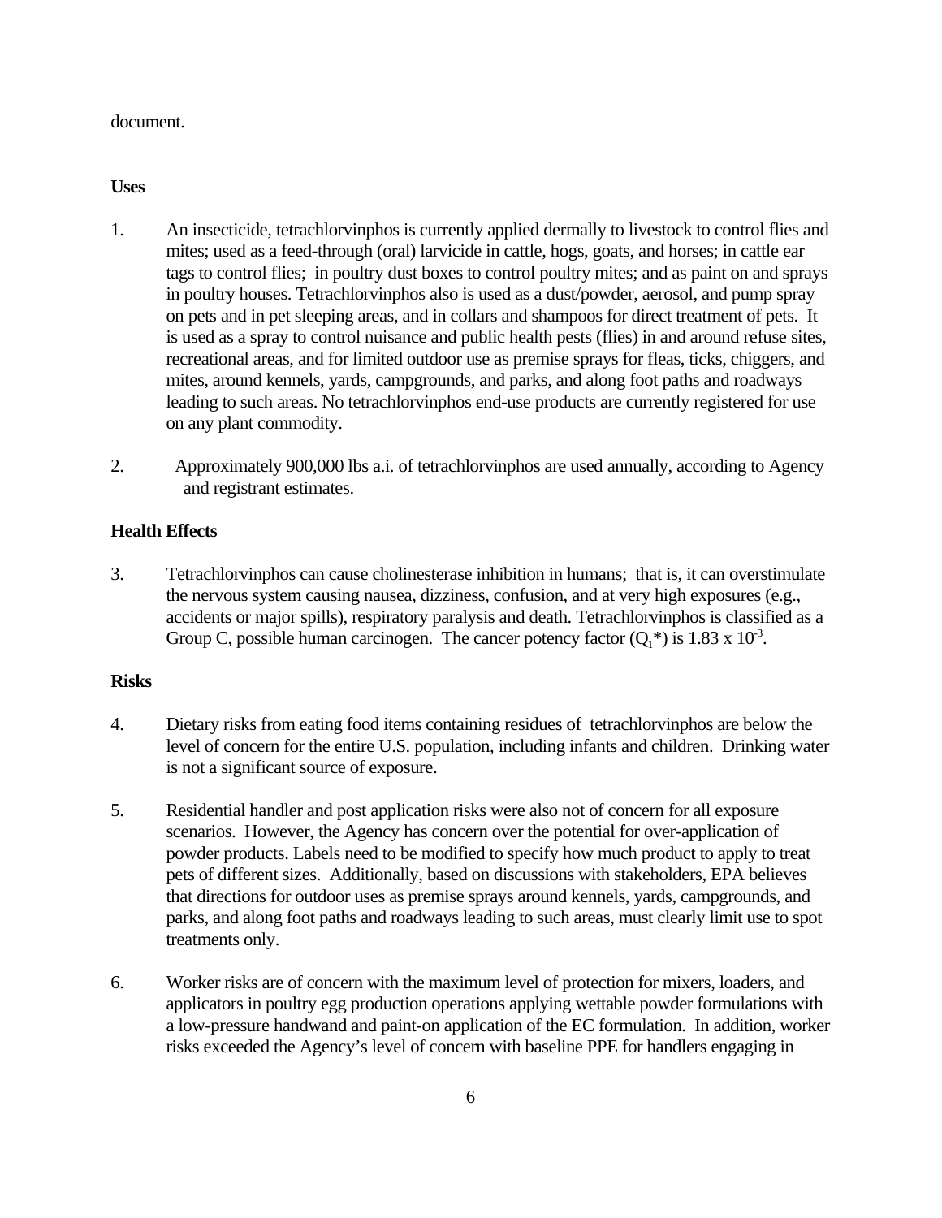document.

**Uses**

1. An insecticide, tetrachlorvinphos is currently applied dermally to livestock to control flies and mites; used as a feed-through (oral) larvicide in cattle, hogs, goats, and horses; in cattle ear tags to control flies; in poultry dust boxes to control poultry mites; and as paint on and sprays in poultry houses. Tetrachlorvinphos also is used as a dust/powder, aerosol, and pump spray on pets and in pet sleeping areas, and in collars and shampoos for direct treatment of pets. It is used as a spray to control nuisance and public health pests (flies) in and around refuse sites, recreational areas, and for limited outdoor use as premise sprays for fleas, ticks, chiggers, and mites, around kennels, yards, campgrounds, and parks, and along foot paths and roadways leading to such areas. No tetrachlorvinphos end-use products are currently registered for use on any plant commodity.

2. Approximately 900,000 lbs a.i. of tetrachlorvinphos are used annually, according to Agency and registrant estimates.

**Health Effects**

3. Tetrachlorvinphos can cause cholinesterase inhibition in humans; that is, it can overstimulate the nervous system causing nausea, dizziness, confusion, and at very high exposures (e.g., accidents or major spills), respiratory paralysis and death. Tetrachlorvinphos is classified as a Group C, possible human carcinogen. The cancer potency factor ($Q_1$*) is $1.83 \times 10^{-3}$.

**Risks**

4. Dietary risks from eating food items containing residues of tetrachlorvinphos are below the level of concern for the entire U.S. population, including infants and children. Drinking water is not a significant source of exposure.

5. Residential handler and post application risks were also not of concern for all exposure scenarios. However, the Agency has concern over the potential for over-application of powder products. Labels need to be modified to specify how much product to apply to treat pets of different sizes. Additionally, based on discussions with stakeholders, EPA believes that directions for outdoor uses as premise sprays around kennels, yards, campgrounds, and parks, and along foot paths and roadways leading to such areas, must clearly limit use to spot treatments only.

6. Worker risks are of concern with the maximum level of protection for mixers, loaders, and applicators in poultry egg production operations applying wettable powder formulations with a low-pressure handwand and paint-on application of the EC formulation. In addition, worker risks exceeded the Agency's level of concern with baseline PPE for handlers engaging in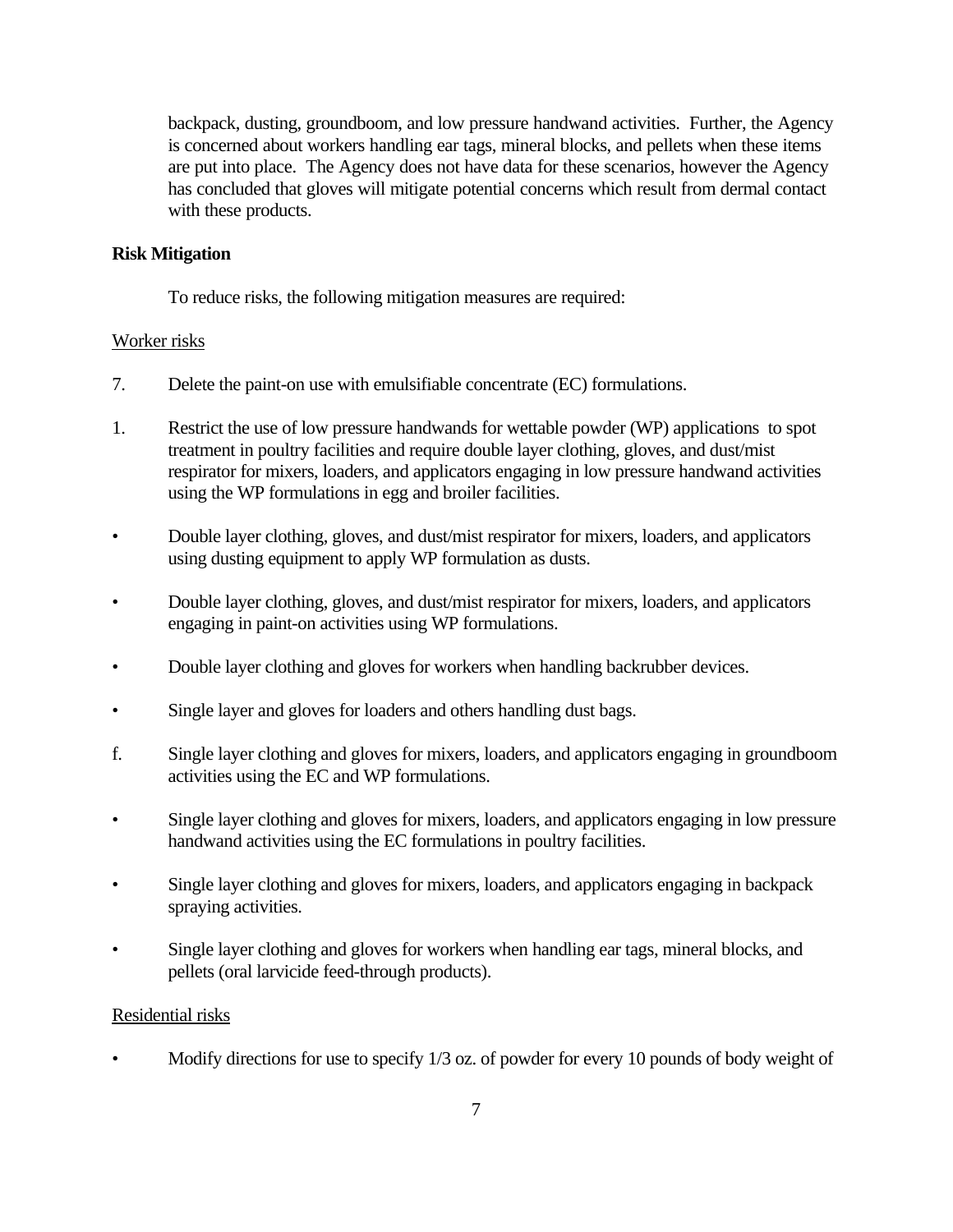backpack, dusting, groundboom, and low pressure handwand activities. Further, the Agency is concerned about workers handling ear tags, mineral blocks, and pellets when these items are put into place. The Agency does not have data for these scenarios, however the Agency has concluded that gloves will mitigate potential concerns which result from dermal contact with these products.

**Risk Mitigation**

To reduce risks, the following mitigation measures are required:

Worker risks

7. Delete the paint-on use with emulsifiable concentrate (EC) formulations.

1. Restrict the use of low pressure handwands for wettable powder (WP) applications to spot treatment in poultry facilities and require double layer clothing, gloves, and dust/mist respirator for mixers, loaders, and applicators engaging in low pressure handwand activities using the WP formulations in egg and broiler facilities.

- Double layer clothing, gloves, and dust/mist respirator for mixers, loaders, and applicators using dusting equipment to apply WP formulation as dusts.
- Double layer clothing, gloves, and dust/mist respirator for mixers, loaders, and applicators engaging in paint-on activities using WP formulations.
- Double layer clothing and gloves for workers when handling backrubber devices.
- Single layer and gloves for loaders and others handling dust bags.

f. Single layer clothing and gloves for mixers, loaders, and applicators engaging in groundboom activities using the EC and WP formulations.

- Single layer clothing and gloves for mixers, loaders, and applicators engaging in low pressure handwand activities using the EC formulations in poultry facilities.
- Single layer clothing and gloves for mixers, loaders, and applicators engaging in backpack spraying activities.
- Single layer clothing and gloves for workers when handling ear tags, mineral blocks, and pellets (oral larvicide feed-through products).

Residential risks

- Modify directions for use to specify 1/3 oz. of powder for every 10 pounds of body weight of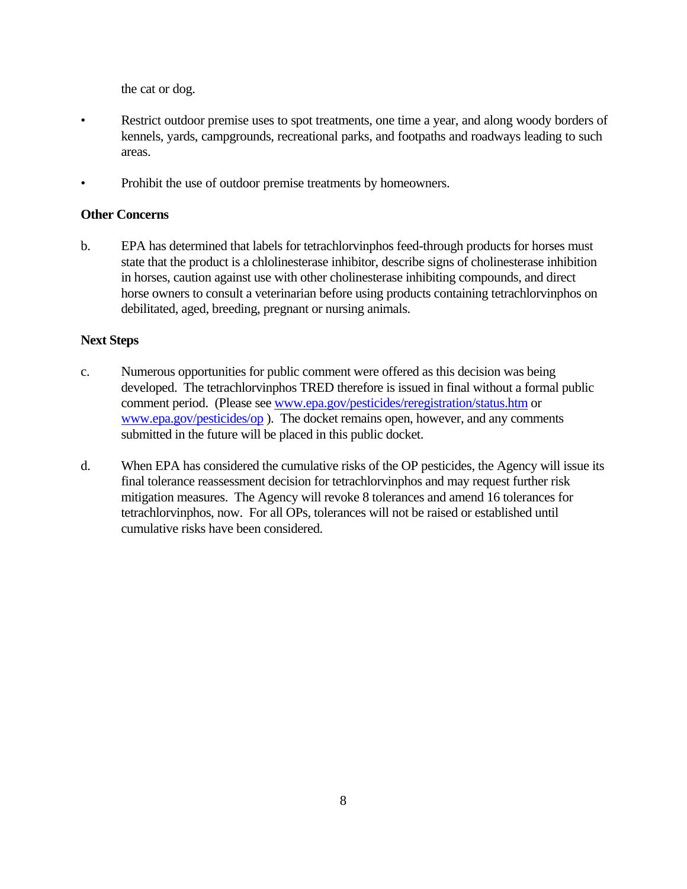the cat or dog.

- Restrict outdoor premise uses to spot treatments, one time a year, and along woody borders of kennels, yards, campgrounds, recreational parks, and footpaths and roadways leading to such areas.

- Prohibit the use of outdoor premise treatments by homeowners.

**Other Concerns**

b. EPA has determined that labels for tetrachlorvinphos feed-through products for horses must state that the product is a chlolinesterase inhibitor, describe signs of cholinesterase inhibition in horses, caution against use with other cholinesterase inhibiting compounds, and direct horse owners to consult a veterinarian before using products containing tetrachlorvinphos on debilitated, aged, breeding, pregnant or nursing animals.

**Next Steps**

c. Numerous opportunities for public comment were offered as this decision was being developed. The tetrachlorvinphos TRED therefore is issued in final without a formal public comment period. (Please see www.epa.gov/pesticides/reregistration/status.htm or www.epa.gov/pesticides/op ). The docket remains open, however, and any comments submitted in the future will be placed in this public docket.

d. When EPA has considered the cumulative risks of the OP pesticides, the Agency will issue its final tolerance reassessment decision for tetrachlorvinphos and may request further risk mitigation measures. The Agency will revoke 8 tolerances and amend 16 tolerances for tetrachlorvinphos, now. For all OPs, tolerances will not be raised or established until cumulative risks have been considered.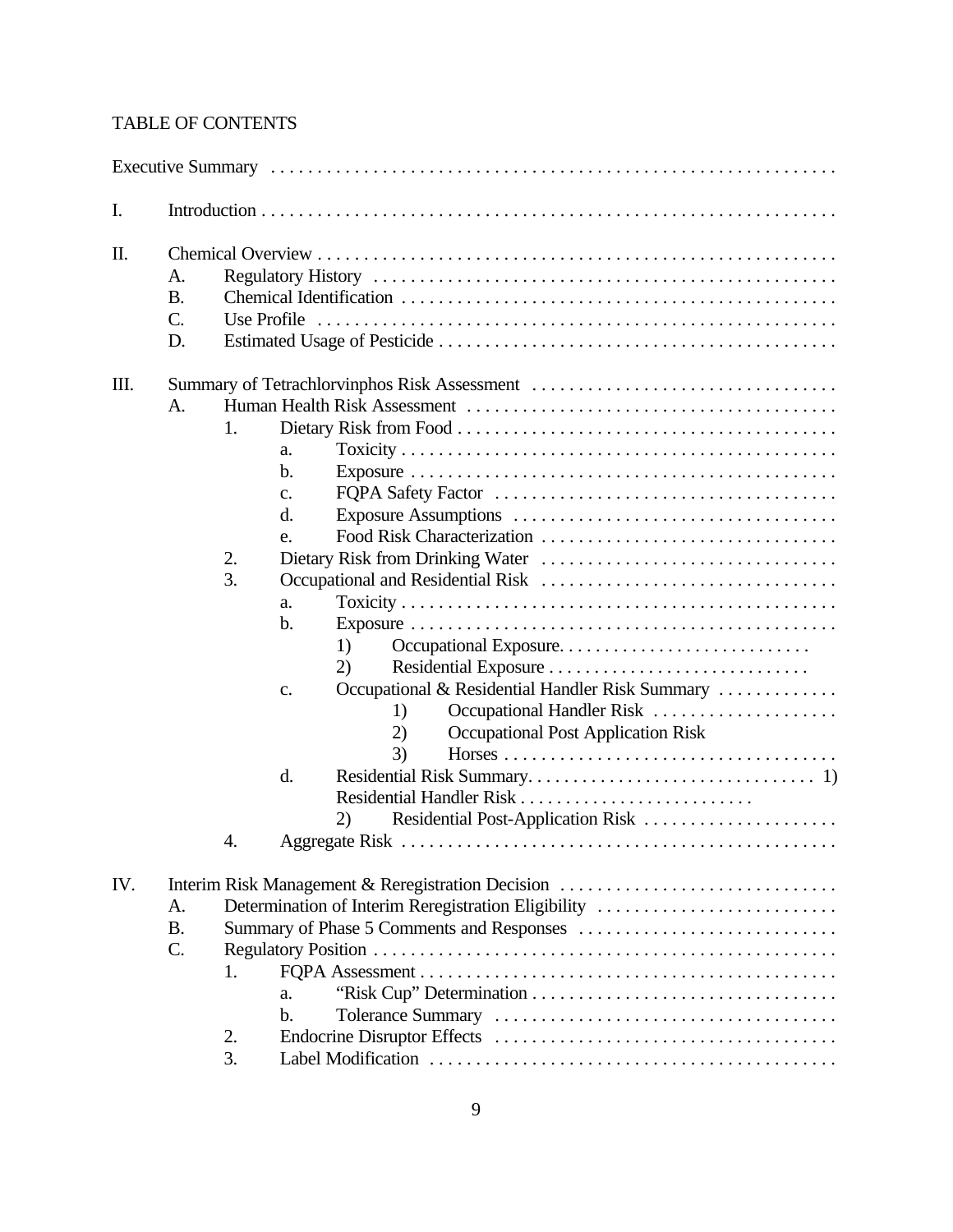TABLE OF CONTENTS

Executive Summary

I. Introduction

II. Chemical Overview
- A. Regulatory History
- B. Chemical Identification
- C. Use Profile
- D. Estimated Usage of Pesticide

III. Summary of Tetrachlorvinphos Risk Assessment
- A. Human Health Risk Assessment
  - 1. Dietary Risk from Food
    - a. Toxicity
    - b. Exposure
    - c. FQPA Safety Factor
    - d. Exposure Assumptions
    - e. Food Risk Characterization
  - 2. Dietary Risk from Drinking Water
  - 3. Occupational and Residential Risk
    - a. Toxicity
    - b. Exposure
      - 1) Occupational Exposure.
      - 2) Residential Exposure
    - c. Occupational & Residential Handler Risk Summary
      - 1) Occupational Handler Risk
      - 2) Occupational Post Application Risk
      - 3) Horses
    - d. Residential Risk Summary. 1) Residential Handler Risk
      - 2) Residential Post-Application Risk
  - 4. Aggregate Risk

IV. Interim Risk Management & Reregistration Decision
- A. Determination of Interim Reregistration Eligibility
- B. Summary of Phase 5 Comments and Responses
- C. Regulatory Position
  - 1. FQPA Assessment
    - a. "Risk Cup" Determination
    - b. Tolerance Summary
  - 2. Endocrine Disruptor Effects
  - 3. Label Modification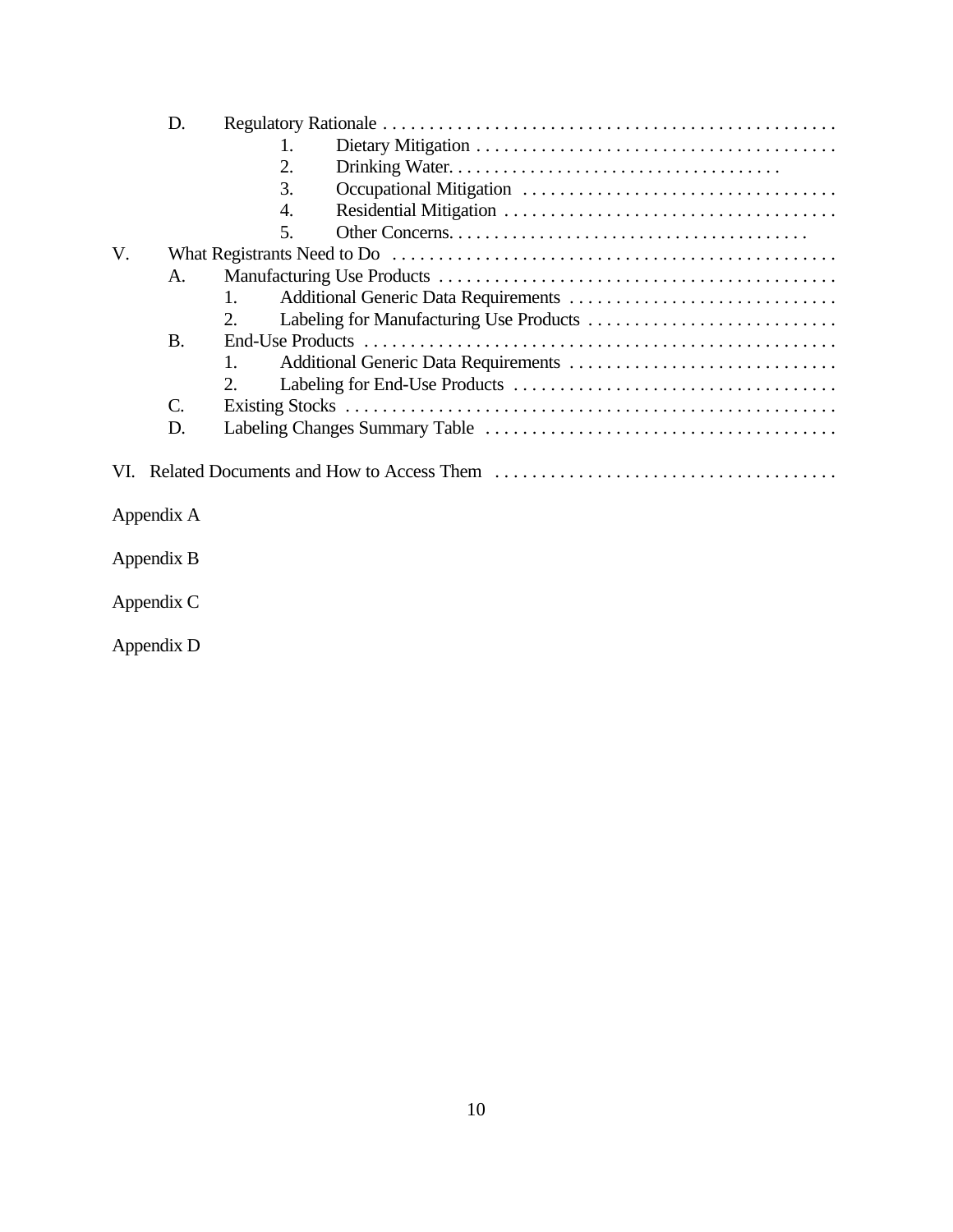- D. Regulatory Rationale
  - 1. Dietary Mitigation
  - 2. Drinking Water.
  - 3. Occupational Mitigation
  - 4. Residential Mitigation
  - 5. Other Concerns.

V. What Registrants Need to Do
- A. Manufacturing Use Products
  - 1. Additional Generic Data Requirements
  - 2. Labeling for Manufacturing Use Products
- B. End-Use Products
  - 1. Additional Generic Data Requirements
  - 2. Labeling for End-Use Products
- C. Existing Stocks
- D. Labeling Changes Summary Table

VI. Related Documents and How to Access Them

Appendix A

Appendix B

Appendix C

Appendix D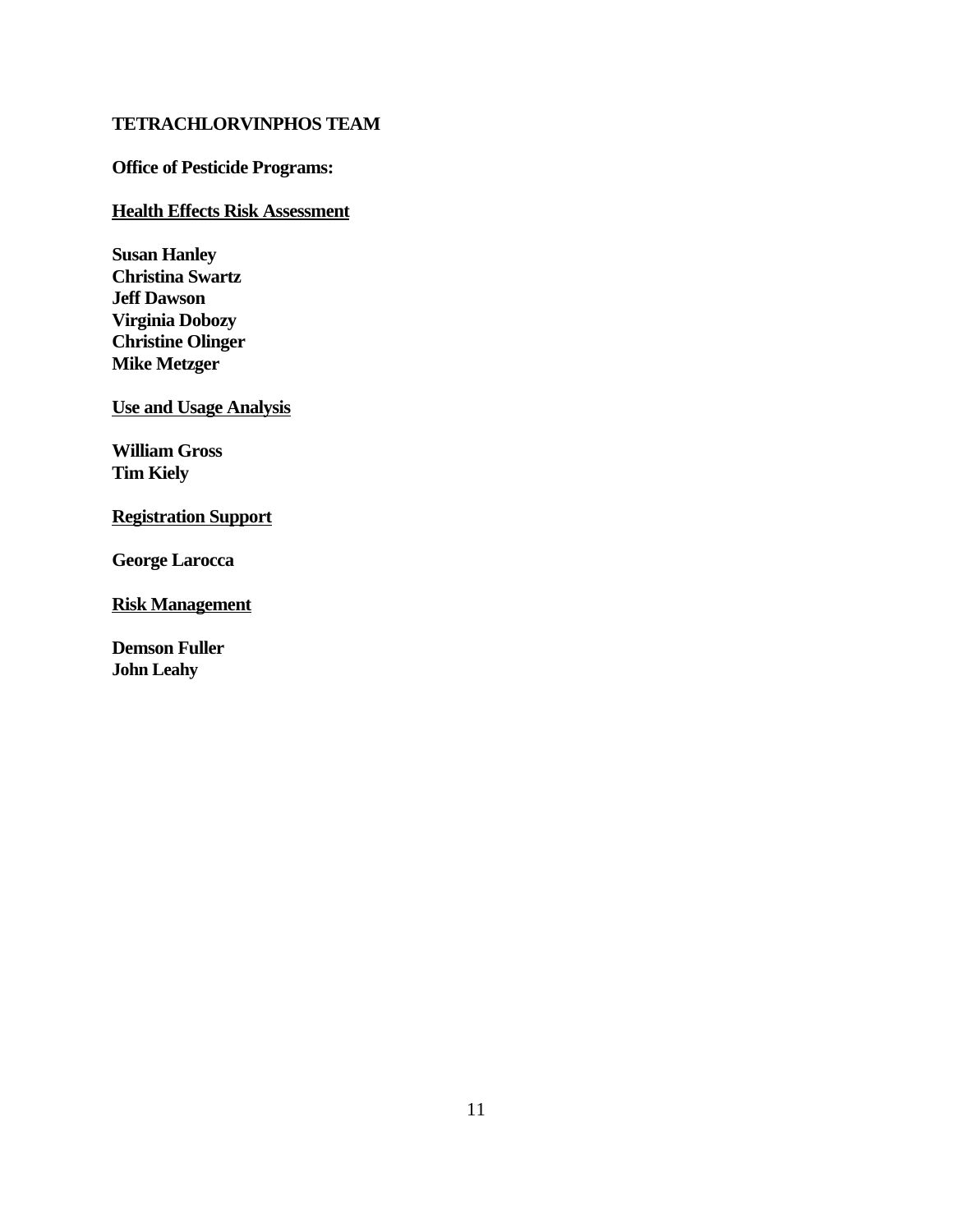**TETRACHLORVINPHOS TEAM**

**Office of Pesticide Programs:**

**<u>Health Effects Risk Assessment</u>**

**Susan Hanley**
**Christina Swartz**
**Jeff Dawson**
**Virginia Dobozy**
**Christine Olinger**
**Mike Metzger**

**<u>Use and Usage Analysis</u>**

**William Gross**
**Tim Kiely**

**<u>Registration Support</u>**

**George Larocca**

**<u>Risk Management</u>**

**Demson Fuller**
**John Leahy**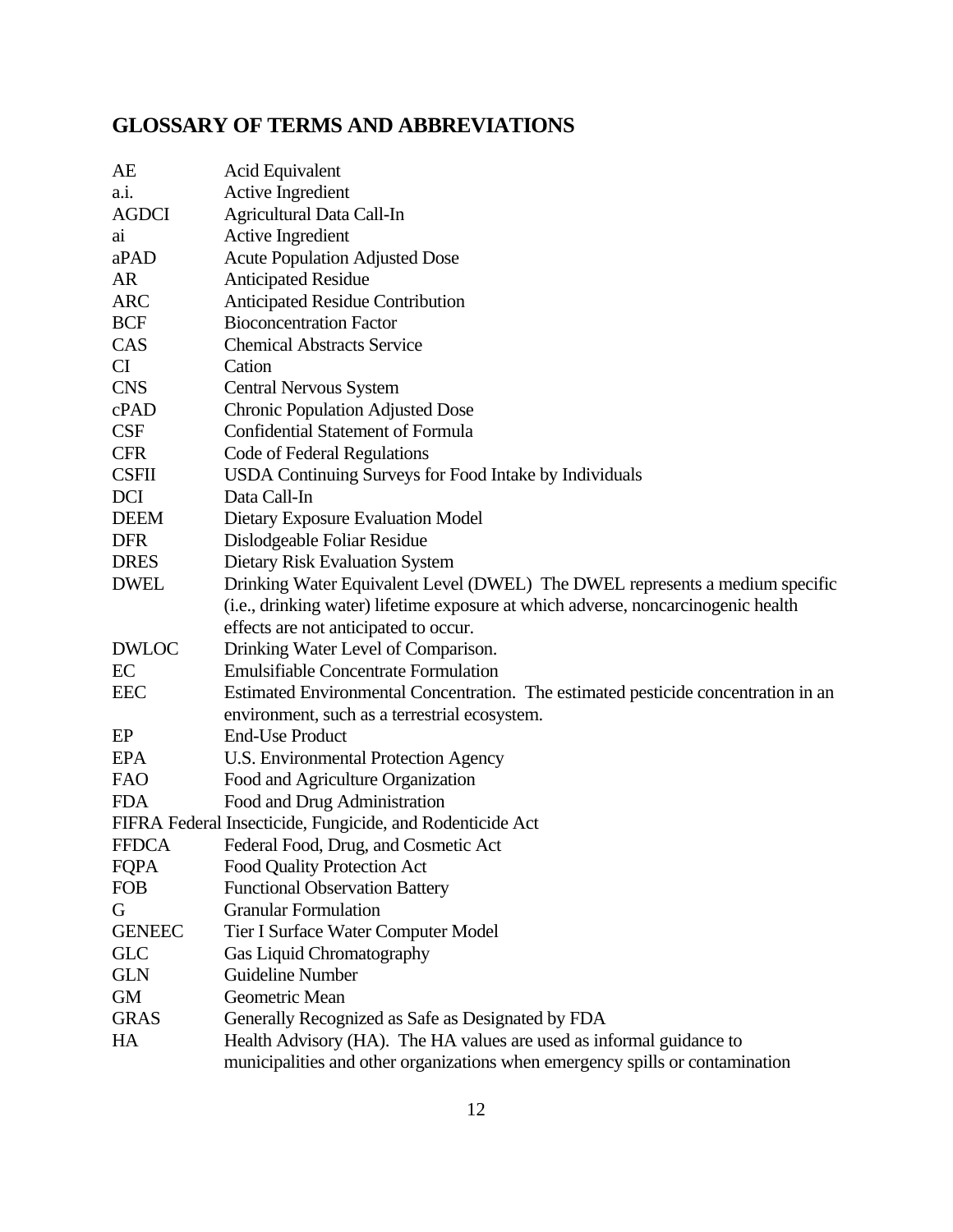## GLOSSARY OF TERMS AND ABBREVIATIONS

| | |
|---|---|
| AE | Acid Equivalent |
| a.i. | Active Ingredient |
| AGDCI | Agricultural Data Call-In |
| ai | Active Ingredient |
| aPAD | Acute Population Adjusted Dose |
| AR | Anticipated Residue |
| ARC | Anticipated Residue Contribution |
| BCF | Bioconcentration Factor |
| CAS | Chemical Abstracts Service |
| CI | Cation |
| CNS | Central Nervous System |
| cPAD | Chronic Population Adjusted Dose |
| CSF | Confidential Statement of Formula |
| CFR | Code of Federal Regulations |
| CSFII | USDA Continuing Surveys for Food Intake by Individuals |
| DCI | Data Call-In |
| DEEM | Dietary Exposure Evaluation Model |
| DFR | Dislodgeable Foliar Residue |
| DRES | Dietary Risk Evaluation System |
| DWEL | Drinking Water Equivalent Level (DWEL) The DWEL represents a medium specific (i.e., drinking water) lifetime exposure at which adverse, noncarcinogenic health effects are not anticipated to occur. |
| DWLOC | Drinking Water Level of Comparison. |
| EC | Emulsifiable Concentrate Formulation |
| EEC | Estimated Environmental Concentration. The estimated pesticide concentration in an environment, such as a terrestrial ecosystem. |
| EP | End-Use Product |
| EPA | U.S. Environmental Protection Agency |
| FAO | Food and Agriculture Organization |
| FDA | Food and Drug Administration |
| FIFRA | Federal Insecticide, Fungicide, and Rodenticide Act |
| FFDCA | Federal Food, Drug, and Cosmetic Act |
| FQPA | Food Quality Protection Act |
| FOB | Functional Observation Battery |
| G | Granular Formulation |
| GENEEC | Tier I Surface Water Computer Model |
| GLC | Gas Liquid Chromatography |
| GLN | Guideline Number |
| GM | Geometric Mean |
| GRAS | Generally Recognized as Safe as Designated by FDA |
| HA | Health Advisory (HA). The HA values are used as informal guidance to municipalities and other organizations when emergency spills or contamination |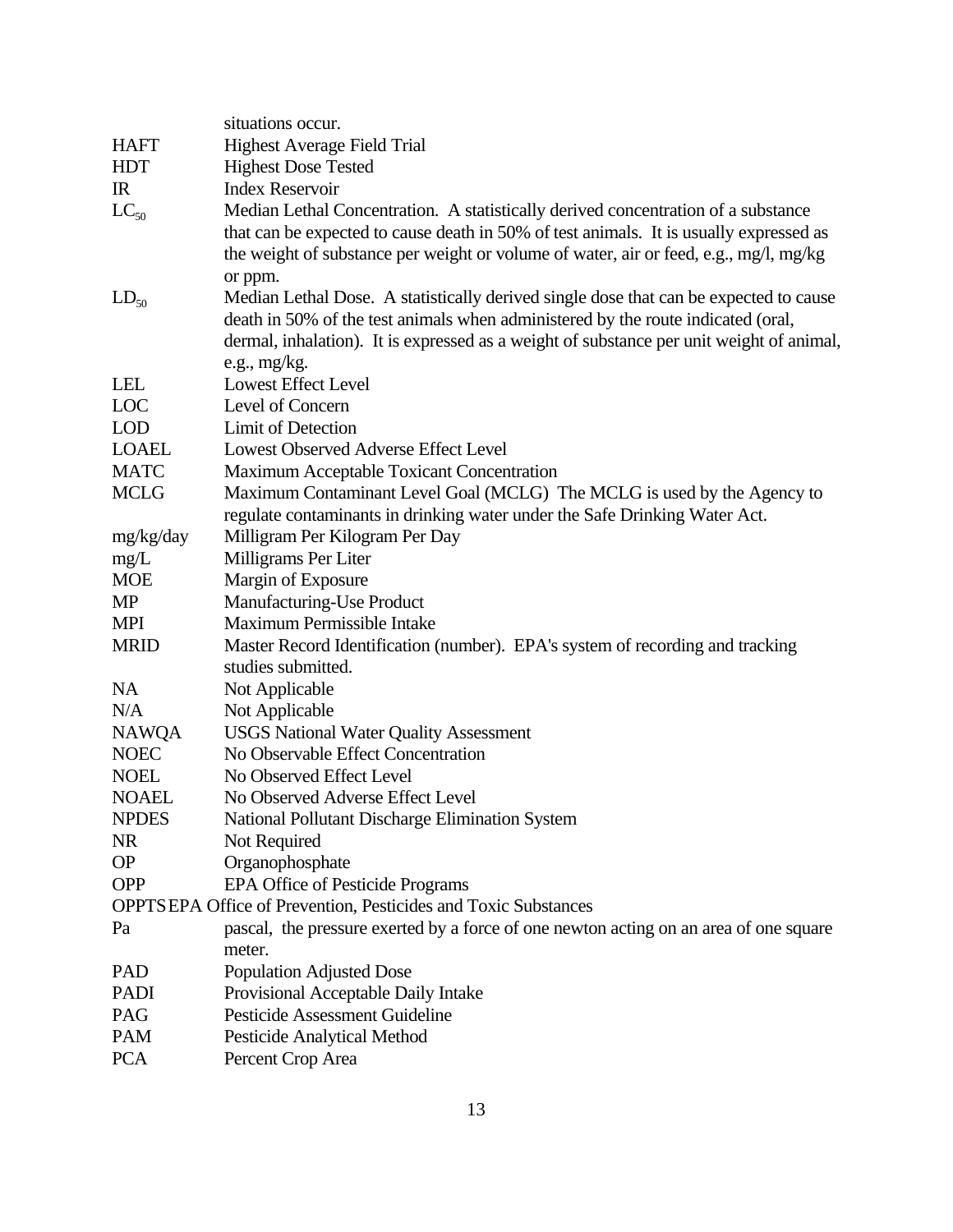situations occur.

| | |
|---|---|
| HAFT | Highest Average Field Trial |
| HDT | Highest Dose Tested |
| IR | Index Reservoir |
| $LC_{50}$ | Median Lethal Concentration. A statistically derived concentration of a substance that can be expected to cause death in 50% of test animals. It is usually expressed as the weight of substance per weight or volume of water, air or feed, e.g., mg/l, mg/kg or ppm. |
| $LD_{50}$ | Median Lethal Dose. A statistically derived single dose that can be expected to cause death in 50% of the test animals when administered by the route indicated (oral, dermal, inhalation). It is expressed as a weight of substance per unit weight of animal, e.g., mg/kg. |
| LEL | Lowest Effect Level |
| LOC | Level of Concern |
| LOD | Limit of Detection |
| LOAEL | Lowest Observed Adverse Effect Level |
| MATC | Maximum Acceptable Toxicant Concentration |
| MCLG | Maximum Contaminant Level Goal (MCLG) The MCLG is used by the Agency to regulate contaminants in drinking water under the Safe Drinking Water Act. |
| mg/kg/day | Milligram Per Kilogram Per Day |
| mg/L | Milligrams Per Liter |
| MOE | Margin of Exposure |
| MP | Manufacturing-Use Product |
| MPI | Maximum Permissible Intake |
| MRID | Master Record Identification (number). EPA's system of recording and tracking studies submitted. |
| NA | Not Applicable |
| N/A | Not Applicable |
| NAWQA | USGS National Water Quality Assessment |
| NOEC | No Observable Effect Concentration |
| NOEL | No Observed Effect Level |
| NOAEL | No Observed Adverse Effect Level |
| NPDES | National Pollutant Discharge Elimination System |
| NR | Not Required |
| OP | Organophosphate |
| OPP | EPA Office of Pesticide Programs |
| OPPTS | EPA Office of Prevention, Pesticides and Toxic Substances |
| Pa | pascal, the pressure exerted by a force of one newton acting on an area of one square meter. |
| PAD | Population Adjusted Dose |
| PADI | Provisional Acceptable Daily Intake |
| PAG | Pesticide Assessment Guideline |
| PAM | Pesticide Analytical Method |
| PCA | Percent Crop Area |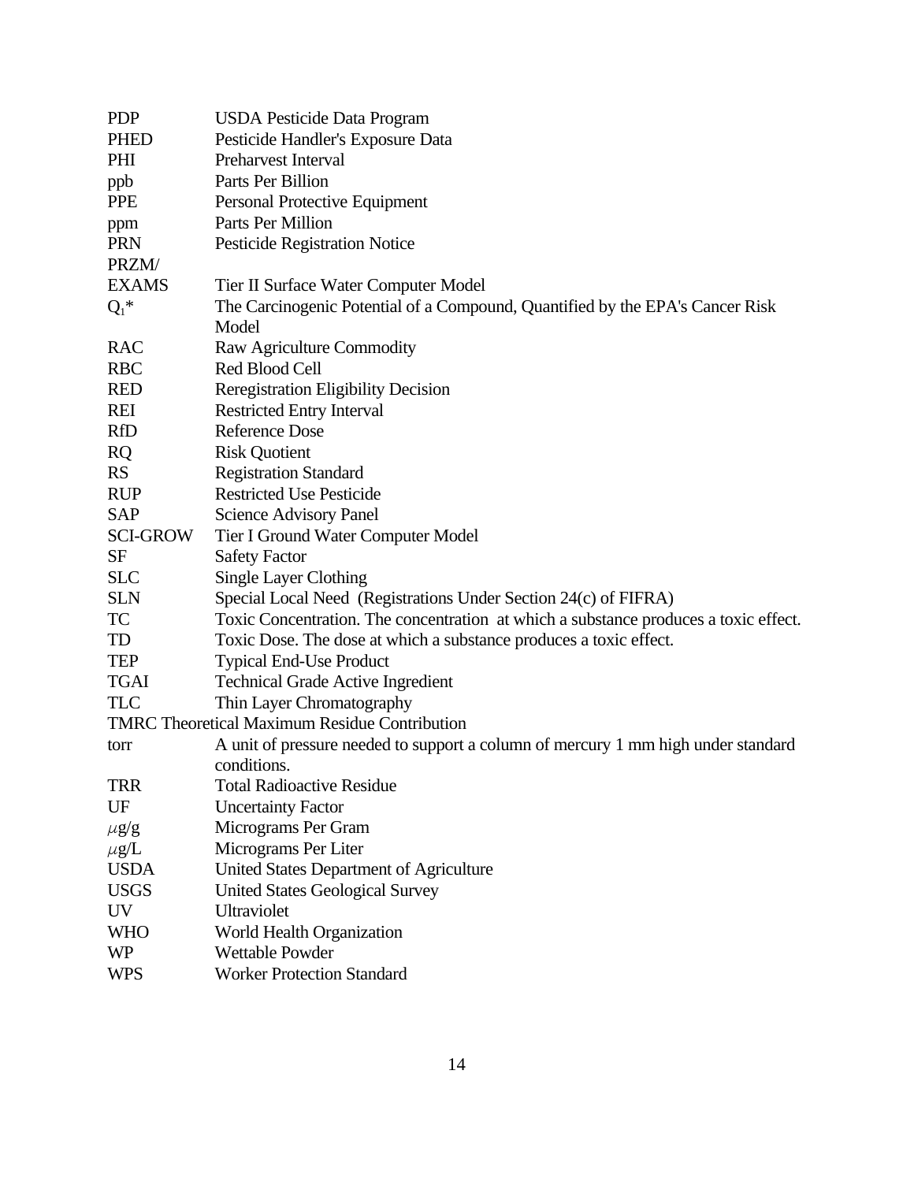| | |
|---|---|
| PDP | USDA Pesticide Data Program |
| PHED | Pesticide Handler's Exposure Data |
| PHI | Preharvest Interval |
| ppb | Parts Per Billion |
| PPE | Personal Protective Equipment |
| ppm | Parts Per Million |
| PRN | Pesticide Registration Notice |
| PRZM/ EXAMS | Tier II Surface Water Computer Model |
| $Q_1$* | The Carcinogenic Potential of a Compound, Quantified by the EPA's Cancer Risk Model |
| RAC | Raw Agriculture Commodity |
| RBC | Red Blood Cell |
| RED | Reregistration Eligibility Decision |
| REI | Restricted Entry Interval |
| RfD | Reference Dose |
| RQ | Risk Quotient |
| RS | Registration Standard |
| RUP | Restricted Use Pesticide |
| SAP | Science Advisory Panel |
| SCI-GROW | Tier I Ground Water Computer Model |
| SF | Safety Factor |
| SLC | Single Layer Clothing |
| SLN | Special Local Need (Registrations Under Section 24(c) of FIFRA) |
| TC | Toxic Concentration. The concentration at which a substance produces a toxic effect. |
| TD | Toxic Dose. The dose at which a substance produces a toxic effect. |
| TEP | Typical End-Use Product |
| TGAI | Technical Grade Active Ingredient |
| TLC | Thin Layer Chromatography |
| TMRC | Theoretical Maximum Residue Contribution |
| torr | A unit of pressure needed to support a column of mercury 1 mm high under standard conditions. |
| TRR | Total Radioactive Residue |
| UF | Uncertainty Factor |
| $\mu$g/g | Micrograms Per Gram |
| $\mu$g/L | Micrograms Per Liter |
| USDA | United States Department of Agriculture |
| USGS | United States Geological Survey |
| UV | Ultraviolet |
| WHO | World Health Organization |
| WP | Wettable Powder |
| WPS | Worker Protection Standard |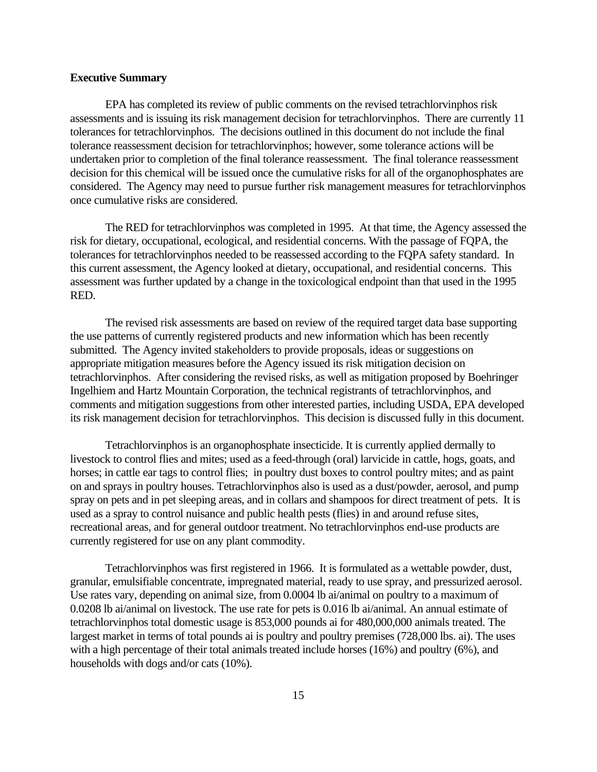**Executive Summary**

EPA has completed its review of public comments on the revised tetrachlorvinphos risk assessments and is issuing its risk management decision for tetrachlorvinphos. There are currently 11 tolerances for tetrachlorvinphos. The decisions outlined in this document do not include the final tolerance reassessment decision for tetrachlorvinphos; however, some tolerance actions will be undertaken prior to completion of the final tolerance reassessment. The final tolerance reassessment decision for this chemical will be issued once the cumulative risks for all of the organophosphates are considered. The Agency may need to pursue further risk management measures for tetrachlorvinphos once cumulative risks are considered.

The RED for tetrachlorvinphos was completed in 1995. At that time, the Agency assessed the risk for dietary, occupational, ecological, and residential concerns. With the passage of FQPA, the tolerances for tetrachlorvinphos needed to be reassessed according to the FQPA safety standard. In this current assessment, the Agency looked at dietary, occupational, and residential concerns. This assessment was further updated by a change in the toxicological endpoint than that used in the 1995 RED.

The revised risk assessments are based on review of the required target data base supporting the use patterns of currently registered products and new information which has been recently submitted. The Agency invited stakeholders to provide proposals, ideas or suggestions on appropriate mitigation measures before the Agency issued its risk mitigation decision on tetrachlorvinphos. After considering the revised risks, as well as mitigation proposed by Boehringer Ingelhiem and Hartz Mountain Corporation, the technical registrants of tetrachlorvinphos, and comments and mitigation suggestions from other interested parties, including USDA, EPA developed its risk management decision for tetrachlorvinphos. This decision is discussed fully in this document.

Tetrachlorvinphos is an organophosphate insecticide. It is currently applied dermally to livestock to control flies and mites; used as a feed-through (oral) larvicide in cattle, hogs, goats, and horses; in cattle ear tags to control flies; in poultry dust boxes to control poultry mites; and as paint on and sprays in poultry houses. Tetrachlorvinphos also is used as a dust/powder, aerosol, and pump spray on pets and in pet sleeping areas, and in collars and shampoos for direct treatment of pets. It is used as a spray to control nuisance and public health pests (flies) in and around refuse sites, recreational areas, and for general outdoor treatment. No tetrachlorvinphos end-use products are currently registered for use on any plant commodity.

Tetrachlorvinphos was first registered in 1966. It is formulated as a wettable powder, dust, granular, emulsifiable concentrate, impregnated material, ready to use spray, and pressurized aerosol. Use rates vary, depending on animal size, from 0.0004 lb ai/animal on poultry to a maximum of 0.0208 lb ai/animal on livestock. The use rate for pets is 0.016 lb ai/animal. An annual estimate of tetrachlorvinphos total domestic usage is 853,000 pounds ai for 480,000,000 animals treated. The largest market in terms of total pounds ai is poultry and poultry premises (728,000 lbs. ai). The uses with a high percentage of their total animals treated include horses (16%) and poultry (6%), and households with dogs and/or cats (10%).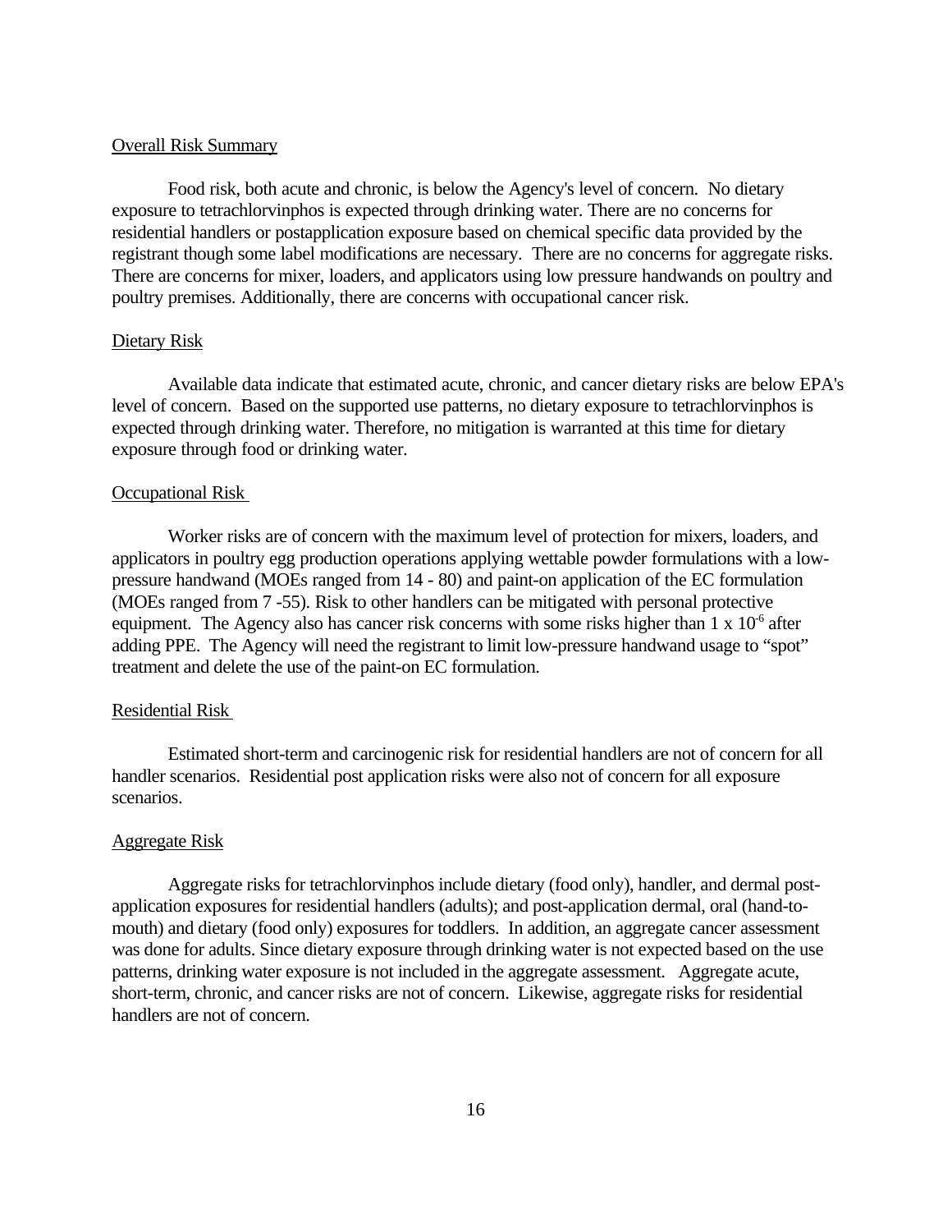Overall Risk Summary

Food risk, both acute and chronic, is below the Agency's level of concern. No dietary exposure to tetrachlorvinphos is expected through drinking water. There are no concerns for residential handlers or postapplication exposure based on chemical specific data provided by the registrant though some label modifications are necessary. There are no concerns for aggregate risks. There are concerns for mixer, loaders, and applicators using low pressure handwands on poultry and poultry premises. Additionally, there are concerns with occupational cancer risk.

Dietary Risk

Available data indicate that estimated acute, chronic, and cancer dietary risks are below EPA's level of concern. Based on the supported use patterns, no dietary exposure to tetrachlorvinphos is expected through drinking water. Therefore, no mitigation is warranted at this time for dietary exposure through food or drinking water.

Occupational Risk

Worker risks are of concern with the maximum level of protection for mixers, loaders, and applicators in poultry egg production operations applying wettable powder formulations with a low-pressure handwand (MOEs ranged from 14 - 80) and paint-on application of the EC formulation (MOEs ranged from 7 -55). Risk to other handlers can be mitigated with personal protective equipment. The Agency also has cancer risk concerns with some risks higher than $1 \times 10^{-6}$ after adding PPE. The Agency will need the registrant to limit low-pressure handwand usage to "spot" treatment and delete the use of the paint-on EC formulation.

Residential Risk

Estimated short-term and carcinogenic risk for residential handlers are not of concern for all handler scenarios. Residential post application risks were also not of concern for all exposure scenarios.

Aggregate Risk

Aggregate risks for tetrachlorvinphos include dietary (food only), handler, and dermal post-application exposures for residential handlers (adults); and post-application dermal, oral (hand-to-mouth) and dietary (food only) exposures for toddlers. In addition, an aggregate cancer assessment was done for adults. Since dietary exposure through drinking water is not expected based on the use patterns, drinking water exposure is not included in the aggregate assessment. Aggregate acute, short-term, chronic, and cancer risks are not of concern. Likewise, aggregate risks for residential handlers are not of concern.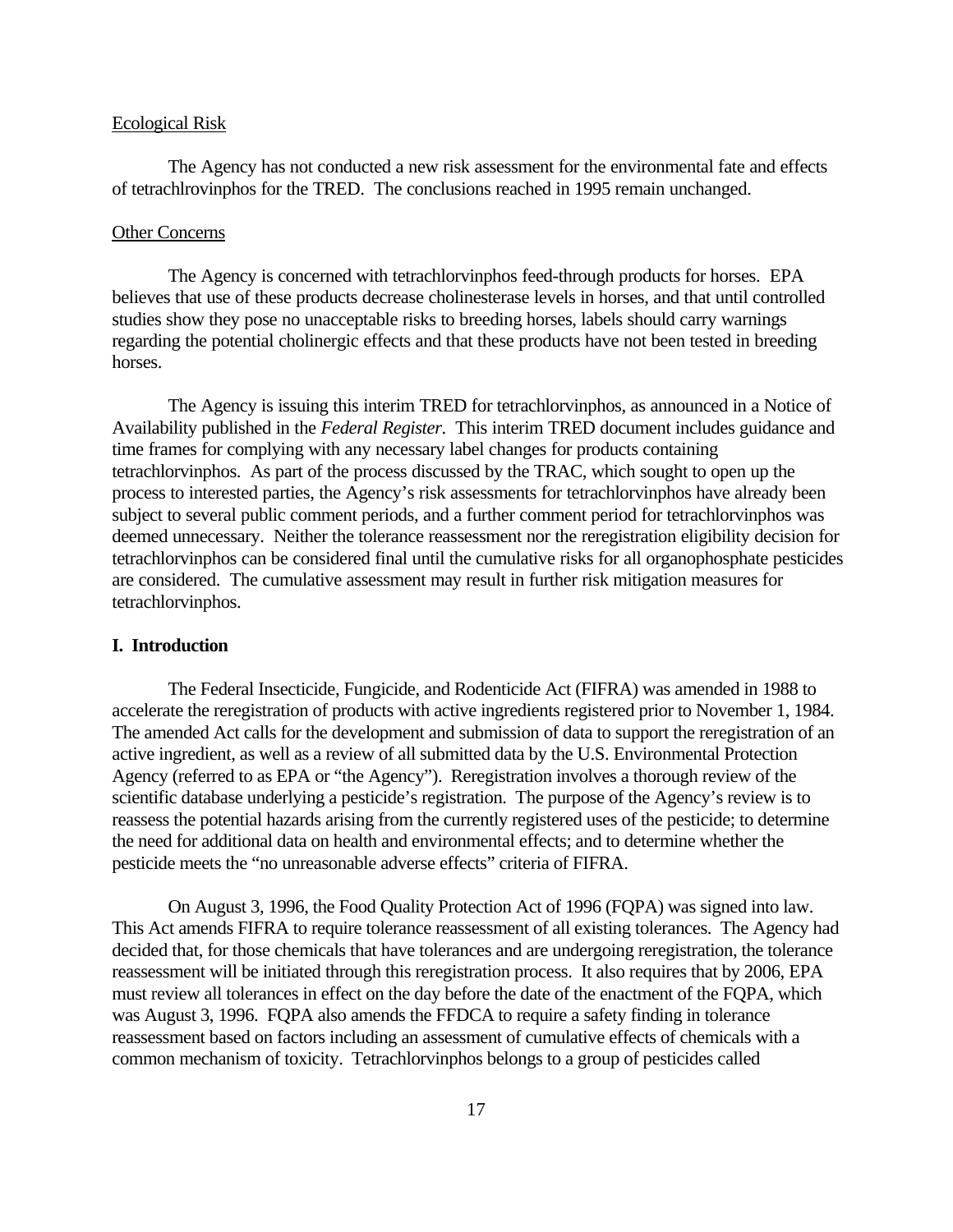Ecological Risk

The Agency has not conducted a new risk assessment for the environmental fate and effects of tetrachlrovinphos for the TRED. The conclusions reached in 1995 remain unchanged.

Other Concerns

The Agency is concerned with tetrachlorvinphos feed-through products for horses. EPA believes that use of these products decrease cholinesterase levels in horses, and that until controlled studies show they pose no unacceptable risks to breeding horses, labels should carry warnings regarding the potential cholinergic effects and that these products have not been tested in breeding horses.

The Agency is issuing this interim TRED for tetrachlorvinphos, as announced in a Notice of Availability published in the *Federal Register*. This interim TRED document includes guidance and time frames for complying with any necessary label changes for products containing tetrachlorvinphos. As part of the process discussed by the TRAC, which sought to open up the process to interested parties, the Agency's risk assessments for tetrachlorvinphos have already been subject to several public comment periods, and a further comment period for tetrachlorvinphos was deemed unnecessary. Neither the tolerance reassessment nor the reregistration eligibility decision for tetrachlorvinphos can be considered final until the cumulative risks for all organophosphate pesticides are considered. The cumulative assessment may result in further risk mitigation measures for tetrachlorvinphos.

## I. Introduction

The Federal Insecticide, Fungicide, and Rodenticide Act (FIFRA) was amended in 1988 to accelerate the reregistration of products with active ingredients registered prior to November 1, 1984. The amended Act calls for the development and submission of data to support the reregistration of an active ingredient, as well as a review of all submitted data by the U.S. Environmental Protection Agency (referred to as EPA or "the Agency"). Reregistration involves a thorough review of the scientific database underlying a pesticide's registration. The purpose of the Agency's review is to reassess the potential hazards arising from the currently registered uses of the pesticide; to determine the need for additional data on health and environmental effects; and to determine whether the pesticide meets the "no unreasonable adverse effects" criteria of FIFRA.

On August 3, 1996, the Food Quality Protection Act of 1996 (FQPA) was signed into law. This Act amends FIFRA to require tolerance reassessment of all existing tolerances. The Agency had decided that, for those chemicals that have tolerances and are undergoing reregistration, the tolerance reassessment will be initiated through this reregistration process. It also requires that by 2006, EPA must review all tolerances in effect on the day before the date of the enactment of the FQPA, which was August 3, 1996. FQPA also amends the FFDCA to require a safety finding in tolerance reassessment based on factors including an assessment of cumulative effects of chemicals with a common mechanism of toxicity. Tetrachlorvinphos belongs to a group of pesticides called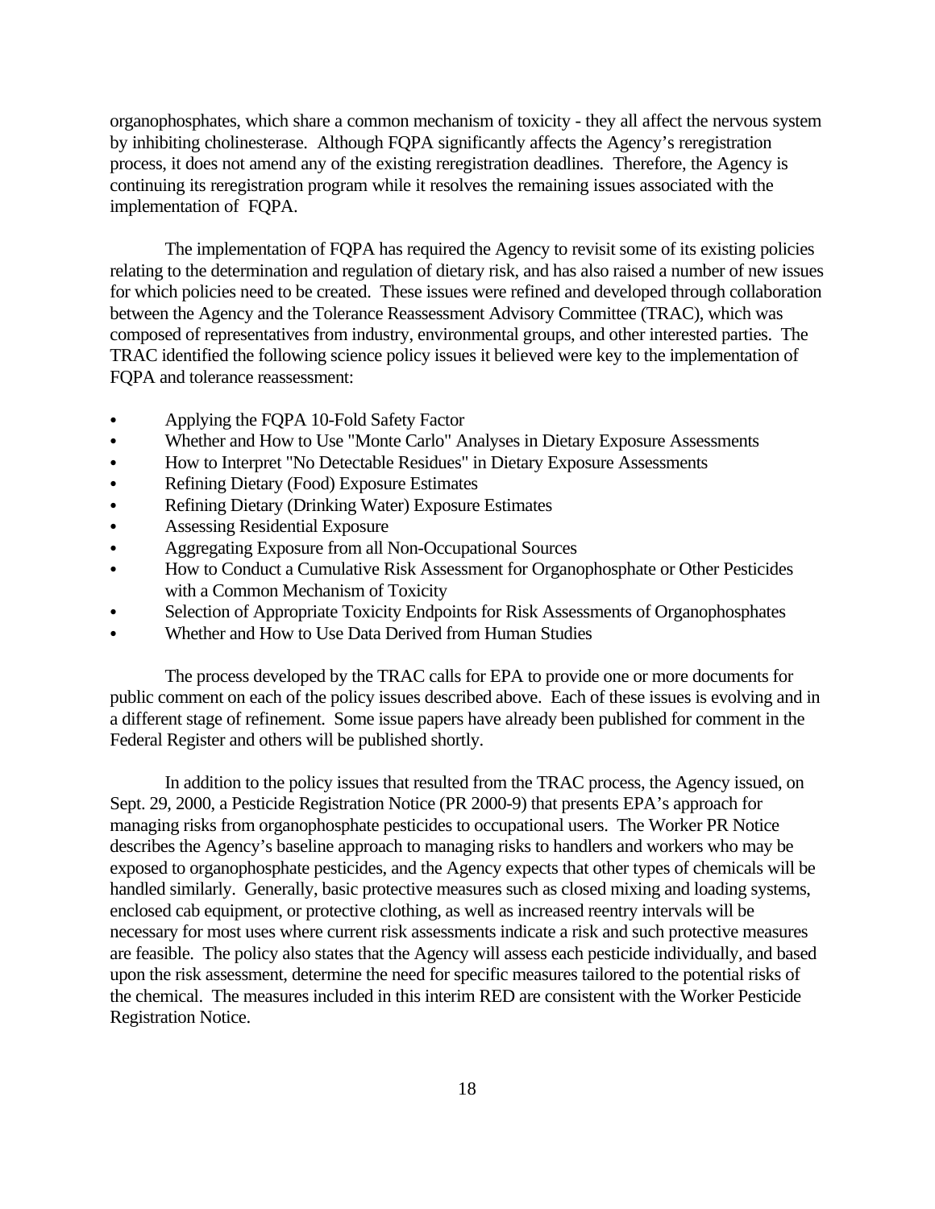organophosphates, which share a common mechanism of toxicity - they all affect the nervous system by inhibiting cholinesterase. Although FQPA significantly affects the Agency's reregistration process, it does not amend any of the existing reregistration deadlines. Therefore, the Agency is continuing its reregistration program while it resolves the remaining issues associated with the implementation of FQPA.

The implementation of FQPA has required the Agency to revisit some of its existing policies relating to the determination and regulation of dietary risk, and has also raised a number of new issues for which policies need to be created. These issues were refined and developed through collaboration between the Agency and the Tolerance Reassessment Advisory Committee (TRAC), which was composed of representatives from industry, environmental groups, and other interested parties. The TRAC identified the following science policy issues it believed were key to the implementation of FQPA and tolerance reassessment:

- Applying the FQPA 10-Fold Safety Factor
- Whether and How to Use "Monte Carlo" Analyses in Dietary Exposure Assessments
- How to Interpret "No Detectable Residues" in Dietary Exposure Assessments
- Refining Dietary (Food) Exposure Estimates
- Refining Dietary (Drinking Water) Exposure Estimates
- Assessing Residential Exposure
- Aggregating Exposure from all Non-Occupational Sources
- How to Conduct a Cumulative Risk Assessment for Organophosphate or Other Pesticides with a Common Mechanism of Toxicity
- Selection of Appropriate Toxicity Endpoints for Risk Assessments of Organophosphates
- Whether and How to Use Data Derived from Human Studies

The process developed by the TRAC calls for EPA to provide one or more documents for public comment on each of the policy issues described above. Each of these issues is evolving and in a different stage of refinement. Some issue papers have already been published for comment in the Federal Register and others will be published shortly.

In addition to the policy issues that resulted from the TRAC process, the Agency issued, on Sept. 29, 2000, a Pesticide Registration Notice (PR 2000-9) that presents EPA's approach for managing risks from organophosphate pesticides to occupational users. The Worker PR Notice describes the Agency's baseline approach to managing risks to handlers and workers who may be exposed to organophosphate pesticides, and the Agency expects that other types of chemicals will be handled similarly. Generally, basic protective measures such as closed mixing and loading systems, enclosed cab equipment, or protective clothing, as well as increased reentry intervals will be necessary for most uses where current risk assessments indicate a risk and such protective measures are feasible. The policy also states that the Agency will assess each pesticide individually, and based upon the risk assessment, determine the need for specific measures tailored to the potential risks of the chemical. The measures included in this interim RED are consistent with the Worker Pesticide Registration Notice.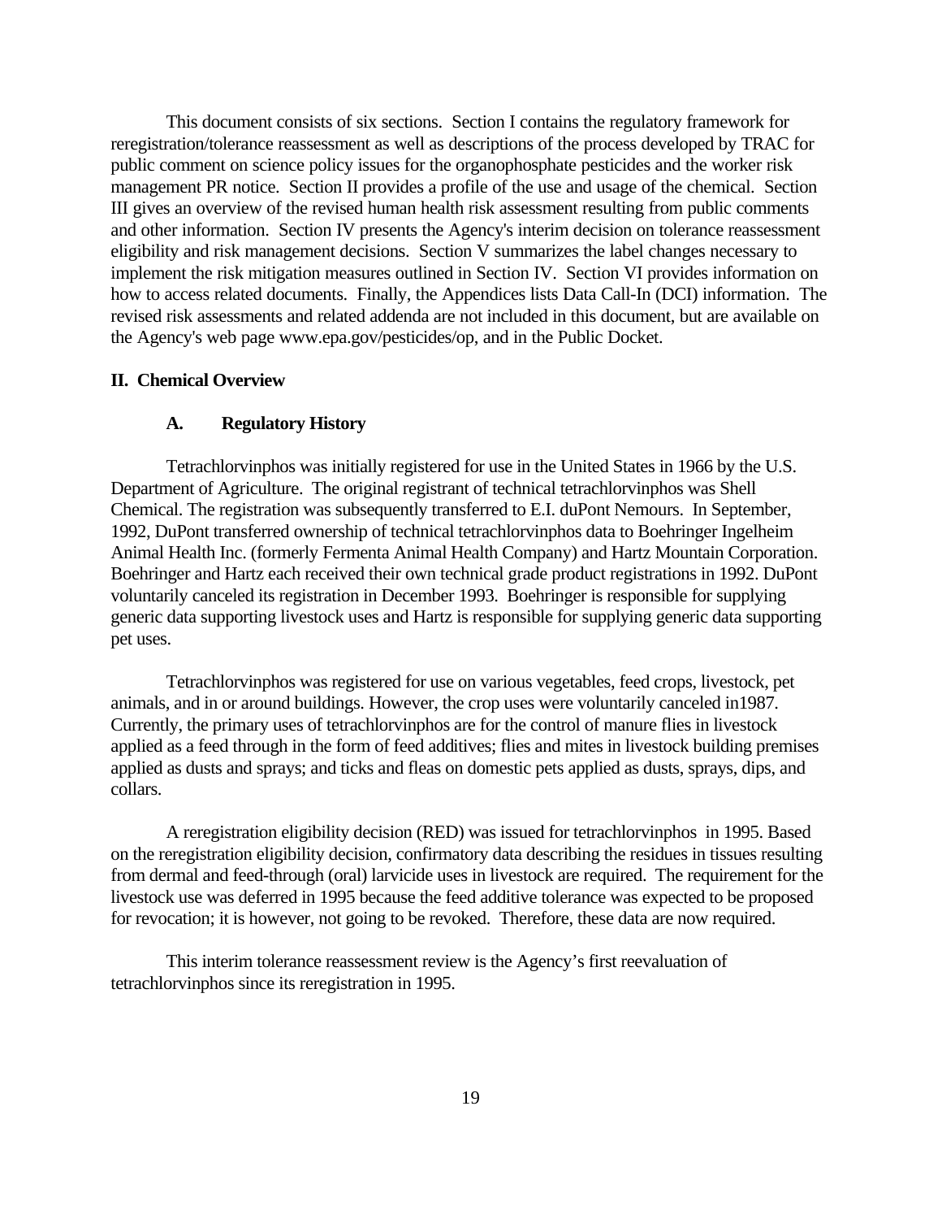This document consists of six sections. Section I contains the regulatory framework for reregistration/tolerance reassessment as well as descriptions of the process developed by TRAC for public comment on science policy issues for the organophosphate pesticides and the worker risk management PR notice. Section II provides a profile of the use and usage of the chemical. Section III gives an overview of the revised human health risk assessment resulting from public comments and other information. Section IV presents the Agency's interim decision on tolerance reassessment eligibility and risk management decisions. Section V summarizes the label changes necessary to implement the risk mitigation measures outlined in Section IV. Section VI provides information on how to access related documents. Finally, the Appendices lists Data Call-In (DCI) information. The revised risk assessments and related addenda are not included in this document, but are available on the Agency's web page www.epa.gov/pesticides/op, and in the Public Docket.

## II. Chemical Overview

### A. Regulatory History

Tetrachlorvinphos was initially registered for use in the United States in 1966 by the U.S. Department of Agriculture. The original registrant of technical tetrachlorvinphos was Shell Chemical. The registration was subsequently transferred to E.I. duPont Nemours. In September, 1992, DuPont transferred ownership of technical tetrachlorvinphos data to Boehringer Ingelheim Animal Health Inc. (formerly Fermenta Animal Health Company) and Hartz Mountain Corporation. Boehringer and Hartz each received their own technical grade product registrations in 1992. DuPont voluntarily canceled its registration in December 1993. Boehringer is responsible for supplying generic data supporting livestock uses and Hartz is responsible for supplying generic data supporting pet uses.

Tetrachlorvinphos was registered for use on various vegetables, feed crops, livestock, pet animals, and in or around buildings. However, the crop uses were voluntarily canceled in1987. Currently, the primary uses of tetrachlorvinphos are for the control of manure flies in livestock applied as a feed through in the form of feed additives; flies and mites in livestock building premises applied as dusts and sprays; and ticks and fleas on domestic pets applied as dusts, sprays, dips, and collars.

A reregistration eligibility decision (RED) was issued for tetrachlorvinphos in 1995. Based on the reregistration eligibility decision, confirmatory data describing the residues in tissues resulting from dermal and feed-through (oral) larvicide uses in livestock are required. The requirement for the livestock use was deferred in 1995 because the feed additive tolerance was expected to be proposed for revocation; it is however, not going to be revoked. Therefore, these data are now required.

This interim tolerance reassessment review is the Agency's first reevaluation of tetrachlorvinphos since its reregistration in 1995.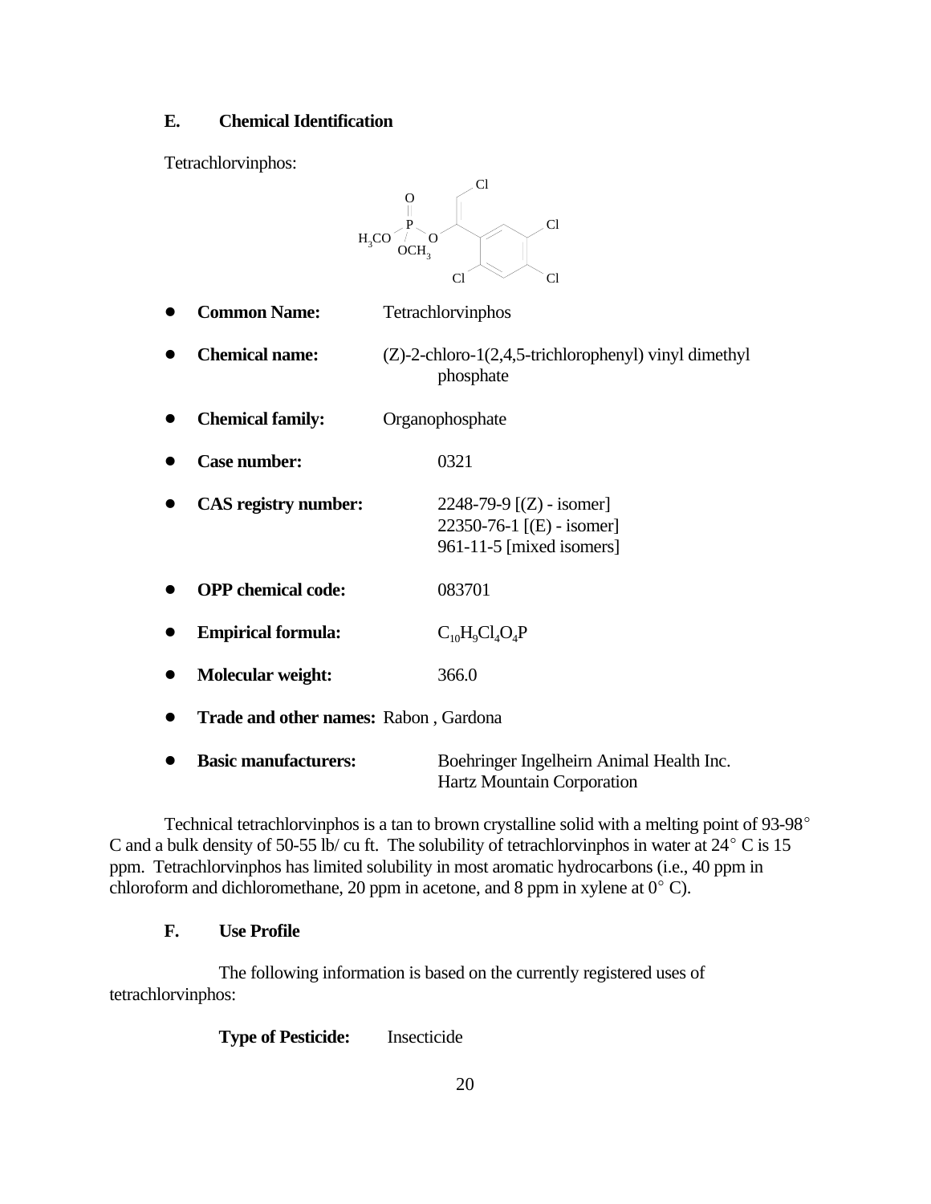### E. Chemical Identification

Tetrachlorvinphos:

- **Common Name:** Tetrachlorvinphos
- **Chemical name:** (Z)-2-chloro-1(2,4,5-trichlorophenyl) vinyl dimethyl phosphate
- **Chemical family:** Organophosphate
- **Case number:** 0321
- **CAS registry number:** 2248-79-9 [(Z) - isomer]
  22350-76-1 [(E) - isomer]
  961-11-5 [mixed isomers]
- **OPP chemical code:** 083701
- **Empirical formula:** $C_{10}H_9Cl_4O_4P$
- **Molecular weight:** 366.0
- **Trade and other names:** Rabon , Gardona
- **Basic manufacturers:** Boehringer Ingelheirn Animal Health Inc.
  Hartz Mountain Corporation

Technical tetrachlorvinphos is a tan to brown crystalline solid with a melting point of 93-98° C and a bulk density of 50-55 lb/ cu ft. The solubility of tetrachlorvinphos in water at 24° C is 15 ppm. Tetrachlorvinphos has limited solubility in most aromatic hydrocarbons (i.e., 40 ppm in chloroform and dichloromethane, 20 ppm in acetone, and 8 ppm in xylene at 0° C).

### F. Use Profile

The following information is based on the currently registered uses of tetrachlorvinphos:

**Type of Pesticide:** Insecticide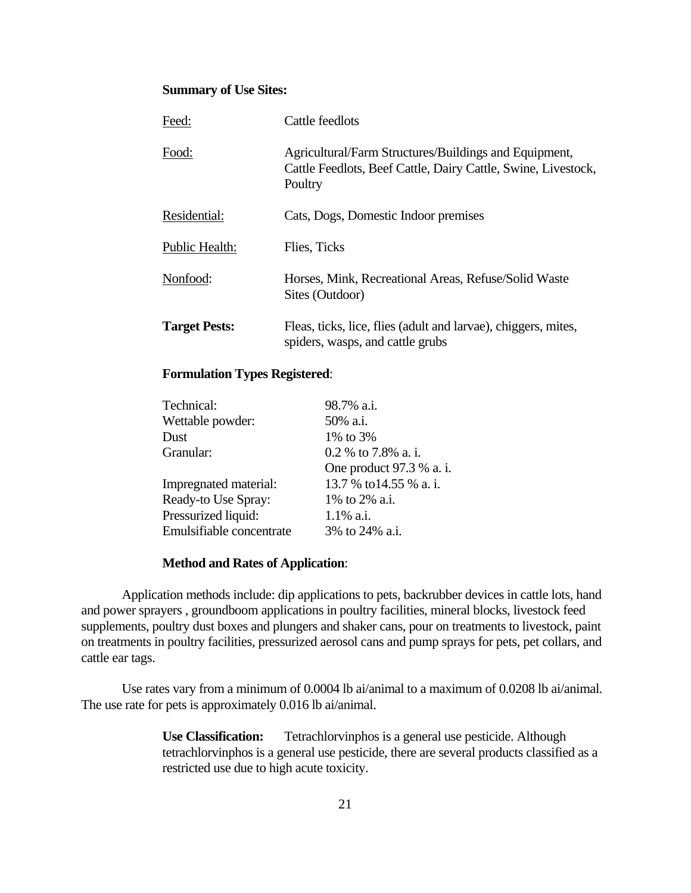**Summary of Use Sites:**

| | |
|---|---|
| Feed: | Cattle feedlots |
| Food: | Agricultural/Farm Structures/Buildings and Equipment, Cattle Feedlots, Beef Cattle, Dairy Cattle, Swine, Livestock, Poultry |
| Residential: | Cats, Dogs, Domestic Indoor premises |
| Public Health: | Flies, Ticks |
| Nonfood: | Horses, Mink, Recreational Areas, Refuse/Solid Waste Sites (Outdoor) |
| **Target Pests:** | Fleas, ticks, lice, flies (adult and larvae), chiggers, mites, spiders, wasps, and cattle grubs |

**Formulation Types Registered**:

| | |
|---|---|
| Technical: | 98.7% a.i. |
| Wettable powder: | 50% a.i. |
| Dust | 1% to 3% |
| Granular: | 0.2 % to 7.8% a. i.<br>One product 97.3 % a. i. |
| Impregnated material: | 13.7 % to14.55 % a. i. |
| Ready-to Use Spray: | 1% to 2% a.i. |
| Pressurized liquid: | 1.1% a.i. |
| Emulsifiable concentrate | 3% to 24% a.i. |

**Method and Rates of Application**:

Application methods include: dip applications to pets, backrubber devices in cattle lots, hand and power sprayers , groundboom applications in poultry facilities, mineral blocks, livestock feed supplements, poultry dust boxes and plungers and shaker cans, pour on treatments to livestock, paint on treatments in poultry facilities, pressurized aerosol cans and pump sprays for pets, pet collars, and cattle ear tags.

Use rates vary from a minimum of 0.0004 lb ai/animal to a maximum of 0.0208 lb ai/animal. The use rate for pets is approximately 0.016 lb ai/animal.

**Use Classification:** Tetrachlorvinphos is a general use pesticide. Although tetrachlorvinphos is a general use pesticide, there are several products classified as a restricted use due to high acute toxicity.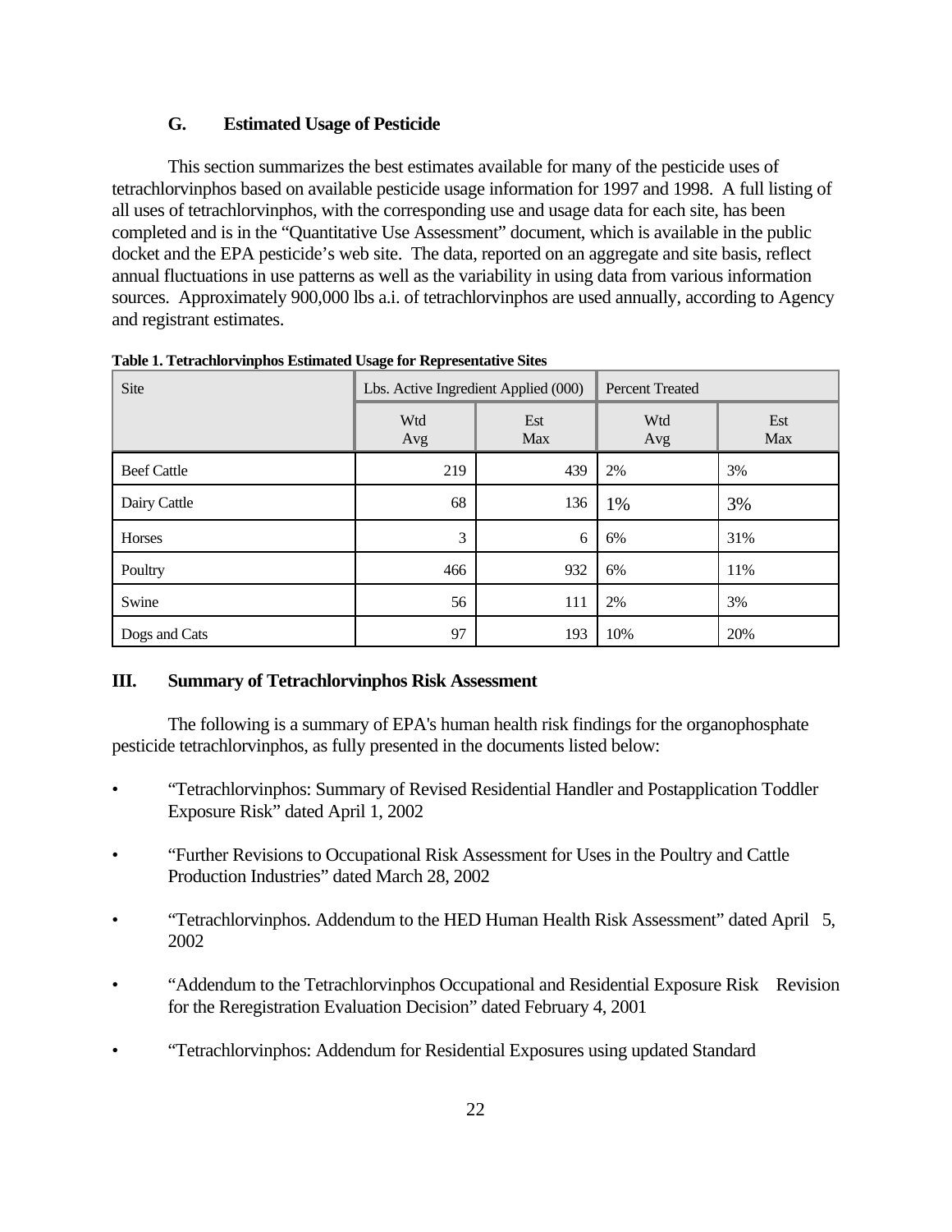### G. Estimated Usage of Pesticide

This section summarizes the best estimates available for many of the pesticide uses of tetrachlorvinphos based on available pesticide usage information for 1997 and 1998. A full listing of all uses of tetrachlorvinphos, with the corresponding use and usage data for each site, has been completed and is in the "Quantitative Use Assessment" document, which is available in the public docket and the EPA pesticide's web site. The data, reported on an aggregate and site basis, reflect annual fluctuations in use patterns as well as the variability in using data from various information sources. Approximately 900,000 lbs a.i. of tetrachlorvinphos are used annually, according to Agency and registrant estimates.

**Table 1. Tetrachlorvinphos Estimated Usage for Representative Sites**

| Site | Lbs. Active Ingredient Applied (000) | | Percent Treated | |
|---|---|---|---|---|
| | Wtd Avg | Est Max | Wtd Avg | Est Max |
| Beef Cattle | 219 | 439 | 2% | 3% |
| Dairy Cattle | 68 | 136 | 1% | 3% |
| Horses | 3 | 6 | 6% | 31% |
| Poultry | 466 | 932 | 6% | 11% |
| Swine | 56 | 111 | 2% | 3% |
| Dogs and Cats | 97 | 193 | 10% | 20% |

## III. Summary of Tetrachlorvinphos Risk Assessment

The following is a summary of EPA's human health risk findings for the organophosphate pesticide tetrachlorvinphos, as fully presented in the documents listed below:

- "Tetrachlorvinphos: Summary of Revised Residential Handler and Postapplication Toddler Exposure Risk" dated April 1, 2002
- "Further Revisions to Occupational Risk Assessment for Uses in the Poultry and Cattle Production Industries" dated March 28, 2002
- "Tetrachlorvinphos. Addendum to the HED Human Health Risk Assessment" dated April 5, 2002
- "Addendum to the Tetrachlorvinphos Occupational and Residential Exposure Risk Revision for the Reregistration Evaluation Decision" dated February 4, 2001
- "Tetrachlorvinphos: Addendum for Residential Exposures using updated Standard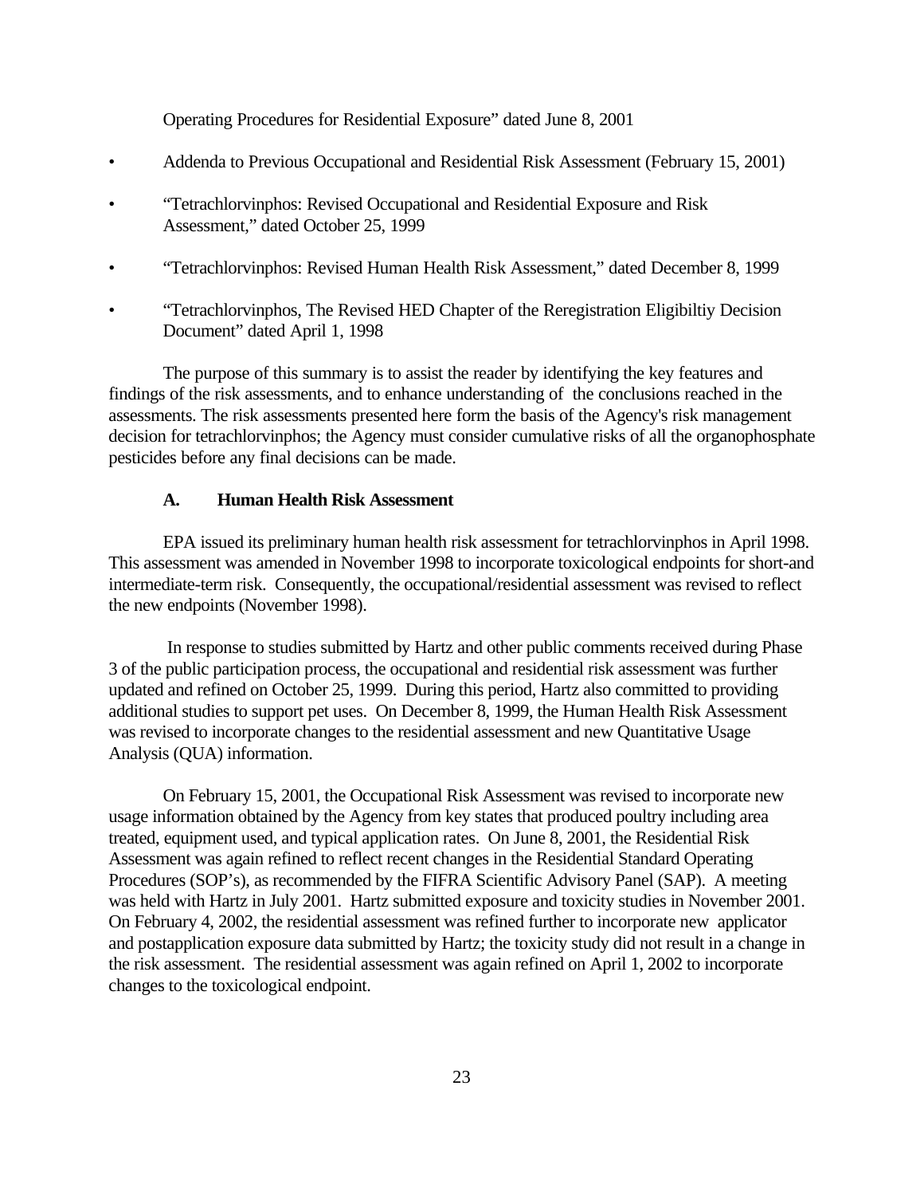Operating Procedures for Residential Exposure" dated June 8, 2001

- Addenda to Previous Occupational and Residential Risk Assessment (February 15, 2001)
- "Tetrachlorvinphos: Revised Occupational and Residential Exposure and Risk Assessment," dated October 25, 1999
- "Tetrachlorvinphos: Revised Human Health Risk Assessment," dated December 8, 1999
- "Tetrachlorvinphos, The Revised HED Chapter of the Reregistration Eligibiltiy Decision Document" dated April 1, 1998

The purpose of this summary is to assist the reader by identifying the key features and findings of the risk assessments, and to enhance understanding of the conclusions reached in the assessments. The risk assessments presented here form the basis of the Agency's risk management decision for tetrachlorvinphos; the Agency must consider cumulative risks of all the organophosphate pesticides before any final decisions can be made.

### A. Human Health Risk Assessment

EPA issued its preliminary human health risk assessment for tetrachlorvinphos in April 1998. This assessment was amended in November 1998 to incorporate toxicological endpoints for short-and intermediate-term risk. Consequently, the occupational/residential assessment was revised to reflect the new endpoints (November 1998).

In response to studies submitted by Hartz and other public comments received during Phase 3 of the public participation process, the occupational and residential risk assessment was further updated and refined on October 25, 1999. During this period, Hartz also committed to providing additional studies to support pet uses. On December 8, 1999, the Human Health Risk Assessment was revised to incorporate changes to the residential assessment and new Quantitative Usage Analysis (QUA) information.

On February 15, 2001, the Occupational Risk Assessment was revised to incorporate new usage information obtained by the Agency from key states that produced poultry including area treated, equipment used, and typical application rates. On June 8, 2001, the Residential Risk Assessment was again refined to reflect recent changes in the Residential Standard Operating Procedures (SOP's), as recommended by the FIFRA Scientific Advisory Panel (SAP). A meeting was held with Hartz in July 2001. Hartz submitted exposure and toxicity studies in November 2001. On February 4, 2002, the residential assessment was refined further to incorporate new applicator and postapplication exposure data submitted by Hartz; the toxicity study did not result in a change in the risk assessment. The residential assessment was again refined on April 1, 2002 to incorporate changes to the toxicological endpoint.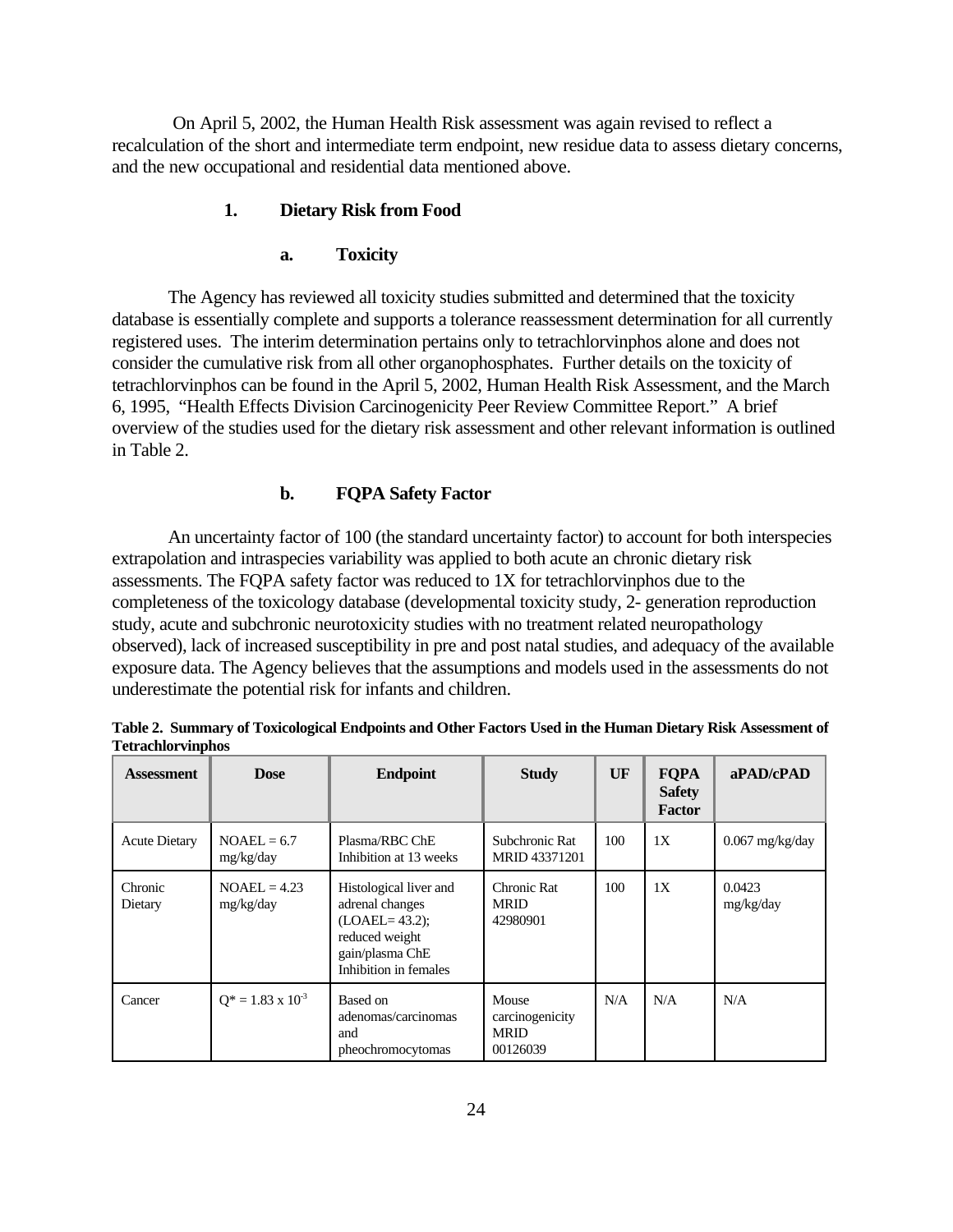On April 5, 2002, the Human Health Risk assessment was again revised to reflect a recalculation of the short and intermediate term endpoint, new residue data to assess dietary concerns, and the new occupational and residential data mentioned above.

### 1. Dietary Risk from Food

#### a. Toxicity

The Agency has reviewed all toxicity studies submitted and determined that the toxicity database is essentially complete and supports a tolerance reassessment determination for all currently registered uses. The interim determination pertains only to tetrachlorvinphos alone and does not consider the cumulative risk from all other organophosphates. Further details on the toxicity of tetrachlorvinphos can be found in the April 5, 2002, Human Health Risk Assessment, and the March 6, 1995, "Health Effects Division Carcinogenicity Peer Review Committee Report." A brief overview of the studies used for the dietary risk assessment and other relevant information is outlined in Table 2.

#### b. FQPA Safety Factor

An uncertainty factor of 100 (the standard uncertainty factor) to account for both interspecies extrapolation and intraspecies variability was applied to both acute an chronic dietary risk assessments. The FQPA safety factor was reduced to 1X for tetrachlorvinphos due to the completeness of the toxicology database (developmental toxicity study, 2- generation reproduction study, acute and subchronic neurotoxicity studies with no treatment related neuropathology observed), lack of increased susceptibility in pre and post natal studies, and adequacy of the available exposure data. The Agency believes that the assumptions and models used in the assessments do not underestimate the potential risk for infants and children.

**Table 2. Summary of Toxicological Endpoints and Other Factors Used in the Human Dietary Risk Assessment of Tetrachlorvinphos**

| Assessment | Dose | Endpoint | Study | UF | FQPA Safety Factor | aPAD/cPAD |
|---|---|---|---|---|---|---|
| Acute Dietary | NOAEL = 6.7 mg/kg/day | Plasma/RBC ChE Inhibition at 13 weeks | Subchronic Rat MRID 43371201 | 100 | 1X | 0.067 mg/kg/day |
| Chronic Dietary | NOAEL = 4.23 mg/kg/day | Histological liver and adrenal changes (LOAEL= 43.2); reduced weight gain/plasma ChE Inhibition in females | Chronic Rat MRID 42980901 | 100 | 1X | 0.0423 mg/kg/day |
| Cancer | $Q^* = 1.83 \times 10^{-3}$ | Based on adenomas/carcinomas and pheochromocytomas | Mouse carcinogenicity MRID 00126039 | N/A | N/A | N/A |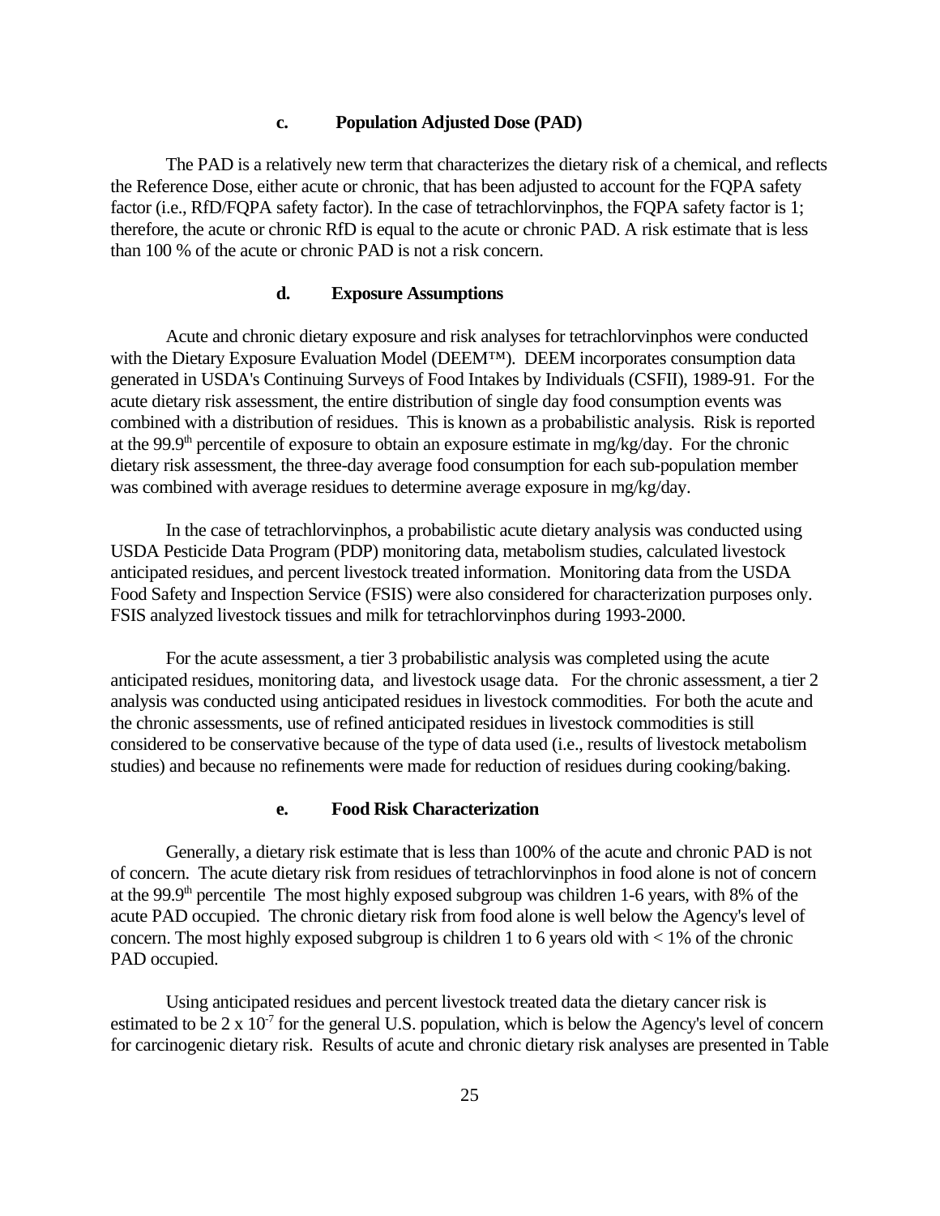#### c. Population Adjusted Dose (PAD)

The PAD is a relatively new term that characterizes the dietary risk of a chemical, and reflects the Reference Dose, either acute or chronic, that has been adjusted to account for the FQPA safety factor (i.e., RfD/FQPA safety factor). In the case of tetrachlorvinphos, the FQPA safety factor is 1; therefore, the acute or chronic RfD is equal to the acute or chronic PAD. A risk estimate that is less than 100 % of the acute or chronic PAD is not a risk concern.

#### d. Exposure Assumptions

Acute and chronic dietary exposure and risk analyses for tetrachlorvinphos were conducted with the Dietary Exposure Evaluation Model (DEEM™). DEEM incorporates consumption data generated in USDA's Continuing Surveys of Food Intakes by Individuals (CSFII), 1989-91. For the acute dietary risk assessment, the entire distribution of single day food consumption events was combined with a distribution of residues. This is known as a probabilistic analysis. Risk is reported at the 99.9$^{th}$ percentile of exposure to obtain an exposure estimate in mg/kg/day. For the chronic dietary risk assessment, the three-day average food consumption for each sub-population member was combined with average residues to determine average exposure in mg/kg/day.

In the case of tetrachlorvinphos, a probabilistic acute dietary analysis was conducted using USDA Pesticide Data Program (PDP) monitoring data, metabolism studies, calculated livestock anticipated residues, and percent livestock treated information. Monitoring data from the USDA Food Safety and Inspection Service (FSIS) were also considered for characterization purposes only. FSIS analyzed livestock tissues and milk for tetrachlorvinphos during 1993-2000.

For the acute assessment, a tier 3 probabilistic analysis was completed using the acute anticipated residues, monitoring data, and livestock usage data. For the chronic assessment, a tier 2 analysis was conducted using anticipated residues in livestock commodities. For both the acute and the chronic assessments, use of refined anticipated residues in livestock commodities is still considered to be conservative because of the type of data used (i.e., results of livestock metabolism studies) and because no refinements were made for reduction of residues during cooking/baking.

#### e. Food Risk Characterization

Generally, a dietary risk estimate that is less than 100% of the acute and chronic PAD is not of concern. The acute dietary risk from residues of tetrachlorvinphos in food alone is not of concern at the 99.9$^{th}$ percentile The most highly exposed subgroup was children 1-6 years, with 8% of the acute PAD occupied. The chronic dietary risk from food alone is well below the Agency's level of concern. The most highly exposed subgroup is children 1 to 6 years old with < 1% of the chronic PAD occupied.

Using anticipated residues and percent livestock treated data the dietary cancer risk is estimated to be $2 \times 10^{-7}$ for the general U.S. population, which is below the Agency's level of concern for carcinogenic dietary risk. Results of acute and chronic dietary risk analyses are presented in Table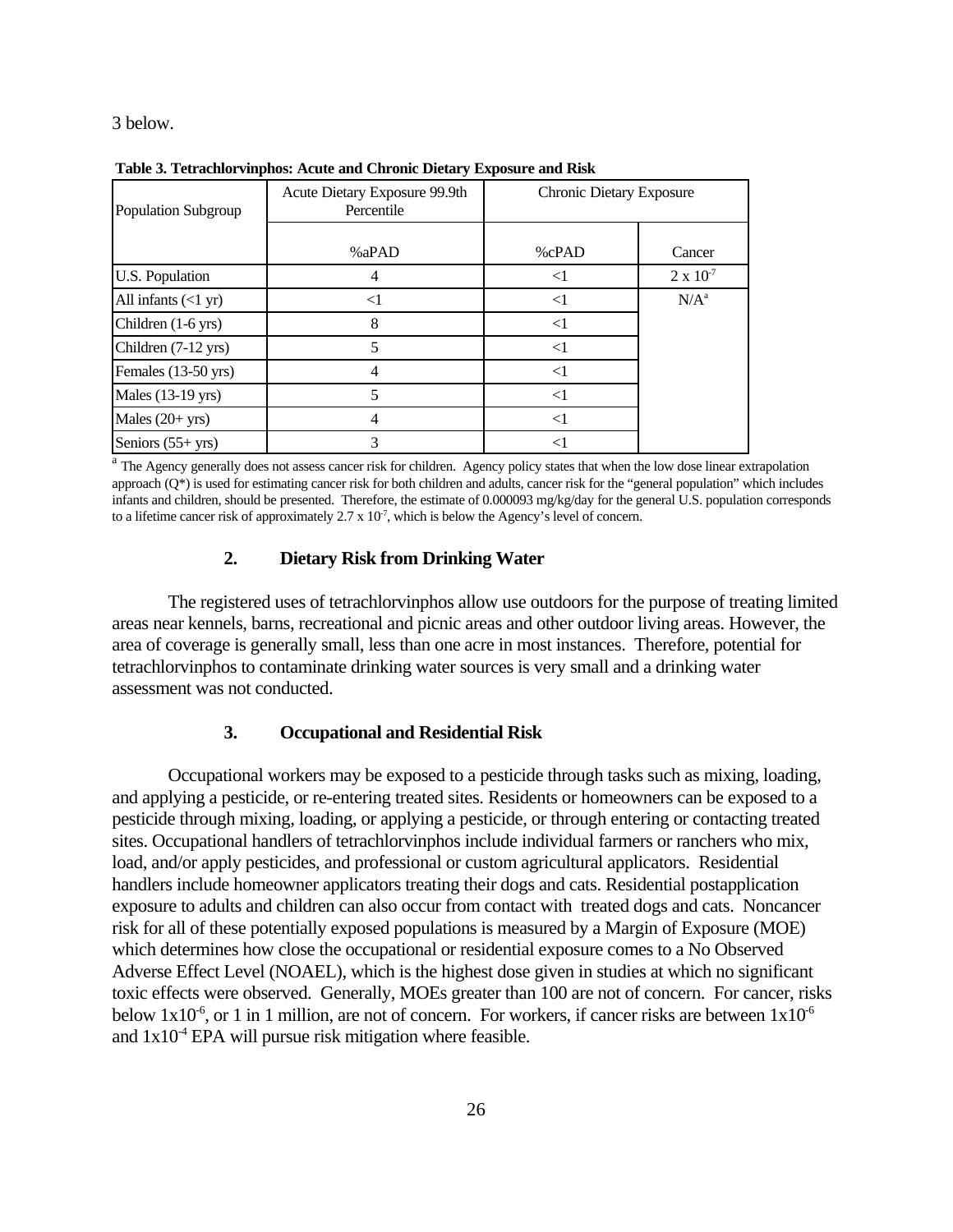3 below.

**Table 3. Tetrachlorvinphos: Acute and Chronic Dietary Exposure and Risk**

| Population Subgroup | Acute Dietary Exposure 99.9th Percentile | Chronic Dietary Exposure | |
|---|---|---|---|
| | %aPAD | %cPAD | Cancer |
| U.S. Population | 4 | <1 | $2 \times 10^{-7}$ |
| All infants (<1 yr) | <1 | <1 | N/A[a] |
| Children (1-6 yrs) | 8 | <1 | |
| Children (7-12 yrs) | 5 | <1 | |
| Females (13-50 yrs) | 4 | <1 | |
| Males (13-19 yrs) | 5 | <1 | |
| Males (20+ yrs) | 4 | <1 | |
| Seniors (55+ yrs) | 3 | <1 | |

[a] The Agency generally does not assess cancer risk for children. Agency policy states that when the low dose linear extrapolation approach (Q*) is used for estimating cancer risk for both children and adults, cancer risk for the "general population" which includes infants and children, should be presented. Therefore, the estimate of 0.000093 mg/kg/day for the general U.S. population corresponds to a lifetime cancer risk of approximately $2.7 \times 10^{-7}$, which is below the Agency's level of concern.

### 2. Dietary Risk from Drinking Water

The registered uses of tetrachlorvinphos allow use outdoors for the purpose of treating limited areas near kennels, barns, recreational and picnic areas and other outdoor living areas. However, the area of coverage is generally small, less than one acre in most instances. Therefore, potential for tetrachlorvinphos to contaminate drinking water sources is very small and a drinking water assessment was not conducted.

### 3. Occupational and Residential Risk

Occupational workers may be exposed to a pesticide through tasks such as mixing, loading, and applying a pesticide, or re-entering treated sites. Residents or homeowners can be exposed to a pesticide through mixing, loading, or applying a pesticide, or through entering or contacting treated sites. Occupational handlers of tetrachlorvinphos include individual farmers or ranchers who mix, load, and/or apply pesticides, and professional or custom agricultural applicators. Residential handlers include homeowner applicators treating their dogs and cats. Residential postapplication exposure to adults and children can also occur from contact with treated dogs and cats. Noncancer risk for all of these potentially exposed populations is measured by a Margin of Exposure (MOE) which determines how close the occupational or residential exposure comes to a No Observed Adverse Effect Level (NOAEL), which is the highest dose given in studies at which no significant toxic effects were observed. Generally, MOEs greater than 100 are not of concern. For cancer, risks below $1 \times 10^{-6}$, or 1 in 1 million, are not of concern. For workers, if cancer risks are between $1 \times 10^{-6}$ and $1 \times 10^{-4}$ EPA will pursue risk mitigation where feasible.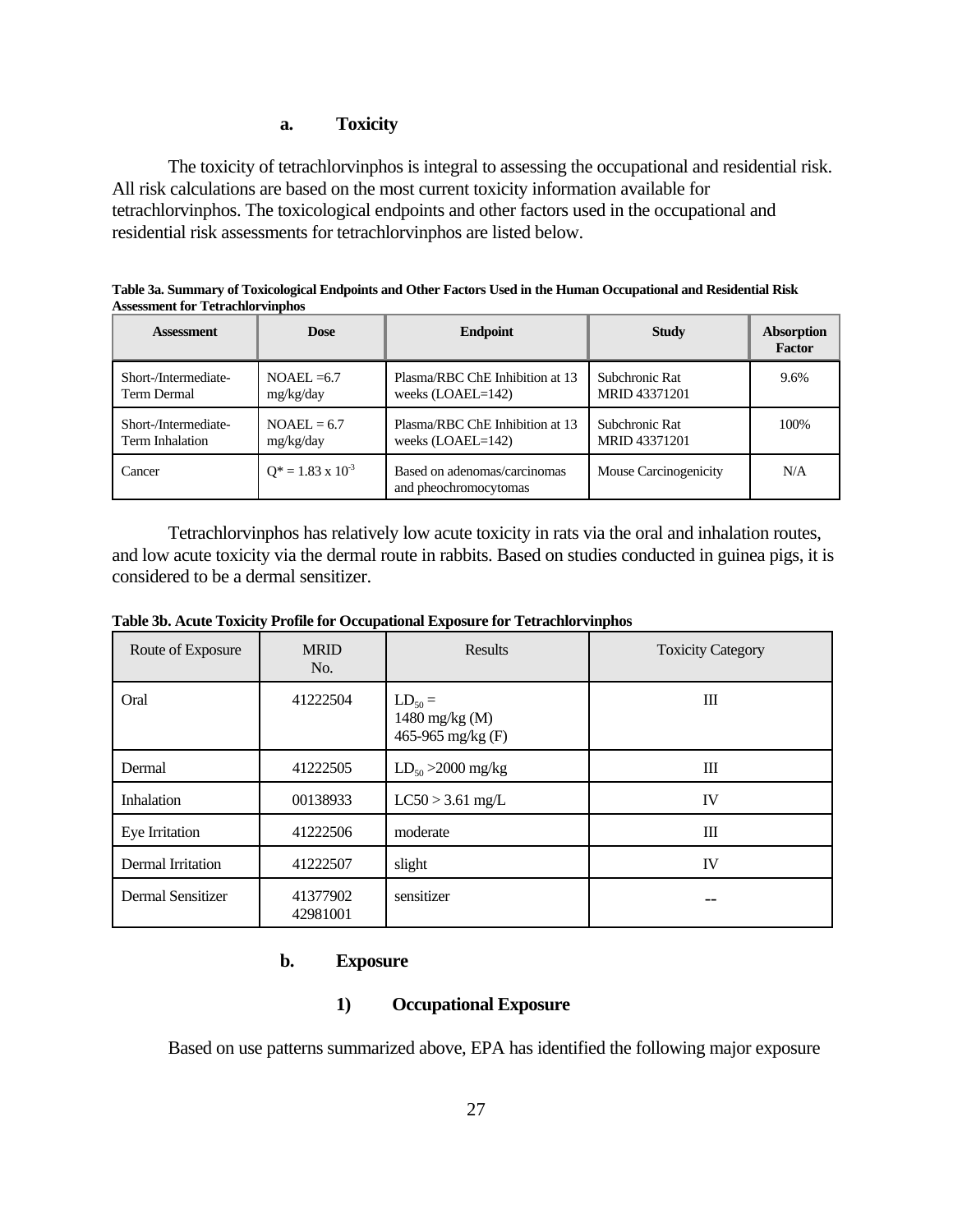#### a. Toxicity

The toxicity of tetrachlorvinphos is integral to assessing the occupational and residential risk. All risk calculations are based on the most current toxicity information available for tetrachlorvinphos. The toxicological endpoints and other factors used in the occupational and residential risk assessments for tetrachlorvinphos are listed below.

**Table 3a. Summary of Toxicological Endpoints and Other Factors Used in the Human Occupational and Residential Risk Assessment for Tetrachlorvinphos**

| Assessment | Dose | Endpoint | Study | Absorption Factor |
|---|---|---|---|---|
| Short-/Intermediate-Term Dermal | NOAEL =6.7 mg/kg/day | Plasma/RBC ChE Inhibition at 13 weeks (LOAEL=142) | Subchronic Rat MRID 43371201 | 9.6% |
| Short-/Intermediate-Term Inhalation | NOAEL = 6.7 mg/kg/day | Plasma/RBC ChE Inhibition at 13 weeks (LOAEL=142) | Subchronic Rat MRID 43371201 | 100% |
| Cancer | $Q^* = 1.83 \times 10^{-3}$ | Based on adenomas/carcinomas and pheochromocytomas | Mouse Carcinogenicity | N/A |

Tetrachlorvinphos has relatively low acute toxicity in rats via the oral and inhalation routes, and low acute toxicity via the dermal route in rabbits. Based on studies conducted in guinea pigs, it is considered to be a dermal sensitizer.

**Table 3b. Acute Toxicity Profile for Occupational Exposure for Tetrachlorvinphos**

| Route of Exposure | MRID No. | Results | Toxicity Category |
|---|---|---|---|
| Oral | 41222504 | $LD_{50}$ = 1480 mg/kg (M) 465-965 mg/kg (F) | III |
| Dermal | 41222505 | $LD_{50}$ >2000 mg/kg | III |
| Inhalation | 00138933 | LC50 > 3.61 mg/L | IV |
| Eye Irritation | 41222506 | moderate | III |
| Dermal Irritation | 41222507 | slight | IV |
| Dermal Sensitizer | 41377902 42981001 | sensitizer | -- |

#### b. Exposure

##### 1) Occupational Exposure

Based on use patterns summarized above, EPA has identified the following major exposure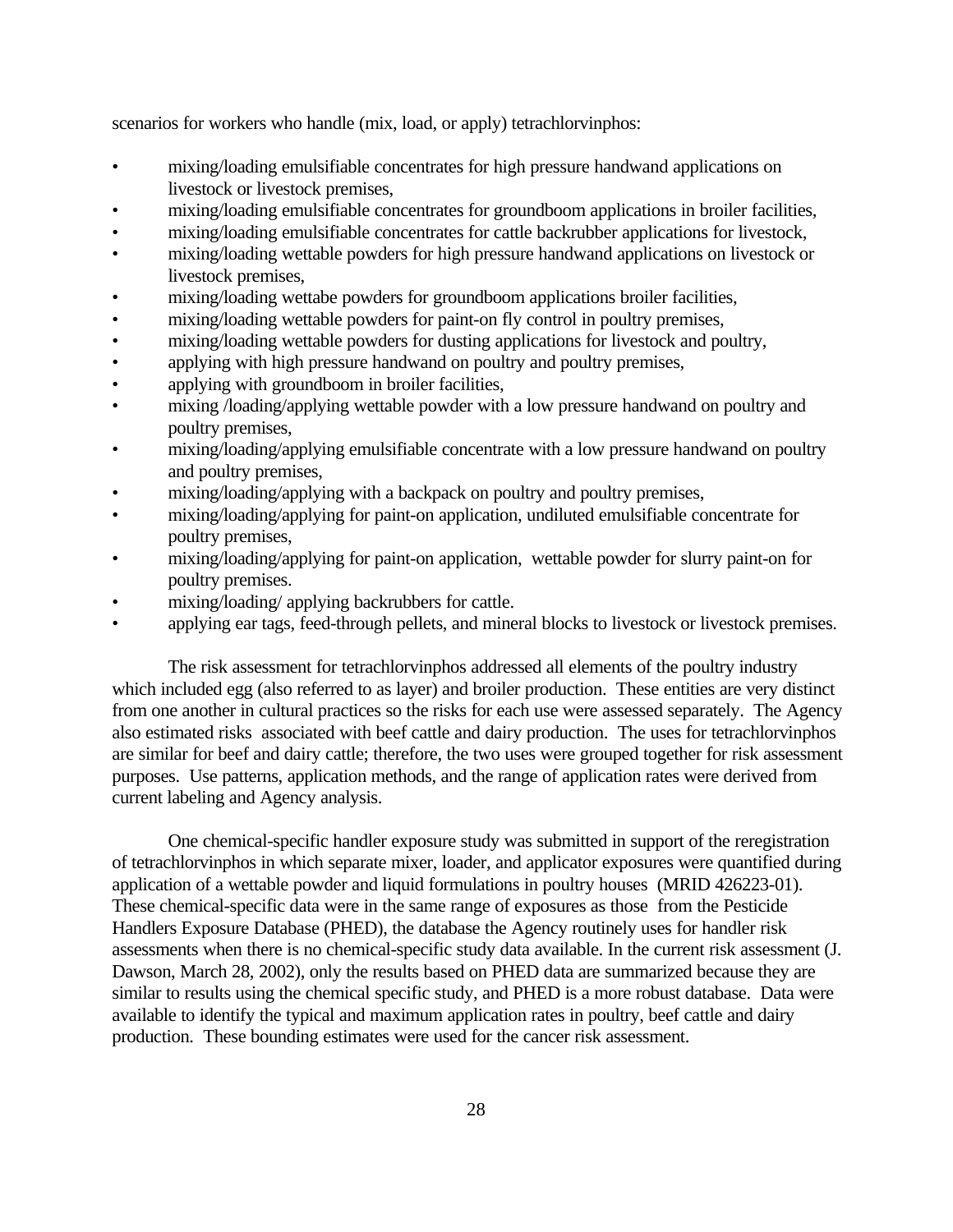scenarios for workers who handle (mix, load, or apply) tetrachlorvinphos:

- mixing/loading emulsifiable concentrates for high pressure handwand applications on livestock or livestock premises,
- mixing/loading emulsifiable concentrates for groundboom applications in broiler facilities,
- mixing/loading emulsifiable concentrates for cattle backrubber applications for livestock,
- mixing/loading wettable powders for high pressure handwand applications on livestock or livestock premises,
- mixing/loading wettabe powders for groundboom applications broiler facilities,
- mixing/loading wettable powders for paint-on fly control in poultry premises,
- mixing/loading wettable powders for dusting applications for livestock and poultry,
- applying with high pressure handwand on poultry and poultry premises,
- applying with groundboom in broiler facilities,
- mixing /loading/applying wettable powder with a low pressure handwand on poultry and poultry premises,
- mixing/loading/applying emulsifiable concentrate with a low pressure handwand on poultry and poultry premises,
- mixing/loading/applying with a backpack on poultry and poultry premises,
- mixing/loading/applying for paint-on application, undiluted emulsifiable concentrate for poultry premises,
- mixing/loading/applying for paint-on application, wettable powder for slurry paint-on for poultry premises.
- mixing/loading/ applying backrubbers for cattle.
- applying ear tags, feed-through pellets, and mineral blocks to livestock or livestock premises.

The risk assessment for tetrachlorvinphos addressed all elements of the poultry industry which included egg (also referred to as layer) and broiler production. These entities are very distinct from one another in cultural practices so the risks for each use were assessed separately. The Agency also estimated risks associated with beef cattle and dairy production. The uses for tetrachlorvinphos are similar for beef and dairy cattle; therefore, the two uses were grouped together for risk assessment purposes. Use patterns, application methods, and the range of application rates were derived from current labeling and Agency analysis.

One chemical-specific handler exposure study was submitted in support of the reregistration of tetrachlorvinphos in which separate mixer, loader, and applicator exposures were quantified during application of a wettable powder and liquid formulations in poultry houses (MRID 426223-01). These chemical-specific data were in the same range of exposures as those from the Pesticide Handlers Exposure Database (PHED), the database the Agency routinely uses for handler risk assessments when there is no chemical-specific study data available. In the current risk assessment (J. Dawson, March 28, 2002), only the results based on PHED data are summarized because they are similar to results using the chemical specific study, and PHED is a more robust database. Data were available to identify the typical and maximum application rates in poultry, beef cattle and dairy production. These bounding estimates were used for the cancer risk assessment.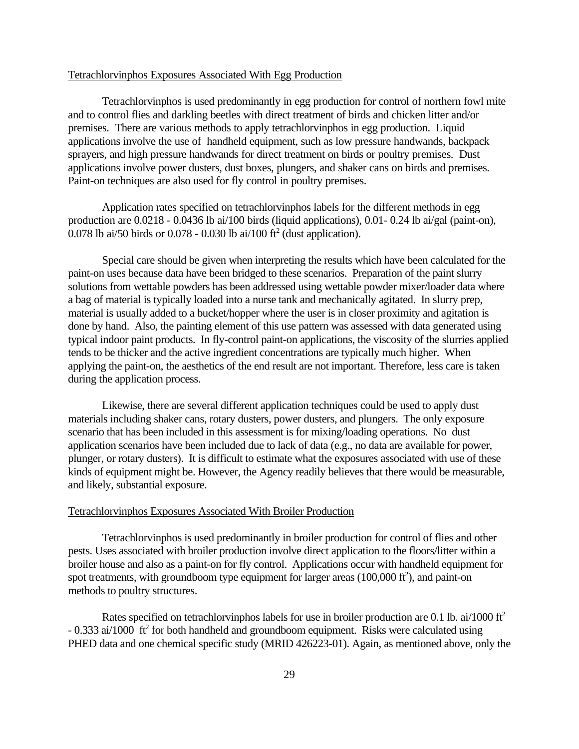Tetrachlorvinphos Exposures Associated With Egg Production

Tetrachlorvinphos is used predominantly in egg production for control of northern fowl mite and to control flies and darkling beetles with direct treatment of birds and chicken litter and/or premises. There are various methods to apply tetrachlorvinphos in egg production. Liquid applications involve the use of handheld equipment, such as low pressure handwands, backpack sprayers, and high pressure handwands for direct treatment on birds or poultry premises. Dust applications involve power dusters, dust boxes, plungers, and shaker cans on birds and premises. Paint-on techniques are also used for fly control in poultry premises.

Application rates specified on tetrachlorvinphos labels for the different methods in egg production are 0.0218 - 0.0436 lb ai/100 birds (liquid applications), 0.01- 0.24 lb ai/gal (paint-on), 0.078 lb ai/50 birds or 0.078 - 0.030 lb ai/100 $ft^2$ (dust application).

Special care should be given when interpreting the results which have been calculated for the paint-on uses because data have been bridged to these scenarios. Preparation of the paint slurry solutions from wettable powders has been addressed using wettable powder mixer/loader data where a bag of material is typically loaded into a nurse tank and mechanically agitated. In slurry prep, material is usually added to a bucket/hopper where the user is in closer proximity and agitation is done by hand. Also, the painting element of this use pattern was assessed with data generated using typical indoor paint products. In fly-control paint-on applications, the viscosity of the slurries applied tends to be thicker and the active ingredient concentrations are typically much higher. When applying the paint-on, the aesthetics of the end result are not important. Therefore, less care is taken during the application process.

Likewise, there are several different application techniques could be used to apply dust materials including shaker cans, rotary dusters, power dusters, and plungers. The only exposure scenario that has been included in this assessment is for mixing/loading operations. No dust application scenarios have been included due to lack of data (e.g., no data are available for power, plunger, or rotary dusters). It is difficult to estimate what the exposures associated with use of these kinds of equipment might be. However, the Agency readily believes that there would be measurable, and likely, substantial exposure.

Tetrachlorvinphos Exposures Associated With Broiler Production

Tetrachlorvinphos is used predominantly in broiler production for control of flies and other pests. Uses associated with broiler production involve direct application to the floors/litter within a broiler house and also as a paint-on for fly control. Applications occur with handheld equipment for spot treatments, with groundboom type equipment for larger areas (100,000 $ft^2$), and paint-on methods to poultry structures.

Rates specified on tetrachlorvinphos labels for use in broiler production are 0.1 lb. ai/1000 $ft^2$ - 0.333 ai/1000 $ft^2$ for both handheld and groundboom equipment. Risks were calculated using PHED data and one chemical specific study (MRID 426223-01). Again, as mentioned above, only the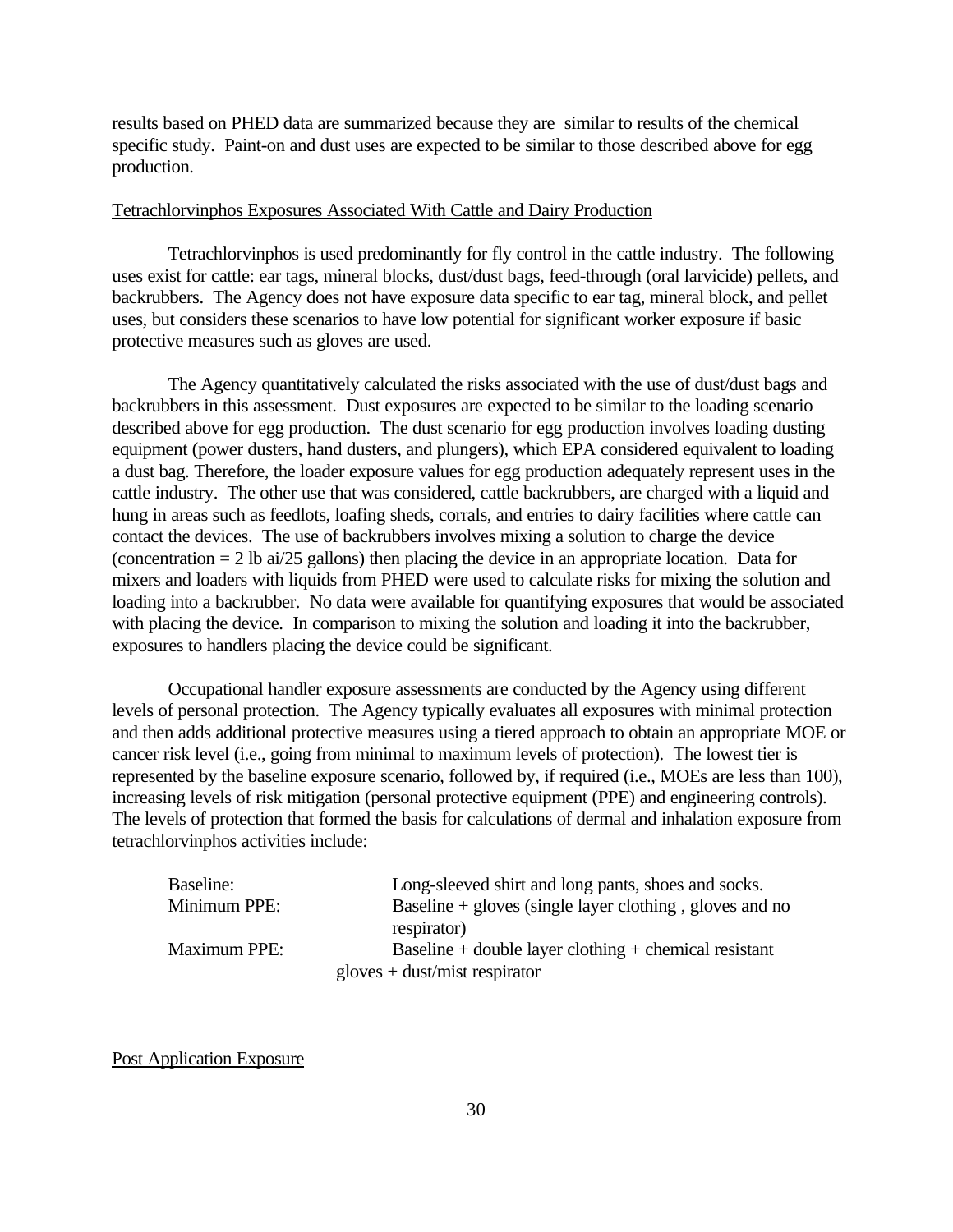results based on PHED data are summarized because they are similar to results of the chemical specific study. Paint-on and dust uses are expected to be similar to those described above for egg production.

Tetrachlorvinphos Exposures Associated With Cattle and Dairy Production

Tetrachlorvinphos is used predominantly for fly control in the cattle industry. The following uses exist for cattle: ear tags, mineral blocks, dust/dust bags, feed-through (oral larvicide) pellets, and backrubbers. The Agency does not have exposure data specific to ear tag, mineral block, and pellet uses, but considers these scenarios to have low potential for significant worker exposure if basic protective measures such as gloves are used.

The Agency quantitatively calculated the risks associated with the use of dust/dust bags and backrubbers in this assessment. Dust exposures are expected to be similar to the loading scenario described above for egg production. The dust scenario for egg production involves loading dusting equipment (power dusters, hand dusters, and plungers), which EPA considered equivalent to loading a dust bag. Therefore, the loader exposure values for egg production adequately represent uses in the cattle industry. The other use that was considered, cattle backrubbers, are charged with a liquid and hung in areas such as feedlots, loafing sheds, corrals, and entries to dairy facilities where cattle can contact the devices. The use of backrubbers involves mixing a solution to charge the device (concentration = 2 lb ai/25 gallons) then placing the device in an appropriate location. Data for mixers and loaders with liquids from PHED were used to calculate risks for mixing the solution and loading into a backrubber. No data were available for quantifying exposures that would be associated with placing the device. In comparison to mixing the solution and loading it into the backrubber, exposures to handlers placing the device could be significant.

Occupational handler exposure assessments are conducted by the Agency using different levels of personal protection. The Agency typically evaluates all exposures with minimal protection and then adds additional protective measures using a tiered approach to obtain an appropriate MOE or cancer risk level (i.e., going from minimal to maximum levels of protection). The lowest tier is represented by the baseline exposure scenario, followed by, if required (i.e., MOEs are less than 100), increasing levels of risk mitigation (personal protective equipment (PPE) and engineering controls). The levels of protection that formed the basis for calculations of dermal and inhalation exposure from tetrachlorvinphos activities include:

| | |
|---|---|
| Baseline: | Long-sleeved shirt and long pants, shoes and socks. |
| Minimum PPE: | Baseline + gloves (single layer clothing , gloves and no respirator) |
| Maximum PPE: | Baseline + double layer clothing + chemical resistant gloves + dust/mist respirator |

Post Application Exposure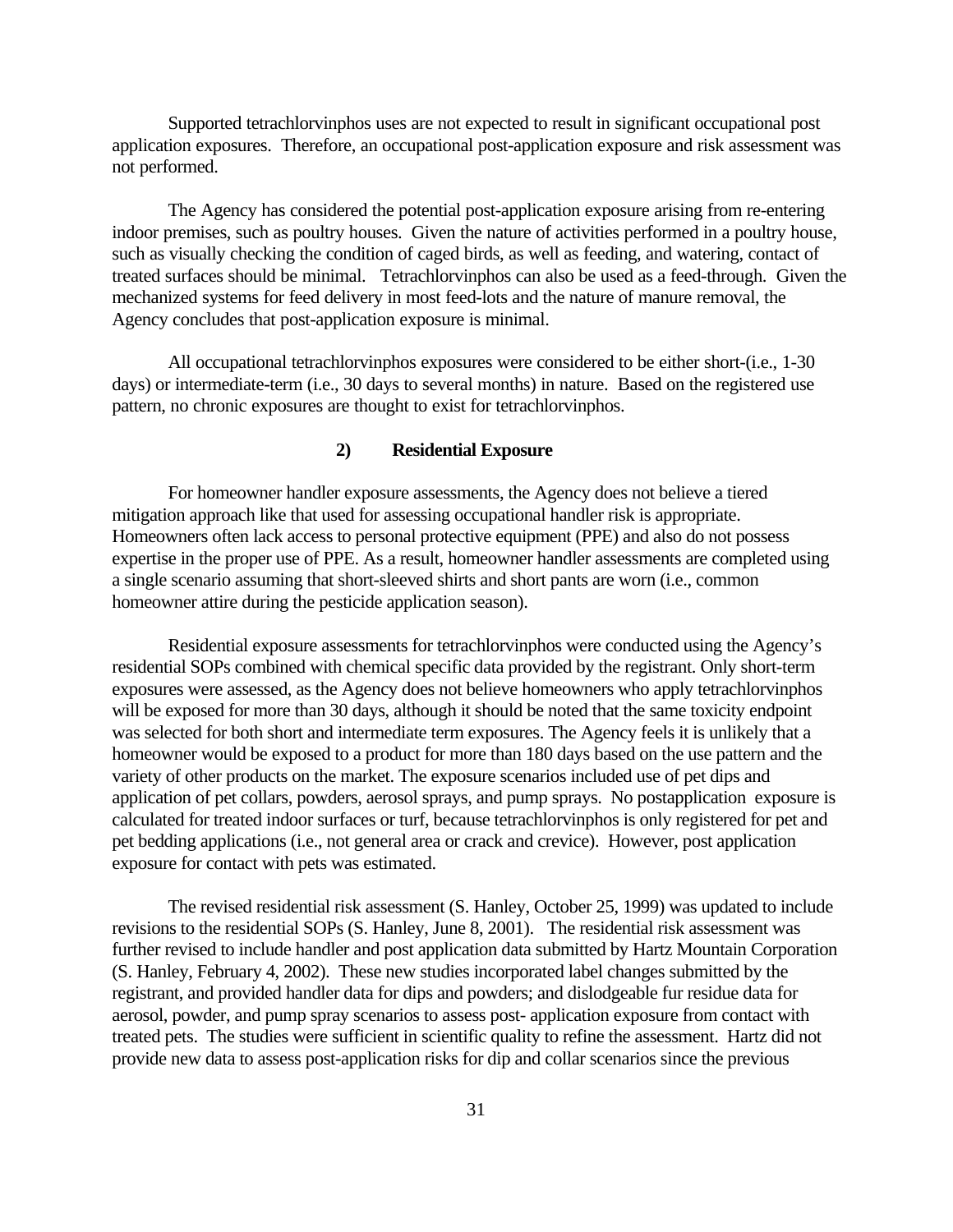Supported tetrachlorvinphos uses are not expected to result in significant occupational post application exposures. Therefore, an occupational post-application exposure and risk assessment was not performed.

The Agency has considered the potential post-application exposure arising from re-entering indoor premises, such as poultry houses. Given the nature of activities performed in a poultry house, such as visually checking the condition of caged birds, as well as feeding, and watering, contact of treated surfaces should be minimal. Tetrachlorvinphos can also be used as a feed-through. Given the mechanized systems for feed delivery in most feed-lots and the nature of manure removal, the Agency concludes that post-application exposure is minimal.

All occupational tetrachlorvinphos exposures were considered to be either short-(i.e., 1-30 days) or intermediate-term (i.e., 30 days to several months) in nature. Based on the registered use pattern, no chronic exposures are thought to exist for tetrachlorvinphos.

### 2) Residential Exposure

For homeowner handler exposure assessments, the Agency does not believe a tiered mitigation approach like that used for assessing occupational handler risk is appropriate. Homeowners often lack access to personal protective equipment (PPE) and also do not possess expertise in the proper use of PPE. As a result, homeowner handler assessments are completed using a single scenario assuming that short-sleeved shirts and short pants are worn (i.e., common homeowner attire during the pesticide application season).

Residential exposure assessments for tetrachlorvinphos were conducted using the Agency's residential SOPs combined with chemical specific data provided by the registrant. Only short-term exposures were assessed, as the Agency does not believe homeowners who apply tetrachlorvinphos will be exposed for more than 30 days, although it should be noted that the same toxicity endpoint was selected for both short and intermediate term exposures. The Agency feels it is unlikely that a homeowner would be exposed to a product for more than 180 days based on the use pattern and the variety of other products on the market. The exposure scenarios included use of pet dips and application of pet collars, powders, aerosol sprays, and pump sprays. No postapplication exposure is calculated for treated indoor surfaces or turf, because tetrachlorvinphos is only registered for pet and pet bedding applications (i.e., not general area or crack and crevice). However, post application exposure for contact with pets was estimated.

The revised residential risk assessment (S. Hanley, October 25, 1999) was updated to include revisions to the residential SOPs (S. Hanley, June 8, 2001). The residential risk assessment was further revised to include handler and post application data submitted by Hartz Mountain Corporation (S. Hanley, February 4, 2002). These new studies incorporated label changes submitted by the registrant, and provided handler data for dips and powders; and dislodgeable fur residue data for aerosol, powder, and pump spray scenarios to assess post- application exposure from contact with treated pets. The studies were sufficient in scientific quality to refine the assessment. Hartz did not provide new data to assess post-application risks for dip and collar scenarios since the previous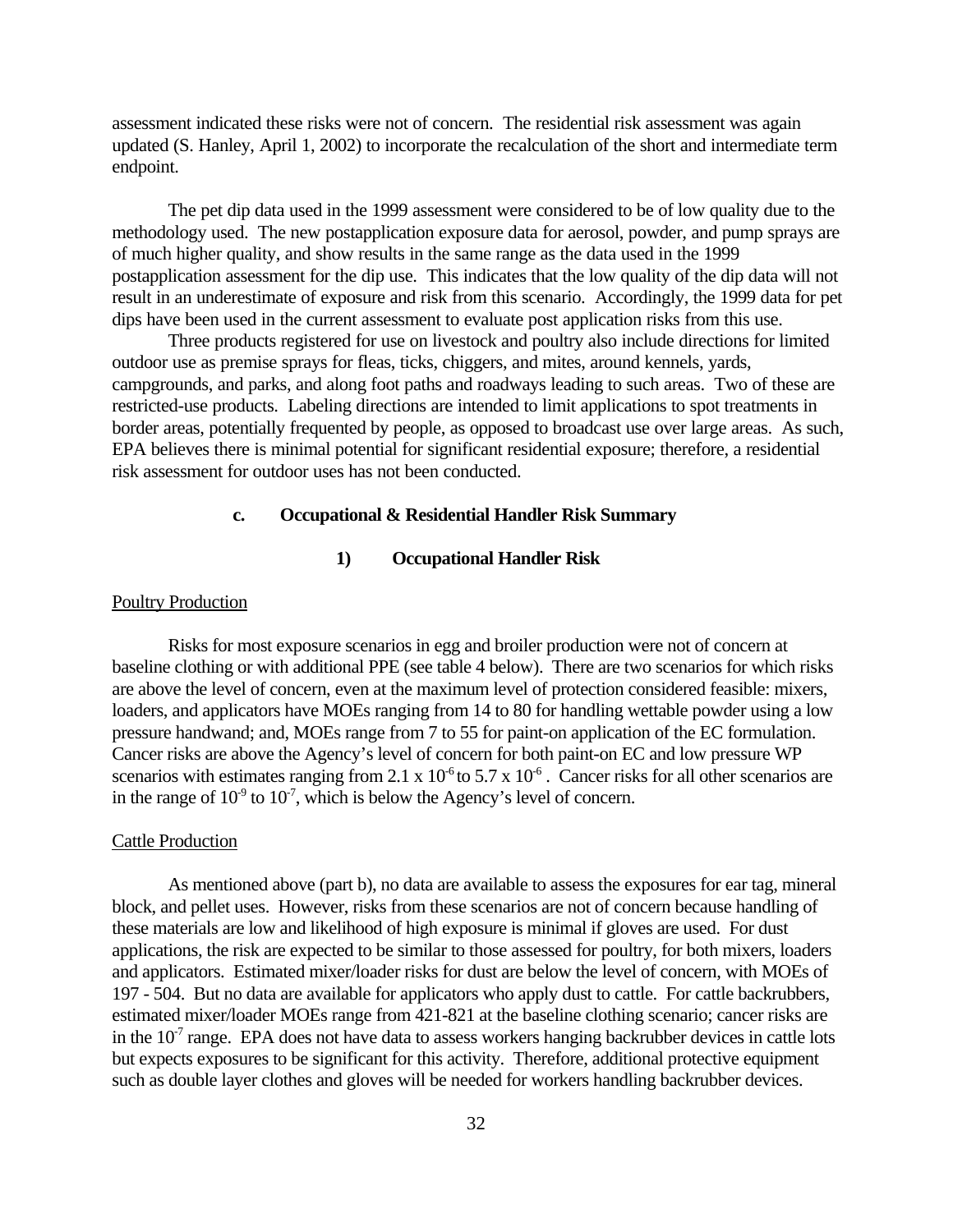assessment indicated these risks were not of concern. The residential risk assessment was again updated (S. Hanley, April 1, 2002) to incorporate the recalculation of the short and intermediate term endpoint.

The pet dip data used in the 1999 assessment were considered to be of low quality due to the methodology used. The new postapplication exposure data for aerosol, powder, and pump sprays are of much higher quality, and show results in the same range as the data used in the 1999 postapplication assessment for the dip use. This indicates that the low quality of the dip data will not result in an underestimate of exposure and risk from this scenario. Accordingly, the 1999 data for pet dips have been used in the current assessment to evaluate post application risks from this use.

Three products registered for use on livestock and poultry also include directions for limited outdoor use as premise sprays for fleas, ticks, chiggers, and mites, around kennels, yards, campgrounds, and parks, and along foot paths and roadways leading to such areas. Two of these are restricted-use products. Labeling directions are intended to limit applications to spot treatments in border areas, potentially frequented by people, as opposed to broadcast use over large areas. As such, EPA believes there is minimal potential for significant residential exposure; therefore, a residential risk assessment for outdoor uses has not been conducted.

### c. Occupational & Residential Handler Risk Summary

#### 1) Occupational Handler Risk

Poultry Production

Risks for most exposure scenarios in egg and broiler production were not of concern at baseline clothing or with additional PPE (see table 4 below). There are two scenarios for which risks are above the level of concern, even at the maximum level of protection considered feasible: mixers, loaders, and applicators have MOEs ranging from 14 to 80 for handling wettable powder using a low pressure handwand; and, MOEs range from 7 to 55 for paint-on application of the EC formulation. Cancer risks are above the Agency's level of concern for both paint-on EC and low pressure WP scenarios with estimates ranging from $2.1 \times 10^{-6}$ to $5.7 \times 10^{-6}$ . Cancer risks for all other scenarios are in the range of $10^{-9}$ to $10^{-7}$, which is below the Agency's level of concern.

Cattle Production

As mentioned above (part b), no data are available to assess the exposures for ear tag, mineral block, and pellet uses. However, risks from these scenarios are not of concern because handling of these materials are low and likelihood of high exposure is minimal if gloves are used. For dust applications, the risk are expected to be similar to those assessed for poultry, for both mixers, loaders and applicators. Estimated mixer/loader risks for dust are below the level of concern, with MOEs of 197 - 504. But no data are available for applicators who apply dust to cattle. For cattle backrubbers, estimated mixer/loader MOEs range from 421-821 at the baseline clothing scenario; cancer risks are in the $10^{-7}$ range. EPA does not have data to assess workers hanging backrubber devices in cattle lots but expects exposures to be significant for this activity. Therefore, additional protective equipment such as double layer clothes and gloves will be needed for workers handling backrubber devices.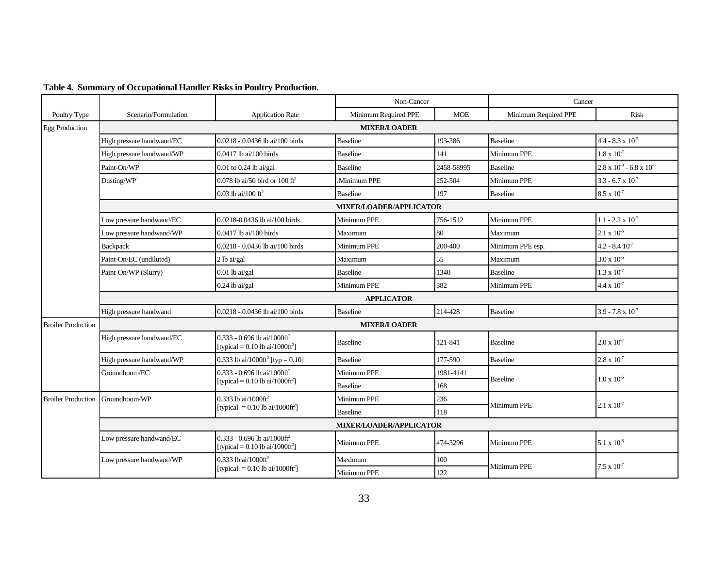**Table 4. Summary of Occupational Handler Risks in Poultry Production**.

| | | | Non-Cancer | | Cancer | |
|---|---|---|---|---|---|---|
| Poultry Type | Scenario/Formulation | Application Rate | Minimum Required PPE | MOE | Minimum Required PPE | Risk |
| Egg Production | **MIXER/LOADER** | | | | | |
| | High pressure handwand/EC | 0.0218 - 0.0436 lb ai/100 birds | Baseline | 193-386 | Baseline | $4.4 - 8.3 \times 10^{-7}$ |
| | High pressure handwand/WP | 0.0417 lb ai/100 birds | Baseline | 141 | Minimum PPE | $1.8 \times 10^{-7}$ |
| | Paint-On/WP | 0.01 to 0.24 lb ai/gal | Baseline | 2458-58995 | Baseline | $2.8 \times 10^{-9} - 6.8 \times 10^{-8}$ |
| | Dusting/WP[1] | 0.078 lb ai/50 bird or 100 $ft^2$ | .Minimum PPE | 252-504 | Minimum PPE | $3.3 - 6.7 \times 10^{-7}$ |
| | | 0.03 lb ai/100 $ft^2$ | Baseline | 197 | Baseline | $8.5 \times 10^{-7}$ |
| | **MIXER/LOADER/APPLICATOR** | | | | | |
| | Low pressure handwand/EC | 0.0218-0.0436 lb ai/100 birds | Minimum PPE | 756-1512 | Minimum PPE | $1.1 - 2.2 \times 10^{-7}$ |
| | Low pressure handwand/WP | 0.0417 lb ai/100 birds | Maximum | 80 | Maximum | $2.1 \times 10^{-6}$ |
| | Backpack | 0.0218 - 0.0436 lb ai/100 birds | Minimum PPE | 200-400 | Minimum PPE esp. | $4.2 - 8.4\ 10^{-7}$ |
| | Paint-On/EC (undiluted) | 2 lb ai/gal | Maximum | 55 | Maximum | $3.0 \times 10^{-6}$ |
| | Paint-On/WP (Slurry) | 0.01 lb ai/gal | Baseline | 1340 | Baseline | $1.3 \times 10^{-7}$ |
| | | 0.24 lb ai/gal | Minimum PPE | 382 | Minimum PPE | $4.4 \times 10^{-7}$ |
| | **APPLICATOR** | | | | | |
| | High pressure handwand | 0.0218 - 0.0436 lb ai/100 birds | Baseline | 214-428 | Baseline | $3.9 - 7.8 \times 10^{-7}$ |
| Broiler Production | **MIXER/LOADER** | | | | | |
| | High pressure handwand/EC | 0.333 - 0.696 lb ai/1000$ft^2$ [typical = 0.10 lb ai/1000$ft^2$] | Baseline | 121-841 | Baseline | $2.0 \times 10^{-7}$ |
| | High pressure handwand/WP | 0.333 lb ai/1000$ft^2$ [typ = 0.10] | Baseline | 177-590 | Baseline | $2.8 \times 10^{-7}$ |
| | Groundboom/EC | 0.333 - 0.696 lb ai/1000$ft^2$ [typical = 0.10 lb ai/1000$ft^2$] | Minimum PPE | 1981-4141 | Baseline | $1.0 \times 10^{-6}$ |
| | | | Baseline | 168 | | |
| Broiler Production | Groundboom/WP | 0.333 lb ai/1000$ft^2$ [typical = 0.10 lb ai/1000$ft^2$] | Minimum PPE | 236 | Minimum PPE | $2.1 \times 10^{-7}$ |
| | | | Baseline | 118 | | |
| | **MIXER/LOADER/APPLICATOR** | | | | | |
| | Low pressure handwand/EC | 0.333 - 0.696 lb ai/1000$ft^2$ [typical = 0.10 lb ai/1000$ft^2$] | Minimum PPE | 474-3296 | Minimum PPE | $5.1 \times 10^{-8}$ |
| | Low pressure handwand/WP | 0.333 lb ai/1000$ft^2$ [typical = 0.10 lb ai/1000$ft^2$] | Maximum | 100 | Minimum PPE | $7.5 \times 10^{-7}$ |
| | | | Minimum PPE | 122 | | |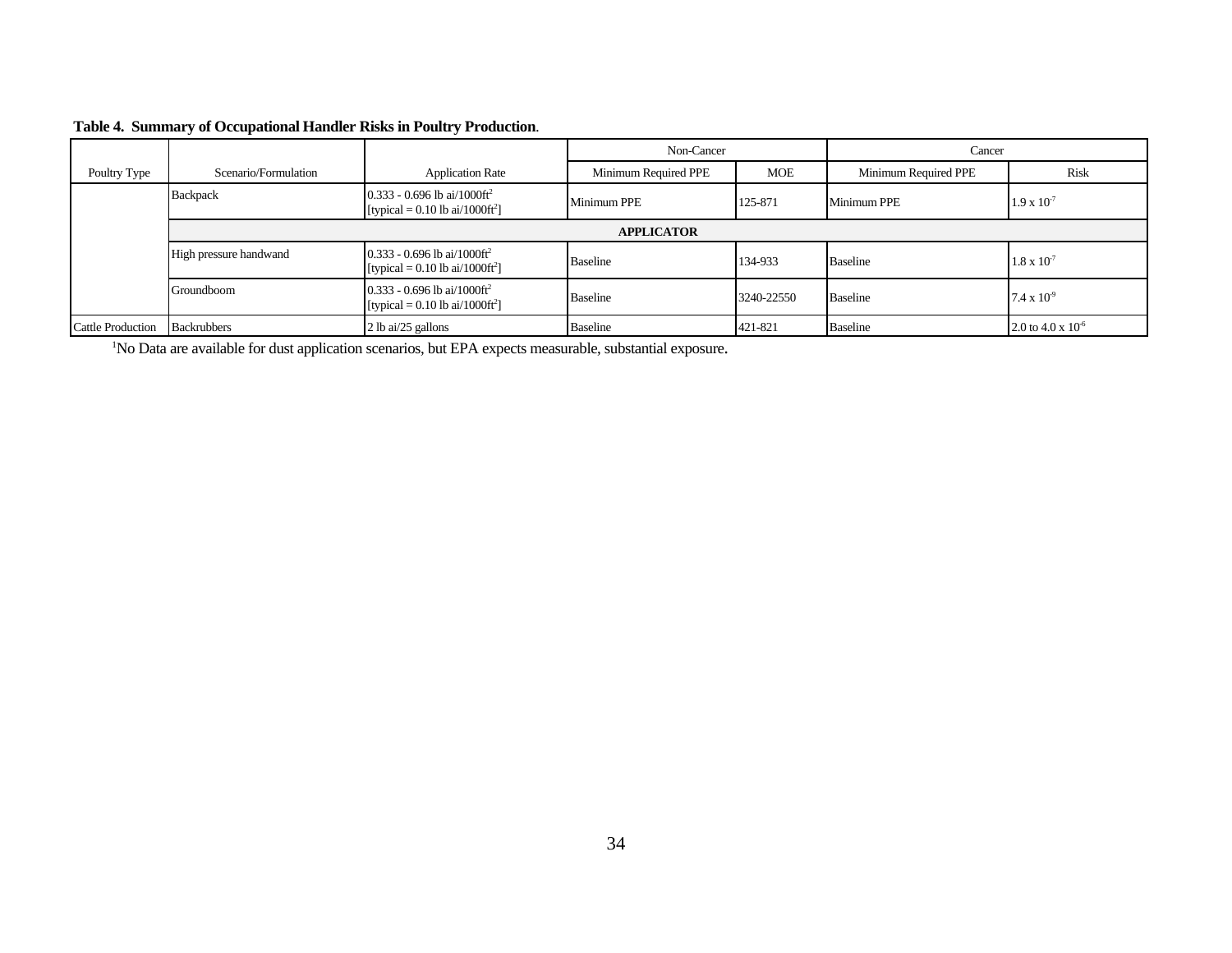**Table 4. Summary of Occupational Handler Risks in Poultry Production**.

| Poultry Type | Scenario/Formulation | Application Rate | Non-Cancer | | Cancer | |
|---|---|---|---|---|---|---|
| | | | Minimum Required PPE | MOE | Minimum Required PPE | Risk |
| | Backpack | 0.333 - 0.696 lb ai/1000ft$^2$ [typical = 0.10 lb ai/1000ft$^2$] | Minimum PPE | 125-871 | Minimum PPE | $1.9 \times 10^{-7}$ |
| | **APPLICATOR** | | | | | |
| | High pressure handwand | 0.333 - 0.696 lb ai/1000ft$^2$ [typical = 0.10 lb ai/1000ft$^2$] | Baseline | 134-933 | Baseline | $1.8 \times 10^{-7}$ |
| | Groundboom | 0.333 - 0.696 lb ai/1000ft$^2$ [typical = 0.10 lb ai/1000ft$^2$] | Baseline | 3240-22550 | Baseline | $7.4 \times 10^{-9}$ |
| Cattle Production | Backrubbers | 2 lb ai/25 gallons | Baseline | 421-821 | Baseline | 2.0 to $4.0 \times 10^{-6}$ |

[1]No Data are available for dust application scenarios, but EPA expects measurable, substantial exposure.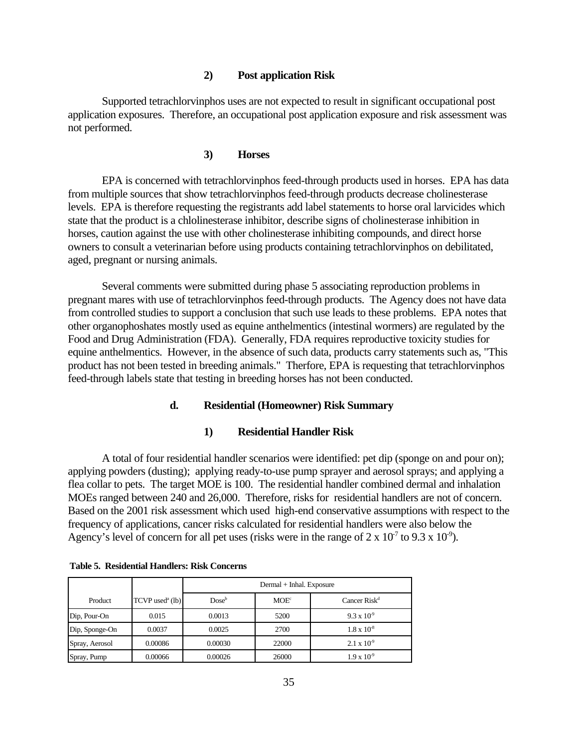#### 2) Post application Risk

Supported tetrachlorvinphos uses are not expected to result in significant occupational post application exposures. Therefore, an occupational post application exposure and risk assessment was not performed.

#### 3) Horses

EPA is concerned with tetrachlorvinphos feed-through products used in horses. EPA has data from multiple sources that show tetrachlorvinphos feed-through products decrease cholinesterase levels. EPA is therefore requesting the registrants add label statements to horse oral larvicides which state that the product is a chlolinesterase inhibitor, describe signs of cholinesterase inhibition in horses, caution against the use with other cholinesterase inhibiting compounds, and direct horse owners to consult a veterinarian before using products containing tetrachlorvinphos on debilitated, aged, pregnant or nursing animals.

Several comments were submitted during phase 5 associating reproduction problems in pregnant mares with use of tetrachlorvinphos feed-through products. The Agency does not have data from controlled studies to support a conclusion that such use leads to these problems. EPA notes that other organophoshates mostly used as equine anthelmentics (intestinal wormers) are regulated by the Food and Drug Administration (FDA). Generally, FDA requires reproductive toxicity studies for equine anthelmentics. However, in the absence of such data, products carry statements such as, "This product has not been tested in breeding animals." Therfore, EPA is requesting that tetrachlorvinphos feed-through labels state that testing in breeding horses has not been conducted.

### d. Residential (Homeowner) Risk Summary

#### 1) Residential Handler Risk

A total of four residential handler scenarios were identified: pet dip (sponge on and pour on); applying powders (dusting); applying ready-to-use pump sprayer and aerosol sprays; and applying a flea collar to pets. The target MOE is 100. The residential handler combined dermal and inhalation MOEs ranged between 240 and 26,000. Therefore, risks for residential handlers are not of concern. Based on the 2001 risk assessment which used high-end conservative assumptions with respect to the frequency of applications, cancer risks calculated for residential handlers were also below the Agency's level of concern for all pet uses (risks were in the range of $2 \times 10^{-7}$ to $9.3 \times 10^{-9}$).

**Table 5. Residential Handlers: Risk Concerns**

| | | Dermal + Inhal. Exposure | | |
|---|---|---|---|---|
| Product | TCVP used[a] (lb) | Dose[b] | MOE[c] | Cancer Risk[d] |
| Dip, Pour-On | 0.015 | 0.0013 | 5200 | $9.3 \times 10^{-9}$ |
| Dip, Sponge-On | 0.0037 | 0.0025 | 2700 | $1.8 \times 10^{-8}$ |
| Spray, Aerosol | 0.00086 | 0.00030 | 22000 | $2.1 \times 10^{-9}$ |
| Spray, Pump | 0.00066 | 0.00026 | 26000 | $1.9 \times 10^{-9}$ |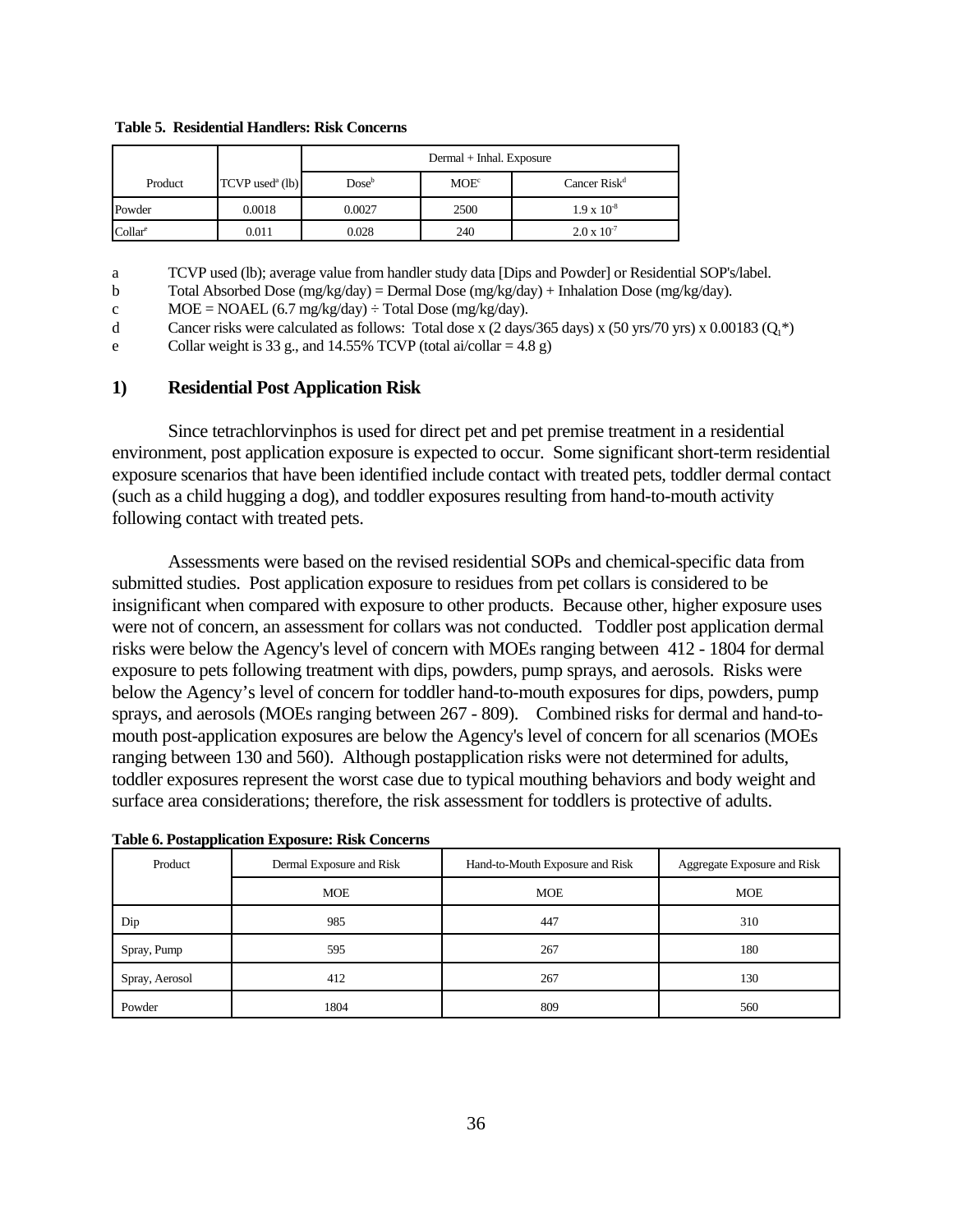**Table 5. Residential Handlers: Risk Concerns**

| Product | TCVP used[a] (lb) | Dermal + Inhal. Exposure | | |
|---|---|---|---|---|
| | | Dose[b] | MOE[c] | Cancer Risk[d] |
| Powder | 0.0018 | 0.0027 | 2500 | $1.9 \times 10^{-8}$ |
| Collar[e] | 0.011 | 0.028 | 240 | $2.0 \times 10^{-7}$ |

a TCVP used (lb); average value from handler study data [Dips and Powder] or Residential SOP's/label.

b Total Absorbed Dose (mg/kg/day) = Dermal Dose (mg/kg/day) + Inhalation Dose (mg/kg/day).

c MOE = NOAEL (6.7 mg/kg/day) ÷ Total Dose (mg/kg/day).

d Cancer risks were calculated as follows: Total dose x (2 days/365 days) x (50 yrs/70 yrs) x 0.00183 ($Q_1$*)

e Collar weight is 33 g., and 14.55% TCVP (total ai/collar = 4.8 g)

## 1) Residential Post Application Risk

Since tetrachlorvinphos is used for direct pet and pet premise treatment in a residential environment, post application exposure is expected to occur. Some significant short-term residential exposure scenarios that have been identified include contact with treated pets, toddler dermal contact (such as a child hugging a dog), and toddler exposures resulting from hand-to-mouth activity following contact with treated pets.

Assessments were based on the revised residential SOPs and chemical-specific data from submitted studies. Post application exposure to residues from pet collars is considered to be insignificant when compared with exposure to other products. Because other, higher exposure uses were not of concern, an assessment for collars was not conducted. Toddler post application dermal risks were below the Agency's level of concern with MOEs ranging between 412 - 1804 for dermal exposure to pets following treatment with dips, powders, pump sprays, and aerosols. Risks were below the Agency's level of concern for toddler hand-to-mouth exposures for dips, powders, pump sprays, and aerosols (MOEs ranging between 267 - 809). Combined risks for dermal and hand-to-mouth post-application exposures are below the Agency's level of concern for all scenarios (MOEs ranging between 130 and 560). Although postapplication risks were not determined for adults, toddler exposures represent the worst case due to typical mouthing behaviors and body weight and surface area considerations; therefore, the risk assessment for toddlers is protective of adults.

**Table 6. Postapplication Exposure: Risk Concerns**

| Product | Dermal Exposure and Risk | Hand-to-Mouth Exposure and Risk | Aggregate Exposure and Risk |
|---|---|---|---|
| | MOE | MOE | MOE |
| Dip | 985 | 447 | 310 |
| Spray, Pump | 595 | 267 | 180 |
| Spray, Aerosol | 412 | 267 | 130 |
| Powder | 1804 | 809 | 560 |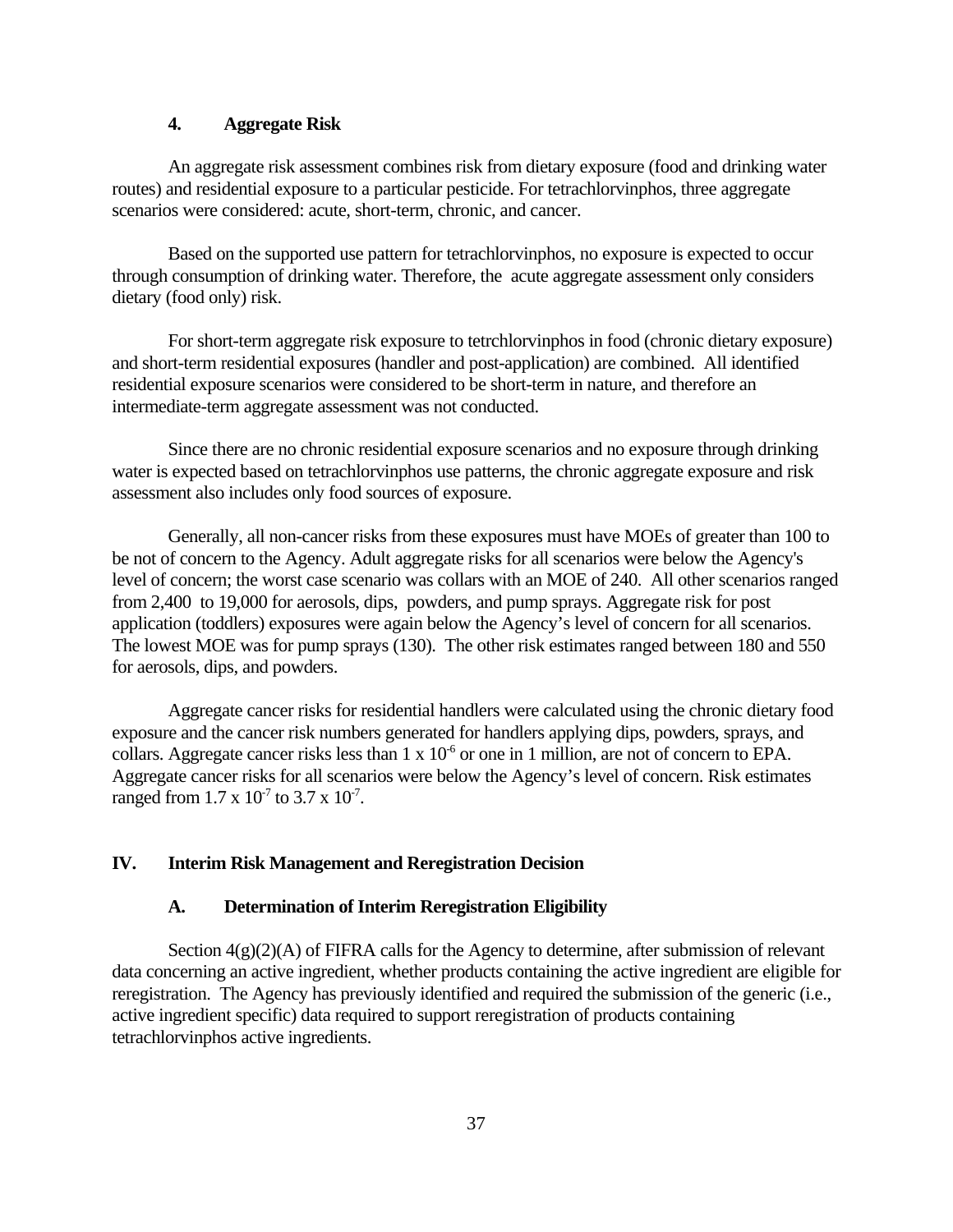#### 4. Aggregate Risk

An aggregate risk assessment combines risk from dietary exposure (food and drinking water routes) and residential exposure to a particular pesticide. For tetrachlorvinphos, three aggregate scenarios were considered: acute, short-term, chronic, and cancer.

Based on the supported use pattern for tetrachlorvinphos, no exposure is expected to occur through consumption of drinking water. Therefore, the acute aggregate assessment only considers dietary (food only) risk.

For short-term aggregate risk exposure to tetrchlorvinphos in food (chronic dietary exposure) and short-term residential exposures (handler and post-application) are combined. All identified residential exposure scenarios were considered to be short-term in nature, and therefore an intermediate-term aggregate assessment was not conducted.

Since there are no chronic residential exposure scenarios and no exposure through drinking water is expected based on tetrachlorvinphos use patterns, the chronic aggregate exposure and risk assessment also includes only food sources of exposure.

Generally, all non-cancer risks from these exposures must have MOEs of greater than 100 to be not of concern to the Agency. Adult aggregate risks for all scenarios were below the Agency's level of concern; the worst case scenario was collars with an MOE of 240. All other scenarios ranged from 2,400 to 19,000 for aerosols, dips, powders, and pump sprays. Aggregate risk for post application (toddlers) exposures were again below the Agency's level of concern for all scenarios. The lowest MOE was for pump sprays (130). The other risk estimates ranged between 180 and 550 for aerosols, dips, and powders.

Aggregate cancer risks for residential handlers were calculated using the chronic dietary food exposure and the cancer risk numbers generated for handlers applying dips, powders, sprays, and collars. Aggregate cancer risks less than $1 \times 10^{-6}$ or one in 1 million, are not of concern to EPA. Aggregate cancer risks for all scenarios were below the Agency's level of concern. Risk estimates ranged from $1.7 \times 10^{-7}$ to $3.7 \times 10^{-7}$.

## IV. Interim Risk Management and Reregistration Decision

### A. Determination of Interim Reregistration Eligibility

Section 4(g)(2)(A) of FIFRA calls for the Agency to determine, after submission of relevant data concerning an active ingredient, whether products containing the active ingredient are eligible for reregistration. The Agency has previously identified and required the submission of the generic (i.e., active ingredient specific) data required to support reregistration of products containing tetrachlorvinphos active ingredients.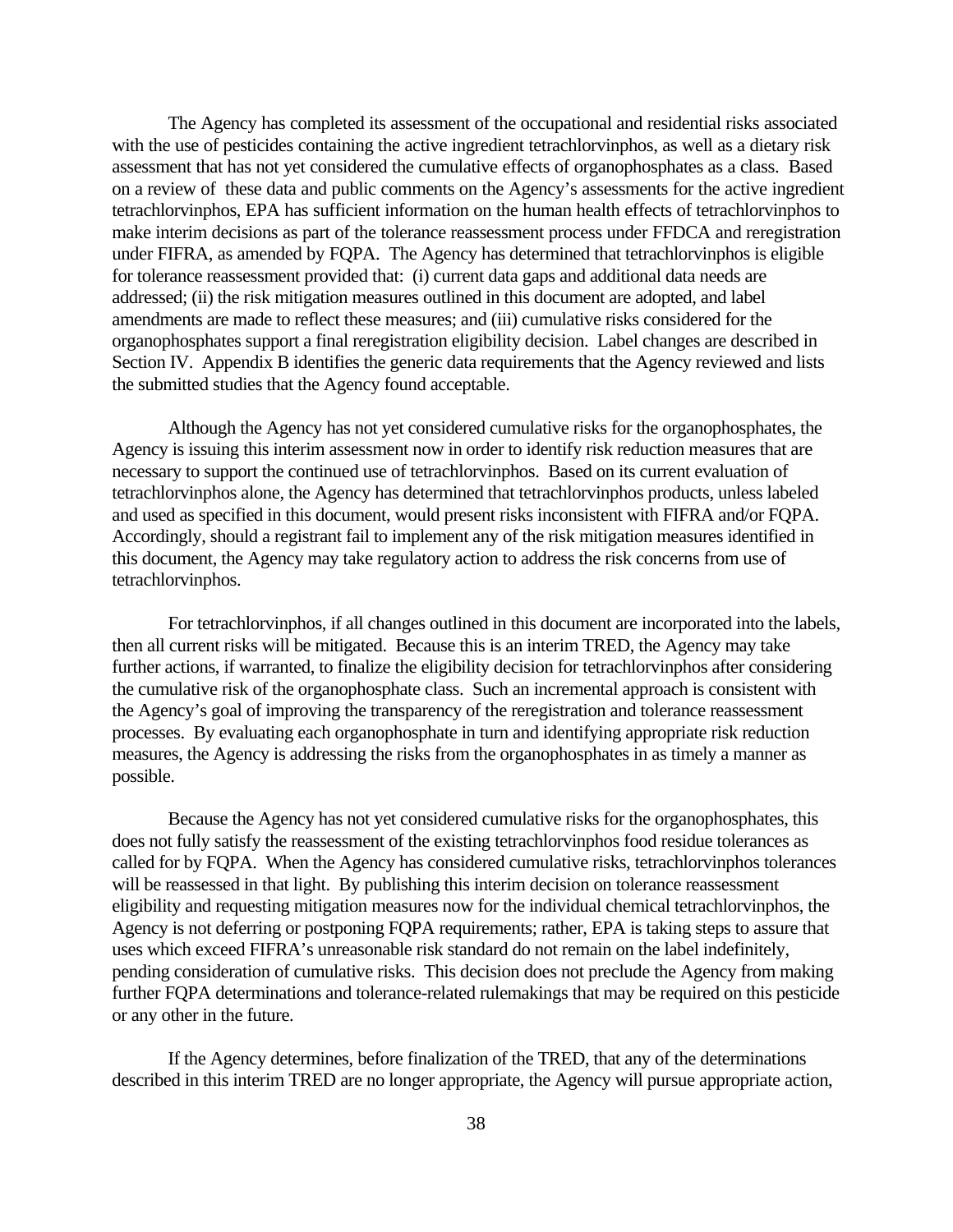The Agency has completed its assessment of the occupational and residential risks associated with the use of pesticides containing the active ingredient tetrachlorvinphos, as well as a dietary risk assessment that has not yet considered the cumulative effects of organophosphates as a class. Based on a review of these data and public comments on the Agency's assessments for the active ingredient tetrachlorvinphos, EPA has sufficient information on the human health effects of tetrachlorvinphos to make interim decisions as part of the tolerance reassessment process under FFDCA and reregistration under FIFRA, as amended by FQPA. The Agency has determined that tetrachlorvinphos is eligible for tolerance reassessment provided that: (i) current data gaps and additional data needs are addressed; (ii) the risk mitigation measures outlined in this document are adopted, and label amendments are made to reflect these measures; and (iii) cumulative risks considered for the organophosphates support a final reregistration eligibility decision. Label changes are described in Section IV. Appendix B identifies the generic data requirements that the Agency reviewed and lists the submitted studies that the Agency found acceptable.

Although the Agency has not yet considered cumulative risks for the organophosphates, the Agency is issuing this interim assessment now in order to identify risk reduction measures that are necessary to support the continued use of tetrachlorvinphos. Based on its current evaluation of tetrachlorvinphos alone, the Agency has determined that tetrachlorvinphos products, unless labeled and used as specified in this document, would present risks inconsistent with FIFRA and/or FQPA. Accordingly, should a registrant fail to implement any of the risk mitigation measures identified in this document, the Agency may take regulatory action to address the risk concerns from use of tetrachlorvinphos.

For tetrachlorvinphos, if all changes outlined in this document are incorporated into the labels, then all current risks will be mitigated. Because this is an interim TRED, the Agency may take further actions, if warranted, to finalize the eligibility decision for tetrachlorvinphos after considering the cumulative risk of the organophosphate class. Such an incremental approach is consistent with the Agency's goal of improving the transparency of the reregistration and tolerance reassessment processes. By evaluating each organophosphate in turn and identifying appropriate risk reduction measures, the Agency is addressing the risks from the organophosphates in as timely a manner as possible.

Because the Agency has not yet considered cumulative risks for the organophosphates, this does not fully satisfy the reassessment of the existing tetrachlorvinphos food residue tolerances as called for by FQPA. When the Agency has considered cumulative risks, tetrachlorvinphos tolerances will be reassessed in that light. By publishing this interim decision on tolerance reassessment eligibility and requesting mitigation measures now for the individual chemical tetrachlorvinphos, the Agency is not deferring or postponing FQPA requirements; rather, EPA is taking steps to assure that uses which exceed FIFRA's unreasonable risk standard do not remain on the label indefinitely, pending consideration of cumulative risks. This decision does not preclude the Agency from making further FQPA determinations and tolerance-related rulemakings that may be required on this pesticide or any other in the future.

If the Agency determines, before finalization of the TRED, that any of the determinations described in this interim TRED are no longer appropriate, the Agency will pursue appropriate action,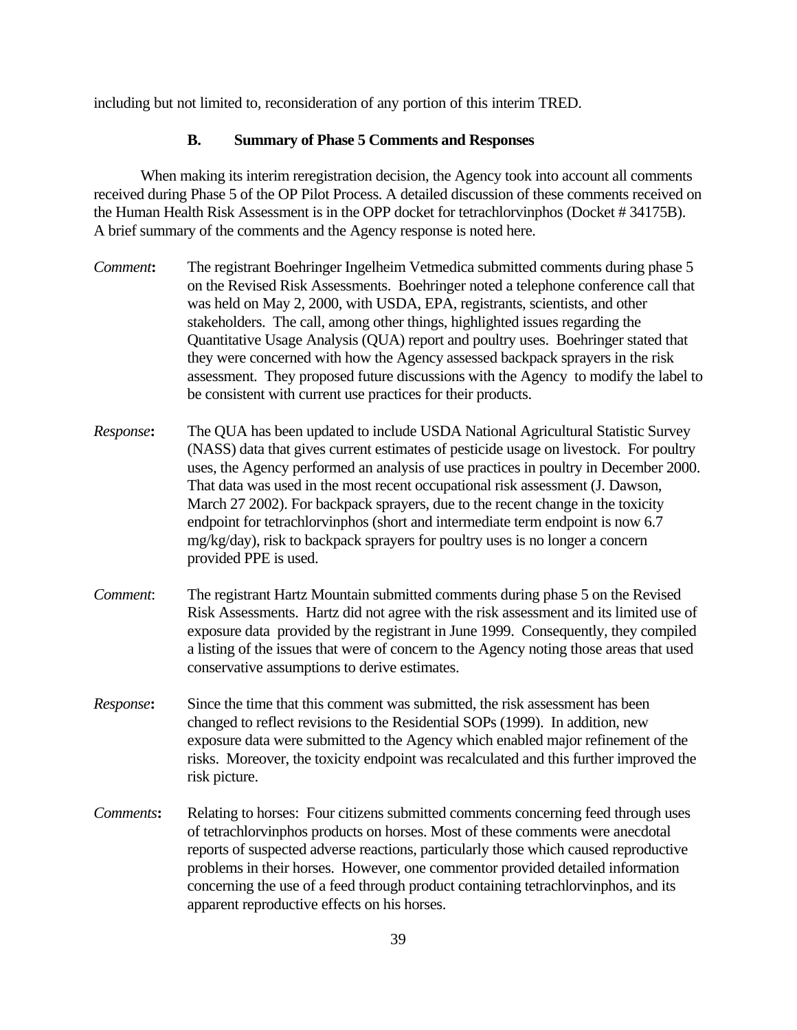including but not limited to, reconsideration of any portion of this interim TRED.

### B. Summary of Phase 5 Comments and Responses

When making its interim reregistration decision, the Agency took into account all comments received during Phase 5 of the OP Pilot Process. A detailed discussion of these comments received on the Human Health Risk Assessment is in the OPP docket for tetrachlorvinphos (Docket # 34175B). A brief summary of the comments and the Agency response is noted here.

*Comment***:** The registrant Boehringer Ingelheim Vetmedica submitted comments during phase 5 on the Revised Risk Assessments. Boehringer noted a telephone conference call that was held on May 2, 2000, with USDA, EPA, registrants, scientists, and other stakeholders. The call, among other things, highlighted issues regarding the Quantitative Usage Analysis (QUA) report and poultry uses. Boehringer stated that they were concerned with how the Agency assessed backpack sprayers in the risk assessment. They proposed future discussions with the Agency to modify the label to be consistent with current use practices for their products.

*Response***:** The QUA has been updated to include USDA National Agricultural Statistic Survey (NASS) data that gives current estimates of pesticide usage on livestock. For poultry uses, the Agency performed an analysis of use practices in poultry in December 2000. That data was used in the most recent occupational risk assessment (J. Dawson, March 27 2002). For backpack sprayers, due to the recent change in the toxicity endpoint for tetrachlorvinphos (short and intermediate term endpoint is now 6.7 mg/kg/day), risk to backpack sprayers for poultry uses is no longer a concern provided PPE is used.

*Comment*: The registrant Hartz Mountain submitted comments during phase 5 on the Revised Risk Assessments. Hartz did not agree with the risk assessment and its limited use of exposure data provided by the registrant in June 1999. Consequently, they compiled a listing of the issues that were of concern to the Agency noting those areas that used conservative assumptions to derive estimates.

*Response***:** Since the time that this comment was submitted, the risk assessment has been changed to reflect revisions to the Residential SOPs (1999). In addition, new exposure data were submitted to the Agency which enabled major refinement of the risks. Moreover, the toxicity endpoint was recalculated and this further improved the risk picture.

*Comments***:** Relating to horses: Four citizens submitted comments concerning feed through uses of tetrachlorvinphos products on horses. Most of these comments were anecdotal reports of suspected adverse reactions, particularly those which caused reproductive problems in their horses. However, one commentor provided detailed information concerning the use of a feed through product containing tetrachlorvinphos, and its apparent reproductive effects on his horses.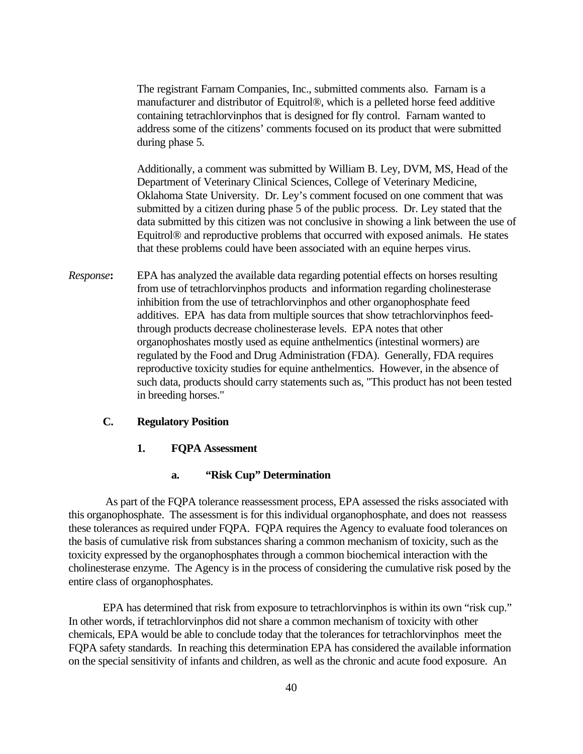The registrant Farnam Companies, Inc., submitted comments also. Farnam is a manufacturer and distributor of Equitrol®, which is a pelleted horse feed additive containing tetrachlorvinphos that is designed for fly control. Farnam wanted to address some of the citizens' comments focused on its product that were submitted during phase 5.

Additionally, a comment was submitted by William B. Ley, DVM, MS, Head of the Department of Veterinary Clinical Sciences, College of Veterinary Medicine, Oklahoma State University. Dr. Ley's comment focused on one comment that was submitted by a citizen during phase 5 of the public process. Dr. Ley stated that the data submitted by this citizen was not conclusive in showing a link between the use of Equitrol® and reproductive problems that occurred with exposed animals. He states that these problems could have been associated with an equine herpes virus.

*Response***:** EPA has analyzed the available data regarding potential effects on horses resulting from use of tetrachlorvinphos products and information regarding cholinesterase inhibition from the use of tetrachlorvinphos and other organophosphate feed additives. EPA has data from multiple sources that show tetrachlorvinphos feed-through products decrease cholinesterase levels. EPA notes that other organophoshates mostly used as equine anthelmentics (intestinal wormers) are regulated by the Food and Drug Administration (FDA). Generally, FDA requires reproductive toxicity studies for equine anthelmentics. However, in the absence of such data, products should carry statements such as, "This product has not been tested in breeding horses."

## C. Regulatory Position

### 1. FQPA Assessment

#### a. "Risk Cup" Determination

As part of the FQPA tolerance reassessment process, EPA assessed the risks associated with this organophosphate. The assessment is for this individual organophosphate, and does not reassess these tolerances as required under FQPA. FQPA requires the Agency to evaluate food tolerances on the basis of cumulative risk from substances sharing a common mechanism of toxicity, such as the toxicity expressed by the organophosphates through a common biochemical interaction with the cholinesterase enzyme. The Agency is in the process of considering the cumulative risk posed by the entire class of organophosphates.

EPA has determined that risk from exposure to tetrachlorvinphos is within its own "risk cup." In other words, if tetrachlorvinphos did not share a common mechanism of toxicity with other chemicals, EPA would be able to conclude today that the tolerances for tetrachlorvinphos meet the FQPA safety standards. In reaching this determination EPA has considered the available information on the special sensitivity of infants and children, as well as the chronic and acute food exposure. An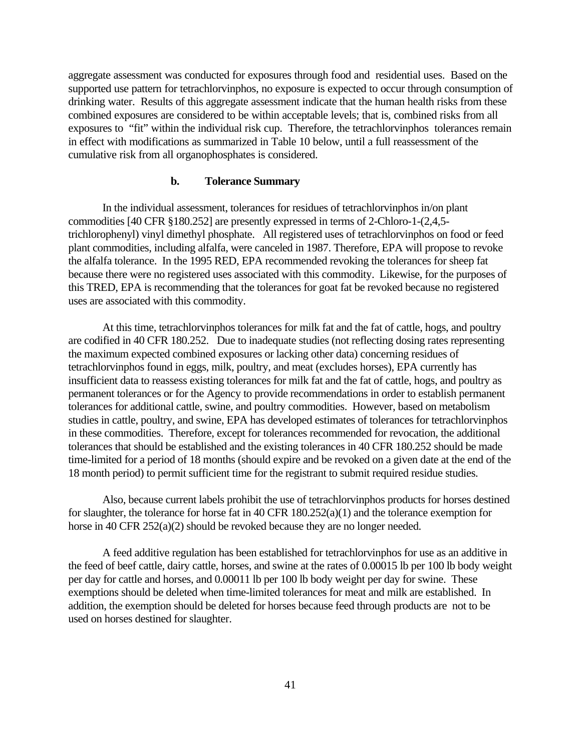aggregate assessment was conducted for exposures through food and residential uses. Based on the supported use pattern for tetrachlorvinphos, no exposure is expected to occur through consumption of drinking water. Results of this aggregate assessment indicate that the human health risks from these combined exposures are considered to be within acceptable levels; that is, combined risks from all exposures to "fit" within the individual risk cup. Therefore, the tetrachlorvinphos tolerances remain in effect with modifications as summarized in Table 10 below, until a full reassessment of the cumulative risk from all organophosphates is considered.

#### b. Tolerance Summary

In the individual assessment, tolerances for residues of tetrachlorvinphos in/on plant commodities [40 CFR §180.252] are presently expressed in terms of 2-Chloro-1-(2,4,5-trichlorophenyl) vinyl dimethyl phosphate. All registered uses of tetrachlorvinphos on food or feed plant commodities, including alfalfa, were canceled in 1987. Therefore, EPA will propose to revoke the alfalfa tolerance. In the 1995 RED, EPA recommended revoking the tolerances for sheep fat because there were no registered uses associated with this commodity. Likewise, for the purposes of this TRED, EPA is recommending that the tolerances for goat fat be revoked because no registered uses are associated with this commodity.

At this time, tetrachlorvinphos tolerances for milk fat and the fat of cattle, hogs, and poultry are codified in 40 CFR 180.252. Due to inadequate studies (not reflecting dosing rates representing the maximum expected combined exposures or lacking other data) concerning residues of tetrachlorvinphos found in eggs, milk, poultry, and meat (excludes horses), EPA currently has insufficient data to reassess existing tolerances for milk fat and the fat of cattle, hogs, and poultry as permanent tolerances or for the Agency to provide recommendations in order to establish permanent tolerances for additional cattle, swine, and poultry commodities. However, based on metabolism studies in cattle, poultry, and swine, EPA has developed estimates of tolerances for tetrachlorvinphos in these commodities. Therefore, except for tolerances recommended for revocation, the additional tolerances that should be established and the existing tolerances in 40 CFR 180.252 should be made time-limited for a period of 18 months (should expire and be revoked on a given date at the end of the 18 month period) to permit sufficient time for the registrant to submit required residue studies.

Also, because current labels prohibit the use of tetrachlorvinphos products for horses destined for slaughter, the tolerance for horse fat in 40 CFR 180.252(a)(1) and the tolerance exemption for horse in 40 CFR 252(a)(2) should be revoked because they are no longer needed.

A feed additive regulation has been established for tetrachlorvinphos for use as an additive in the feed of beef cattle, dairy cattle, horses, and swine at the rates of 0.00015 lb per 100 lb body weight per day for cattle and horses, and 0.00011 lb per 100 lb body weight per day for swine. These exemptions should be deleted when time-limited tolerances for meat and milk are established. In addition, the exemption should be deleted for horses because feed through products are not to be used on horses destined for slaughter.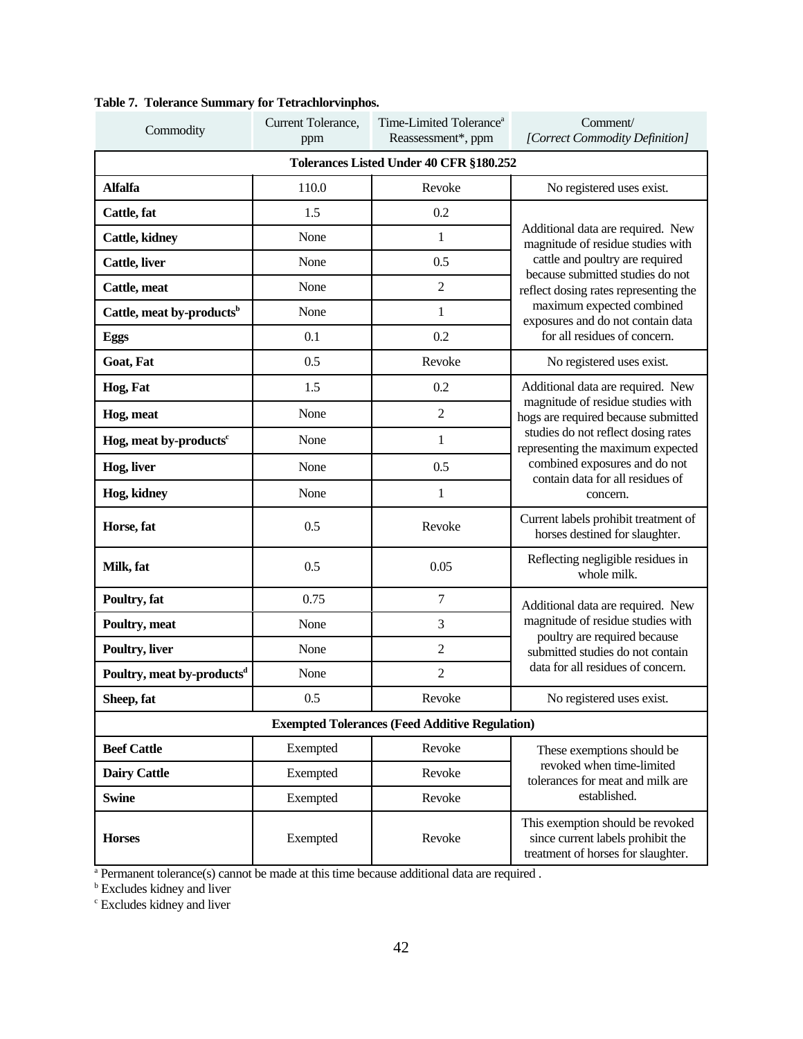**Table 7. Tolerance Summary for Tetrachlorvinphos.**

| Commodity | Current Tolerance, ppm | Time-Limited Tolerance[a] Reassessment*, ppm | Comment/ *[Correct Commodity Definition]* |
|---|---|---|---|
| **Tolerances Listed Under 40 CFR §180.252** | | | |
| **Alfalfa** | 110.0 | Revoke | No registered uses exist. |
| **Cattle, fat** | 1.5 | 0.2 | Additional data are required. New magnitude of residue studies with cattle and poultry are required because submitted studies do not reflect dosing rates representing the maximum expected combined exposures and do not contain data for all residues of concern. |
| **Cattle, kidney** | None | 1 | |
| **Cattle, liver** | None | 0.5 | |
| **Cattle, meat** | None | 2 | |
| **Cattle, meat by-products[b]** | None | 1 | |
| **Eggs** | 0.1 | 0.2 | |
| **Goat, Fat** | 0.5 | Revoke | No registered uses exist. |
| **Hog, Fat** | 1.5 | 0.2 | Additional data are required. New magnitude of residue studies with hogs are required because submitted studies do not reflect dosing rates representing the maximum expected combined exposures and do not contain data for all residues of concern. |
| **Hog, meat** | None | 2 | |
| **Hog, meat by-products[c]** | None | 1 | |
| **Hog, liver** | None | 0.5 | |
| **Hog, kidney** | None | 1 | |
| **Horse, fat** | 0.5 | Revoke | Current labels prohibit treatment of horses destined for slaughter. |
| **Milk, fat** | 0.5 | 0.05 | Reflecting negligible residues in whole milk. |
| **Poultry, fat** | 0.75 | 7 | Additional data are required. New magnitude of residue studies with poultry are required because submitted studies do not contain data for all residues of concern. |
| **Poultry, meat** | None | 3 | |
| **Poultry, liver** | None | 2 | |
| **Poultry, meat by-products[d]** | None | 2 | |
| **Sheep, fat** | 0.5 | Revoke | No registered uses exist. |
| **Exempted Tolerances (Feed Additive Regulation)** | | | |
| **Beef Cattle** | Exempted | Revoke | These exemptions should be revoked when time-limited tolerances for meat and milk are established. |
| **Dairy Cattle** | Exempted | Revoke | |
| **Swine** | Exempted | Revoke | |
| **Horses** | Exempted | Revoke | This exemption should be revoked since current labels prohibit the treatment of horses for slaughter. |

[a] Permanent tolerance(s) cannot be made at this time because additional data are required .
[b] Excludes kidney and liver
[c] Excludes kidney and liver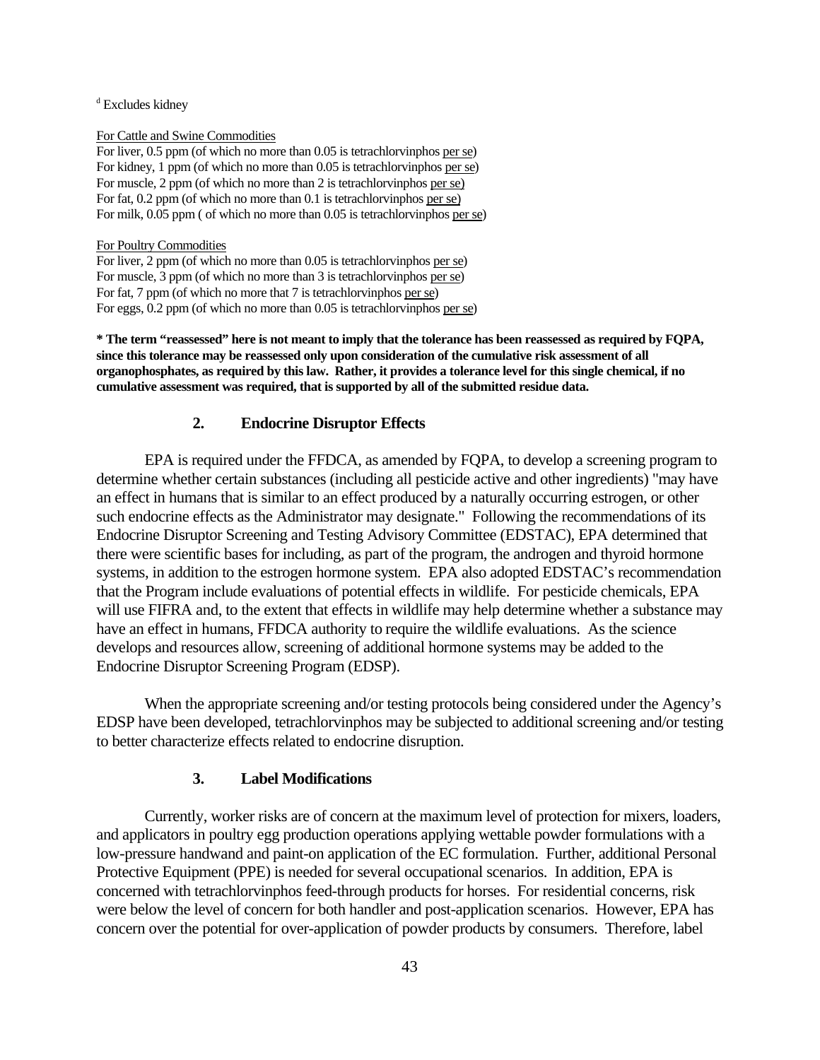[d] Excludes kidney

For Cattle and Swine Commodities
For liver, 0.5 ppm (of which no more than 0.05 is tetrachlorvinphos per se)
For kidney, 1 ppm (of which no more than 0.05 is tetrachlorvinphos per se)
For muscle, 2 ppm (of which no more than 2 is tetrachlorvinphos per se)
For fat, 0.2 ppm (of which no more than 0.1 is tetrachlorvinphos per se)
For milk, 0.05 ppm ( of which no more than 0.05 is tetrachlorvinphos per se)

For Poultry Commodities
For liver, 2 ppm (of which no more than 0.05 is tetrachlorvinphos per se)
For muscle, 3 ppm (of which no more than 3 is tetrachlorvinphos per se)
For fat, 7 ppm (of which no more that 7 is tetrachlorvinphos per se)
For eggs, 0.2 ppm (of which no more than 0.05 is tetrachlorvinphos per se)

**\* The term "reassessed" here is not meant to imply that the tolerance has been reassessed as required by FQPA, since this tolerance may be reassessed only upon consideration of the cumulative risk assessment of all organophosphates, as required by this law. Rather, it provides a tolerance level for this single chemical, if no cumulative assessment was required, that is supported by all of the submitted residue data.**

### 2. Endocrine Disruptor Effects

EPA is required under the FFDCA, as amended by FQPA, to develop a screening program to determine whether certain substances (including all pesticide active and other ingredients) "may have an effect in humans that is similar to an effect produced by a naturally occurring estrogen, or other such endocrine effects as the Administrator may designate." Following the recommendations of its Endocrine Disruptor Screening and Testing Advisory Committee (EDSTAC), EPA determined that there were scientific bases for including, as part of the program, the androgen and thyroid hormone systems, in addition to the estrogen hormone system. EPA also adopted EDSTAC's recommendation that the Program include evaluations of potential effects in wildlife. For pesticide chemicals, EPA will use FIFRA and, to the extent that effects in wildlife may help determine whether a substance may have an effect in humans, FFDCA authority to require the wildlife evaluations. As the science develops and resources allow, screening of additional hormone systems may be added to the Endocrine Disruptor Screening Program (EDSP).

When the appropriate screening and/or testing protocols being considered under the Agency's EDSP have been developed, tetrachlorvinphos may be subjected to additional screening and/or testing to better characterize effects related to endocrine disruption.

### 3. Label Modifications

Currently, worker risks are of concern at the maximum level of protection for mixers, loaders, and applicators in poultry egg production operations applying wettable powder formulations with a low-pressure handwand and paint-on application of the EC formulation. Further, additional Personal Protective Equipment (PPE) is needed for several occupational scenarios. In addition, EPA is concerned with tetrachlorvinphos feed-through products for horses. For residential concerns, risk were below the level of concern for both handler and post-application scenarios. However, EPA has concern over the potential for over-application of powder products by consumers. Therefore, label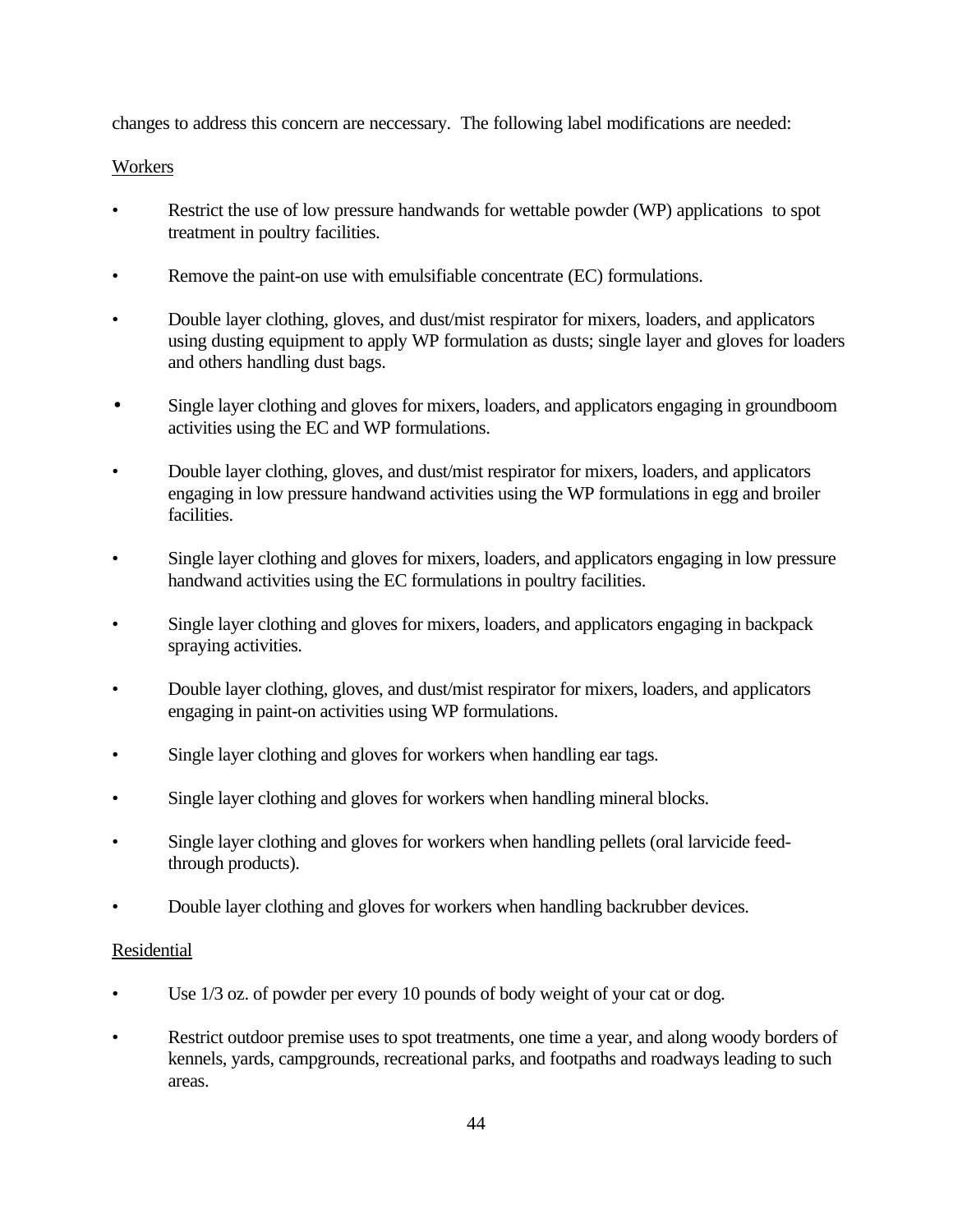changes to address this concern are neccessary. The following label modifications are needed:

Workers

- Restrict the use of low pressure handwands for wettable powder (WP) applications to spot treatment in poultry facilities.
- Remove the paint-on use with emulsifiable concentrate (EC) formulations.
- Double layer clothing, gloves, and dust/mist respirator for mixers, loaders, and applicators using dusting equipment to apply WP formulation as dusts; single layer and gloves for loaders and others handling dust bags.
- Single layer clothing and gloves for mixers, loaders, and applicators engaging in groundboom activities using the EC and WP formulations.
- Double layer clothing, gloves, and dust/mist respirator for mixers, loaders, and applicators engaging in low pressure handwand activities using the WP formulations in egg and broiler facilities.
- Single layer clothing and gloves for mixers, loaders, and applicators engaging in low pressure handwand activities using the EC formulations in poultry facilities.
- Single layer clothing and gloves for mixers, loaders, and applicators engaging in backpack spraying activities.
- Double layer clothing, gloves, and dust/mist respirator for mixers, loaders, and applicators engaging in paint-on activities using WP formulations.
- Single layer clothing and gloves for workers when handling ear tags.
- Single layer clothing and gloves for workers when handling mineral blocks.
- Single layer clothing and gloves for workers when handling pellets (oral larvicide feed-through products).
- Double layer clothing and gloves for workers when handling backrubber devices.

Residential

- Use 1/3 oz. of powder per every 10 pounds of body weight of your cat or dog.
- Restrict outdoor premise uses to spot treatments, one time a year, and along woody borders of kennels, yards, campgrounds, recreational parks, and footpaths and roadways leading to such areas.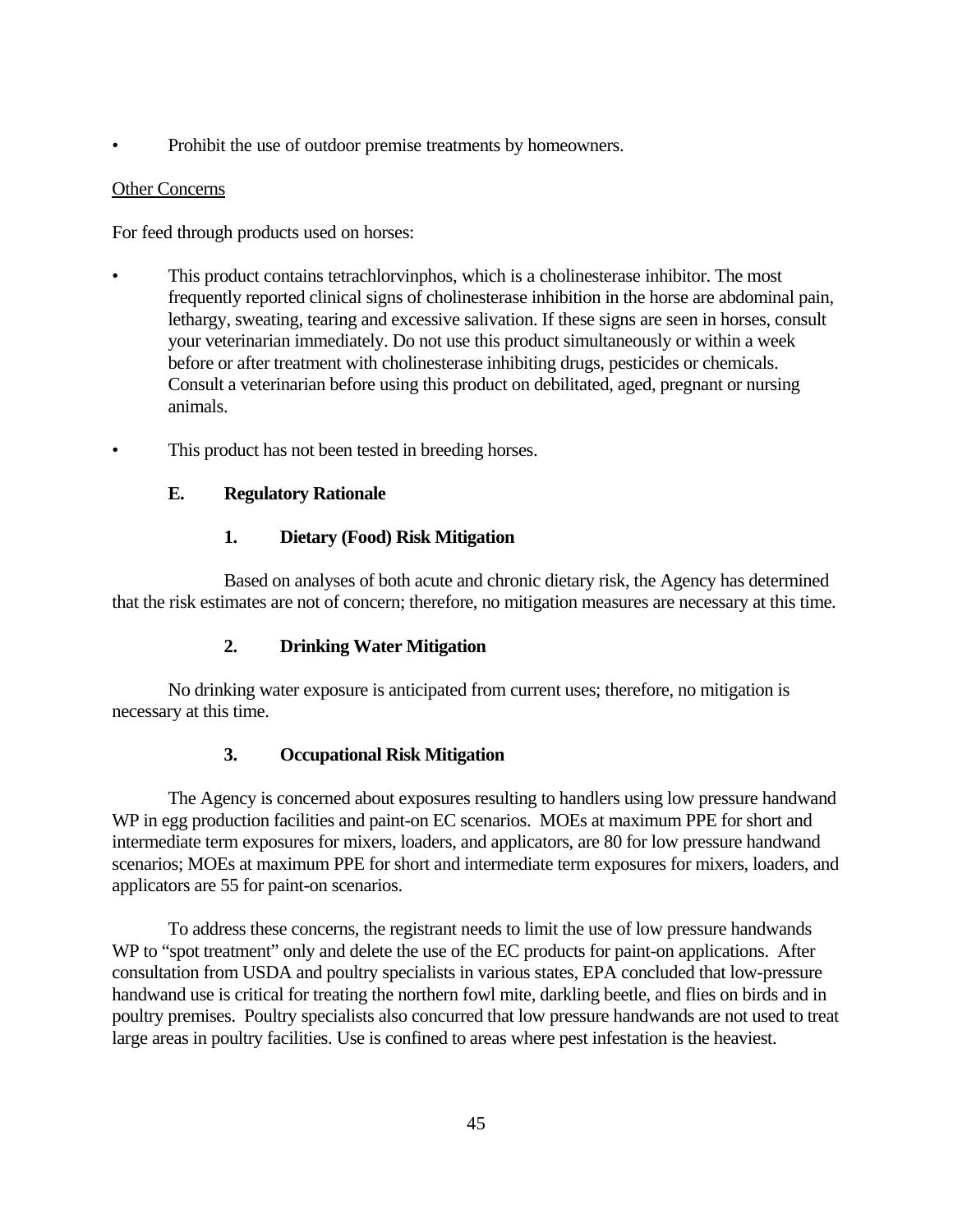- Prohibit the use of outdoor premise treatments by homeowners.

<u>Other Concerns</u>

For feed through products used on horses:

- This product contains tetrachlorvinphos, which is a cholinesterase inhibitor. The most frequently reported clinical signs of cholinesterase inhibition in the horse are abdominal pain, lethargy, sweating, tearing and excessive salivation. If these signs are seen in horses, consult your veterinarian immediately. Do not use this product simultaneously or within a week before or after treatment with cholinesterase inhibiting drugs, pesticides or chemicals. Consult a veterinarian before using this product on debilitated, aged, pregnant or nursing animals.

- This product has not been tested in breeding horses.

### E. Regulatory Rationale

#### 1. Dietary (Food) Risk Mitigation

Based on analyses of both acute and chronic dietary risk, the Agency has determined that the risk estimates are not of concern; therefore, no mitigation measures are necessary at this time.

#### 2. Drinking Water Mitigation

No drinking water exposure is anticipated from current uses; therefore, no mitigation is necessary at this time.

#### 3. Occupational Risk Mitigation

The Agency is concerned about exposures resulting to handlers using low pressure handwand WP in egg production facilities and paint-on EC scenarios. MOEs at maximum PPE for short and intermediate term exposures for mixers, loaders, and applicators, are 80 for low pressure handwand scenarios; MOEs at maximum PPE for short and intermediate term exposures for mixers, loaders, and applicators are 55 for paint-on scenarios.

To address these concerns, the registrant needs to limit the use of low pressure handwands WP to "spot treatment" only and delete the use of the EC products for paint-on applications. After consultation from USDA and poultry specialists in various states, EPA concluded that low-pressure handwand use is critical for treating the northern fowl mite, darkling beetle, and flies on birds and in poultry premises. Poultry specialists also concurred that low pressure handwands are not used to treat large areas in poultry facilities. Use is confined to areas where pest infestation is the heaviest.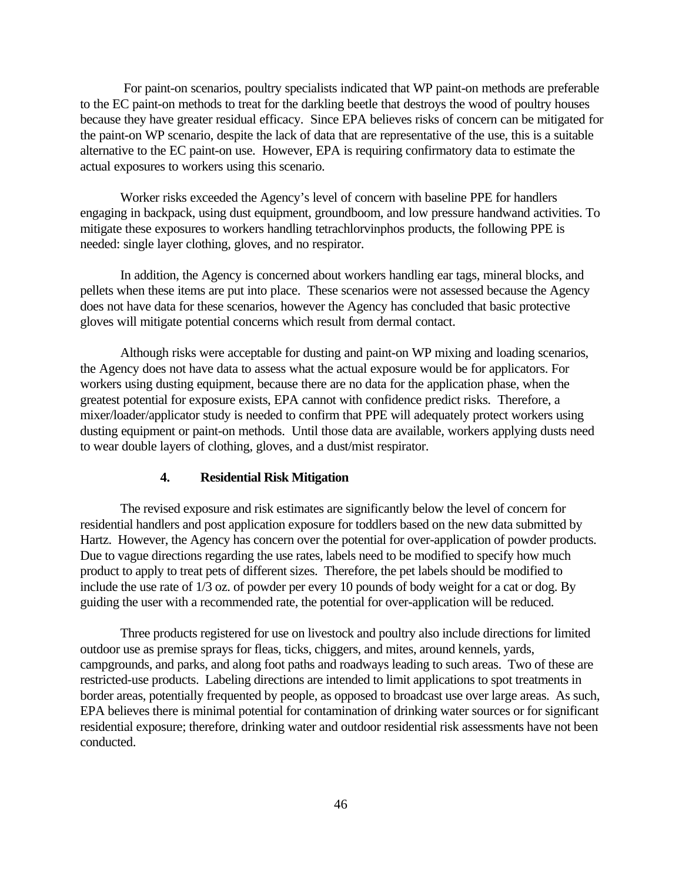For paint-on scenarios, poultry specialists indicated that WP paint-on methods are preferable to the EC paint-on methods to treat for the darkling beetle that destroys the wood of poultry houses because they have greater residual efficacy. Since EPA believes risks of concern can be mitigated for the paint-on WP scenario, despite the lack of data that are representative of the use, this is a suitable alternative to the EC paint-on use. However, EPA is requiring confirmatory data to estimate the actual exposures to workers using this scenario.

Worker risks exceeded the Agency's level of concern with baseline PPE for handlers engaging in backpack, using dust equipment, groundboom, and low pressure handwand activities. To mitigate these exposures to workers handling tetrachlorvinphos products, the following PPE is needed: single layer clothing, gloves, and no respirator.

In addition, the Agency is concerned about workers handling ear tags, mineral blocks, and pellets when these items are put into place. These scenarios were not assessed because the Agency does not have data for these scenarios, however the Agency has concluded that basic protective gloves will mitigate potential concerns which result from dermal contact.

Although risks were acceptable for dusting and paint-on WP mixing and loading scenarios, the Agency does not have data to assess what the actual exposure would be for applicators. For workers using dusting equipment, because there are no data for the application phase, when the greatest potential for exposure exists, EPA cannot with confidence predict risks. Therefore, a mixer/loader/applicator study is needed to confirm that PPE will adequately protect workers using dusting equipment or paint-on methods. Until those data are available, workers applying dusts need to wear double layers of clothing, gloves, and a dust/mist respirator.

#### 4. Residential Risk Mitigation

The revised exposure and risk estimates are significantly below the level of concern for residential handlers and post application exposure for toddlers based on the new data submitted by Hartz. However, the Agency has concern over the potential for over-application of powder products. Due to vague directions regarding the use rates, labels need to be modified to specify how much product to apply to treat pets of different sizes. Therefore, the pet labels should be modified to include the use rate of 1/3 oz. of powder per every 10 pounds of body weight for a cat or dog. By guiding the user with a recommended rate, the potential for over-application will be reduced.

Three products registered for use on livestock and poultry also include directions for limited outdoor use as premise sprays for fleas, ticks, chiggers, and mites, around kennels, yards, campgrounds, and parks, and along foot paths and roadways leading to such areas. Two of these are restricted-use products. Labeling directions are intended to limit applications to spot treatments in border areas, potentially frequented by people, as opposed to broadcast use over large areas. As such, EPA believes there is minimal potential for contamination of drinking water sources or for significant residential exposure; therefore, drinking water and outdoor residential risk assessments have not been conducted.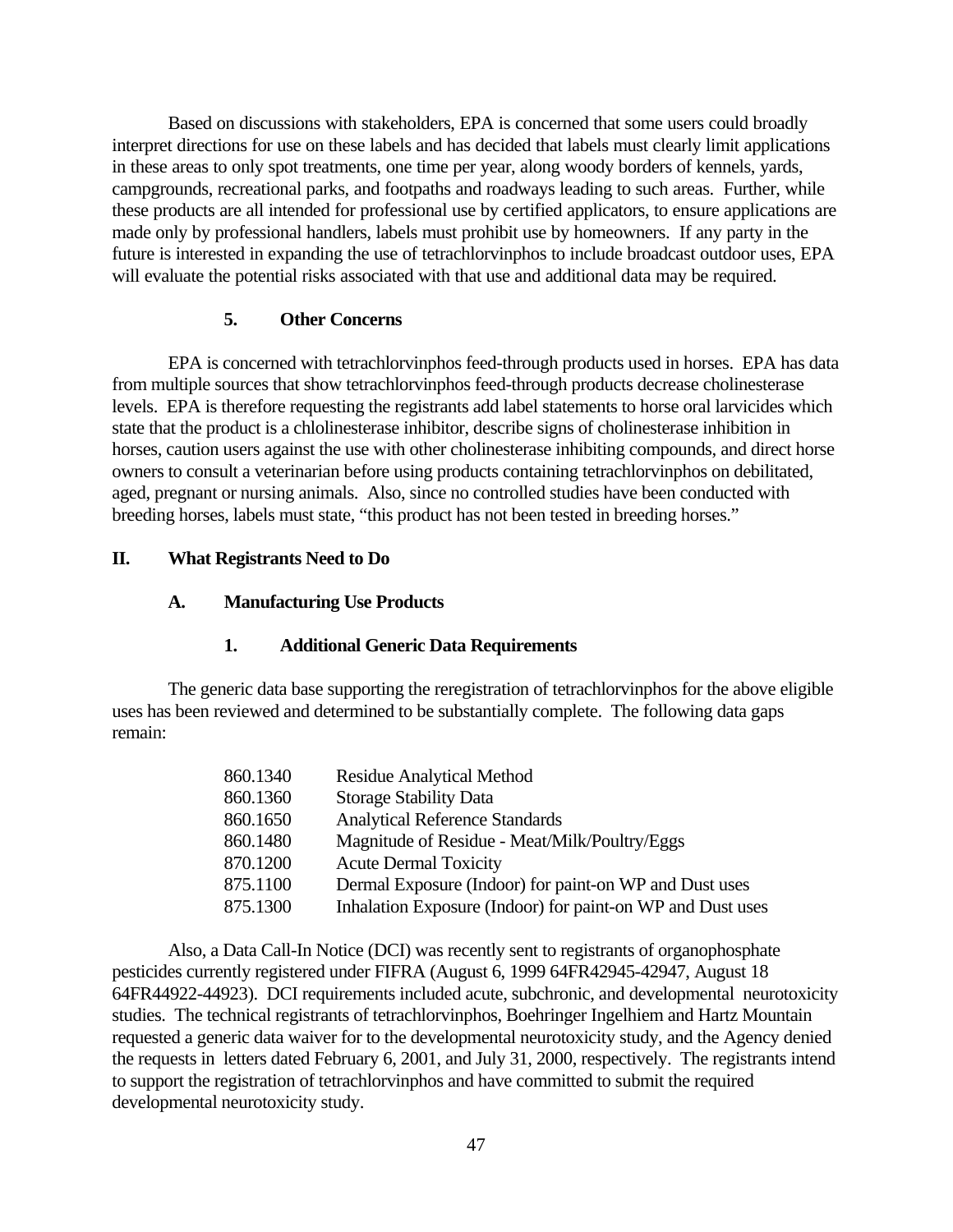Based on discussions with stakeholders, EPA is concerned that some users could broadly interpret directions for use on these labels and has decided that labels must clearly limit applications in these areas to only spot treatments, one time per year, along woody borders of kennels, yards, campgrounds, recreational parks, and footpaths and roadways leading to such areas. Further, while these products are all intended for professional use by certified applicators, to ensure applications are made only by professional handlers, labels must prohibit use by homeowners. If any party in the future is interested in expanding the use of tetrachlorvinphos to include broadcast outdoor uses, EPA will evaluate the potential risks associated with that use and additional data may be required.

#### 5. Other Concerns

EPA is concerned with tetrachlorvinphos feed-through products used in horses. EPA has data from multiple sources that show tetrachlorvinphos feed-through products decrease cholinesterase levels. EPA is therefore requesting the registrants add label statements to horse oral larvicides which state that the product is a chlolinesterase inhibitor, describe signs of cholinesterase inhibition in horses, caution users against the use with other cholinesterase inhibiting compounds, and direct horse owners to consult a veterinarian before using products containing tetrachlorvinphos on debilitated, aged, pregnant or nursing animals. Also, since no controlled studies have been conducted with breeding horses, labels must state, "this product has not been tested in breeding horses."

## II. What Registrants Need to Do

### A. Manufacturing Use Products

#### 1. Additional Generic Data Requirements

The generic data base supporting the reregistration of tetrachlorvinphos for the above eligible uses has been reviewed and determined to be substantially complete. The following data gaps remain:

| | |
|---|---|
| 860.1340 | Residue Analytical Method |
| 860.1360 | Storage Stability Data |
| 860.1650 | Analytical Reference Standards |
| 860.1480 | Magnitude of Residue - Meat/Milk/Poultry/Eggs |
| 870.1200 | Acute Dermal Toxicity |
| 875.1100 | Dermal Exposure (Indoor) for paint-on WP and Dust uses |
| 875.1300 | Inhalation Exposure (Indoor) for paint-on WP and Dust uses |

Also, a Data Call-In Notice (DCI) was recently sent to registrants of organophosphate pesticides currently registered under FIFRA (August 6, 1999 64FR42945-42947, August 18 64FR44922-44923). DCI requirements included acute, subchronic, and developmental neurotoxicity studies. The technical registrants of tetrachlorvinphos, Boehringer Ingelhiem and Hartz Mountain requested a generic data waiver for to the developmental neurotoxicity study, and the Agency denied the requests in letters dated February 6, 2001, and July 31, 2000, respectively. The registrants intend to support the registration of tetrachlorvinphos and have committed to submit the required developmental neurotoxicity study.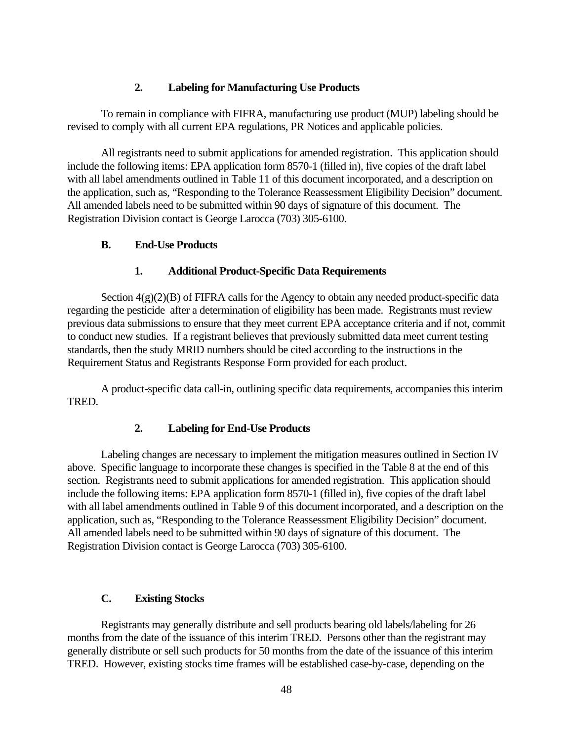### 2. Labeling for Manufacturing Use Products

To remain in compliance with FIFRA, manufacturing use product (MUP) labeling should be revised to comply with all current EPA regulations, PR Notices and applicable policies.

All registrants need to submit applications for amended registration. This application should include the following items: EPA application form 8570-1 (filled in), five copies of the draft label with all label amendments outlined in Table 11 of this document incorporated, and a description on the application, such as, "Responding to the Tolerance Reassessment Eligibility Decision" document. All amended labels need to be submitted within 90 days of signature of this document. The Registration Division contact is George Larocca (703) 305-6100.

## B. End-Use Products

### 1. Additional Product-Specific Data Requirements

Section 4(g)(2)(B) of FIFRA calls for the Agency to obtain any needed product-specific data regarding the pesticide after a determination of eligibility has been made. Registrants must review previous data submissions to ensure that they meet current EPA acceptance criteria and if not, commit to conduct new studies. If a registrant believes that previously submitted data meet current testing standards, then the study MRID numbers should be cited according to the instructions in the Requirement Status and Registrants Response Form provided for each product.

A product-specific data call-in, outlining specific data requirements, accompanies this interim TRED.

### 2. Labeling for End-Use Products

Labeling changes are necessary to implement the mitigation measures outlined in Section IV above. Specific language to incorporate these changes is specified in the Table 8 at the end of this section. Registrants need to submit applications for amended registration. This application should include the following items: EPA application form 8570-1 (filled in), five copies of the draft label with all label amendments outlined in Table 9 of this document incorporated, and a description on the application, such as, "Responding to the Tolerance Reassessment Eligibility Decision" document. All amended labels need to be submitted within 90 days of signature of this document. The Registration Division contact is George Larocca (703) 305-6100.

## C. Existing Stocks

Registrants may generally distribute and sell products bearing old labels/labeling for 26 months from the date of the issuance of this interim TRED. Persons other than the registrant may generally distribute or sell such products for 50 months from the date of the issuance of this interim TRED. However, existing stocks time frames will be established case-by-case, depending on the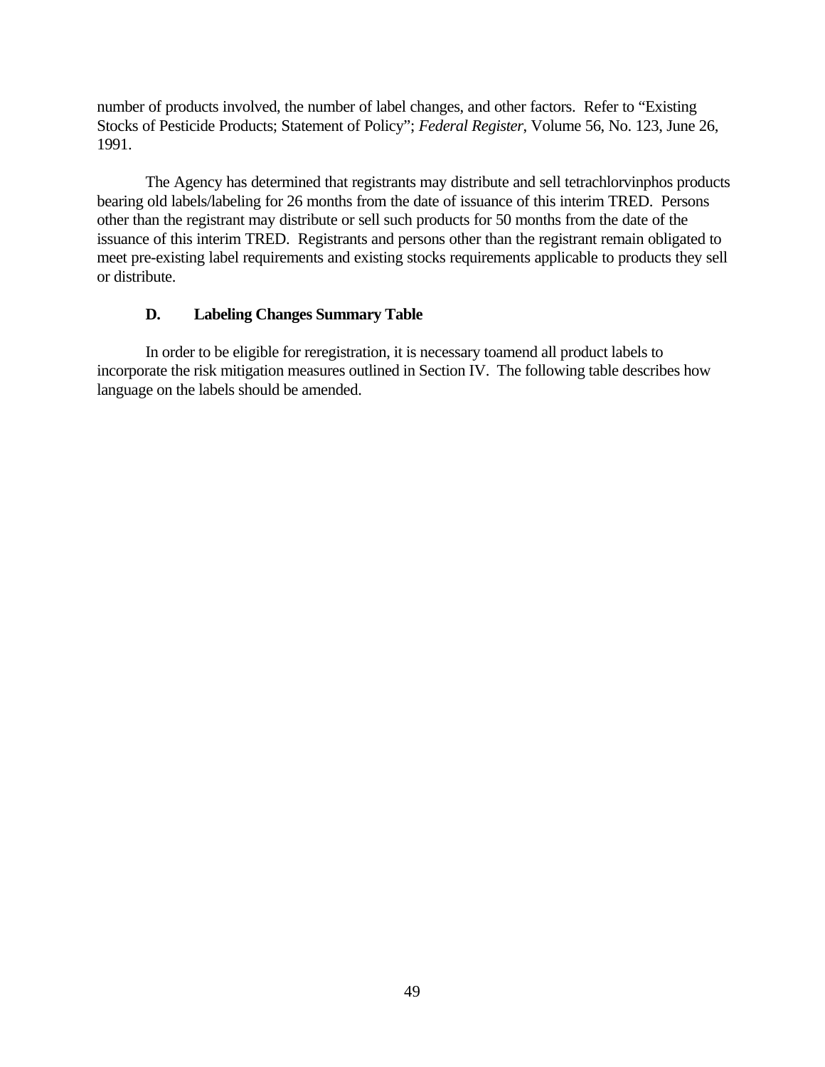number of products involved, the number of label changes, and other factors. Refer to "Existing Stocks of Pesticide Products; Statement of Policy"; *Federal Register*, Volume 56, No. 123, June 26, 1991.

The Agency has determined that registrants may distribute and sell tetrachlorvinphos products bearing old labels/labeling for 26 months from the date of issuance of this interim TRED. Persons other than the registrant may distribute or sell such products for 50 months from the date of the issuance of this interim TRED. Registrants and persons other than the registrant remain obligated to meet pre-existing label requirements and existing stocks requirements applicable to products they sell or distribute.

### D. Labeling Changes Summary Table

In order to be eligible for reregistration, it is necessary toamend all product labels to incorporate the risk mitigation measures outlined in Section IV. The following table describes how language on the labels should be amended.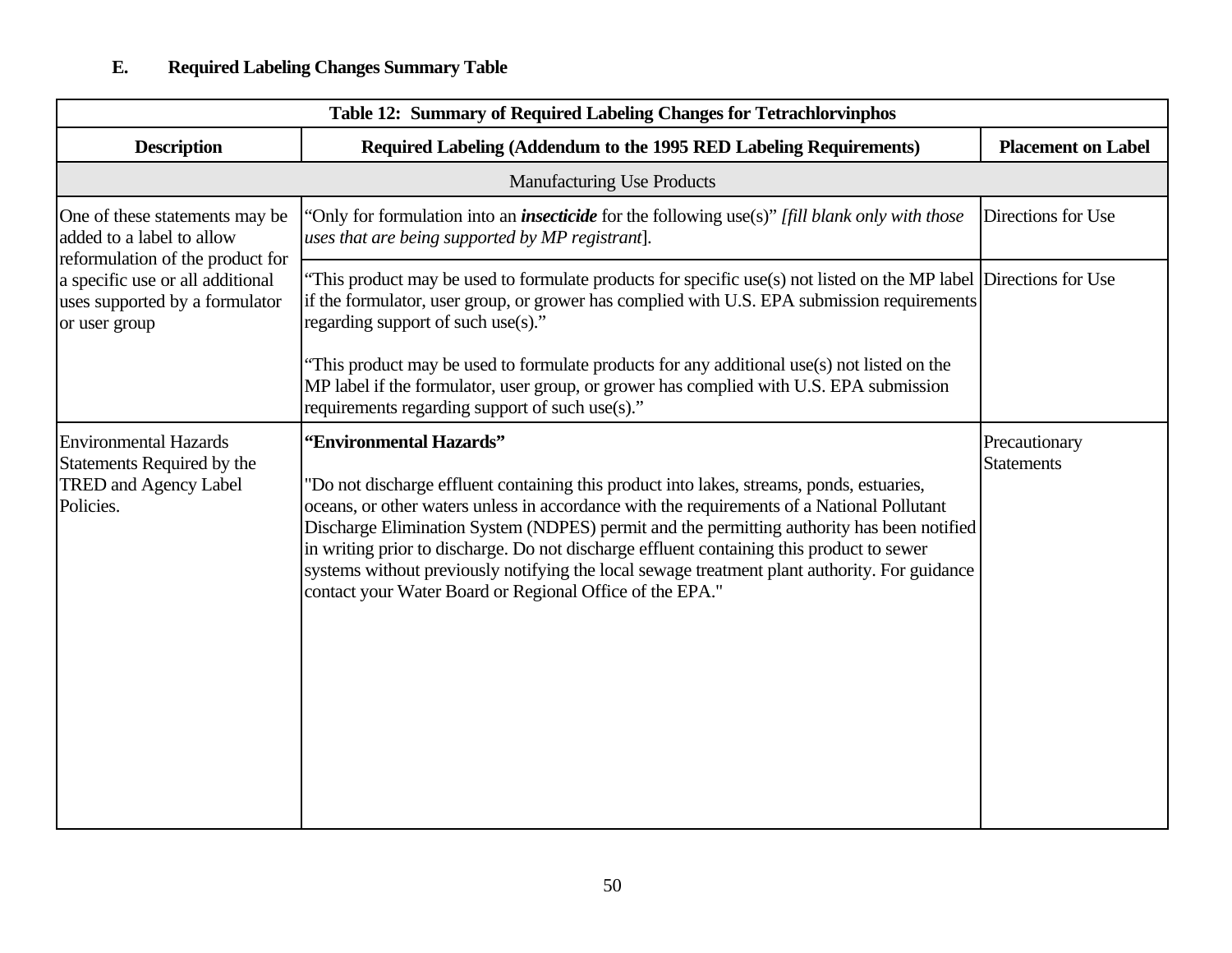### E. Required Labeling Changes Summary Table

| Table 12: Summary of Required Labeling Changes for Tetrachlorvinphos | | |
|---|---|---|
| **Description** | **Required Labeling (Addendum to the 1995 RED Labeling Requirements)** | **Placement on Label** |
| Manufacturing Use Products | | |
| One of these statements may be added to a label to allow reformulation of the product for a specific use or all additional uses supported by a formulator or user group | "Only for formulation into an ***insecticide*** for the following use(s)" *[fill blank only with those uses that are being supported by MP registrant*]. | Directions for Use |
| | "This product may be used to formulate products for specific use(s) not listed on the MP label if the formulator, user group, or grower has complied with U.S. EPA submission requirements regarding support of such use(s)."<br><br>"This product may be used to formulate products for any additional use(s) not listed on the MP label if the formulator, user group, or grower has complied with U.S. EPA submission requirements regarding support of such use(s)." | Directions for Use |
| Environmental Hazards Statements Required by the TRED and Agency Label Policies. | **"Environmental Hazards"**<br><br>"Do not discharge effluent containing this product into lakes, streams, ponds, estuaries, oceans, or other waters unless in accordance with the requirements of a National Pollutant Discharge Elimination System (NDPES) permit and the permitting authority has been notified in writing prior to discharge. Do not discharge effluent containing this product to sewer systems without previously notifying the local sewage treatment plant authority. For guidance contact your Water Board or Regional Office of the EPA." | Precautionary Statements |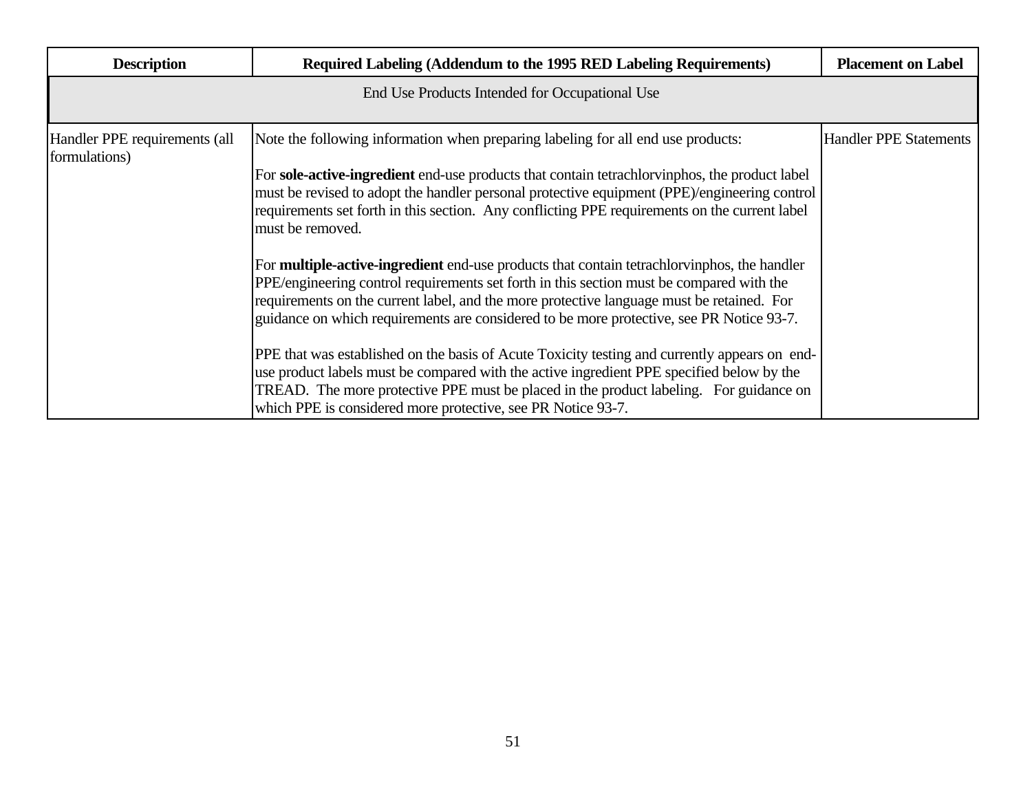| Description | Required Labeling (Addendum to the 1995 RED Labeling Requirements) | Placement on Label |
|---|---|---|
| End Use Products Intended for Occupational Use | | |
| Handler PPE requirements (all formulations) | Note the following information when preparing labeling for all end use products:<br><br>For **sole-active-ingredient** end-use products that contain tetrachlorvinphos, the product label must be revised to adopt the handler personal protective equipment (PPE)/engineering control requirements set forth in this section. Any conflicting PPE requirements on the current label must be removed.<br><br>For **multiple-active-ingredient** end-use products that contain tetrachlorvinphos, the handler PPE/engineering control requirements set forth in this section must be compared with the requirements on the current label, and the more protective language must be retained. For guidance on which requirements are considered to be more protective, see PR Notice 93-7.<br><br>PPE that was established on the basis of Acute Toxicity testing and currently appears on end-use product labels must be compared with the active ingredient PPE specified below by the TREAD. The more protective PPE must be placed in the product labeling. For guidance on which PPE is considered more protective, see PR Notice 93-7. | Handler PPE Statements |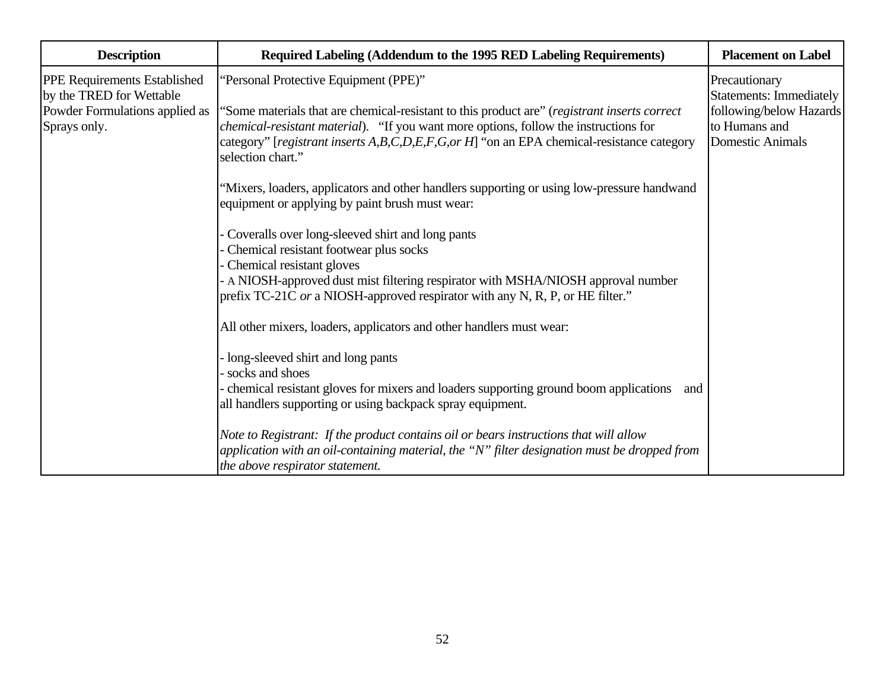| Description | Required Labeling (Addendum to the 1995 RED Labeling Requirements) | Placement on Label |
|---|---|---|
| PPE Requirements Established by the TRED for Wettable Powder Formulations applied as Sprays only. | "Personal Protective Equipment (PPE)"<br><br>"Some materials that are chemical-resistant to this product are" (*registrant inserts correct chemical-resistant material*). "If you want more options, follow the instructions for category" [*registrant inserts A,B,C,D,E,F,G,or H*] "on an EPA chemical-resistance category selection chart."<br><br>"Mixers, loaders, applicators and other handlers supporting or using low-pressure handwand equipment or applying by paint brush must wear:<br><br>- Coveralls over long-sleeved shirt and long pants<br>- Chemical resistant footwear plus socks<br>- Chemical resistant gloves<br>- A NIOSH-approved dust mist filtering respirator with MSHA/NIOSH approval number prefix TC-21C *or* a NIOSH-approved respirator with any N, R, P, or HE filter."<br><br>All other mixers, loaders, applicators and other handlers must wear:<br><br>- long-sleeved shirt and long pants<br>- socks and shoes<br>- chemical resistant gloves for mixers and loaders supporting ground boom applications and all handlers supporting or using backpack spray equipment.<br><br>*Note to Registrant: If the product contains oil or bears instructions that will allow application with an oil-containing material, the "N" filter designation must be dropped from the above respirator statement.* | Precautionary Statements: Immediately following/below Hazards to Humans and Domestic Animals |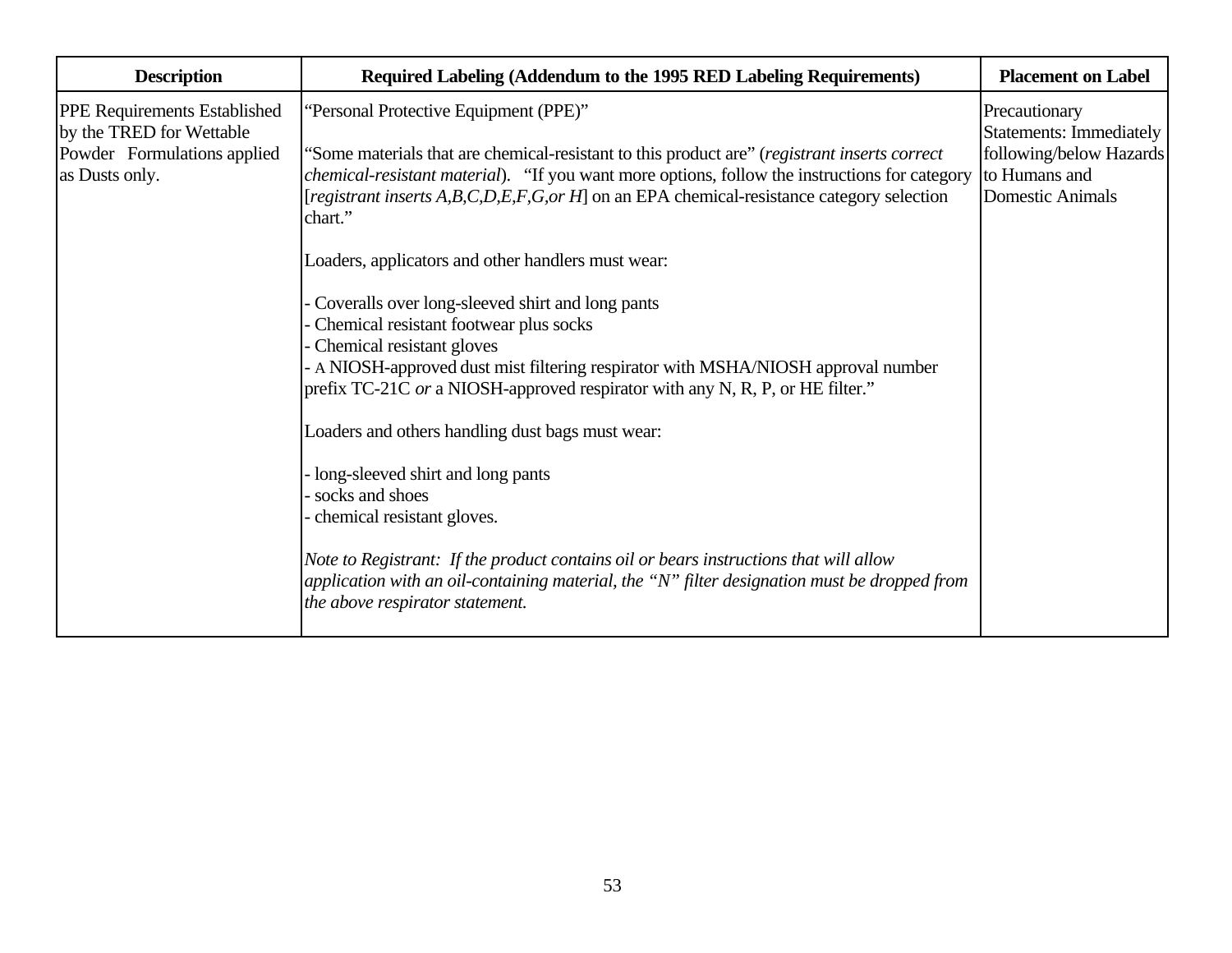| Description | Required Labeling (Addendum to the 1995 RED Labeling Requirements) | Placement on Label |
|---|---|---|
| PPE Requirements Established by the TRED for Wettable Powder Formulations applied as Dusts only. | "Personal Protective Equipment (PPE)"<br><br>"Some materials that are chemical-resistant to this product are" (*registrant inserts correct chemical-resistant material*). "If you want more options, follow the instructions for category [*registrant inserts A,B,C,D,E,F,G,or H*] on an EPA chemical-resistance category selection chart."<br><br>Loaders, applicators and other handlers must wear:<br><br>- Coveralls over long-sleeved shirt and long pants<br>- Chemical resistant footwear plus socks<br>- Chemical resistant gloves<br>- A NIOSH-approved dust mist filtering respirator with MSHA/NIOSH approval number prefix TC-21C *or* a NIOSH-approved respirator with any N, R, P, or HE filter."<br><br>Loaders and others handling dust bags must wear:<br><br>- long-sleeved shirt and long pants<br>- socks and shoes<br>- chemical resistant gloves.<br><br>*Note to Registrant: If the product contains oil or bears instructions that will allow application with an oil-containing material, the "N" filter designation must be dropped from the above respirator statement.* | Precautionary Statements: Immediately following/below Hazards to Humans and Domestic Animals |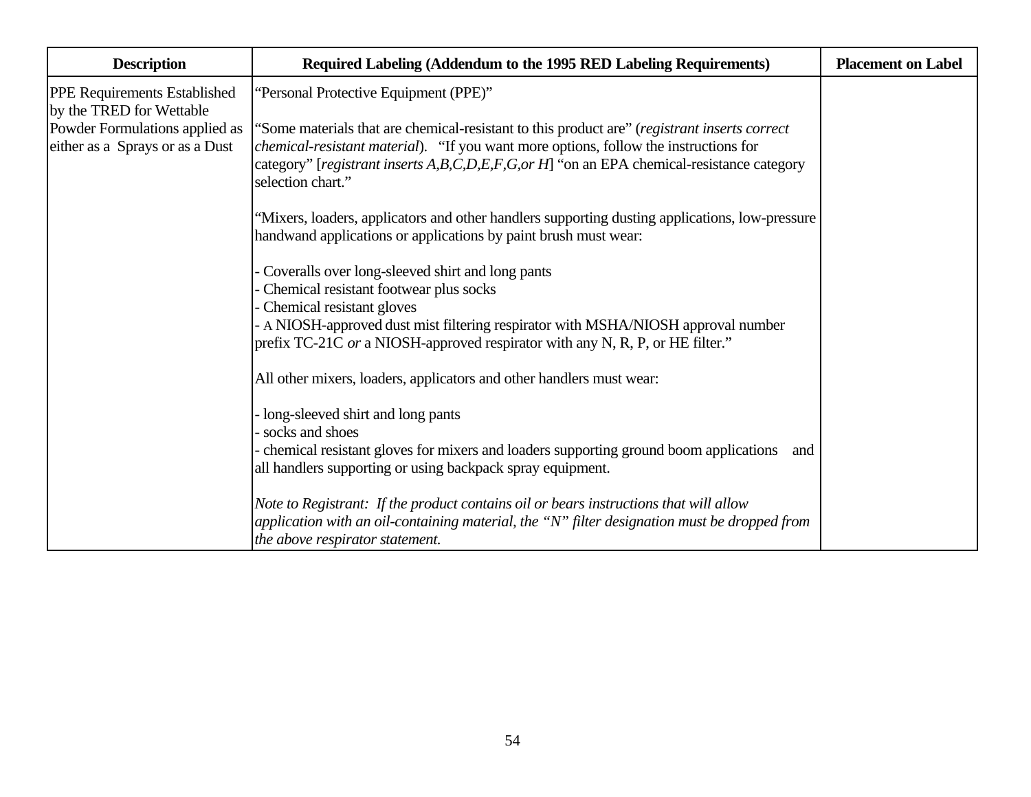| Description | Required Labeling (Addendum to the 1995 RED Labeling Requirements) | Placement on Label |
|---|---|---|
| PPE Requirements Established by the TRED for Wettable Powder Formulations applied as either as a Sprays or as a Dust | "Personal Protective Equipment (PPE)"<br><br>"Some materials that are chemical-resistant to this product are" (*registrant inserts correct chemical-resistant material*). "If you want more options, follow the instructions for category" [*registrant inserts A,B,C,D,E,F,G,or H*] "on an EPA chemical-resistance category selection chart."<br><br>"Mixers, loaders, applicators and other handlers supporting dusting applications, low-pressure handwand applications or applications by paint brush must wear:<br><br>- Coveralls over long-sleeved shirt and long pants<br>- Chemical resistant footwear plus socks<br>- Chemical resistant gloves<br>- A NIOSH-approved dust mist filtering respirator with MSHA/NIOSH approval number prefix TC-21C *or* a NIOSH-approved respirator with any N, R, P, or HE filter."<br><br>All other mixers, loaders, applicators and other handlers must wear:<br><br>- long-sleeved shirt and long pants<br>- socks and shoes<br>- chemical resistant gloves for mixers and loaders supporting ground boom applications and all handlers supporting or using backpack spray equipment.<br><br>*Note to Registrant: If the product contains oil or bears instructions that will allow application with an oil-containing material, the "N" filter designation must be dropped from the above respirator statement.* | |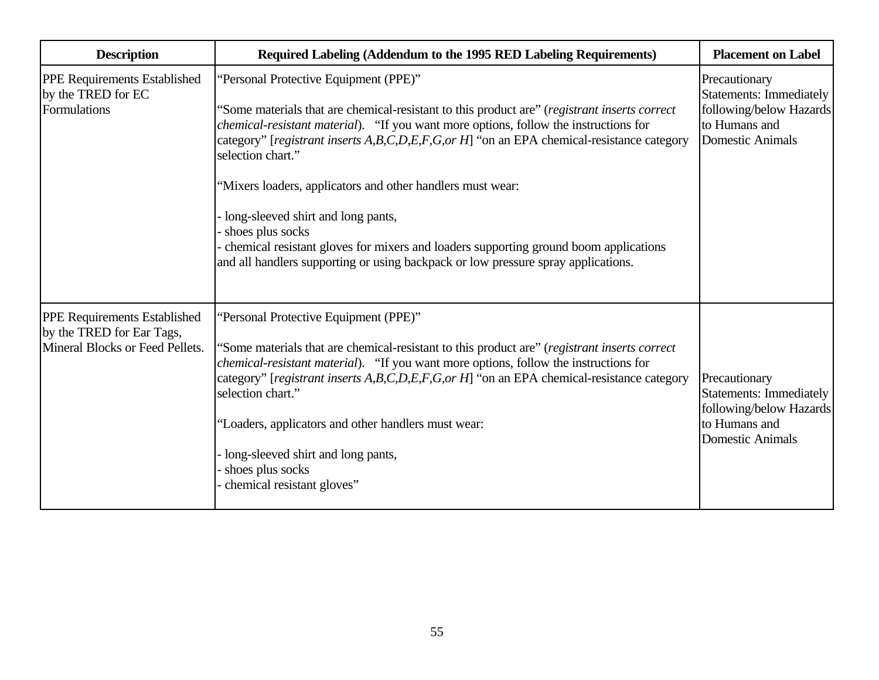| Description | Required Labeling (Addendum to the 1995 RED Labeling Requirements) | Placement on Label |
|---|---|---|
| PPE Requirements Established by the TRED for EC Formulations | "Personal Protective Equipment (PPE)"<br><br>"Some materials that are chemical-resistant to this product are" (*registrant inserts correct chemical-resistant material*). "If you want more options, follow the instructions for category" [*registrant inserts A,B,C,D,E,F,G,or H*] "on an EPA chemical-resistance category selection chart."<br><br>"Mixers loaders, applicators and other handlers must wear:<br><br>- long-sleeved shirt and long pants,<br>- shoes plus socks<br>- chemical resistant gloves for mixers and loaders supporting ground boom applications and all handlers supporting or using backpack or low pressure spray applications. | Precautionary Statements: Immediately following/below Hazards to Humans and Domestic Animals |
| PPE Requirements Established by the TRED for Ear Tags, Mineral Blocks or Feed Pellets. | "Personal Protective Equipment (PPE)"<br><br>"Some materials that are chemical-resistant to this product are" (*registrant inserts correct chemical-resistant material*). "If you want more options, follow the instructions for category" [*registrant inserts A,B,C,D,E,F,G,or H*] "on an EPA chemical-resistance category selection chart."<br><br>"Loaders, applicators and other handlers must wear:<br><br>- long-sleeved shirt and long pants,<br>- shoes plus socks<br>- chemical resistant gloves" | Precautionary Statements: Immediately following/below Hazards to Humans and Domestic Animals |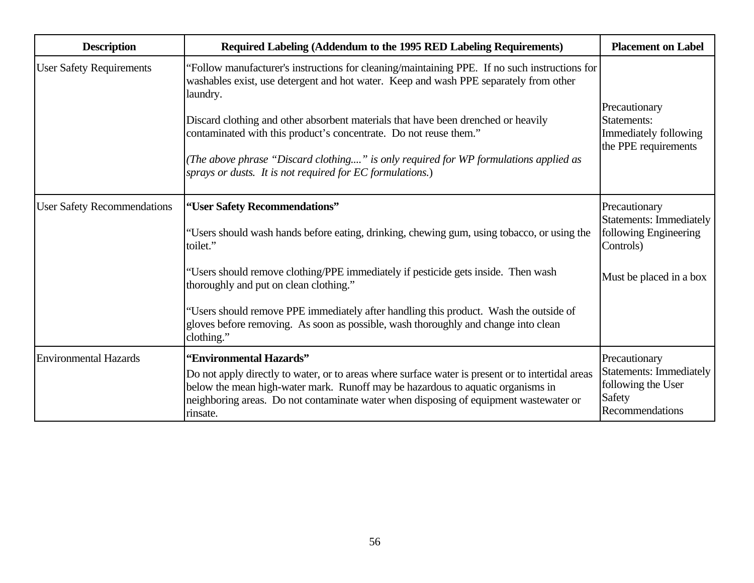| Description | Required Labeling (Addendum to the 1995 RED Labeling Requirements) | Placement on Label |
|---|---|---|
| User Safety Requirements | "Follow manufacturer's instructions for cleaning/maintaining PPE. If no such instructions for washables exist, use detergent and hot water. Keep and wash PPE separately from other laundry.<br><br>Discard clothing and other absorbent materials that have been drenched or heavily contaminated with this product's concentrate. Do not reuse them."<br><br>*(The above phrase "Discard clothing...." is only required for WP formulations applied as sprays or dusts. It is not required for EC formulations.)* | Precautionary Statements: Immediately following the PPE requirements |
| User Safety Recommendations | **"User Safety Recommendations"**<br><br>"Users should wash hands before eating, drinking, chewing gum, using tobacco, or using the toilet."<br><br>"Users should remove clothing/PPE immediately if pesticide gets inside. Then wash thoroughly and put on clean clothing."<br><br>"Users should remove PPE immediately after handling this product. Wash the outside of gloves before removing. As soon as possible, wash thoroughly and change into clean clothing." | Precautionary Statements: Immediately following Engineering Controls)<br><br>Must be placed in a box |
| Environmental Hazards | **"Environmental Hazards"**<br><br>Do not apply directly to water, or to areas where surface water is present or to intertidal areas below the mean high-water mark. Runoff may be hazardous to aquatic organisms in neighboring areas. Do not contaminate water when disposing of equipment wastewater or rinsate. | Precautionary Statements: Immediately following the User Safety Recommendations |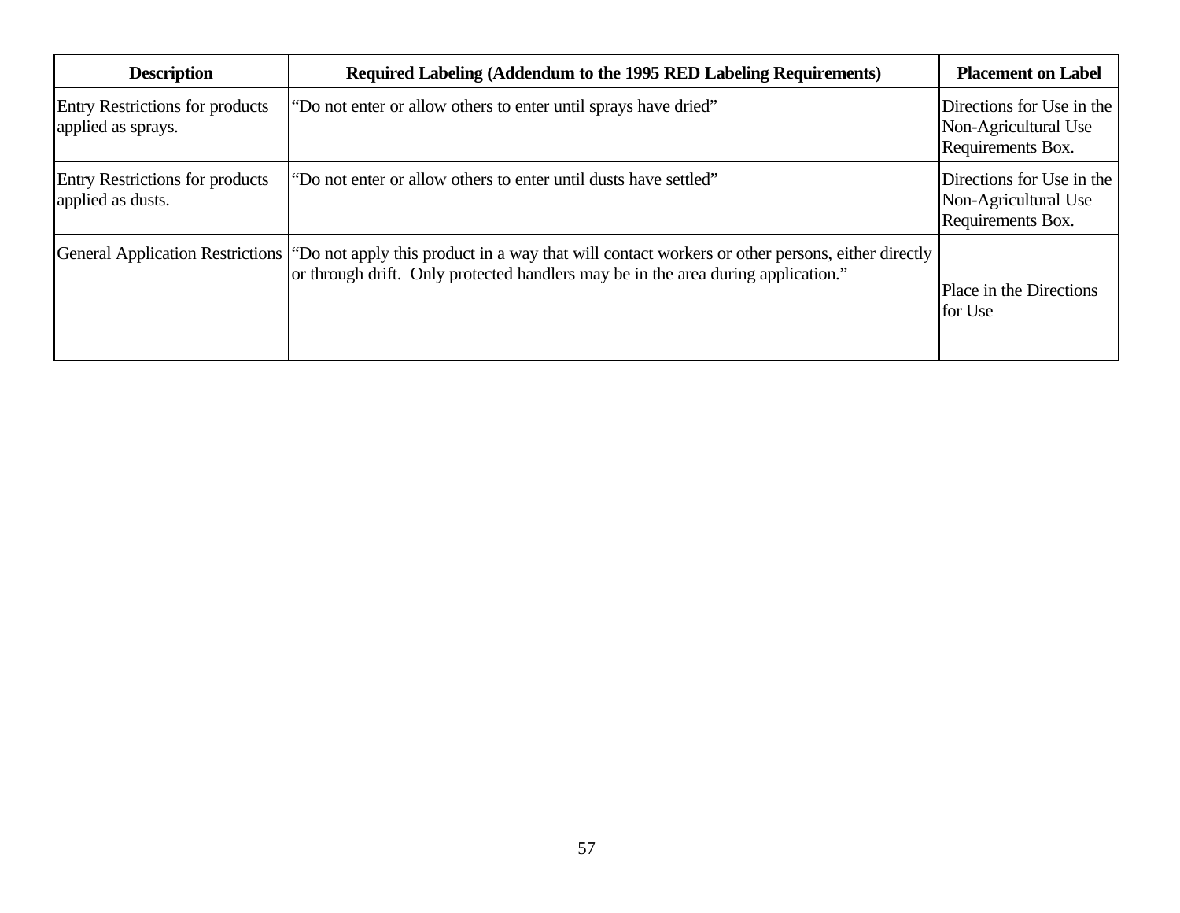| Description | Required Labeling (Addendum to the 1995 RED Labeling Requirements) | Placement on Label |
| --- | --- | --- |
| Entry Restrictions for products applied as sprays. | "Do not enter or allow others to enter until sprays have dried" | Directions for Use in the Non-Agricultural Use Requirements Box. |
| Entry Restrictions for products applied as dusts. | "Do not enter or allow others to enter until dusts have settled" | Directions for Use in the Non-Agricultural Use Requirements Box. |
| General Application Restrictions | "Do not apply this product in a way that will contact workers or other persons, either directly or through drift. Only protected handlers may be in the area during application." | Place in the Directions for Use |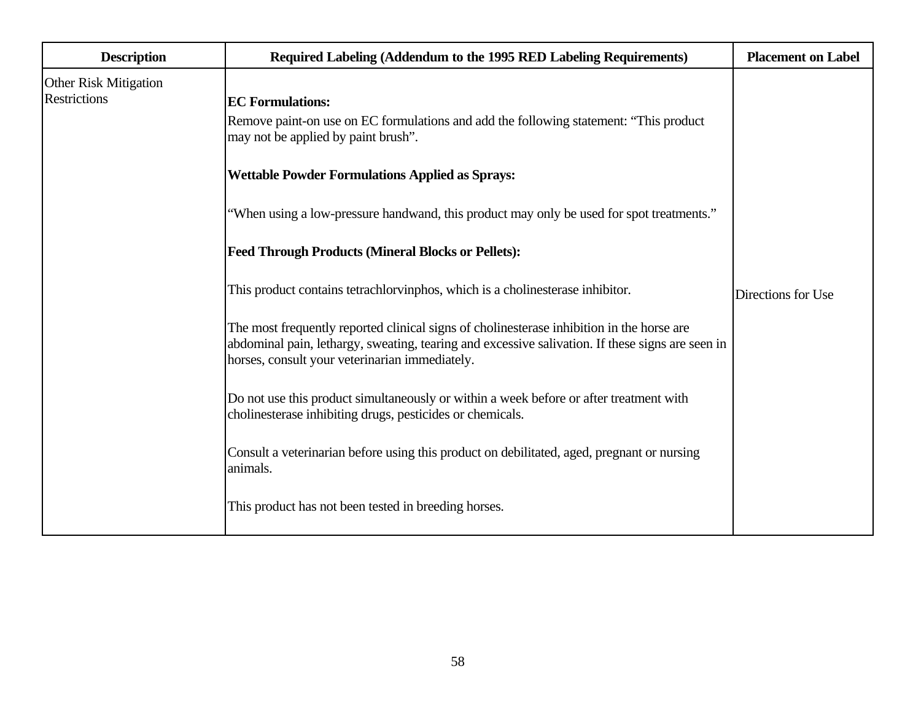| Description | Required Labeling (Addendum to the 1995 RED Labeling Requirements) | Placement on Label |
|---|---|---|
| Other Risk Mitigation Restrictions | **EC Formulations:**<br>Remove paint-on use on EC formulations and add the following statement: "This product may not be applied by paint brush".<br><br>**Wettable Powder Formulations Applied as Sprays:**<br><br>"When using a low-pressure handwand, this product may only be used for spot treatments."<br><br>**Feed Through Products (Mineral Blocks or Pellets):**<br><br>This product contains tetrachlorvinphos, which is a cholinesterase inhibitor.<br><br>The most frequently reported clinical signs of cholinesterase inhibition in the horse are abdominal pain, lethargy, sweating, tearing and excessive salivation. If these signs are seen in horses, consult your veterinarian immediately.<br><br>Do not use this product simultaneously or within a week before or after treatment with cholinesterase inhibiting drugs, pesticides or chemicals.<br><br>Consult a veterinarian before using this product on debilitated, aged, pregnant or nursing animals.<br><br>This product has not been tested in breeding horses. | Directions for Use |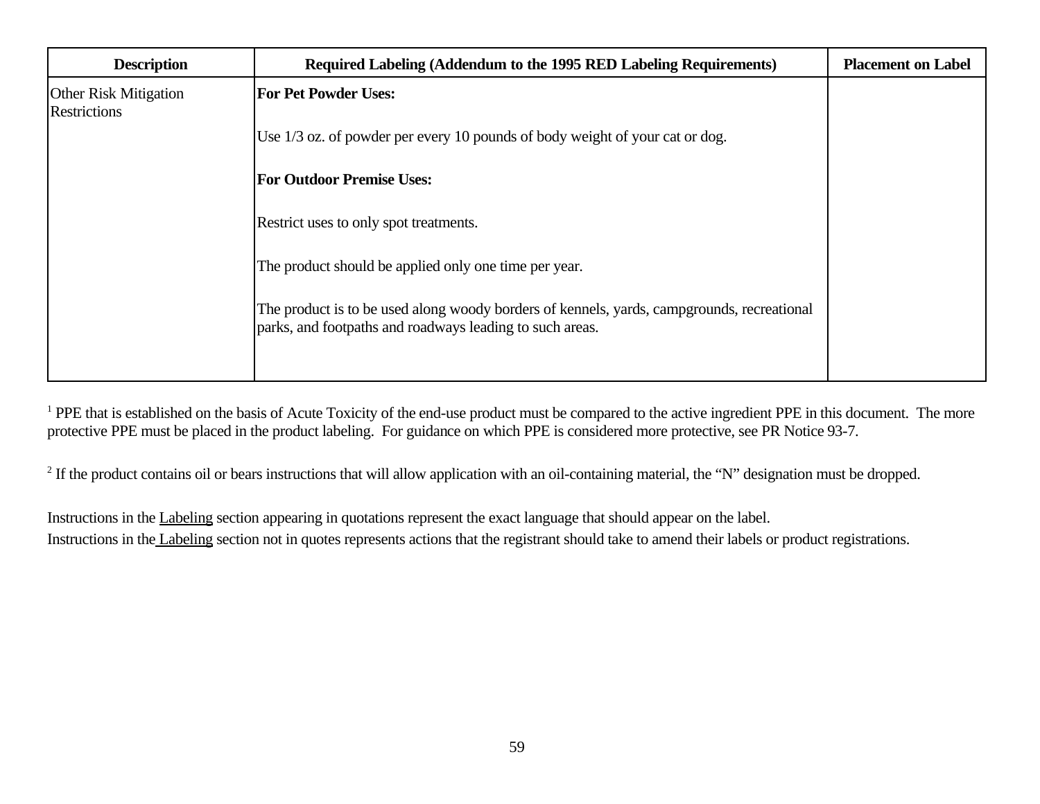| Description | Required Labeling (Addendum to the 1995 RED Labeling Requirements) | Placement on Label |
|---|---|---|
| Other Risk Mitigation Restrictions | **For Pet Powder Uses:**<br><br>Use 1/3 oz. of powder per every 10 pounds of body weight of your cat or dog.<br><br>**For Outdoor Premise Uses:**<br><br>Restrict uses to only spot treatments.<br><br>The product should be applied only one time per year.<br><br>The product is to be used along woody borders of kennels, yards, campgrounds, recreational parks, and footpaths and roadways leading to such areas. | |

[1] PPE that is established on the basis of Acute Toxicity of the end-use product must be compared to the active ingredient PPE in this document. The more protective PPE must be placed in the product labeling. For guidance on which PPE is considered more protective, see PR Notice 93-7.

[2] If the product contains oil or bears instructions that will allow application with an oil-containing material, the "N" designation must be dropped.

Instructions in the Labeling section appearing in quotations represent the exact language that should appear on the label.
Instructions in the Labeling section not in quotes represents actions that the registrant should take to amend their labels or product registrations.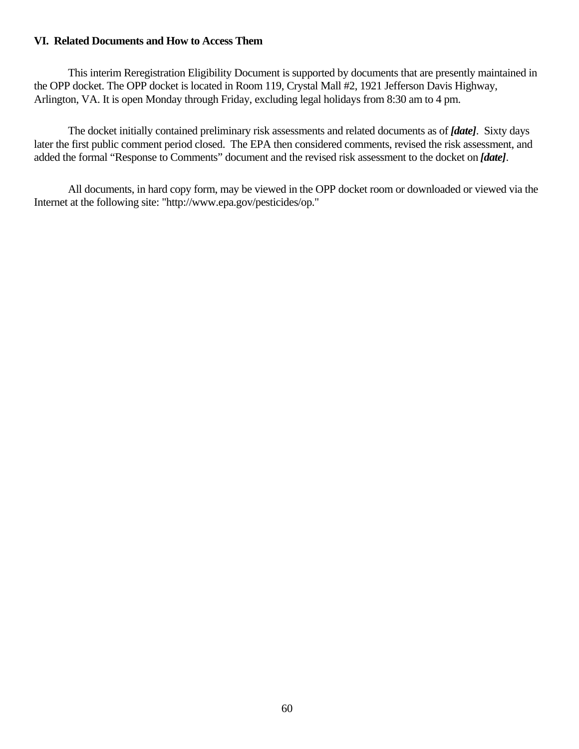## VI. Related Documents and How to Access Them

This interim Reregistration Eligibility Document is supported by documents that are presently maintained in the OPP docket. The OPP docket is located in Room 119, Crystal Mall #2, 1921 Jefferson Davis Highway, Arlington, VA. It is open Monday through Friday, excluding legal holidays from 8:30 am to 4 pm.

The docket initially contained preliminary risk assessments and related documents as of ***[date]***. Sixty days later the first public comment period closed. The EPA then considered comments, revised the risk assessment, and added the formal "Response to Comments" document and the revised risk assessment to the docket on ***[date]***.

All documents, in hard copy form, may be viewed in the OPP docket room or downloaded or viewed via the Internet at the following site: "http://www.epa.gov/pesticides/op."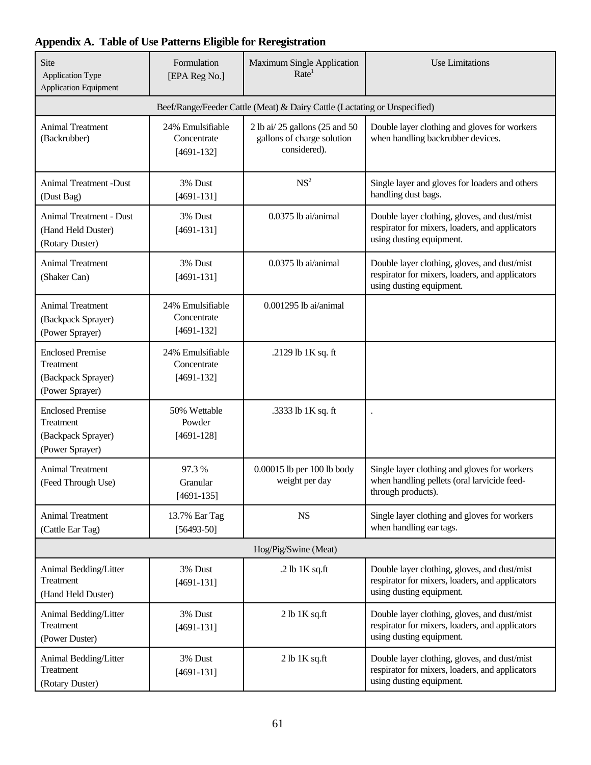## Appendix A. Table of Use Patterns Eligible for Reregistration

| Site<br>Application Type<br>Application Equipment | Formulation<br>[EPA Reg No.] | Maximum Single Application Rate[1] | Use Limitations |
|---|---|---|---|
| Beef/Range/Feeder Cattle (Meat) & Dairy Cattle (Lactating or Unspecified) | | | |
| Animal Treatment (Backrubber) | 24% Emulsifiable Concentrate [4691-132] | 2 lb ai/ 25 gallons (25 and 50 gallons of charge solution considered). | Double layer clothing and gloves for workers when handling backrubber devices. |
| Animal Treatment -Dust (Dust Bag) | 3% Dust [4691-131] | NS[2] | Single layer and gloves for loaders and others handling dust bags. |
| Animal Treatment - Dust (Hand Held Duster) (Rotary Duster) | 3% Dust [4691-131] | 0.0375 lb ai/animal | Double layer clothing, gloves, and dust/mist respirator for mixers, loaders, and applicators using dusting equipment. |
| Animal Treatment (Shaker Can) | 3% Dust [4691-131] | 0.0375 lb ai/animal | Double layer clothing, gloves, and dust/mist respirator for mixers, loaders, and applicators using dusting equipment. |
| Animal Treatment (Backpack Sprayer) (Power Sprayer) | 24% Emulsifiable Concentrate [4691-132] | 0.001295 lb ai/animal | |
| Enclosed Premise Treatment (Backpack Sprayer) (Power Sprayer) | 24% Emulsifiable Concentrate [4691-132] | .2129 lb 1K sq. ft | |
| Enclosed Premise Treatment (Backpack Sprayer) (Power Sprayer) | 50% Wettable Powder [4691-128] | .3333 lb 1K sq. ft | . |
| Animal Treatment (Feed Through Use) | 97.3 % Granular [4691-135] | 0.00015 lb per 100 lb body weight per day | Single layer clothing and gloves for workers when handling pellets (oral larvicide feed-through products). |
| Animal Treatment (Cattle Ear Tag) | 13.7% Ear Tag [56493-50] | NS | Single layer clothing and gloves for workers when handling ear tags. |
| Hog/Pig/Swine (Meat) | | | |
| Animal Bedding/Litter Treatment (Hand Held Duster) | 3% Dust [4691-131] | .2 lb 1K sq.ft | Double layer clothing, gloves, and dust/mist respirator for mixers, loaders, and applicators using dusting equipment. |
| Animal Bedding/Litter Treatment (Power Duster) | 3% Dust [4691-131] | 2 lb 1K sq.ft | Double layer clothing, gloves, and dust/mist respirator for mixers, loaders, and applicators using dusting equipment. |
| Animal Bedding/Litter Treatment (Rotary Duster) | 3% Dust [4691-131] | 2 lb 1K sq.ft | Double layer clothing, gloves, and dust/mist respirator for mixers, loaders, and applicators using dusting equipment. |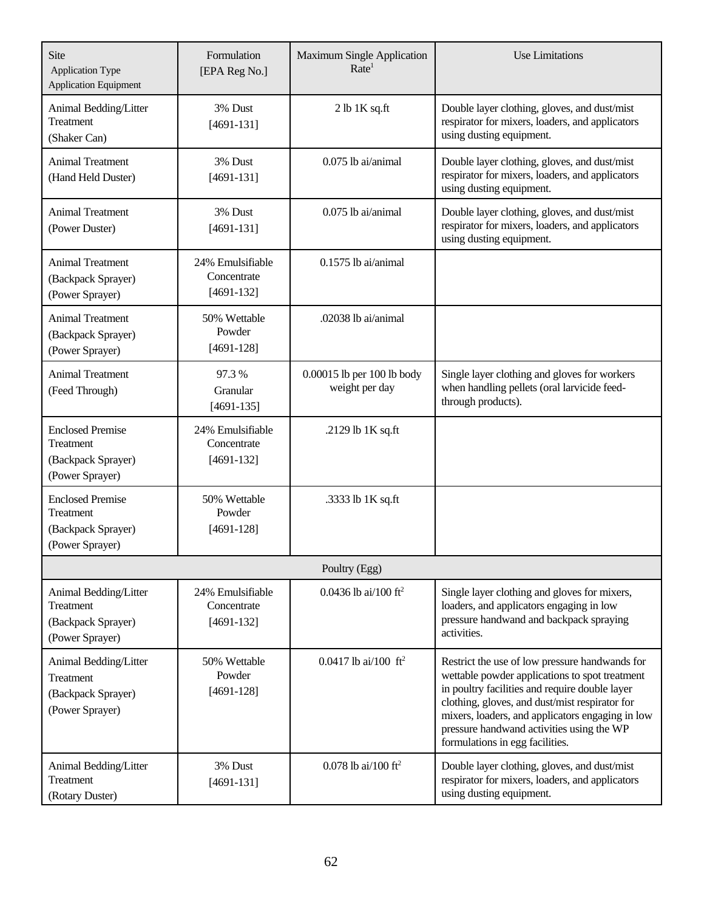| Site<br>Application Type<br>Application Equipment | Formulation<br>[EPA Reg No.] | Maximum Single Application Rate[1] | Use Limitations |
|---|---|---|---|
| Animal Bedding/Litter Treatment<br>(Shaker Can) | 3% Dust<br>[4691-131] | 2 lb 1K sq.ft | Double layer clothing, gloves, and dust/mist respirator for mixers, loaders, and applicators using dusting equipment. |
| Animal Treatment<br>(Hand Held Duster) | 3% Dust<br>[4691-131] | 0.075 lb ai/animal | Double layer clothing, gloves, and dust/mist respirator for mixers, loaders, and applicators using dusting equipment. |
| Animal Treatment<br>(Power Duster) | 3% Dust<br>[4691-131] | 0.075 lb ai/animal | Double layer clothing, gloves, and dust/mist respirator for mixers, loaders, and applicators using dusting equipment. |
| Animal Treatment<br>(Backpack Sprayer)<br>(Power Sprayer) | 24% Emulsifiable Concentrate<br>[4691-132] | 0.1575 lb ai/animal | |
| Animal Treatment<br>(Backpack Sprayer)<br>(Power Sprayer) | 50% Wettable Powder<br>[4691-128] | .02038 lb ai/animal | |
| Animal Treatment<br>(Feed Through) | 97.3 %<br>Granular<br>[4691-135] | 0.00015 lb per 100 lb body weight per day | Single layer clothing and gloves for workers when handling pellets (oral larvicide feed-through products). |
| Enclosed Premise Treatment<br>(Backpack Sprayer)<br>(Power Sprayer) | 24% Emulsifiable Concentrate<br>[4691-132] | .2129 lb 1K sq.ft | |
| Enclosed Premise Treatment<br>(Backpack Sprayer)<br>(Power Sprayer) | 50% Wettable Powder<br>[4691-128] | .3333 lb 1K sq.ft | |
| Poultry (Egg) | | | |
| Animal Bedding/Litter Treatment<br>(Backpack Sprayer)<br>(Power Sprayer) | 24% Emulsifiable Concentrate<br>[4691-132] | 0.0436 lb ai/100 $ft^2$ | Single layer clothing and gloves for mixers, loaders, and applicators engaging in low pressure handwand and backpack spraying activities. |
| Animal Bedding/Litter Treatment<br>(Backpack Sprayer)<br>(Power Sprayer) | 50% Wettable Powder<br>[4691-128] | 0.0417 lb ai/100 $ft^2$ | Restrict the use of low pressure handwands for wettable powder applications to spot treatment in poultry facilities and require double layer clothing, gloves, and dust/mist respirator for mixers, loaders, and applicators engaging in low pressure handwand activities using the WP formulations in egg facilities. |
| Animal Bedding/Litter Treatment<br>(Rotary Duster) | 3% Dust<br>[4691-131] | 0.078 lb ai/100 $ft^2$ | Double layer clothing, gloves, and dust/mist respirator for mixers, loaders, and applicators using dusting equipment. |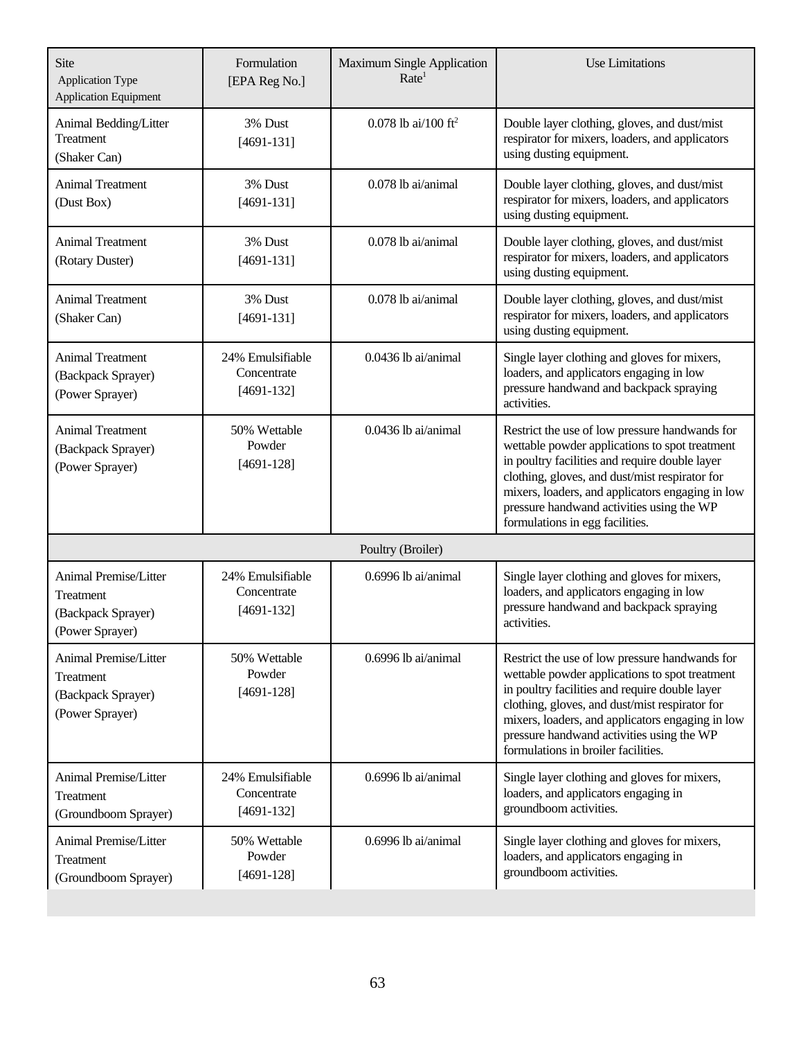| Site<br>Application Type<br>Application Equipment | Formulation<br>[EPA Reg No.] | Maximum Single Application Rate[1] | Use Limitations |
|---|---|---|---|
| Animal Bedding/Litter Treatment<br>(Shaker Can) | 3% Dust<br>[4691-131] | 0.078 lb ai/100 $ft^2$ | Double layer clothing, gloves, and dust/mist respirator for mixers, loaders, and applicators using dusting equipment. |
| Animal Treatment<br>(Dust Box) | 3% Dust<br>[4691-131] | 0.078 lb ai/animal | Double layer clothing, gloves, and dust/mist respirator for mixers, loaders, and applicators using dusting equipment. |
| Animal Treatment<br>(Rotary Duster) | 3% Dust<br>[4691-131] | 0.078 lb ai/animal | Double layer clothing, gloves, and dust/mist respirator for mixers, loaders, and applicators using dusting equipment. |
| Animal Treatment<br>(Shaker Can) | 3% Dust<br>[4691-131] | 0.078 lb ai/animal | Double layer clothing, gloves, and dust/mist respirator for mixers, loaders, and applicators using dusting equipment. |
| Animal Treatment<br>(Backpack Sprayer)<br>(Power Sprayer) | 24% Emulsifiable Concentrate<br>[4691-132] | 0.0436 lb ai/animal | Single layer clothing and gloves for mixers, loaders, and applicators engaging in low pressure handwand and backpack spraying activities. |
| Animal Treatment<br>(Backpack Sprayer)<br>(Power Sprayer) | 50% Wettable Powder<br>[4691-128] | 0.0436 lb ai/animal | Restrict the use of low pressure handwands for wettable powder applications to spot treatment in poultry facilities and require double layer clothing, gloves, and dust/mist respirator for mixers, loaders, and applicators engaging in low pressure handwand activities using the WP formulations in egg facilities. |
| Poultry (Broiler) | | | |
| Animal Premise/Litter Treatment<br>(Backpack Sprayer)<br>(Power Sprayer) | 24% Emulsifiable Concentrate<br>[4691-132] | 0.6996 lb ai/animal | Single layer clothing and gloves for mixers, loaders, and applicators engaging in low pressure handwand and backpack spraying activities. |
| Animal Premise/Litter Treatment<br>(Backpack Sprayer)<br>(Power Sprayer) | 50% Wettable Powder<br>[4691-128] | 0.6996 lb ai/animal | Restrict the use of low pressure handwands for wettable powder applications to spot treatment in poultry facilities and require double layer clothing, gloves, and dust/mist respirator for mixers, loaders, and applicators engaging in low pressure handwand activities using the WP formulations in broiler facilities. |
| Animal Premise/Litter Treatment<br>(Groundboom Sprayer) | 24% Emulsifiable Concentrate<br>[4691-132] | 0.6996 lb ai/animal | Single layer clothing and gloves for mixers, loaders, and applicators engaging in groundboom activities. |
| Animal Premise/Litter Treatment<br>(Groundboom Sprayer) | 50% Wettable Powder<br>[4691-128] | 0.6996 lb ai/animal | Single layer clothing and gloves for mixers, loaders, and applicators engaging in groundboom activities. |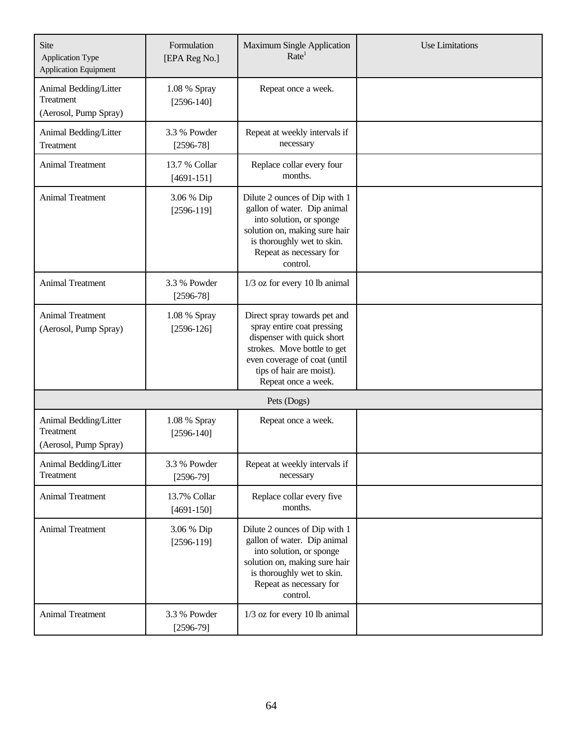| Site<br>Application Type<br>Application Equipment | Formulation<br>[EPA Reg No.] | Maximum Single Application Rate[1] | Use Limitations |
|---|---|---|---|
| Animal Bedding/Litter Treatment<br>(Aerosol, Pump Spray) | 1.08 % Spray<br>[2596-140] | Repeat once a week. | |
| Animal Bedding/Litter Treatment | 3.3 % Powder<br>[2596-78] | Repeat at weekly intervals if necessary | |
| Animal Treatment | 13.7 % Collar<br>[4691-151] | Replace collar every four months. | |
| Animal Treatment | 3.06 % Dip<br>[2596-119] | Dilute 2 ounces of Dip with 1 gallon of water. Dip animal into solution, or sponge solution on, making sure hair is thoroughly wet to skin. Repeat as necessary for control. | |
| Animal Treatment | 3.3 % Powder<br>[2596-78] | 1/3 oz for every 10 lb animal | |
| Animal Treatment<br>(Aerosol, Pump Spray) | 1.08 % Spray<br>[2596-126] | Direct spray towards pet and spray entire coat pressing dispenser with quick short strokes. Move bottle to get even coverage of coat (until tips of hair are moist). Repeat once a week. | |
| Pets (Dogs) | | | |
| Animal Bedding/Litter Treatment<br>(Aerosol, Pump Spray) | 1.08 % Spray<br>[2596-140] | Repeat once a week. | |
| Animal Bedding/Litter Treatment | 3.3 % Powder<br>[2596-79] | Repeat at weekly intervals if necessary | |
| Animal Treatment | 13.7% Collar<br>[4691-150] | Replace collar every five months. | |
| Animal Treatment | 3.06 % Dip<br>[2596-119] | Dilute 2 ounces of Dip with 1 gallon of water. Dip animal into solution, or sponge solution on, making sure hair is thoroughly wet to skin. Repeat as necessary for control. | |
| Animal Treatment | 3.3 % Powder<br>[2596-79] | 1/3 oz for every 10 lb animal | |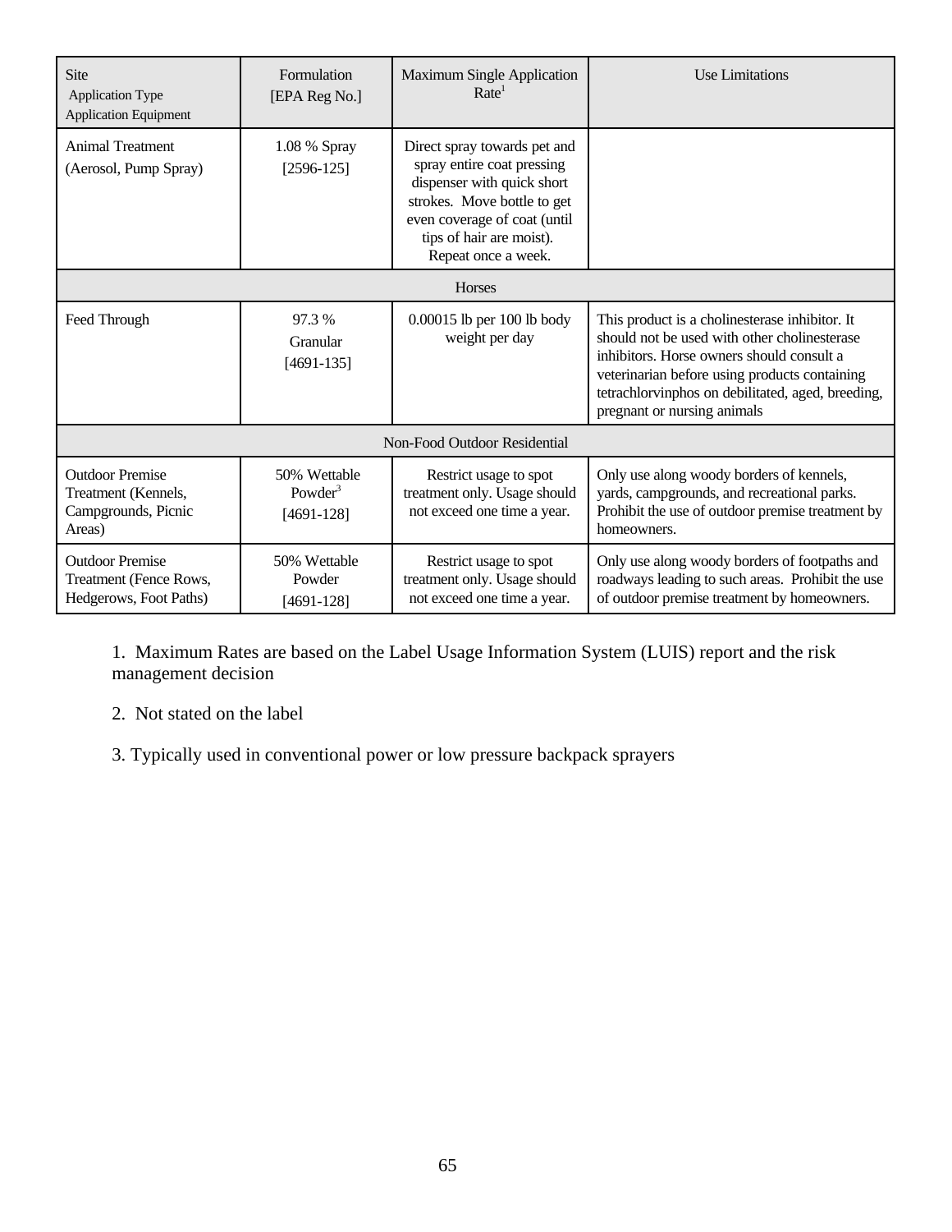| Site<br>Application Type<br>Application Equipment | Formulation<br>[EPA Reg No.] | Maximum Single Application Rate[1] | Use Limitations |
|---|---|---|---|
| Animal Treatment<br>(Aerosol, Pump Spray) | 1.08 % Spray<br>[2596-125] | Direct spray towards pet and spray entire coat pressing dispenser with quick short strokes. Move bottle to get even coverage of coat (until tips of hair are moist). Repeat once a week. | |
| Horses | | | |
| Feed Through | 97.3 %<br>Granular<br>[4691-135] | 0.00015 lb per 100 lb body weight per day | This product is a cholinesterase inhibitor. It should not be used with other cholinesterase inhibitors. Horse owners should consult a veterinarian before using products containing tetrachlorvinphos on debilitated, aged, breeding, pregnant or nursing animals |
| Non-Food Outdoor Residential | | | |
| Outdoor Premise Treatment (Kennels, Campgrounds, Picnic Areas) | 50% Wettable Powder[3]<br>[4691-128] | Restrict usage to spot treatment only. Usage should not exceed one time a year. | Only use along woody borders of kennels, yards, campgrounds, and recreational parks. Prohibit the use of outdoor premise treatment by homeowners. |
| Outdoor Premise Treatment (Fence Rows, Hedgerows, Foot Paths) | 50% Wettable Powder<br>[4691-128] | Restrict usage to spot treatment only. Usage should not exceed one time a year. | Only use along woody borders of footpaths and roadways leading to such areas. Prohibit the use of outdoor premise treatment by homeowners. |

1. Maximum Rates are based on the Label Usage Information System (LUIS) report and the risk management decision

2. Not stated on the label

3. Typically used in conventional power or low pressure backpack sprayers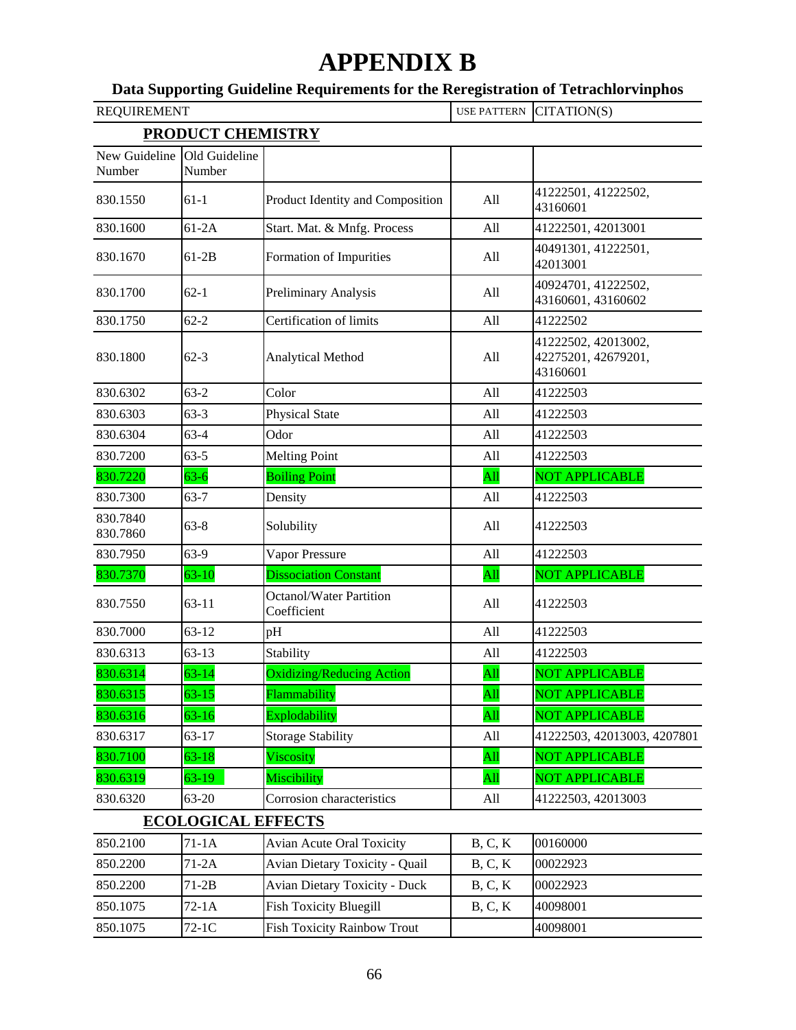# APPENDIX B

## Data Supporting Guideline Requirements for the Reregistration of Tetrachlorvinphos

| REQUIREMENT | | | USE PATTERN | CITATION(S) |
|---|---|---|---|---|
| **PRODUCT CHEMISTRY** | | | | |
| New Guideline Number | Old Guideline Number | | | |
| 830.1550 | 61-1 | Product Identity and Composition | All | 41222501, 41222502, 43160601 |
| 830.1600 | 61-2A | Start. Mat. & Mnfg. Process | All | 41222501, 42013001 |
| 830.1670 | 61-2B | Formation of Impurities | All | 40491301, 41222501, 42013001 |
| 830.1700 | 62-1 | Preliminary Analysis | All | 40924701, 41222502, 43160601, 43160602 |
| 830.1750 | 62-2 | Certification of limits | All | 41222502 |
| 830.1800 | 62-3 | Analytical Method | All | 41222502, 42013002, 42275201, 42679201, 43160601 |
| 830.6302 | 63-2 | Color | All | 41222503 |
| 830.6303 | 63-3 | Physical State | All | 41222503 |
| 830.6304 | 63-4 | Odor | All | 41222503 |
| 830.7200 | 63-5 | Melting Point | All | 41222503 |
| 830.7220 | 63-6 | Boiling Point | All | NOT APPLICABLE |
| 830.7300 | 63-7 | Density | All | 41222503 |
| 830.7840 830.7860 | 63-8 | Solubility | All | 41222503 |
| 830.7950 | 63-9 | Vapor Pressure | All | 41222503 |
| 830.7370 | 63-10 | Dissociation Constant | All | NOT APPLICABLE |
| 830.7550 | 63-11 | Octanol/Water Partition Coefficient | All | 41222503 |
| 830.7000 | 63-12 | pH | All | 41222503 |
| 830.6313 | 63-13 | Stability | All | 41222503 |
| 830.6314 | 63-14 | Oxidizing/Reducing Action | All | NOT APPLICABLE |
| 830.6315 | 63-15 | Flammability | All | NOT APPLICABLE |
| 830.6316 | 63-16 | Explodability | All | NOT APPLICABLE |
| 830.6317 | 63-17 | Storage Stability | All | 41222503, 42013003, 4207801 |
| 830.7100 | 63-18 | Viscosity | All | NOT APPLICABLE |
| 830.6319 | 63-19 | Miscibility | All | NOT APPLICABLE |
| 830.6320 | 63-20 | Corrosion characteristics | All | 41222503, 42013003 |
| **ECOLOGICAL EFFECTS** | | | | |
| 850.2100 | 71-1A | Avian Acute Oral Toxicity | B, C, K | 00160000 |
| 850.2200 | 71-2A | Avian Dietary Toxicity - Quail | B, C, K | 00022923 |
| 850.2200 | 71-2B | Avian Dietary Toxicity - Duck | B, C, K | 00022923 |
| 850.1075 | 72-1A | Fish Toxicity Bluegill | B, C, K | 40098001 |
| 850.1075 | 72-1C | Fish Toxicity Rainbow Trout | | 40098001 |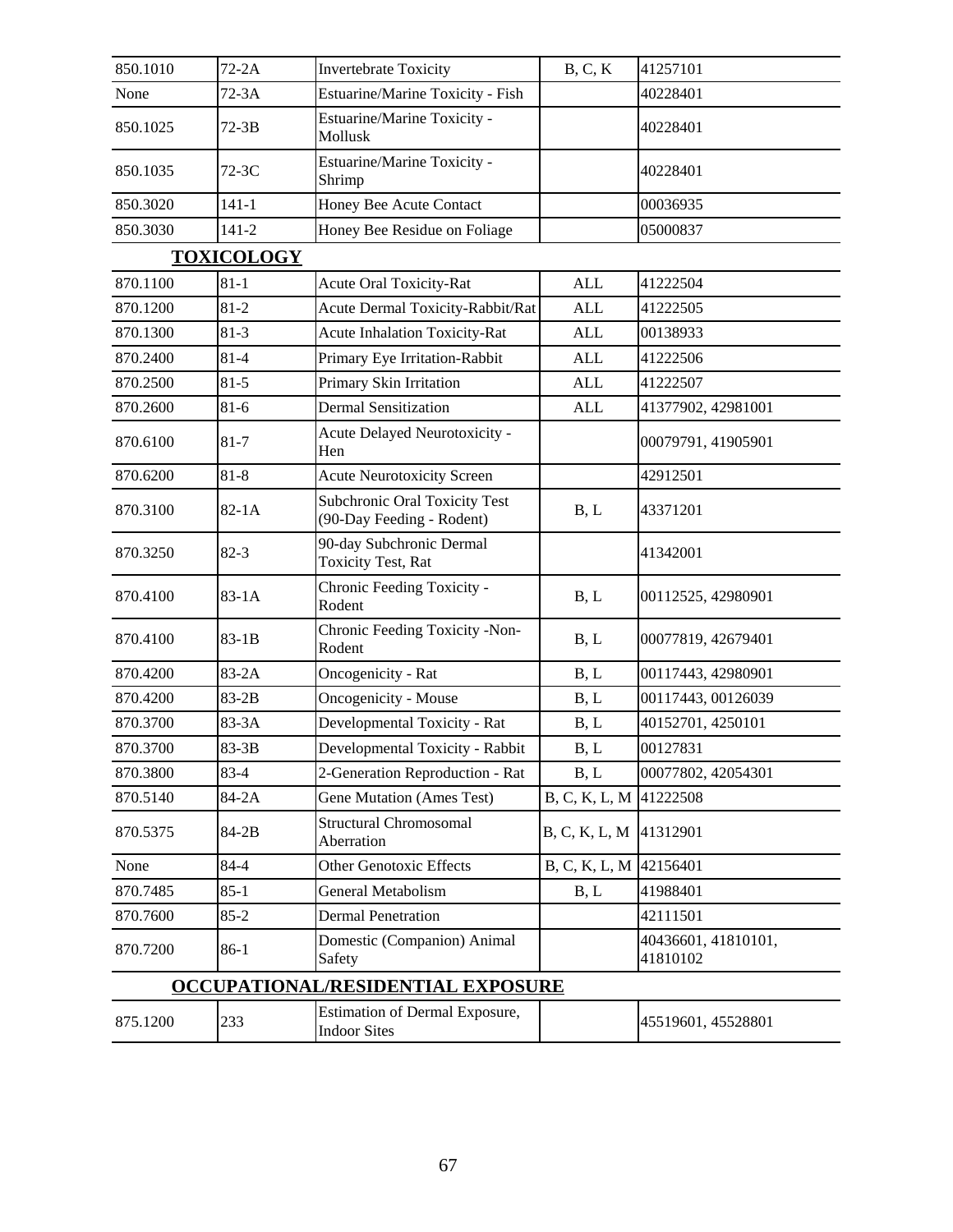| | | | | |
|---|---|---|---|---|
| 850.1010 | 72-2A | Invertebrate Toxicity | B, C, K | 41257101 |
| None | 72-3A | Estuarine/Marine Toxicity - Fish | | 40228401 |
| 850.1025 | 72-3B | Estuarine/Marine Toxicity - Mollusk | | 40228401 |
| 850.1035 | 72-3C | Estuarine/Marine Toxicity - Shrimp | | 40228401 |
| 850.3020 | 141-1 | Honey Bee Acute Contact | | 00036935 |
| 850.3030 | 141-2 | Honey Bee Residue on Foliage | | 05000837 |

**TOXICOLOGY**

| | | | | |
|---|---|---|---|---|
| 870.1100 | 81-1 | Acute Oral Toxicity-Rat | ALL | 41222504 |
| 870.1200 | 81-2 | Acute Dermal Toxicity-Rabbit/Rat | ALL | 41222505 |
| 870.1300 | 81-3 | Acute Inhalation Toxicity-Rat | ALL | 00138933 |
| 870.2400 | 81-4 | Primary Eye Irritation-Rabbit | ALL | 41222506 |
| 870.2500 | 81-5 | Primary Skin Irritation | ALL | 41222507 |
| 870.2600 | 81-6 | Dermal Sensitization | ALL | 41377902, 42981001 |
| 870.6100 | 81-7 | Acute Delayed Neurotoxicity - Hen | | 00079791, 41905901 |
| 870.6200 | 81-8 | Acute Neurotoxicity Screen | | 42912501 |
| 870.3100 | 82-1A | Subchronic Oral Toxicity Test (90-Day Feeding - Rodent) | B, L | 43371201 |
| 870.3250 | 82-3 | 90-day Subchronic Dermal Toxicity Test, Rat | | 41342001 |
| 870.4100 | 83-1A | Chronic Feeding Toxicity - Rodent | B, L | 00112525, 42980901 |
| 870.4100 | 83-1B | Chronic Feeding Toxicity -Non-Rodent | B, L | 00077819, 42679401 |
| 870.4200 | 83-2A | Oncogenicity - Rat | B, L | 00117443, 42980901 |
| 870.4200 | 83-2B | Oncogenicity - Mouse | B, L | 00117443, 00126039 |
| 870.3700 | 83-3A | Developmental Toxicity - Rat | B, L | 40152701, 4250101 |
| 870.3700 | 83-3B | Developmental Toxicity - Rabbit | B, L | 00127831 |
| 870.3800 | 83-4 | 2-Generation Reproduction - Rat | B, L | 00077802, 42054301 |
| 870.5140 | 84-2A | Gene Mutation (Ames Test) | B, C, K, L, M | 41222508 |
| 870.5375 | 84-2B | Structural Chromosomal Aberration | B, C, K, L, M | 41312901 |
| None | 84-4 | Other Genotoxic Effects | B, C, K, L, M | 42156401 |
| 870.7485 | 85-1 | General Metabolism | B, L | 41988401 |
| 870.7600 | 85-2 | Dermal Penetration | | 42111501 |
| 870.7200 | 86-1 | Domestic (Companion) Animal Safety | | 40436601, 41810101, 41810102 |

**OCCUPATIONAL/RESIDENTIAL EXPOSURE**

| | | | | |
|---|---|---|---|---|
| 875.1200 | 233 | Estimation of Dermal Exposure, Indoor Sites | | 45519601, 45528801 |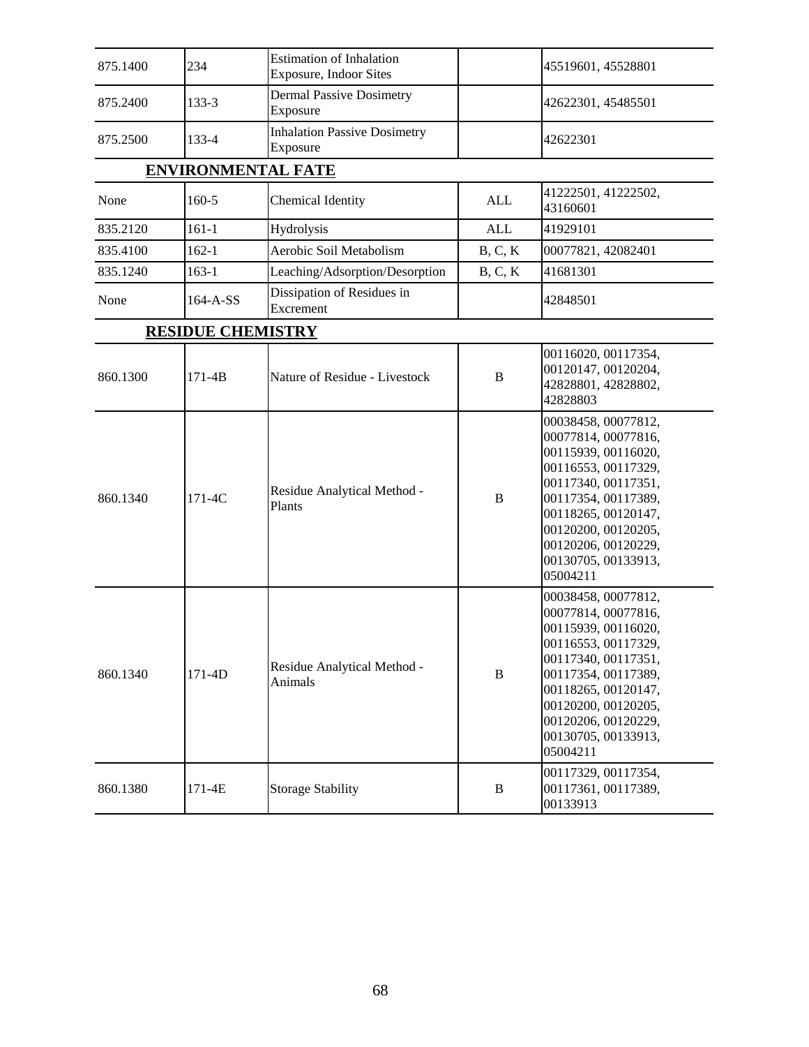| | | | | |
|---|---|---|---|---|
| 875.1400 | 234 | Estimation of Inhalation Exposure, Indoor Sites | | 45519601, 45528801 |
| 875.2400 | 133-3 | Dermal Passive Dosimetry Exposure | | 42622301, 45485501 |
| 875.2500 | 133-4 | Inhalation Passive Dosimetry Exposure | | 42622301 |
| | **ENVIRONMENTAL FATE** | | | |
| None | 160-5 | Chemical Identity | ALL | 41222501, 41222502, 43160601 |
| 835.2120 | 161-1 | Hydrolysis | ALL | 41929101 |
| 835.4100 | 162-1 | Aerobic Soil Metabolism | B, C, K | 00077821, 42082401 |
| 835.1240 | 163-1 | Leaching/Adsorption/Desorption | B, C, K | 41681301 |
| None | 164-A-SS | Dissipation of Residues in Excrement | | 42848501 |
| | **RESIDUE CHEMISTRY** | | | |
| 860.1300 | 171-4B | Nature of Residue - Livestock | B | 00116020, 00117354, 00120147, 00120204, 42828801, 42828802, 42828803 |
| 860.1340 | 171-4C | Residue Analytical Method - Plants | B | 00038458, 00077812, 00077814, 00077816, 00115939, 00116020, 00116553, 00117329, 00117340, 00117351, 00117354, 00117389, 00118265, 00120147, 00120200, 00120205, 00120206, 00120229, 00130705, 00133913, 05004211 |
| 860.1340 | 171-4D | Residue Analytical Method - Animals | B | 00038458, 00077812, 00077814, 00077816, 00115939, 00116020, 00116553, 00117329, 00117340, 00117351, 00117354, 00117389, 00118265, 00120147, 00120200, 00120205, 00120206, 00120229, 00130705, 00133913, 05004211 |
| 860.1380 | 171-4E | Storage Stability | B | 00117329, 00117354, 00117361, 00117389, 00133913 |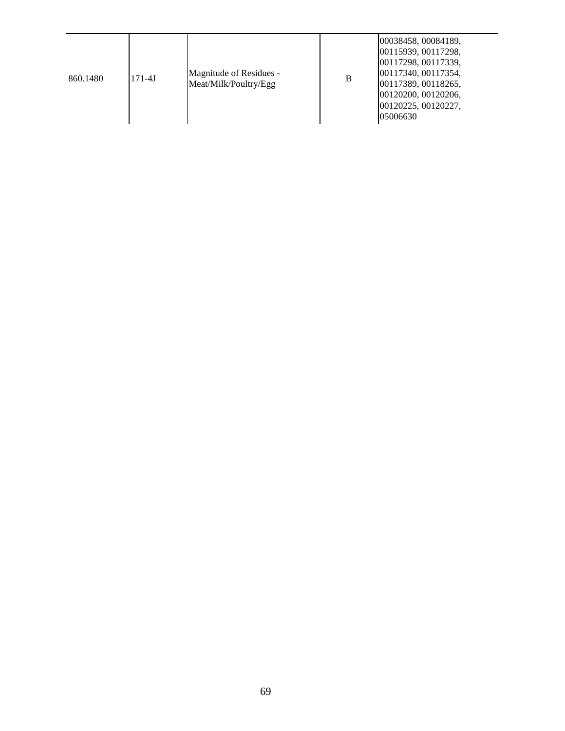| | | | | |
|---|---|---|---|---|
| 860.1480 | 171-4J | Magnitude of Residues - Meat/Milk/Poultry/Egg | B | 00038458, 00084189, 00115939, 00117298, 00117298, 00117339, 00117340, 00117354, 00117389, 00118265, 00120200, 00120206, 00120225, 00120227, 05006630 |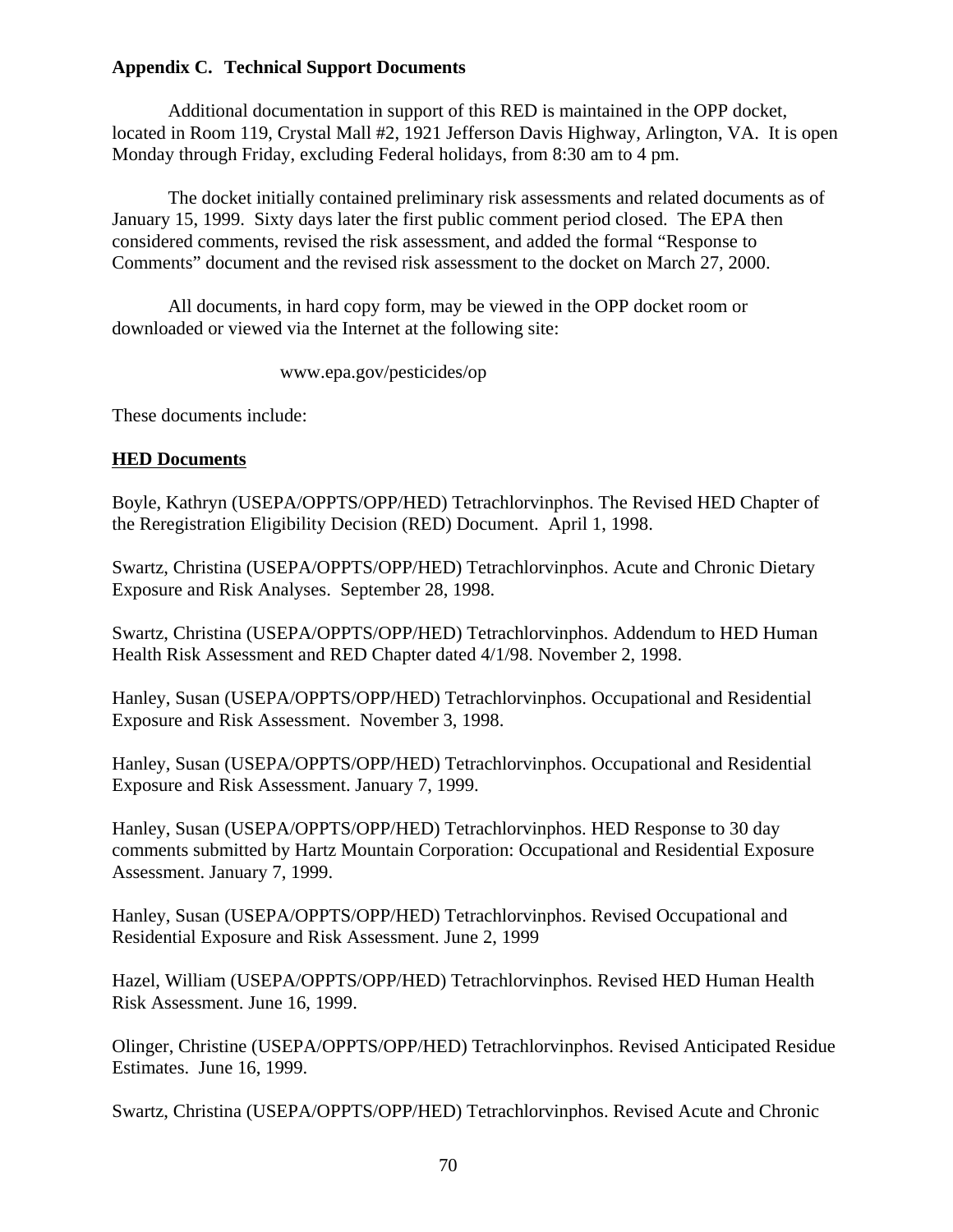## Appendix C. Technical Support Documents

Additional documentation in support of this RED is maintained in the OPP docket, located in Room 119, Crystal Mall #2, 1921 Jefferson Davis Highway, Arlington, VA. It is open Monday through Friday, excluding Federal holidays, from 8:30 am to 4 pm.

The docket initially contained preliminary risk assessments and related documents as of January 15, 1999. Sixty days later the first public comment period closed. The EPA then considered comments, revised the risk assessment, and added the formal "Response to Comments" document and the revised risk assessment to the docket on March 27, 2000.

All documents, in hard copy form, may be viewed in the OPP docket room or downloaded or viewed via the Internet at the following site:

www.epa.gov/pesticides/op

These documents include:

**HED Documents**

Boyle, Kathryn (USEPA/OPPTS/OPP/HED) Tetrachlorvinphos. The Revised HED Chapter of the Reregistration Eligibility Decision (RED) Document. April 1, 1998.

Swartz, Christina (USEPA/OPPTS/OPP/HED) Tetrachlorvinphos. Acute and Chronic Dietary Exposure and Risk Analyses. September 28, 1998.

Swartz, Christina (USEPA/OPPTS/OPP/HED) Tetrachlorvinphos. Addendum to HED Human Health Risk Assessment and RED Chapter dated 4/1/98. November 2, 1998.

Hanley, Susan (USEPA/OPPTS/OPP/HED) Tetrachlorvinphos. Occupational and Residential Exposure and Risk Assessment. November 3, 1998.

Hanley, Susan (USEPA/OPPTS/OPP/HED) Tetrachlorvinphos. Occupational and Residential Exposure and Risk Assessment. January 7, 1999.

Hanley, Susan (USEPA/OPPTS/OPP/HED) Tetrachlorvinphos. HED Response to 30 day comments submitted by Hartz Mountain Corporation: Occupational and Residential Exposure Assessment. January 7, 1999.

Hanley, Susan (USEPA/OPPTS/OPP/HED) Tetrachlorvinphos. Revised Occupational and Residential Exposure and Risk Assessment. June 2, 1999

Hazel, William (USEPA/OPPTS/OPP/HED) Tetrachlorvinphos. Revised HED Human Health Risk Assessment. June 16, 1999.

Olinger, Christine (USEPA/OPPTS/OPP/HED) Tetrachlorvinphos. Revised Anticipated Residue Estimates. June 16, 1999.

Swartz, Christina (USEPA/OPPTS/OPP/HED) Tetrachlorvinphos. Revised Acute and Chronic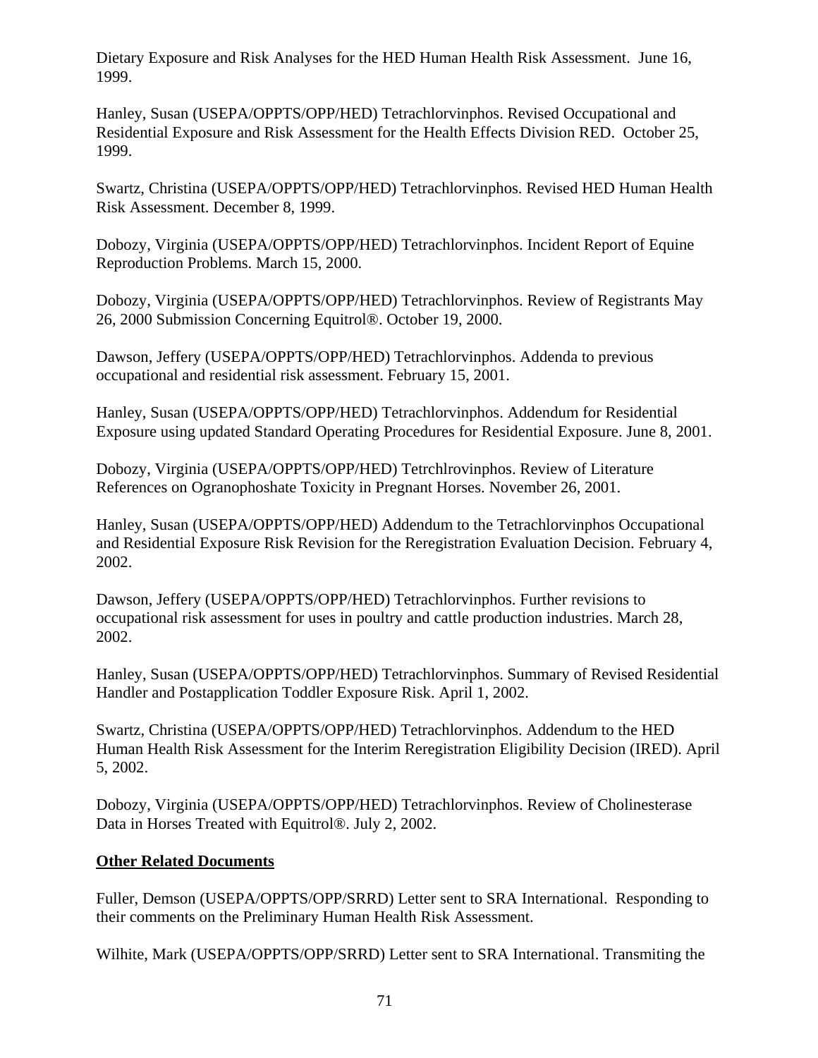Dietary Exposure and Risk Analyses for the HED Human Health Risk Assessment. June 16, 1999.

Hanley, Susan (USEPA/OPPTS/OPP/HED) Tetrachlorvinphos. Revised Occupational and Residential Exposure and Risk Assessment for the Health Effects Division RED. October 25, 1999.

Swartz, Christina (USEPA/OPPTS/OPP/HED) Tetrachlorvinphos. Revised HED Human Health Risk Assessment. December 8, 1999.

Dobozy, Virginia (USEPA/OPPTS/OPP/HED) Tetrachlorvinphos. Incident Report of Equine Reproduction Problems. March 15, 2000.

Dobozy, Virginia (USEPA/OPPTS/OPP/HED) Tetrachlorvinphos. Review of Registrants May 26, 2000 Submission Concerning Equitrol®. October 19, 2000.

Dawson, Jeffery (USEPA/OPPTS/OPP/HED) Tetrachlorvinphos. Addenda to previous occupational and residential risk assessment. February 15, 2001.

Hanley, Susan (USEPA/OPPTS/OPP/HED) Tetrachlorvinphos. Addendum for Residential Exposure using updated Standard Operating Procedures for Residential Exposure. June 8, 2001.

Dobozy, Virginia (USEPA/OPPTS/OPP/HED) Tetrchlrovinphos. Review of Literature References on Ogranophoshate Toxicity in Pregnant Horses. November 26, 2001.

Hanley, Susan (USEPA/OPPTS/OPP/HED) Addendum to the Tetrachlorvinphos Occupational and Residential Exposure Risk Revision for the Reregistration Evaluation Decision. February 4, 2002.

Dawson, Jeffery (USEPA/OPPTS/OPP/HED) Tetrachlorvinphos. Further revisions to occupational risk assessment for uses in poultry and cattle production industries. March 28, 2002.

Hanley, Susan (USEPA/OPPTS/OPP/HED) Tetrachlorvinphos. Summary of Revised Residential Handler and Postapplication Toddler Exposure Risk. April 1, 2002.

Swartz, Christina (USEPA/OPPTS/OPP/HED) Tetrachlorvinphos. Addendum to the HED Human Health Risk Assessment for the Interim Reregistration Eligibility Decision (IRED). April 5, 2002.

Dobozy, Virginia (USEPA/OPPTS/OPP/HED) Tetrachlorvinphos. Review of Cholinesterase Data in Horses Treated with Equitrol®. July 2, 2002.

**Other Related Documents**

Fuller, Demson (USEPA/OPPTS/OPP/SRRD) Letter sent to SRA International. Responding to their comments on the Preliminary Human Health Risk Assessment.

Wilhite, Mark (USEPA/OPPTS/OPP/SRRD) Letter sent to SRA International. Transmiting the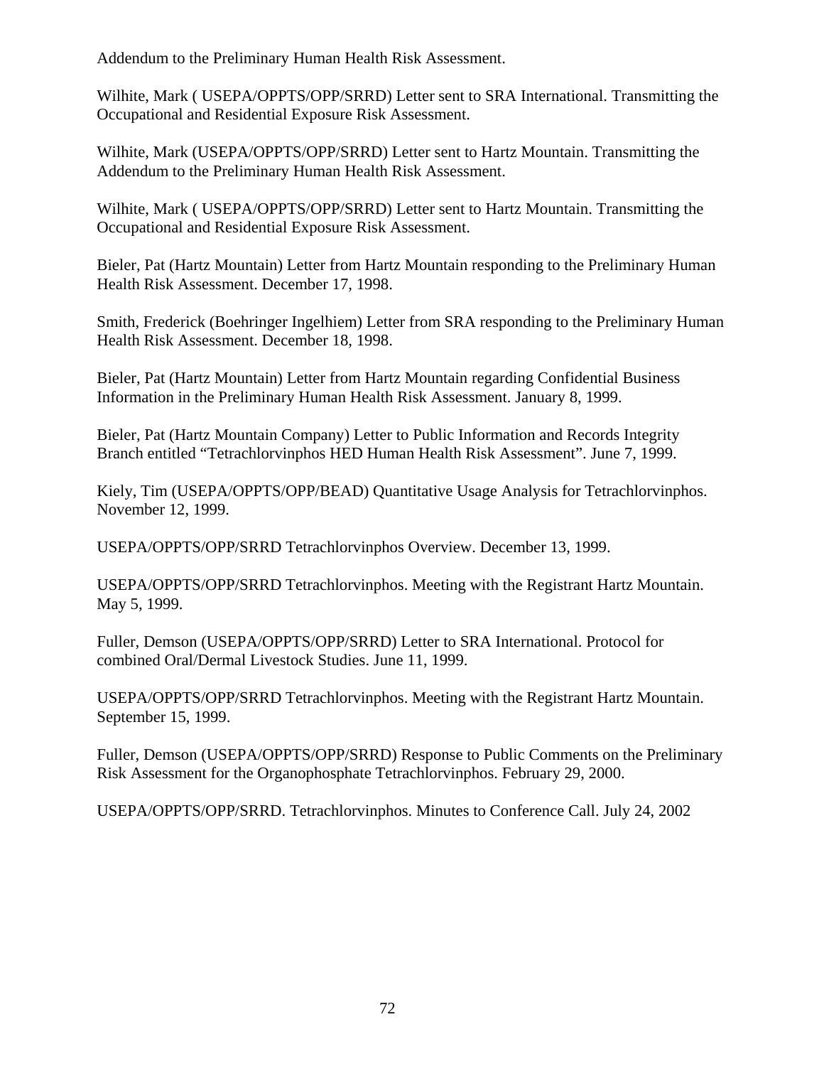Addendum to the Preliminary Human Health Risk Assessment.

Wilhite, Mark ( USEPA/OPPTS/OPP/SRRD) Letter sent to SRA International. Transmitting the Occupational and Residential Exposure Risk Assessment.

Wilhite, Mark (USEPA/OPPTS/OPP/SRRD) Letter sent to Hartz Mountain. Transmitting the Addendum to the Preliminary Human Health Risk Assessment.

Wilhite, Mark ( USEPA/OPPTS/OPP/SRRD) Letter sent to Hartz Mountain. Transmitting the Occupational and Residential Exposure Risk Assessment.

Bieler, Pat (Hartz Mountain) Letter from Hartz Mountain responding to the Preliminary Human Health Risk Assessment. December 17, 1998.

Smith, Frederick (Boehringer Ingelhiem) Letter from SRA responding to the Preliminary Human Health Risk Assessment. December 18, 1998.

Bieler, Pat (Hartz Mountain) Letter from Hartz Mountain regarding Confidential Business Information in the Preliminary Human Health Risk Assessment. January 8, 1999.

Bieler, Pat (Hartz Mountain Company) Letter to Public Information and Records Integrity Branch entitled "Tetrachlorvinphos HED Human Health Risk Assessment". June 7, 1999.

Kiely, Tim (USEPA/OPPTS/OPP/BEAD) Quantitative Usage Analysis for Tetrachlorvinphos. November 12, 1999.

USEPA/OPPTS/OPP/SRRD Tetrachlorvinphos Overview. December 13, 1999.

USEPA/OPPTS/OPP/SRRD Tetrachlorvinphos. Meeting with the Registrant Hartz Mountain. May 5, 1999.

Fuller, Demson (USEPA/OPPTS/OPP/SRRD) Letter to SRA International. Protocol for combined Oral/Dermal Livestock Studies. June 11, 1999.

USEPA/OPPTS/OPP/SRRD Tetrachlorvinphos. Meeting with the Registrant Hartz Mountain. September 15, 1999.

Fuller, Demson (USEPA/OPPTS/OPP/SRRD) Response to Public Comments on the Preliminary Risk Assessment for the Organophosphate Tetrachlorvinphos. February 29, 2000.

USEPA/OPPTS/OPP/SRRD. Tetrachlorvinphos. Minutes to Conference Call. July 24, 2002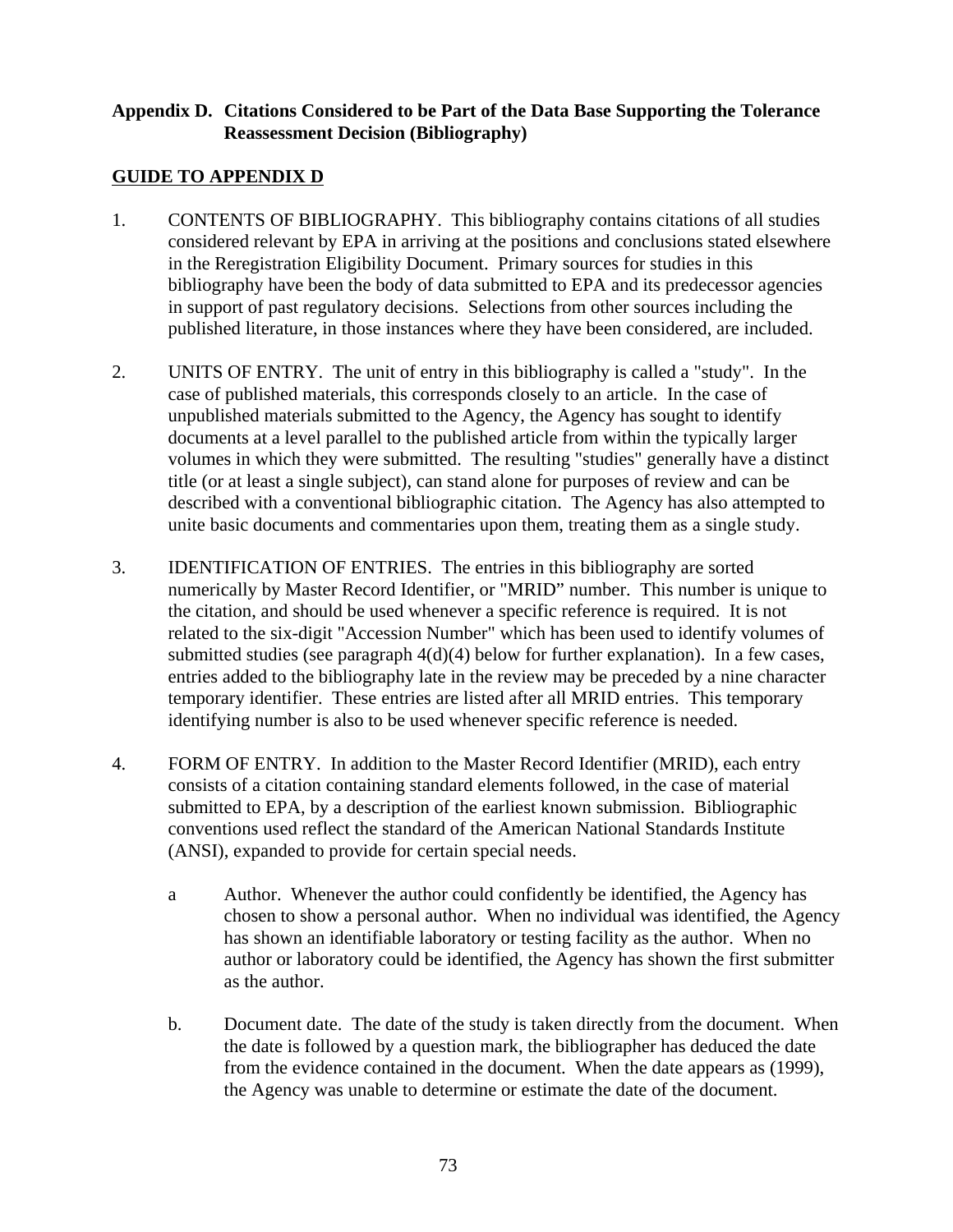**Appendix D. Citations Considered to be Part of the Data Base Supporting the Tolerance Reassessment Decision (Bibliography)**

**<u>GUIDE TO APPENDIX D</u>**

1. CONTENTS OF BIBLIOGRAPHY. This bibliography contains citations of all studies considered relevant by EPA in arriving at the positions and conclusions stated elsewhere in the Reregistration Eligibility Document. Primary sources for studies in this bibliography have been the body of data submitted to EPA and its predecessor agencies in support of past regulatory decisions. Selections from other sources including the published literature, in those instances where they have been considered, are included.

2. UNITS OF ENTRY. The unit of entry in this bibliography is called a "study". In the case of published materials, this corresponds closely to an article. In the case of unpublished materials submitted to the Agency, the Agency has sought to identify documents at a level parallel to the published article from within the typically larger volumes in which they were submitted. The resulting "studies" generally have a distinct title (or at least a single subject), can stand alone for purposes of review and can be described with a conventional bibliographic citation. The Agency has also attempted to unite basic documents and commentaries upon them, treating them as a single study.

3. IDENTIFICATION OF ENTRIES. The entries in this bibliography are sorted numerically by Master Record Identifier, or "MRID" number. This number is unique to the citation, and should be used whenever a specific reference is required. It is not related to the six-digit "Accession Number" which has been used to identify volumes of submitted studies (see paragraph 4(d)(4) below for further explanation). In a few cases, entries added to the bibliography late in the review may be preceded by a nine character temporary identifier. These entries are listed after all MRID entries. This temporary identifying number is also to be used whenever specific reference is needed.

4. FORM OF ENTRY. In addition to the Master Record Identifier (MRID), each entry consists of a citation containing standard elements followed, in the case of material submitted to EPA, by a description of the earliest known submission. Bibliographic conventions used reflect the standard of the American National Standards Institute (ANSI), expanded to provide for certain special needs.

   a Author. Whenever the author could confidently be identified, the Agency has chosen to show a personal author. When no individual was identified, the Agency has shown an identifiable laboratory or testing facility as the author. When no author or laboratory could be identified, the Agency has shown the first submitter as the author.

   b. Document date. The date of the study is taken directly from the document. When the date is followed by a question mark, the bibliographer has deduced the date from the evidence contained in the document. When the date appears as (1999), the Agency was unable to determine or estimate the date of the document.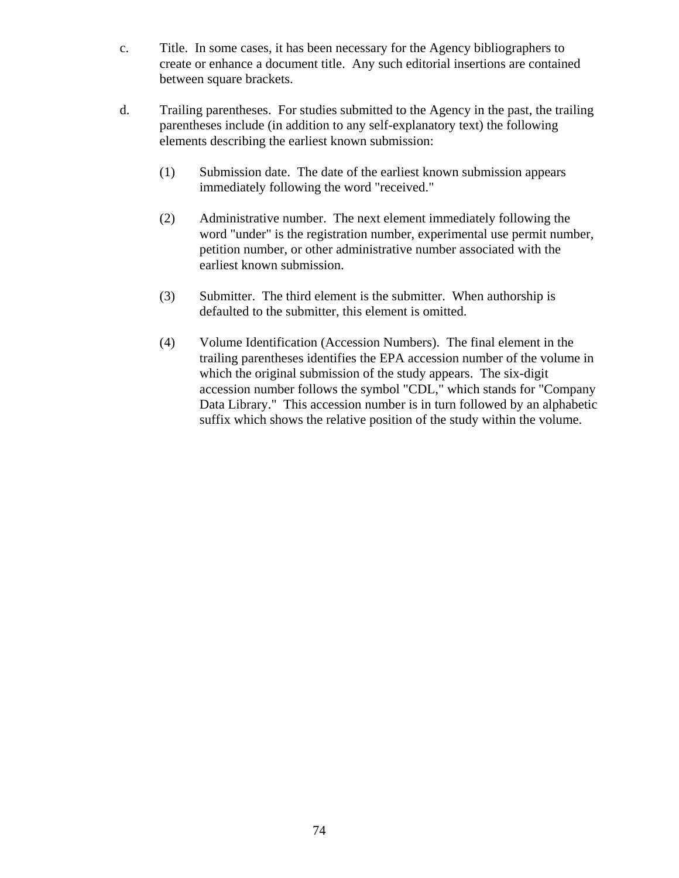c. Title. In some cases, it has been necessary for the Agency bibliographers to create or enhance a document title. Any such editorial insertions are contained between square brackets.

d. Trailing parentheses. For studies submitted to the Agency in the past, the trailing parentheses include (in addition to any self-explanatory text) the following elements describing the earliest known submission:

   (1) Submission date. The date of the earliest known submission appears immediately following the word "received."

   (2) Administrative number. The next element immediately following the word "under" is the registration number, experimental use permit number, petition number, or other administrative number associated with the earliest known submission.

   (3) Submitter. The third element is the submitter. When authorship is defaulted to the submitter, this element is omitted.

   (4) Volume Identification (Accession Numbers). The final element in the trailing parentheses identifies the EPA accession number of the volume in which the original submission of the study appears. The six-digit accession number follows the symbol "CDL," which stands for "Company Data Library." This accession number is in turn followed by an alphabetic suffix which shows the relative position of the study within the volume.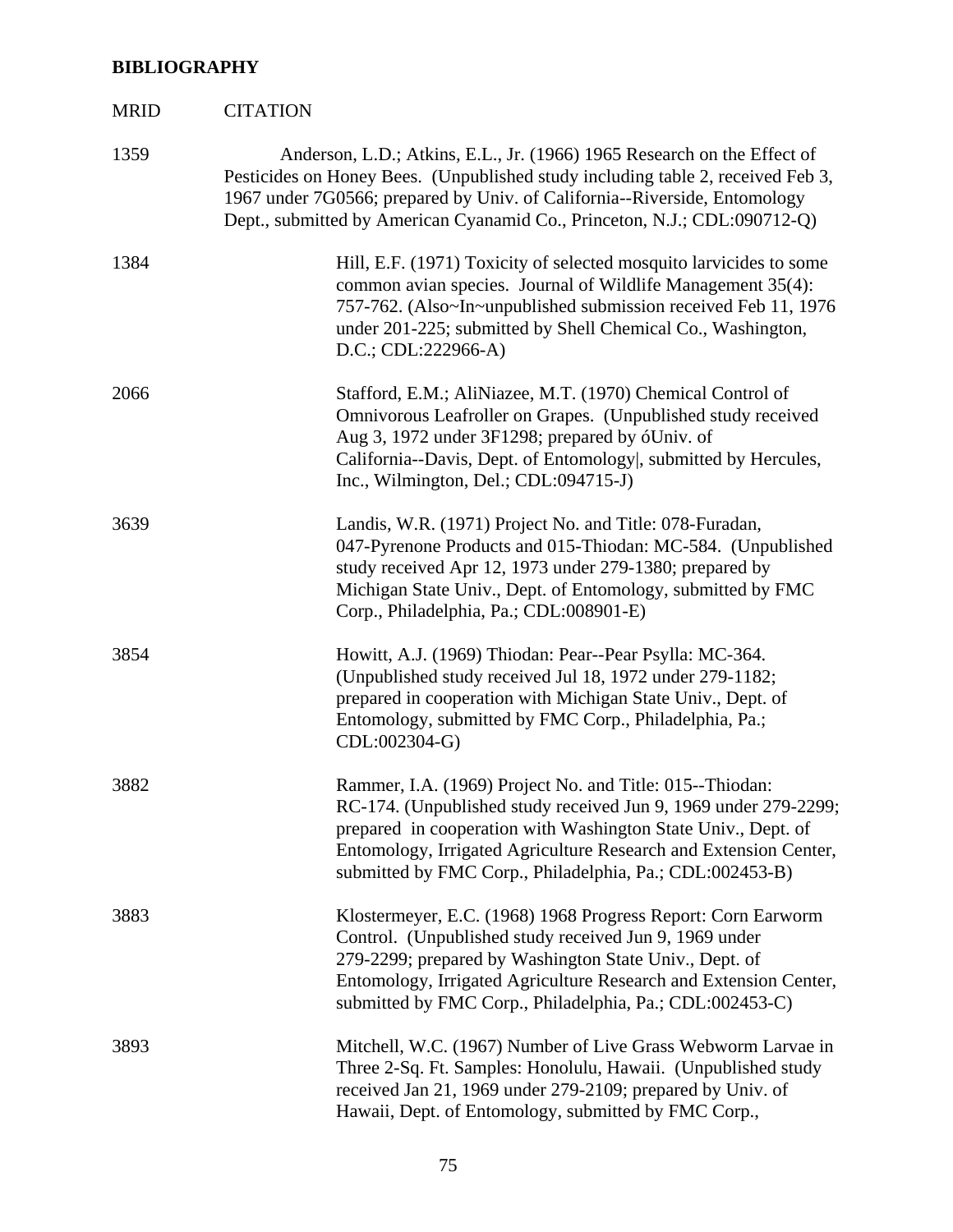**BIBLIOGRAPHY**

| MRID | CITATION |
|---|---|
| 1359 | Anderson, L.D.; Atkins, E.L., Jr. (1966) 1965 Research on the Effect of Pesticides on Honey Bees. (Unpublished study including table 2, received Feb 3, 1967 under 7G0566; prepared by Univ. of California--Riverside, Entomology Dept., submitted by American Cyanamid Co., Princeton, N.J.; CDL:090712-Q) |
| 1384 | Hill, E.F. (1971) Toxicity of selected mosquito larvicides to some common avian species. Journal of Wildlife Management 35(4): 757-762. (Also~In~unpublished submission received Feb 11, 1976 under 201-225; submitted by Shell Chemical Co., Washington, D.C.; CDL:222966-A) |
| 2066 | Stafford, E.M.; AliNiazee, M.T. (1970) Chemical Control of Omnivorous Leafroller on Grapes. (Unpublished study received Aug 3, 1972 under 3F1298; prepared by óUniv. of California--Davis, Dept. of Entomology\|, submitted by Hercules, Inc., Wilmington, Del.; CDL:094715-J) |
| 3639 | Landis, W.R. (1971) Project No. and Title: 078-Furadan, 047-Pyrenone Products and 015-Thiodan: MC-584. (Unpublished study received Apr 12, 1973 under 279-1380; prepared by Michigan State Univ., Dept. of Entomology, submitted by FMC Corp., Philadelphia, Pa.; CDL:008901-E) |
| 3854 | Howitt, A.J. (1969) Thiodan: Pear--Pear Psylla: MC-364. (Unpublished study received Jul 18, 1972 under 279-1182; prepared in cooperation with Michigan State Univ., Dept. of Entomology, submitted by FMC Corp., Philadelphia, Pa.; CDL:002304-G) |
| 3882 | Rammer, I.A. (1969) Project No. and Title: 015--Thiodan: RC-174. (Unpublished study received Jun 9, 1969 under 279-2299; prepared in cooperation with Washington State Univ., Dept. of Entomology, Irrigated Agriculture Research and Extension Center, submitted by FMC Corp., Philadelphia, Pa.; CDL:002453-B) |
| 3883 | Klostermeyer, E.C. (1968) 1968 Progress Report: Corn Earworm Control. (Unpublished study received Jun 9, 1969 under 279-2299; prepared by Washington State Univ., Dept. of Entomology, Irrigated Agriculture Research and Extension Center, submitted by FMC Corp., Philadelphia, Pa.; CDL:002453-C) |
| 3893 | Mitchell, W.C. (1967) Number of Live Grass Webworm Larvae in Three 2-Sq. Ft. Samples: Honolulu, Hawaii. (Unpublished study received Jan 21, 1969 under 279-2109; prepared by Univ. of Hawaii, Dept. of Entomology, submitted by FMC Corp., |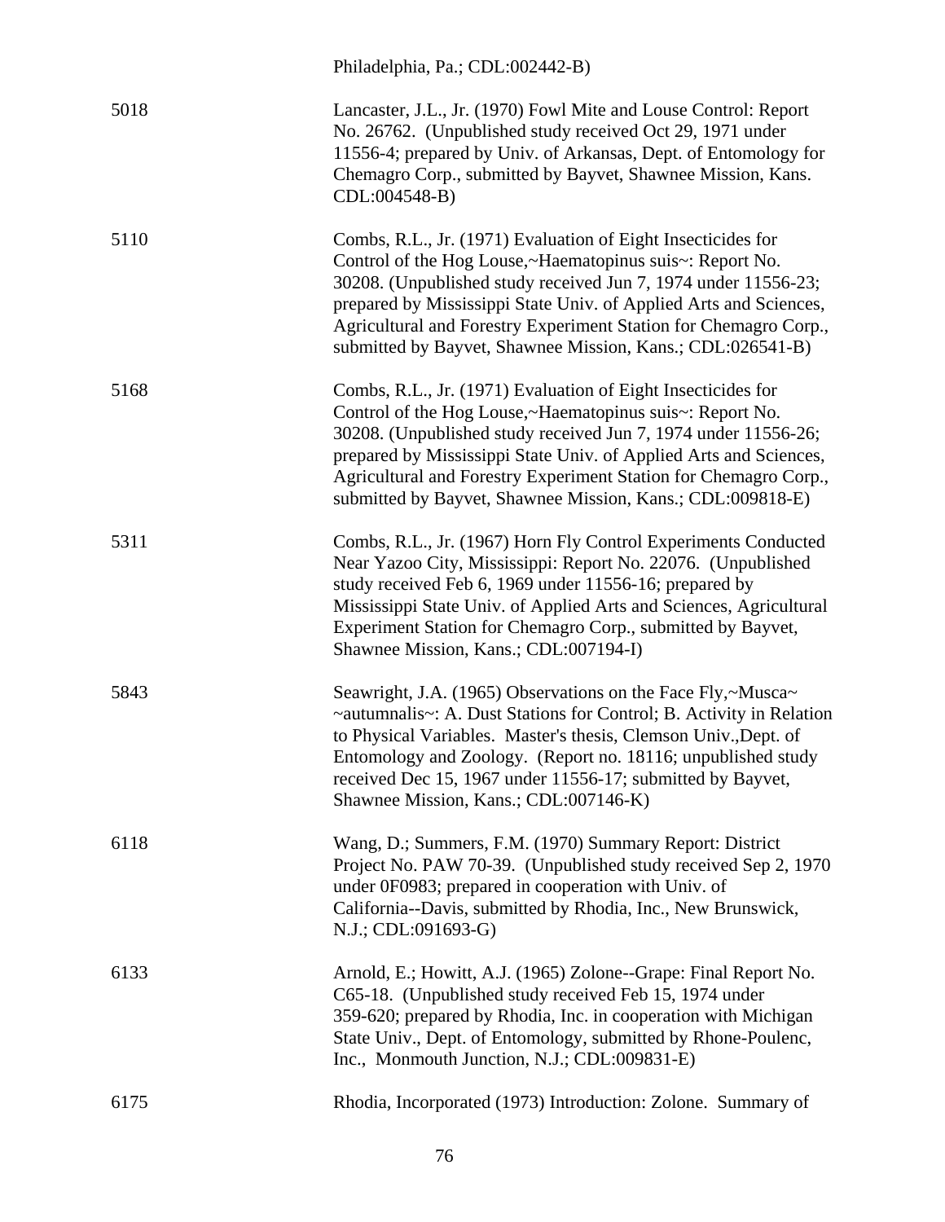Philadelphia, Pa.; CDL:002442-B)

| | |
|---|---|
| 5018 | Lancaster, J.L., Jr. (1970) Fowl Mite and Louse Control: Report No. 26762. (Unpublished study received Oct 29, 1971 under 11556-4; prepared by Univ. of Arkansas, Dept. of Entomology for Chemagro Corp., submitted by Bayvet, Shawnee Mission, Kans. CDL:004548-B) |
| 5110 | Combs, R.L., Jr. (1971) Evaluation of Eight Insecticides for Control of the Hog Louse,~Haematopinus suis~: Report No. 30208. (Unpublished study received Jun 7, 1974 under 11556-23; prepared by Mississippi State Univ. of Applied Arts and Sciences, Agricultural and Forestry Experiment Station for Chemagro Corp., submitted by Bayvet, Shawnee Mission, Kans.; CDL:026541-B) |
| 5168 | Combs, R.L., Jr. (1971) Evaluation of Eight Insecticides for Control of the Hog Louse,~Haematopinus suis~: Report No. 30208. (Unpublished study received Jun 7, 1974 under 11556-26; prepared by Mississippi State Univ. of Applied Arts and Sciences, Agricultural and Forestry Experiment Station for Chemagro Corp., submitted by Bayvet, Shawnee Mission, Kans.; CDL:009818-E) |
| 5311 | Combs, R.L., Jr. (1967) Horn Fly Control Experiments Conducted Near Yazoo City, Mississippi: Report No. 22076. (Unpublished study received Feb 6, 1969 under 11556-16; prepared by Mississippi State Univ. of Applied Arts and Sciences, Agricultural Experiment Station for Chemagro Corp., submitted by Bayvet, Shawnee Mission, Kans.; CDL:007194-I) |
| 5843 | Seawright, J.A. (1965) Observations on the Face Fly,~Musca~ ~autumnalis~: A. Dust Stations for Control; B. Activity in Relation to Physical Variables. Master's thesis, Clemson Univ.,Dept. of Entomology and Zoology. (Report no. 18116; unpublished study received Dec 15, 1967 under 11556-17; submitted by Bayvet, Shawnee Mission, Kans.; CDL:007146-K) |
| 6118 | Wang, D.; Summers, F.M. (1970) Summary Report: District Project No. PAW 70-39. (Unpublished study received Sep 2, 1970 under 0F0983; prepared in cooperation with Univ. of California--Davis, submitted by Rhodia, Inc., New Brunswick, N.J.; CDL:091693-G) |
| 6133 | Arnold, E.; Howitt, A.J. (1965) Zolone--Grape: Final Report No. C65-18. (Unpublished study received Feb 15, 1974 under 359-620; prepared by Rhodia, Inc. in cooperation with Michigan State Univ., Dept. of Entomology, submitted by Rhone-Poulenc, Inc., Monmouth Junction, N.J.; CDL:009831-E) |
| 6175 | Rhodia, Incorporated (1973) Introduction: Zolone. Summary of |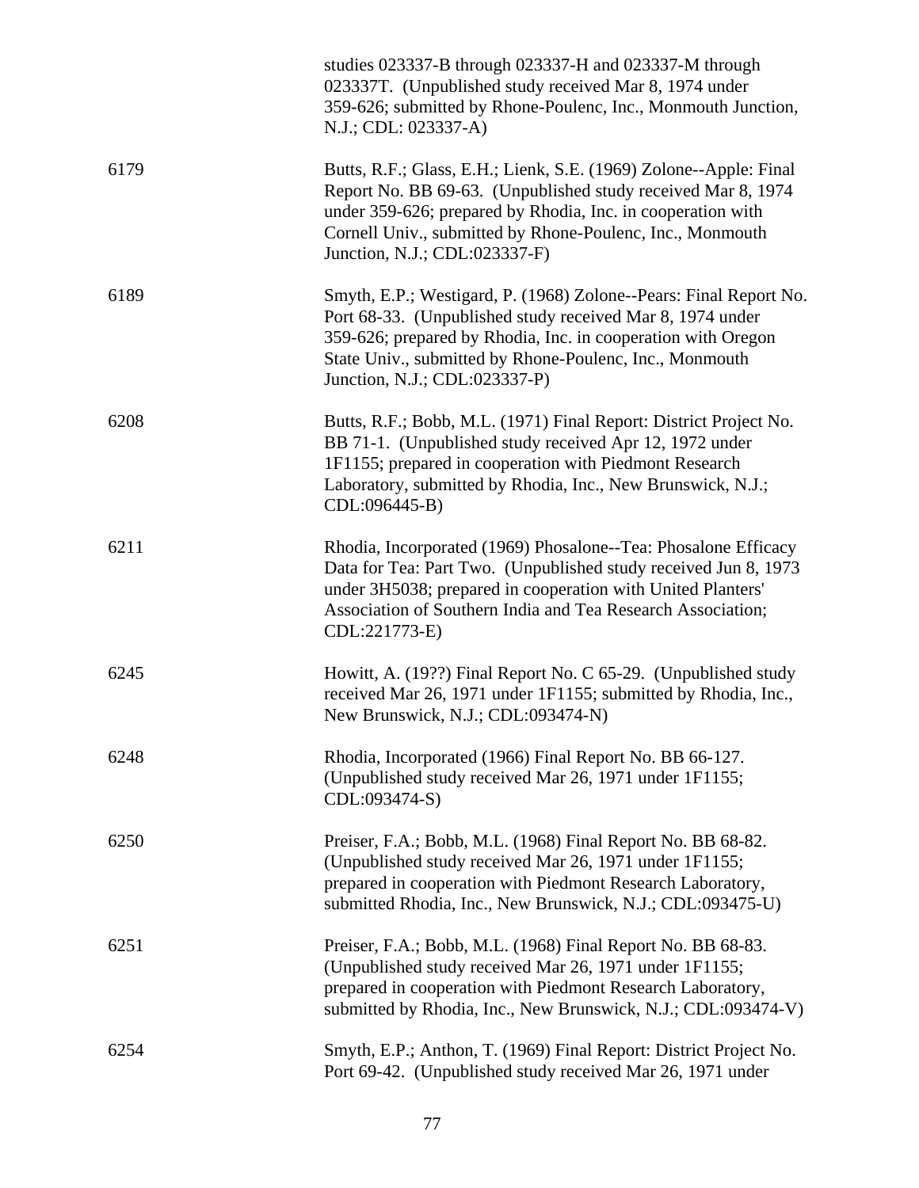| | |
|---|---|
| | studies 023337-B through 023337-H and 023337-M through 023337T. (Unpublished study received Mar 8, 1974 under 359-626; submitted by Rhone-Poulenc, Inc., Monmouth Junction, N.J.; CDL: 023337-A) |
| 6179 | Butts, R.F.; Glass, E.H.; Lienk, S.E. (1969) Zolone--Apple: Final Report No. BB 69-63. (Unpublished study received Mar 8, 1974 under 359-626; prepared by Rhodia, Inc. in cooperation with Cornell Univ., submitted by Rhone-Poulenc, Inc., Monmouth Junction, N.J.; CDL:023337-F) |
| 6189 | Smyth, E.P.; Westigard, P. (1968) Zolone--Pears: Final Report No. Port 68-33. (Unpublished study received Mar 8, 1974 under 359-626; prepared by Rhodia, Inc. in cooperation with Oregon State Univ., submitted by Rhone-Poulenc, Inc., Monmouth Junction, N.J.; CDL:023337-P) |
| 6208 | Butts, R.F.; Bobb, M.L. (1971) Final Report: District Project No. BB 71-1. (Unpublished study received Apr 12, 1972 under 1F1155; prepared in cooperation with Piedmont Research Laboratory, submitted by Rhodia, Inc., New Brunswick, N.J.; CDL:096445-B) |
| 6211 | Rhodia, Incorporated (1969) Phosalone--Tea: Phosalone Efficacy Data for Tea: Part Two. (Unpublished study received Jun 8, 1973 under 3H5038; prepared in cooperation with United Planters' Association of Southern India and Tea Research Association; CDL:221773-E) |
| 6245 | Howitt, A. (19??) Final Report No. C 65-29. (Unpublished study received Mar 26, 1971 under 1F1155; submitted by Rhodia, Inc., New Brunswick, N.J.; CDL:093474-N) |
| 6248 | Rhodia, Incorporated (1966) Final Report No. BB 66-127. (Unpublished study received Mar 26, 1971 under 1F1155; CDL:093474-S) |
| 6250 | Preiser, F.A.; Bobb, M.L. (1968) Final Report No. BB 68-82. (Unpublished study received Mar 26, 1971 under 1F1155; prepared in cooperation with Piedmont Research Laboratory, submitted Rhodia, Inc., New Brunswick, N.J.; CDL:093475-U) |
| 6251 | Preiser, F.A.; Bobb, M.L. (1968) Final Report No. BB 68-83. (Unpublished study received Mar 26, 1971 under 1F1155; prepared in cooperation with Piedmont Research Laboratory, submitted by Rhodia, Inc., New Brunswick, N.J.; CDL:093474-V) |
| 6254 | Smyth, E.P.; Anthon, T. (1969) Final Report: District Project No. Port 69-42. (Unpublished study received Mar 26, 1971 under |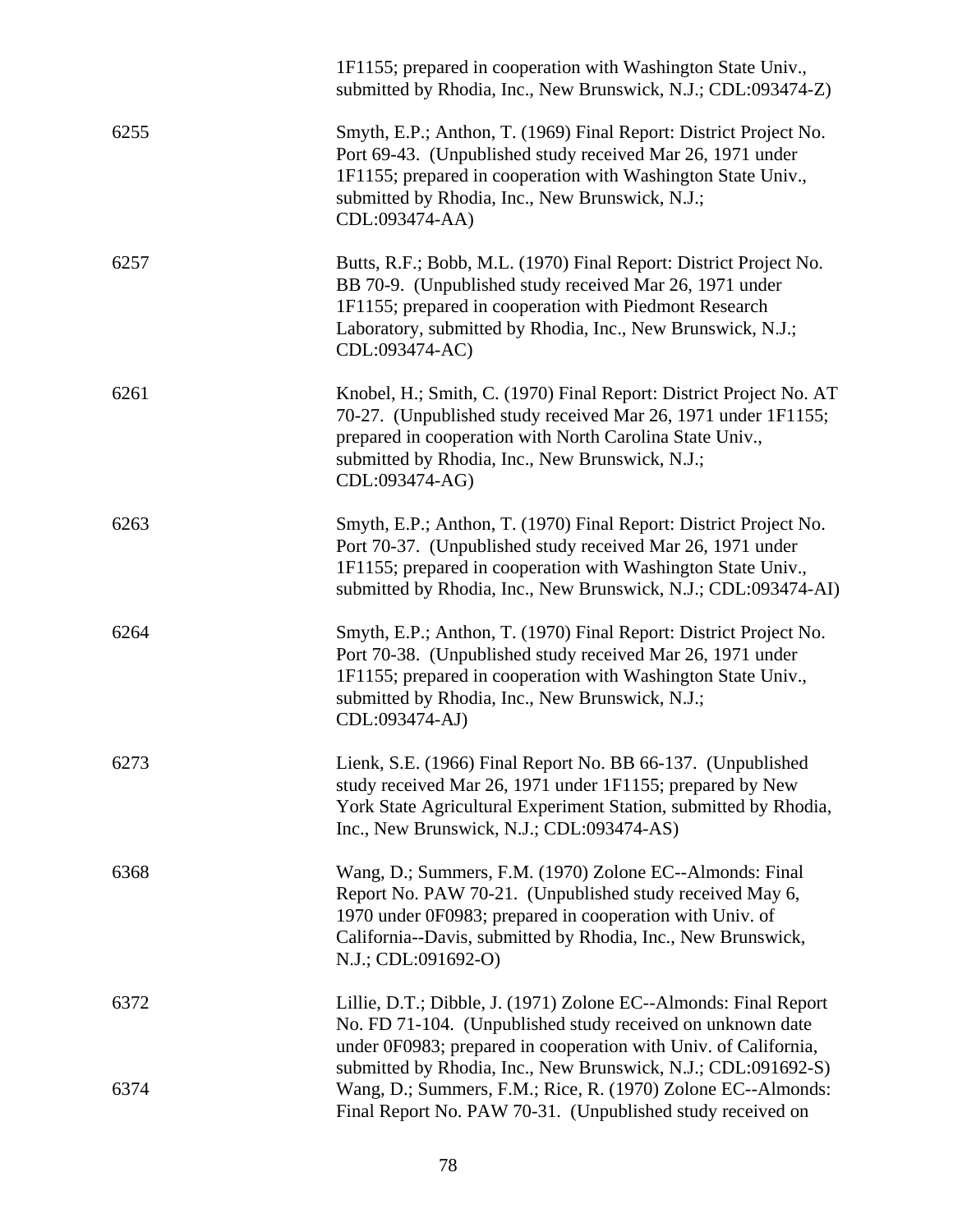|  |  |
|---|---|
|  | 1F1155; prepared in cooperation with Washington State Univ., submitted by Rhodia, Inc., New Brunswick, N.J.; CDL:093474-Z) |
| 6255 | Smyth, E.P.; Anthon, T. (1969) Final Report: District Project No. Port 69-43. (Unpublished study received Mar 26, 1971 under 1F1155; prepared in cooperation with Washington State Univ., submitted by Rhodia, Inc., New Brunswick, N.J.; CDL:093474-AA) |
| 6257 | Butts, R.F.; Bobb, M.L. (1970) Final Report: District Project No. BB 70-9. (Unpublished study received Mar 26, 1971 under 1F1155; prepared in cooperation with Piedmont Research Laboratory, submitted by Rhodia, Inc., New Brunswick, N.J.; CDL:093474-AC) |
| 6261 | Knobel, H.; Smith, C. (1970) Final Report: District Project No. AT 70-27. (Unpublished study received Mar 26, 1971 under 1F1155; prepared in cooperation with North Carolina State Univ., submitted by Rhodia, Inc., New Brunswick, N.J.; CDL:093474-AG) |
| 6263 | Smyth, E.P.; Anthon, T. (1970) Final Report: District Project No. Port 70-37. (Unpublished study received Mar 26, 1971 under 1F1155; prepared in cooperation with Washington State Univ., submitted by Rhodia, Inc., New Brunswick, N.J.; CDL:093474-AI) |
| 6264 | Smyth, E.P.; Anthon, T. (1970) Final Report: District Project No. Port 70-38. (Unpublished study received Mar 26, 1971 under 1F1155; prepared in cooperation with Washington State Univ., submitted by Rhodia, Inc., New Brunswick, N.J.; CDL:093474-AJ) |
| 6273 | Lienk, S.E. (1966) Final Report No. BB 66-137. (Unpublished study received Mar 26, 1971 under 1F1155; prepared by New York State Agricultural Experiment Station, submitted by Rhodia, Inc., New Brunswick, N.J.; CDL:093474-AS) |
| 6368 | Wang, D.; Summers, F.M. (1970) Zolone EC--Almonds: Final Report No. PAW 70-21. (Unpublished study received May 6, 1970 under 0F0983; prepared in cooperation with Univ. of California--Davis, submitted by Rhodia, Inc., New Brunswick, N.J.; CDL:091692-O) |
| 6372 | Lillie, D.T.; Dibble, J. (1971) Zolone EC--Almonds: Final Report No. FD 71-104. (Unpublished study received on unknown date under 0F0983; prepared in cooperation with Univ. of California, submitted by Rhodia, Inc., New Brunswick, N.J.; CDL:091692-S) |
| 6374 | Wang, D.; Summers, F.M.; Rice, R. (1970) Zolone EC--Almonds: Final Report No. PAW 70-31. (Unpublished study received on |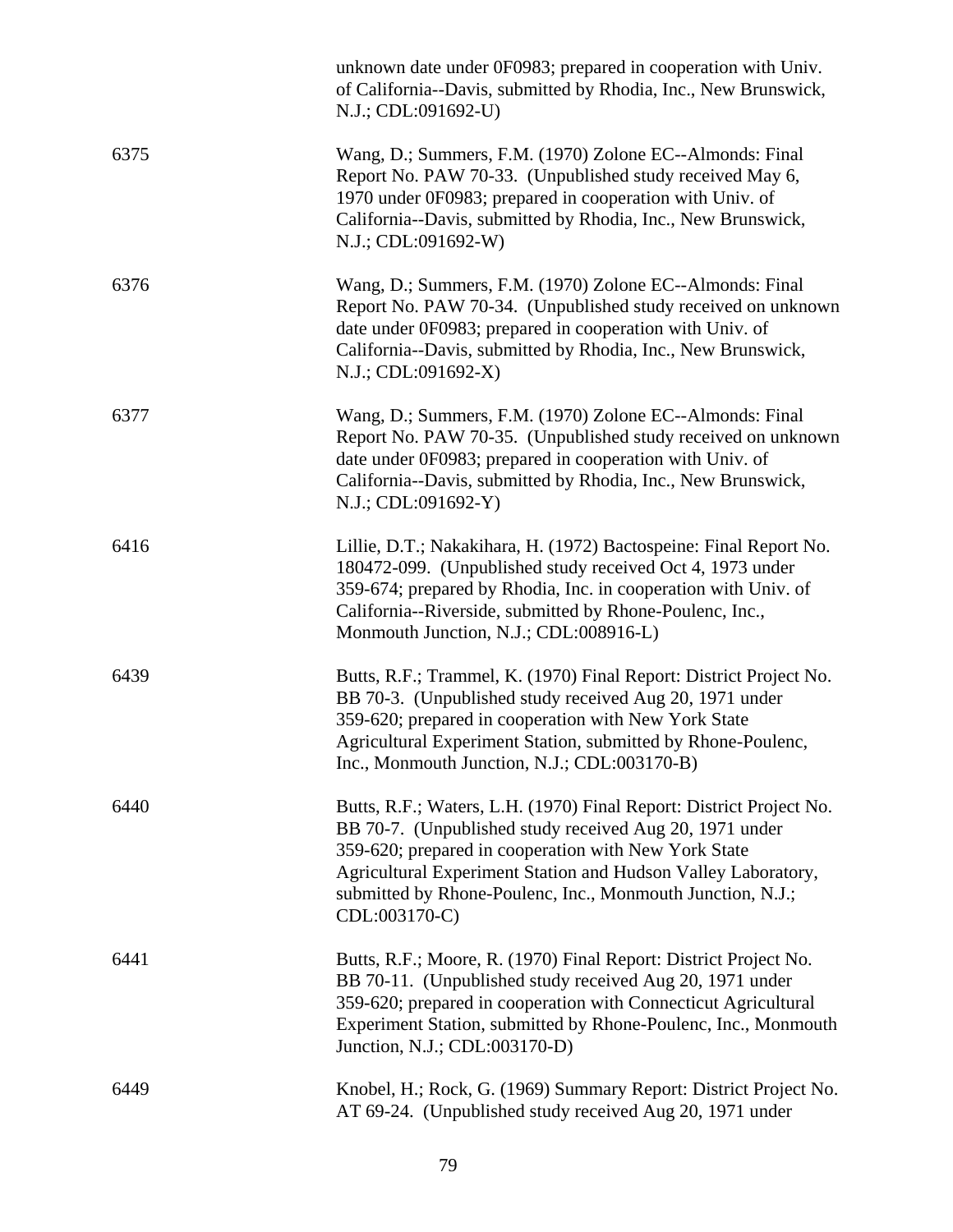unknown date under 0F0983; prepared in cooperation with Univ. of California--Davis, submitted by Rhodia, Inc., New Brunswick, N.J.; CDL:091692-U)

6375 Wang, D.; Summers, F.M. (1970) Zolone EC--Almonds: Final Report No. PAW 70-33. (Unpublished study received May 6, 1970 under 0F0983; prepared in cooperation with Univ. of California--Davis, submitted by Rhodia, Inc., New Brunswick, N.J.; CDL:091692-W)

6376 Wang, D.; Summers, F.M. (1970) Zolone EC--Almonds: Final Report No. PAW 70-34. (Unpublished study received on unknown date under 0F0983; prepared in cooperation with Univ. of California--Davis, submitted by Rhodia, Inc., New Brunswick, N.J.; CDL:091692-X)

6377 Wang, D.; Summers, F.M. (1970) Zolone EC--Almonds: Final Report No. PAW 70-35. (Unpublished study received on unknown date under 0F0983; prepared in cooperation with Univ. of California--Davis, submitted by Rhodia, Inc., New Brunswick, N.J.; CDL:091692-Y)

6416 Lillie, D.T.; Nakakihara, H. (1972) Bactospeine: Final Report No. 180472-099. (Unpublished study received Oct 4, 1973 under 359-674; prepared by Rhodia, Inc. in cooperation with Univ. of California--Riverside, submitted by Rhone-Poulenc, Inc., Monmouth Junction, N.J.; CDL:008916-L)

6439 Butts, R.F.; Trammel, K. (1970) Final Report: District Project No. BB 70-3. (Unpublished study received Aug 20, 1971 under 359-620; prepared in cooperation with New York State Agricultural Experiment Station, submitted by Rhone-Poulenc, Inc., Monmouth Junction, N.J.; CDL:003170-B)

6440 Butts, R.F.; Waters, L.H. (1970) Final Report: District Project No. BB 70-7. (Unpublished study received Aug 20, 1971 under 359-620; prepared in cooperation with New York State Agricultural Experiment Station and Hudson Valley Laboratory, submitted by Rhone-Poulenc, Inc., Monmouth Junction, N.J.; CDL:003170-C)

6441 Butts, R.F.; Moore, R. (1970) Final Report: District Project No. BB 70-11. (Unpublished study received Aug 20, 1971 under 359-620; prepared in cooperation with Connecticut Agricultural Experiment Station, submitted by Rhone-Poulenc, Inc., Monmouth Junction, N.J.; CDL:003170-D)

6449 Knobel, H.; Rock, G. (1969) Summary Report: District Project No. AT 69-24. (Unpublished study received Aug 20, 1971 under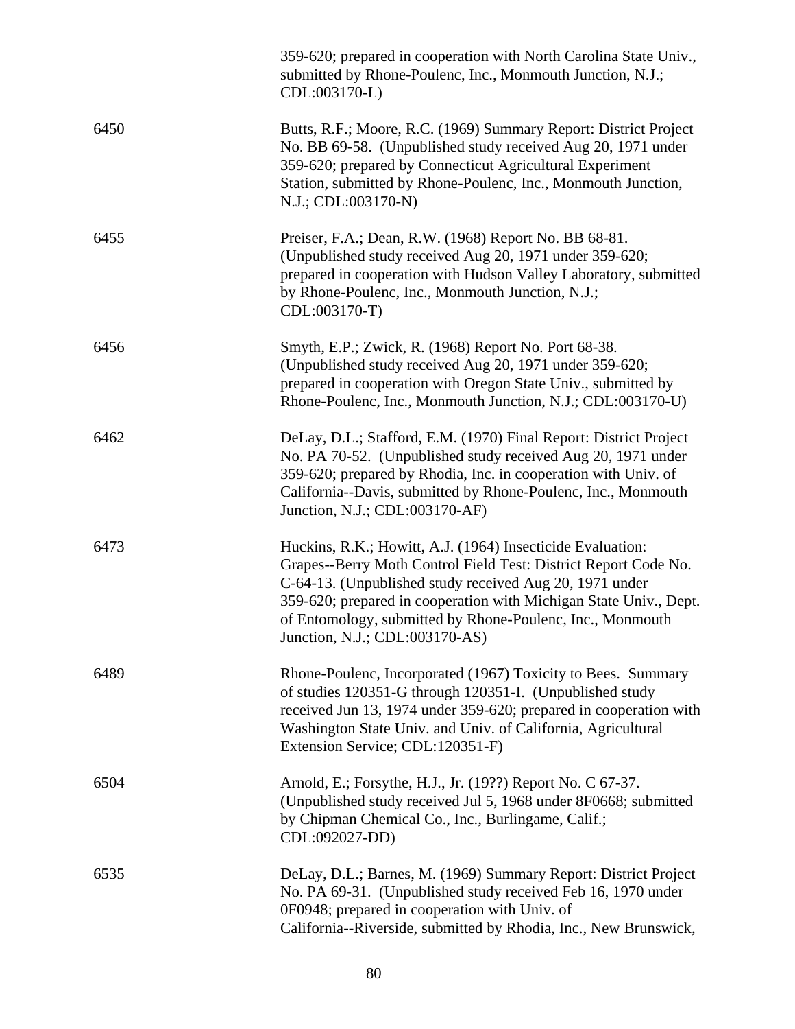359-620; prepared in cooperation with North Carolina State Univ., submitted by Rhone-Poulenc, Inc., Monmouth Junction, N.J.; CDL:003170-L)

| | |
|---|---|
| 6450 | Butts, R.F.; Moore, R.C. (1969) Summary Report: District Project No. BB 69-58. (Unpublished study received Aug 20, 1971 under 359-620; prepared by Connecticut Agricultural Experiment Station, submitted by Rhone-Poulenc, Inc., Monmouth Junction, N.J.; CDL:003170-N) |
| 6455 | Preiser, F.A.; Dean, R.W. (1968) Report No. BB 68-81. (Unpublished study received Aug 20, 1971 under 359-620; prepared in cooperation with Hudson Valley Laboratory, submitted by Rhone-Poulenc, Inc., Monmouth Junction, N.J.; CDL:003170-T) |
| 6456 | Smyth, E.P.; Zwick, R. (1968) Report No. Port 68-38. (Unpublished study received Aug 20, 1971 under 359-620; prepared in cooperation with Oregon State Univ., submitted by Rhone-Poulenc, Inc., Monmouth Junction, N.J.; CDL:003170-U) |
| 6462 | DeLay, D.L.; Stafford, E.M. (1970) Final Report: District Project No. PA 70-52. (Unpublished study received Aug 20, 1971 under 359-620; prepared by Rhodia, Inc. in cooperation with Univ. of California--Davis, submitted by Rhone-Poulenc, Inc., Monmouth Junction, N.J.; CDL:003170-AF) |
| 6473 | Huckins, R.K.; Howitt, A.J. (1964) Insecticide Evaluation: Grapes--Berry Moth Control Field Test: District Report Code No. C-64-13. (Unpublished study received Aug 20, 1971 under 359-620; prepared in cooperation with Michigan State Univ., Dept. of Entomology, submitted by Rhone-Poulenc, Inc., Monmouth Junction, N.J.; CDL:003170-AS) |
| 6489 | Rhone-Poulenc, Incorporated (1967) Toxicity to Bees. Summary of studies 120351-G through 120351-I. (Unpublished study received Jun 13, 1974 under 359-620; prepared in cooperation with Washington State Univ. and Univ. of California, Agricultural Extension Service; CDL:120351-F) |
| 6504 | Arnold, E.; Forsythe, H.J., Jr. (19??) Report No. C 67-37. (Unpublished study received Jul 5, 1968 under 8F0668; submitted by Chipman Chemical Co., Inc., Burlingame, Calif.; CDL:092027-DD) |
| 6535 | DeLay, D.L.; Barnes, M. (1969) Summary Report: District Project No. PA 69-31. (Unpublished study received Feb 16, 1970 under 0F0948; prepared in cooperation with Univ. of California--Riverside, submitted by Rhodia, Inc., New Brunswick, |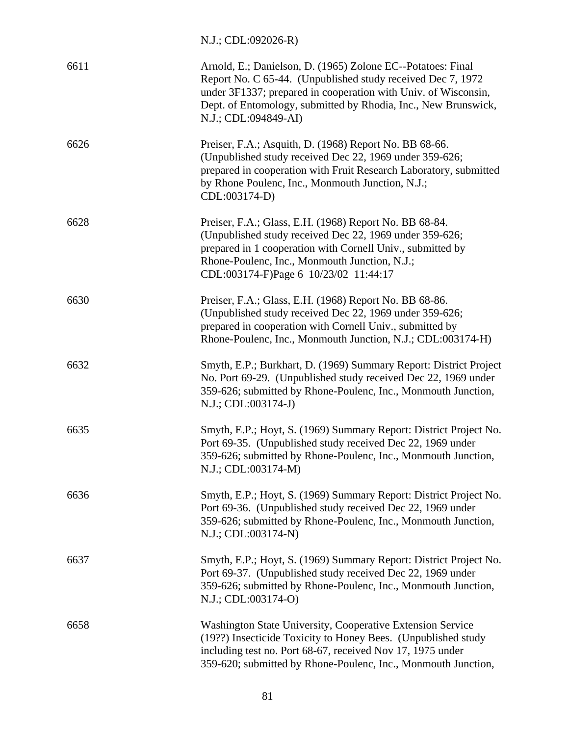N.J.; CDL:092026-R)

| | |
|---|---|
| 6611 | Arnold, E.; Danielson, D. (1965) Zolone EC--Potatoes: Final Report No. C 65-44. (Unpublished study received Dec 7, 1972 under 3F1337; prepared in cooperation with Univ. of Wisconsin, Dept. of Entomology, submitted by Rhodia, Inc., New Brunswick, N.J.; CDL:094849-AI) |
| 6626 | Preiser, F.A.; Asquith, D. (1968) Report No. BB 68-66. (Unpublished study received Dec 22, 1969 under 359-626; prepared in cooperation with Fruit Research Laboratory, submitted by Rhone Poulenc, Inc., Monmouth Junction, N.J.; CDL:003174-D) |
| 6628 | Preiser, F.A.; Glass, E.H. (1968) Report No. BB 68-84. (Unpublished study received Dec 22, 1969 under 359-626; prepared in 1 cooperation with Cornell Univ., submitted by Rhone-Poulenc, Inc., Monmouth Junction, N.J.; CDL:003174-F)Page 6 10/23/02 11:44:17 |
| 6630 | Preiser, F.A.; Glass, E.H. (1968) Report No. BB 68-86. (Unpublished study received Dec 22, 1969 under 359-626; prepared in cooperation with Cornell Univ., submitted by Rhone-Poulenc, Inc., Monmouth Junction, N.J.; CDL:003174-H) |
| 6632 | Smyth, E.P.; Burkhart, D. (1969) Summary Report: District Project No. Port 69-29. (Unpublished study received Dec 22, 1969 under 359-626; submitted by Rhone-Poulenc, Inc., Monmouth Junction, N.J.; CDL:003174-J) |
| 6635 | Smyth, E.P.; Hoyt, S. (1969) Summary Report: District Project No. Port 69-35. (Unpublished study received Dec 22, 1969 under 359-626; submitted by Rhone-Poulenc, Inc., Monmouth Junction, N.J.; CDL:003174-M) |
| 6636 | Smyth, E.P.; Hoyt, S. (1969) Summary Report: District Project No. Port 69-36. (Unpublished study received Dec 22, 1969 under 359-626; submitted by Rhone-Poulenc, Inc., Monmouth Junction, N.J.; CDL:003174-N) |
| 6637 | Smyth, E.P.; Hoyt, S. (1969) Summary Report: District Project No. Port 69-37. (Unpublished study received Dec 22, 1969 under 359-626; submitted by Rhone-Poulenc, Inc., Monmouth Junction, N.J.; CDL:003174-O) |
| 6658 | Washington State University, Cooperative Extension Service (19??) Insecticide Toxicity to Honey Bees. (Unpublished study including test no. Port 68-67, received Nov 17, 1975 under 359-620; submitted by Rhone-Poulenc, Inc., Monmouth Junction, |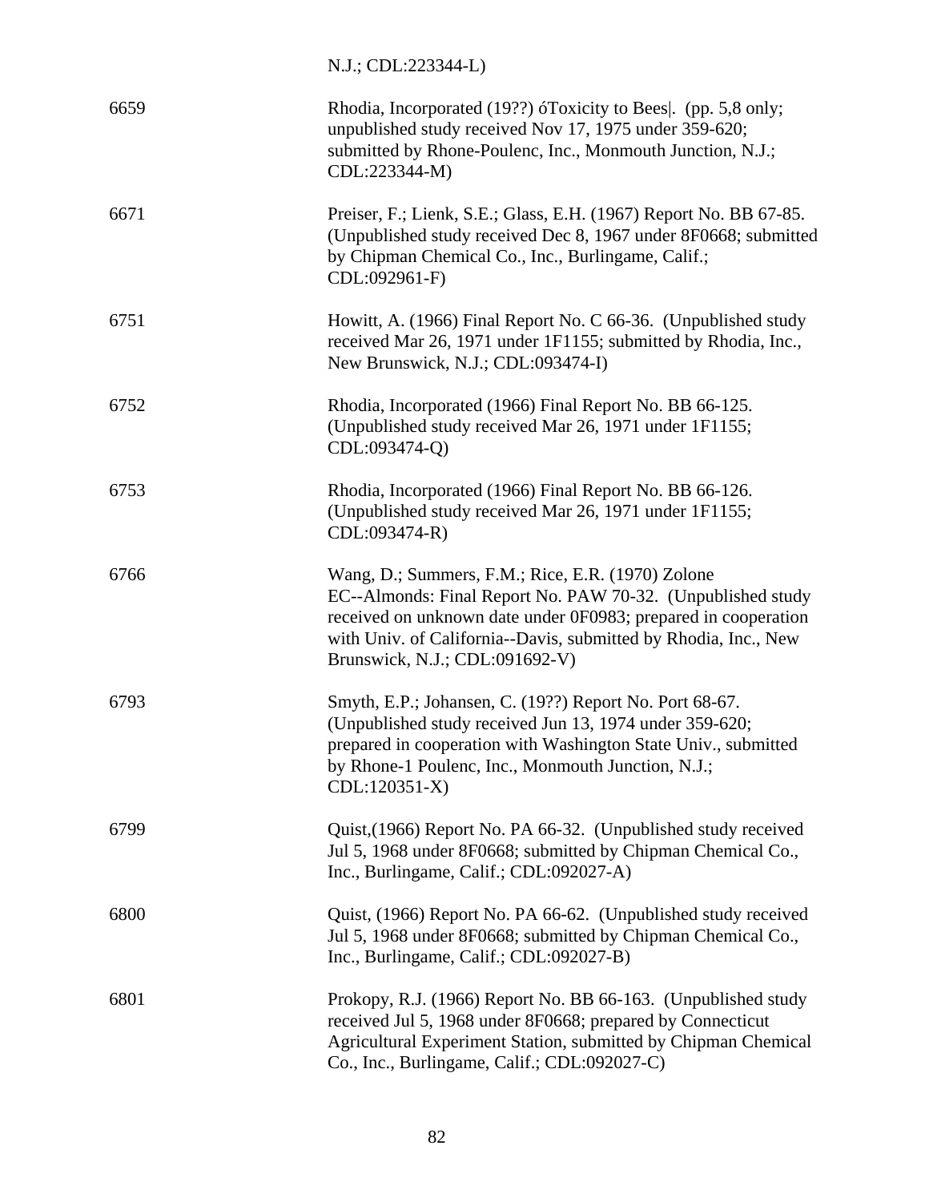N.J.; CDL:223344-L)

| | |
|---|---|
| 6659 | Rhodia, Incorporated (19??) óToxicity to Bees\|. (pp. 5,8 only; unpublished study received Nov 17, 1975 under 359-620; submitted by Rhone-Poulenc, Inc., Monmouth Junction, N.J.; CDL:223344-M) |
| 6671 | Preiser, F.; Lienk, S.E.; Glass, E.H. (1967) Report No. BB 67-85. (Unpublished study received Dec 8, 1967 under 8F0668; submitted by Chipman Chemical Co., Inc., Burlingame, Calif.; CDL:092961-F) |
| 6751 | Howitt, A. (1966) Final Report No. C 66-36. (Unpublished study received Mar 26, 1971 under 1F1155; submitted by Rhodia, Inc., New Brunswick, N.J.; CDL:093474-I) |
| 6752 | Rhodia, Incorporated (1966) Final Report No. BB 66-125. (Unpublished study received Mar 26, 1971 under 1F1155; CDL:093474-Q) |
| 6753 | Rhodia, Incorporated (1966) Final Report No. BB 66-126. (Unpublished study received Mar 26, 1971 under 1F1155; CDL:093474-R) |
| 6766 | Wang, D.; Summers, F.M.; Rice, E.R. (1970) Zolone EC--Almonds: Final Report No. PAW 70-32. (Unpublished study received on unknown date under 0F0983; prepared in cooperation with Univ. of California--Davis, submitted by Rhodia, Inc., New Brunswick, N.J.; CDL:091692-V) |
| 6793 | Smyth, E.P.; Johansen, C. (19??) Report No. Port 68-67. (Unpublished study received Jun 13, 1974 under 359-620; prepared in cooperation with Washington State Univ., submitted by Rhone-1 Poulenc, Inc., Monmouth Junction, N.J.; CDL:120351-X) |
| 6799 | Quist,(1966) Report No. PA 66-32. (Unpublished study received Jul 5, 1968 under 8F0668; submitted by Chipman Chemical Co., Inc., Burlingame, Calif.; CDL:092027-A) |
| 6800 | Quist, (1966) Report No. PA 66-62. (Unpublished study received Jul 5, 1968 under 8F0668; submitted by Chipman Chemical Co., Inc., Burlingame, Calif.; CDL:092027-B) |
| 6801 | Prokopy, R.J. (1966) Report No. BB 66-163. (Unpublished study received Jul 5, 1968 under 8F0668; prepared by Connecticut Agricultural Experiment Station, submitted by Chipman Chemical Co., Inc., Burlingame, Calif.; CDL:092027-C) |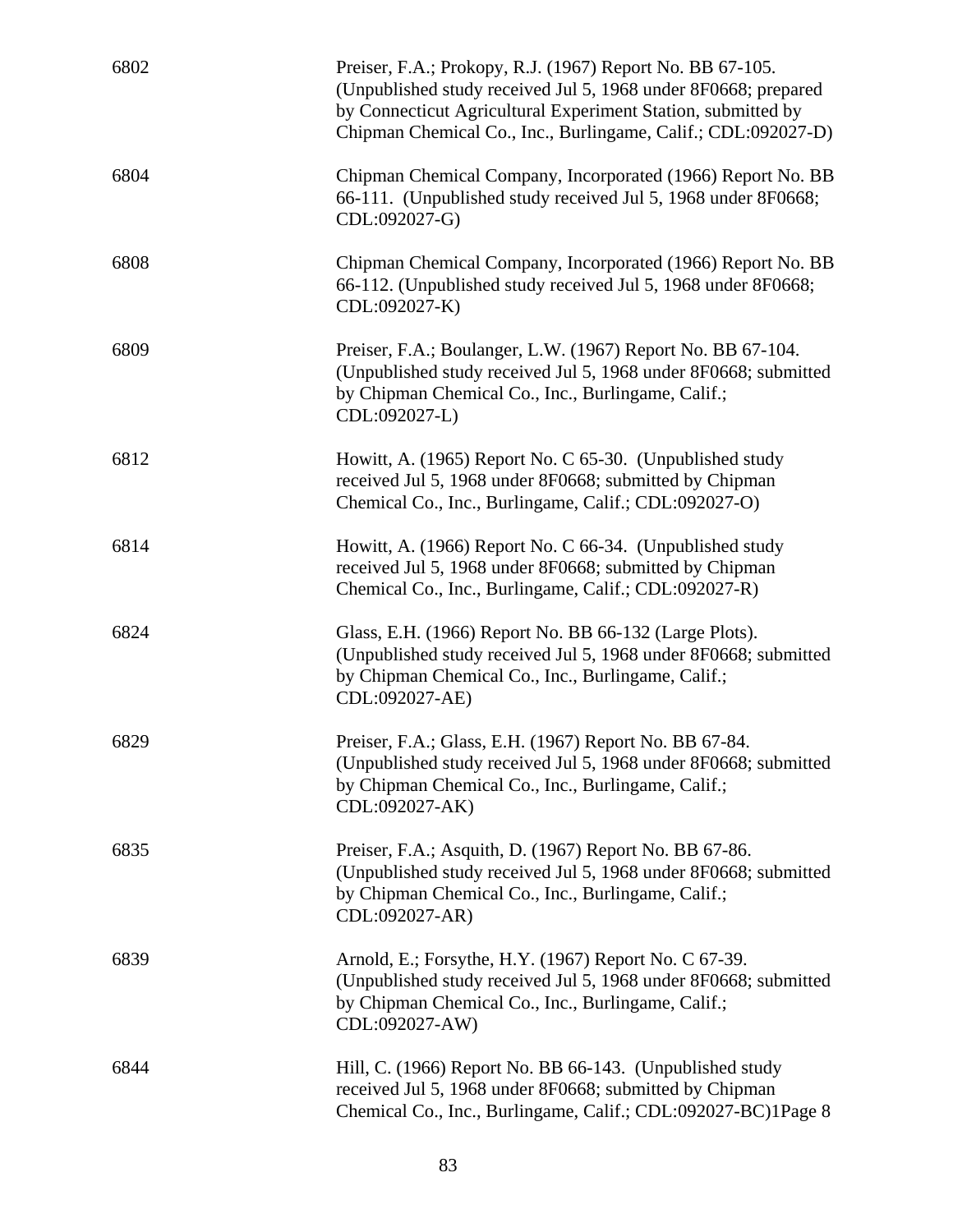| | |
|---|---|
| 6802 | Preiser, F.A.; Prokopy, R.J. (1967) Report No. BB 67-105. (Unpublished study received Jul 5, 1968 under 8F0668; prepared by Connecticut Agricultural Experiment Station, submitted by Chipman Chemical Co., Inc., Burlingame, Calif.; CDL:092027-D) |
| 6804 | Chipman Chemical Company, Incorporated (1966) Report No. BB 66-111. (Unpublished study received Jul 5, 1968 under 8F0668; CDL:092027-G) |
| 6808 | Chipman Chemical Company, Incorporated (1966) Report No. BB 66-112. (Unpublished study received Jul 5, 1968 under 8F0668; CDL:092027-K) |
| 6809 | Preiser, F.A.; Boulanger, L.W. (1967) Report No. BB 67-104. (Unpublished study received Jul 5, 1968 under 8F0668; submitted by Chipman Chemical Co., Inc., Burlingame, Calif.; CDL:092027-L) |
| 6812 | Howitt, A. (1965) Report No. C 65-30. (Unpublished study received Jul 5, 1968 under 8F0668; submitted by Chipman Chemical Co., Inc., Burlingame, Calif.; CDL:092027-O) |
| 6814 | Howitt, A. (1966) Report No. C 66-34. (Unpublished study received Jul 5, 1968 under 8F0668; submitted by Chipman Chemical Co., Inc., Burlingame, Calif.; CDL:092027-R) |
| 6824 | Glass, E.H. (1966) Report No. BB 66-132 (Large Plots). (Unpublished study received Jul 5, 1968 under 8F0668; submitted by Chipman Chemical Co., Inc., Burlingame, Calif.; CDL:092027-AE) |
| 6829 | Preiser, F.A.; Glass, E.H. (1967) Report No. BB 67-84. (Unpublished study received Jul 5, 1968 under 8F0668; submitted by Chipman Chemical Co., Inc., Burlingame, Calif.; CDL:092027-AK) |
| 6835 | Preiser, F.A.; Asquith, D. (1967) Report No. BB 67-86. (Unpublished study received Jul 5, 1968 under 8F0668; submitted by Chipman Chemical Co., Inc., Burlingame, Calif.; CDL:092027-AR) |
| 6839 | Arnold, E.; Forsythe, H.Y. (1967) Report No. C 67-39. (Unpublished study received Jul 5, 1968 under 8F0668; submitted by Chipman Chemical Co., Inc., Burlingame, Calif.; CDL:092027-AW) |
| 6844 | Hill, C. (1966) Report No. BB 66-143. (Unpublished study received Jul 5, 1968 under 8F0668; submitted by Chipman Chemical Co., Inc., Burlingame, Calif.; CDL:092027-BC)1Page 8 |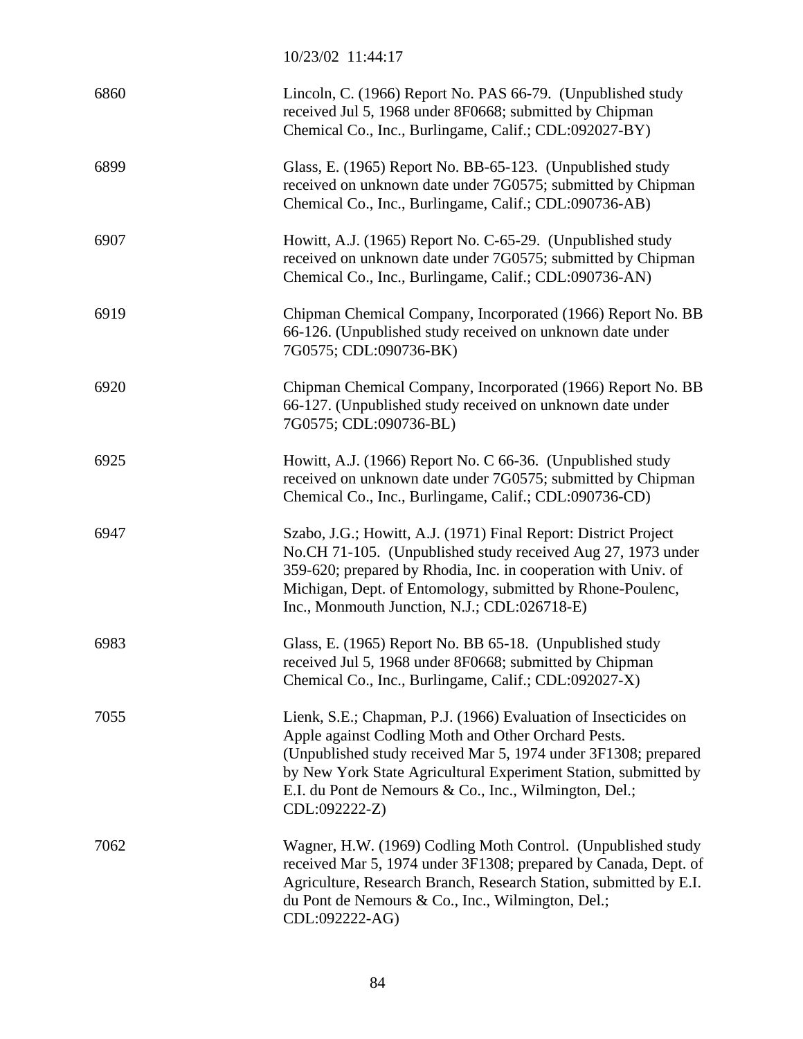| | |
|---|---|
| 6860 | Lincoln, C. (1966) Report No. PAS 66-79. (Unpublished study received Jul 5, 1968 under 8F0668; submitted by Chipman Chemical Co., Inc., Burlingame, Calif.; CDL:092027-BY) |
| 6899 | Glass, E. (1965) Report No. BB-65-123. (Unpublished study received on unknown date under 7G0575; submitted by Chipman Chemical Co., Inc., Burlingame, Calif.; CDL:090736-AB) |
| 6907 | Howitt, A.J. (1965) Report No. C-65-29. (Unpublished study received on unknown date under 7G0575; submitted by Chipman Chemical Co., Inc., Burlingame, Calif.; CDL:090736-AN) |
| 6919 | Chipman Chemical Company, Incorporated (1966) Report No. BB 66-126. (Unpublished study received on unknown date under 7G0575; CDL:090736-BK) |
| 6920 | Chipman Chemical Company, Incorporated (1966) Report No. BB 66-127. (Unpublished study received on unknown date under 7G0575; CDL:090736-BL) |
| 6925 | Howitt, A.J. (1966) Report No. C 66-36. (Unpublished study received on unknown date under 7G0575; submitted by Chipman Chemical Co., Inc., Burlingame, Calif.; CDL:090736-CD) |
| 6947 | Szabo, J.G.; Howitt, A.J. (1971) Final Report: District Project No.CH 71-105. (Unpublished study received Aug 27, 1973 under 359-620; prepared by Rhodia, Inc. in cooperation with Univ. of Michigan, Dept. of Entomology, submitted by Rhone-Poulenc, Inc., Monmouth Junction, N.J.; CDL:026718-E) |
| 6983 | Glass, E. (1965) Report No. BB 65-18. (Unpublished study received Jul 5, 1968 under 8F0668; submitted by Chipman Chemical Co., Inc., Burlingame, Calif.; CDL:092027-X) |
| 7055 | Lienk, S.E.; Chapman, P.J. (1966) Evaluation of Insecticides on Apple against Codling Moth and Other Orchard Pests. (Unpublished study received Mar 5, 1974 under 3F1308; prepared by New York State Agricultural Experiment Station, submitted by E.I. du Pont de Nemours & Co., Inc., Wilmington, Del.; CDL:092222-Z) |
| 7062 | Wagner, H.W. (1969) Codling Moth Control. (Unpublished study received Mar 5, 1974 under 3F1308; prepared by Canada, Dept. of Agriculture, Research Branch, Research Station, submitted by E.I. du Pont de Nemours & Co., Inc., Wilmington, Del.; CDL:092222-AG) |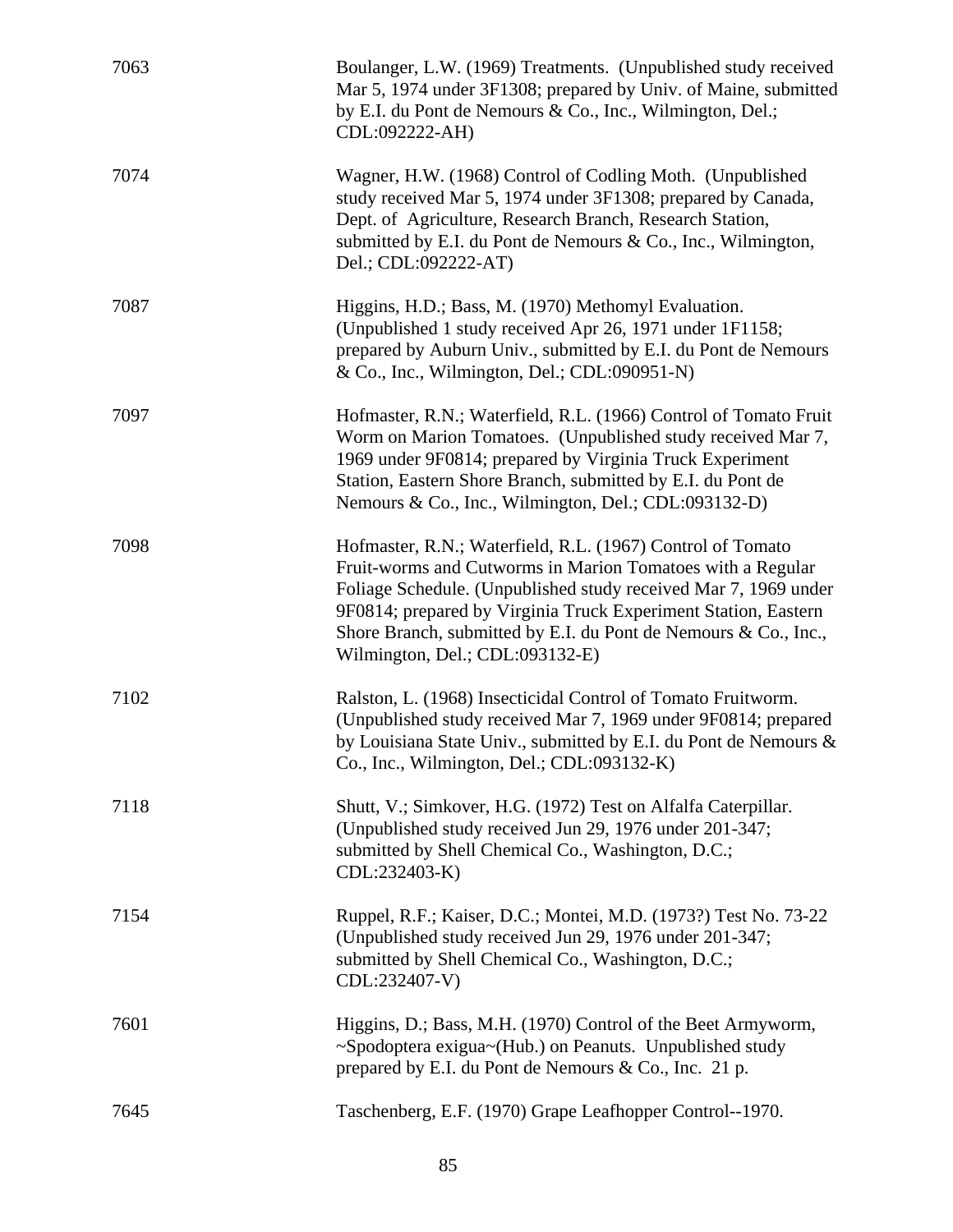7063 Boulanger, L.W. (1969) Treatments. (Unpublished study received Mar 5, 1974 under 3F1308; prepared by Univ. of Maine, submitted by E.I. du Pont de Nemours & Co., Inc., Wilmington, Del.; CDL:092222-AH)

7074 Wagner, H.W. (1968) Control of Codling Moth. (Unpublished study received Mar 5, 1974 under 3F1308; prepared by Canada, Dept. of Agriculture, Research Branch, Research Station, submitted by E.I. du Pont de Nemours & Co., Inc., Wilmington, Del.; CDL:092222-AT)

7087 Higgins, H.D.; Bass, M. (1970) Methomyl Evaluation. (Unpublished 1 study received Apr 26, 1971 under 1F1158; prepared by Auburn Univ., submitted by E.I. du Pont de Nemours & Co., Inc., Wilmington, Del.; CDL:090951-N)

7097 Hofmaster, R.N.; Waterfield, R.L. (1966) Control of Tomato Fruit Worm on Marion Tomatoes. (Unpublished study received Mar 7, 1969 under 9F0814; prepared by Virginia Truck Experiment Station, Eastern Shore Branch, submitted by E.I. du Pont de Nemours & Co., Inc., Wilmington, Del.; CDL:093132-D)

7098 Hofmaster, R.N.; Waterfield, R.L. (1967) Control of Tomato Fruit-worms and Cutworms in Marion Tomatoes with a Regular Foliage Schedule. (Unpublished study received Mar 7, 1969 under 9F0814; prepared by Virginia Truck Experiment Station, Eastern Shore Branch, submitted by E.I. du Pont de Nemours & Co., Inc., Wilmington, Del.; CDL:093132-E)

7102 Ralston, L. (1968) Insecticidal Control of Tomato Fruitworm. (Unpublished study received Mar 7, 1969 under 9F0814; prepared by Louisiana State Univ., submitted by E.I. du Pont de Nemours & Co., Inc., Wilmington, Del.; CDL:093132-K)

7118 Shutt, V.; Simkover, H.G. (1972) Test on Alfalfa Caterpillar. (Unpublished study received Jun 29, 1976 under 201-347; submitted by Shell Chemical Co., Washington, D.C.; CDL:232403-K)

7154 Ruppel, R.F.; Kaiser, D.C.; Montei, M.D. (1973?) Test No. 73-22 (Unpublished study received Jun 29, 1976 under 201-347; submitted by Shell Chemical Co., Washington, D.C.; CDL:232407-V)

7601 Higgins, D.; Bass, M.H. (1970) Control of the Beet Armyworm, ~Spodoptera exigua~(Hub.) on Peanuts. Unpublished study prepared by E.I. du Pont de Nemours & Co., Inc. 21 p.

7645 Taschenberg, E.F. (1970) Grape Leafhopper Control--1970.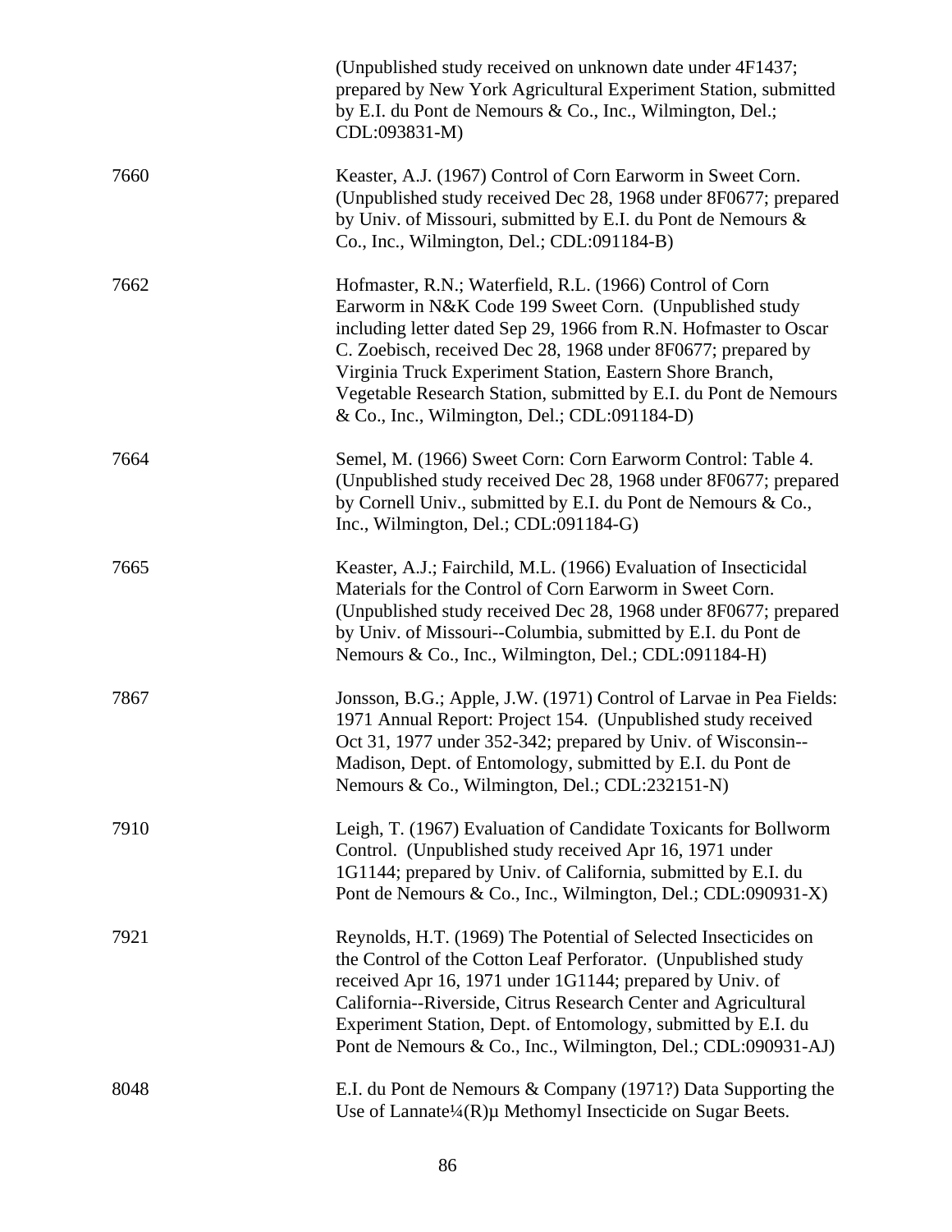| | |
|---|---|
| | (Unpublished study received on unknown date under 4F1437; prepared by New York Agricultural Experiment Station, submitted by E.I. du Pont de Nemours & Co., Inc., Wilmington, Del.; CDL:093831-M) |
| 7660 | Keaster, A.J. (1967) Control of Corn Earworm in Sweet Corn. (Unpublished study received Dec 28, 1968 under 8F0677; prepared by Univ. of Missouri, submitted by E.I. du Pont de Nemours & Co., Inc., Wilmington, Del.; CDL:091184-B) |
| 7662 | Hofmaster, R.N.; Waterfield, R.L. (1966) Control of Corn Earworm in N&K Code 199 Sweet Corn. (Unpublished study including letter dated Sep 29, 1966 from R.N. Hofmaster to Oscar C. Zoebisch, received Dec 28, 1968 under 8F0677; prepared by Virginia Truck Experiment Station, Eastern Shore Branch, Vegetable Research Station, submitted by E.I. du Pont de Nemours & Co., Inc., Wilmington, Del.; CDL:091184-D) |
| 7664 | Semel, M. (1966) Sweet Corn: Corn Earworm Control: Table 4. (Unpublished study received Dec 28, 1968 under 8F0677; prepared by Cornell Univ., submitted by E.I. du Pont de Nemours & Co., Inc., Wilmington, Del.; CDL:091184-G) |
| 7665 | Keaster, A.J.; Fairchild, M.L. (1966) Evaluation of Insecticidal Materials for the Control of Corn Earworm in Sweet Corn. (Unpublished study received Dec 28, 1968 under 8F0677; prepared by Univ. of Missouri--Columbia, submitted by E.I. du Pont de Nemours & Co., Inc., Wilmington, Del.; CDL:091184-H) |
| 7867 | Jonsson, B.G.; Apple, J.W. (1971) Control of Larvae in Pea Fields: 1971 Annual Report: Project 154. (Unpublished study received Oct 31, 1977 under 352-342; prepared by Univ. of Wisconsin--Madison, Dept. of Entomology, submitted by E.I. du Pont de Nemours & Co., Wilmington, Del.; CDL:232151-N) |
| 7910 | Leigh, T. (1967) Evaluation of Candidate Toxicants for Bollworm Control. (Unpublished study received Apr 16, 1971 under 1G1144; prepared by Univ. of California, submitted by E.I. du Pont de Nemours & Co., Inc., Wilmington, Del.; CDL:090931-X) |
| 7921 | Reynolds, H.T. (1969) The Potential of Selected Insecticides on the Control of the Cotton Leaf Perforator. (Unpublished study received Apr 16, 1971 under 1G1144; prepared by Univ. of California--Riverside, Citrus Research Center and Agricultural Experiment Station, Dept. of Entomology, submitted by E.I. du Pont de Nemours & Co., Inc., Wilmington, Del.; CDL:090931-AJ) |
| 8048 | E.I. du Pont de Nemours & Company (1971?) Data Supporting the Use of Lannate¼(R)µ Methomyl Insecticide on Sugar Beets. |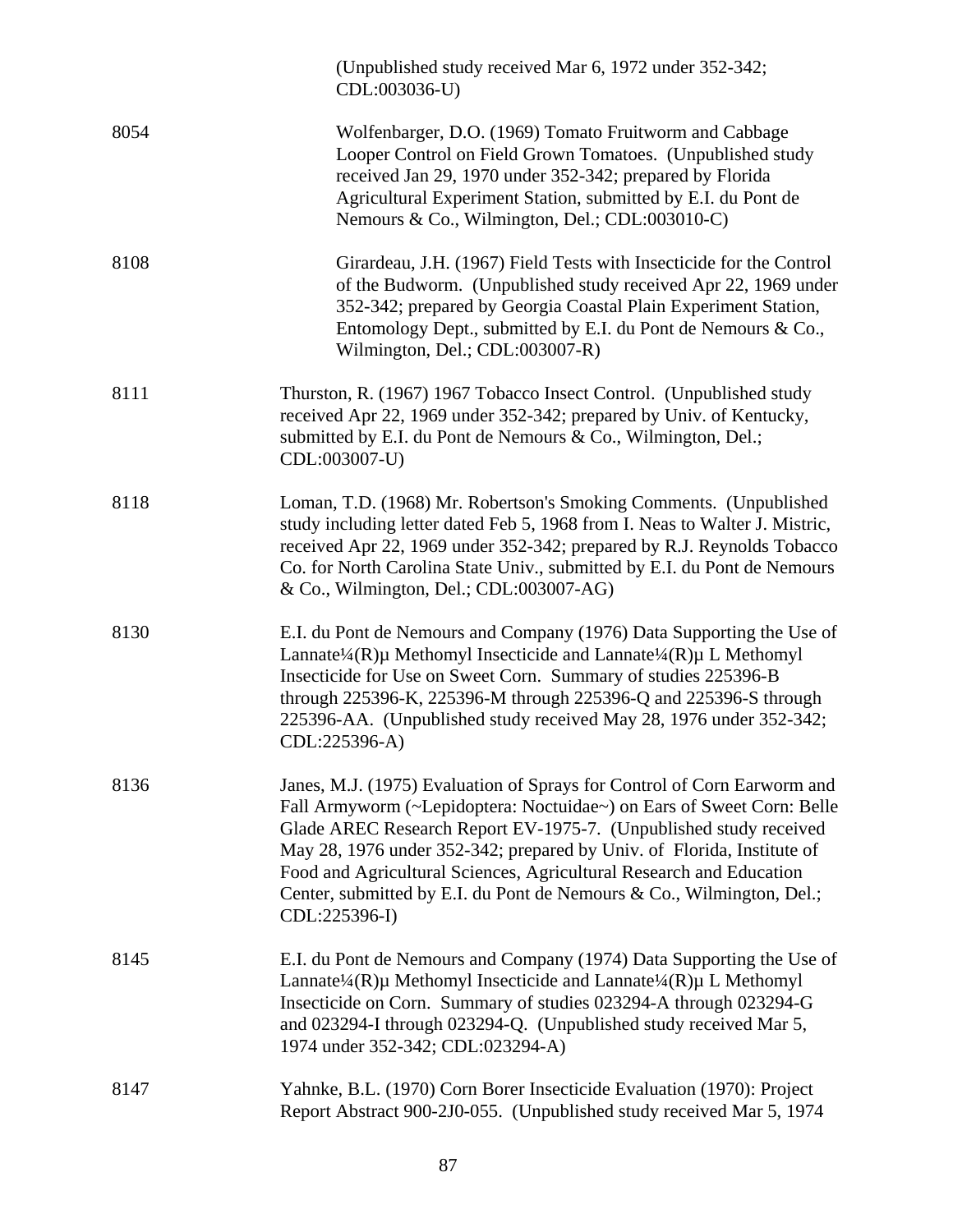(Unpublished study received Mar 6, 1972 under 352-342; CDL:003036-U)

8054 Wolfenbarger, D.O. (1969) Tomato Fruitworm and Cabbage Looper Control on Field Grown Tomatoes. (Unpublished study received Jan 29, 1970 under 352-342; prepared by Florida Agricultural Experiment Station, submitted by E.I. du Pont de Nemours & Co., Wilmington, Del.; CDL:003010-C)

8108 Girardeau, J.H. (1967) Field Tests with Insecticide for the Control of the Budworm. (Unpublished study received Apr 22, 1969 under 352-342; prepared by Georgia Coastal Plain Experiment Station, Entomology Dept., submitted by E.I. du Pont de Nemours & Co., Wilmington, Del.; CDL:003007-R)

8111 Thurston, R. (1967) 1967 Tobacco Insect Control. (Unpublished study received Apr 22, 1969 under 352-342; prepared by Univ. of Kentucky, submitted by E.I. du Pont de Nemours & Co., Wilmington, Del.; CDL:003007-U)

8118 Loman, T.D. (1968) Mr. Robertson's Smoking Comments. (Unpublished study including letter dated Feb 5, 1968 from I. Neas to Walter J. Mistric, received Apr 22, 1969 under 352-342; prepared by R.J. Reynolds Tobacco Co. for North Carolina State Univ., submitted by E.I. du Pont de Nemours & Co., Wilmington, Del.; CDL:003007-AG)

8130 E.I. du Pont de Nemours and Company (1976) Data Supporting the Use of Lannate¼(R)µ Methomyl Insecticide and Lannate¼(R)µ L Methomyl Insecticide for Use on Sweet Corn. Summary of studies 225396-B through 225396-K, 225396-M through 225396-Q and 225396-S through 225396-AA. (Unpublished study received May 28, 1976 under 352-342; CDL:225396-A)

8136 Janes, M.J. (1975) Evaluation of Sprays for Control of Corn Earworm and Fall Armyworm (~Lepidoptera: Noctuidae~) on Ears of Sweet Corn: Belle Glade AREC Research Report EV-1975-7. (Unpublished study received May 28, 1976 under 352-342; prepared by Univ. of Florida, Institute of Food and Agricultural Sciences, Agricultural Research and Education Center, submitted by E.I. du Pont de Nemours & Co., Wilmington, Del.; CDL:225396-I)

8145 E.I. du Pont de Nemours and Company (1974) Data Supporting the Use of Lannate¼(R)µ Methomyl Insecticide and Lannate¼(R)µ L Methomyl Insecticide on Corn. Summary of studies 023294-A through 023294-G and 023294-I through 023294-Q. (Unpublished study received Mar 5, 1974 under 352-342; CDL:023294-A)

8147 Yahnke, B.L. (1970) Corn Borer Insecticide Evaluation (1970): Project Report Abstract 900-2J0-055. (Unpublished study received Mar 5, 1974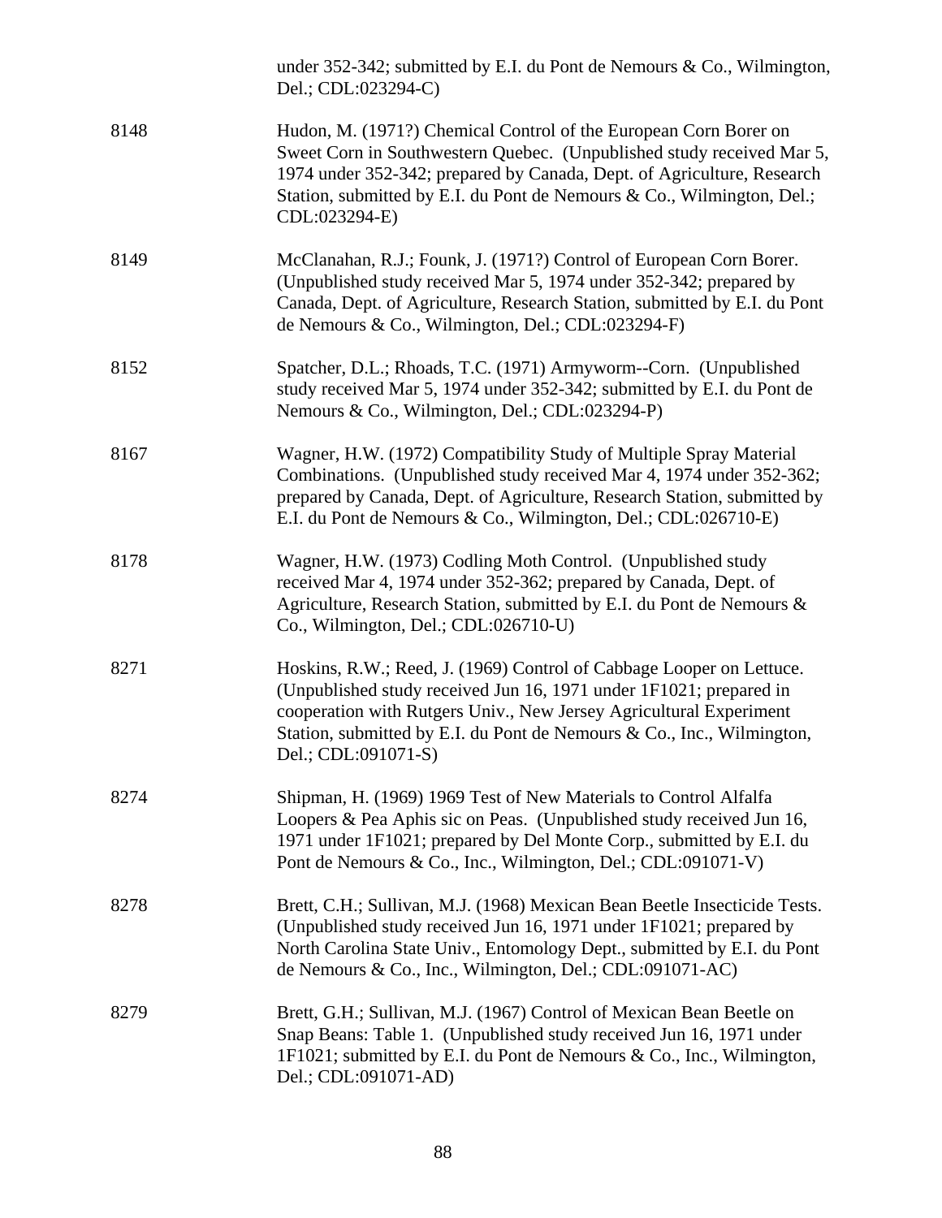under 352-342; submitted by E.I. du Pont de Nemours & Co., Wilmington, Del.; CDL:023294-C)

8148 Hudon, M. (1971?) Chemical Control of the European Corn Borer on Sweet Corn in Southwestern Quebec. (Unpublished study received Mar 5, 1974 under 352-342; prepared by Canada, Dept. of Agriculture, Research Station, submitted by E.I. du Pont de Nemours & Co., Wilmington, Del.; CDL:023294-E)

8149 McClanahan, R.J.; Founk, J. (1971?) Control of European Corn Borer. (Unpublished study received Mar 5, 1974 under 352-342; prepared by Canada, Dept. of Agriculture, Research Station, submitted by E.I. du Pont de Nemours & Co., Wilmington, Del.; CDL:023294-F)

8152 Spatcher, D.L.; Rhoads, T.C. (1971) Armyworm--Corn. (Unpublished study received Mar 5, 1974 under 352-342; submitted by E.I. du Pont de Nemours & Co., Wilmington, Del.; CDL:023294-P)

8167 Wagner, H.W. (1972) Compatibility Study of Multiple Spray Material Combinations. (Unpublished study received Mar 4, 1974 under 352-362; prepared by Canada, Dept. of Agriculture, Research Station, submitted by E.I. du Pont de Nemours & Co., Wilmington, Del.; CDL:026710-E)

8178 Wagner, H.W. (1973) Codling Moth Control. (Unpublished study received Mar 4, 1974 under 352-362; prepared by Canada, Dept. of Agriculture, Research Station, submitted by E.I. du Pont de Nemours & Co., Wilmington, Del.; CDL:026710-U)

8271 Hoskins, R.W.; Reed, J. (1969) Control of Cabbage Looper on Lettuce. (Unpublished study received Jun 16, 1971 under 1F1021; prepared in cooperation with Rutgers Univ., New Jersey Agricultural Experiment Station, submitted by E.I. du Pont de Nemours & Co., Inc., Wilmington, Del.; CDL:091071-S)

8274 Shipman, H. (1969) 1969 Test of New Materials to Control Alfalfa Loopers & Pea Aphis sic on Peas. (Unpublished study received Jun 16, 1971 under 1F1021; prepared by Del Monte Corp., submitted by E.I. du Pont de Nemours & Co., Inc., Wilmington, Del.; CDL:091071-V)

8278 Brett, C.H.; Sullivan, M.J. (1968) Mexican Bean Beetle Insecticide Tests. (Unpublished study received Jun 16, 1971 under 1F1021; prepared by North Carolina State Univ., Entomology Dept., submitted by E.I. du Pont de Nemours & Co., Inc., Wilmington, Del.; CDL:091071-AC)

8279 Brett, G.H.; Sullivan, M.J. (1967) Control of Mexican Bean Beetle on Snap Beans: Table 1. (Unpublished study received Jun 16, 1971 under 1F1021; submitted by E.I. du Pont de Nemours & Co., Inc., Wilmington, Del.; CDL:091071-AD)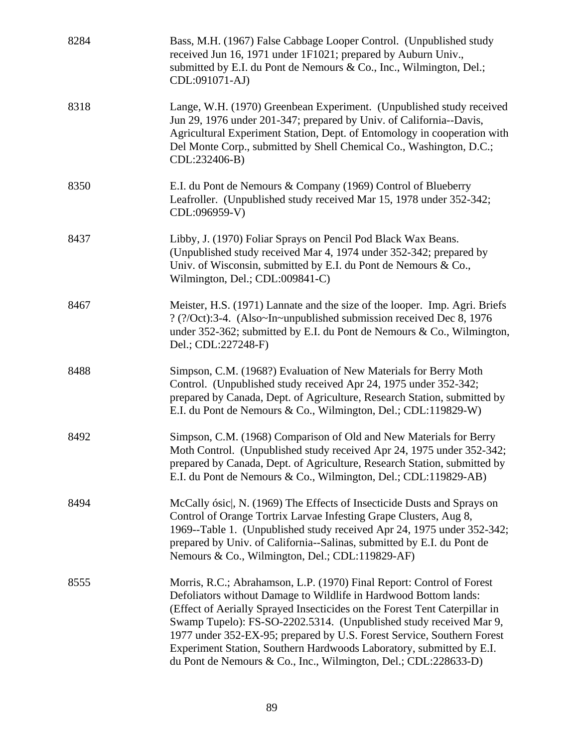| | |
|---|---|
| 8284 | Bass, M.H. (1967) False Cabbage Looper Control. (Unpublished study received Jun 16, 1971 under 1F1021; prepared by Auburn Univ., submitted by E.I. du Pont de Nemours & Co., Inc., Wilmington, Del.; CDL:091071-AJ) |
| 8318 | Lange, W.H. (1970) Greenbean Experiment. (Unpublished study received Jun 29, 1976 under 201-347; prepared by Univ. of California--Davis, Agricultural Experiment Station, Dept. of Entomology in cooperation with Del Monte Corp., submitted by Shell Chemical Co., Washington, D.C.; CDL:232406-B) |
| 8350 | E.I. du Pont de Nemours & Company (1969) Control of Blueberry Leafroller. (Unpublished study received Mar 15, 1978 under 352-342; CDL:096959-V) |
| 8437 | Libby, J. (1970) Foliar Sprays on Pencil Pod Black Wax Beans. (Unpublished study received Mar 4, 1974 under 352-342; prepared by Univ. of Wisconsin, submitted by E.I. du Pont de Nemours & Co., Wilmington, Del.; CDL:009841-C) |
| 8467 | Meister, H.S. (1971) Lannate and the size of the looper. Imp. Agri. Briefs ? (?/Oct):3-4. (Also~In~unpublished submission received Dec 8, 1976 under 352-362; submitted by E.I. du Pont de Nemours & Co., Wilmington, Del.; CDL:227248-F) |
| 8488 | Simpson, C.M. (1968?) Evaluation of New Materials for Berry Moth Control. (Unpublished study received Apr 24, 1975 under 352-342; prepared by Canada, Dept. of Agriculture, Research Station, submitted by E.I. du Pont de Nemours & Co., Wilmington, Del.; CDL:119829-W) |
| 8492 | Simpson, C.M. (1968) Comparison of Old and New Materials for Berry Moth Control. (Unpublished study received Apr 24, 1975 under 352-342; prepared by Canada, Dept. of Agriculture, Research Station, submitted by E.I. du Pont de Nemours & Co., Wilmington, Del.; CDL:119829-AB) |
| 8494 | McCally ósic\|, N. (1969) The Effects of Insecticide Dusts and Sprays on Control of Orange Tortrix Larvae Infesting Grape Clusters, Aug 8, 1969--Table 1. (Unpublished study received Apr 24, 1975 under 352-342; prepared by Univ. of California--Salinas, submitted by E.I. du Pont de Nemours & Co., Wilmington, Del.; CDL:119829-AF) |
| 8555 | Morris, R.C.; Abrahamson, L.P. (1970) Final Report: Control of Forest Defoliators without Damage to Wildlife in Hardwood Bottom lands: (Effect of Aerially Sprayed Insecticides on the Forest Tent Caterpillar in Swamp Tupelo): FS-SO-2202.5314. (Unpublished study received Mar 9, 1977 under 352-EX-95; prepared by U.S. Forest Service, Southern Forest Experiment Station, Southern Hardwoods Laboratory, submitted by E.I. du Pont de Nemours & Co., Inc., Wilmington, Del.; CDL:228633-D) |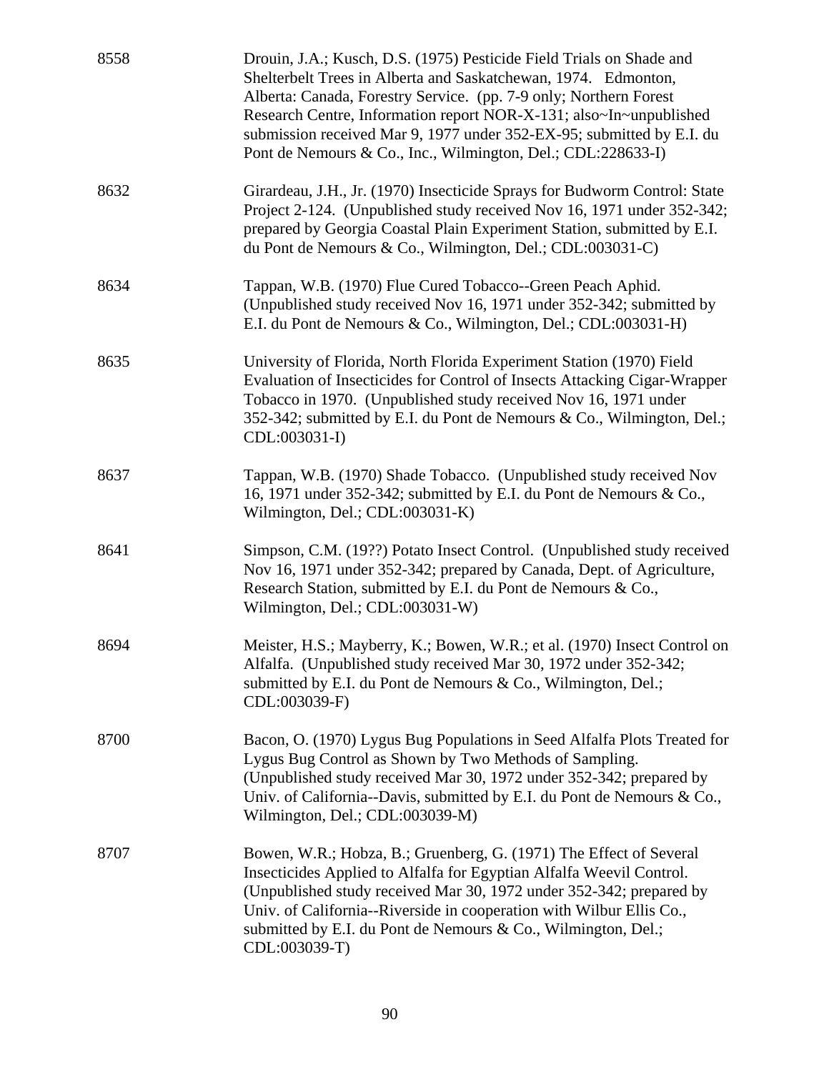8558 Drouin, J.A.; Kusch, D.S. (1975) Pesticide Field Trials on Shade and Shelterbelt Trees in Alberta and Saskatchewan, 1974. Edmonton, Alberta: Canada, Forestry Service. (pp. 7-9 only; Northern Forest Research Centre, Information report NOR-X-131; also~In~unpublished submission received Mar 9, 1977 under 352-EX-95; submitted by E.I. du Pont de Nemours & Co., Inc., Wilmington, Del.; CDL:228633-I)

8632 Girardeau, J.H., Jr. (1970) Insecticide Sprays for Budworm Control: State Project 2-124. (Unpublished study received Nov 16, 1971 under 352-342; prepared by Georgia Coastal Plain Experiment Station, submitted by E.I. du Pont de Nemours & Co., Wilmington, Del.; CDL:003031-C)

8634 Tappan, W.B. (1970) Flue Cured Tobacco--Green Peach Aphid. (Unpublished study received Nov 16, 1971 under 352-342; submitted by E.I. du Pont de Nemours & Co., Wilmington, Del.; CDL:003031-H)

8635 University of Florida, North Florida Experiment Station (1970) Field Evaluation of Insecticides for Control of Insects Attacking Cigar-Wrapper Tobacco in 1970. (Unpublished study received Nov 16, 1971 under 352-342; submitted by E.I. du Pont de Nemours & Co., Wilmington, Del.; CDL:003031-I)

8637 Tappan, W.B. (1970) Shade Tobacco. (Unpublished study received Nov 16, 1971 under 352-342; submitted by E.I. du Pont de Nemours & Co., Wilmington, Del.; CDL:003031-K)

8641 Simpson, C.M. (19??) Potato Insect Control. (Unpublished study received Nov 16, 1971 under 352-342; prepared by Canada, Dept. of Agriculture, Research Station, submitted by E.I. du Pont de Nemours & Co., Wilmington, Del.; CDL:003031-W)

8694 Meister, H.S.; Mayberry, K.; Bowen, W.R.; et al. (1970) Insect Control on Alfalfa. (Unpublished study received Mar 30, 1972 under 352-342; submitted by E.I. du Pont de Nemours & Co., Wilmington, Del.; CDL:003039-F)

8700 Bacon, O. (1970) Lygus Bug Populations in Seed Alfalfa Plots Treated for Lygus Bug Control as Shown by Two Methods of Sampling. (Unpublished study received Mar 30, 1972 under 352-342; prepared by Univ. of California--Davis, submitted by E.I. du Pont de Nemours & Co., Wilmington, Del.; CDL:003039-M)

8707 Bowen, W.R.; Hobza, B.; Gruenberg, G. (1971) The Effect of Several Insecticides Applied to Alfalfa for Egyptian Alfalfa Weevil Control. (Unpublished study received Mar 30, 1972 under 352-342; prepared by Univ. of California--Riverside in cooperation with Wilbur Ellis Co., submitted by E.I. du Pont de Nemours & Co., Wilmington, Del.; CDL:003039-T)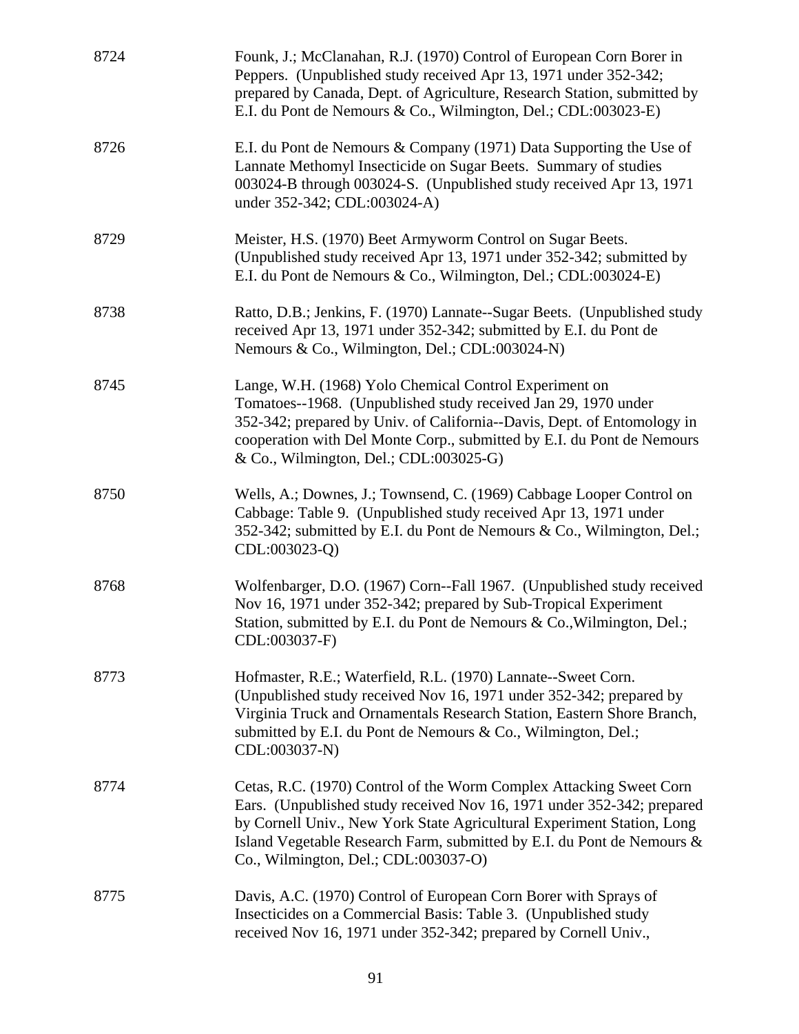| | |
|---|---|
| 8724 | Founk, J.; McClanahan, R.J. (1970) Control of European Corn Borer in Peppers. (Unpublished study received Apr 13, 1971 under 352-342; prepared by Canada, Dept. of Agriculture, Research Station, submitted by E.I. du Pont de Nemours & Co., Wilmington, Del.; CDL:003023-E) |
| 8726 | E.I. du Pont de Nemours & Company (1971) Data Supporting the Use of Lannate Methomyl Insecticide on Sugar Beets. Summary of studies 003024-B through 003024-S. (Unpublished study received Apr 13, 1971 under 352-342; CDL:003024-A) |
| 8729 | Meister, H.S. (1970) Beet Armyworm Control on Sugar Beets. (Unpublished study received Apr 13, 1971 under 352-342; submitted by E.I. du Pont de Nemours & Co., Wilmington, Del.; CDL:003024-E) |
| 8738 | Ratto, D.B.; Jenkins, F. (1970) Lannate--Sugar Beets. (Unpublished study received Apr 13, 1971 under 352-342; submitted by E.I. du Pont de Nemours & Co., Wilmington, Del.; CDL:003024-N) |
| 8745 | Lange, W.H. (1968) Yolo Chemical Control Experiment on Tomatoes--1968. (Unpublished study received Jan 29, 1970 under 352-342; prepared by Univ. of California--Davis, Dept. of Entomology in cooperation with Del Monte Corp., submitted by E.I. du Pont de Nemours & Co., Wilmington, Del.; CDL:003025-G) |
| 8750 | Wells, A.; Downes, J.; Townsend, C. (1969) Cabbage Looper Control on Cabbage: Table 9. (Unpublished study received Apr 13, 1971 under 352-342; submitted by E.I. du Pont de Nemours & Co., Wilmington, Del.; CDL:003023-Q) |
| 8768 | Wolfenbarger, D.O. (1967) Corn--Fall 1967. (Unpublished study received Nov 16, 1971 under 352-342; prepared by Sub-Tropical Experiment Station, submitted by E.I. du Pont de Nemours & Co.,Wilmington, Del.; CDL:003037-F) |
| 8773 | Hofmaster, R.E.; Waterfield, R.L. (1970) Lannate--Sweet Corn. (Unpublished study received Nov 16, 1971 under 352-342; prepared by Virginia Truck and Ornamentals Research Station, Eastern Shore Branch, submitted by E.I. du Pont de Nemours & Co., Wilmington, Del.; CDL:003037-N) |
| 8774 | Cetas, R.C. (1970) Control of the Worm Complex Attacking Sweet Corn Ears. (Unpublished study received Nov 16, 1971 under 352-342; prepared by Cornell Univ., New York State Agricultural Experiment Station, Long Island Vegetable Research Farm, submitted by E.I. du Pont de Nemours & Co., Wilmington, Del.; CDL:003037-O) |
| 8775 | Davis, A.C. (1970) Control of European Corn Borer with Sprays of Insecticides on a Commercial Basis: Table 3. (Unpublished study received Nov 16, 1971 under 352-342; prepared by Cornell Univ., |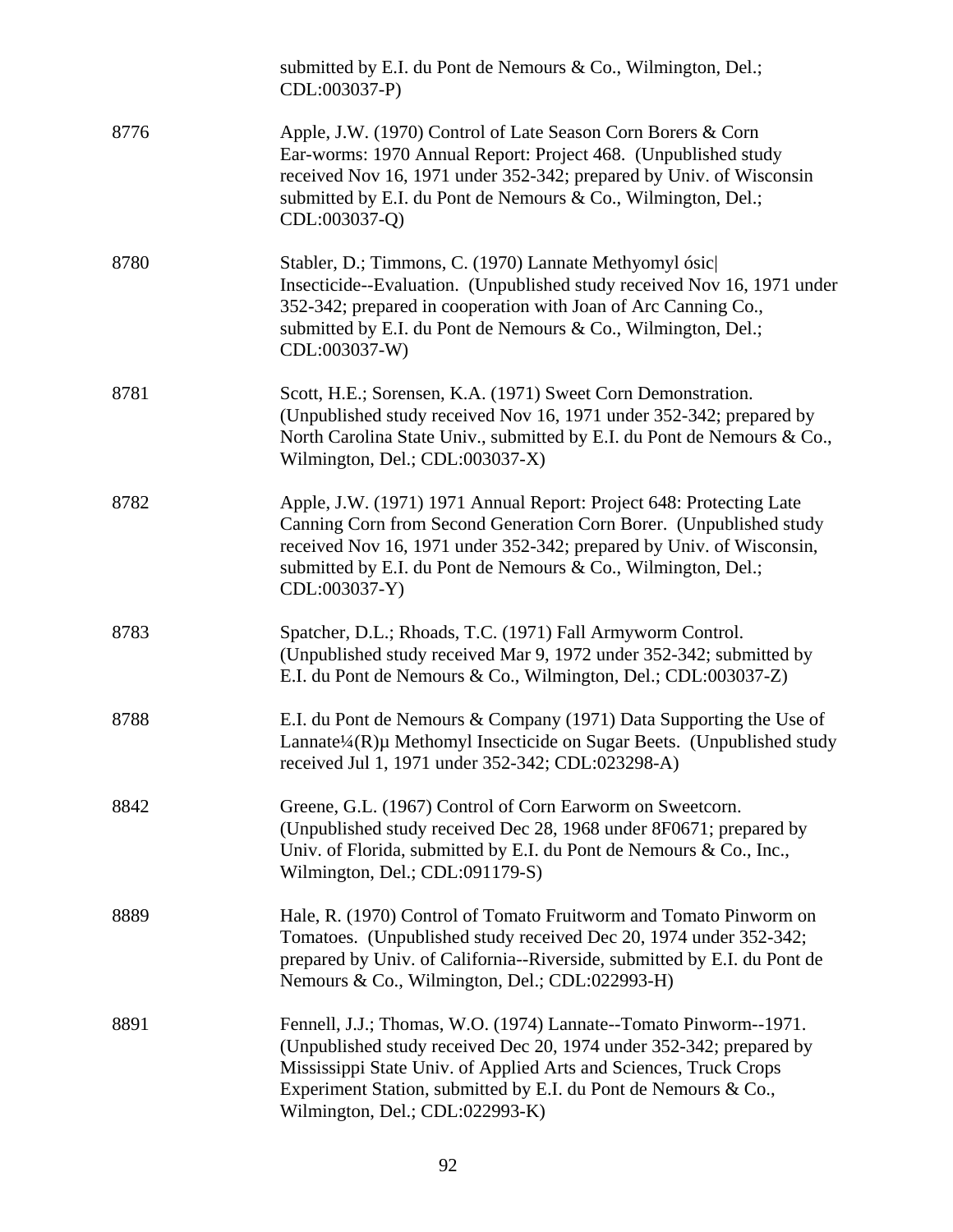submitted by E.I. du Pont de Nemours & Co., Wilmington, Del.; CDL:003037-P)

| | |
|---|---|
| 8776 | Apple, J.W. (1970) Control of Late Season Corn Borers & Corn Ear-worms: 1970 Annual Report: Project 468. (Unpublished study received Nov 16, 1971 under 352-342; prepared by Univ. of Wisconsin submitted by E.I. du Pont de Nemours & Co., Wilmington, Del.; CDL:003037-Q) |
| 8780 | Stabler, D.; Timmons, C. (1970) Lannate Methyomyl ósic\| Insecticide--Evaluation. (Unpublished study received Nov 16, 1971 under 352-342; prepared in cooperation with Joan of Arc Canning Co., submitted by E.I. du Pont de Nemours & Co., Wilmington, Del.; CDL:003037-W) |
| 8781 | Scott, H.E.; Sorensen, K.A. (1971) Sweet Corn Demonstration. (Unpublished study received Nov 16, 1971 under 352-342; prepared by North Carolina State Univ., submitted by E.I. du Pont de Nemours & Co., Wilmington, Del.; CDL:003037-X) |
| 8782 | Apple, J.W. (1971) 1971 Annual Report: Project 648: Protecting Late Canning Corn from Second Generation Corn Borer. (Unpublished study received Nov 16, 1971 under 352-342; prepared by Univ. of Wisconsin, submitted by E.I. du Pont de Nemours & Co., Wilmington, Del.; CDL:003037-Y) |
| 8783 | Spatcher, D.L.; Rhoads, T.C. (1971) Fall Armyworm Control. (Unpublished study received Mar 9, 1972 under 352-342; submitted by E.I. du Pont de Nemours & Co., Wilmington, Del.; CDL:003037-Z) |
| 8788 | E.I. du Pont de Nemours & Company (1971) Data Supporting the Use of Lannate¼(R)µ Methomyl Insecticide on Sugar Beets. (Unpublished study received Jul 1, 1971 under 352-342; CDL:023298-A) |
| 8842 | Greene, G.L. (1967) Control of Corn Earworm on Sweetcorn. (Unpublished study received Dec 28, 1968 under 8F0671; prepared by Univ. of Florida, submitted by E.I. du Pont de Nemours & Co., Inc., Wilmington, Del.; CDL:091179-S) |
| 8889 | Hale, R. (1970) Control of Tomato Fruitworm and Tomato Pinworm on Tomatoes. (Unpublished study received Dec 20, 1974 under 352-342; prepared by Univ. of California--Riverside, submitted by E.I. du Pont de Nemours & Co., Wilmington, Del.; CDL:022993-H) |
| 8891 | Fennell, J.J.; Thomas, W.O. (1974) Lannate--Tomato Pinworm--1971. (Unpublished study received Dec 20, 1974 under 352-342; prepared by Mississippi State Univ. of Applied Arts and Sciences, Truck Crops Experiment Station, submitted by E.I. du Pont de Nemours & Co., Wilmington, Del.; CDL:022993-K) |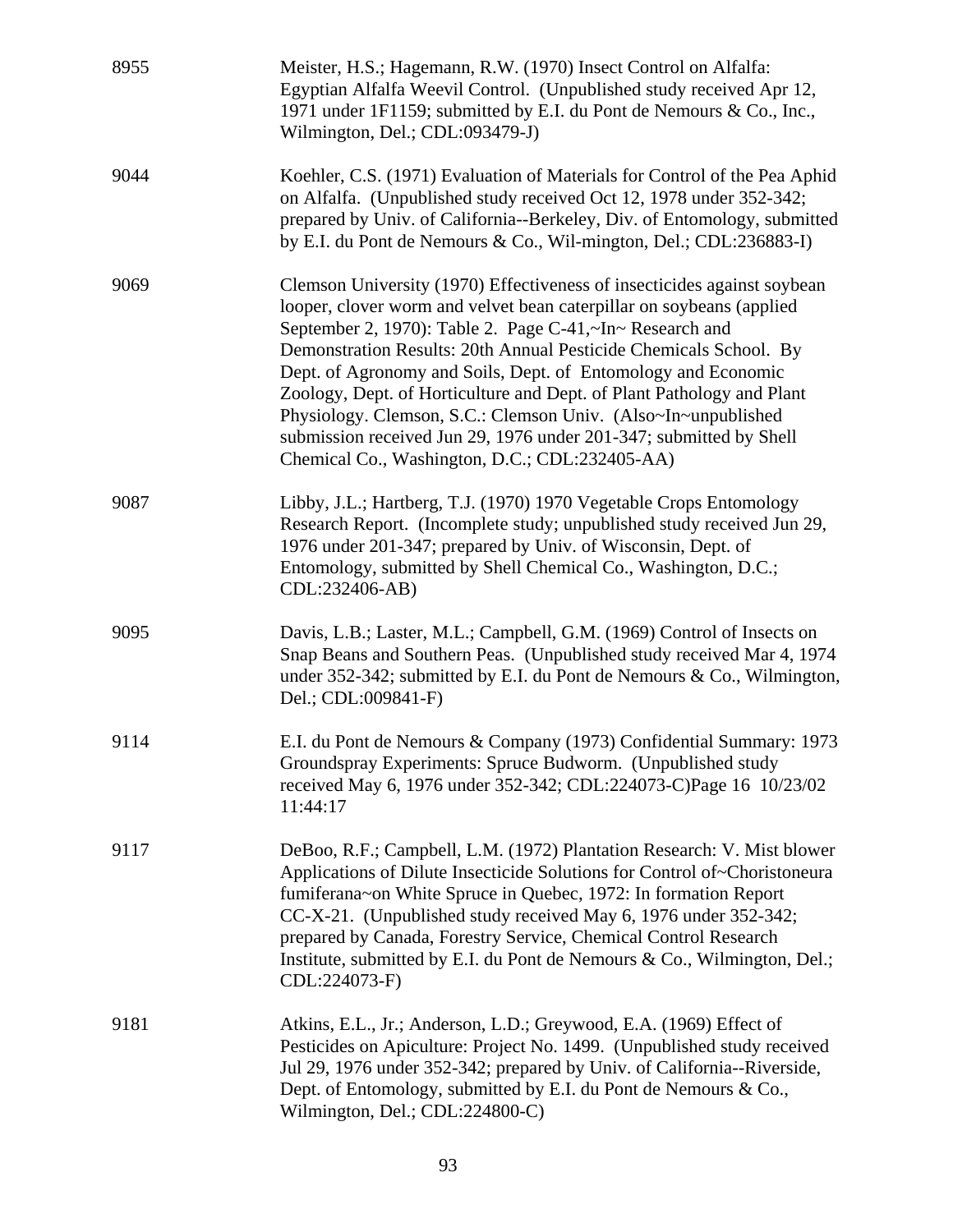8955 Meister, H.S.; Hagemann, R.W. (1970) Insect Control on Alfalfa: Egyptian Alfalfa Weevil Control. (Unpublished study received Apr 12, 1971 under 1F1159; submitted by E.I. du Pont de Nemours & Co., Inc., Wilmington, Del.; CDL:093479-J)

9044 Koehler, C.S. (1971) Evaluation of Materials for Control of the Pea Aphid on Alfalfa. (Unpublished study received Oct 12, 1978 under 352-342; prepared by Univ. of California--Berkeley, Div. of Entomology, submitted by E.I. du Pont de Nemours & Co., Wil-mington, Del.; CDL:236883-I)

9069 Clemson University (1970) Effectiveness of insecticides against soybean looper, clover worm and velvet bean caterpillar on soybeans (applied September 2, 1970): Table 2. Page C-41,~In~ Research and Demonstration Results: 20th Annual Pesticide Chemicals School. By Dept. of Agronomy and Soils, Dept. of Entomology and Economic Zoology, Dept. of Horticulture and Dept. of Plant Pathology and Plant Physiology. Clemson, S.C.: Clemson Univ. (Also~In~unpublished submission received Jun 29, 1976 under 201-347; submitted by Shell Chemical Co., Washington, D.C.; CDL:232405-AA)

9087 Libby, J.L.; Hartberg, T.J. (1970) 1970 Vegetable Crops Entomology Research Report. (Incomplete study; unpublished study received Jun 29, 1976 under 201-347; prepared by Univ. of Wisconsin, Dept. of Entomology, submitted by Shell Chemical Co., Washington, D.C.; CDL:232406-AB)

9095 Davis, L.B.; Laster, M.L.; Campbell, G.M. (1969) Control of Insects on Snap Beans and Southern Peas. (Unpublished study received Mar 4, 1974 under 352-342; submitted by E.I. du Pont de Nemours & Co., Wilmington, Del.; CDL:009841-F)

9114 E.I. du Pont de Nemours & Company (1973) Confidential Summary: 1973 Groundspray Experiments: Spruce Budworm. (Unpublished study received May 6, 1976 under 352-342; CDL:224073-C)Page 16 10/23/02 11:44:17

9117 DeBoo, R.F.; Campbell, L.M. (1972) Plantation Research: V. Mist blower Applications of Dilute Insecticide Solutions for Control of~Choristoneura fumiferana~on White Spruce in Quebec, 1972: In formation Report CC-X-21. (Unpublished study received May 6, 1976 under 352-342; prepared by Canada, Forestry Service, Chemical Control Research Institute, submitted by E.I. du Pont de Nemours & Co., Wilmington, Del.; CDL:224073-F)

9181 Atkins, E.L., Jr.; Anderson, L.D.; Greywood, E.A. (1969) Effect of Pesticides on Apiculture: Project No. 1499. (Unpublished study received Jul 29, 1976 under 352-342; prepared by Univ. of California--Riverside, Dept. of Entomology, submitted by E.I. du Pont de Nemours & Co., Wilmington, Del.; CDL:224800-C)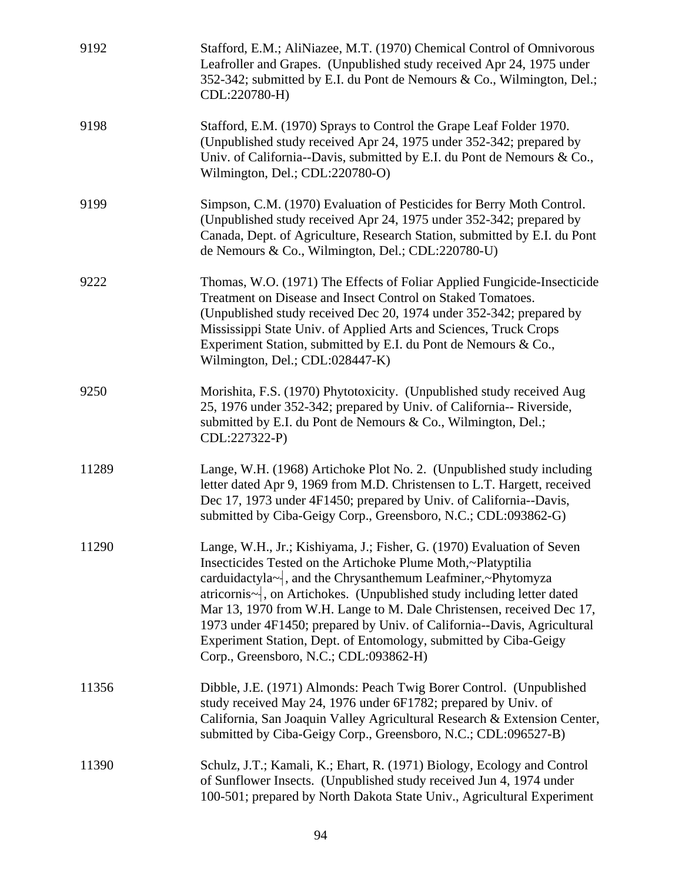9192 Stafford, E.M.; AliNiazee, M.T. (1970) Chemical Control of Omnivorous Leafroller and Grapes. (Unpublished study received Apr 24, 1975 under 352-342; submitted by E.I. du Pont de Nemours & Co., Wilmington, Del.; CDL:220780-H)

9198 Stafford, E.M. (1970) Sprays to Control the Grape Leaf Folder 1970. (Unpublished study received Apr 24, 1975 under 352-342; prepared by Univ. of California--Davis, submitted by E.I. du Pont de Nemours & Co., Wilmington, Del.; CDL:220780-O)

9199 Simpson, C.M. (1970) Evaluation of Pesticides for Berry Moth Control. (Unpublished study received Apr 24, 1975 under 352-342; prepared by Canada, Dept. of Agriculture, Research Station, submitted by E.I. du Pont de Nemours & Co., Wilmington, Del.; CDL:220780-U)

9222 Thomas, W.O. (1971) The Effects of Foliar Applied Fungicide-Insecticide Treatment on Disease and Insect Control on Staked Tomatoes. (Unpublished study received Dec 20, 1974 under 352-342; prepared by Mississippi State Univ. of Applied Arts and Sciences, Truck Crops Experiment Station, submitted by E.I. du Pont de Nemours & Co., Wilmington, Del.; CDL:028447-K)

9250 Morishita, F.S. (1970) Phytotoxicity. (Unpublished study received Aug 25, 1976 under 352-342; prepared by Univ. of California-- Riverside, submitted by E.I. du Pont de Nemours & Co., Wilmington, Del.; CDL:227322-P)

11289 Lange, W.H. (1968) Artichoke Plot No. 2. (Unpublished study including letter dated Apr 9, 1969 from M.D. Christensen to L.T. Hargett, received Dec 17, 1973 under 4F1450; prepared by Univ. of California--Davis, submitted by Ciba-Geigy Corp., Greensboro, N.C.; CDL:093862-G)

11290 Lange, W.H., Jr.; Kishiyama, J.; Fisher, G. (1970) Evaluation of Seven Insecticides Tested on the Artichoke Plume Moth,~Platyptilia carduidactyla~┤, and the Chrysanthemum Leafminer,~Phytomyza atricornis~┤, on Artichokes. (Unpublished study including letter dated Mar 13, 1970 from W.H. Lange to M. Dale Christensen, received Dec 17, 1973 under 4F1450; prepared by Univ. of California--Davis, Agricultural Experiment Station, Dept. of Entomology, submitted by Ciba-Geigy Corp., Greensboro, N.C.; CDL:093862-H)

11356 Dibble, J.E. (1971) Almonds: Peach Twig Borer Control. (Unpublished study received May 24, 1976 under 6F1782; prepared by Univ. of California, San Joaquin Valley Agricultural Research & Extension Center, submitted by Ciba-Geigy Corp., Greensboro, N.C.; CDL:096527-B)

11390 Schulz, J.T.; Kamali, K.; Ehart, R. (1971) Biology, Ecology and Control of Sunflower Insects. (Unpublished study received Jun 4, 1974 under 100-501; prepared by North Dakota State Univ., Agricultural Experiment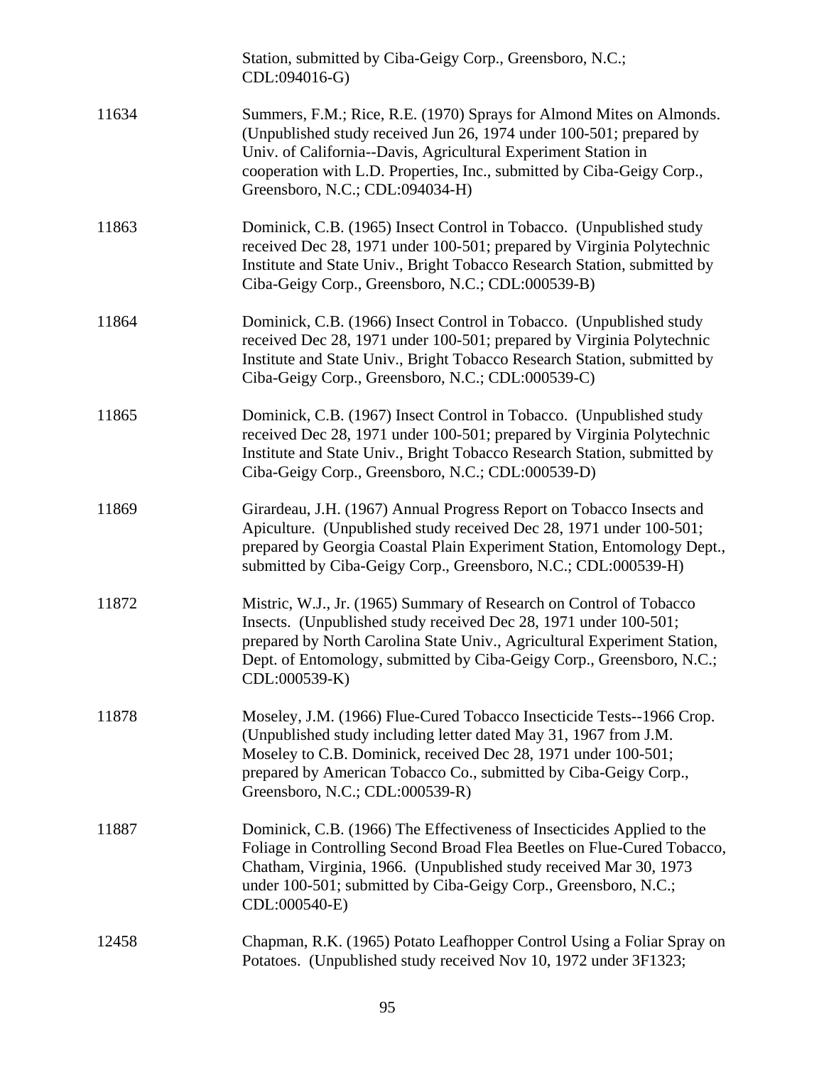Station, submitted by Ciba-Geigy Corp., Greensboro, N.C.; CDL:094016-G)

11634 Summers, F.M.; Rice, R.E. (1970) Sprays for Almond Mites on Almonds. (Unpublished study received Jun 26, 1974 under 100-501; prepared by Univ. of California--Davis, Agricultural Experiment Station in cooperation with L.D. Properties, Inc., submitted by Ciba-Geigy Corp., Greensboro, N.C.; CDL:094034-H)

11863 Dominick, C.B. (1965) Insect Control in Tobacco. (Unpublished study received Dec 28, 1971 under 100-501; prepared by Virginia Polytechnic Institute and State Univ., Bright Tobacco Research Station, submitted by Ciba-Geigy Corp., Greensboro, N.C.; CDL:000539-B)

11864 Dominick, C.B. (1966) Insect Control in Tobacco. (Unpublished study received Dec 28, 1971 under 100-501; prepared by Virginia Polytechnic Institute and State Univ., Bright Tobacco Research Station, submitted by Ciba-Geigy Corp., Greensboro, N.C.; CDL:000539-C)

11865 Dominick, C.B. (1967) Insect Control in Tobacco. (Unpublished study received Dec 28, 1971 under 100-501; prepared by Virginia Polytechnic Institute and State Univ., Bright Tobacco Research Station, submitted by Ciba-Geigy Corp., Greensboro, N.C.; CDL:000539-D)

11869 Girardeau, J.H. (1967) Annual Progress Report on Tobacco Insects and Apiculture. (Unpublished study received Dec 28, 1971 under 100-501; prepared by Georgia Coastal Plain Experiment Station, Entomology Dept., submitted by Ciba-Geigy Corp., Greensboro, N.C.; CDL:000539-H)

11872 Mistric, W.J., Jr. (1965) Summary of Research on Control of Tobacco Insects. (Unpublished study received Dec 28, 1971 under 100-501; prepared by North Carolina State Univ., Agricultural Experiment Station, Dept. of Entomology, submitted by Ciba-Geigy Corp., Greensboro, N.C.; CDL:000539-K)

11878 Moseley, J.M. (1966) Flue-Cured Tobacco Insecticide Tests--1966 Crop. (Unpublished study including letter dated May 31, 1967 from J.M. Moseley to C.B. Dominick, received Dec 28, 1971 under 100-501; prepared by American Tobacco Co., submitted by Ciba-Geigy Corp., Greensboro, N.C.; CDL:000539-R)

11887 Dominick, C.B. (1966) The Effectiveness of Insecticides Applied to the Foliage in Controlling Second Broad Flea Beetles on Flue-Cured Tobacco, Chatham, Virginia, 1966. (Unpublished study received Mar 30, 1973 under 100-501; submitted by Ciba-Geigy Corp., Greensboro, N.C.; CDL:000540-E)

12458 Chapman, R.K. (1965) Potato Leafhopper Control Using a Foliar Spray on Potatoes. (Unpublished study received Nov 10, 1972 under 3F1323;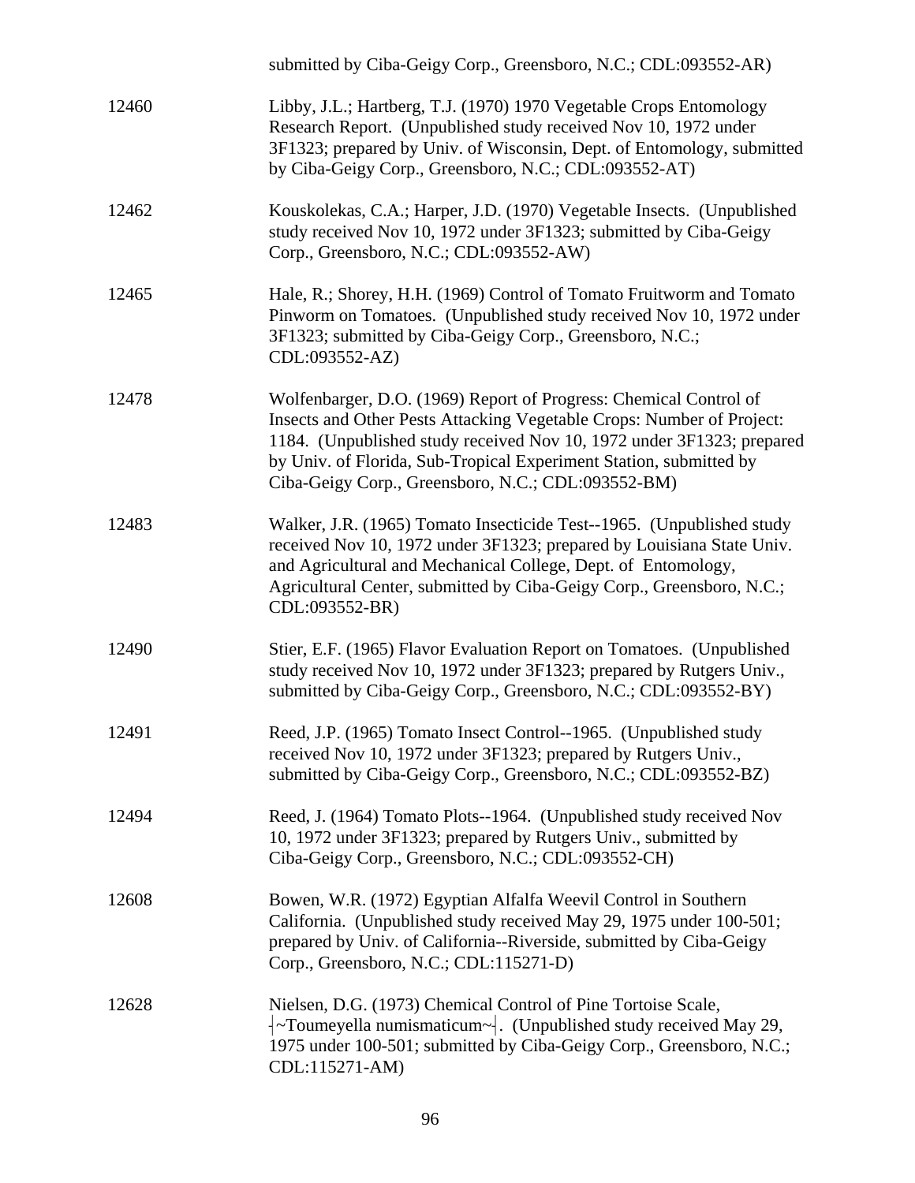submitted by Ciba-Geigy Corp., Greensboro, N.C.; CDL:093552-AR)

| | |
|---|---|
| 12460 | Libby, J.L.; Hartberg, T.J. (1970) 1970 Vegetable Crops Entomology Research Report. (Unpublished study received Nov 10, 1972 under 3F1323; prepared by Univ. of Wisconsin, Dept. of Entomology, submitted by Ciba-Geigy Corp., Greensboro, N.C.; CDL:093552-AT) |
| 12462 | Kouskolekas, C.A.; Harper, J.D. (1970) Vegetable Insects. (Unpublished study received Nov 10, 1972 under 3F1323; submitted by Ciba-Geigy Corp., Greensboro, N.C.; CDL:093552-AW) |
| 12465 | Hale, R.; Shorey, H.H. (1969) Control of Tomato Fruitworm and Tomato Pinworm on Tomatoes. (Unpublished study received Nov 10, 1972 under 3F1323; submitted by Ciba-Geigy Corp., Greensboro, N.C.; CDL:093552-AZ) |
| 12478 | Wolfenbarger, D.O. (1969) Report of Progress: Chemical Control of Insects and Other Pests Attacking Vegetable Crops: Number of Project: 1184. (Unpublished study received Nov 10, 1972 under 3F1323; prepared by Univ. of Florida, Sub-Tropical Experiment Station, submitted by Ciba-Geigy Corp., Greensboro, N.C.; CDL:093552-BM) |
| 12483 | Walker, J.R. (1965) Tomato Insecticide Test--1965. (Unpublished study received Nov 10, 1972 under 3F1323; prepared by Louisiana State Univ. and Agricultural and Mechanical College, Dept. of Entomology, Agricultural Center, submitted by Ciba-Geigy Corp., Greensboro, N.C.; CDL:093552-BR) |
| 12490 | Stier, E.F. (1965) Flavor Evaluation Report on Tomatoes. (Unpublished study received Nov 10, 1972 under 3F1323; prepared by Rutgers Univ., submitted by Ciba-Geigy Corp., Greensboro, N.C.; CDL:093552-BY) |
| 12491 | Reed, J.P. (1965) Tomato Insect Control--1965. (Unpublished study received Nov 10, 1972 under 3F1323; prepared by Rutgers Univ., submitted by Ciba-Geigy Corp., Greensboro, N.C.; CDL:093552-BZ) |
| 12494 | Reed, J. (1964) Tomato Plots--1964. (Unpublished study received Nov 10, 1972 under 3F1323; prepared by Rutgers Univ., submitted by Ciba-Geigy Corp., Greensboro, N.C.; CDL:093552-CH) |
| 12608 | Bowen, W.R. (1972) Egyptian Alfalfa Weevil Control in Southern California. (Unpublished study received May 29, 1975 under 100-501; prepared by Univ. of California--Riverside, submitted by Ciba-Geigy Corp., Greensboro, N.C.; CDL:115271-D) |
| 12628 | Nielsen, D.G. (1973) Chemical Control of Pine Tortoise Scale, ┤~Toumeyella numismaticum~┤. (Unpublished study received May 29, 1975 under 100-501; submitted by Ciba-Geigy Corp., Greensboro, N.C.; CDL:115271-AM) |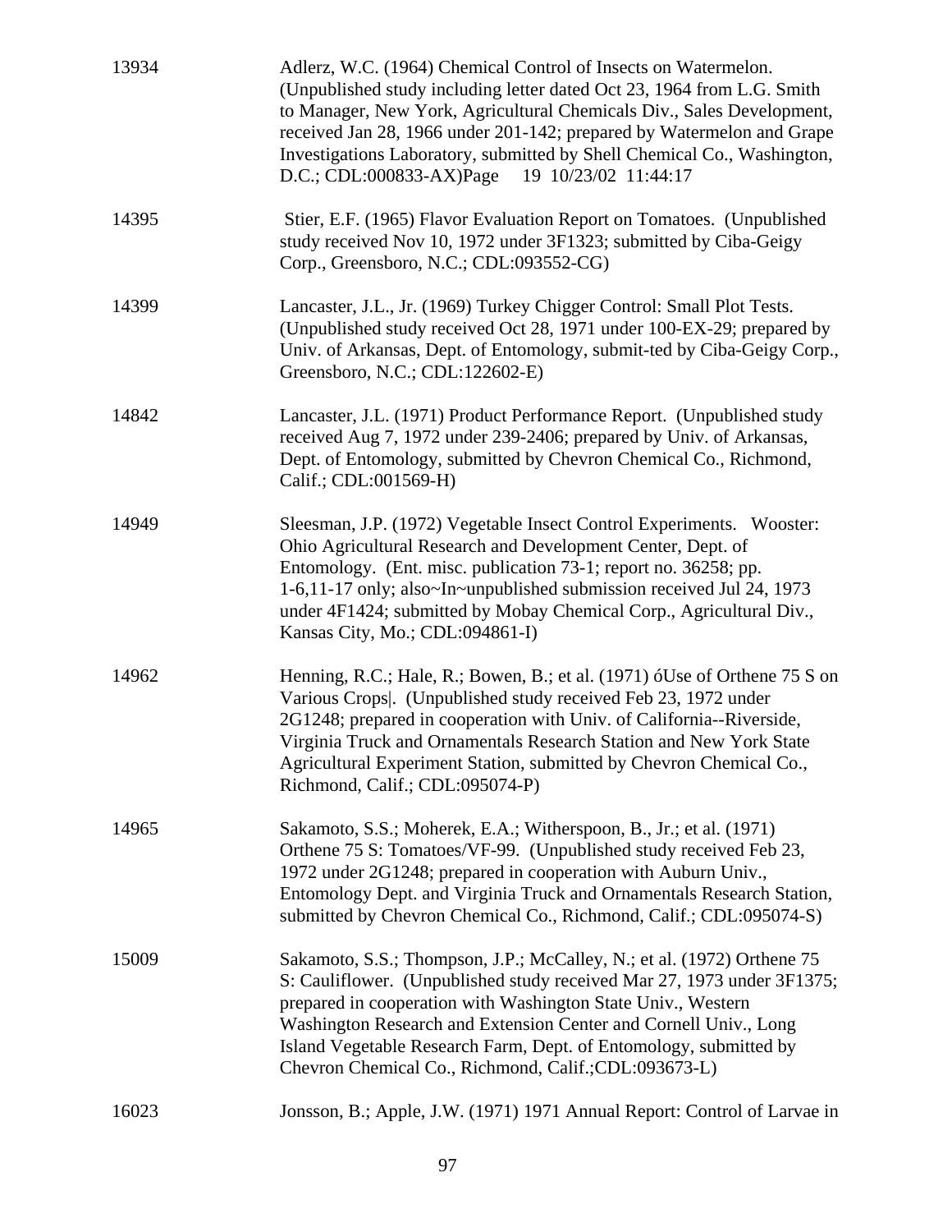| | |
|---|---|
| 13934 | Adlerz, W.C. (1964) Chemical Control of Insects on Watermelon. (Unpublished study including letter dated Oct 23, 1964 from L.G. Smith to Manager, New York, Agricultural Chemicals Div., Sales Development, received Jan 28, 1966 under 201-142; prepared by Watermelon and Grape Investigations Laboratory, submitted by Shell Chemical Co., Washington, D.C.; CDL:000833-AX)Page 19 10/23/02 11:44:17 |
| 14395 | Stier, E.F. (1965) Flavor Evaluation Report on Tomatoes. (Unpublished study received Nov 10, 1972 under 3F1323; submitted by Ciba-Geigy Corp., Greensboro, N.C.; CDL:093552-CG) |
| 14399 | Lancaster, J.L., Jr. (1969) Turkey Chigger Control: Small Plot Tests. (Unpublished study received Oct 28, 1971 under 100-EX-29; prepared by Univ. of Arkansas, Dept. of Entomology, submit-ted by Ciba-Geigy Corp., Greensboro, N.C.; CDL:122602-E) |
| 14842 | Lancaster, J.L. (1971) Product Performance Report. (Unpublished study received Aug 7, 1972 under 239-2406; prepared by Univ. of Arkansas, Dept. of Entomology, submitted by Chevron Chemical Co., Richmond, Calif.; CDL:001569-H) |
| 14949 | Sleesman, J.P. (1972) Vegetable Insect Control Experiments. Wooster: Ohio Agricultural Research and Development Center, Dept. of Entomology. (Ent. misc. publication 73-1; report no. 36258; pp. 1-6,11-17 only; also~In~unpublished submission received Jul 24, 1973 under 4F1424; submitted by Mobay Chemical Corp., Agricultural Div., Kansas City, Mo.; CDL:094861-I) |
| 14962 | Henning, R.C.; Hale, R.; Bowen, B.; et al. (1971) óUse of Orthene 75 S on Various Crops\|. (Unpublished study received Feb 23, 1972 under 2G1248; prepared in cooperation with Univ. of California--Riverside, Virginia Truck and Ornamentals Research Station and New York State Agricultural Experiment Station, submitted by Chevron Chemical Co., Richmond, Calif.; CDL:095074-P) |
| 14965 | Sakamoto, S.S.; Moherek, E.A.; Witherspoon, B., Jr.; et al. (1971) Orthene 75 S: Tomatoes/VF-99. (Unpublished study received Feb 23, 1972 under 2G1248; prepared in cooperation with Auburn Univ., Entomology Dept. and Virginia Truck and Ornamentals Research Station, submitted by Chevron Chemical Co., Richmond, Calif.; CDL:095074-S) |
| 15009 | Sakamoto, S.S.; Thompson, J.P.; McCalley, N.; et al. (1972) Orthene 75 S: Cauliflower. (Unpublished study received Mar 27, 1973 under 3F1375; prepared in cooperation with Washington State Univ., Western Washington Research and Extension Center and Cornell Univ., Long Island Vegetable Research Farm, Dept. of Entomology, submitted by Chevron Chemical Co., Richmond, Calif.;CDL:093673-L) |
| 16023 | Jonsson, B.; Apple, J.W. (1971) 1971 Annual Report: Control of Larvae in |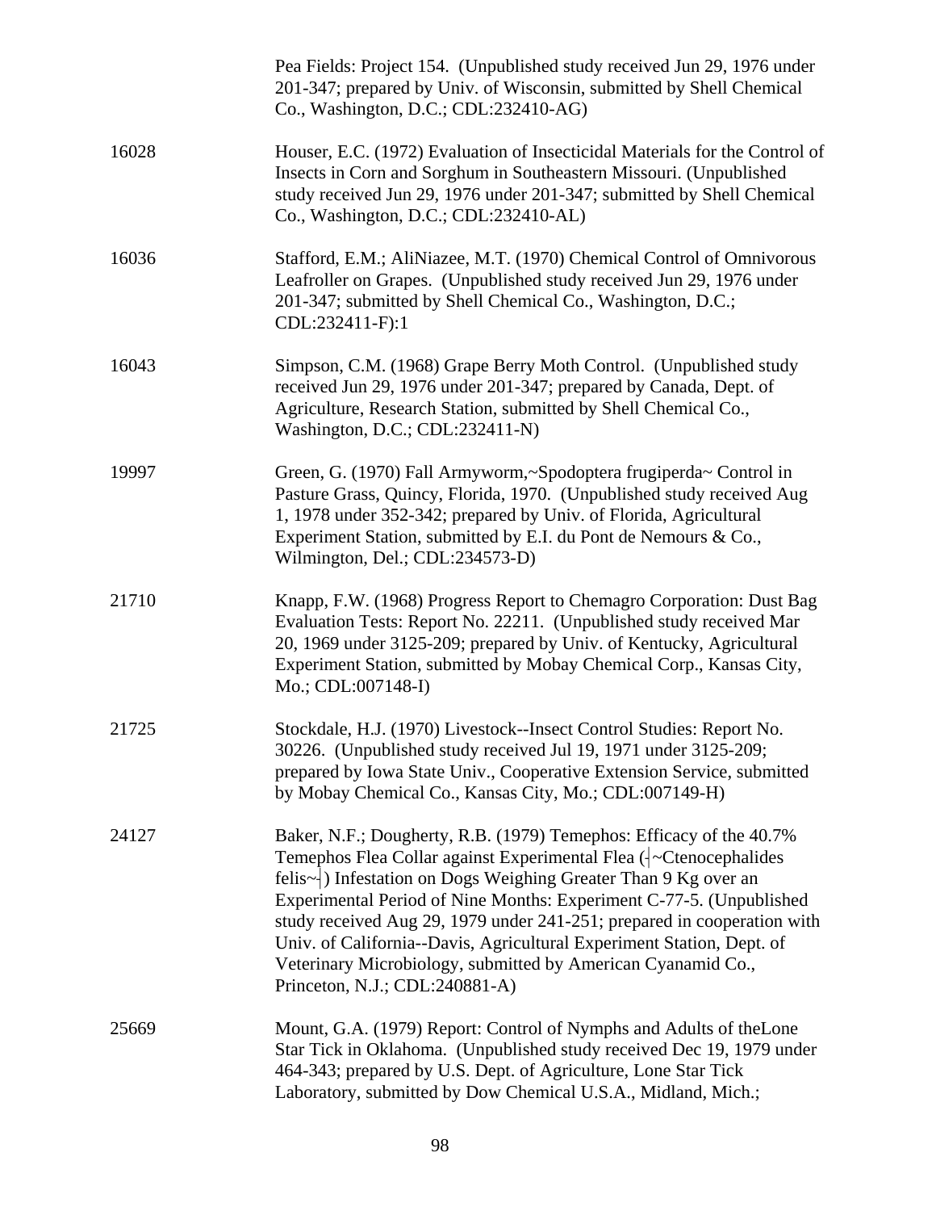Pea Fields: Project 154. (Unpublished study received Jun 29, 1976 under 201-347; prepared by Univ. of Wisconsin, submitted by Shell Chemical Co., Washington, D.C.; CDL:232410-AG)

16028 Houser, E.C. (1972) Evaluation of Insecticidal Materials for the Control of Insects in Corn and Sorghum in Southeastern Missouri. (Unpublished study received Jun 29, 1976 under 201-347; submitted by Shell Chemical Co., Washington, D.C.; CDL:232410-AL)

16036 Stafford, E.M.; AliNiazee, M.T. (1970) Chemical Control of Omnivorous Leafroller on Grapes. (Unpublished study received Jun 29, 1976 under 201-347; submitted by Shell Chemical Co., Washington, D.C.; CDL:232411-F):1

16043 Simpson, C.M. (1968) Grape Berry Moth Control. (Unpublished study received Jun 29, 1976 under 201-347; prepared by Canada, Dept. of Agriculture, Research Station, submitted by Shell Chemical Co., Washington, D.C.; CDL:232411-N)

19997 Green, G. (1970) Fall Armyworm,~Spodoptera frugiperda~ Control in Pasture Grass, Quincy, Florida, 1970. (Unpublished study received Aug 1, 1978 under 352-342; prepared by Univ. of Florida, Agricultural Experiment Station, submitted by E.I. du Pont de Nemours & Co., Wilmington, Del.; CDL:234573-D)

21710 Knapp, F.W. (1968) Progress Report to Chemagro Corporation: Dust Bag Evaluation Tests: Report No. 22211. (Unpublished study received Mar 20, 1969 under 3125-209; prepared by Univ. of Kentucky, Agricultural Experiment Station, submitted by Mobay Chemical Corp., Kansas City, Mo.; CDL:007148-I)

21725 Stockdale, H.J. (1970) Livestock--Insect Control Studies: Report No. 30226. (Unpublished study received Jul 19, 1971 under 3125-209; prepared by Iowa State Univ., Cooperative Extension Service, submitted by Mobay Chemical Co., Kansas City, Mo.; CDL:007149-H)

24127 Baker, N.F.; Dougherty, R.B. (1979) Temephos: Efficacy of the 40.7% Temephos Flea Collar against Experimental Flea (┤~Ctenocephalides felis~┤) Infestation on Dogs Weighing Greater Than 9 Kg over an Experimental Period of Nine Months: Experiment C-77-5. (Unpublished study received Aug 29, 1979 under 241-251; prepared in cooperation with Univ. of California--Davis, Agricultural Experiment Station, Dept. of Veterinary Microbiology, submitted by American Cyanamid Co., Princeton, N.J.; CDL:240881-A)

25669 Mount, G.A. (1979) Report: Control of Nymphs and Adults of theLone Star Tick in Oklahoma. (Unpublished study received Dec 19, 1979 under 464-343; prepared by U.S. Dept. of Agriculture, Lone Star Tick Laboratory, submitted by Dow Chemical U.S.A., Midland, Mich.;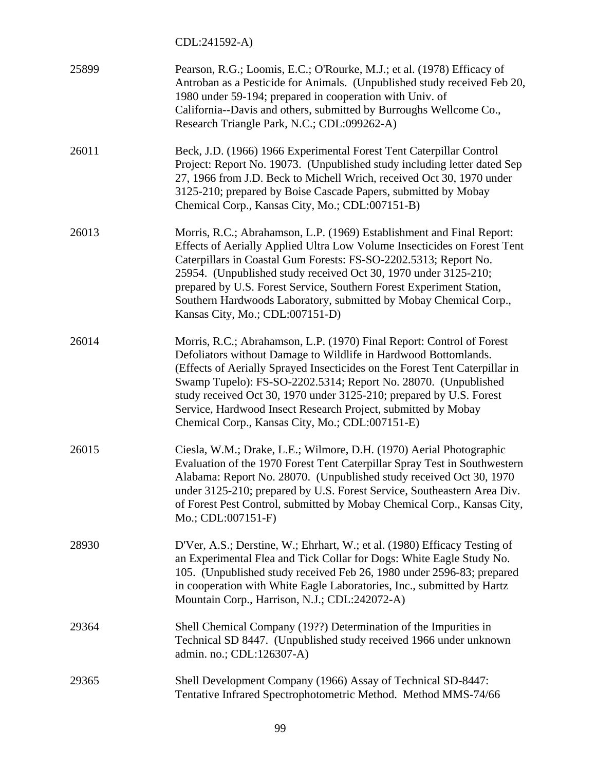CDL:241592-A)

| | |
|---|---|
| 25899 | Pearson, R.G.; Loomis, E.C.; O'Rourke, M.J.; et al. (1978) Efficacy of Antroban as a Pesticide for Animals. (Unpublished study received Feb 20, 1980 under 59-194; prepared in cooperation with Univ. of California--Davis and others, submitted by Burroughs Wellcome Co., Research Triangle Park, N.C.; CDL:099262-A) |
| 26011 | Beck, J.D. (1966) 1966 Experimental Forest Tent Caterpillar Control Project: Report No. 19073. (Unpublished study including letter dated Sep 27, 1966 from J.D. Beck to Michell Wrich, received Oct 30, 1970 under 3125-210; prepared by Boise Cascade Papers, submitted by Mobay Chemical Corp., Kansas City, Mo.; CDL:007151-B) |
| 26013 | Morris, R.C.; Abrahamson, L.P. (1969) Establishment and Final Report: Effects of Aerially Applied Ultra Low Volume Insecticides on Forest Tent Caterpillars in Coastal Gum Forests: FS-SO-2202.5313; Report No. 25954. (Unpublished study received Oct 30, 1970 under 3125-210; prepared by U.S. Forest Service, Southern Forest Experiment Station, Southern Hardwoods Laboratory, submitted by Mobay Chemical Corp., Kansas City, Mo.; CDL:007151-D) |
| 26014 | Morris, R.C.; Abrahamson, L.P. (1970) Final Report: Control of Forest Defoliators without Damage to Wildlife in Hardwood Bottomlands. (Effects of Aerially Sprayed Insecticides on the Forest Tent Caterpillar in Swamp Tupelo): FS-SO-2202.5314; Report No. 28070. (Unpublished study received Oct 30, 1970 under 3125-210; prepared by U.S. Forest Service, Hardwood Insect Research Project, submitted by Mobay Chemical Corp., Kansas City, Mo.; CDL:007151-E) |
| 26015 | Ciesla, W.M.; Drake, L.E.; Wilmore, D.H. (1970) Aerial Photographic Evaluation of the 1970 Forest Tent Caterpillar Spray Test in Southwestern Alabama: Report No. 28070. (Unpublished study received Oct 30, 1970 under 3125-210; prepared by U.S. Forest Service, Southeastern Area Div. of Forest Pest Control, submitted by Mobay Chemical Corp., Kansas City, Mo.; CDL:007151-F) |
| 28930 | D'Ver, A.S.; Derstine, W.; Ehrhart, W.; et al. (1980) Efficacy Testing of an Experimental Flea and Tick Collar for Dogs: White Eagle Study No. 105. (Unpublished study received Feb 26, 1980 under 2596-83; prepared in cooperation with White Eagle Laboratories, Inc., submitted by Hartz Mountain Corp., Harrison, N.J.; CDL:242072-A) |
| 29364 | Shell Chemical Company (19??) Determination of the Impurities in Technical SD 8447. (Unpublished study received 1966 under unknown admin. no.; CDL:126307-A) |
| 29365 | Shell Development Company (1966) Assay of Technical SD-8447: Tentative Infrared Spectrophotometric Method. Method MMS-74/66 |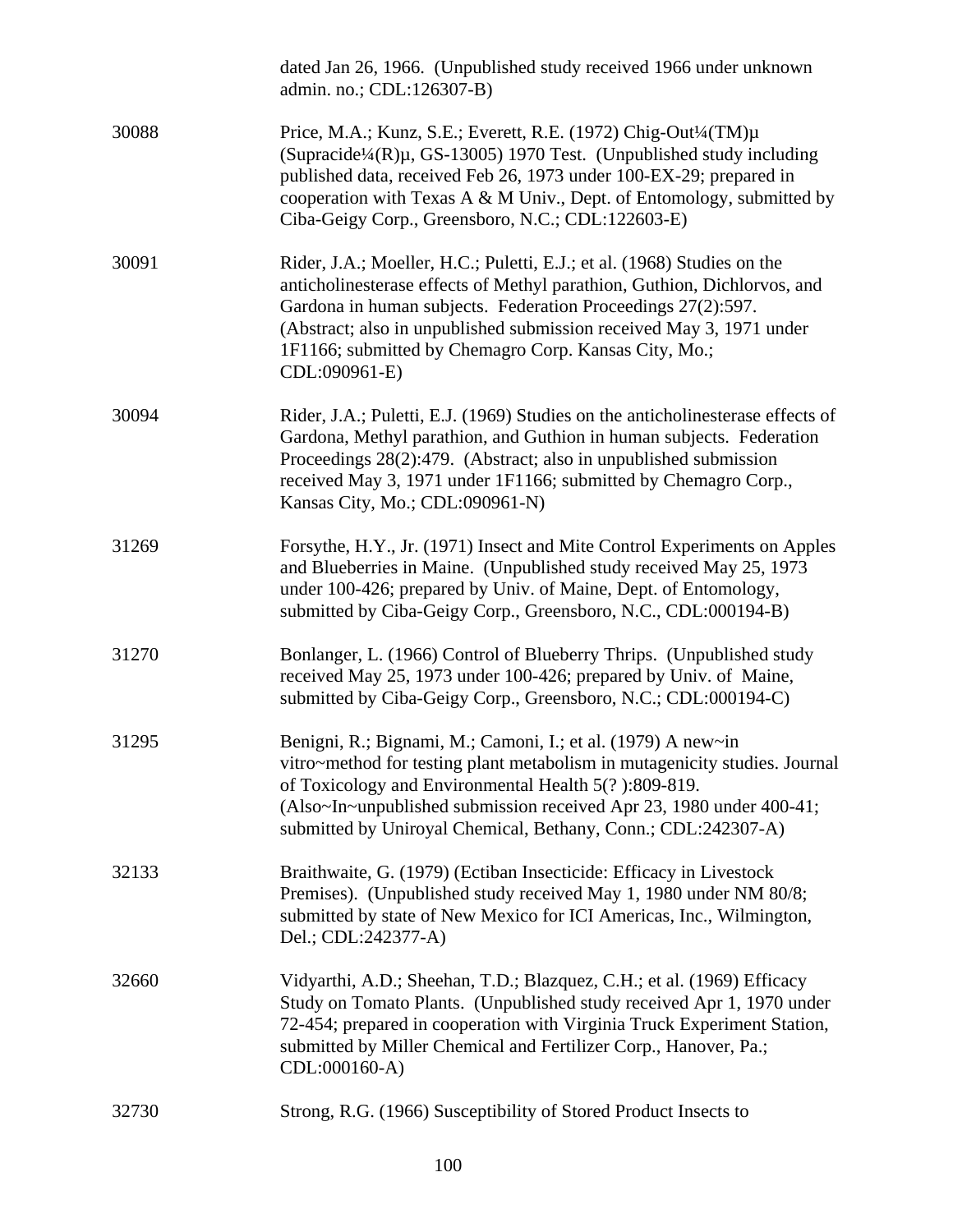| | |
|---|---|
| | dated Jan 26, 1966. (Unpublished study received 1966 under unknown admin. no.; CDL:126307-B) |
| 30088 | Price, M.A.; Kunz, S.E.; Everett, R.E. (1972) Chig-Out¼(TM)µ (Supracide¼(R)µ, GS-13005) 1970 Test. (Unpublished study including published data, received Feb 26, 1973 under 100-EX-29; prepared in cooperation with Texas A & M Univ., Dept. of Entomology, submitted by Ciba-Geigy Corp., Greensboro, N.C.; CDL:122603-E) |
| 30091 | Rider, J.A.; Moeller, H.C.; Puletti, E.J.; et al. (1968) Studies on the anticholinesterase effects of Methyl parathion, Guthion, Dichlorvos, and Gardona in human subjects. Federation Proceedings 27(2):597. (Abstract; also in unpublished submission received May 3, 1971 under 1F1166; submitted by Chemagro Corp. Kansas City, Mo.; CDL:090961-E) |
| 30094 | Rider, J.A.; Puletti, E.J. (1969) Studies on the anticholinesterase effects of Gardona, Methyl parathion, and Guthion in human subjects. Federation Proceedings 28(2):479. (Abstract; also in unpublished submission received May 3, 1971 under 1F1166; submitted by Chemagro Corp., Kansas City, Mo.; CDL:090961-N) |
| 31269 | Forsythe, H.Y., Jr. (1971) Insect and Mite Control Experiments on Apples and Blueberries in Maine. (Unpublished study received May 25, 1973 under 100-426; prepared by Univ. of Maine, Dept. of Entomology, submitted by Ciba-Geigy Corp., Greensboro, N.C., CDL:000194-B) |
| 31270 | Bonlanger, L. (1966) Control of Blueberry Thrips. (Unpublished study received May 25, 1973 under 100-426; prepared by Univ. of Maine, submitted by Ciba-Geigy Corp., Greensboro, N.C.; CDL:000194-C) |
| 31295 | Benigni, R.; Bignami, M.; Camoni, I.; et al. (1979) A new~in vitro~method for testing plant metabolism in mutagenicity studies. Journal of Toxicology and Environmental Health 5(? ):809-819. (Also~In~unpublished submission received Apr 23, 1980 under 400-41; submitted by Uniroyal Chemical, Bethany, Conn.; CDL:242307-A) |
| 32133 | Braithwaite, G. (1979) (Ectiban Insecticide: Efficacy in Livestock Premises). (Unpublished study received May 1, 1980 under NM 80/8; submitted by state of New Mexico for ICI Americas, Inc., Wilmington, Del.; CDL:242377-A) |
| 32660 | Vidyarthi, A.D.; Sheehan, T.D.; Blazquez, C.H.; et al. (1969) Efficacy Study on Tomato Plants. (Unpublished study received Apr 1, 1970 under 72-454; prepared in cooperation with Virginia Truck Experiment Station, submitted by Miller Chemical and Fertilizer Corp., Hanover, Pa.; CDL:000160-A) |
| 32730 | Strong, R.G. (1966) Susceptibility of Stored Product Insects to |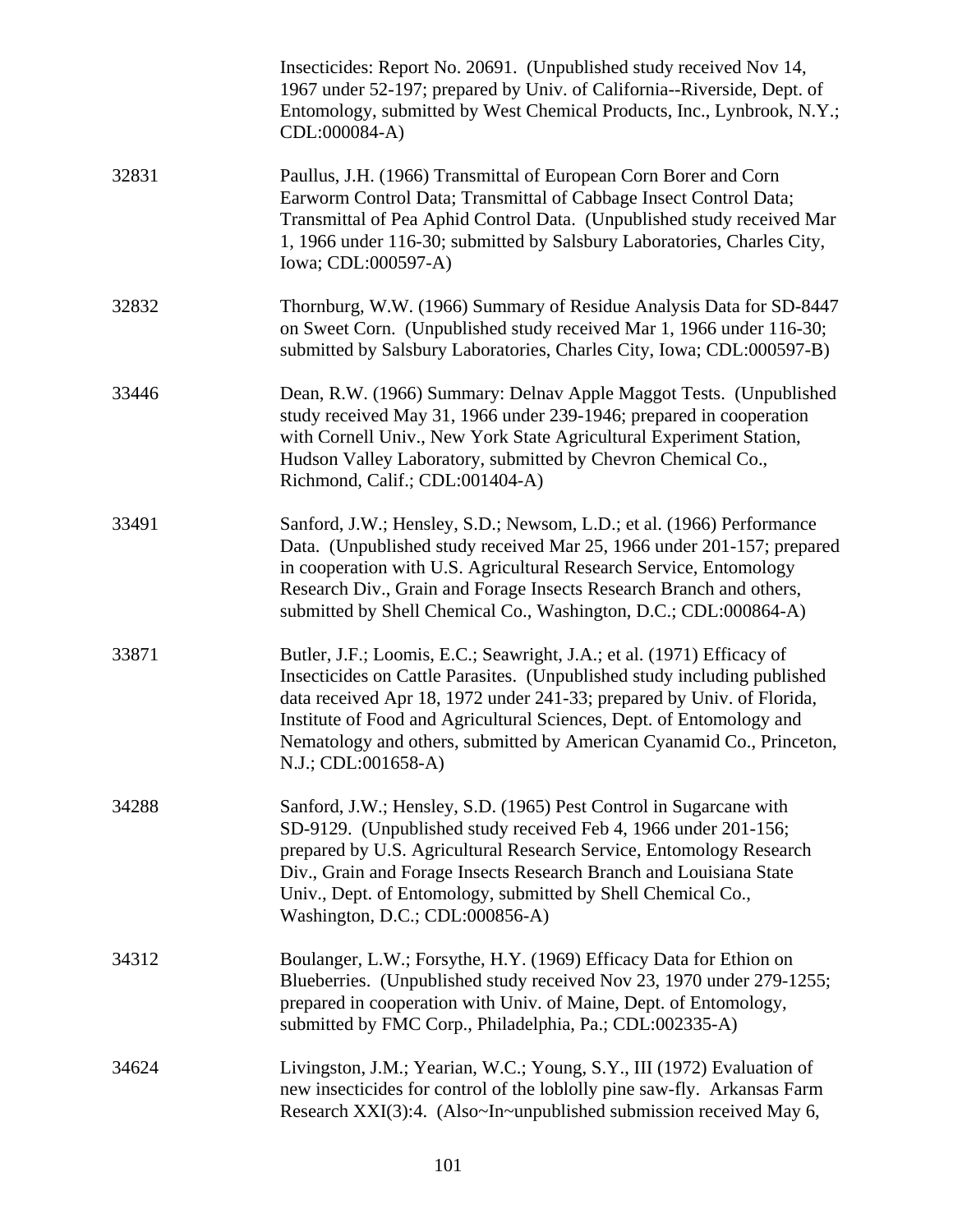Insecticides: Report No. 20691. (Unpublished study received Nov 14, 1967 under 52-197; prepared by Univ. of California--Riverside, Dept. of Entomology, submitted by West Chemical Products, Inc., Lynbrook, N.Y.; CDL:000084-A)

| | |
|---|---|
| 32831 | Paullus, J.H. (1966) Transmittal of European Corn Borer and Corn Earworm Control Data; Transmittal of Cabbage Insect Control Data; Transmittal of Pea Aphid Control Data. (Unpublished study received Mar 1, 1966 under 116-30; submitted by Salsbury Laboratories, Charles City, Iowa; CDL:000597-A) |
| 32832 | Thornburg, W.W. (1966) Summary of Residue Analysis Data for SD-8447 on Sweet Corn. (Unpublished study received Mar 1, 1966 under 116-30; submitted by Salsbury Laboratories, Charles City, Iowa; CDL:000597-B) |
| 33446 | Dean, R.W. (1966) Summary: Delnav Apple Maggot Tests. (Unpublished study received May 31, 1966 under 239-1946; prepared in cooperation with Cornell Univ., New York State Agricultural Experiment Station, Hudson Valley Laboratory, submitted by Chevron Chemical Co., Richmond, Calif.; CDL:001404-A) |
| 33491 | Sanford, J.W.; Hensley, S.D.; Newsom, L.D.; et al. (1966) Performance Data. (Unpublished study received Mar 25, 1966 under 201-157; prepared in cooperation with U.S. Agricultural Research Service, Entomology Research Div., Grain and Forage Insects Research Branch and others, submitted by Shell Chemical Co., Washington, D.C.; CDL:000864-A) |
| 33871 | Butler, J.F.; Loomis, E.C.; Seawright, J.A.; et al. (1971) Efficacy of Insecticides on Cattle Parasites. (Unpublished study including published data received Apr 18, 1972 under 241-33; prepared by Univ. of Florida, Institute of Food and Agricultural Sciences, Dept. of Entomology and Nematology and others, submitted by American Cyanamid Co., Princeton, N.J.; CDL:001658-A) |
| 34288 | Sanford, J.W.; Hensley, S.D. (1965) Pest Control in Sugarcane with SD-9129. (Unpublished study received Feb 4, 1966 under 201-156; prepared by U.S. Agricultural Research Service, Entomology Research Div., Grain and Forage Insects Research Branch and Louisiana State Univ., Dept. of Entomology, submitted by Shell Chemical Co., Washington, D.C.; CDL:000856-A) |
| 34312 | Boulanger, L.W.; Forsythe, H.Y. (1969) Efficacy Data for Ethion on Blueberries. (Unpublished study received Nov 23, 1970 under 279-1255; prepared in cooperation with Univ. of Maine, Dept. of Entomology, submitted by FMC Corp., Philadelphia, Pa.; CDL:002335-A) |
| 34624 | Livingston, J.M.; Yearian, W.C.; Young, S.Y., III (1972) Evaluation of new insecticides for control of the loblolly pine saw-fly. Arkansas Farm Research XXI(3):4. (Also~In~unpublished submission received May 6, |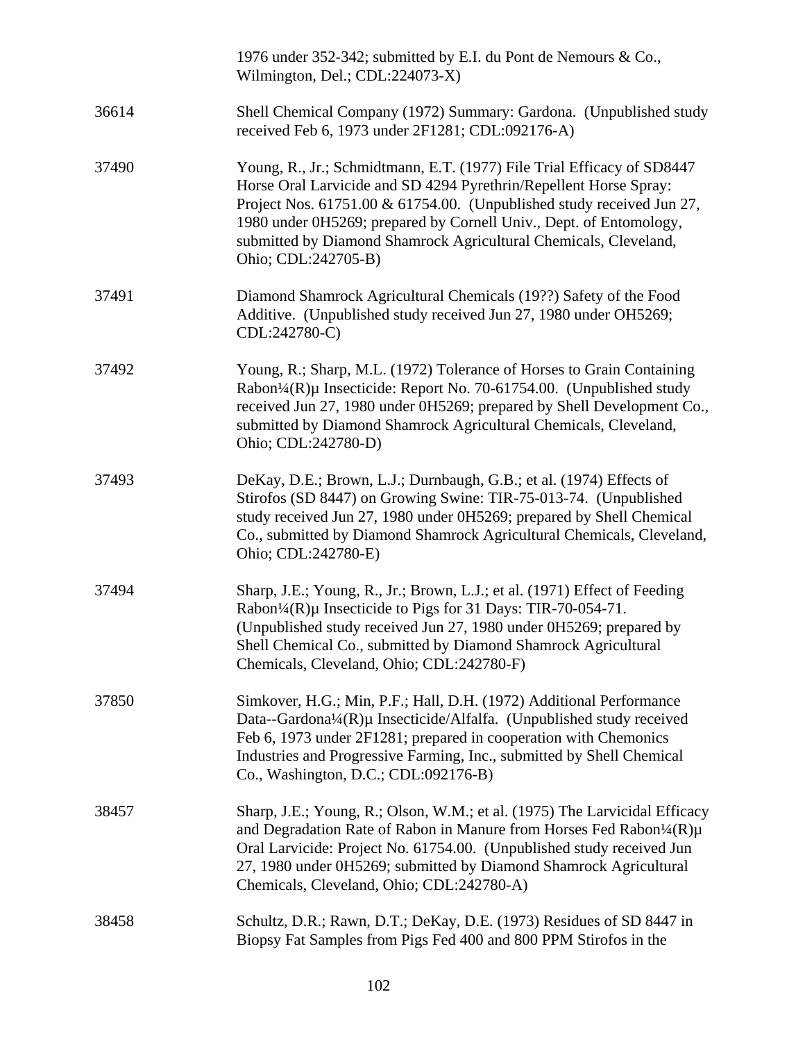1976 under 352-342; submitted by E.I. du Pont de Nemours & Co., Wilmington, Del.; CDL:224073-X)

36614 Shell Chemical Company (1972) Summary: Gardona. (Unpublished study received Feb 6, 1973 under 2F1281; CDL:092176-A)

37490 Young, R., Jr.; Schmidtmann, E.T. (1977) File Trial Efficacy of SD8447 Horse Oral Larvicide and SD 4294 Pyrethrin/Repellent Horse Spray: Project Nos. 61751.00 & 61754.00. (Unpublished study received Jun 27, 1980 under 0H5269; prepared by Cornell Univ., Dept. of Entomology, submitted by Diamond Shamrock Agricultural Chemicals, Cleveland, Ohio; CDL:242705-B)

37491 Diamond Shamrock Agricultural Chemicals (19??) Safety of the Food Additive. (Unpublished study received Jun 27, 1980 under OH5269; CDL:242780-C)

37492 Young, R.; Sharp, M.L. (1972) Tolerance of Horses to Grain Containing Rabon¼(R)µ Insecticide: Report No. 70-61754.00. (Unpublished study received Jun 27, 1980 under 0H5269; prepared by Shell Development Co., submitted by Diamond Shamrock Agricultural Chemicals, Cleveland, Ohio; CDL:242780-D)

37493 DeKay, D.E.; Brown, L.J.; Durnbaugh, G.B.; et al. (1974) Effects of Stirofos (SD 8447) on Growing Swine: TIR-75-013-74. (Unpublished study received Jun 27, 1980 under 0H5269; prepared by Shell Chemical Co., submitted by Diamond Shamrock Agricultural Chemicals, Cleveland, Ohio; CDL:242780-E)

37494 Sharp, J.E.; Young, R., Jr.; Brown, L.J.; et al. (1971) Effect of Feeding Rabon¼(R)µ Insecticide to Pigs for 31 Days: TIR-70-054-71. (Unpublished study received Jun 27, 1980 under 0H5269; prepared by Shell Chemical Co., submitted by Diamond Shamrock Agricultural Chemicals, Cleveland, Ohio; CDL:242780-F)

37850 Simkover, H.G.; Min, P.F.; Hall, D.H. (1972) Additional Performance Data--Gardona¼(R)µ Insecticide/Alfalfa. (Unpublished study received Feb 6, 1973 under 2F1281; prepared in cooperation with Chemonics Industries and Progressive Farming, Inc., submitted by Shell Chemical Co., Washington, D.C.; CDL:092176-B)

38457 Sharp, J.E.; Young, R.; Olson, W.M.; et al. (1975) The Larvicidal Efficacy and Degradation Rate of Rabon in Manure from Horses Fed Rabon¼(R)µ Oral Larvicide: Project No. 61754.00. (Unpublished study received Jun 27, 1980 under 0H5269; submitted by Diamond Shamrock Agricultural Chemicals, Cleveland, Ohio; CDL:242780-A)

38458 Schultz, D.R.; Rawn, D.T.; DeKay, D.E. (1973) Residues of SD 8447 in Biopsy Fat Samples from Pigs Fed 400 and 800 PPM Stirofos in the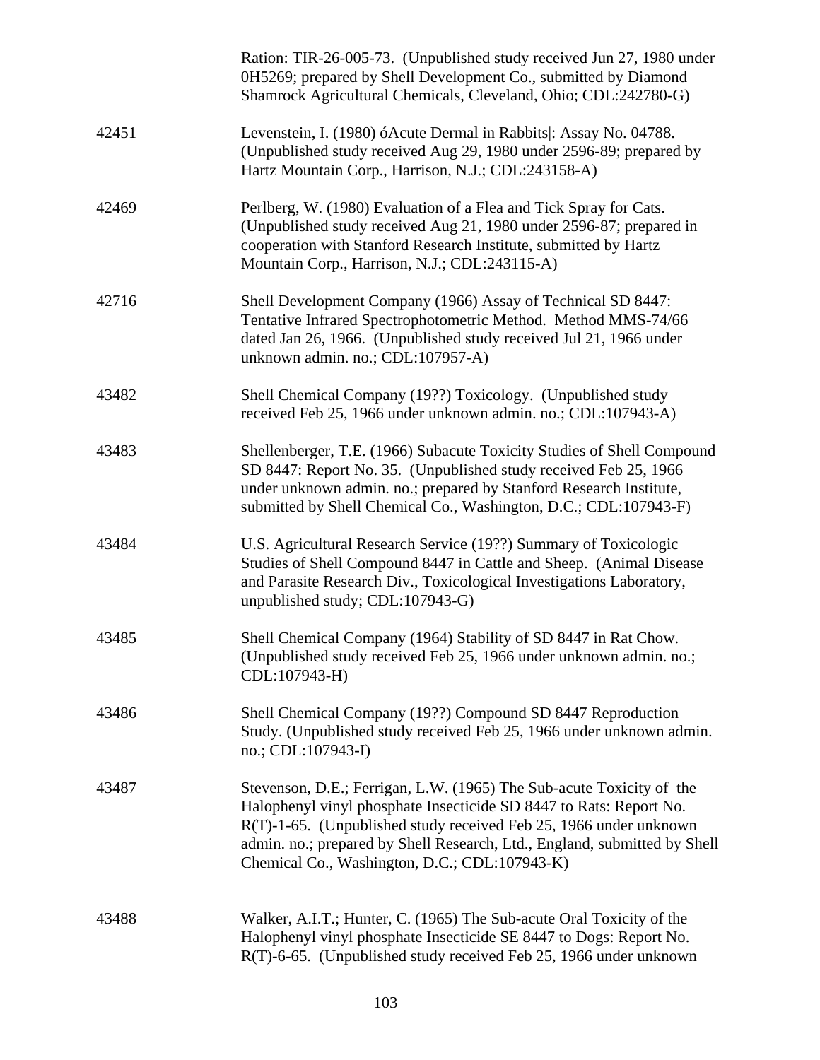|  | Ration: TIR-26-005-73. (Unpublished study received Jun 27, 1980 under 0H5269; prepared by Shell Development Co., submitted by Diamond Shamrock Agricultural Chemicals, Cleveland, Ohio; CDL:242780-G) |
| --- | --- |
| 42451 | Levenstein, I. (1980) óAcute Dermal in Rabbits|: Assay No. 04788. (Unpublished study received Aug 29, 1980 under 2596-89; prepared by Hartz Mountain Corp., Harrison, N.J.; CDL:243158-A) |
| 42469 | Perlberg, W. (1980) Evaluation of a Flea and Tick Spray for Cats. (Unpublished study received Aug 21, 1980 under 2596-87; prepared in cooperation with Stanford Research Institute, submitted by Hartz Mountain Corp., Harrison, N.J.; CDL:243115-A) |
| 42716 | Shell Development Company (1966) Assay of Technical SD 8447: Tentative Infrared Spectrophotometric Method. Method MMS-74/66 dated Jan 26, 1966. (Unpublished study received Jul 21, 1966 under unknown admin. no.; CDL:107957-A) |
| 43482 | Shell Chemical Company (19??) Toxicology. (Unpublished study received Feb 25, 1966 under unknown admin. no.; CDL:107943-A) |
| 43483 | Shellenberger, T.E. (1966) Subacute Toxicity Studies of Shell Compound SD 8447: Report No. 35. (Unpublished study received Feb 25, 1966 under unknown admin. no.; prepared by Stanford Research Institute, submitted by Shell Chemical Co., Washington, D.C.; CDL:107943-F) |
| 43484 | U.S. Agricultural Research Service (19??) Summary of Toxicologic Studies of Shell Compound 8447 in Cattle and Sheep. (Animal Disease and Parasite Research Div., Toxicological Investigations Laboratory, unpublished study; CDL:107943-G) |
| 43485 | Shell Chemical Company (1964) Stability of SD 8447 in Rat Chow. (Unpublished study received Feb 25, 1966 under unknown admin. no.; CDL:107943-H) |
| 43486 | Shell Chemical Company (19??) Compound SD 8447 Reproduction Study. (Unpublished study received Feb 25, 1966 under unknown admin. no.; CDL:107943-I) |
| 43487 | Stevenson, D.E.; Ferrigan, L.W. (1965) The Sub-acute Toxicity of the Halophenyl vinyl phosphate Insecticide SD 8447 to Rats: Report No. R(T)-1-65. (Unpublished study received Feb 25, 1966 under unknown admin. no.; prepared by Shell Research, Ltd., England, submitted by Shell Chemical Co., Washington, D.C.; CDL:107943-K) |
| 43488 | Walker, A.I.T.; Hunter, C. (1965) The Sub-acute Oral Toxicity of the Halophenyl vinyl phosphate Insecticide SE 8447 to Dogs: Report No. R(T)-6-65. (Unpublished study received Feb 25, 1966 under unknown |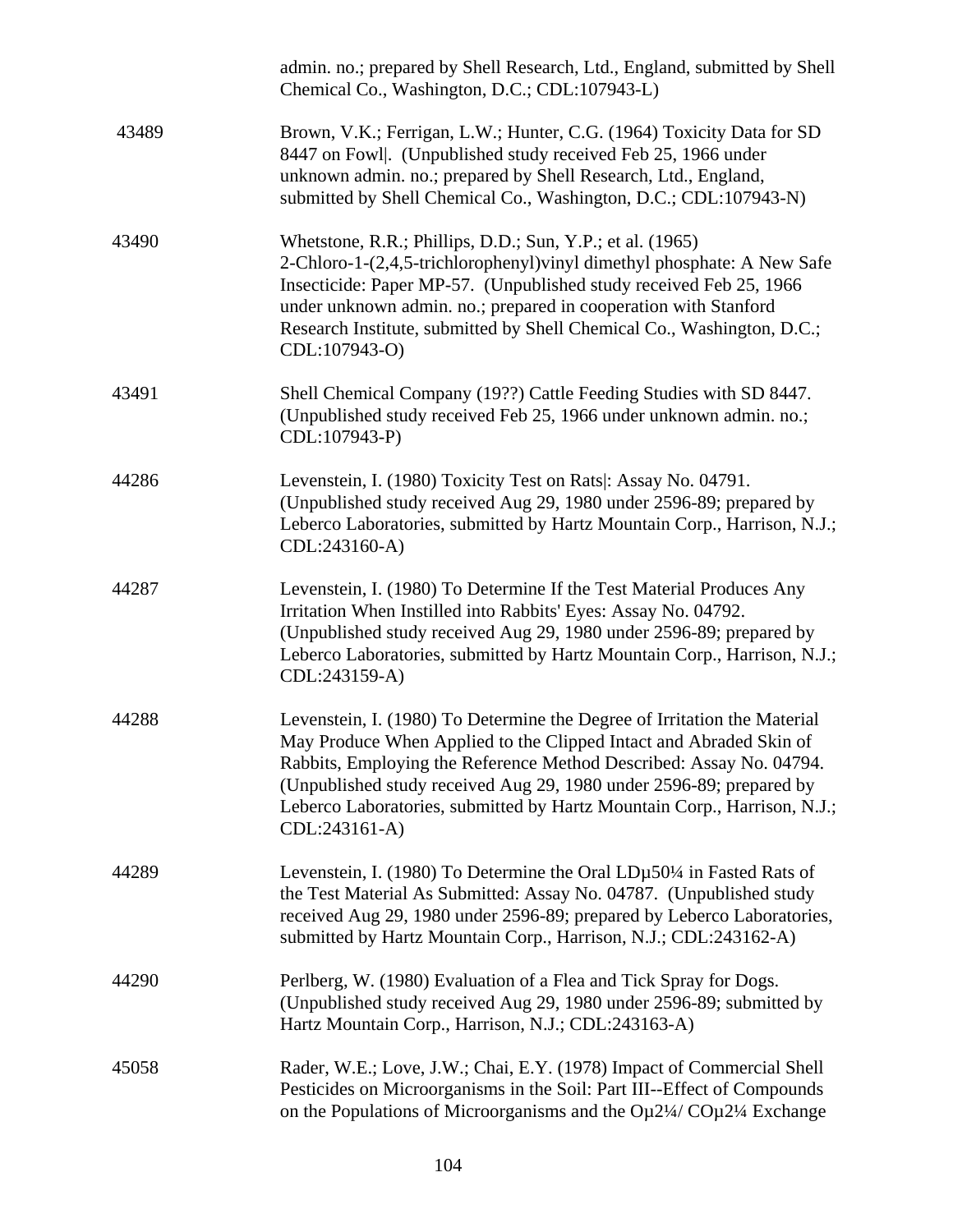| | |
|---|---|
| | admin. no.; prepared by Shell Research, Ltd., England, submitted by Shell Chemical Co., Washington, D.C.; CDL:107943-L) |
| 43489 | Brown, V.K.; Ferrigan, L.W.; Hunter, C.G. (1964) Toxicity Data for SD 8447 on Fowl\|. (Unpublished study received Feb 25, 1966 under unknown admin. no.; prepared by Shell Research, Ltd., England, submitted by Shell Chemical Co., Washington, D.C.; CDL:107943-N) |
| 43490 | Whetstone, R.R.; Phillips, D.D.; Sun, Y.P.; et al. (1965) 2-Chloro-1-(2,4,5-trichlorophenyl)vinyl dimethyl phosphate: A New Safe Insecticide: Paper MP-57. (Unpublished study received Feb 25, 1966 under unknown admin. no.; prepared in cooperation with Stanford Research Institute, submitted by Shell Chemical Co., Washington, D.C.; CDL:107943-O) |
| 43491 | Shell Chemical Company (19??) Cattle Feeding Studies with SD 8447. (Unpublished study received Feb 25, 1966 under unknown admin. no.; CDL:107943-P) |
| 44286 | Levenstein, I. (1980) Toxicity Test on Rats\|: Assay No. 04791. (Unpublished study received Aug 29, 1980 under 2596-89; prepared by Leberco Laboratories, submitted by Hartz Mountain Corp., Harrison, N.J.; CDL:243160-A) |
| 44287 | Levenstein, I. (1980) To Determine If the Test Material Produces Any Irritation When Instilled into Rabbits' Eyes: Assay No. 04792. (Unpublished study received Aug 29, 1980 under 2596-89; prepared by Leberco Laboratories, submitted by Hartz Mountain Corp., Harrison, N.J.; CDL:243159-A) |
| 44288 | Levenstein, I. (1980) To Determine the Degree of Irritation the Material May Produce When Applied to the Clipped Intact and Abraded Skin of Rabbits, Employing the Reference Method Described: Assay No. 04794. (Unpublished study received Aug 29, 1980 under 2596-89; prepared by Leberco Laboratories, submitted by Hartz Mountain Corp., Harrison, N.J.; CDL:243161-A) |
| 44289 | Levenstein, I. (1980) To Determine the Oral LDµ50¼ in Fasted Rats of the Test Material As Submitted: Assay No. 04787. (Unpublished study received Aug 29, 1980 under 2596-89; prepared by Leberco Laboratories, submitted by Hartz Mountain Corp., Harrison, N.J.; CDL:243162-A) |
| 44290 | Perlberg, W. (1980) Evaluation of a Flea and Tick Spray for Dogs. (Unpublished study received Aug 29, 1980 under 2596-89; submitted by Hartz Mountain Corp., Harrison, N.J.; CDL:243163-A) |
| 45058 | Rader, W.E.; Love, J.W.; Chai, E.Y. (1978) Impact of Commercial Shell Pesticides on Microorganisms in the Soil: Part III--Effect of Compounds on the Populations of Microorganisms and the Oµ2¼/ COµ2¼ Exchange |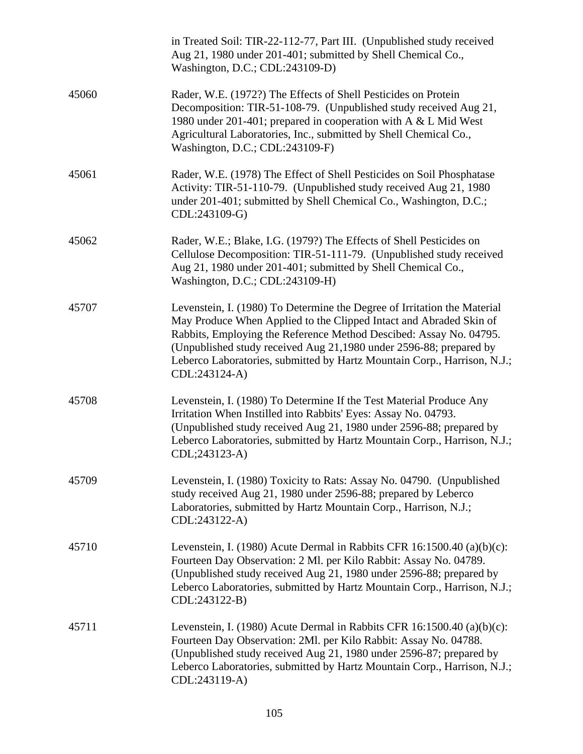in Treated Soil: TIR-22-112-77, Part III. (Unpublished study received Aug 21, 1980 under 201-401; submitted by Shell Chemical Co., Washington, D.C.; CDL:243109-D)

45060 Rader, W.E. (1972?) The Effects of Shell Pesticides on Protein Decomposition: TIR-51-108-79. (Unpublished study received Aug 21, 1980 under 201-401; prepared in cooperation with A & L Mid West Agricultural Laboratories, Inc., submitted by Shell Chemical Co., Washington, D.C.; CDL:243109-F)

45061 Rader, W.E. (1978) The Effect of Shell Pesticides on Soil Phosphatase Activity: TIR-51-110-79. (Unpublished study received Aug 21, 1980 under 201-401; submitted by Shell Chemical Co., Washington, D.C.; CDL:243109-G)

45062 Rader, W.E.; Blake, I.G. (1979?) The Effects of Shell Pesticides on Cellulose Decomposition: TIR-51-111-79. (Unpublished study received Aug 21, 1980 under 201-401; submitted by Shell Chemical Co., Washington, D.C.; CDL:243109-H)

45707 Levenstein, I. (1980) To Determine the Degree of Irritation the Material May Produce When Applied to the Clipped Intact and Abraded Skin of Rabbits, Employing the Reference Method Descibed: Assay No. 04795. (Unpublished study received Aug 21,1980 under 2596-88; prepared by Leberco Laboratories, submitted by Hartz Mountain Corp., Harrison, N.J.; CDL:243124-A)

45708 Levenstein, I. (1980) To Determine If the Test Material Produce Any Irritation When Instilled into Rabbits' Eyes: Assay No. 04793. (Unpublished study received Aug 21, 1980 under 2596-88; prepared by Leberco Laboratories, submitted by Hartz Mountain Corp., Harrison, N.J.; CDL;243123-A)

45709 Levenstein, I. (1980) Toxicity to Rats: Assay No. 04790. (Unpublished study received Aug 21, 1980 under 2596-88; prepared by Leberco Laboratories, submitted by Hartz Mountain Corp., Harrison, N.J.; CDL:243122-A)

45710 Levenstein, I. (1980) Acute Dermal in Rabbits CFR 16:1500.40 (a)(b)(c): Fourteen Day Observation: 2 Ml. per Kilo Rabbit: Assay No. 04789. (Unpublished study received Aug 21, 1980 under 2596-88; prepared by Leberco Laboratories, submitted by Hartz Mountain Corp., Harrison, N.J.; CDL:243122-B)

45711 Levenstein, I. (1980) Acute Dermal in Rabbits CFR 16:1500.40 (a)(b)(c): Fourteen Day Observation: 2Ml. per Kilo Rabbit: Assay No. 04788. (Unpublished study received Aug 21, 1980 under 2596-87; prepared by Leberco Laboratories, submitted by Hartz Mountain Corp., Harrison, N.J.; CDL:243119-A)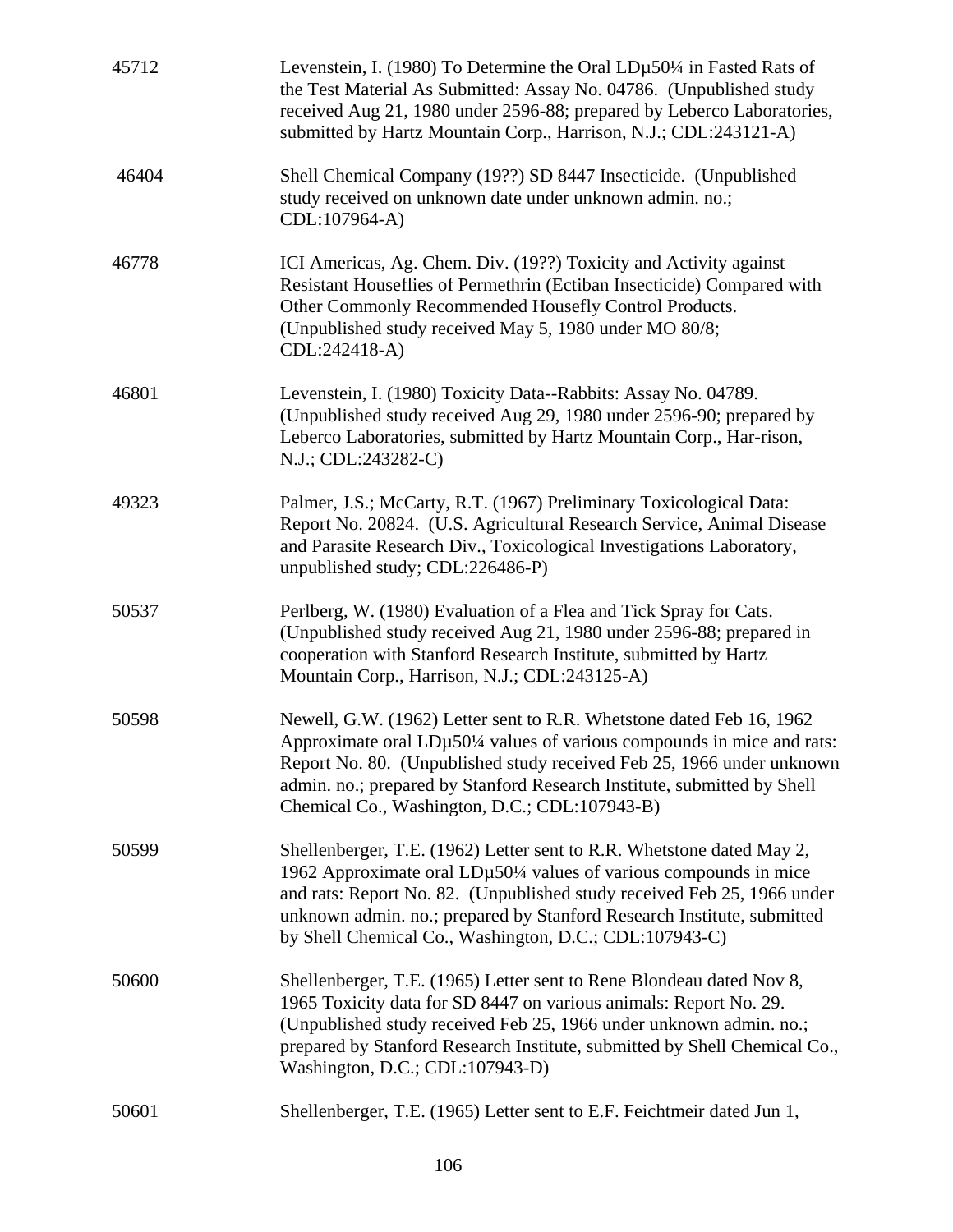| | |
|---|---|
| 45712 | Levenstein, I. (1980) To Determine the Oral LDµ50¼ in Fasted Rats of the Test Material As Submitted: Assay No. 04786. (Unpublished study received Aug 21, 1980 under 2596-88; prepared by Leberco Laboratories, submitted by Hartz Mountain Corp., Harrison, N.J.; CDL:243121-A) |
| 46404 | Shell Chemical Company (19??) SD 8447 Insecticide. (Unpublished study received on unknown date under unknown admin. no.; CDL:107964-A) |
| 46778 | ICI Americas, Ag. Chem. Div. (19??) Toxicity and Activity against Resistant Houseflies of Permethrin (Ectiban Insecticide) Compared with Other Commonly Recommended Housefly Control Products. (Unpublished study received May 5, 1980 under MO 80/8; CDL:242418-A) |
| 46801 | Levenstein, I. (1980) Toxicity Data--Rabbits: Assay No. 04789. (Unpublished study received Aug 29, 1980 under 2596-90; prepared by Leberco Laboratories, submitted by Hartz Mountain Corp., Har-rison, N.J.; CDL:243282-C) |
| 49323 | Palmer, J.S.; McCarty, R.T. (1967) Preliminary Toxicological Data: Report No. 20824. (U.S. Agricultural Research Service, Animal Disease and Parasite Research Div., Toxicological Investigations Laboratory, unpublished study; CDL:226486-P) |
| 50537 | Perlberg, W. (1980) Evaluation of a Flea and Tick Spray for Cats. (Unpublished study received Aug 21, 1980 under 2596-88; prepared in cooperation with Stanford Research Institute, submitted by Hartz Mountain Corp., Harrison, N.J.; CDL:243125-A) |
| 50598 | Newell, G.W. (1962) Letter sent to R.R. Whetstone dated Feb 16, 1962 Approximate oral LDµ50¼ values of various compounds in mice and rats: Report No. 80. (Unpublished study received Feb 25, 1966 under unknown admin. no.; prepared by Stanford Research Institute, submitted by Shell Chemical Co., Washington, D.C.; CDL:107943-B) |
| 50599 | Shellenberger, T.E. (1962) Letter sent to R.R. Whetstone dated May 2, 1962 Approximate oral LDµ50¼ values of various compounds in mice and rats: Report No. 82. (Unpublished study received Feb 25, 1966 under unknown admin. no.; prepared by Stanford Research Institute, submitted by Shell Chemical Co., Washington, D.C.; CDL:107943-C) |
| 50600 | Shellenberger, T.E. (1965) Letter sent to Rene Blondeau dated Nov 8, 1965 Toxicity data for SD 8447 on various animals: Report No. 29. (Unpublished study received Feb 25, 1966 under unknown admin. no.; prepared by Stanford Research Institute, submitted by Shell Chemical Co., Washington, D.C.; CDL:107943-D) |
| 50601 | Shellenberger, T.E. (1965) Letter sent to E.F. Feichtmeir dated Jun 1, |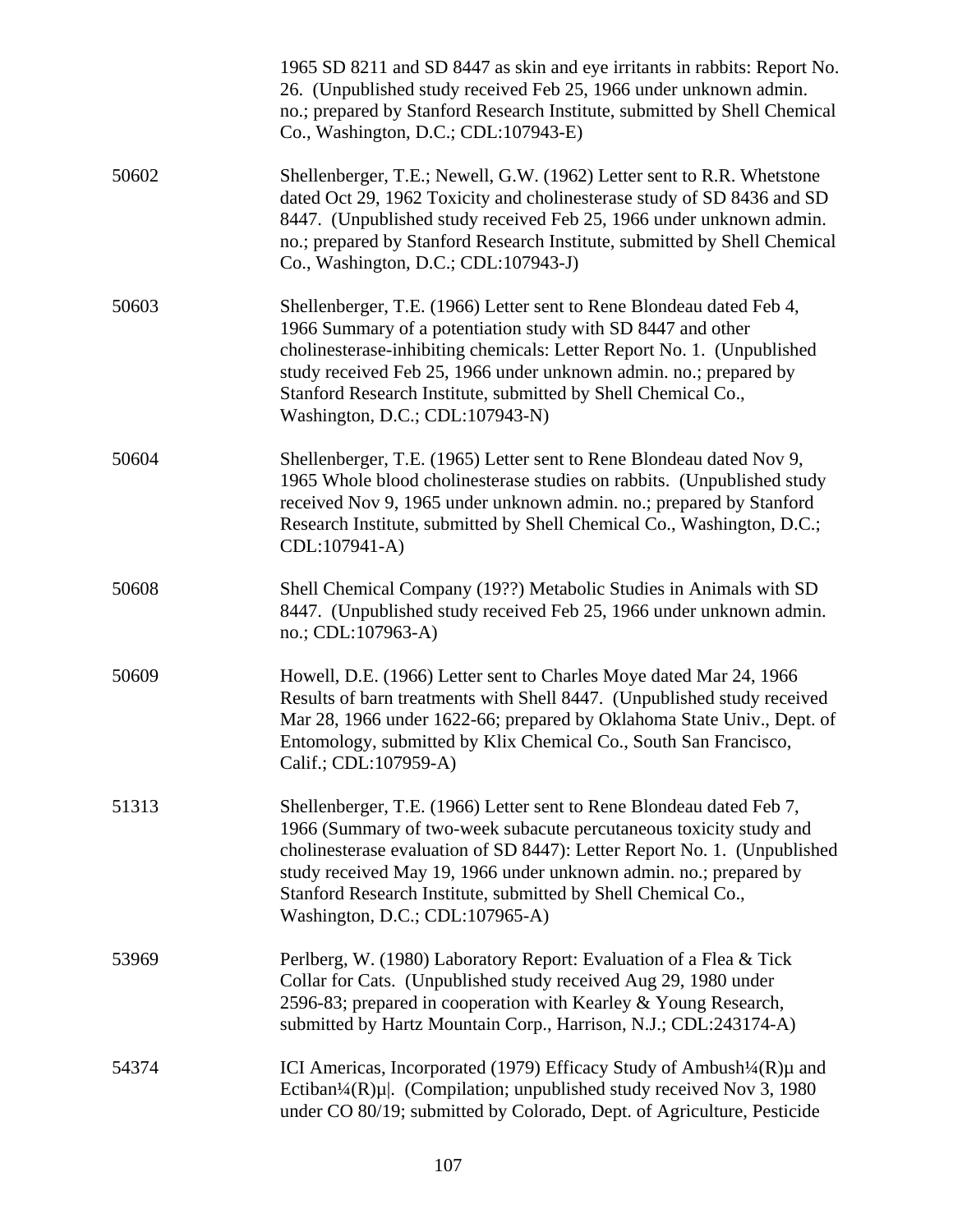| | |
|---|---|
| | 1965 SD 8211 and SD 8447 as skin and eye irritants in rabbits: Report No. 26. (Unpublished study received Feb 25, 1966 under unknown admin. no.; prepared by Stanford Research Institute, submitted by Shell Chemical Co., Washington, D.C.; CDL:107943-E) |
| 50602 | Shellenberger, T.E.; Newell, G.W. (1962) Letter sent to R.R. Whetstone dated Oct 29, 1962 Toxicity and cholinesterase study of SD 8436 and SD 8447. (Unpublished study received Feb 25, 1966 under unknown admin. no.; prepared by Stanford Research Institute, submitted by Shell Chemical Co., Washington, D.C.; CDL:107943-J) |
| 50603 | Shellenberger, T.E. (1966) Letter sent to Rene Blondeau dated Feb 4, 1966 Summary of a potentiation study with SD 8447 and other cholinesterase-inhibiting chemicals: Letter Report No. 1. (Unpublished study received Feb 25, 1966 under unknown admin. no.; prepared by Stanford Research Institute, submitted by Shell Chemical Co., Washington, D.C.; CDL:107943-N) |
| 50604 | Shellenberger, T.E. (1965) Letter sent to Rene Blondeau dated Nov 9, 1965 Whole blood cholinesterase studies on rabbits. (Unpublished study received Nov 9, 1965 under unknown admin. no.; prepared by Stanford Research Institute, submitted by Shell Chemical Co., Washington, D.C.; CDL:107941-A) |
| 50608 | Shell Chemical Company (19??) Metabolic Studies in Animals with SD 8447. (Unpublished study received Feb 25, 1966 under unknown admin. no.; CDL:107963-A) |
| 50609 | Howell, D.E. (1966) Letter sent to Charles Moye dated Mar 24, 1966 Results of barn treatments with Shell 8447. (Unpublished study received Mar 28, 1966 under 1622-66; prepared by Oklahoma State Univ., Dept. of Entomology, submitted by Klix Chemical Co., South San Francisco, Calif.; CDL:107959-A) |
| 51313 | Shellenberger, T.E. (1966) Letter sent to Rene Blondeau dated Feb 7, 1966 (Summary of two-week subacute percutaneous toxicity study and cholinesterase evaluation of SD 8447): Letter Report No. 1. (Unpublished study received May 19, 1966 under unknown admin. no.; prepared by Stanford Research Institute, submitted by Shell Chemical Co., Washington, D.C.; CDL:107965-A) |
| 53969 | Perlberg, W. (1980) Laboratory Report: Evaluation of a Flea & Tick Collar for Cats. (Unpublished study received Aug 29, 1980 under 2596-83; prepared in cooperation with Kearley & Young Research, submitted by Hartz Mountain Corp., Harrison, N.J.; CDL:243174-A) |
| 54374 | ICI Americas, Incorporated (1979) Efficacy Study of Ambush¼(R)µ and Ectiban¼(R)µ\|. (Compilation; unpublished study received Nov 3, 1980 under CO 80/19; submitted by Colorado, Dept. of Agriculture, Pesticide |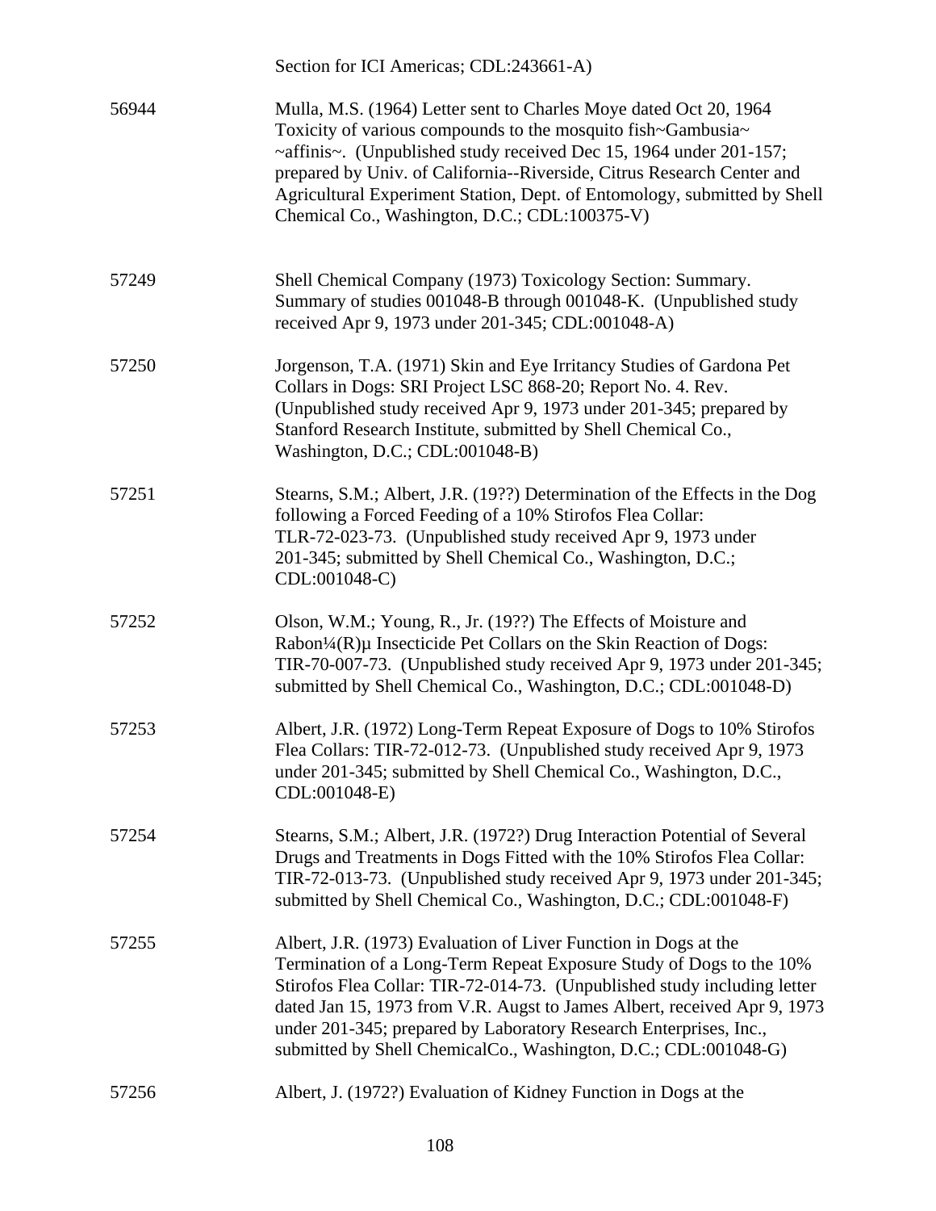Section for ICI Americas; CDL:243661-A)

| | |
|---|---|
| 56944 | Mulla, M.S. (1964) Letter sent to Charles Moye dated Oct 20, 1964 Toxicity of various compounds to the mosquito fish~Gambusia~ ~affinis~. (Unpublished study received Dec 15, 1964 under 201-157; prepared by Univ. of California--Riverside, Citrus Research Center and Agricultural Experiment Station, Dept. of Entomology, submitted by Shell Chemical Co., Washington, D.C.; CDL:100375-V) |
| 57249 | Shell Chemical Company (1973) Toxicology Section: Summary. Summary of studies 001048-B through 001048-K. (Unpublished study received Apr 9, 1973 under 201-345; CDL:001048-A) |
| 57250 | Jorgenson, T.A. (1971) Skin and Eye Irritancy Studies of Gardona Pet Collars in Dogs: SRI Project LSC 868-20; Report No. 4. Rev. (Unpublished study received Apr 9, 1973 under 201-345; prepared by Stanford Research Institute, submitted by Shell Chemical Co., Washington, D.C.; CDL:001048-B) |
| 57251 | Stearns, S.M.; Albert, J.R. (19??) Determination of the Effects in the Dog following a Forced Feeding of a 10% Stirofos Flea Collar: TLR-72-023-73. (Unpublished study received Apr 9, 1973 under 201-345; submitted by Shell Chemical Co., Washington, D.C.; CDL:001048-C) |
| 57252 | Olson, W.M.; Young, R., Jr. (19??) The Effects of Moisture and Rabon¼(R)µ Insecticide Pet Collars on the Skin Reaction of Dogs: TIR-70-007-73. (Unpublished study received Apr 9, 1973 under 201-345; submitted by Shell Chemical Co., Washington, D.C.; CDL:001048-D) |
| 57253 | Albert, J.R. (1972) Long-Term Repeat Exposure of Dogs to 10% Stirofos Flea Collars: TIR-72-012-73. (Unpublished study received Apr 9, 1973 under 201-345; submitted by Shell Chemical Co., Washington, D.C., CDL:001048-E) |
| 57254 | Stearns, S.M.; Albert, J.R. (1972?) Drug Interaction Potential of Several Drugs and Treatments in Dogs Fitted with the 10% Stirofos Flea Collar: TIR-72-013-73. (Unpublished study received Apr 9, 1973 under 201-345; submitted by Shell Chemical Co., Washington, D.C.; CDL:001048-F) |
| 57255 | Albert, J.R. (1973) Evaluation of Liver Function in Dogs at the Termination of a Long-Term Repeat Exposure Study of Dogs to the 10% Stirofos Flea Collar: TIR-72-014-73. (Unpublished study including letter dated Jan 15, 1973 from V.R. Augst to James Albert, received Apr 9, 1973 under 201-345; prepared by Laboratory Research Enterprises, Inc., submitted by Shell ChemicalCo., Washington, D.C.; CDL:001048-G) |
| 57256 | Albert, J. (1972?) Evaluation of Kidney Function in Dogs at the |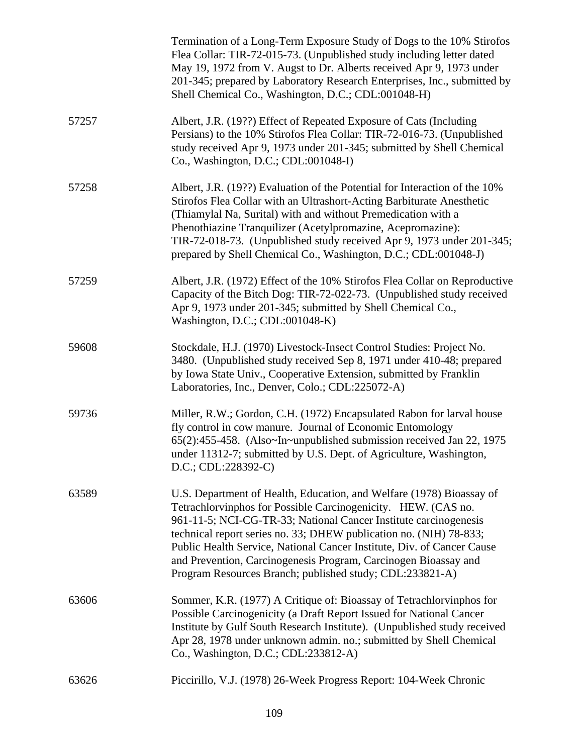Termination of a Long-Term Exposure Study of Dogs to the 10% Stirofos Flea Collar: TIR-72-015-73. (Unpublished study including letter dated May 19, 1972 from V. Augst to Dr. Alberts received Apr 9, 1973 under 201-345; prepared by Laboratory Research Enterprises, Inc., submitted by Shell Chemical Co., Washington, D.C.; CDL:001048-H)

57257 Albert, J.R. (19??) Effect of Repeated Exposure of Cats (Including Persians) to the 10% Stirofos Flea Collar: TIR-72-016-73. (Unpublished study received Apr 9, 1973 under 201-345; submitted by Shell Chemical Co., Washington, D.C.; CDL:001048-I)

57258 Albert, J.R. (19??) Evaluation of the Potential for Interaction of the 10% Stirofos Flea Collar with an Ultrashort-Acting Barbiturate Anesthetic (Thiamylal Na, Surital) with and without Premedication with a Phenothiazine Tranquilizer (Acetylpromazine, Acepromazine): TIR-72-018-73. (Unpublished study received Apr 9, 1973 under 201-345; prepared by Shell Chemical Co., Washington, D.C.; CDL:001048-J)

57259 Albert, J.R. (1972) Effect of the 10% Stirofos Flea Collar on Reproductive Capacity of the Bitch Dog: TIR-72-022-73. (Unpublished study received Apr 9, 1973 under 201-345; submitted by Shell Chemical Co., Washington, D.C.; CDL:001048-K)

59608 Stockdale, H.J. (1970) Livestock-Insect Control Studies: Project No. 3480. (Unpublished study received Sep 8, 1971 under 410-48; prepared by Iowa State Univ., Cooperative Extension, submitted by Franklin Laboratories, Inc., Denver, Colo.; CDL:225072-A)

59736 Miller, R.W.; Gordon, C.H. (1972) Encapsulated Rabon for larval house fly control in cow manure. Journal of Economic Entomology 65(2):455-458. (Also~In~unpublished submission received Jan 22, 1975 under 11312-7; submitted by U.S. Dept. of Agriculture, Washington, D.C.; CDL:228392-C)

63589 U.S. Department of Health, Education, and Welfare (1978) Bioassay of Tetrachlorvinphos for Possible Carcinogenicity. HEW. (CAS no. 961-11-5; NCI-CG-TR-33; National Cancer Institute carcinogenesis technical report series no. 33; DHEW publication no. (NIH) 78-833; Public Health Service, National Cancer Institute, Div. of Cancer Cause and Prevention, Carcinogenesis Program, Carcinogen Bioassay and Program Resources Branch; published study; CDL:233821-A)

63606 Sommer, K.R. (1977) A Critique of: Bioassay of Tetrachlorvinphos for Possible Carcinogenicity (a Draft Report Issued for National Cancer Institute by Gulf South Research Institute). (Unpublished study received Apr 28, 1978 under unknown admin. no.; submitted by Shell Chemical Co., Washington, D.C.; CDL:233812-A)

63626 Piccirillo, V.J. (1978) 26-Week Progress Report: 104-Week Chronic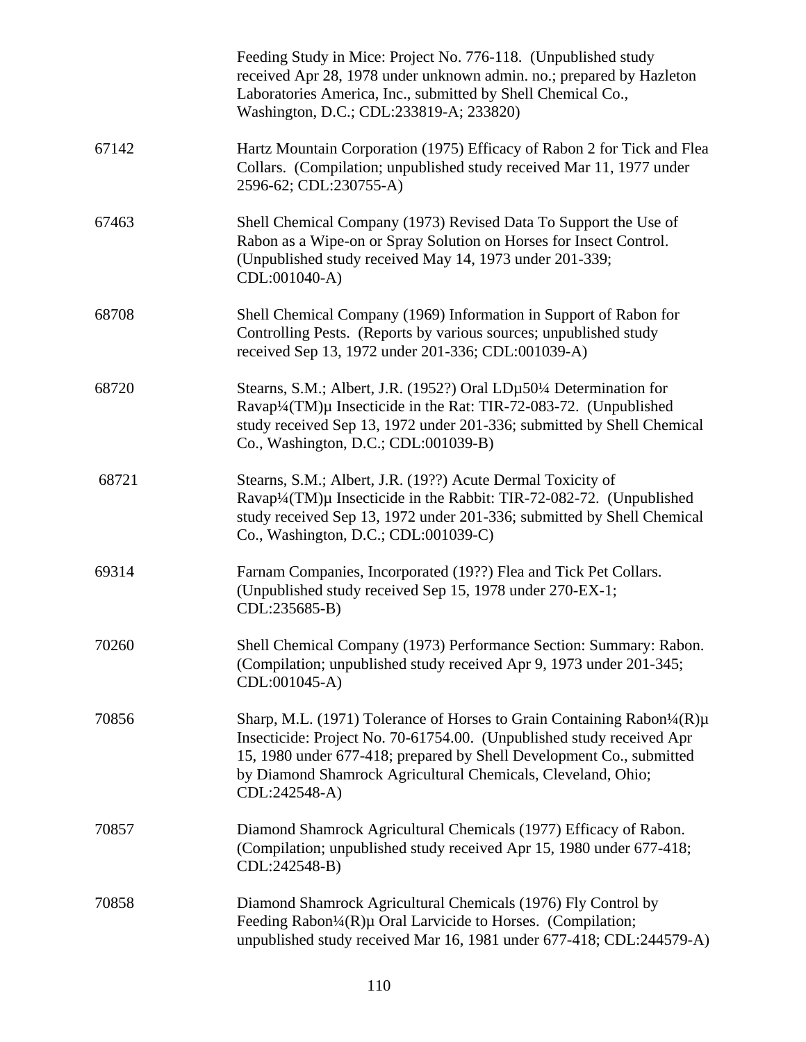| | |
|---|---|
| | Feeding Study in Mice: Project No. 776-118. (Unpublished study received Apr 28, 1978 under unknown admin. no.; prepared by Hazleton Laboratories America, Inc., submitted by Shell Chemical Co., Washington, D.C.; CDL:233819-A; 233820) |
| 67142 | Hartz Mountain Corporation (1975) Efficacy of Rabon 2 for Tick and Flea Collars. (Compilation; unpublished study received Mar 11, 1977 under 2596-62; CDL:230755-A) |
| 67463 | Shell Chemical Company (1973) Revised Data To Support the Use of Rabon as a Wipe-on or Spray Solution on Horses for Insect Control. (Unpublished study received May 14, 1973 under 201-339; CDL:001040-A) |
| 68708 | Shell Chemical Company (1969) Information in Support of Rabon for Controlling Pests. (Reports by various sources; unpublished study received Sep 13, 1972 under 201-336; CDL:001039-A) |
| 68720 | Stearns, S.M.; Albert, J.R. (1952?) Oral LDµ50¼ Determination for Ravap¼(TM)µ Insecticide in the Rat: TIR-72-083-72. (Unpublished study received Sep 13, 1972 under 201-336; submitted by Shell Chemical Co., Washington, D.C.; CDL:001039-B) |
| 68721 | Stearns, S.M.; Albert, J.R. (19??) Acute Dermal Toxicity of Ravap¼(TM)µ Insecticide in the Rabbit: TIR-72-082-72. (Unpublished study received Sep 13, 1972 under 201-336; submitted by Shell Chemical Co., Washington, D.C.; CDL:001039-C) |
| 69314 | Farnam Companies, Incorporated (19??) Flea and Tick Pet Collars. (Unpublished study received Sep 15, 1978 under 270-EX-1; CDL:235685-B) |
| 70260 | Shell Chemical Company (1973) Performance Section: Summary: Rabon. (Compilation; unpublished study received Apr 9, 1973 under 201-345; CDL:001045-A) |
| 70856 | Sharp, M.L. (1971) Tolerance of Horses to Grain Containing Rabon¼(R)µ Insecticide: Project No. 70-61754.00. (Unpublished study received Apr 15, 1980 under 677-418; prepared by Shell Development Co., submitted by Diamond Shamrock Agricultural Chemicals, Cleveland, Ohio; CDL:242548-A) |
| 70857 | Diamond Shamrock Agricultural Chemicals (1977) Efficacy of Rabon. (Compilation; unpublished study received Apr 15, 1980 under 677-418; CDL:242548-B) |
| 70858 | Diamond Shamrock Agricultural Chemicals (1976) Fly Control by Feeding Rabon¼(R)µ Oral Larvicide to Horses. (Compilation; unpublished study received Mar 16, 1981 under 677-418; CDL:244579-A) |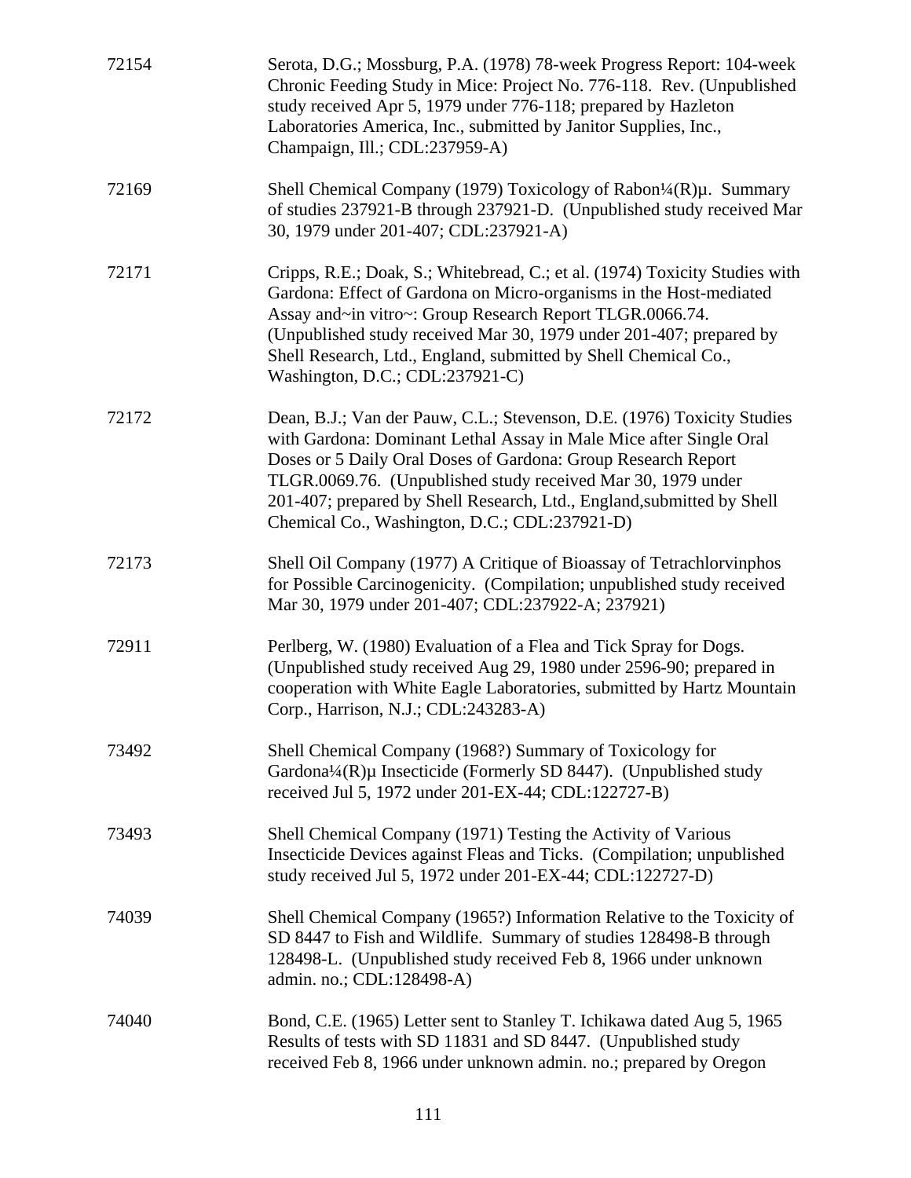| | |
|---|---|
| 72154 | Serota, D.G.; Mossburg, P.A. (1978) 78-week Progress Report: 104-week Chronic Feeding Study in Mice: Project No. 776-118. Rev. (Unpublished study received Apr 5, 1979 under 776-118; prepared by Hazleton Laboratories America, Inc., submitted by Janitor Supplies, Inc., Champaign, Ill.; CDL:237959-A) |
| 72169 | Shell Chemical Company (1979) Toxicology of Rabon¼(R)µ. Summary of studies 237921-B through 237921-D. (Unpublished study received Mar 30, 1979 under 201-407; CDL:237921-A) |
| 72171 | Cripps, R.E.; Doak, S.; Whitebread, C.; et al. (1974) Toxicity Studies with Gardona: Effect of Gardona on Micro-organisms in the Host-mediated Assay and~in vitro~: Group Research Report TLGR.0066.74. (Unpublished study received Mar 30, 1979 under 201-407; prepared by Shell Research, Ltd., England, submitted by Shell Chemical Co., Washington, D.C.; CDL:237921-C) |
| 72172 | Dean, B.J.; Van der Pauw, C.L.; Stevenson, D.E. (1976) Toxicity Studies with Gardona: Dominant Lethal Assay in Male Mice after Single Oral Doses or 5 Daily Oral Doses of Gardona: Group Research Report TLGR.0069.76. (Unpublished study received Mar 30, 1979 under 201-407; prepared by Shell Research, Ltd., England,submitted by Shell Chemical Co., Washington, D.C.; CDL:237921-D) |
| 72173 | Shell Oil Company (1977) A Critique of Bioassay of Tetrachlorvinphos for Possible Carcinogenicity. (Compilation; unpublished study received Mar 30, 1979 under 201-407; CDL:237922-A; 237921) |
| 72911 | Perlberg, W. (1980) Evaluation of a Flea and Tick Spray for Dogs. (Unpublished study received Aug 29, 1980 under 2596-90; prepared in cooperation with White Eagle Laboratories, submitted by Hartz Mountain Corp., Harrison, N.J.; CDL:243283-A) |
| 73492 | Shell Chemical Company (1968?) Summary of Toxicology for Gardona¼(R)µ Insecticide (Formerly SD 8447). (Unpublished study received Jul 5, 1972 under 201-EX-44; CDL:122727-B) |
| 73493 | Shell Chemical Company (1971) Testing the Activity of Various Insecticide Devices against Fleas and Ticks. (Compilation; unpublished study received Jul 5, 1972 under 201-EX-44; CDL:122727-D) |
| 74039 | Shell Chemical Company (1965?) Information Relative to the Toxicity of SD 8447 to Fish and Wildlife. Summary of studies 128498-B through 128498-L. (Unpublished study received Feb 8, 1966 under unknown admin. no.; CDL:128498-A) |
| 74040 | Bond, C.E. (1965) Letter sent to Stanley T. Ichikawa dated Aug 5, 1965 Results of tests with SD 11831 and SD 8447. (Unpublished study received Feb 8, 1966 under unknown admin. no.; prepared by Oregon |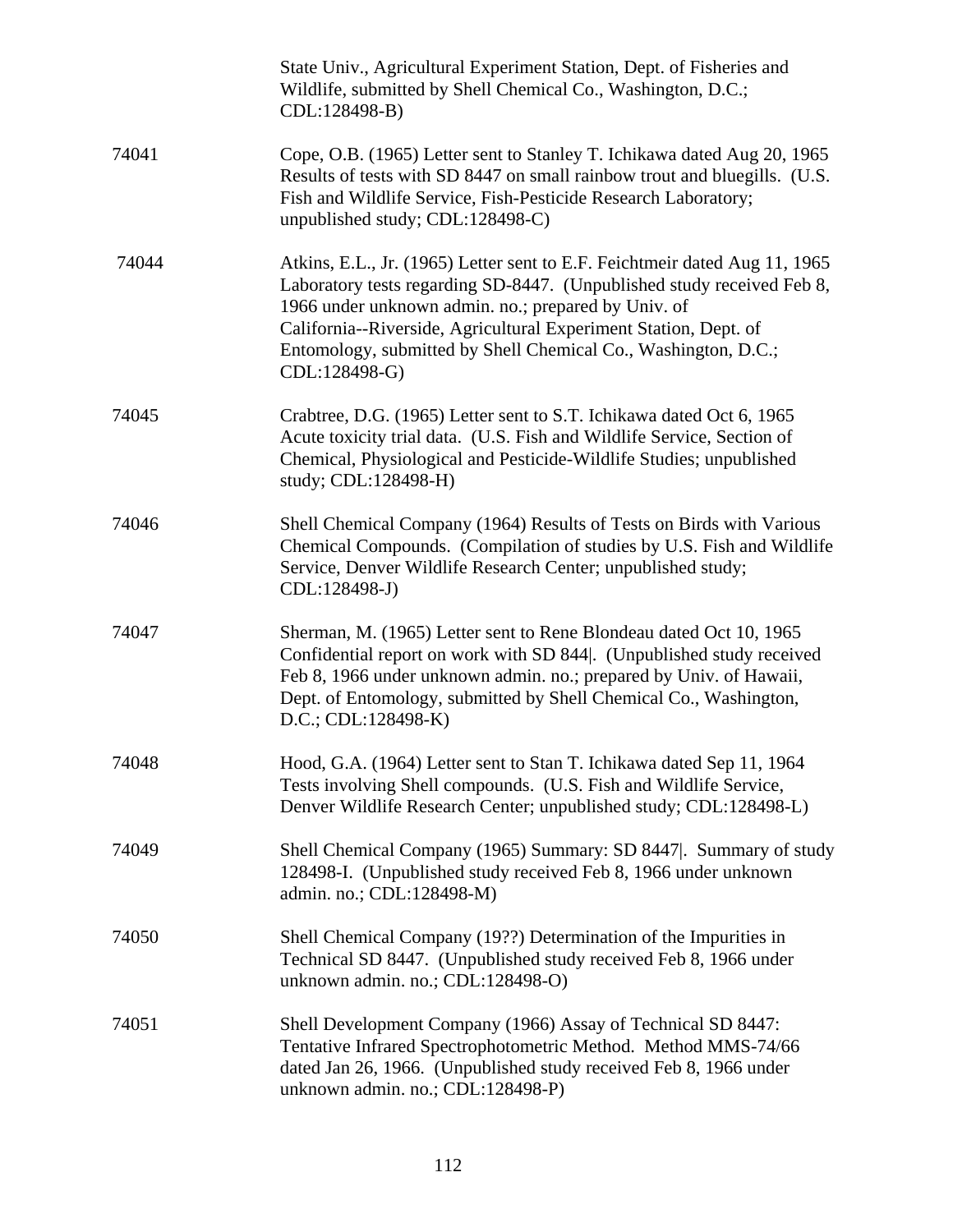| | |
|---|---|
| | State Univ., Agricultural Experiment Station, Dept. of Fisheries and Wildlife, submitted by Shell Chemical Co., Washington, D.C.; CDL:128498-B) |
| 74041 | Cope, O.B. (1965) Letter sent to Stanley T. Ichikawa dated Aug 20, 1965 Results of tests with SD 8447 on small rainbow trout and bluegills. (U.S. Fish and Wildlife Service, Fish-Pesticide Research Laboratory; unpublished study; CDL:128498-C) |
| 74044 | Atkins, E.L., Jr. (1965) Letter sent to E.F. Feichtmeir dated Aug 11, 1965 Laboratory tests regarding SD-8447. (Unpublished study received Feb 8, 1966 under unknown admin. no.; prepared by Univ. of California--Riverside, Agricultural Experiment Station, Dept. of Entomology, submitted by Shell Chemical Co., Washington, D.C.; CDL:128498-G) |
| 74045 | Crabtree, D.G. (1965) Letter sent to S.T. Ichikawa dated Oct 6, 1965 Acute toxicity trial data. (U.S. Fish and Wildlife Service, Section of Chemical, Physiological and Pesticide-Wildlife Studies; unpublished study; CDL:128498-H) |
| 74046 | Shell Chemical Company (1964) Results of Tests on Birds with Various Chemical Compounds. (Compilation of studies by U.S. Fish and Wildlife Service, Denver Wildlife Research Center; unpublished study; CDL:128498-J) |
| 74047 | Sherman, M. (1965) Letter sent to Rene Blondeau dated Oct 10, 1965 Confidential report on work with SD 844\|. (Unpublished study received Feb 8, 1966 under unknown admin. no.; prepared by Univ. of Hawaii, Dept. of Entomology, submitted by Shell Chemical Co., Washington, D.C.; CDL:128498-K) |
| 74048 | Hood, G.A. (1964) Letter sent to Stan T. Ichikawa dated Sep 11, 1964 Tests involving Shell compounds. (U.S. Fish and Wildlife Service, Denver Wildlife Research Center; unpublished study; CDL:128498-L) |
| 74049 | Shell Chemical Company (1965) Summary: SD 8447\|. Summary of study 128498-I. (Unpublished study received Feb 8, 1966 under unknown admin. no.; CDL:128498-M) |
| 74050 | Shell Chemical Company (19??) Determination of the Impurities in Technical SD 8447. (Unpublished study received Feb 8, 1966 under unknown admin. no.; CDL:128498-O) |
| 74051 | Shell Development Company (1966) Assay of Technical SD 8447: Tentative Infrared Spectrophotometric Method. Method MMS-74/66 dated Jan 26, 1966. (Unpublished study received Feb 8, 1966 under unknown admin. no.; CDL:128498-P) |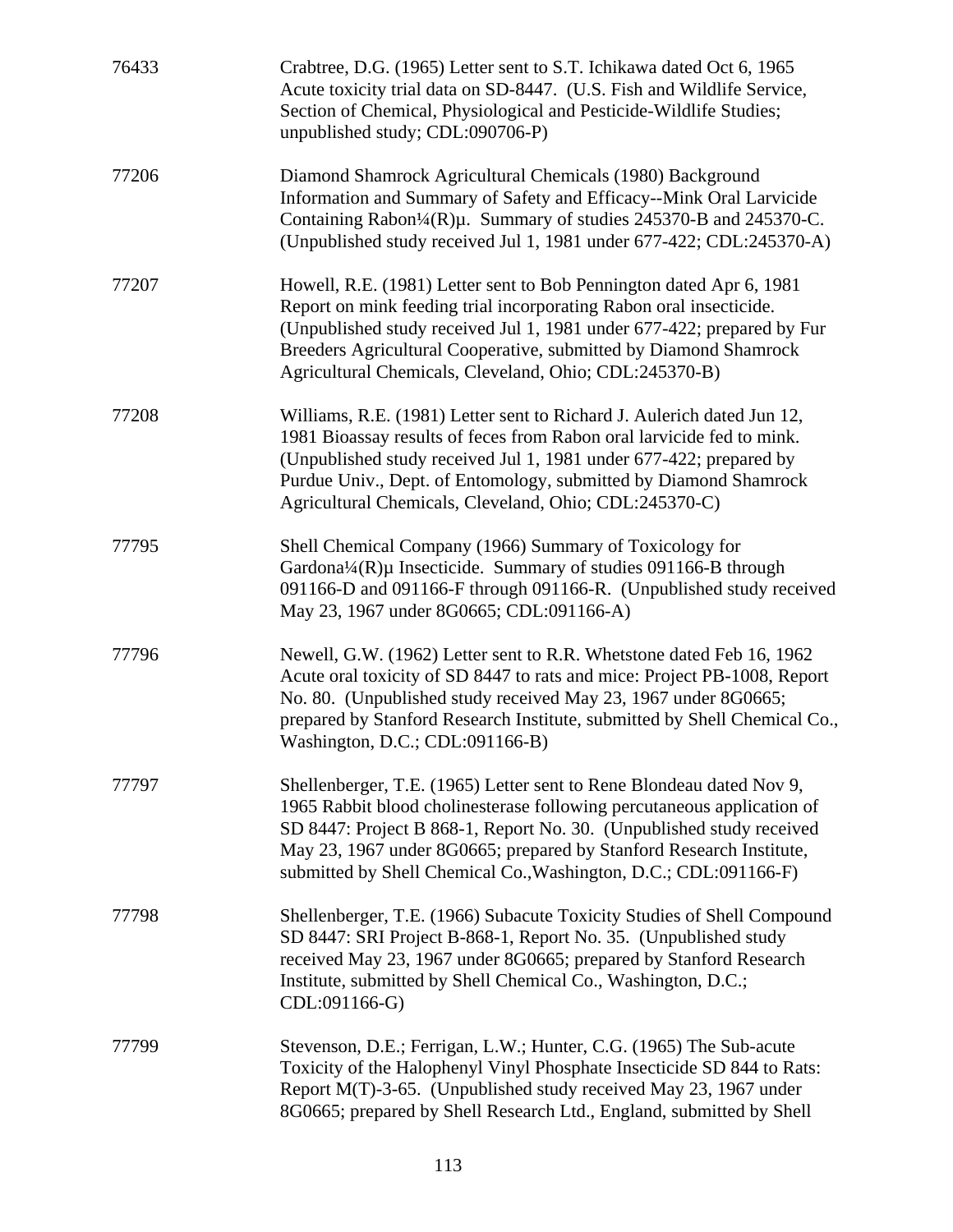| | |
|---|---|
| 76433 | Crabtree, D.G. (1965) Letter sent to S.T. Ichikawa dated Oct 6, 1965 Acute toxicity trial data on SD-8447. (U.S. Fish and Wildlife Service, Section of Chemical, Physiological and Pesticide-Wildlife Studies; unpublished study; CDL:090706-P) |
| 77206 | Diamond Shamrock Agricultural Chemicals (1980) Background Information and Summary of Safety and Efficacy--Mink Oral Larvicide Containing Rabon¼(R)µ. Summary of studies 245370-B and 245370-C. (Unpublished study received Jul 1, 1981 under 677-422; CDL:245370-A) |
| 77207 | Howell, R.E. (1981) Letter sent to Bob Pennington dated Apr 6, 1981 Report on mink feeding trial incorporating Rabon oral insecticide. (Unpublished study received Jul 1, 1981 under 677-422; prepared by Fur Breeders Agricultural Cooperative, submitted by Diamond Shamrock Agricultural Chemicals, Cleveland, Ohio; CDL:245370-B) |
| 77208 | Williams, R.E. (1981) Letter sent to Richard J. Aulerich dated Jun 12, 1981 Bioassay results of feces from Rabon oral larvicide fed to mink. (Unpublished study received Jul 1, 1981 under 677-422; prepared by Purdue Univ., Dept. of Entomology, submitted by Diamond Shamrock Agricultural Chemicals, Cleveland, Ohio; CDL:245370-C) |
| 77795 | Shell Chemical Company (1966) Summary of Toxicology for Gardona¼(R)µ Insecticide. Summary of studies 091166-B through 091166-D and 091166-F through 091166-R. (Unpublished study received May 23, 1967 under 8G0665; CDL:091166-A) |
| 77796 | Newell, G.W. (1962) Letter sent to R.R. Whetstone dated Feb 16, 1962 Acute oral toxicity of SD 8447 to rats and mice: Project PB-1008, Report No. 80. (Unpublished study received May 23, 1967 under 8G0665; prepared by Stanford Research Institute, submitted by Shell Chemical Co., Washington, D.C.; CDL:091166-B) |
| 77797 | Shellenberger, T.E. (1965) Letter sent to Rene Blondeau dated Nov 9, 1965 Rabbit blood cholinesterase following percutaneous application of SD 8447: Project B 868-1, Report No. 30. (Unpublished study received May 23, 1967 under 8G0665; prepared by Stanford Research Institute, submitted by Shell Chemical Co.,Washington, D.C.; CDL:091166-F) |
| 77798 | Shellenberger, T.E. (1966) Subacute Toxicity Studies of Shell Compound SD 8447: SRI Project B-868-1, Report No. 35. (Unpublished study received May 23, 1967 under 8G0665; prepared by Stanford Research Institute, submitted by Shell Chemical Co., Washington, D.C.; CDL:091166-G) |
| 77799 | Stevenson, D.E.; Ferrigan, L.W.; Hunter, C.G. (1965) The Sub-acute Toxicity of the Halophenyl Vinyl Phosphate Insecticide SD 844 to Rats: Report M(T)-3-65. (Unpublished study received May 23, 1967 under 8G0665; prepared by Shell Research Ltd., England, submitted by Shell |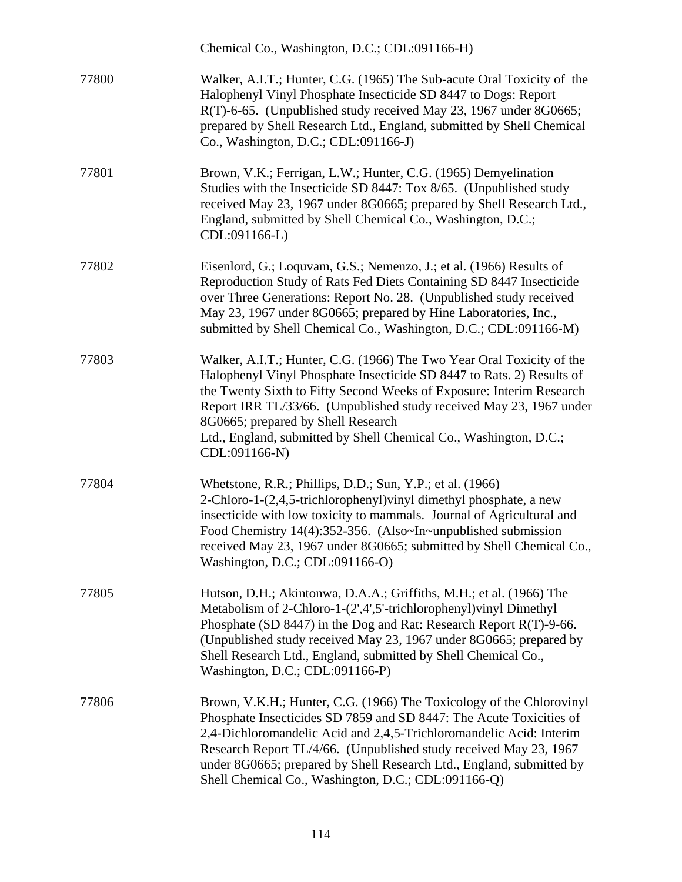Chemical Co., Washington, D.C.; CDL:091166-H)

| | |
|---|---|
| 77800 | Walker, A.I.T.; Hunter, C.G. (1965) The Sub-acute Oral Toxicity of the Halophenyl Vinyl Phosphate Insecticide SD 8447 to Dogs: Report R(T)-6-65. (Unpublished study received May 23, 1967 under 8G0665; prepared by Shell Research Ltd., England, submitted by Shell Chemical Co., Washington, D.C.; CDL:091166-J) |
| 77801 | Brown, V.K.; Ferrigan, L.W.; Hunter, C.G. (1965) Demyelination Studies with the Insecticide SD 8447: Tox 8/65. (Unpublished study received May 23, 1967 under 8G0665; prepared by Shell Research Ltd., England, submitted by Shell Chemical Co., Washington, D.C.; CDL:091166-L) |
| 77802 | Eisenlord, G.; Loquvam, G.S.; Nemenzo, J.; et al. (1966) Results of Reproduction Study of Rats Fed Diets Containing SD 8447 Insecticide over Three Generations: Report No. 28. (Unpublished study received May 23, 1967 under 8G0665; prepared by Hine Laboratories, Inc., submitted by Shell Chemical Co., Washington, D.C.; CDL:091166-M) |
| 77803 | Walker, A.I.T.; Hunter, C.G. (1966) The Two Year Oral Toxicity of the Halophenyl Vinyl Phosphate Insecticide SD 8447 to Rats. 2) Results of the Twenty Sixth to Fifty Second Weeks of Exposure: Interim Research Report IRR TL/33/66. (Unpublished study received May 23, 1967 under 8G0665; prepared by Shell Research Ltd., England, submitted by Shell Chemical Co., Washington, D.C.; CDL:091166-N) |
| 77804 | Whetstone, R.R.; Phillips, D.D.; Sun, Y.P.; et al. (1966) 2-Chloro-1-(2,4,5-trichlorophenyl)vinyl dimethyl phosphate, a new insecticide with low toxicity to mammals. Journal of Agricultural and Food Chemistry 14(4):352-356. (Also~In~unpublished submission received May 23, 1967 under 8G0665; submitted by Shell Chemical Co., Washington, D.C.; CDL:091166-O) |
| 77805 | Hutson, D.H.; Akintonwa, D.A.A.; Griffiths, M.H.; et al. (1966) The Metabolism of 2-Chloro-1-(2',4',5'-trichlorophenyl)vinyl Dimethyl Phosphate (SD 8447) in the Dog and Rat: Research Report R(T)-9-66. (Unpublished study received May 23, 1967 under 8G0665; prepared by Shell Research Ltd., England, submitted by Shell Chemical Co., Washington, D.C.; CDL:091166-P) |
| 77806 | Brown, V.K.H.; Hunter, C.G. (1966) The Toxicology of the Chlorovinyl Phosphate Insecticides SD 7859 and SD 8447: The Acute Toxicities of 2,4-Dichloromandelic Acid and 2,4,5-Trichloromandelic Acid: Interim Research Report TL/4/66. (Unpublished study received May 23, 1967 under 8G0665; prepared by Shell Research Ltd., England, submitted by Shell Chemical Co., Washington, D.C.; CDL:091166-Q) |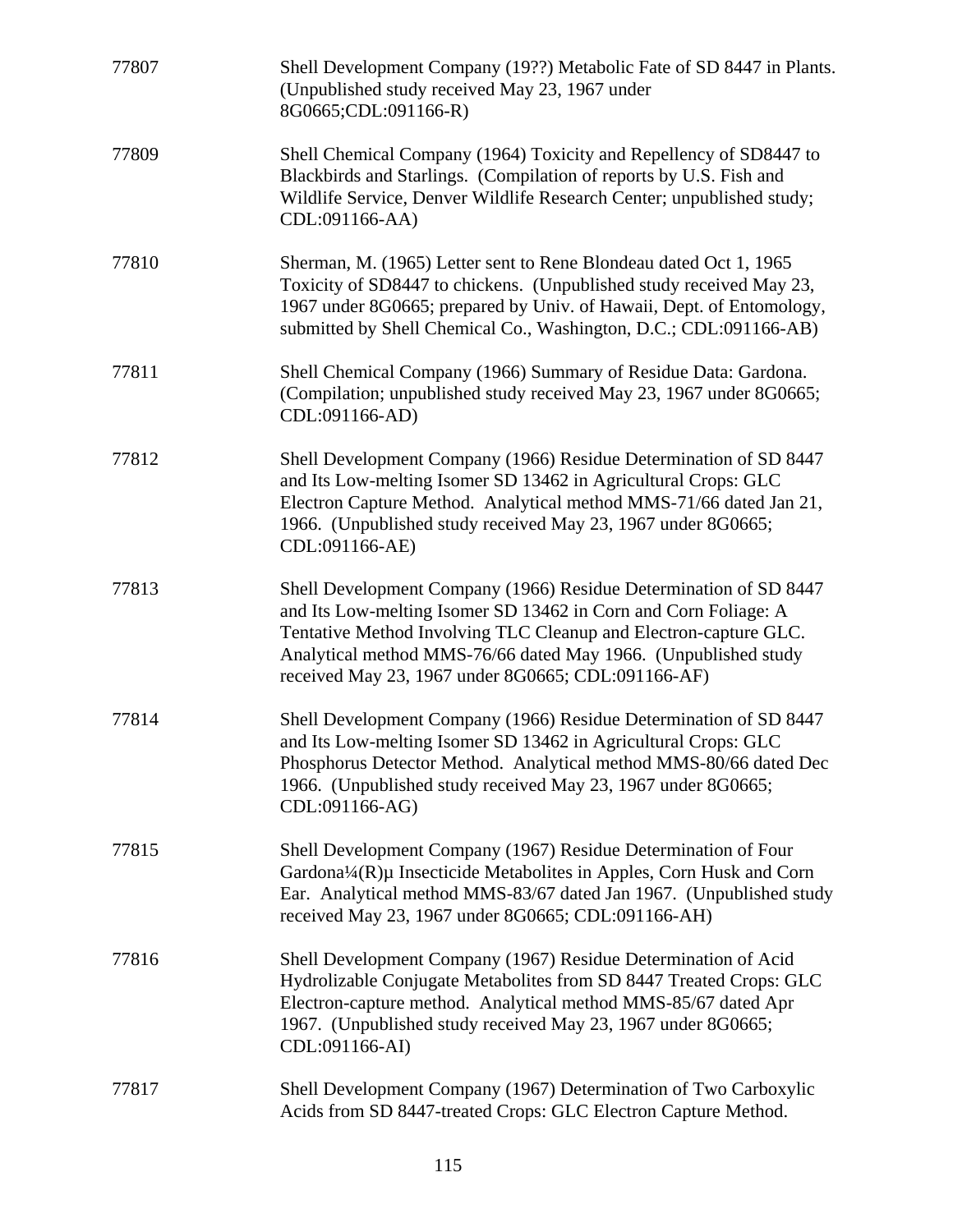77807 Shell Development Company (19??) Metabolic Fate of SD 8447 in Plants. (Unpublished study received May 23, 1967 under 8G0665;CDL:091166-R)

77809 Shell Chemical Company (1964) Toxicity and Repellency of SD8447 to Blackbirds and Starlings. (Compilation of reports by U.S. Fish and Wildlife Service, Denver Wildlife Research Center; unpublished study; CDL:091166-AA)

77810 Sherman, M. (1965) Letter sent to Rene Blondeau dated Oct 1, 1965 Toxicity of SD8447 to chickens. (Unpublished study received May 23, 1967 under 8G0665; prepared by Univ. of Hawaii, Dept. of Entomology, submitted by Shell Chemical Co., Washington, D.C.; CDL:091166-AB)

77811 Shell Chemical Company (1966) Summary of Residue Data: Gardona. (Compilation; unpublished study received May 23, 1967 under 8G0665; CDL:091166-AD)

77812 Shell Development Company (1966) Residue Determination of SD 8447 and Its Low-melting Isomer SD 13462 in Agricultural Crops: GLC Electron Capture Method. Analytical method MMS-71/66 dated Jan 21, 1966. (Unpublished study received May 23, 1967 under 8G0665; CDL:091166-AE)

77813 Shell Development Company (1966) Residue Determination of SD 8447 and Its Low-melting Isomer SD 13462 in Corn and Corn Foliage: A Tentative Method Involving TLC Cleanup and Electron-capture GLC. Analytical method MMS-76/66 dated May 1966. (Unpublished study received May 23, 1967 under 8G0665; CDL:091166-AF)

77814 Shell Development Company (1966) Residue Determination of SD 8447 and Its Low-melting Isomer SD 13462 in Agricultural Crops: GLC Phosphorus Detector Method. Analytical method MMS-80/66 dated Dec 1966. (Unpublished study received May 23, 1967 under 8G0665; CDL:091166-AG)

77815 Shell Development Company (1967) Residue Determination of Four Gardona¼(R)µ Insecticide Metabolites in Apples, Corn Husk and Corn Ear. Analytical method MMS-83/67 dated Jan 1967. (Unpublished study received May 23, 1967 under 8G0665; CDL:091166-AH)

77816 Shell Development Company (1967) Residue Determination of Acid Hydrolizable Conjugate Metabolites from SD 8447 Treated Crops: GLC Electron-capture method. Analytical method MMS-85/67 dated Apr 1967. (Unpublished study received May 23, 1967 under 8G0665; CDL:091166-AI)

77817 Shell Development Company (1967) Determination of Two Carboxylic Acids from SD 8447-treated Crops: GLC Electron Capture Method.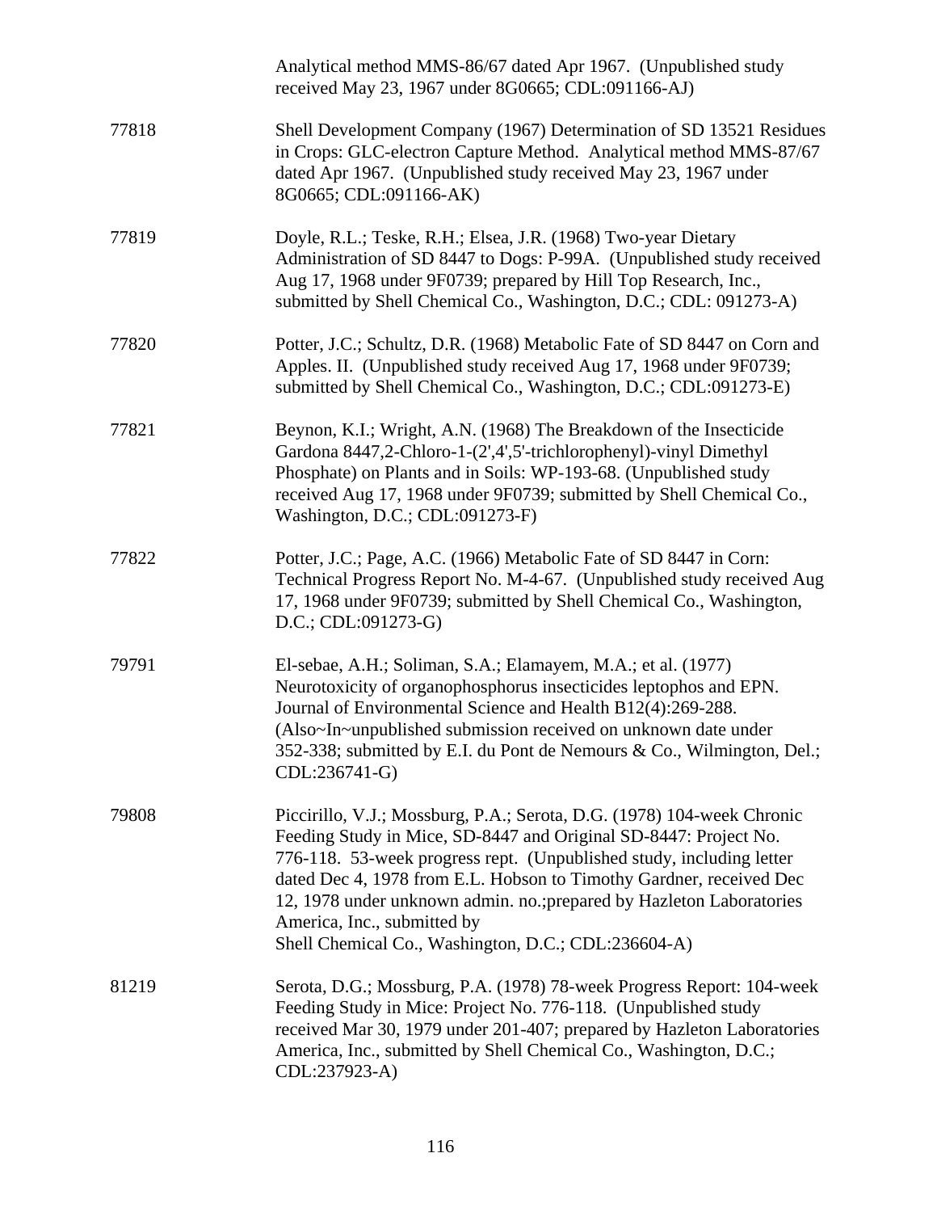| | |
|---|---|
| | Analytical method MMS-86/67 dated Apr 1967. (Unpublished study received May 23, 1967 under 8G0665; CDL:091166-AJ) |
| 77818 | Shell Development Company (1967) Determination of SD 13521 Residues in Crops: GLC-electron Capture Method. Analytical method MMS-87/67 dated Apr 1967. (Unpublished study received May 23, 1967 under 8G0665; CDL:091166-AK) |
| 77819 | Doyle, R.L.; Teske, R.H.; Elsea, J.R. (1968) Two-year Dietary Administration of SD 8447 to Dogs: P-99A. (Unpublished study received Aug 17, 1968 under 9F0739; prepared by Hill Top Research, Inc., submitted by Shell Chemical Co., Washington, D.C.; CDL: 091273-A) |
| 77820 | Potter, J.C.; Schultz, D.R. (1968) Metabolic Fate of SD 8447 on Corn and Apples. II. (Unpublished study received Aug 17, 1968 under 9F0739; submitted by Shell Chemical Co., Washington, D.C.; CDL:091273-E) |
| 77821 | Beynon, K.I.; Wright, A.N. (1968) The Breakdown of the Insecticide Gardona 8447,2-Chloro-1-(2',4',5'-trichlorophenyl)-vinyl Dimethyl Phosphate) on Plants and in Soils: WP-193-68. (Unpublished study received Aug 17, 1968 under 9F0739; submitted by Shell Chemical Co., Washington, D.C.; CDL:091273-F) |
| 77822 | Potter, J.C.; Page, A.C. (1966) Metabolic Fate of SD 8447 in Corn: Technical Progress Report No. M-4-67. (Unpublished study received Aug 17, 1968 under 9F0739; submitted by Shell Chemical Co., Washington, D.C.; CDL:091273-G) |
| 79791 | El-sebae, A.H.; Soliman, S.A.; Elamayem, M.A.; et al. (1977) Neurotoxicity of organophosphorus insecticides leptophos and EPN. Journal of Environmental Science and Health B12(4):269-288. (Also~In~unpublished submission received on unknown date under 352-338; submitted by E.I. du Pont de Nemours & Co., Wilmington, Del.; CDL:236741-G) |
| 79808 | Piccirillo, V.J.; Mossburg, P.A.; Serota, D.G. (1978) 104-week Chronic Feeding Study in Mice, SD-8447 and Original SD-8447: Project No. 776-118. 53-week progress rept. (Unpublished study, including letter dated Dec 4, 1978 from E.L. Hobson to Timothy Gardner, received Dec 12, 1978 under unknown admin. no.;prepared by Hazleton Laboratories America, Inc., submitted by Shell Chemical Co., Washington, D.C.; CDL:236604-A) |
| 81219 | Serota, D.G.; Mossburg, P.A. (1978) 78-week Progress Report: 104-week Feeding Study in Mice: Project No. 776-118. (Unpublished study received Mar 30, 1979 under 201-407; prepared by Hazleton Laboratories America, Inc., submitted by Shell Chemical Co., Washington, D.C.; CDL:237923-A) |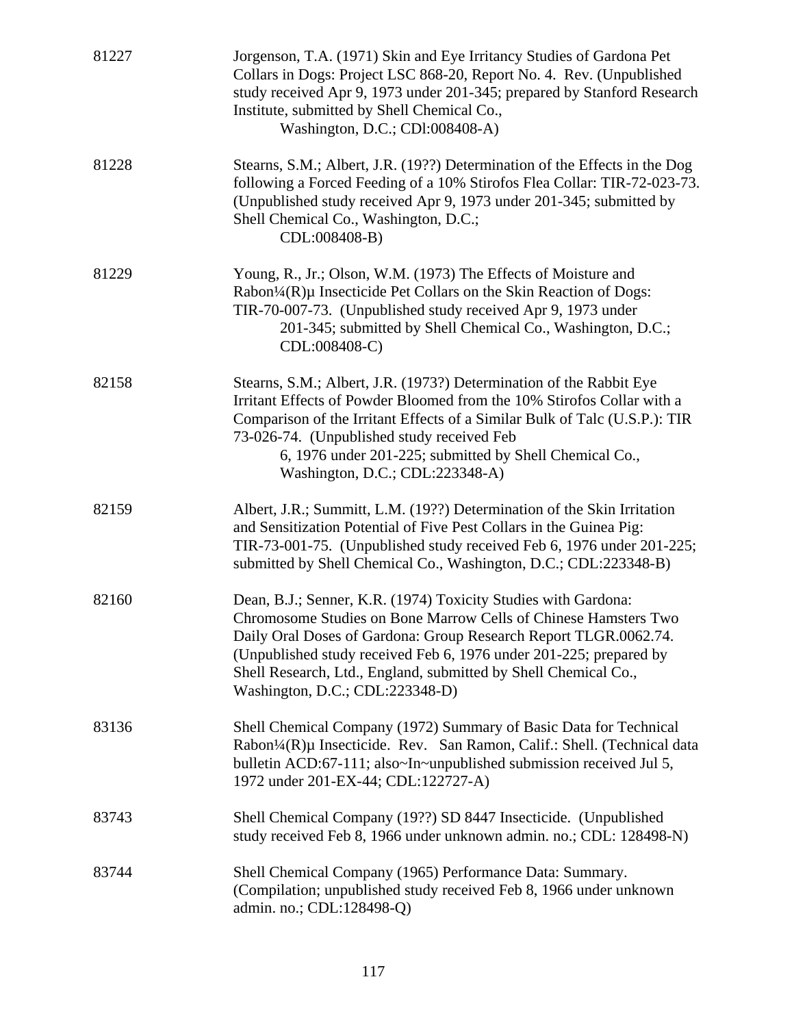| | |
|---|---|
| 81227 | Jorgenson, T.A. (1971) Skin and Eye Irritancy Studies of Gardona Pet Collars in Dogs: Project LSC 868-20, Report No. 4. Rev. (Unpublished study received Apr 9, 1973 under 201-345; prepared by Stanford Research Institute, submitted by Shell Chemical Co., Washington, D.C.; CDl:008408-A) |
| 81228 | Stearns, S.M.; Albert, J.R. (19??) Determination of the Effects in the Dog following a Forced Feeding of a 10% Stirofos Flea Collar: TIR-72-023-73. (Unpublished study received Apr 9, 1973 under 201-345; submitted by Shell Chemical Co., Washington, D.C.; CDL:008408-B) |
| 81229 | Young, R., Jr.; Olson, W.M. (1973) The Effects of Moisture and Rabon¼(R)µ Insecticide Pet Collars on the Skin Reaction of Dogs: TIR-70-007-73. (Unpublished study received Apr 9, 1973 under 201-345; submitted by Shell Chemical Co., Washington, D.C.; CDL:008408-C) |
| 82158 | Stearns, S.M.; Albert, J.R. (1973?) Determination of the Rabbit Eye Irritant Effects of Powder Bloomed from the 10% Stirofos Collar with a Comparison of the Irritant Effects of a Similar Bulk of Talc (U.S.P.): TIR 73-026-74. (Unpublished study received Feb 6, 1976 under 201-225; submitted by Shell Chemical Co., Washington, D.C.; CDL:223348-A) |
| 82159 | Albert, J.R.; Summitt, L.M. (19??) Determination of the Skin Irritation and Sensitization Potential of Five Pest Collars in the Guinea Pig: TIR-73-001-75. (Unpublished study received Feb 6, 1976 under 201-225; submitted by Shell Chemical Co., Washington, D.C.; CDL:223348-B) |
| 82160 | Dean, B.J.; Senner, K.R. (1974) Toxicity Studies with Gardona: Chromosome Studies on Bone Marrow Cells of Chinese Hamsters Two Daily Oral Doses of Gardona: Group Research Report TLGR.0062.74. (Unpublished study received Feb 6, 1976 under 201-225; prepared by Shell Research, Ltd., England, submitted by Shell Chemical Co., Washington, D.C.; CDL:223348-D) |
| 83136 | Shell Chemical Company (1972) Summary of Basic Data for Technical Rabon¼(R)µ Insecticide. Rev. San Ramon, Calif.: Shell. (Technical data bulletin ACD:67-111; also~In~unpublished submission received Jul 5, 1972 under 201-EX-44; CDL:122727-A) |
| 83743 | Shell Chemical Company (19??) SD 8447 Insecticide. (Unpublished study received Feb 8, 1966 under unknown admin. no.; CDL: 128498-N) |
| 83744 | Shell Chemical Company (1965) Performance Data: Summary. (Compilation; unpublished study received Feb 8, 1966 under unknown admin. no.; CDL:128498-Q) |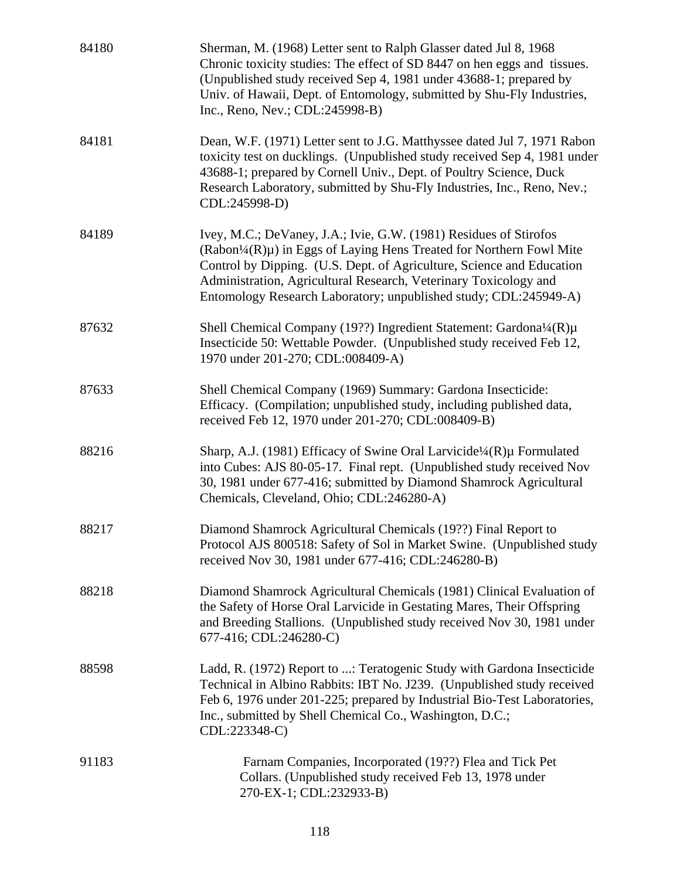| | |
|---|---|
| 84180 | Sherman, M. (1968) Letter sent to Ralph Glasser dated Jul 8, 1968 Chronic toxicity studies: The effect of SD 8447 on hen eggs and tissues. (Unpublished study received Sep 4, 1981 under 43688-1; prepared by Univ. of Hawaii, Dept. of Entomology, submitted by Shu-Fly Industries, Inc., Reno, Nev.; CDL:245998-B) |
| 84181 | Dean, W.F. (1971) Letter sent to J.G. Matthyssee dated Jul 7, 1971 Rabon toxicity test on ducklings. (Unpublished study received Sep 4, 1981 under 43688-1; prepared by Cornell Univ., Dept. of Poultry Science, Duck Research Laboratory, submitted by Shu-Fly Industries, Inc., Reno, Nev.; CDL:245998-D) |
| 84189 | Ivey, M.C.; DeVaney, J.A.; Ivie, G.W. (1981) Residues of Stirofos (Rabon¼(R)µ) in Eggs of Laying Hens Treated for Northern Fowl Mite Control by Dipping. (U.S. Dept. of Agriculture, Science and Education Administration, Agricultural Research, Veterinary Toxicology and Entomology Research Laboratory; unpublished study; CDL:245949-A) |
| 87632 | Shell Chemical Company (19??) Ingredient Statement: Gardona¼(R)µ Insecticide 50: Wettable Powder. (Unpublished study received Feb 12, 1970 under 201-270; CDL:008409-A) |
| 87633 | Shell Chemical Company (1969) Summary: Gardona Insecticide: Efficacy. (Compilation; unpublished study, including published data, received Feb 12, 1970 under 201-270; CDL:008409-B) |
| 88216 | Sharp, A.J. (1981) Efficacy of Swine Oral Larvicide¼(R)µ Formulated into Cubes: AJS 80-05-17. Final rept. (Unpublished study received Nov 30, 1981 under 677-416; submitted by Diamond Shamrock Agricultural Chemicals, Cleveland, Ohio; CDL:246280-A) |
| 88217 | Diamond Shamrock Agricultural Chemicals (19??) Final Report to Protocol AJS 800518: Safety of Sol in Market Swine. (Unpublished study received Nov 30, 1981 under 677-416; CDL:246280-B) |
| 88218 | Diamond Shamrock Agricultural Chemicals (1981) Clinical Evaluation of the Safety of Horse Oral Larvicide in Gestating Mares, Their Offspring and Breeding Stallions. (Unpublished study received Nov 30, 1981 under 677-416; CDL:246280-C) |
| 88598 | Ladd, R. (1972) Report to ...: Teratogenic Study with Gardona Insecticide Technical in Albino Rabbits: IBT No. J239. (Unpublished study received Feb 6, 1976 under 201-225; prepared by Industrial Bio-Test Laboratories, Inc., submitted by Shell Chemical Co., Washington, D.C.; CDL:223348-C) |
| 91183 | Farnam Companies, Incorporated (19??) Flea and Tick Pet Collars. (Unpublished study received Feb 13, 1978 under 270-EX-1; CDL:232933-B) |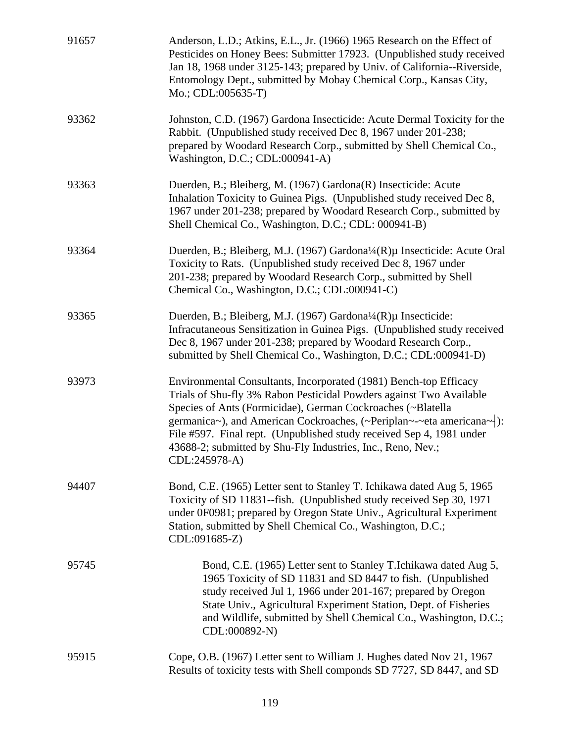91657 Anderson, L.D.; Atkins, E.L., Jr. (1966) 1965 Research on the Effect of Pesticides on Honey Bees: Submitter 17923. (Unpublished study received Jan 18, 1968 under 3125-143; prepared by Univ. of California--Riverside, Entomology Dept., submitted by Mobay Chemical Corp., Kansas City, Mo.; CDL:005635-T)

93362 Johnston, C.D. (1967) Gardona Insecticide: Acute Dermal Toxicity for the Rabbit. (Unpublished study received Dec 8, 1967 under 201-238; prepared by Woodard Research Corp., submitted by Shell Chemical Co., Washington, D.C.; CDL:000941-A)

93363 Duerden, B.; Bleiberg, M. (1967) Gardona(R) Insecticide: Acute Inhalation Toxicity to Guinea Pigs. (Unpublished study received Dec 8, 1967 under 201-238; prepared by Woodard Research Corp., submitted by Shell Chemical Co., Washington, D.C.; CDL: 000941-B)

93364 Duerden, B.; Bleiberg, M.J. (1967) Gardona¼(R)µ Insecticide: Acute Oral Toxicity to Rats. (Unpublished study received Dec 8, 1967 under 201-238; prepared by Woodard Research Corp., submitted by Shell Chemical Co., Washington, D.C.; CDL:000941-C)

93365 Duerden, B.; Bleiberg, M.J. (1967) Gardona¼(R)µ Insecticide: Infracutaneous Sensitization in Guinea Pigs. (Unpublished study received Dec 8, 1967 under 201-238; prepared by Woodard Research Corp., submitted by Shell Chemical Co., Washington, D.C.; CDL:000941-D)

93973 Environmental Consultants, Incorporated (1981) Bench-top Efficacy Trials of Shu-fly 3% Rabon Pesticidal Powders against Two Available Species of Ants (Formicidae), German Cockroaches (~Blatella germanica~), and American Cockroaches, (~Periplan~-~eta americana~┤): File #597. Final rept. (Unpublished study received Sep 4, 1981 under 43688-2; submitted by Shu-Fly Industries, Inc., Reno, Nev.; CDL:245978-A)

94407 Bond, C.E. (1965) Letter sent to Stanley T. Ichikawa dated Aug 5, 1965 Toxicity of SD 11831--fish. (Unpublished study received Sep 30, 1971 under 0F0981; prepared by Oregon State Univ., Agricultural Experiment Station, submitted by Shell Chemical Co., Washington, D.C.; CDL:091685-Z)

95745 Bond, C.E. (1965) Letter sent to Stanley T.Ichikawa dated Aug 5, 1965 Toxicity of SD 11831 and SD 8447 to fish. (Unpublished study received Jul 1, 1966 under 201-167; prepared by Oregon State Univ., Agricultural Experiment Station, Dept. of Fisheries and Wildlife, submitted by Shell Chemical Co., Washington, D.C.; CDL:000892-N)

95915 Cope, O.B. (1967) Letter sent to William J. Hughes dated Nov 21, 1967 Results of toxicity tests with Shell componds SD 7727, SD 8447, and SD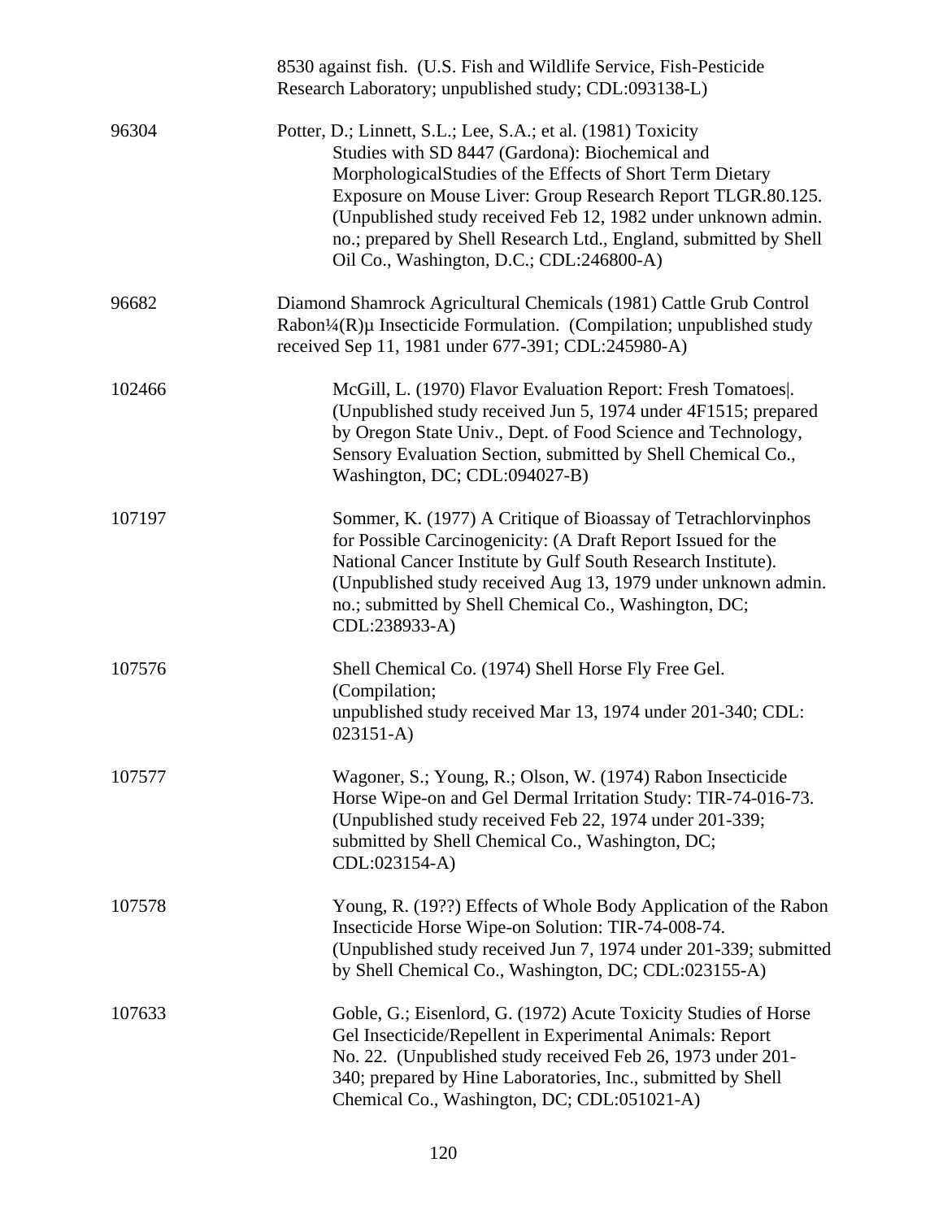8530 against fish. (U.S. Fish and Wildlife Service, Fish-Pesticide Research Laboratory; unpublished study; CDL:093138-L)

| | |
|---|---|
| 96304 | Potter, D.; Linnett, S.L.; Lee, S.A.; et al. (1981) Toxicity Studies with SD 8447 (Gardona): Biochemical and MorphologicalStudies of the Effects of Short Term Dietary Exposure on Mouse Liver: Group Research Report TLGR.80.125. (Unpublished study received Feb 12, 1982 under unknown admin. no.; prepared by Shell Research Ltd., England, submitted by Shell Oil Co., Washington, D.C.; CDL:246800-A) |
| 96682 | Diamond Shamrock Agricultural Chemicals (1981) Cattle Grub Control Rabon¼(R)µ Insecticide Formulation. (Compilation; unpublished study received Sep 11, 1981 under 677-391; CDL:245980-A) |
| 102466 | McGill, L. (1970) Flavor Evaluation Report: Fresh Tomatoes\|. (Unpublished study received Jun 5, 1974 under 4F1515; prepared by Oregon State Univ., Dept. of Food Science and Technology, Sensory Evaluation Section, submitted by Shell Chemical Co., Washington, DC; CDL:094027-B) |
| 107197 | Sommer, K. (1977) A Critique of Bioassay of Tetrachlorvinphos for Possible Carcinogenicity: (A Draft Report Issued for the National Cancer Institute by Gulf South Research Institute). (Unpublished study received Aug 13, 1979 under unknown admin. no.; submitted by Shell Chemical Co., Washington, DC; CDL:238933-A) |
| 107576 | Shell Chemical Co. (1974) Shell Horse Fly Free Gel. (Compilation; unpublished study received Mar 13, 1974 under 201-340; CDL: 023151-A) |
| 107577 | Wagoner, S.; Young, R.; Olson, W. (1974) Rabon Insecticide Horse Wipe-on and Gel Dermal Irritation Study: TIR-74-016-73. (Unpublished study received Feb 22, 1974 under 201-339; submitted by Shell Chemical Co., Washington, DC; CDL:023154-A) |
| 107578 | Young, R. (19??) Effects of Whole Body Application of the Rabon Insecticide Horse Wipe-on Solution: TIR-74-008-74. (Unpublished study received Jun 7, 1974 under 201-339; submitted by Shell Chemical Co., Washington, DC; CDL:023155-A) |
| 107633 | Goble, G.; Eisenlord, G. (1972) Acute Toxicity Studies of Horse Gel Insecticide/Repellent in Experimental Animals: Report No. 22. (Unpublished study received Feb 26, 1973 under 201-340; prepared by Hine Laboratories, Inc., submitted by Shell Chemical Co., Washington, DC; CDL:051021-A) |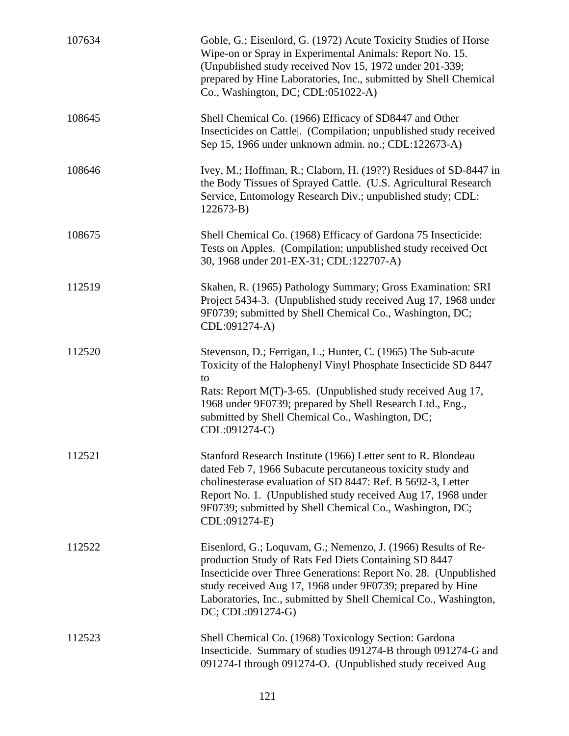| | |
|---|---|
| 107634 | Goble, G.; Eisenlord, G. (1972) Acute Toxicity Studies of Horse Wipe-on or Spray in Experimental Animals: Report No. 15. (Unpublished study received Nov 15, 1972 under 201-339; prepared by Hine Laboratories, Inc., submitted by Shell Chemical Co., Washington, DC; CDL:051022-A) |
| 108645 | Shell Chemical Co. (1966) Efficacy of SD8447 and Other Insecticides on Cattle\|. (Compilation; unpublished study received Sep 15, 1966 under unknown admin. no.; CDL:122673-A) |
| 108646 | Ivey, M.; Hoffman, R.; Claborn, H. (19??) Residues of SD-8447 in the Body Tissues of Sprayed Cattle. (U.S. Agricultural Research Service, Entomology Research Div.; unpublished study; CDL: 122673-B) |
| 108675 | Shell Chemical Co. (1968) Efficacy of Gardona 75 Insecticide: Tests on Apples. (Compilation; unpublished study received Oct 30, 1968 under 201-EX-31; CDL:122707-A) |
| 112519 | Skahen, R. (1965) Pathology Summary; Gross Examination: SRI Project 5434-3. (Unpublished study received Aug 17, 1968 under 9F0739; submitted by Shell Chemical Co., Washington, DC; CDL:091274-A) |
| 112520 | Stevenson, D.; Ferrigan, L.; Hunter, C. (1965) The Sub-acute Toxicity of the Halophenyl Vinyl Phosphate Insecticide SD 8447 to Rats: Report M(T)-3-65. (Unpublished study received Aug 17, 1968 under 9F0739; prepared by Shell Research Ltd., Eng., submitted by Shell Chemical Co., Washington, DC; CDL:091274-C) |
| 112521 | Stanford Research Institute (1966) Letter sent to R. Blondeau dated Feb 7, 1966 Subacute percutaneous toxicity study and cholinesterase evaluation of SD 8447: Ref. B 5692-3, Letter Report No. 1. (Unpublished study received Aug 17, 1968 under 9F0739; submitted by Shell Chemical Co., Washington, DC; CDL:091274-E) |
| 112522 | Eisenlord, G.; Loquvam, G.; Nemenzo, J. (1966) Results of Reproduction Study of Rats Fed Diets Containing SD 8447 Insecticide over Three Generations: Report No. 28. (Unpublished study received Aug 17, 1968 under 9F0739; prepared by Hine Laboratories, Inc., submitted by Shell Chemical Co., Washington, DC; CDL:091274-G) |
| 112523 | Shell Chemical Co. (1968) Toxicology Section: Gardona Insecticide. Summary of studies 091274-B through 091274-G and 091274-I through 091274-O. (Unpublished study received Aug |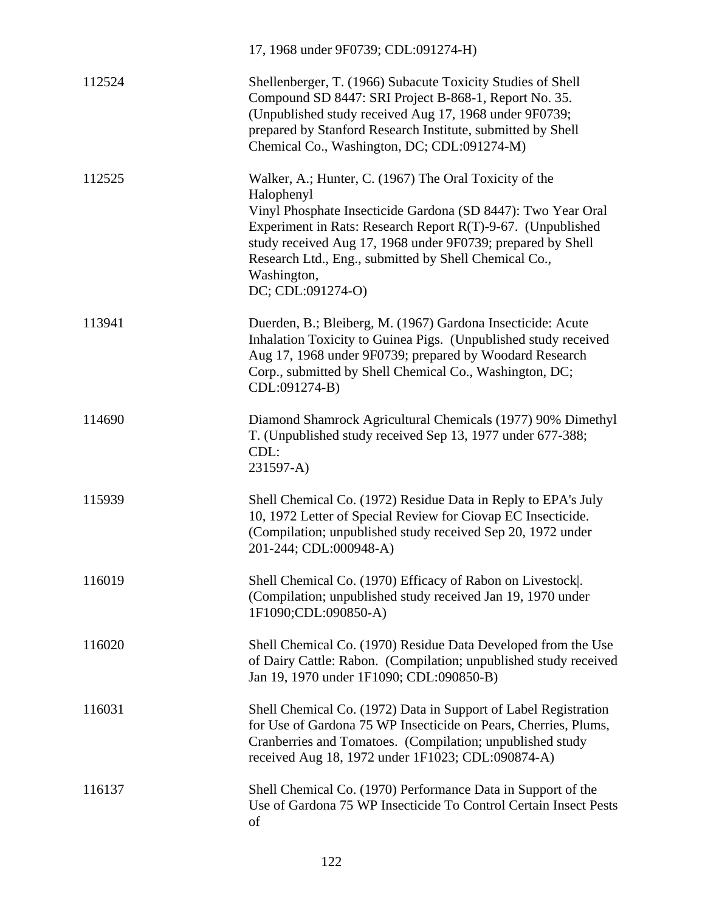17, 1968 under 9F0739; CDL:091274-H)

| | |
|---|---|
| 112524 | Shellenberger, T. (1966) Subacute Toxicity Studies of Shell Compound SD 8447: SRI Project B-868-1, Report No. 35. (Unpublished study received Aug 17, 1968 under 9F0739; prepared by Stanford Research Institute, submitted by Shell Chemical Co., Washington, DC; CDL:091274-M) |
| 112525 | Walker, A.; Hunter, C. (1967) The Oral Toxicity of the Halophenyl Vinyl Phosphate Insecticide Gardona (SD 8447): Two Year Oral Experiment in Rats: Research Report R(T)-9-67. (Unpublished study received Aug 17, 1968 under 9F0739; prepared by Shell Research Ltd., Eng., submitted by Shell Chemical Co., Washington, DC; CDL:091274-O) |
| 113941 | Duerden, B.; Bleiberg, M. (1967) Gardona Insecticide: Acute Inhalation Toxicity to Guinea Pigs. (Unpublished study received Aug 17, 1968 under 9F0739; prepared by Woodard Research Corp., submitted by Shell Chemical Co., Washington, DC; CDL:091274-B) |
| 114690 | Diamond Shamrock Agricultural Chemicals (1977) 90% Dimethyl T. (Unpublished study received Sep 13, 1977 under 677-388; CDL: 231597-A) |
| 115939 | Shell Chemical Co. (1972) Residue Data in Reply to EPA's July 10, 1972 Letter of Special Review for Ciovap EC Insecticide. (Compilation; unpublished study received Sep 20, 1972 under 201-244; CDL:000948-A) |
| 116019 | Shell Chemical Co. (1970) Efficacy of Rabon on Livestock\|. (Compilation; unpublished study received Jan 19, 1970 under 1F1090;CDL:090850-A) |
| 116020 | Shell Chemical Co. (1970) Residue Data Developed from the Use of Dairy Cattle: Rabon. (Compilation; unpublished study received Jan 19, 1970 under 1F1090; CDL:090850-B) |
| 116031 | Shell Chemical Co. (1972) Data in Support of Label Registration for Use of Gardona 75 WP Insecticide on Pears, Cherries, Plums, Cranberries and Tomatoes. (Compilation; unpublished study received Aug 18, 1972 under 1F1023; CDL:090874-A) |
| 116137 | Shell Chemical Co. (1970) Performance Data in Support of the Use of Gardona 75 WP Insecticide To Control Certain Insect Pests of |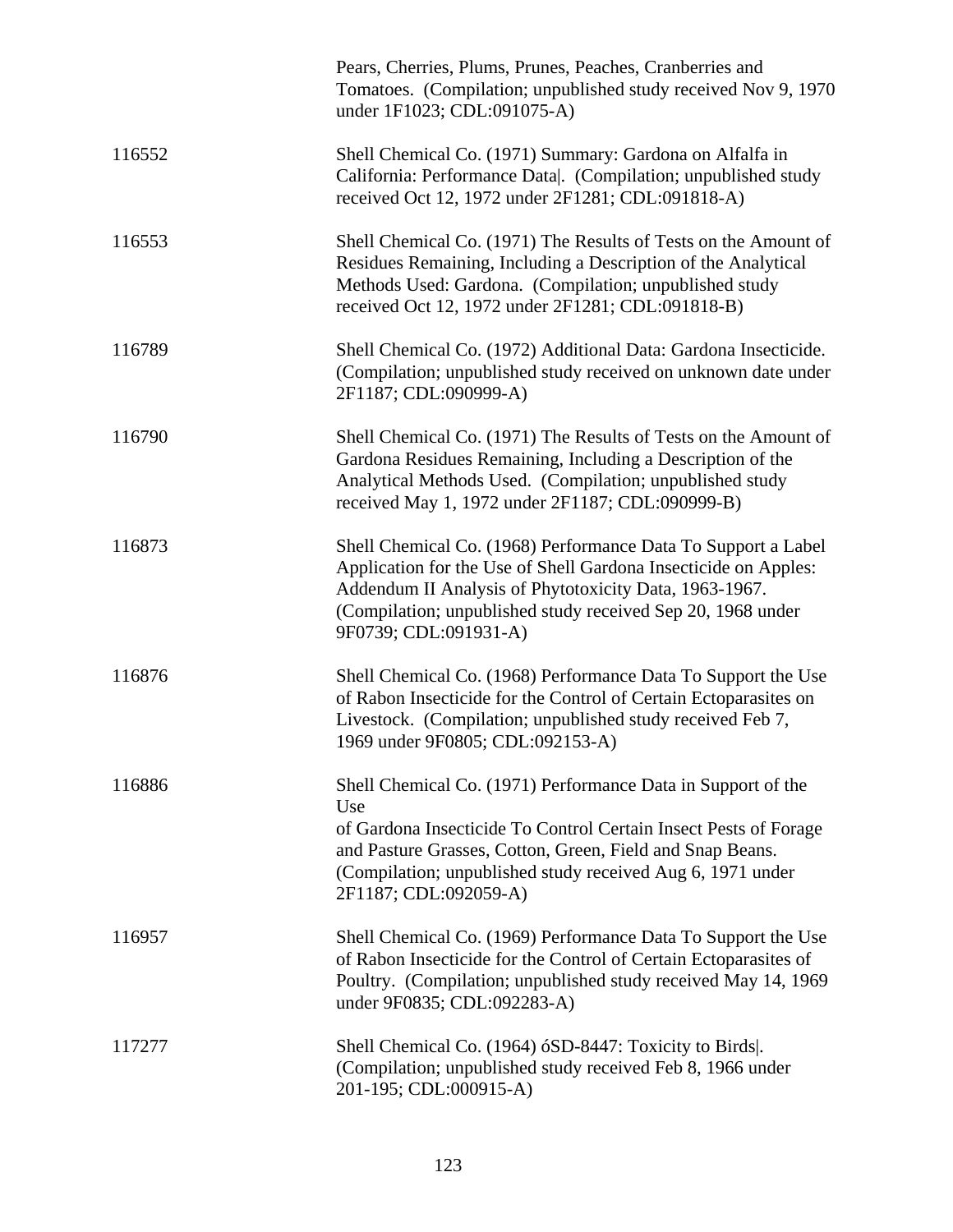| | |
|---|---|
| | Pears, Cherries, Plums, Prunes, Peaches, Cranberries and Tomatoes. (Compilation; unpublished study received Nov 9, 1970 under 1F1023; CDL:091075-A) |
| 116552 | Shell Chemical Co. (1971) Summary: Gardona on Alfalfa in California: Performance Data\|. (Compilation; unpublished study received Oct 12, 1972 under 2F1281; CDL:091818-A) |
| 116553 | Shell Chemical Co. (1971) The Results of Tests on the Amount of Residues Remaining, Including a Description of the Analytical Methods Used: Gardona. (Compilation; unpublished study received Oct 12, 1972 under 2F1281; CDL:091818-B) |
| 116789 | Shell Chemical Co. (1972) Additional Data: Gardona Insecticide. (Compilation; unpublished study received on unknown date under 2F1187; CDL:090999-A) |
| 116790 | Shell Chemical Co. (1971) The Results of Tests on the Amount of Gardona Residues Remaining, Including a Description of the Analytical Methods Used. (Compilation; unpublished study received May 1, 1972 under 2F1187; CDL:090999-B) |
| 116873 | Shell Chemical Co. (1968) Performance Data To Support a Label Application for the Use of Shell Gardona Insecticide on Apples: Addendum II Analysis of Phytotoxicity Data, 1963-1967. (Compilation; unpublished study received Sep 20, 1968 under 9F0739; CDL:091931-A) |
| 116876 | Shell Chemical Co. (1968) Performance Data To Support the Use of Rabon Insecticide for the Control of Certain Ectoparasites on Livestock. (Compilation; unpublished study received Feb 7, 1969 under 9F0805; CDL:092153-A) |
| 116886 | Shell Chemical Co. (1971) Performance Data in Support of the Use of Gardona Insecticide To Control Certain Insect Pests of Forage and Pasture Grasses, Cotton, Green, Field and Snap Beans. (Compilation; unpublished study received Aug 6, 1971 under 2F1187; CDL:092059-A) |
| 116957 | Shell Chemical Co. (1969) Performance Data To Support the Use of Rabon Insecticide for the Control of Certain Ectoparasites of Poultry. (Compilation; unpublished study received May 14, 1969 under 9F0835; CDL:092283-A) |
| 117277 | Shell Chemical Co. (1964) óSD-8447: Toxicity to Birds\|. (Compilation; unpublished study received Feb 8, 1966 under 201-195; CDL:000915-A) |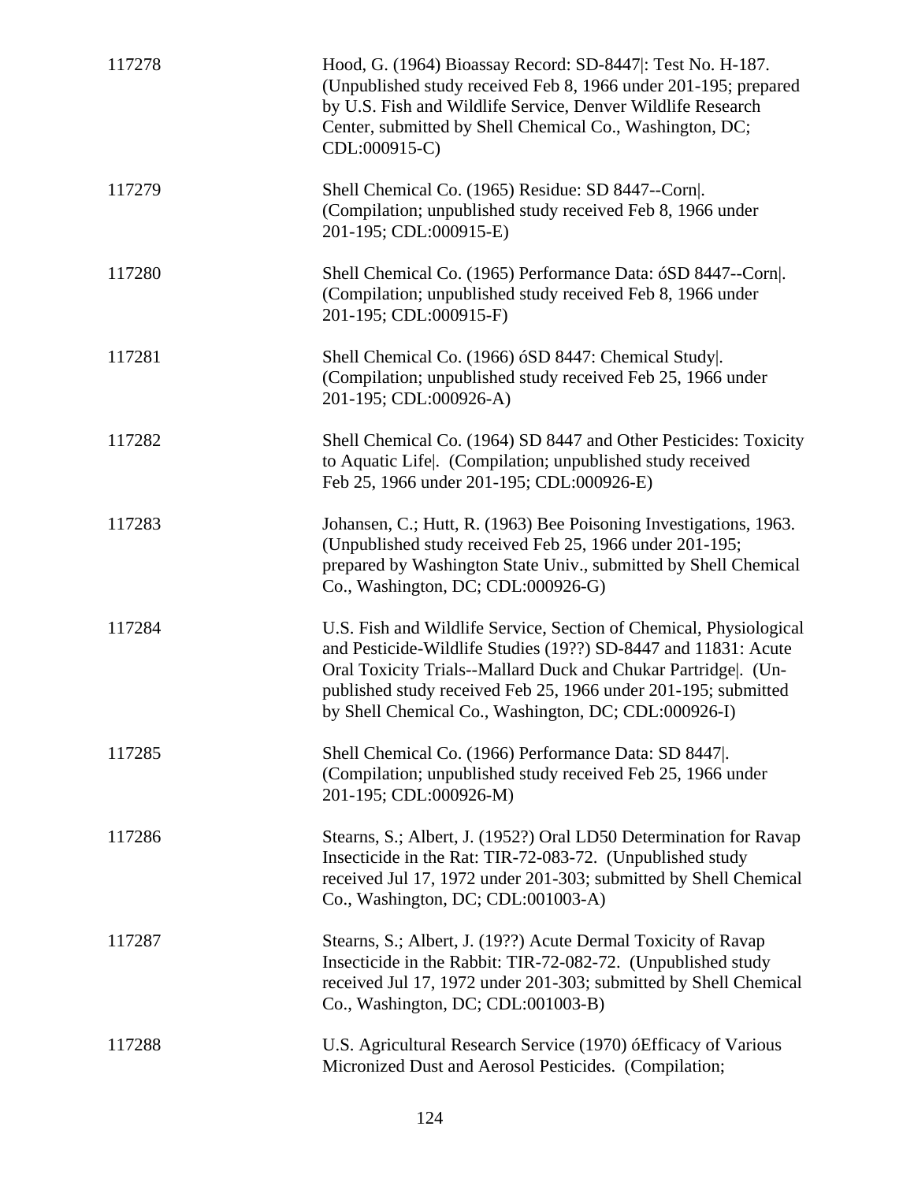117278 Hood, G. (1964) Bioassay Record: SD-8447|: Test No. H-187. (Unpublished study received Feb 8, 1966 under 201-195; prepared by U.S. Fish and Wildlife Service, Denver Wildlife Research Center, submitted by Shell Chemical Co., Washington, DC; CDL:000915-C)

117279 Shell Chemical Co. (1965) Residue: SD 8447--Corn|. (Compilation; unpublished study received Feb 8, 1966 under 201-195; CDL:000915-E)

117280 Shell Chemical Co. (1965) Performance Data: óSD 8447--Corn|. (Compilation; unpublished study received Feb 8, 1966 under 201-195; CDL:000915-F)

117281 Shell Chemical Co. (1966) óSD 8447: Chemical Study|. (Compilation; unpublished study received Feb 25, 1966 under 201-195; CDL:000926-A)

117282 Shell Chemical Co. (1964) SD 8447 and Other Pesticides: Toxicity to Aquatic Life|. (Compilation; unpublished study received Feb 25, 1966 under 201-195; CDL:000926-E)

117283 Johansen, C.; Hutt, R. (1963) Bee Poisoning Investigations, 1963. (Unpublished study received Feb 25, 1966 under 201-195; prepared by Washington State Univ., submitted by Shell Chemical Co., Washington, DC; CDL:000926-G)

117284 U.S. Fish and Wildlife Service, Section of Chemical, Physiological and Pesticide-Wildlife Studies (19??) SD-8447 and 11831: Acute Oral Toxicity Trials--Mallard Duck and Chukar Partridge|. (Unpublished study received Feb 25, 1966 under 201-195; submitted by Shell Chemical Co., Washington, DC; CDL:000926-I)

117285 Shell Chemical Co. (1966) Performance Data: SD 8447|. (Compilation; unpublished study received Feb 25, 1966 under 201-195; CDL:000926-M)

117286 Stearns, S.; Albert, J. (1952?) Oral LD50 Determination for Ravap Insecticide in the Rat: TIR-72-083-72. (Unpublished study received Jul 17, 1972 under 201-303; submitted by Shell Chemical Co., Washington, DC; CDL:001003-A)

117287 Stearns, S.; Albert, J. (19??) Acute Dermal Toxicity of Ravap Insecticide in the Rabbit: TIR-72-082-72. (Unpublished study received Jul 17, 1972 under 201-303; submitted by Shell Chemical Co., Washington, DC; CDL:001003-B)

117288 U.S. Agricultural Research Service (1970) óEfficacy of Various Micronized Dust and Aerosol Pesticides. (Compilation;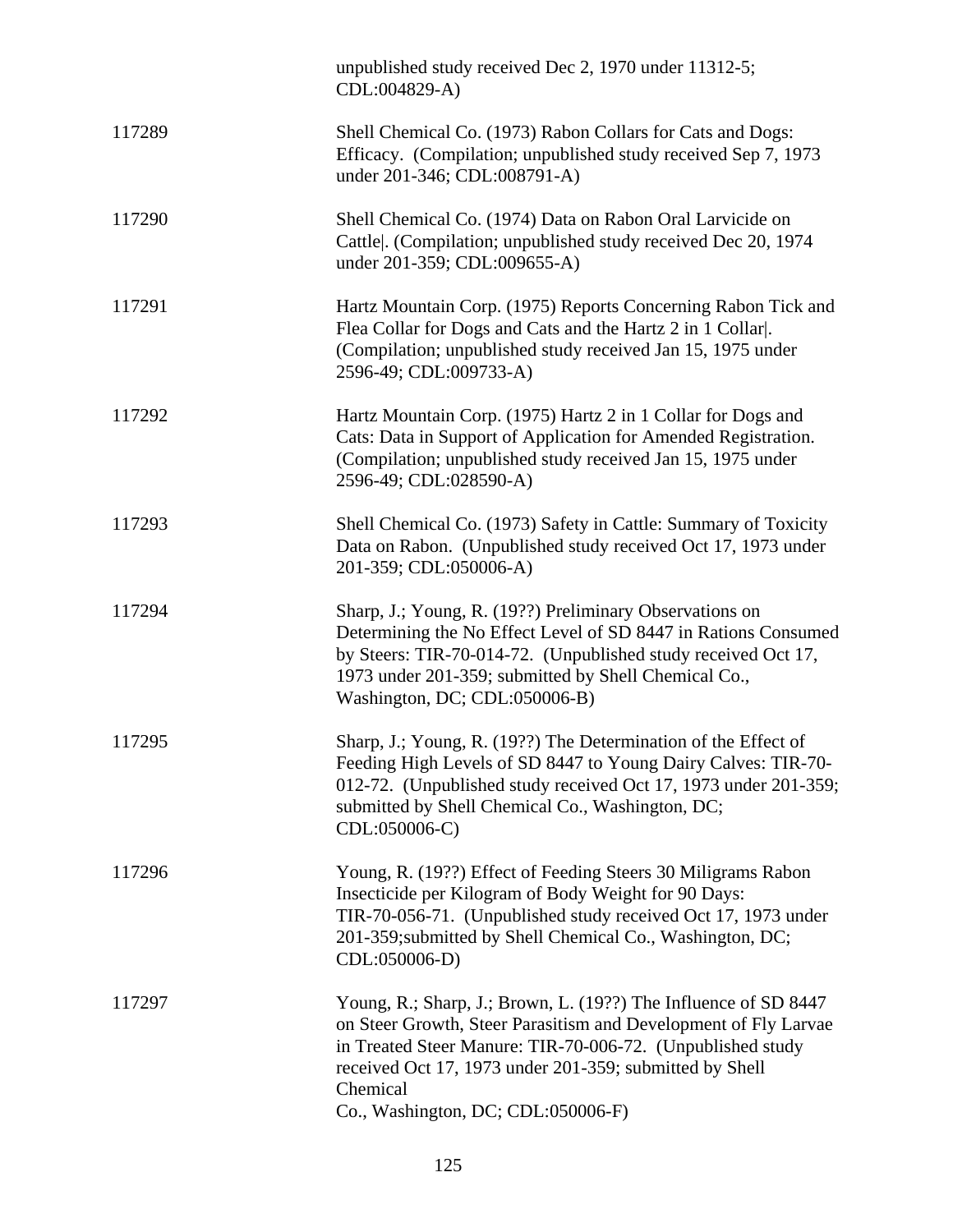| | |
|---|---|
| | unpublished study received Dec 2, 1970 under 11312-5; CDL:004829-A) |
| 117289 | Shell Chemical Co. (1973) Rabon Collars for Cats and Dogs: Efficacy. (Compilation; unpublished study received Sep 7, 1973 under 201-346; CDL:008791-A) |
| 117290 | Shell Chemical Co. (1974) Data on Rabon Oral Larvicide on Cattle\|. (Compilation; unpublished study received Dec 20, 1974 under 201-359; CDL:009655-A) |
| 117291 | Hartz Mountain Corp. (1975) Reports Concerning Rabon Tick and Flea Collar for Dogs and Cats and the Hartz 2 in 1 Collar\|. (Compilation; unpublished study received Jan 15, 1975 under 2596-49; CDL:009733-A) |
| 117292 | Hartz Mountain Corp. (1975) Hartz 2 in 1 Collar for Dogs and Cats: Data in Support of Application for Amended Registration. (Compilation; unpublished study received Jan 15, 1975 under 2596-49; CDL:028590-A) |
| 117293 | Shell Chemical Co. (1973) Safety in Cattle: Summary of Toxicity Data on Rabon. (Unpublished study received Oct 17, 1973 under 201-359; CDL:050006-A) |
| 117294 | Sharp, J.; Young, R. (19??) Preliminary Observations on Determining the No Effect Level of SD 8447 in Rations Consumed by Steers: TIR-70-014-72. (Unpublished study received Oct 17, 1973 under 201-359; submitted by Shell Chemical Co., Washington, DC; CDL:050006-B) |
| 117295 | Sharp, J.; Young, R. (19??) The Determination of the Effect of Feeding High Levels of SD 8447 to Young Dairy Calves: TIR-70-012-72. (Unpublished study received Oct 17, 1973 under 201-359; submitted by Shell Chemical Co., Washington, DC; CDL:050006-C) |
| 117296 | Young, R. (19??) Effect of Feeding Steers 30 Miligrams Rabon Insecticide per Kilogram of Body Weight for 90 Days: TIR-70-056-71. (Unpublished study received Oct 17, 1973 under 201-359;submitted by Shell Chemical Co., Washington, DC; CDL:050006-D) |
| 117297 | Young, R.; Sharp, J.; Brown, L. (19??) The Influence of SD 8447 on Steer Growth, Steer Parasitism and Development of Fly Larvae in Treated Steer Manure: TIR-70-006-72. (Unpublished study received Oct 17, 1973 under 201-359; submitted by Shell Chemical Co., Washington, DC; CDL:050006-F) |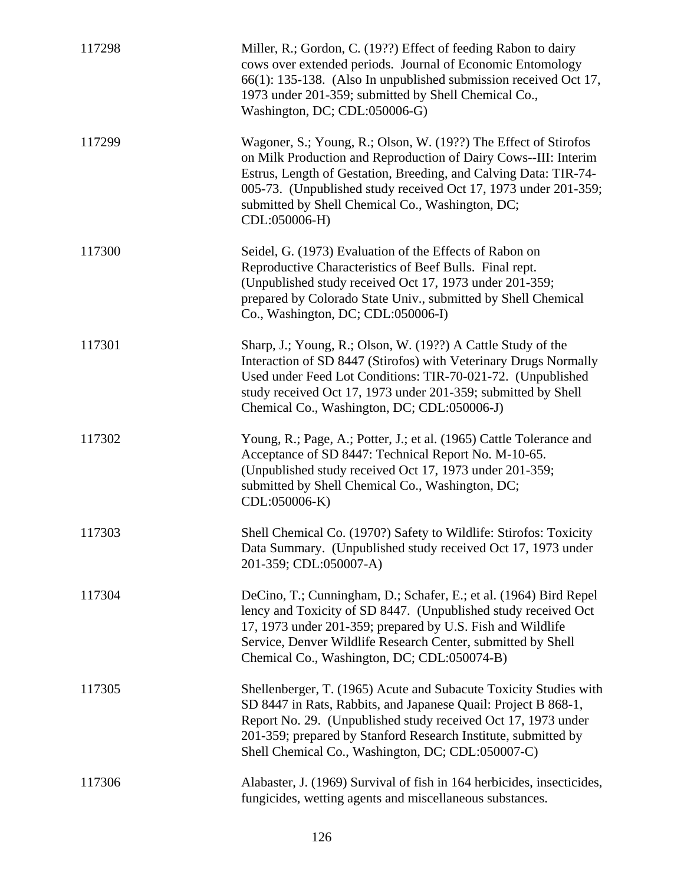117298 Miller, R.; Gordon, C. (19??) Effect of feeding Rabon to dairy cows over extended periods. Journal of Economic Entomology 66(1): 135-138. (Also In unpublished submission received Oct 17, 1973 under 201-359; submitted by Shell Chemical Co., Washington, DC; CDL:050006-G)

117299 Wagoner, S.; Young, R.; Olson, W. (19??) The Effect of Stirofos on Milk Production and Reproduction of Dairy Cows--III: Interim Estrus, Length of Gestation, Breeding, and Calving Data: TIR-74-005-73. (Unpublished study received Oct 17, 1973 under 201-359; submitted by Shell Chemical Co., Washington, DC; CDL:050006-H)

117300 Seidel, G. (1973) Evaluation of the Effects of Rabon on Reproductive Characteristics of Beef Bulls. Final rept. (Unpublished study received Oct 17, 1973 under 201-359; prepared by Colorado State Univ., submitted by Shell Chemical Co., Washington, DC; CDL:050006-I)

117301 Sharp, J.; Young, R.; Olson, W. (19??) A Cattle Study of the Interaction of SD 8447 (Stirofos) with Veterinary Drugs Normally Used under Feed Lot Conditions: TIR-70-021-72. (Unpublished study received Oct 17, 1973 under 201-359; submitted by Shell Chemical Co., Washington, DC; CDL:050006-J)

117302 Young, R.; Page, A.; Potter, J.; et al. (1965) Cattle Tolerance and Acceptance of SD 8447: Technical Report No. M-10-65. (Unpublished study received Oct 17, 1973 under 201-359; submitted by Shell Chemical Co., Washington, DC; CDL:050006-K)

117303 Shell Chemical Co. (1970?) Safety to Wildlife: Stirofos: Toxicity Data Summary. (Unpublished study received Oct 17, 1973 under 201-359; CDL:050007-A)

117304 DeCino, T.; Cunningham, D.; Schafer, E.; et al. (1964) Bird Repel lency and Toxicity of SD 8447. (Unpublished study received Oct 17, 1973 under 201-359; prepared by U.S. Fish and Wildlife Service, Denver Wildlife Research Center, submitted by Shell Chemical Co., Washington, DC; CDL:050074-B)

117305 Shellenberger, T. (1965) Acute and Subacute Toxicity Studies with SD 8447 in Rats, Rabbits, and Japanese Quail: Project B 868-1, Report No. 29. (Unpublished study received Oct 17, 1973 under 201-359; prepared by Stanford Research Institute, submitted by Shell Chemical Co., Washington, DC; CDL:050007-C)

117306 Alabaster, J. (1969) Survival of fish in 164 herbicides, insecticides, fungicides, wetting agents and miscellaneous substances.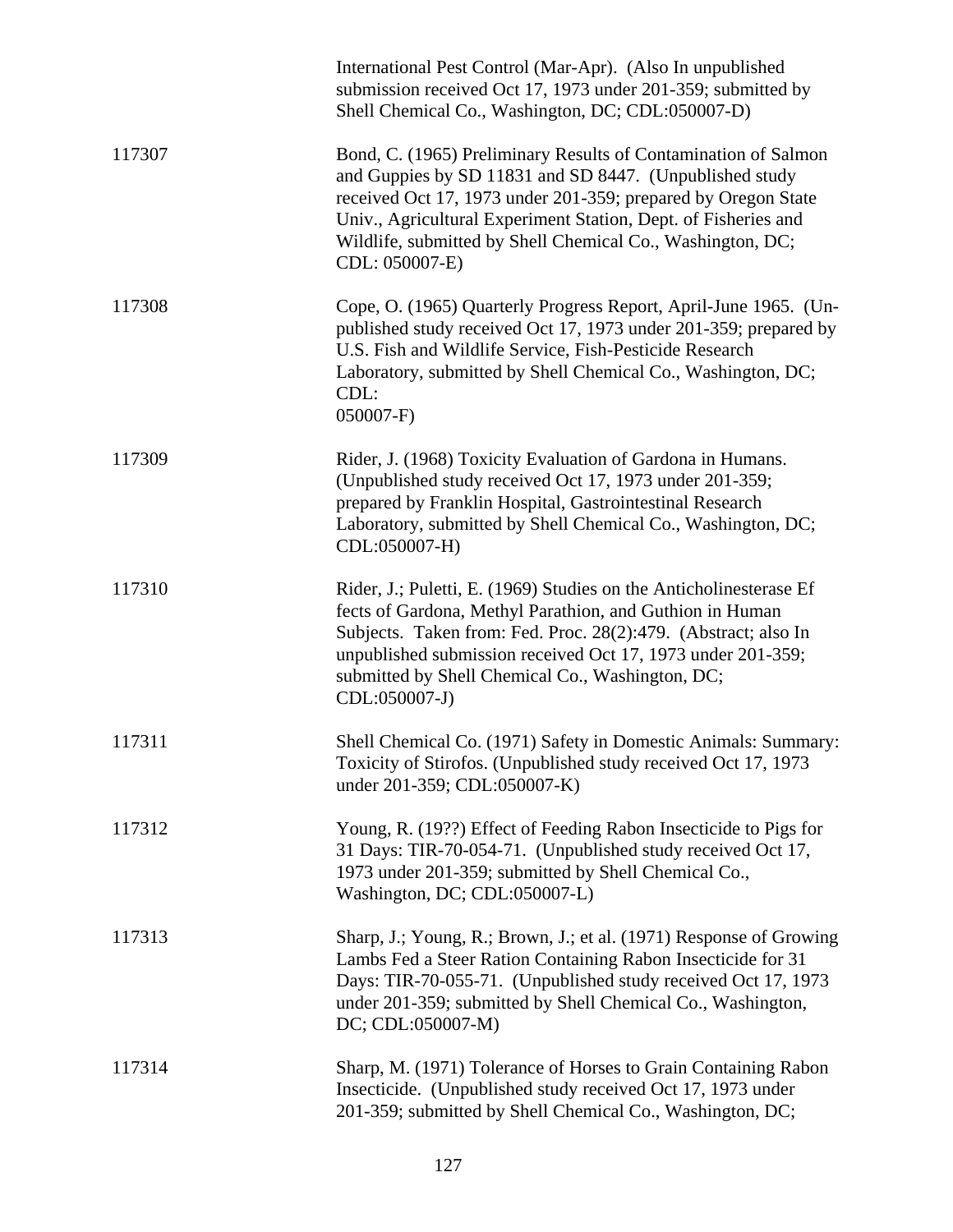| | |
|---|---|
| | International Pest Control (Mar-Apr). (Also In unpublished submission received Oct 17, 1973 under 201-359; submitted by Shell Chemical Co., Washington, DC; CDL:050007-D) |
| 117307 | Bond, C. (1965) Preliminary Results of Contamination of Salmon and Guppies by SD 11831 and SD 8447. (Unpublished study received Oct 17, 1973 under 201-359; prepared by Oregon State Univ., Agricultural Experiment Station, Dept. of Fisheries and Wildlife, submitted by Shell Chemical Co., Washington, DC; CDL: 050007-E) |
| 117308 | Cope, O. (1965) Quarterly Progress Report, April-June 1965. (Unpublished study received Oct 17, 1973 under 201-359; prepared by U.S. Fish and Wildlife Service, Fish-Pesticide Research Laboratory, submitted by Shell Chemical Co., Washington, DC; CDL: 050007-F) |
| 117309 | Rider, J. (1968) Toxicity Evaluation of Gardona in Humans. (Unpublished study received Oct 17, 1973 under 201-359; prepared by Franklin Hospital, Gastrointestinal Research Laboratory, submitted by Shell Chemical Co., Washington, DC; CDL:050007-H) |
| 117310 | Rider, J.; Puletti, E. (1969) Studies on the Anticholinesterase Ef fects of Gardona, Methyl Parathion, and Guthion in Human Subjects. Taken from: Fed. Proc. 28(2):479. (Abstract; also In unpublished submission received Oct 17, 1973 under 201-359; submitted by Shell Chemical Co., Washington, DC; CDL:050007-J) |
| 117311 | Shell Chemical Co. (1971) Safety in Domestic Animals: Summary: Toxicity of Stirofos. (Unpublished study received Oct 17, 1973 under 201-359; CDL:050007-K) |
| 117312 | Young, R. (19??) Effect of Feeding Rabon Insecticide to Pigs for 31 Days: TIR-70-054-71. (Unpublished study received Oct 17, 1973 under 201-359; submitted by Shell Chemical Co., Washington, DC; CDL:050007-L) |
| 117313 | Sharp, J.; Young, R.; Brown, J.; et al. (1971) Response of Growing Lambs Fed a Steer Ration Containing Rabon Insecticide for 31 Days: TIR-70-055-71. (Unpublished study received Oct 17, 1973 under 201-359; submitted by Shell Chemical Co., Washington, DC; CDL:050007-M) |
| 117314 | Sharp, M. (1971) Tolerance of Horses to Grain Containing Rabon Insecticide. (Unpublished study received Oct 17, 1973 under 201-359; submitted by Shell Chemical Co., Washington, DC; |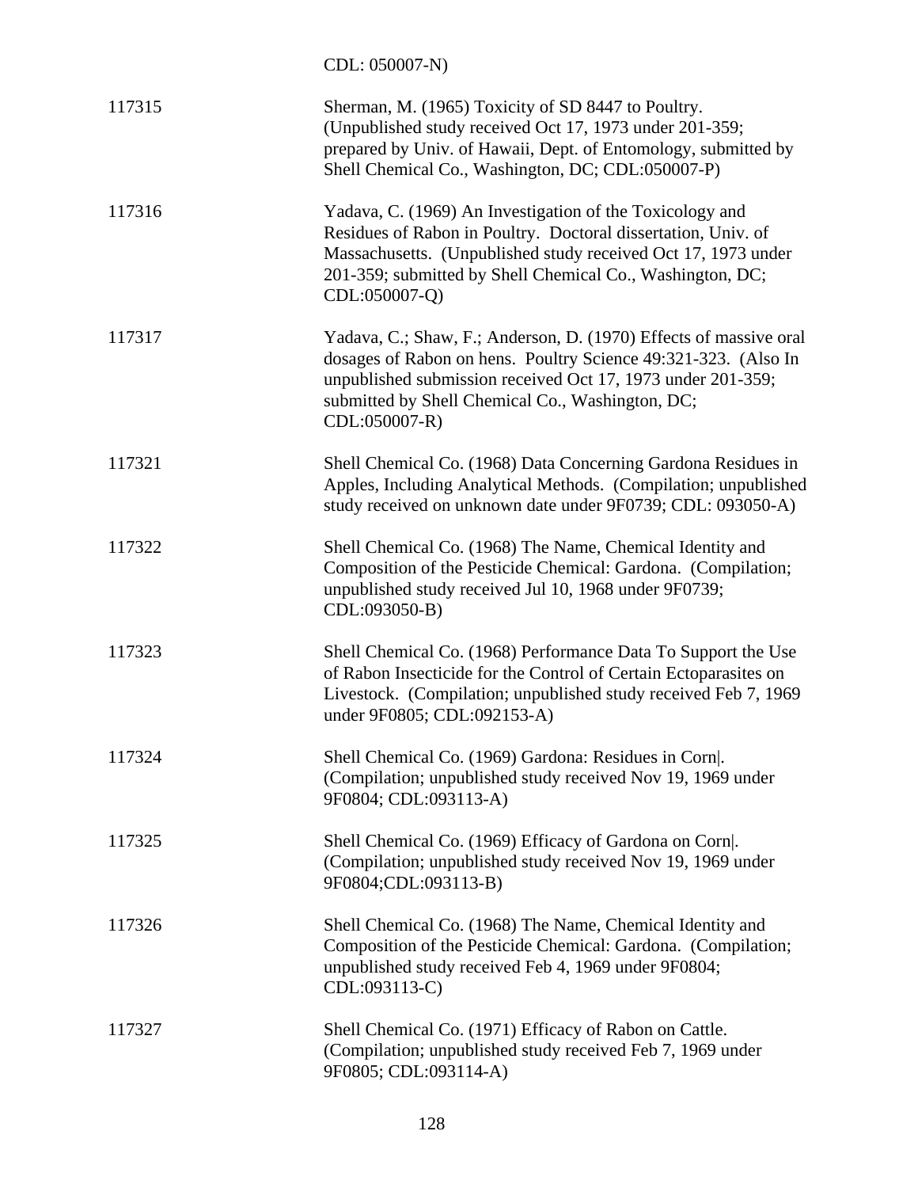| | |
|---|---|
| | CDL: 050007-N) |
| 117315 | Sherman, M. (1965) Toxicity of SD 8447 to Poultry. (Unpublished study received Oct 17, 1973 under 201-359; prepared by Univ. of Hawaii, Dept. of Entomology, submitted by Shell Chemical Co., Washington, DC; CDL:050007-P) |
| 117316 | Yadava, C. (1969) An Investigation of the Toxicology and Residues of Rabon in Poultry. Doctoral dissertation, Univ. of Massachusetts. (Unpublished study received Oct 17, 1973 under 201-359; submitted by Shell Chemical Co., Washington, DC; CDL:050007-Q) |
| 117317 | Yadava, C.; Shaw, F.; Anderson, D. (1970) Effects of massive oral dosages of Rabon on hens. Poultry Science 49:321-323. (Also In unpublished submission received Oct 17, 1973 under 201-359; submitted by Shell Chemical Co., Washington, DC; CDL:050007-R) |
| 117321 | Shell Chemical Co. (1968) Data Concerning Gardona Residues in Apples, Including Analytical Methods. (Compilation; unpublished study received on unknown date under 9F0739; CDL: 093050-A) |
| 117322 | Shell Chemical Co. (1968) The Name, Chemical Identity and Composition of the Pesticide Chemical: Gardona. (Compilation; unpublished study received Jul 10, 1968 under 9F0739; CDL:093050-B) |
| 117323 | Shell Chemical Co. (1968) Performance Data To Support the Use of Rabon Insecticide for the Control of Certain Ectoparasites on Livestock. (Compilation; unpublished study received Feb 7, 1969 under 9F0805; CDL:092153-A) |
| 117324 | Shell Chemical Co. (1969) Gardona: Residues in Corn\|. (Compilation; unpublished study received Nov 19, 1969 under 9F0804; CDL:093113-A) |
| 117325 | Shell Chemical Co. (1969) Efficacy of Gardona on Corn\|. (Compilation; unpublished study received Nov 19, 1969 under 9F0804;CDL:093113-B) |
| 117326 | Shell Chemical Co. (1968) The Name, Chemical Identity and Composition of the Pesticide Chemical: Gardona. (Compilation; unpublished study received Feb 4, 1969 under 9F0804; CDL:093113-C) |
| 117327 | Shell Chemical Co. (1971) Efficacy of Rabon on Cattle. (Compilation; unpublished study received Feb 7, 1969 under 9F0805; CDL:093114-A) |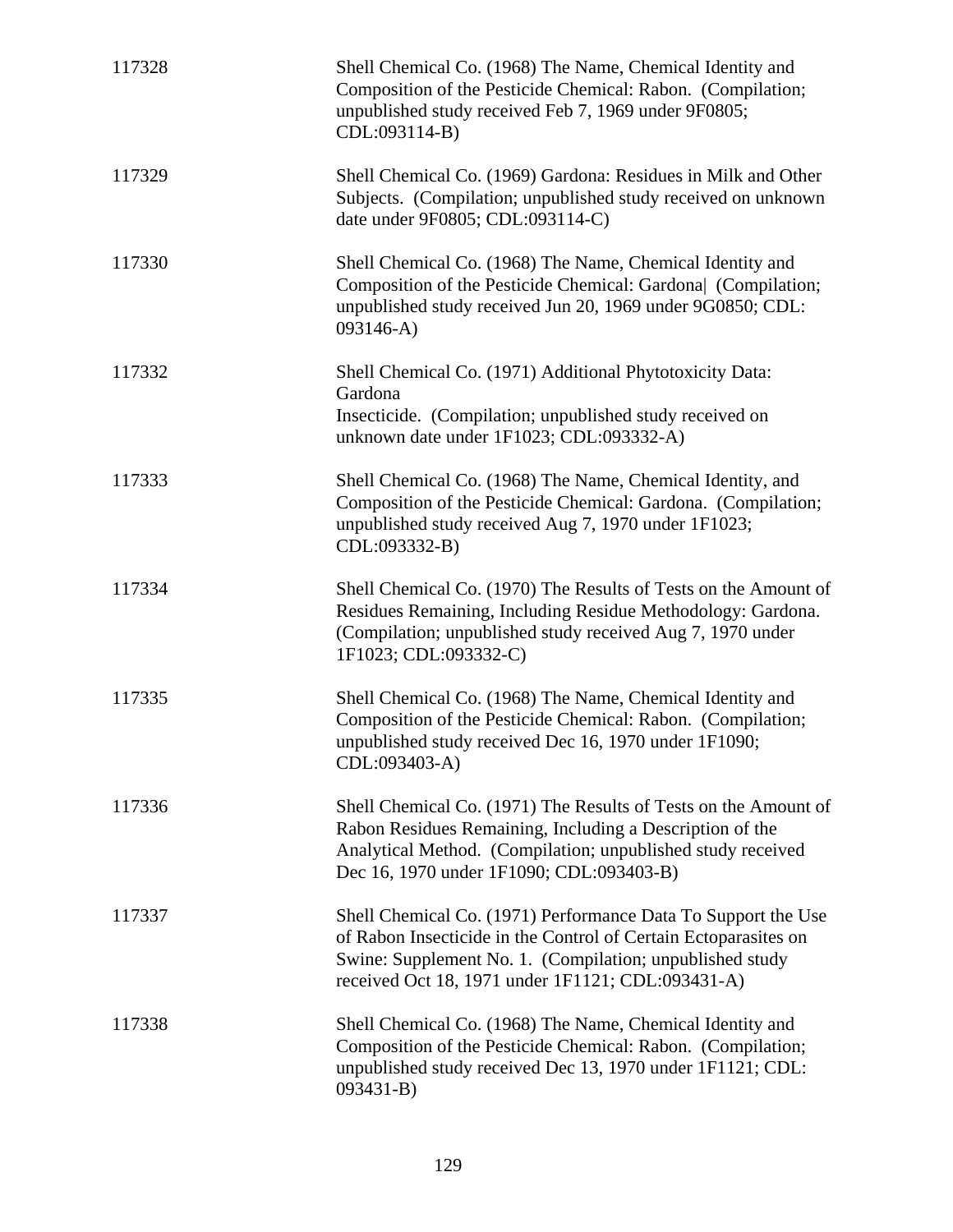| | |
|---|---|
| 117328 | Shell Chemical Co. (1968) The Name, Chemical Identity and Composition of the Pesticide Chemical: Rabon. (Compilation; unpublished study received Feb 7, 1969 under 9F0805; CDL:093114-B) |
| 117329 | Shell Chemical Co. (1969) Gardona: Residues in Milk and Other Subjects. (Compilation; unpublished study received on unknown date under 9F0805; CDL:093114-C) |
| 117330 | Shell Chemical Co. (1968) The Name, Chemical Identity and Composition of the Pesticide Chemical: Gardona\| (Compilation; unpublished study received Jun 20, 1969 under 9G0850; CDL: 093146-A) |
| 117332 | Shell Chemical Co. (1971) Additional Phytotoxicity Data: Gardona Insecticide. (Compilation; unpublished study received on unknown date under 1F1023; CDL:093332-A) |
| 117333 | Shell Chemical Co. (1968) The Name, Chemical Identity, and Composition of the Pesticide Chemical: Gardona. (Compilation; unpublished study received Aug 7, 1970 under 1F1023; CDL:093332-B) |
| 117334 | Shell Chemical Co. (1970) The Results of Tests on the Amount of Residues Remaining, Including Residue Methodology: Gardona. (Compilation; unpublished study received Aug 7, 1970 under 1F1023; CDL:093332-C) |
| 117335 | Shell Chemical Co. (1968) The Name, Chemical Identity and Composition of the Pesticide Chemical: Rabon. (Compilation; unpublished study received Dec 16, 1970 under 1F1090; CDL:093403-A) |
| 117336 | Shell Chemical Co. (1971) The Results of Tests on the Amount of Rabon Residues Remaining, Including a Description of the Analytical Method. (Compilation; unpublished study received Dec 16, 1970 under 1F1090; CDL:093403-B) |
| 117337 | Shell Chemical Co. (1971) Performance Data To Support the Use of Rabon Insecticide in the Control of Certain Ectoparasites on Swine: Supplement No. 1. (Compilation; unpublished study received Oct 18, 1971 under 1F1121; CDL:093431-A) |
| 117338 | Shell Chemical Co. (1968) The Name, Chemical Identity and Composition of the Pesticide Chemical: Rabon. (Compilation; unpublished study received Dec 13, 1970 under 1F1121; CDL: 093431-B) |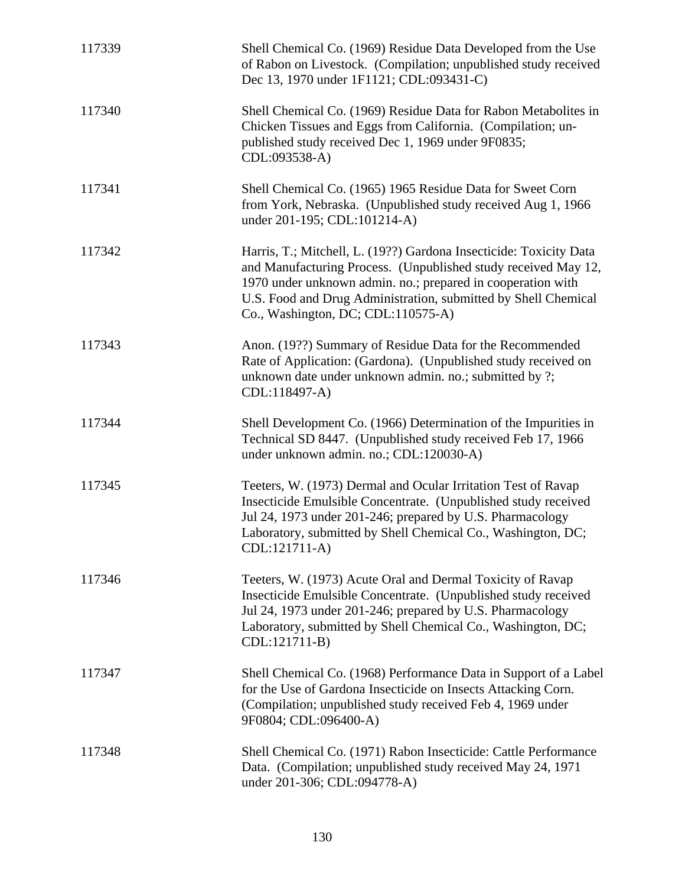| | |
|---|---|
| 117339 | Shell Chemical Co. (1969) Residue Data Developed from the Use of Rabon on Livestock. (Compilation; unpublished study received Dec 13, 1970 under 1F1121; CDL:093431-C) |
| 117340 | Shell Chemical Co. (1969) Residue Data for Rabon Metabolites in Chicken Tissues and Eggs from California. (Compilation; unpublished study received Dec 1, 1969 under 9F0835; CDL:093538-A) |
| 117341 | Shell Chemical Co. (1965) 1965 Residue Data for Sweet Corn from York, Nebraska. (Unpublished study received Aug 1, 1966 under 201-195; CDL:101214-A) |
| 117342 | Harris, T.; Mitchell, L. (19??) Gardona Insecticide: Toxicity Data and Manufacturing Process. (Unpublished study received May 12, 1970 under unknown admin. no.; prepared in cooperation with U.S. Food and Drug Administration, submitted by Shell Chemical Co., Washington, DC; CDL:110575-A) |
| 117343 | Anon. (19??) Summary of Residue Data for the Recommended Rate of Application: (Gardona). (Unpublished study received on unknown date under unknown admin. no.; submitted by ?; CDL:118497-A) |
| 117344 | Shell Development Co. (1966) Determination of the Impurities in Technical SD 8447. (Unpublished study received Feb 17, 1966 under unknown admin. no.; CDL:120030-A) |
| 117345 | Teeters, W. (1973) Dermal and Ocular Irritation Test of Ravap Insecticide Emulsible Concentrate. (Unpublished study received Jul 24, 1973 under 201-246; prepared by U.S. Pharmacology Laboratory, submitted by Shell Chemical Co., Washington, DC; CDL:121711-A) |
| 117346 | Teeters, W. (1973) Acute Oral and Dermal Toxicity of Ravap Insecticide Emulsible Concentrate. (Unpublished study received Jul 24, 1973 under 201-246; prepared by U.S. Pharmacology Laboratory, submitted by Shell Chemical Co., Washington, DC; CDL:121711-B) |
| 117347 | Shell Chemical Co. (1968) Performance Data in Support of a Label for the Use of Gardona Insecticide on Insects Attacking Corn. (Compilation; unpublished study received Feb 4, 1969 under 9F0804; CDL:096400-A) |
| 117348 | Shell Chemical Co. (1971) Rabon Insecticide: Cattle Performance Data. (Compilation; unpublished study received May 24, 1971 under 201-306; CDL:094778-A) |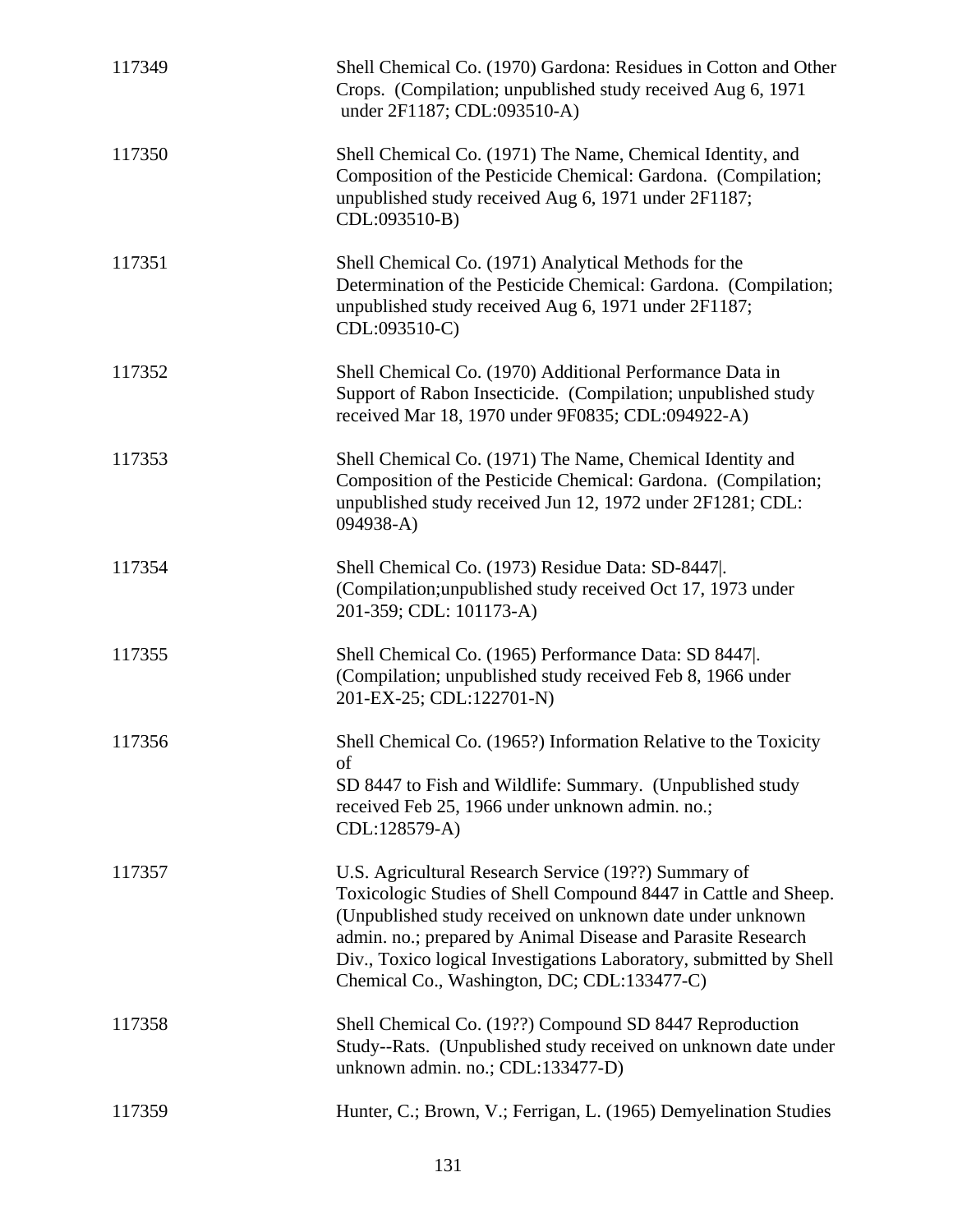| | |
|---|---|
| 117349 | Shell Chemical Co. (1970) Gardona: Residues in Cotton and Other Crops. (Compilation; unpublished study received Aug 6, 1971 under 2F1187; CDL:093510-A) |
| 117350 | Shell Chemical Co. (1971) The Name, Chemical Identity, and Composition of the Pesticide Chemical: Gardona. (Compilation; unpublished study received Aug 6, 1971 under 2F1187; CDL:093510-B) |
| 117351 | Shell Chemical Co. (1971) Analytical Methods for the Determination of the Pesticide Chemical: Gardona. (Compilation; unpublished study received Aug 6, 1971 under 2F1187; CDL:093510-C) |
| 117352 | Shell Chemical Co. (1970) Additional Performance Data in Support of Rabon Insecticide. (Compilation; unpublished study received Mar 18, 1970 under 9F0835; CDL:094922-A) |
| 117353 | Shell Chemical Co. (1971) The Name, Chemical Identity and Composition of the Pesticide Chemical: Gardona. (Compilation; unpublished study received Jun 12, 1972 under 2F1281; CDL: 094938-A) |
| 117354 | Shell Chemical Co. (1973) Residue Data: SD-8447\|. (Compilation;unpublished study received Oct 17, 1973 under 201-359; CDL: 101173-A) |
| 117355 | Shell Chemical Co. (1965) Performance Data: SD 8447\|. (Compilation; unpublished study received Feb 8, 1966 under 201-EX-25; CDL:122701-N) |
| 117356 | Shell Chemical Co. (1965?) Information Relative to the Toxicity of SD 8447 to Fish and Wildlife: Summary. (Unpublished study received Feb 25, 1966 under unknown admin. no.; CDL:128579-A) |
| 117357 | U.S. Agricultural Research Service (19??) Summary of Toxicologic Studies of Shell Compound 8447 in Cattle and Sheep. (Unpublished study received on unknown date under unknown admin. no.; prepared by Animal Disease and Parasite Research Div., Toxico logical Investigations Laboratory, submitted by Shell Chemical Co., Washington, DC; CDL:133477-C) |
| 117358 | Shell Chemical Co. (19??) Compound SD 8447 Reproduction Study--Rats. (Unpublished study received on unknown date under unknown admin. no.; CDL:133477-D) |
| 117359 | Hunter, C.; Brown, V.; Ferrigan, L. (1965) Demyelination Studies |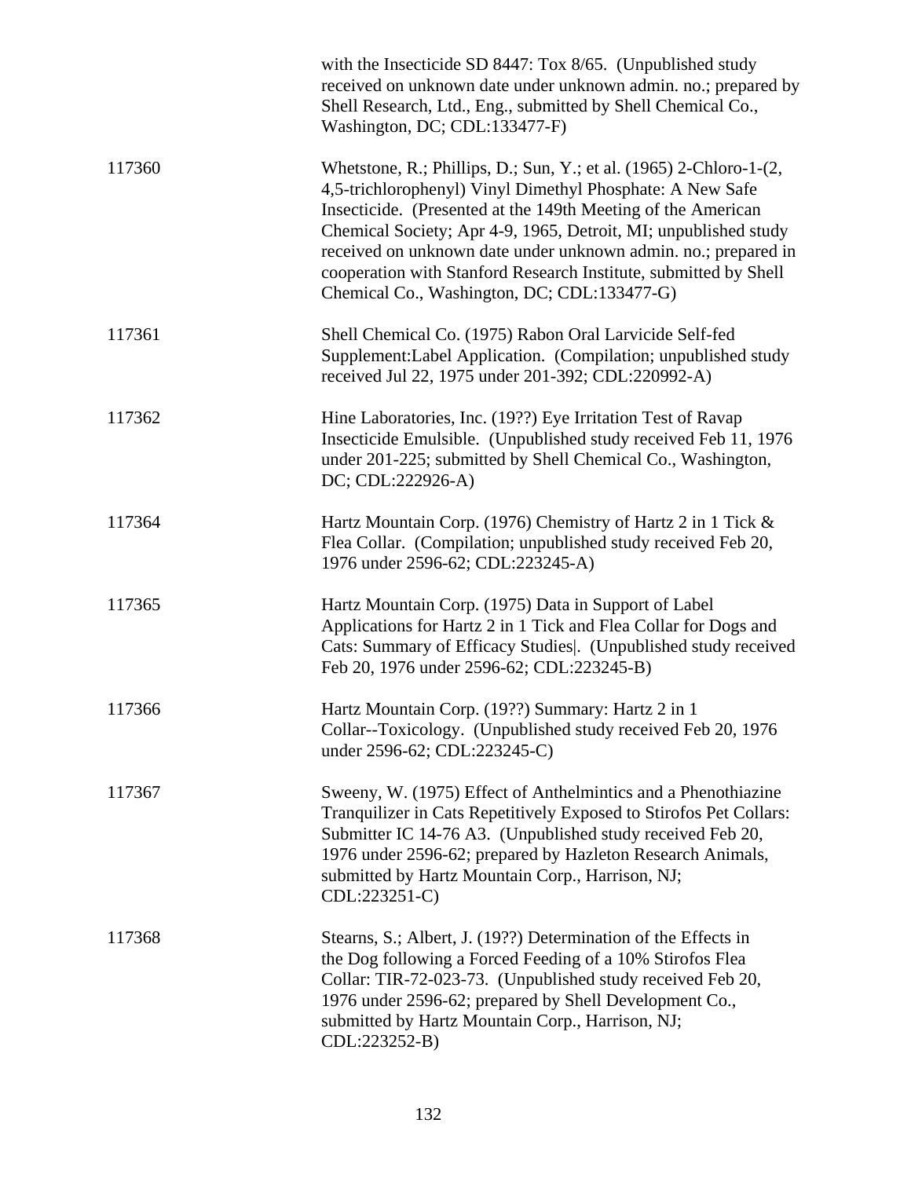|  | with the Insecticide SD 8447: Tox 8/65. (Unpublished study received on unknown date under unknown admin. no.; prepared by Shell Research, Ltd., Eng., submitted by Shell Chemical Co., Washington, DC; CDL:133477-F) |
|---|---|
| 117360 | Whetstone, R.; Phillips, D.; Sun, Y.; et al. (1965) 2-Chloro-1-(2, 4,5-trichlorophenyl) Vinyl Dimethyl Phosphate: A New Safe Insecticide. (Presented at the 149th Meeting of the American Chemical Society; Apr 4-9, 1965, Detroit, MI; unpublished study received on unknown date under unknown admin. no.; prepared in cooperation with Stanford Research Institute, submitted by Shell Chemical Co., Washington, DC; CDL:133477-G) |
| 117361 | Shell Chemical Co. (1975) Rabon Oral Larvicide Self-fed Supplement:Label Application. (Compilation; unpublished study received Jul 22, 1975 under 201-392; CDL:220992-A) |
| 117362 | Hine Laboratories, Inc. (19??) Eye Irritation Test of Ravap Insecticide Emulsible. (Unpublished study received Feb 11, 1976 under 201-225; submitted by Shell Chemical Co., Washington, DC; CDL:222926-A) |
| 117364 | Hartz Mountain Corp. (1976) Chemistry of Hartz 2 in 1 Tick & Flea Collar. (Compilation; unpublished study received Feb 20, 1976 under 2596-62; CDL:223245-A) |
| 117365 | Hartz Mountain Corp. (1975) Data in Support of Label Applications for Hartz 2 in 1 Tick and Flea Collar for Dogs and Cats: Summary of Efficacy Studies\|. (Unpublished study received Feb 20, 1976 under 2596-62; CDL:223245-B) |
| 117366 | Hartz Mountain Corp. (19??) Summary: Hartz 2 in 1 Collar--Toxicology. (Unpublished study received Feb 20, 1976 under 2596-62; CDL:223245-C) |
| 117367 | Sweeny, W. (1975) Effect of Anthelmintics and a Phenothiazine Tranquilizer in Cats Repetitively Exposed to Stirofos Pet Collars: Submitter IC 14-76 A3. (Unpublished study received Feb 20, 1976 under 2596-62; prepared by Hazleton Research Animals, submitted by Hartz Mountain Corp., Harrison, NJ; CDL:223251-C) |
| 117368 | Stearns, S.; Albert, J. (19??) Determination of the Effects in the Dog following a Forced Feeding of a 10% Stirofos Flea Collar: TIR-72-023-73. (Unpublished study received Feb 20, 1976 under 2596-62; prepared by Shell Development Co., submitted by Hartz Mountain Corp., Harrison, NJ; CDL:223252-B) |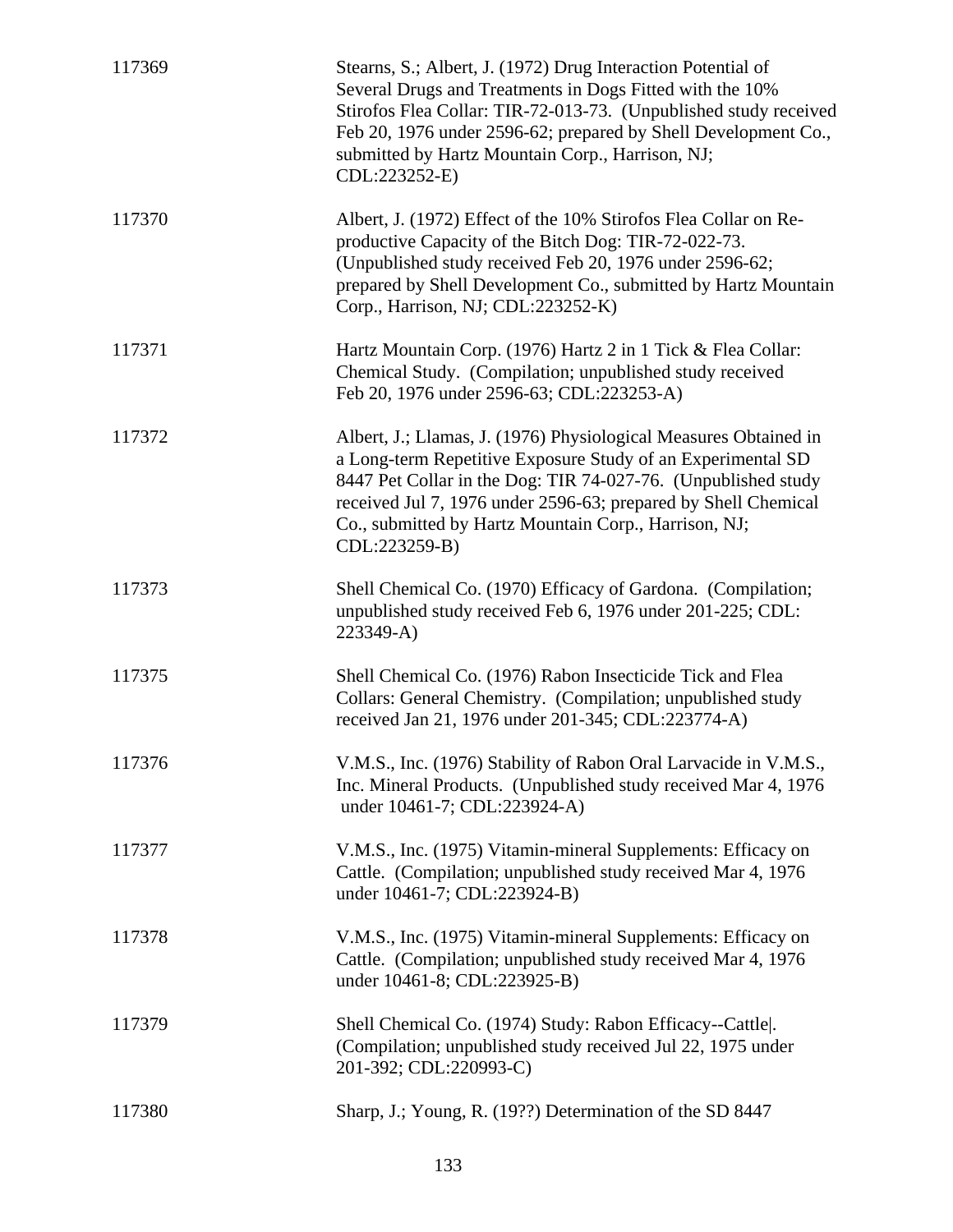| | |
|---|---|
| 117369 | Stearns, S.; Albert, J. (1972) Drug Interaction Potential of Several Drugs and Treatments in Dogs Fitted with the 10% Stirofos Flea Collar: TIR-72-013-73. (Unpublished study received Feb 20, 1976 under 2596-62; prepared by Shell Development Co., submitted by Hartz Mountain Corp., Harrison, NJ; CDL:223252-E) |
| 117370 | Albert, J. (1972) Effect of the 10% Stirofos Flea Collar on Re- productive Capacity of the Bitch Dog: TIR-72-022-73. (Unpublished study received Feb 20, 1976 under 2596-62; prepared by Shell Development Co., submitted by Hartz Mountain Corp., Harrison, NJ; CDL:223252-K) |
| 117371 | Hartz Mountain Corp. (1976) Hartz 2 in 1 Tick & Flea Collar: Chemical Study. (Compilation; unpublished study received Feb 20, 1976 under 2596-63; CDL:223253-A) |
| 117372 | Albert, J.; Llamas, J. (1976) Physiological Measures Obtained in a Long-term Repetitive Exposure Study of an Experimental SD 8447 Pet Collar in the Dog: TIR 74-027-76. (Unpublished study received Jul 7, 1976 under 2596-63; prepared by Shell Chemical Co., submitted by Hartz Mountain Corp., Harrison, NJ; CDL:223259-B) |
| 117373 | Shell Chemical Co. (1970) Efficacy of Gardona. (Compilation; unpublished study received Feb 6, 1976 under 201-225; CDL: 223349-A) |
| 117375 | Shell Chemical Co. (1976) Rabon Insecticide Tick and Flea Collars: General Chemistry. (Compilation; unpublished study received Jan 21, 1976 under 201-345; CDL:223774-A) |
| 117376 | V.M.S., Inc. (1976) Stability of Rabon Oral Larvacide in V.M.S., Inc. Mineral Products. (Unpublished study received Mar 4, 1976 under 10461-7; CDL:223924-A) |
| 117377 | V.M.S., Inc. (1975) Vitamin-mineral Supplements: Efficacy on Cattle. (Compilation; unpublished study received Mar 4, 1976 under 10461-7; CDL:223924-B) |
| 117378 | V.M.S., Inc. (1975) Vitamin-mineral Supplements: Efficacy on Cattle. (Compilation; unpublished study received Mar 4, 1976 under 10461-8; CDL:223925-B) |
| 117379 | Shell Chemical Co. (1974) Study: Rabon Efficacy--Cattle\|. (Compilation; unpublished study received Jul 22, 1975 under 201-392; CDL:220993-C) |
| 117380 | Sharp, J.; Young, R. (19??) Determination of the SD 8447 |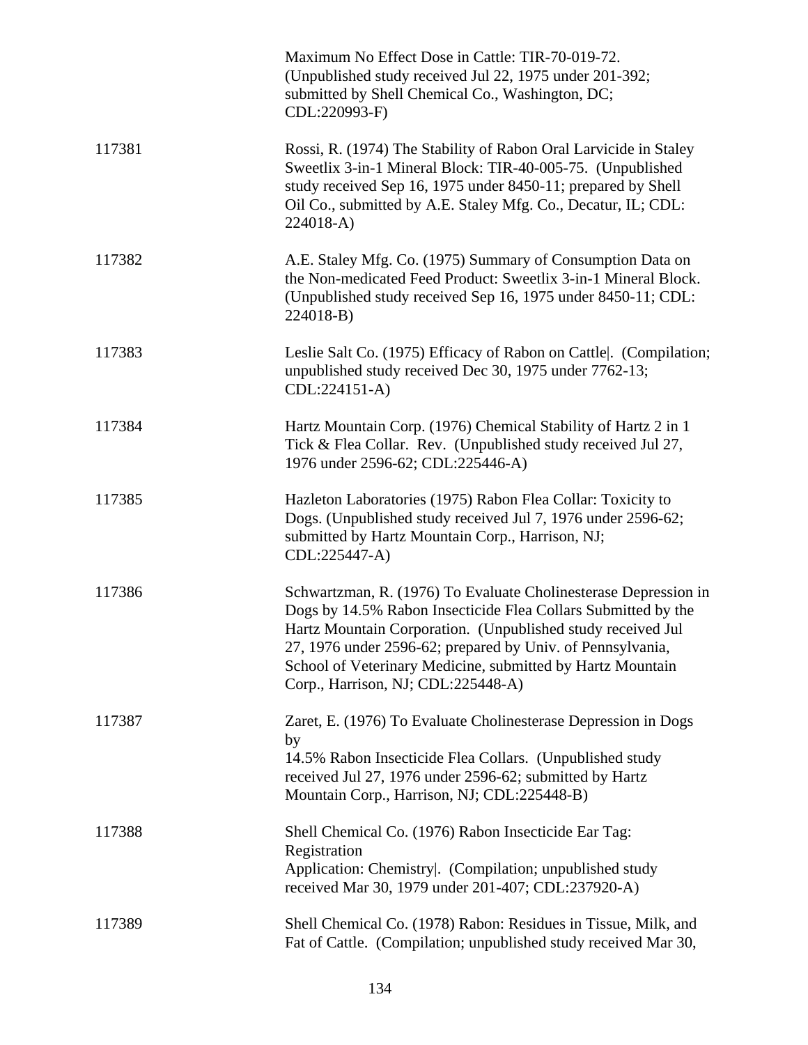| | |
|---|---|
| | Maximum No Effect Dose in Cattle: TIR-70-019-72. (Unpublished study received Jul 22, 1975 under 201-392; submitted by Shell Chemical Co., Washington, DC; CDL:220993-F) |
| 117381 | Rossi, R. (1974) The Stability of Rabon Oral Larvicide in Staley Sweetlix 3-in-1 Mineral Block: TIR-40-005-75. (Unpublished study received Sep 16, 1975 under 8450-11; prepared by Shell Oil Co., submitted by A.E. Staley Mfg. Co., Decatur, IL; CDL: 224018-A) |
| 117382 | A.E. Staley Mfg. Co. (1975) Summary of Consumption Data on the Non-medicated Feed Product: Sweetlix 3-in-1 Mineral Block. (Unpublished study received Sep 16, 1975 under 8450-11; CDL: 224018-B) |
| 117383 | Leslie Salt Co. (1975) Efficacy of Rabon on Cattle\|. (Compilation; unpublished study received Dec 30, 1975 under 7762-13; CDL:224151-A) |
| 117384 | Hartz Mountain Corp. (1976) Chemical Stability of Hartz 2 in 1 Tick & Flea Collar. Rev. (Unpublished study received Jul 27, 1976 under 2596-62; CDL:225446-A) |
| 117385 | Hazleton Laboratories (1975) Rabon Flea Collar: Toxicity to Dogs. (Unpublished study received Jul 7, 1976 under 2596-62; submitted by Hartz Mountain Corp., Harrison, NJ; CDL:225447-A) |
| 117386 | Schwartzman, R. (1976) To Evaluate Cholinesterase Depression in Dogs by 14.5% Rabon Insecticide Flea Collars Submitted by the Hartz Mountain Corporation. (Unpublished study received Jul 27, 1976 under 2596-62; prepared by Univ. of Pennsylvania, School of Veterinary Medicine, submitted by Hartz Mountain Corp., Harrison, NJ; CDL:225448-A) |
| 117387 | Zaret, E. (1976) To Evaluate Cholinesterase Depression in Dogs by 14.5% Rabon Insecticide Flea Collars. (Unpublished study received Jul 27, 1976 under 2596-62; submitted by Hartz Mountain Corp., Harrison, NJ; CDL:225448-B) |
| 117388 | Shell Chemical Co. (1976) Rabon Insecticide Ear Tag: Registration Application: Chemistry\|. (Compilation; unpublished study received Mar 30, 1979 under 201-407; CDL:237920-A) |
| 117389 | Shell Chemical Co. (1978) Rabon: Residues in Tissue, Milk, and Fat of Cattle. (Compilation; unpublished study received Mar 30, |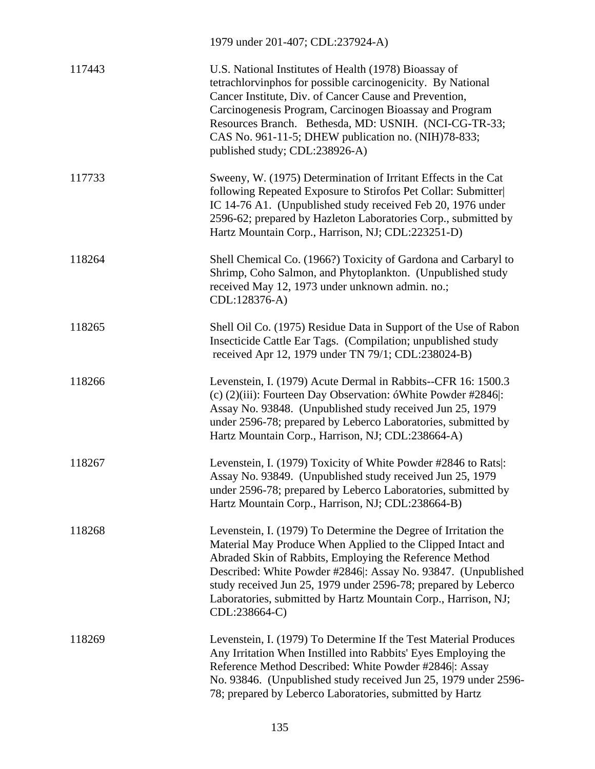1979 under 201-407; CDL:237924-A)

| | |
|---|---|
| 117443 | U.S. National Institutes of Health (1978) Bioassay of tetrachlorvinphos for possible carcinogenicity. By National Cancer Institute, Div. of Cancer Cause and Prevention, Carcinogenesis Program, Carcinogen Bioassay and Program Resources Branch. Bethesda, MD: USNIH. (NCI-CG-TR-33; CAS No. 961-11-5; DHEW publication no. (NIH)78-833; published study; CDL:238926-A) |
| 117733 | Sweeny, W. (1975) Determination of Irritant Effects in the Cat following Repeated Exposure to Stirofos Pet Collar: Submitter\| IC 14-76 A1. (Unpublished study received Feb 20, 1976 under 2596-62; prepared by Hazleton Laboratories Corp., submitted by Hartz Mountain Corp., Harrison, NJ; CDL:223251-D) |
| 118264 | Shell Chemical Co. (1966?) Toxicity of Gardona and Carbaryl to Shrimp, Coho Salmon, and Phytoplankton. (Unpublished study received May 12, 1973 under unknown admin. no.; CDL:128376-A) |
| 118265 | Shell Oil Co. (1975) Residue Data in Support of the Use of Rabon Insecticide Cattle Ear Tags. (Compilation; unpublished study received Apr 12, 1979 under TN 79/1; CDL:238024-B) |
| 118266 | Levenstein, I. (1979) Acute Dermal in Rabbits--CFR 16: 1500.3 (c) (2)(iii): Fourteen Day Observation: óWhite Powder #2846\|: Assay No. 93848. (Unpublished study received Jun 25, 1979 under 2596-78; prepared by Leberco Laboratories, submitted by Hartz Mountain Corp., Harrison, NJ; CDL:238664-A) |
| 118267 | Levenstein, I. (1979) Toxicity of White Powder #2846 to Rats\|: Assay No. 93849. (Unpublished study received Jun 25, 1979 under 2596-78; prepared by Leberco Laboratories, submitted by Hartz Mountain Corp., Harrison, NJ; CDL:238664-B) |
| 118268 | Levenstein, I. (1979) To Determine the Degree of Irritation the Material May Produce When Applied to the Clipped Intact and Abraded Skin of Rabbits, Employing the Reference Method Described: White Powder #2846\|: Assay No. 93847. (Unpublished study received Jun 25, 1979 under 2596-78; prepared by Leberco Laboratories, submitted by Hartz Mountain Corp., Harrison, NJ; CDL:238664-C) |
| 118269 | Levenstein, I. (1979) To Determine If the Test Material Produces Any Irritation When Instilled into Rabbits' Eyes Employing the Reference Method Described: White Powder #2846\|: Assay No. 93846. (Unpublished study received Jun 25, 1979 under 2596-78; prepared by Leberco Laboratories, submitted by Hartz |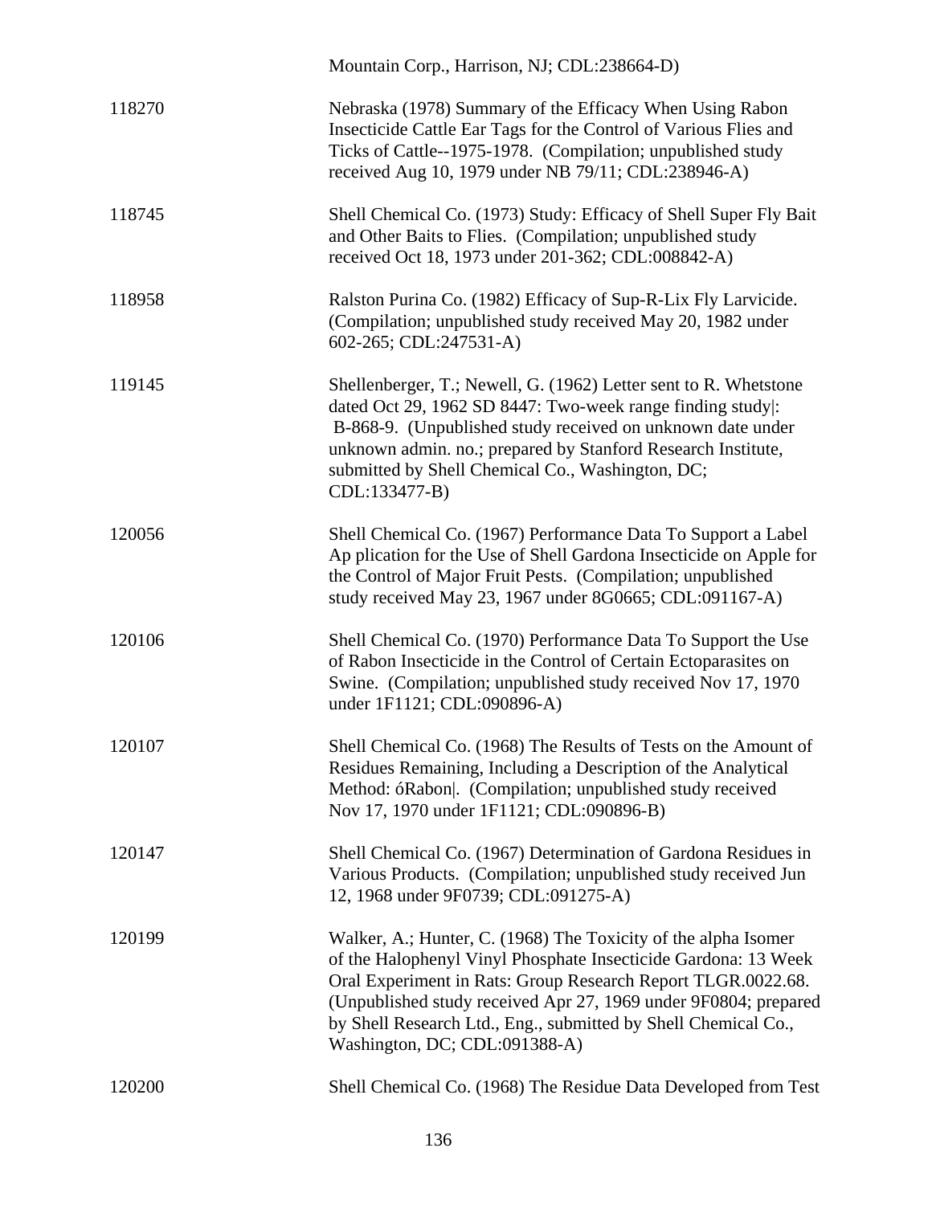| | |
|---|---|
| | Mountain Corp., Harrison, NJ; CDL:238664-D) |
| 118270 | Nebraska (1978) Summary of the Efficacy When Using Rabon Insecticide Cattle Ear Tags for the Control of Various Flies and Ticks of Cattle--1975-1978. (Compilation; unpublished study received Aug 10, 1979 under NB 79/11; CDL:238946-A) |
| 118745 | Shell Chemical Co. (1973) Study: Efficacy of Shell Super Fly Bait and Other Baits to Flies. (Compilation; unpublished study received Oct 18, 1973 under 201-362; CDL:008842-A) |
| 118958 | Ralston Purina Co. (1982) Efficacy of Sup-R-Lix Fly Larvicide. (Compilation; unpublished study received May 20, 1982 under 602-265; CDL:247531-A) |
| 119145 | Shellenberger, T.; Newell, G. (1962) Letter sent to R. Whetstone dated Oct 29, 1962 SD 8447: Two-week range finding study\|: B-868-9. (Unpublished study received on unknown date under unknown admin. no.; prepared by Stanford Research Institute, submitted by Shell Chemical Co., Washington, DC; CDL:133477-B) |
| 120056 | Shell Chemical Co. (1967) Performance Data To Support a Label Ap plication for the Use of Shell Gardona Insecticide on Apple for the Control of Major Fruit Pests. (Compilation; unpublished study received May 23, 1967 under 8G0665; CDL:091167-A) |
| 120106 | Shell Chemical Co. (1970) Performance Data To Support the Use of Rabon Insecticide in the Control of Certain Ectoparasites on Swine. (Compilation; unpublished study received Nov 17, 1970 under 1F1121; CDL:090896-A) |
| 120107 | Shell Chemical Co. (1968) The Results of Tests on the Amount of Residues Remaining, Including a Description of the Analytical Method: óRabon\|. (Compilation; unpublished study received Nov 17, 1970 under 1F1121; CDL:090896-B) |
| 120147 | Shell Chemical Co. (1967) Determination of Gardona Residues in Various Products. (Compilation; unpublished study received Jun 12, 1968 under 9F0739; CDL:091275-A) |
| 120199 | Walker, A.; Hunter, C. (1968) The Toxicity of the alpha Isomer of the Halophenyl Vinyl Phosphate Insecticide Gardona: 13 Week Oral Experiment in Rats: Group Research Report TLGR.0022.68. (Unpublished study received Apr 27, 1969 under 9F0804; prepared by Shell Research Ltd., Eng., submitted by Shell Chemical Co., Washington, DC; CDL:091388-A) |
| 120200 | Shell Chemical Co. (1968) The Residue Data Developed from Test |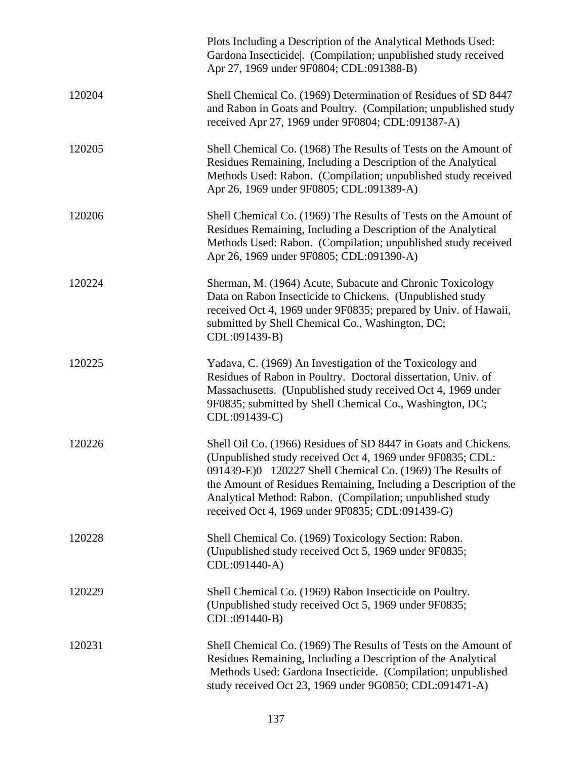| | |
|---|---|
| | Plots Including a Description of the Analytical Methods Used: Gardona Insecticide\|. (Compilation; unpublished study received Apr 27, 1969 under 9F0804; CDL:091388-B) |
| 120204 | Shell Chemical Co. (1969) Determination of Residues of SD 8447 and Rabon in Goats and Poultry. (Compilation; unpublished study received Apr 27, 1969 under 9F0804; CDL:091387-A) |
| 120205 | Shell Chemical Co. (1968) The Results of Tests on the Amount of Residues Remaining, Including a Description of the Analytical Methods Used: Rabon. (Compilation; unpublished study received Apr 26, 1969 under 9F0805; CDL:091389-A) |
| 120206 | Shell Chemical Co. (1969) The Results of Tests on the Amount of Residues Remaining, Including a Description of the Analytical Methods Used: Rabon. (Compilation; unpublished study received Apr 26, 1969 under 9F0805; CDL:091390-A) |
| 120224 | Sherman, M. (1964) Acute, Subacute and Chronic Toxicology Data on Rabon Insecticide to Chickens. (Unpublished study received Oct 4, 1969 under 9F0835; prepared by Univ. of Hawaii, submitted by Shell Chemical Co., Washington, DC; CDL:091439-B) |
| 120225 | Yadava, C. (1969) An Investigation of the Toxicology and Residues of Rabon in Poultry. Doctoral dissertation, Univ. of Massachusetts. (Unpublished study received Oct 4, 1969 under 9F0835; submitted by Shell Chemical Co., Washington, DC; CDL:091439-C) |
| 120226 | Shell Oil Co. (1966) Residues of SD 8447 in Goats and Chickens. (Unpublished study received Oct 4, 1969 under 9F0835; CDL: 091439-E)0 120227 Shell Chemical Co. (1969) The Results of the Amount of Residues Remaining, Including a Description of the Analytical Method: Rabon. (Compilation; unpublished study received Oct 4, 1969 under 9F0835; CDL:091439-G) |
| 120228 | Shell Chemical Co. (1969) Toxicology Section: Rabon. (Unpublished study received Oct 5, 1969 under 9F0835; CDL:091440-A) |
| 120229 | Shell Chemical Co. (1969) Rabon Insecticide on Poultry. (Unpublished study received Oct 5, 1969 under 9F0835; CDL:091440-B) |
| 120231 | Shell Chemical Co. (1969) The Results of Tests on the Amount of Residues Remaining, Including a Description of the Analytical Methods Used: Gardona Insecticide. (Compilation; unpublished study received Oct 23, 1969 under 9G0850; CDL:091471-A) |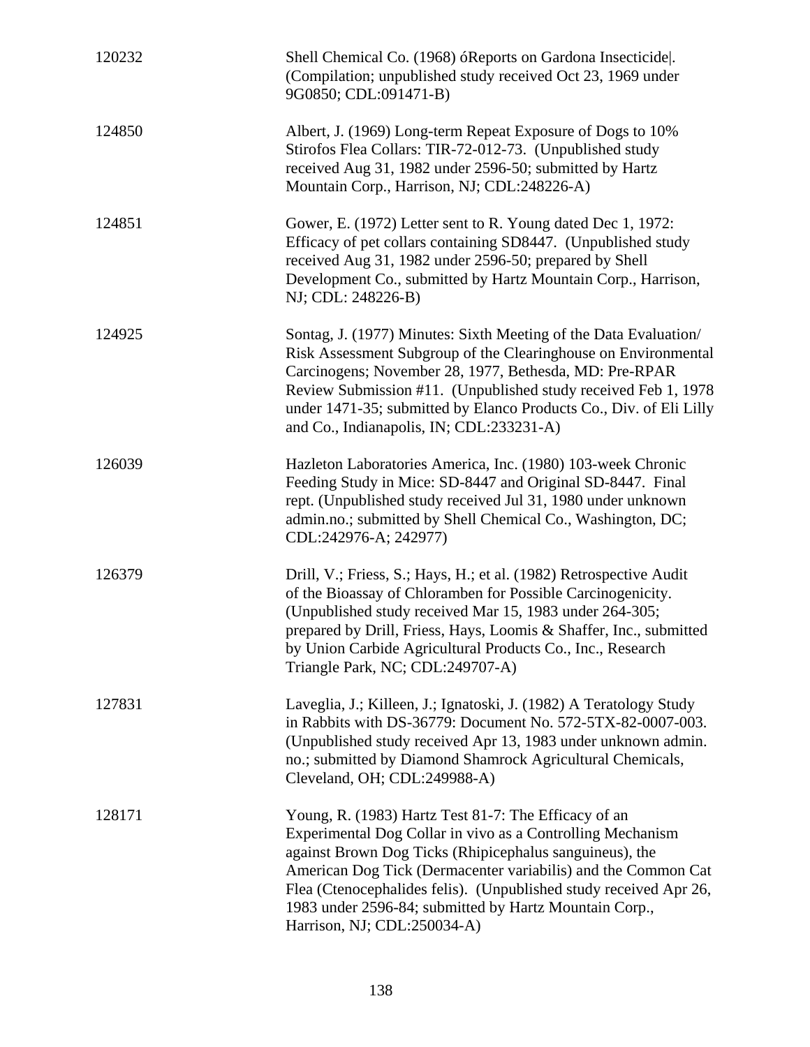| | |
|---|---|
| 120232 | Shell Chemical Co. (1968) óReports on Gardona Insecticide\|. (Compilation; unpublished study received Oct 23, 1969 under 9G0850; CDL:091471-B) |
| 124850 | Albert, J. (1969) Long-term Repeat Exposure of Dogs to 10% Stirofos Flea Collars: TIR-72-012-73. (Unpublished study received Aug 31, 1982 under 2596-50; submitted by Hartz Mountain Corp., Harrison, NJ; CDL:248226-A) |
| 124851 | Gower, E. (1972) Letter sent to R. Young dated Dec 1, 1972: Efficacy of pet collars containing SD8447. (Unpublished study received Aug 31, 1982 under 2596-50; prepared by Shell Development Co., submitted by Hartz Mountain Corp., Harrison, NJ; CDL: 248226-B) |
| 124925 | Sontag, J. (1977) Minutes: Sixth Meeting of the Data Evaluation/ Risk Assessment Subgroup of the Clearinghouse on Environmental Carcinogens; November 28, 1977, Bethesda, MD: Pre-RPAR Review Submission #11. (Unpublished study received Feb 1, 1978 under 1471-35; submitted by Elanco Products Co., Div. of Eli Lilly and Co., Indianapolis, IN; CDL:233231-A) |
| 126039 | Hazleton Laboratories America, Inc. (1980) 103-week Chronic Feeding Study in Mice: SD-8447 and Original SD-8447. Final rept. (Unpublished study received Jul 31, 1980 under unknown admin.no.; submitted by Shell Chemical Co., Washington, DC; CDL:242976-A; 242977) |
| 126379 | Drill, V.; Friess, S.; Hays, H.; et al. (1982) Retrospective Audit of the Bioassay of Chloramben for Possible Carcinogenicity. (Unpublished study received Mar 15, 1983 under 264-305; prepared by Drill, Friess, Hays, Loomis & Shaffer, Inc., submitted by Union Carbide Agricultural Products Co., Inc., Research Triangle Park, NC; CDL:249707-A) |
| 127831 | Laveglia, J.; Killeen, J.; Ignatoski, J. (1982) A Teratology Study in Rabbits with DS-36779: Document No. 572-5TX-82-0007-003. (Unpublished study received Apr 13, 1983 under unknown admin. no.; submitted by Diamond Shamrock Agricultural Chemicals, Cleveland, OH; CDL:249988-A) |
| 128171 | Young, R. (1983) Hartz Test 81-7: The Efficacy of an Experimental Dog Collar in vivo as a Controlling Mechanism against Brown Dog Ticks (Rhipicephalus sanguineus), the American Dog Tick (Dermacenter variabilis) and the Common Cat Flea (Ctenocephalides felis). (Unpublished study received Apr 26, 1983 under 2596-84; submitted by Hartz Mountain Corp., Harrison, NJ; CDL:250034-A) |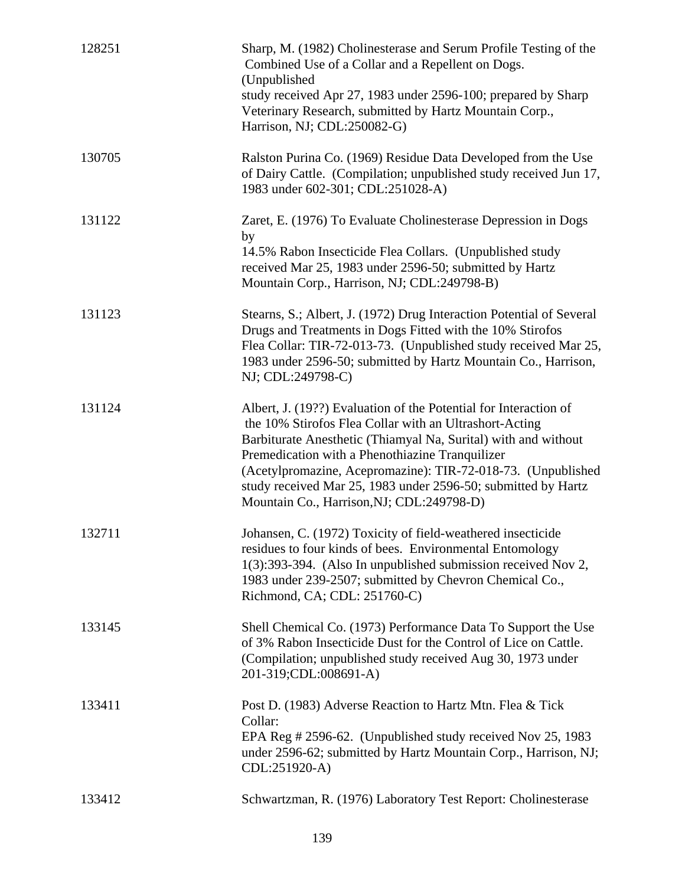| | |
|---|---|
| 128251 | Sharp, M. (1982) Cholinesterase and Serum Profile Testing of the Combined Use of a Collar and a Repellent on Dogs. (Unpublished study received Apr 27, 1983 under 2596-100; prepared by Sharp Veterinary Research, submitted by Hartz Mountain Corp., Harrison, NJ; CDL:250082-G) |
| 130705 | Ralston Purina Co. (1969) Residue Data Developed from the Use of Dairy Cattle. (Compilation; unpublished study received Jun 17, 1983 under 602-301; CDL:251028-A) |
| 131122 | Zaret, E. (1976) To Evaluate Cholinesterase Depression in Dogs by 14.5% Rabon Insecticide Flea Collars. (Unpublished study received Mar 25, 1983 under 2596-50; submitted by Hartz Mountain Corp., Harrison, NJ; CDL:249798-B) |
| 131123 | Stearns, S.; Albert, J. (1972) Drug Interaction Potential of Several Drugs and Treatments in Dogs Fitted with the 10% Stirofos Flea Collar: TIR-72-013-73. (Unpublished study received Mar 25, 1983 under 2596-50; submitted by Hartz Mountain Co., Harrison, NJ; CDL:249798-C) |
| 131124 | Albert, J. (19??) Evaluation of the Potential for Interaction of the 10% Stirofos Flea Collar with an Ultrashort-Acting Barbiturate Anesthetic (Thiamyal Na, Surital) with and without Premedication with a Phenothiazine Tranquilizer (Acetylpromazine, Acepromazine): TIR-72-018-73. (Unpublished study received Mar 25, 1983 under 2596-50; submitted by Hartz Mountain Co., Harrison,NJ; CDL:249798-D) |
| 132711 | Johansen, C. (1972) Toxicity of field-weathered insecticide residues to four kinds of bees. Environmental Entomology 1(3):393-394. (Also In unpublished submission received Nov 2, 1983 under 239-2507; submitted by Chevron Chemical Co., Richmond, CA; CDL: 251760-C) |
| 133145 | Shell Chemical Co. (1973) Performance Data To Support the Use of 3% Rabon Insecticide Dust for the Control of Lice on Cattle. (Compilation; unpublished study received Aug 30, 1973 under 201-319;CDL:008691-A) |
| 133411 | Post D. (1983) Adverse Reaction to Hartz Mtn. Flea & Tick Collar: EPA Reg # 2596-62. (Unpublished study received Nov 25, 1983 under 2596-62; submitted by Hartz Mountain Corp., Harrison, NJ; CDL:251920-A) |
| 133412 | Schwartzman, R. (1976) Laboratory Test Report: Cholinesterase |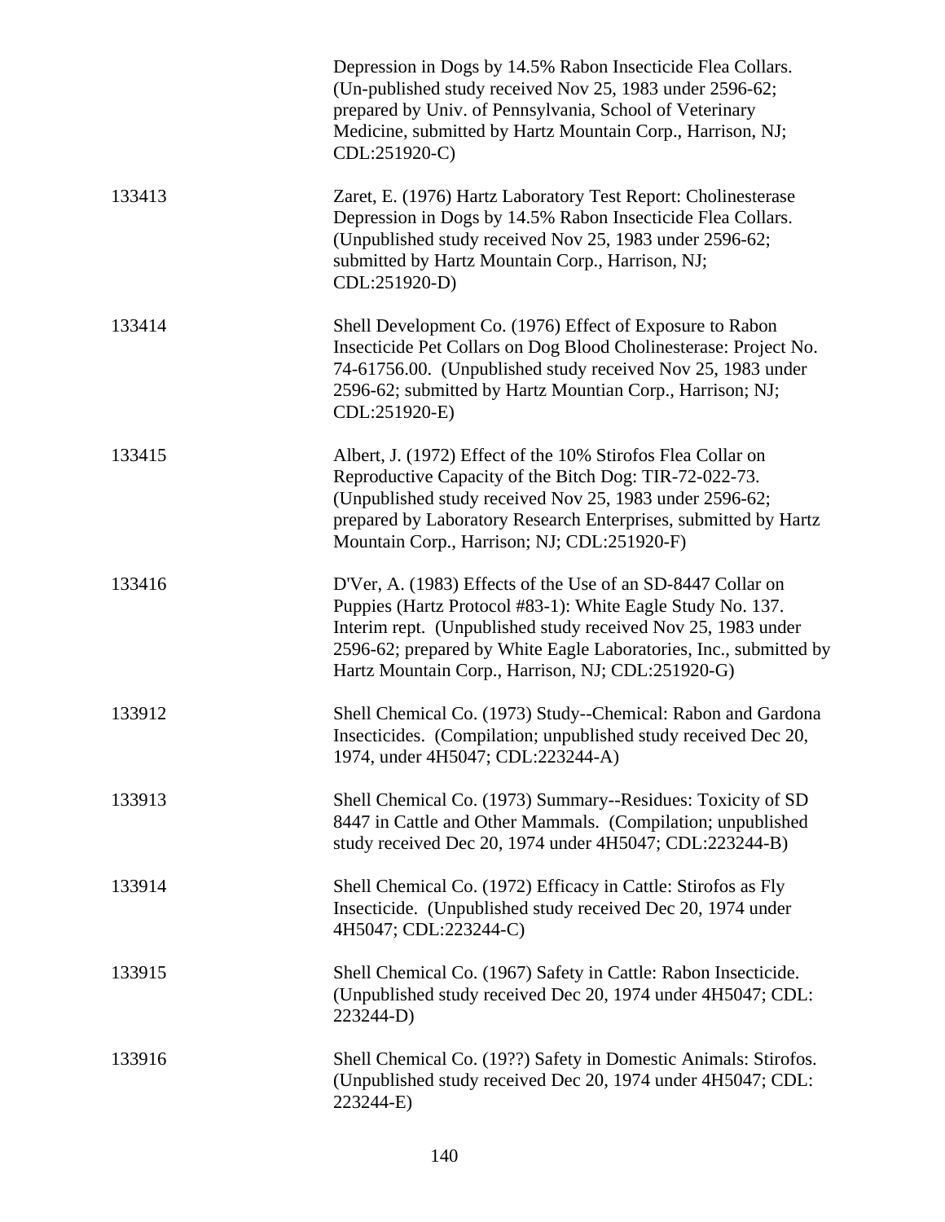| | |
|---|---|
| | Depression in Dogs by 14.5% Rabon Insecticide Flea Collars. (Un-published study received Nov 25, 1983 under 2596-62; prepared by Univ. of Pennsylvania, School of Veterinary Medicine, submitted by Hartz Mountain Corp., Harrison, NJ; CDL:251920-C) |
| 133413 | Zaret, E. (1976) Hartz Laboratory Test Report: Cholinesterase Depression in Dogs by 14.5% Rabon Insecticide Flea Collars. (Unpublished study received Nov 25, 1983 under 2596-62; submitted by Hartz Mountain Corp., Harrison, NJ; CDL:251920-D) |
| 133414 | Shell Development Co. (1976) Effect of Exposure to Rabon Insecticide Pet Collars on Dog Blood Cholinesterase: Project No. 74-61756.00. (Unpublished study received Nov 25, 1983 under 2596-62; submitted by Hartz Mountian Corp., Harrison; NJ; CDL:251920-E) |
| 133415 | Albert, J. (1972) Effect of the 10% Stirofos Flea Collar on Reproductive Capacity of the Bitch Dog: TIR-72-022-73. (Unpublished study received Nov 25, 1983 under 2596-62; prepared by Laboratory Research Enterprises, submitted by Hartz Mountain Corp., Harrison; NJ; CDL:251920-F) |
| 133416 | D'Ver, A. (1983) Effects of the Use of an SD-8447 Collar on Puppies (Hartz Protocol #83-1): White Eagle Study No. 137. Interim rept. (Unpublished study received Nov 25, 1983 under 2596-62; prepared by White Eagle Laboratories, Inc., submitted by Hartz Mountain Corp., Harrison, NJ; CDL:251920-G) |
| 133912 | Shell Chemical Co. (1973) Study--Chemical: Rabon and Gardona Insecticides. (Compilation; unpublished study received Dec 20, 1974, under 4H5047; CDL:223244-A) |
| 133913 | Shell Chemical Co. (1973) Summary--Residues: Toxicity of SD 8447 in Cattle and Other Mammals. (Compilation; unpublished study received Dec 20, 1974 under 4H5047; CDL:223244-B) |
| 133914 | Shell Chemical Co. (1972) Efficacy in Cattle: Stirofos as Fly Insecticide. (Unpublished study received Dec 20, 1974 under 4H5047; CDL:223244-C) |
| 133915 | Shell Chemical Co. (1967) Safety in Cattle: Rabon Insecticide. (Unpublished study received Dec 20, 1974 under 4H5047; CDL: 223244-D) |
| 133916 | Shell Chemical Co. (19??) Safety in Domestic Animals: Stirofos. (Unpublished study received Dec 20, 1974 under 4H5047; CDL: 223244-E) |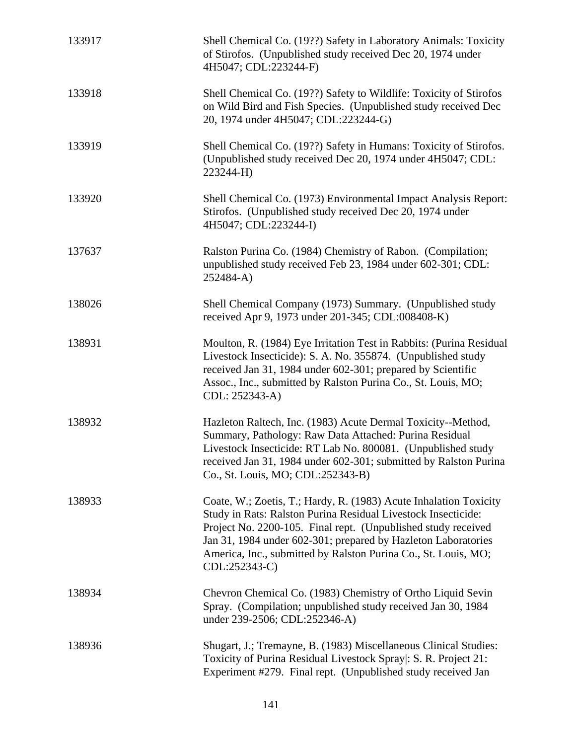| | |
|---|---|
| 133917 | Shell Chemical Co. (19??) Safety in Laboratory Animals: Toxicity of Stirofos. (Unpublished study received Dec 20, 1974 under 4H5047; CDL:223244-F) |
| 133918 | Shell Chemical Co. (19??) Safety to Wildlife: Toxicity of Stirofos on Wild Bird and Fish Species. (Unpublished study received Dec 20, 1974 under 4H5047; CDL:223244-G) |
| 133919 | Shell Chemical Co. (19??) Safety in Humans: Toxicity of Stirofos. (Unpublished study received Dec 20, 1974 under 4H5047; CDL: 223244-H) |
| 133920 | Shell Chemical Co. (1973) Environmental Impact Analysis Report: Stirofos. (Unpublished study received Dec 20, 1974 under 4H5047; CDL:223244-I) |
| 137637 | Ralston Purina Co. (1984) Chemistry of Rabon. (Compilation; unpublished study received Feb 23, 1984 under 602-301; CDL: 252484-A) |
| 138026 | Shell Chemical Company (1973) Summary. (Unpublished study received Apr 9, 1973 under 201-345; CDL:008408-K) |
| 138931 | Moulton, R. (1984) Eye Irritation Test in Rabbits: (Purina Residual Livestock Insecticide): S. A. No. 355874. (Unpublished study received Jan 31, 1984 under 602-301; prepared by Scientific Assoc., Inc., submitted by Ralston Purina Co., St. Louis, MO; CDL: 252343-A) |
| 138932 | Hazleton Raltech, Inc. (1983) Acute Dermal Toxicity--Method, Summary, Pathology: Raw Data Attached: Purina Residual Livestock Insecticide: RT Lab No. 800081. (Unpublished study received Jan 31, 1984 under 602-301; submitted by Ralston Purina Co., St. Louis, MO; CDL:252343-B) |
| 138933 | Coate, W.; Zoetis, T.; Hardy, R. (1983) Acute Inhalation Toxicity Study in Rats: Ralston Purina Residual Livestock Insecticide: Project No. 2200-105. Final rept. (Unpublished study received Jan 31, 1984 under 602-301; prepared by Hazleton Laboratories America, Inc., submitted by Ralston Purina Co., St. Louis, MO; CDL:252343-C) |
| 138934 | Chevron Chemical Co. (1983) Chemistry of Ortho Liquid Sevin Spray. (Compilation; unpublished study received Jan 30, 1984 under 239-2506; CDL:252346-A) |
| 138936 | Shugart, J.; Tremayne, B. (1983) Miscellaneous Clinical Studies: Toxicity of Purina Residual Livestock Spray\|: S. R. Project 21: Experiment #279. Final rept. (Unpublished study received Jan |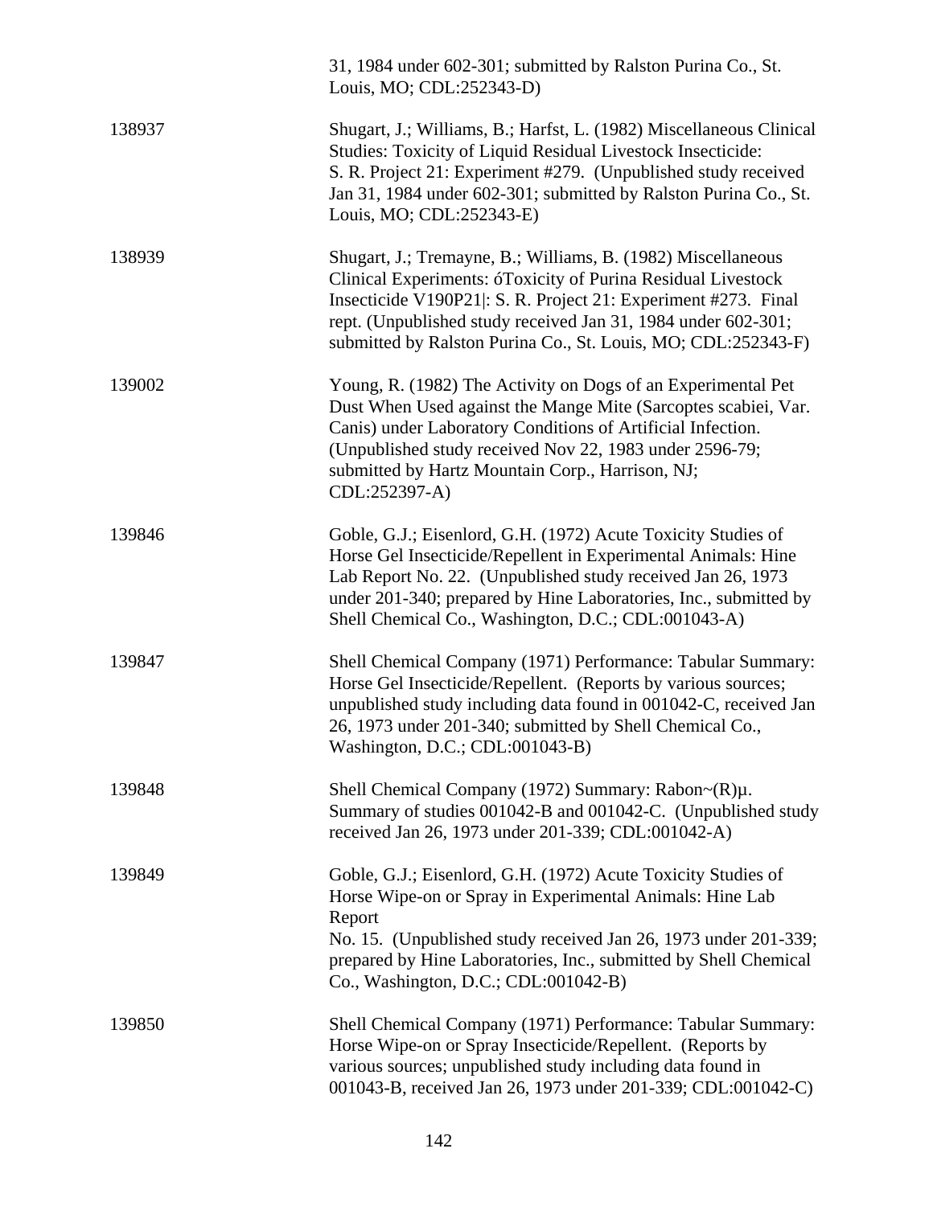| | |
|---|---|
| | 31, 1984 under 602-301; submitted by Ralston Purina Co., St. Louis, MO; CDL:252343-D) |
| 138937 | Shugart, J.; Williams, B.; Harfst, L. (1982) Miscellaneous Clinical Studies: Toxicity of Liquid Residual Livestock Insecticide: S. R. Project 21: Experiment #279. (Unpublished study received Jan 31, 1984 under 602-301; submitted by Ralston Purina Co., St. Louis, MO; CDL:252343-E) |
| 138939 | Shugart, J.; Tremayne, B.; Williams, B. (1982) Miscellaneous Clinical Experiments: óToxicity of Purina Residual Livestock Insecticide V190P21\|: S. R. Project 21: Experiment #273. Final rept. (Unpublished study received Jan 31, 1984 under 602-301; submitted by Ralston Purina Co., St. Louis, MO; CDL:252343-F) |
| 139002 | Young, R. (1982) The Activity on Dogs of an Experimental Pet Dust When Used against the Mange Mite (Sarcoptes scabiei, Var. Canis) under Laboratory Conditions of Artificial Infection. (Unpublished study received Nov 22, 1983 under 2596-79; submitted by Hartz Mountain Corp., Harrison, NJ; CDL:252397-A) |
| 139846 | Goble, G.J.; Eisenlord, G.H. (1972) Acute Toxicity Studies of Horse Gel Insecticide/Repellent in Experimental Animals: Hine Lab Report No. 22. (Unpublished study received Jan 26, 1973 under 201-340; prepared by Hine Laboratories, Inc., submitted by Shell Chemical Co., Washington, D.C.; CDL:001043-A) |
| 139847 | Shell Chemical Company (1971) Performance: Tabular Summary: Horse Gel Insecticide/Repellent. (Reports by various sources; unpublished study including data found in 001042-C, received Jan 26, 1973 under 201-340; submitted by Shell Chemical Co., Washington, D.C.; CDL:001043-B) |
| 139848 | Shell Chemical Company (1972) Summary: Rabon~(R)µ. Summary of studies 001042-B and 001042-C. (Unpublished study received Jan 26, 1973 under 201-339; CDL:001042-A) |
| 139849 | Goble, G.J.; Eisenlord, G.H. (1972) Acute Toxicity Studies of Horse Wipe-on or Spray in Experimental Animals: Hine Lab Report No. 15. (Unpublished study received Jan 26, 1973 under 201-339; prepared by Hine Laboratories, Inc., submitted by Shell Chemical Co., Washington, D.C.; CDL:001042-B) |
| 139850 | Shell Chemical Company (1971) Performance: Tabular Summary: Horse Wipe-on or Spray Insecticide/Repellent. (Reports by various sources; unpublished study including data found in 001043-B, received Jan 26, 1973 under 201-339; CDL:001042-C) |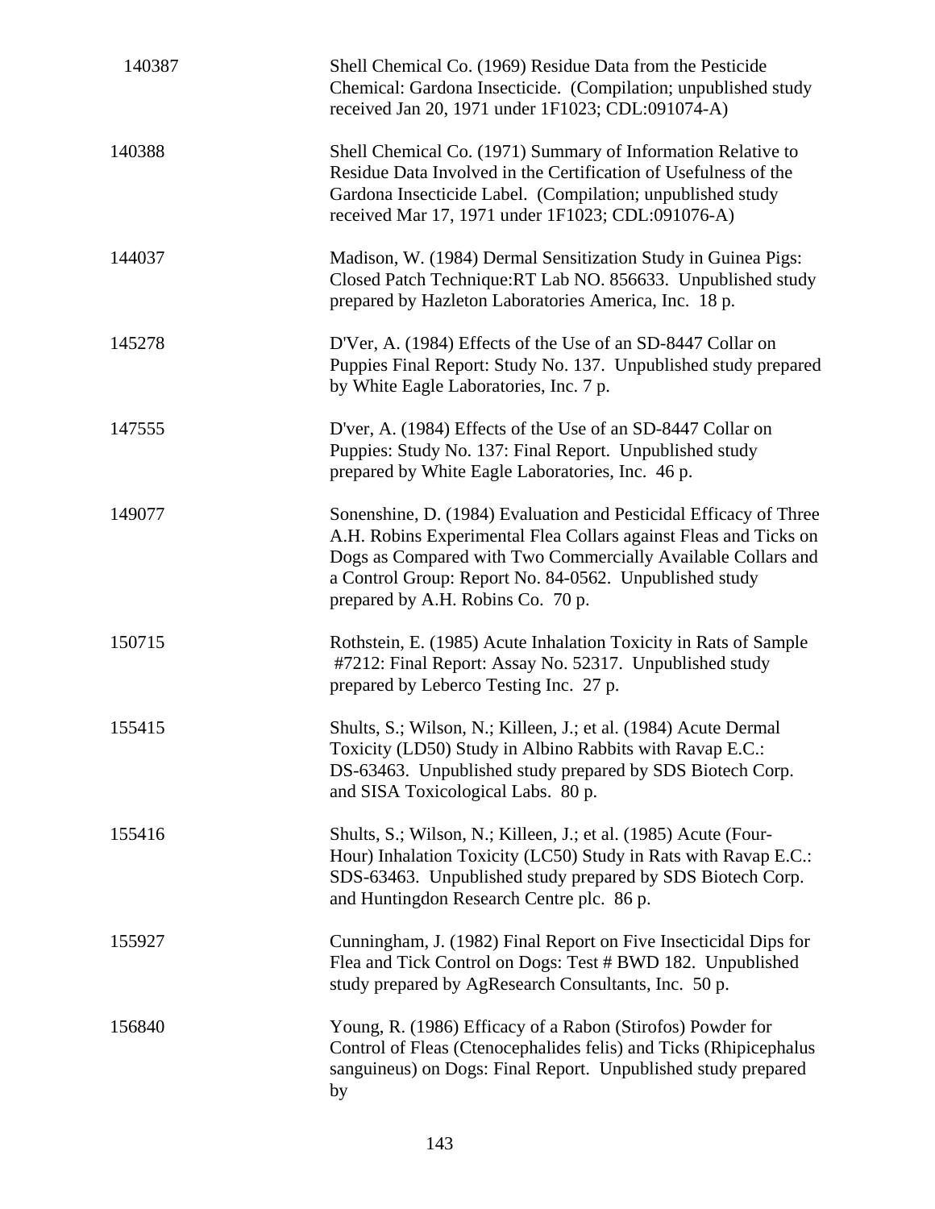| | |
|---|---|
| 140387 | Shell Chemical Co. (1969) Residue Data from the Pesticide Chemical: Gardona Insecticide. (Compilation; unpublished study received Jan 20, 1971 under 1F1023; CDL:091074-A) |
| 140388 | Shell Chemical Co. (1971) Summary of Information Relative to Residue Data Involved in the Certification of Usefulness of the Gardona Insecticide Label. (Compilation; unpublished study received Mar 17, 1971 under 1F1023; CDL:091076-A) |
| 144037 | Madison, W. (1984) Dermal Sensitization Study in Guinea Pigs: Closed Patch Technique:RT Lab NO. 856633. Unpublished study prepared by Hazleton Laboratories America, Inc. 18 p. |
| 145278 | D'Ver, A. (1984) Effects of the Use of an SD-8447 Collar on Puppies Final Report: Study No. 137. Unpublished study prepared by White Eagle Laboratories, Inc. 7 p. |
| 147555 | D'ver, A. (1984) Effects of the Use of an SD-8447 Collar on Puppies: Study No. 137: Final Report. Unpublished study prepared by White Eagle Laboratories, Inc. 46 p. |
| 149077 | Sonenshine, D. (1984) Evaluation and Pesticidal Efficacy of Three A.H. Robins Experimental Flea Collars against Fleas and Ticks on Dogs as Compared with Two Commercially Available Collars and a Control Group: Report No. 84-0562. Unpublished study prepared by A.H. Robins Co. 70 p. |
| 150715 | Rothstein, E. (1985) Acute Inhalation Toxicity in Rats of Sample #7212: Final Report: Assay No. 52317. Unpublished study prepared by Leberco Testing Inc. 27 p. |
| 155415 | Shults, S.; Wilson, N.; Killeen, J.; et al. (1984) Acute Dermal Toxicity (LD50) Study in Albino Rabbits with Ravap E.C.: DS-63463. Unpublished study prepared by SDS Biotech Corp. and SISA Toxicological Labs. 80 p. |
| 155416 | Shults, S.; Wilson, N.; Killeen, J.; et al. (1985) Acute (Four-Hour) Inhalation Toxicity (LC50) Study in Rats with Ravap E.C.: SDS-63463. Unpublished study prepared by SDS Biotech Corp. and Huntingdon Research Centre plc. 86 p. |
| 155927 | Cunningham, J. (1982) Final Report on Five Insecticidal Dips for Flea and Tick Control on Dogs: Test # BWD 182. Unpublished study prepared by AgResearch Consultants, Inc. 50 p. |
| 156840 | Young, R. (1986) Efficacy of a Rabon (Stirofos) Powder for Control of Fleas (Ctenocephalides felis) and Ticks (Rhipicephalus sanguineus) on Dogs: Final Report. Unpublished study prepared by |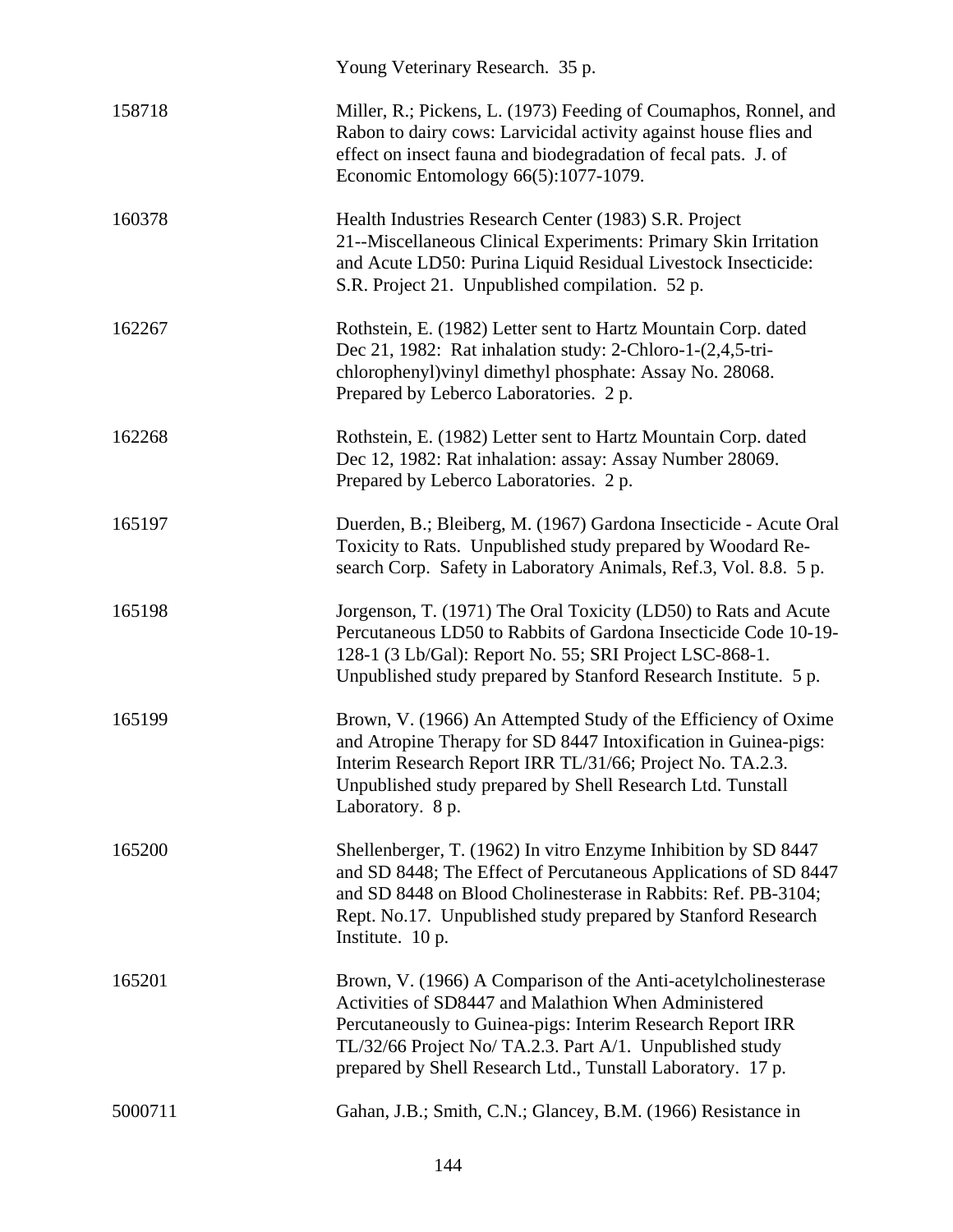| | |
|---|---|
| | Young Veterinary Research. 35 p. |
| 158718 | Miller, R.; Pickens, L. (1973) Feeding of Coumaphos, Ronnel, and Rabon to dairy cows: Larvicidal activity against house flies and effect on insect fauna and biodegradation of fecal pats. J. of Economic Entomology 66(5):1077-1079. |
| 160378 | Health Industries Research Center (1983) S.R. Project 21--Miscellaneous Clinical Experiments: Primary Skin Irritation and Acute LD50: Purina Liquid Residual Livestock Insecticide: S.R. Project 21. Unpublished compilation. 52 p. |
| 162267 | Rothstein, E. (1982) Letter sent to Hartz Mountain Corp. dated Dec 21, 1982: Rat inhalation study: 2-Chloro-1-(2,4,5-tri-chlorophenyl)vinyl dimethyl phosphate: Assay No. 28068. Prepared by Leberco Laboratories. 2 p. |
| 162268 | Rothstein, E. (1982) Letter sent to Hartz Mountain Corp. dated Dec 12, 1982: Rat inhalation: assay: Assay Number 28069. Prepared by Leberco Laboratories. 2 p. |
| 165197 | Duerden, B.; Bleiberg, M. (1967) Gardona Insecticide - Acute Oral Toxicity to Rats. Unpublished study prepared by Woodard Research Corp. Safety in Laboratory Animals, Ref.3, Vol. 8.8. 5 p. |
| 165198 | Jorgenson, T. (1971) The Oral Toxicity (LD50) to Rats and Acute Percutaneous LD50 to Rabbits of Gardona Insecticide Code 10-19-128-1 (3 Lb/Gal): Report No. 55; SRI Project LSC-868-1. Unpublished study prepared by Stanford Research Institute. 5 p. |
| 165199 | Brown, V. (1966) An Attempted Study of the Efficiency of Oxime and Atropine Therapy for SD 8447 Intoxification in Guinea-pigs: Interim Research Report IRR TL/31/66; Project No. TA.2.3. Unpublished study prepared by Shell Research Ltd. Tunstall Laboratory. 8 p. |
| 165200 | Shellenberger, T. (1962) In vitro Enzyme Inhibition by SD 8447 and SD 8448; The Effect of Percutaneous Applications of SD 8447 and SD 8448 on Blood Cholinesterase in Rabbits: Ref. PB-3104; Rept. No.17. Unpublished study prepared by Stanford Research Institute. 10 p. |
| 165201 | Brown, V. (1966) A Comparison of the Anti-acetylcholinesterase Activities of SD8447 and Malathion When Administered Percutaneously to Guinea-pigs: Interim Research Report IRR TL/32/66 Project No/ TA.2.3. Part A/1. Unpublished study prepared by Shell Research Ltd., Tunstall Laboratory. 17 p. |
| 5000711 | Gahan, J.B.; Smith, C.N.; Glancey, B.M. (1966) Resistance in |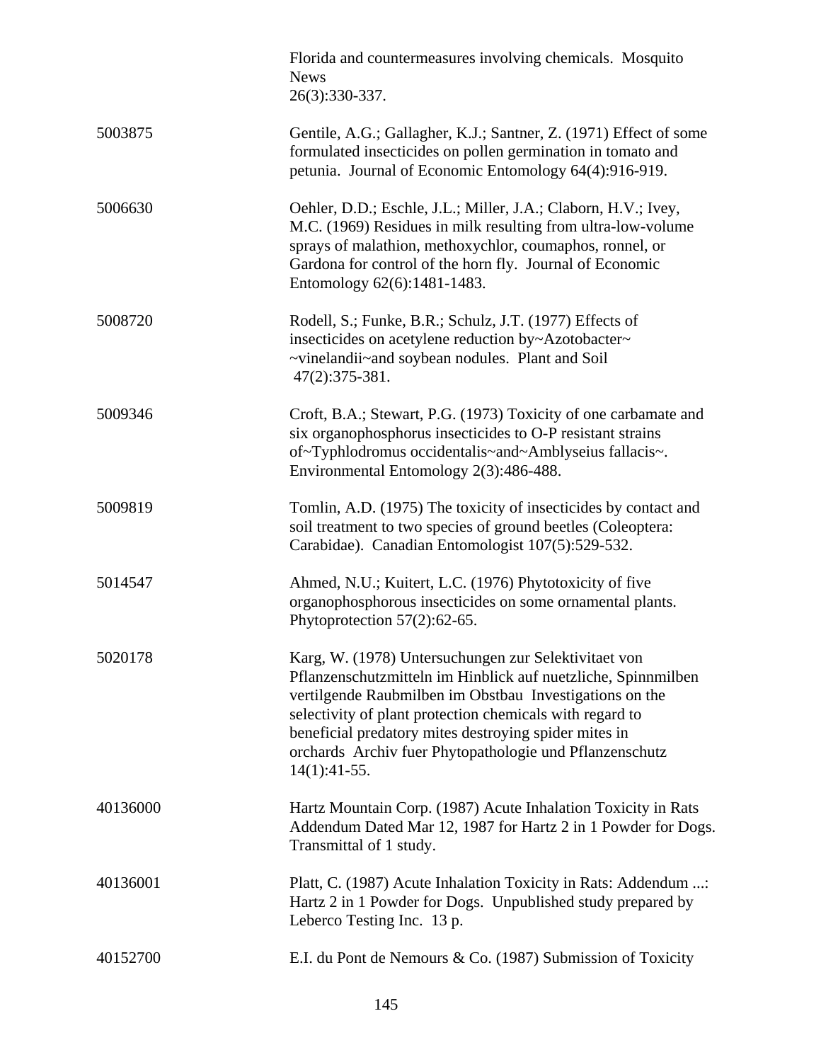|  | Florida and countermeasures involving chemicals. Mosquito News 26(3):330-337. |
|---|---|
| 5003875 | Gentile, A.G.; Gallagher, K.J.; Santner, Z. (1971) Effect of some formulated insecticides on pollen germination in tomato and petunia. Journal of Economic Entomology 64(4):916-919. |
| 5006630 | Oehler, D.D.; Eschle, J.L.; Miller, J.A.; Claborn, H.V.; Ivey, M.C. (1969) Residues in milk resulting from ultra-low-volume sprays of malathion, methoxychlor, coumaphos, ronnel, or Gardona for control of the horn fly. Journal of Economic Entomology 62(6):1481-1483. |
| 5008720 | Rodell, S.; Funke, B.R.; Schulz, J.T. (1977) Effects of insecticides on acetylene reduction by~Azotobacter~ ~vinelandii~and soybean nodules. Plant and Soil 47(2):375-381. |
| 5009346 | Croft, B.A.; Stewart, P.G. (1973) Toxicity of one carbamate and six organophosphorus insecticides to O-P resistant strains of~Typhlodromus occidentalis~and~Amblyseius fallacis~. Environmental Entomology 2(3):486-488. |
| 5009819 | Tomlin, A.D. (1975) The toxicity of insecticides by contact and soil treatment to two species of ground beetles (Coleoptera: Carabidae). Canadian Entomologist 107(5):529-532. |
| 5014547 | Ahmed, N.U.; Kuitert, L.C. (1976) Phytotoxicity of five organophosphorous insecticides on some ornamental plants. Phytoprotection 57(2):62-65. |
| 5020178 | Karg, W. (1978) Untersuchungen zur Selektivitaet von Pflanzenschutzmitteln im Hinblick auf nuetzliche, Spinnmilben vertilgende Raubmilben im Obstbau Investigations on the selectivity of plant protection chemicals with regard to beneficial predatory mites destroying spider mites in orchards Archiv fuer Phytopathologie und Pflanzenschutz 14(1):41-55. |
| 40136000 | Hartz Mountain Corp. (1987) Acute Inhalation Toxicity in Rats Addendum Dated Mar 12, 1987 for Hartz 2 in 1 Powder for Dogs. Transmittal of 1 study. |
| 40136001 | Platt, C. (1987) Acute Inhalation Toxicity in Rats: Addendum ...: Hartz 2 in 1 Powder for Dogs. Unpublished study prepared by Leberco Testing Inc. 13 p. |
| 40152700 | E.I. du Pont de Nemours & Co. (1987) Submission of Toxicity |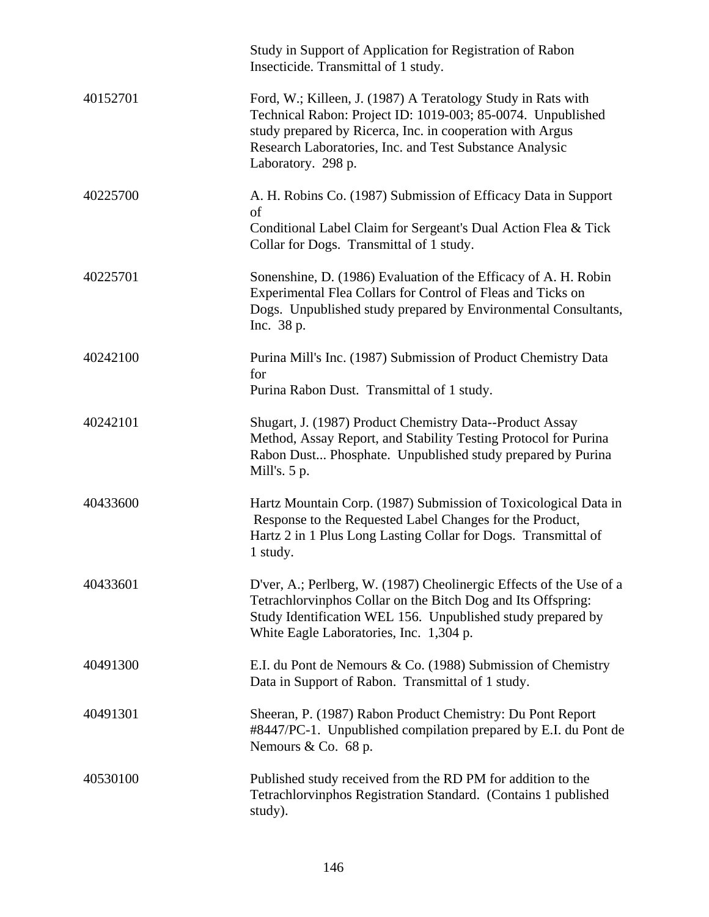| | |
|---|---|
| | Study in Support of Application for Registration of Rabon Insecticide. Transmittal of 1 study. |
| 40152701 | Ford, W.; Killeen, J. (1987) A Teratology Study in Rats with Technical Rabon: Project ID: 1019-003; 85-0074. Unpublished study prepared by Ricerca, Inc. in cooperation with Argus Research Laboratories, Inc. and Test Substance Analysic Laboratory. 298 p. |
| 40225700 | A. H. Robins Co. (1987) Submission of Efficacy Data in Support of Conditional Label Claim for Sergeant's Dual Action Flea & Tick Collar for Dogs. Transmittal of 1 study. |
| 40225701 | Sonenshine, D. (1986) Evaluation of the Efficacy of A. H. Robin Experimental Flea Collars for Control of Fleas and Ticks on Dogs. Unpublished study prepared by Environmental Consultants, Inc. 38 p. |
| 40242100 | Purina Mill's Inc. (1987) Submission of Product Chemistry Data for Purina Rabon Dust. Transmittal of 1 study. |
| 40242101 | Shugart, J. (1987) Product Chemistry Data--Product Assay Method, Assay Report, and Stability Testing Protocol for Purina Rabon Dust... Phosphate. Unpublished study prepared by Purina Mill's. 5 p. |
| 40433600 | Hartz Mountain Corp. (1987) Submission of Toxicological Data in Response to the Requested Label Changes for the Product, Hartz 2 in 1 Plus Long Lasting Collar for Dogs. Transmittal of 1 study. |
| 40433601 | D'ver, A.; Perlberg, W. (1987) Cheolinergic Effects of the Use of a Tetrachlorvinphos Collar on the Bitch Dog and Its Offspring: Study Identification WEL 156. Unpublished study prepared by White Eagle Laboratories, Inc. 1,304 p. |
| 40491300 | E.I. du Pont de Nemours & Co. (1988) Submission of Chemistry Data in Support of Rabon. Transmittal of 1 study. |
| 40491301 | Sheeran, P. (1987) Rabon Product Chemistry: Du Pont Report #8447/PC-1. Unpublished compilation prepared by E.I. du Pont de Nemours & Co. 68 p. |
| 40530100 | Published study received from the RD PM for addition to the Tetrachlorvinphos Registration Standard. (Contains 1 published study). |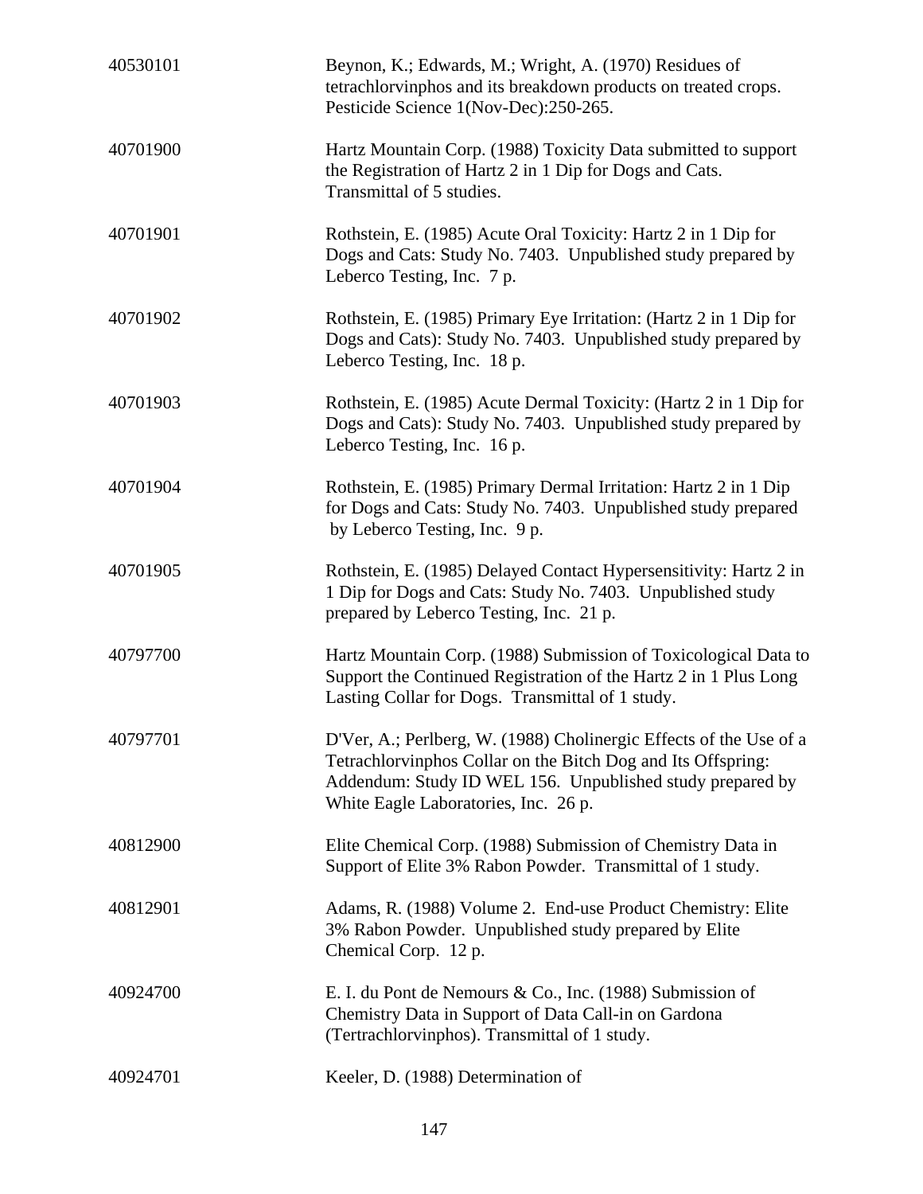| | |
|---|---|
| 40530101 | Beynon, K.; Edwards, M.; Wright, A. (1970) Residues of tetrachlorvinphos and its breakdown products on treated crops. Pesticide Science 1(Nov-Dec):250-265. |
| 40701900 | Hartz Mountain Corp. (1988) Toxicity Data submitted to support the Registration of Hartz 2 in 1 Dip for Dogs and Cats. Transmittal of 5 studies. |
| 40701901 | Rothstein, E. (1985) Acute Oral Toxicity: Hartz 2 in 1 Dip for Dogs and Cats: Study No. 7403. Unpublished study prepared by Leberco Testing, Inc. 7 p. |
| 40701902 | Rothstein, E. (1985) Primary Eye Irritation: (Hartz 2 in 1 Dip for Dogs and Cats): Study No. 7403. Unpublished study prepared by Leberco Testing, Inc. 18 p. |
| 40701903 | Rothstein, E. (1985) Acute Dermal Toxicity: (Hartz 2 in 1 Dip for Dogs and Cats): Study No. 7403. Unpublished study prepared by Leberco Testing, Inc. 16 p. |
| 40701904 | Rothstein, E. (1985) Primary Dermal Irritation: Hartz 2 in 1 Dip for Dogs and Cats: Study No. 7403. Unpublished study prepared by Leberco Testing, Inc. 9 p. |
| 40701905 | Rothstein, E. (1985) Delayed Contact Hypersensitivity: Hartz 2 in 1 Dip for Dogs and Cats: Study No. 7403. Unpublished study prepared by Leberco Testing, Inc. 21 p. |
| 40797700 | Hartz Mountain Corp. (1988) Submission of Toxicological Data to Support the Continued Registration of the Hartz 2 in 1 Plus Long Lasting Collar for Dogs. Transmittal of 1 study. |
| 40797701 | D'Ver, A.; Perlberg, W. (1988) Cholinergic Effects of the Use of a Tetrachlorvinphos Collar on the Bitch Dog and Its Offspring: Addendum: Study ID WEL 156. Unpublished study prepared by White Eagle Laboratories, Inc. 26 p. |
| 40812900 | Elite Chemical Corp. (1988) Submission of Chemistry Data in Support of Elite 3% Rabon Powder. Transmittal of 1 study. |
| 40812901 | Adams, R. (1988) Volume 2. End-use Product Chemistry: Elite 3% Rabon Powder. Unpublished study prepared by Elite Chemical Corp. 12 p. |
| 40924700 | E. I. du Pont de Nemours & Co., Inc. (1988) Submission of Chemistry Data in Support of Data Call-in on Gardona (Tertrachlorvinphos). Transmittal of 1 study. |
| 40924701 | Keeler, D. (1988) Determination of |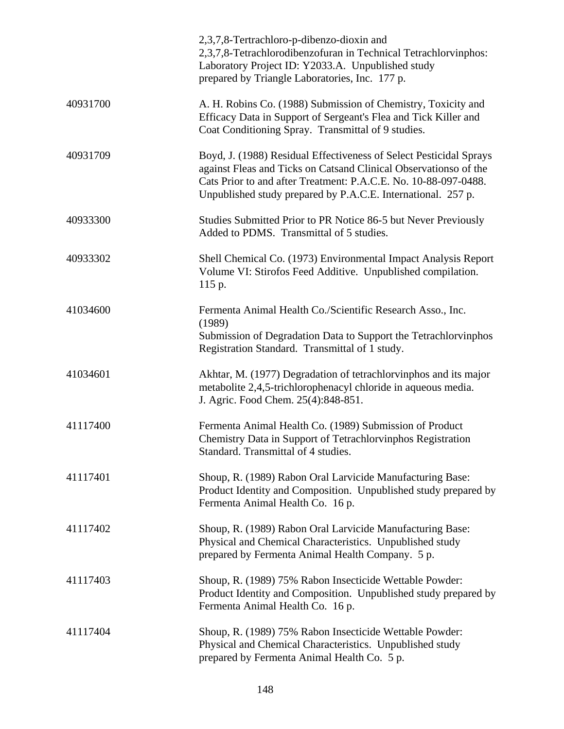| | |
|---|---|
| | 2,3,7,8-Tertrachloro-p-dibenzo-dioxin and 2,3,7,8-Tetrachlorodibenzofuran in Technical Tetrachlorvinphos: Laboratory Project ID: Y2033.A. Unpublished study prepared by Triangle Laboratories, Inc. 177 p. |
| 40931700 | A. H. Robins Co. (1988) Submission of Chemistry, Toxicity and Efficacy Data in Support of Sergeant's Flea and Tick Killer and Coat Conditioning Spray. Transmittal of 9 studies. |
| 40931709 | Boyd, J. (1988) Residual Effectiveness of Select Pesticidal Sprays against Fleas and Ticks on Catsand Clinical Observationso of the Cats Prior to and after Treatment: P.A.C.E. No. 10-88-097-0488. Unpublished study prepared by P.A.C.E. International. 257 p. |
| 40933300 | Studies Submitted Prior to PR Notice 86-5 but Never Previously Added to PDMS. Transmittal of 5 studies. |
| 40933302 | Shell Chemical Co. (1973) Environmental Impact Analysis Report Volume VI: Stirofos Feed Additive. Unpublished compilation. 115 p. |
| 41034600 | Fermenta Animal Health Co./Scientific Research Asso., Inc. (1989) Submission of Degradation Data to Support the Tetrachlorvinphos Registration Standard. Transmittal of 1 study. |
| 41034601 | Akhtar, M. (1977) Degradation of tetrachlorvinphos and its major metabolite 2,4,5-trichlorophenacyl chloride in aqueous media. J. Agric. Food Chem. 25(4):848-851. |
| 41117400 | Fermenta Animal Health Co. (1989) Submission of Product Chemistry Data in Support of Tetrachlorvinphos Registration Standard. Transmittal of 4 studies. |
| 41117401 | Shoup, R. (1989) Rabon Oral Larvicide Manufacturing Base: Product Identity and Composition. Unpublished study prepared by Fermenta Animal Health Co. 16 p. |
| 41117402 | Shoup, R. (1989) Rabon Oral Larvicide Manufacturing Base: Physical and Chemical Characteristics. Unpublished study prepared by Fermenta Animal Health Company. 5 p. |
| 41117403 | Shoup, R. (1989) 75% Rabon Insecticide Wettable Powder: Product Identity and Composition. Unpublished study prepared by Fermenta Animal Health Co. 16 p. |
| 41117404 | Shoup, R. (1989) 75% Rabon Insecticide Wettable Powder: Physical and Chemical Characteristics. Unpublished study prepared by Fermenta Animal Health Co. 5 p. |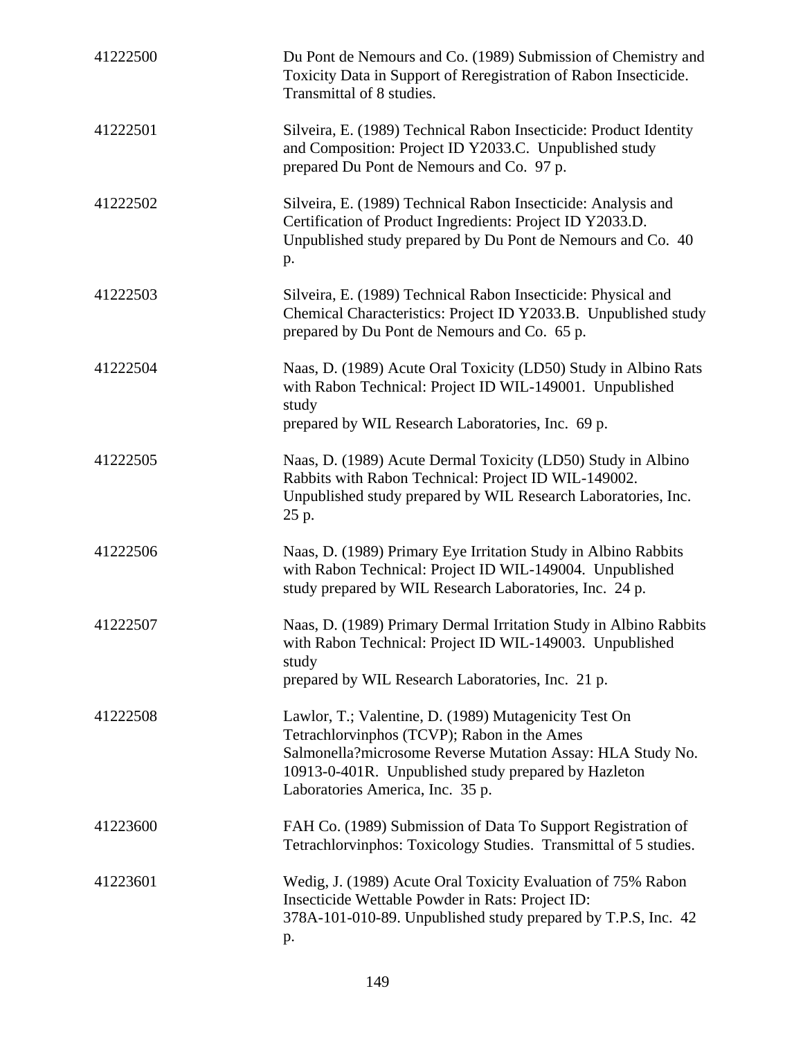| | |
|---|---|
| 41222500 | Du Pont de Nemours and Co. (1989) Submission of Chemistry and Toxicity Data in Support of Reregistration of Rabon Insecticide. Transmittal of 8 studies. |
| 41222501 | Silveira, E. (1989) Technical Rabon Insecticide: Product Identity and Composition: Project ID Y2033.C. Unpublished study prepared Du Pont de Nemours and Co. 97 p. |
| 41222502 | Silveira, E. (1989) Technical Rabon Insecticide: Analysis and Certification of Product Ingredients: Project ID Y2033.D. Unpublished study prepared by Du Pont de Nemours and Co. 40 p. |
| 41222503 | Silveira, E. (1989) Technical Rabon Insecticide: Physical and Chemical Characteristics: Project ID Y2033.B. Unpublished study prepared by Du Pont de Nemours and Co. 65 p. |
| 41222504 | Naas, D. (1989) Acute Oral Toxicity (LD50) Study in Albino Rats with Rabon Technical: Project ID WIL-149001. Unpublished study prepared by WIL Research Laboratories, Inc. 69 p. |
| 41222505 | Naas, D. (1989) Acute Dermal Toxicity (LD50) Study in Albino Rabbits with Rabon Technical: Project ID WIL-149002. Unpublished study prepared by WIL Research Laboratories, Inc. 25 p. |
| 41222506 | Naas, D. (1989) Primary Eye Irritation Study in Albino Rabbits with Rabon Technical: Project ID WIL-149004. Unpublished study prepared by WIL Research Laboratories, Inc. 24 p. |
| 41222507 | Naas, D. (1989) Primary Dermal Irritation Study in Albino Rabbits with Rabon Technical: Project ID WIL-149003. Unpublished study prepared by WIL Research Laboratories, Inc. 21 p. |
| 41222508 | Lawlor, T.; Valentine, D. (1989) Mutagenicity Test On Tetrachlorvinphos (TCVP); Rabon in the Ames Salmonella?microsome Reverse Mutation Assay: HLA Study No. 10913-0-401R. Unpublished study prepared by Hazleton Laboratories America, Inc. 35 p. |
| 41223600 | FAH Co. (1989) Submission of Data To Support Registration of Tetrachlorvinphos: Toxicology Studies. Transmittal of 5 studies. |
| 41223601 | Wedig, J. (1989) Acute Oral Toxicity Evaluation of 75% Rabon Insecticide Wettable Powder in Rats: Project ID: 378A-101-010-89. Unpublished study prepared by T.P.S, Inc. 42 p. |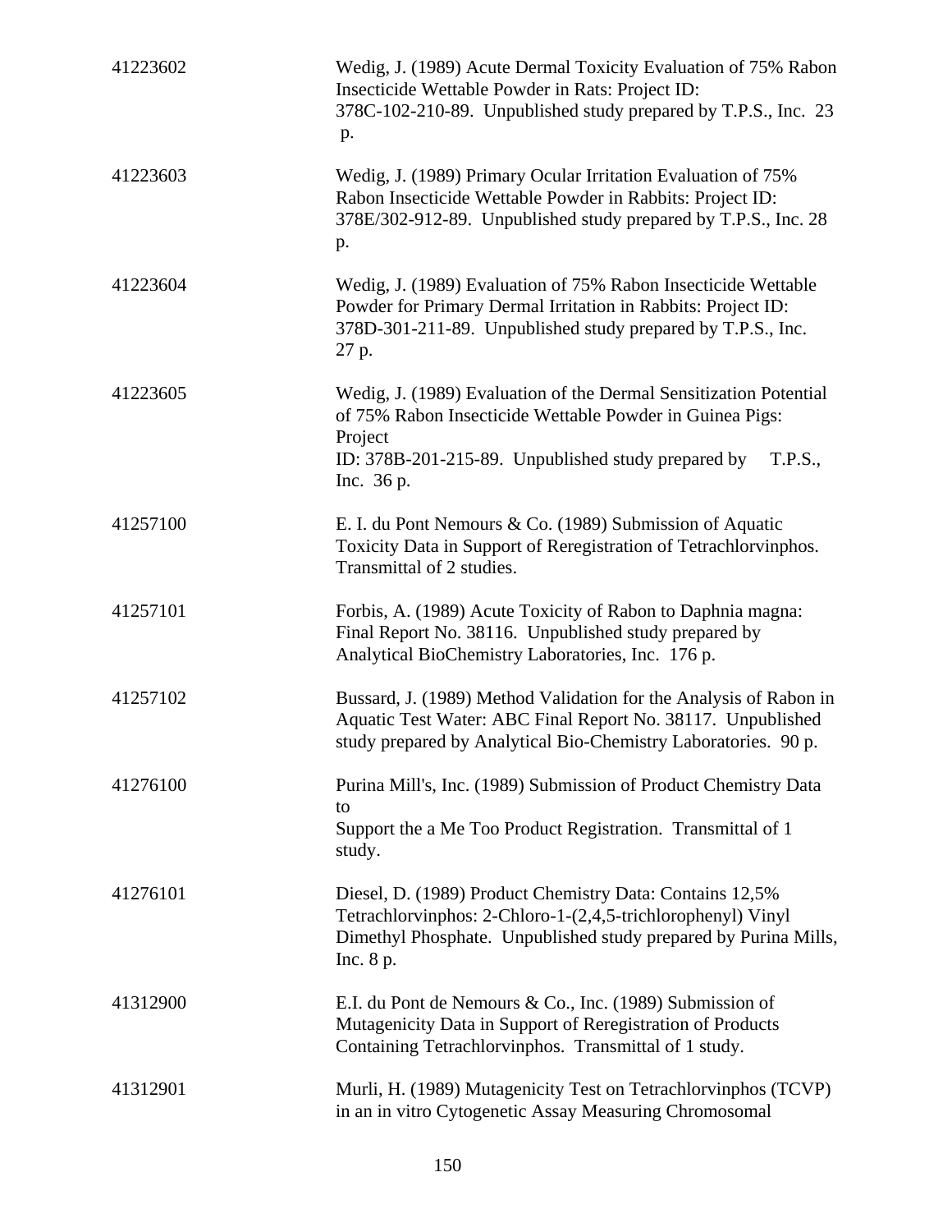| | |
|---|---|
| 41223602 | Wedig, J. (1989) Acute Dermal Toxicity Evaluation of 75% Rabon Insecticide Wettable Powder in Rats: Project ID: 378C-102-210-89. Unpublished study prepared by T.P.S., Inc. 23 p. |
| 41223603 | Wedig, J. (1989) Primary Ocular Irritation Evaluation of 75% Rabon Insecticide Wettable Powder in Rabbits: Project ID: 378E/302-912-89. Unpublished study prepared by T.P.S., Inc. 28 p. |
| 41223604 | Wedig, J. (1989) Evaluation of 75% Rabon Insecticide Wettable Powder for Primary Dermal Irritation in Rabbits: Project ID: 378D-301-211-89. Unpublished study prepared by T.P.S., Inc. 27 p. |
| 41223605 | Wedig, J. (1989) Evaluation of the Dermal Sensitization Potential of 75% Rabon Insecticide Wettable Powder in Guinea Pigs: Project ID: 378B-201-215-89. Unpublished study prepared by T.P.S., Inc. 36 p. |
| 41257100 | E. I. du Pont Nemours & Co. (1989) Submission of Aquatic Toxicity Data in Support of Reregistration of Tetrachlorvinphos. Transmittal of 2 studies. |
| 41257101 | Forbis, A. (1989) Acute Toxicity of Rabon to Daphnia magna: Final Report No. 38116. Unpublished study prepared by Analytical BioChemistry Laboratories, Inc. 176 p. |
| 41257102 | Bussard, J. (1989) Method Validation for the Analysis of Rabon in Aquatic Test Water: ABC Final Report No. 38117. Unpublished study prepared by Analytical Bio-Chemistry Laboratories. 90 p. |
| 41276100 | Purina Mill's, Inc. (1989) Submission of Product Chemistry Data to Support the a Me Too Product Registration. Transmittal of 1 study. |
| 41276101 | Diesel, D. (1989) Product Chemistry Data: Contains 12,5% Tetrachlorvinphos: 2-Chloro-1-(2,4,5-trichlorophenyl) Vinyl Dimethyl Phosphate. Unpublished study prepared by Purina Mills, Inc. 8 p. |
| 41312900 | E.I. du Pont de Nemours & Co., Inc. (1989) Submission of Mutagenicity Data in Support of Reregistration of Products Containing Tetrachlorvinphos. Transmittal of 1 study. |
| 41312901 | Murli, H. (1989) Mutagenicity Test on Tetrachlorvinphos (TCVP) in an in vitro Cytogenetic Assay Measuring Chromosomal |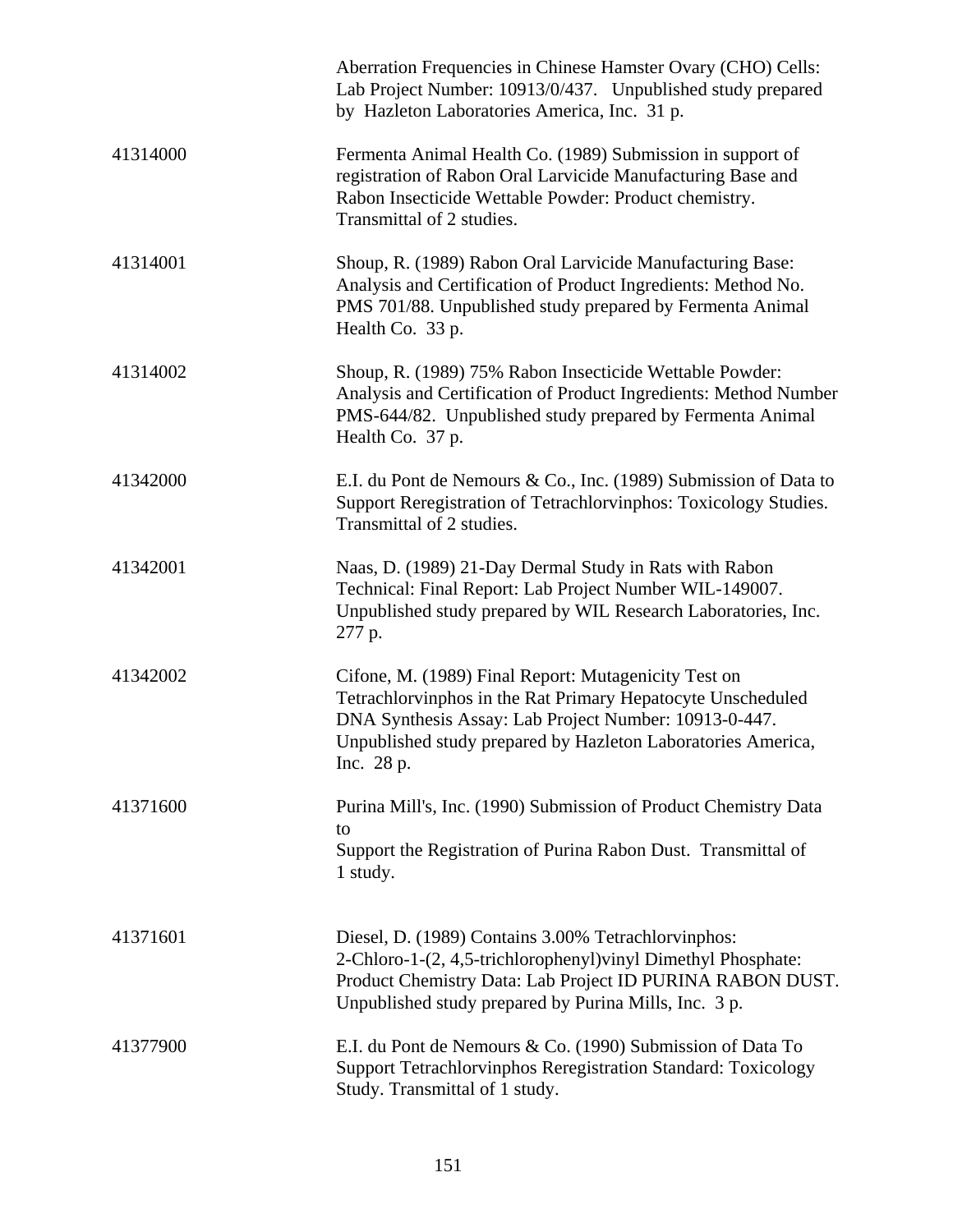|  | Aberration Frequencies in Chinese Hamster Ovary (CHO) Cells: Lab Project Number: 10913/0/437. Unpublished study prepared by Hazleton Laboratories America, Inc. 31 p. |
|---|---|
| 41314000 | Fermenta Animal Health Co. (1989) Submission in support of registration of Rabon Oral Larvicide Manufacturing Base and Rabon Insecticide Wettable Powder: Product chemistry. Transmittal of 2 studies. |
| 41314001 | Shoup, R. (1989) Rabon Oral Larvicide Manufacturing Base: Analysis and Certification of Product Ingredients: Method No. PMS 701/88. Unpublished study prepared by Fermenta Animal Health Co. 33 p. |
| 41314002 | Shoup, R. (1989) 75% Rabon Insecticide Wettable Powder: Analysis and Certification of Product Ingredients: Method Number PMS-644/82. Unpublished study prepared by Fermenta Animal Health Co. 37 p. |
| 41342000 | E.I. du Pont de Nemours & Co., Inc. (1989) Submission of Data to Support Reregistration of Tetrachlorvinphos: Toxicology Studies. Transmittal of 2 studies. |
| 41342001 | Naas, D. (1989) 21-Day Dermal Study in Rats with Rabon Technical: Final Report: Lab Project Number WIL-149007. Unpublished study prepared by WIL Research Laboratories, Inc. 277 p. |
| 41342002 | Cifone, M. (1989) Final Report: Mutagenicity Test on Tetrachlorvinphos in the Rat Primary Hepatocyte Unscheduled DNA Synthesis Assay: Lab Project Number: 10913-0-447. Unpublished study prepared by Hazleton Laboratories America, Inc. 28 p. |
| 41371600 | Purina Mill's, Inc. (1990) Submission of Product Chemistry Data to Support the Registration of Purina Rabon Dust. Transmittal of 1 study. |
| 41371601 | Diesel, D. (1989) Contains 3.00% Tetrachlorvinphos: 2-Chloro-1-(2, 4,5-trichlorophenyl)vinyl Dimethyl Phosphate: Product Chemistry Data: Lab Project ID PURINA RABON DUST. Unpublished study prepared by Purina Mills, Inc. 3 p. |
| 41377900 | E.I. du Pont de Nemours & Co. (1990) Submission of Data To Support Tetrachlorvinphos Reregistration Standard: Toxicology Study. Transmittal of 1 study. |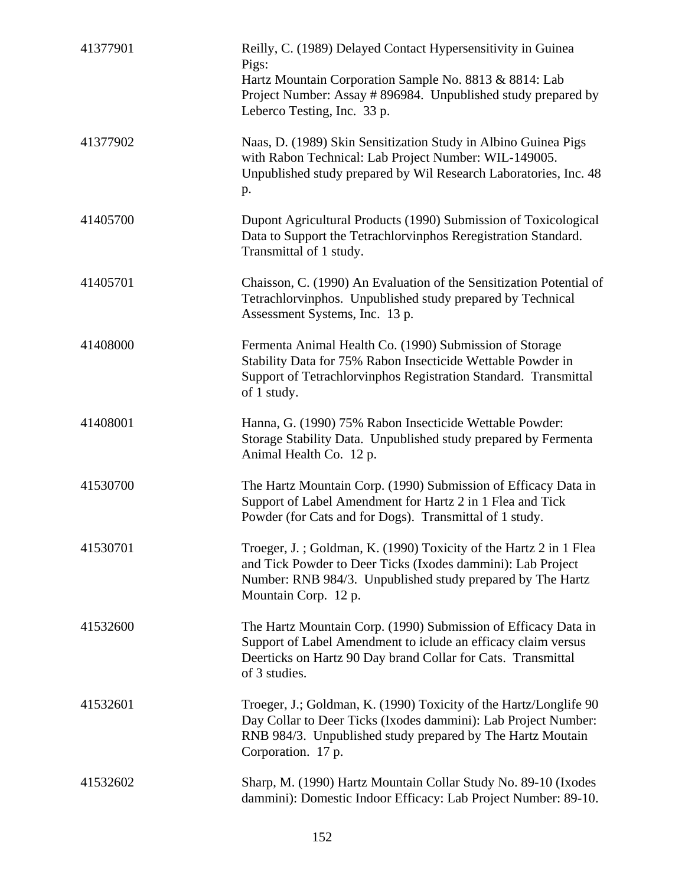| | |
|---|---|
| 41377901 | Reilly, C. (1989) Delayed Contact Hypersensitivity in Guinea Pigs: Hartz Mountain Corporation Sample No. 8813 & 8814: Lab Project Number: Assay # 896984. Unpublished study prepared by Leberco Testing, Inc. 33 p. |
| 41377902 | Naas, D. (1989) Skin Sensitization Study in Albino Guinea Pigs with Rabon Technical: Lab Project Number: WIL-149005. Unpublished study prepared by Wil Research Laboratories, Inc. 48 p. |
| 41405700 | Dupont Agricultural Products (1990) Submission of Toxicological Data to Support the Tetrachlorvinphos Reregistration Standard. Transmittal of 1 study. |
| 41405701 | Chaisson, C. (1990) An Evaluation of the Sensitization Potential of Tetrachlorvinphos. Unpublished study prepared by Technical Assessment Systems, Inc. 13 p. |
| 41408000 | Fermenta Animal Health Co. (1990) Submission of Storage Stability Data for 75% Rabon Insecticide Wettable Powder in Support of Tetrachlorvinphos Registration Standard. Transmittal of 1 study. |
| 41408001 | Hanna, G. (1990) 75% Rabon Insecticide Wettable Powder: Storage Stability Data. Unpublished study prepared by Fermenta Animal Health Co. 12 p. |
| 41530700 | The Hartz Mountain Corp. (1990) Submission of Efficacy Data in Support of Label Amendment for Hartz 2 in 1 Flea and Tick Powder (for Cats and for Dogs). Transmittal of 1 study. |
| 41530701 | Troeger, J. ; Goldman, K. (1990) Toxicity of the Hartz 2 in 1 Flea and Tick Powder to Deer Ticks (Ixodes dammini): Lab Project Number: RNB 984/3. Unpublished study prepared by The Hartz Mountain Corp. 12 p. |
| 41532600 | The Hartz Mountain Corp. (1990) Submission of Efficacy Data in Support of Label Amendment to iclude an efficacy claim versus Deerticks on Hartz 90 Day brand Collar for Cats. Transmittal of 3 studies. |
| 41532601 | Troeger, J.; Goldman, K. (1990) Toxicity of the Hartz/Longlife 90 Day Collar to Deer Ticks (Ixodes dammini): Lab Project Number: RNB 984/3. Unpublished study prepared by The Hartz Moutain Corporation. 17 p. |
| 41532602 | Sharp, M. (1990) Hartz Mountain Collar Study No. 89-10 (Ixodes dammini): Domestic Indoor Efficacy: Lab Project Number: 89-10. |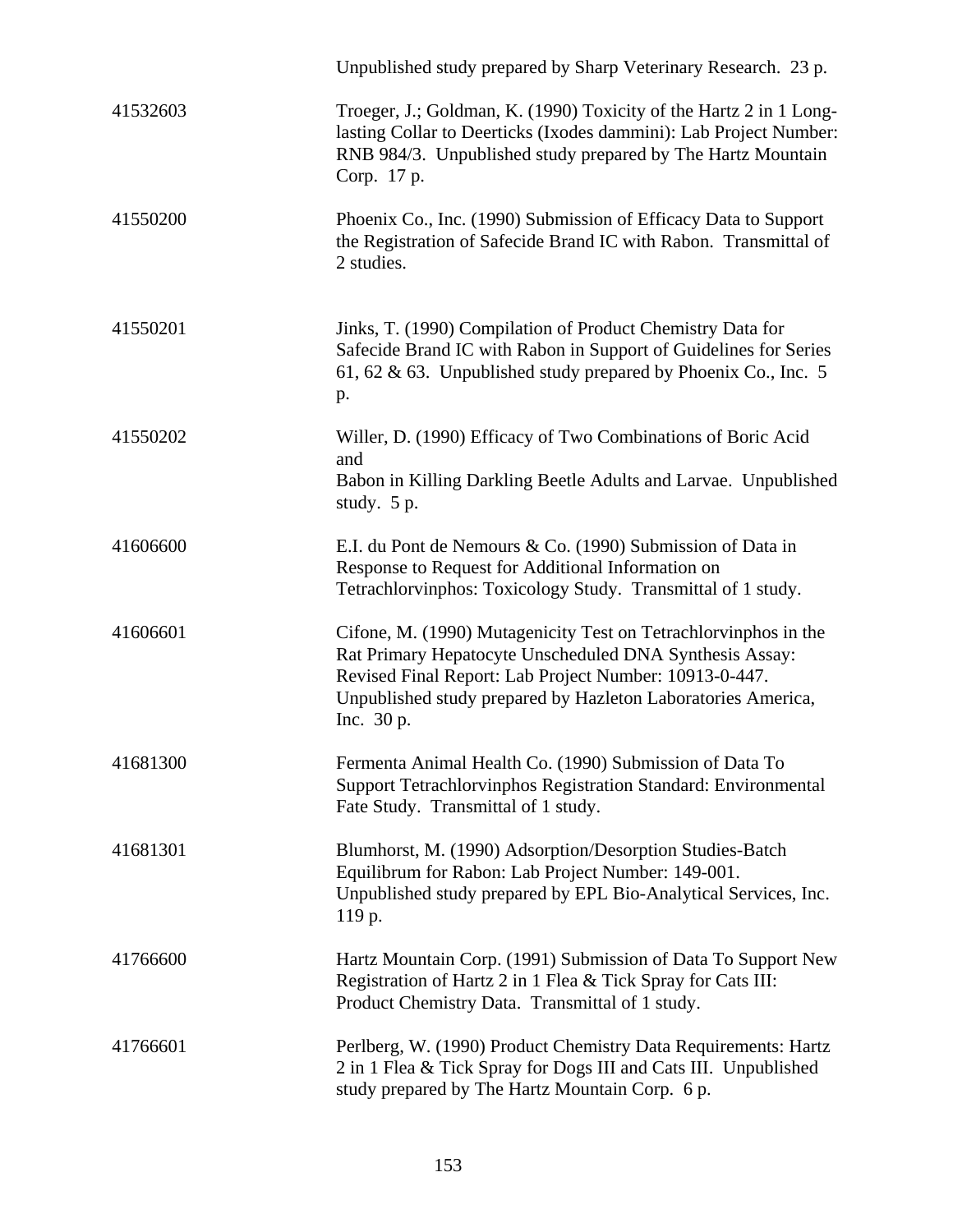| | |
|---|---|
| | Unpublished study prepared by Sharp Veterinary Research. 23 p. |
| 41532603 | Troeger, J.; Goldman, K. (1990) Toxicity of the Hartz 2 in 1 Long-lasting Collar to Deerticks (Ixodes dammini): Lab Project Number: RNB 984/3. Unpublished study prepared by The Hartz Mountain Corp. 17 p. |
| 41550200 | Phoenix Co., Inc. (1990) Submission of Efficacy Data to Support the Registration of Safecide Brand IC with Rabon. Transmittal of 2 studies. |
| 41550201 | Jinks, T. (1990) Compilation of Product Chemistry Data for Safecide Brand IC with Rabon in Support of Guidelines for Series 61, 62 & 63. Unpublished study prepared by Phoenix Co., Inc. 5 p. |
| 41550202 | Willer, D. (1990) Efficacy of Two Combinations of Boric Acid and Babon in Killing Darkling Beetle Adults and Larvae. Unpublished study. 5 p. |
| 41606600 | E.I. du Pont de Nemours & Co. (1990) Submission of Data in Response to Request for Additional Information on Tetrachlorvinphos: Toxicology Study. Transmittal of 1 study. |
| 41606601 | Cifone, M. (1990) Mutagenicity Test on Tetrachlorvinphos in the Rat Primary Hepatocyte Unscheduled DNA Synthesis Assay: Revised Final Report: Lab Project Number: 10913-0-447. Unpublished study prepared by Hazleton Laboratories America, Inc. 30 p. |
| 41681300 | Fermenta Animal Health Co. (1990) Submission of Data To Support Tetrachlorvinphos Registration Standard: Environmental Fate Study. Transmittal of 1 study. |
| 41681301 | Blumhorst, M. (1990) Adsorption/Desorption Studies-Batch Equilibrum for Rabon: Lab Project Number: 149-001. Unpublished study prepared by EPL Bio-Analytical Services, Inc. 119 p. |
| 41766600 | Hartz Mountain Corp. (1991) Submission of Data To Support New Registration of Hartz 2 in 1 Flea & Tick Spray for Cats III: Product Chemistry Data. Transmittal of 1 study. |
| 41766601 | Perlberg, W. (1990) Product Chemistry Data Requirements: Hartz 2 in 1 Flea & Tick Spray for Dogs III and Cats III. Unpublished study prepared by The Hartz Mountain Corp. 6 p. |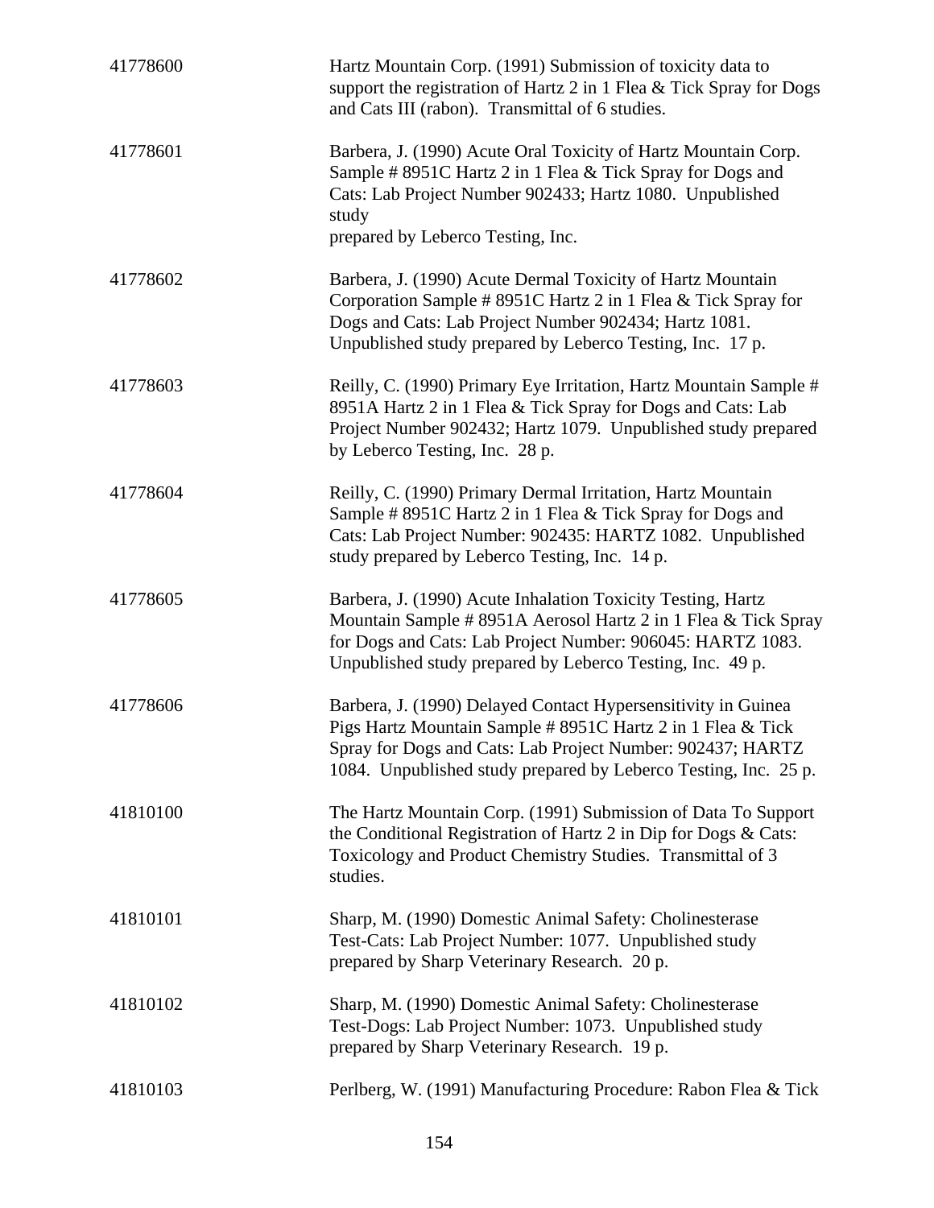| | |
|---|---|
| 41778600 | Hartz Mountain Corp. (1991) Submission of toxicity data to support the registration of Hartz 2 in 1 Flea & Tick Spray for Dogs and Cats III (rabon). Transmittal of 6 studies. |
| 41778601 | Barbera, J. (1990) Acute Oral Toxicity of Hartz Mountain Corp. Sample # 8951C Hartz 2 in 1 Flea & Tick Spray for Dogs and Cats: Lab Project Number 902433; Hartz 1080. Unpublished study prepared by Leberco Testing, Inc. |
| 41778602 | Barbera, J. (1990) Acute Dermal Toxicity of Hartz Mountain Corporation Sample # 8951C Hartz 2 in 1 Flea & Tick Spray for Dogs and Cats: Lab Project Number 902434; Hartz 1081. Unpublished study prepared by Leberco Testing, Inc. 17 p. |
| 41778603 | Reilly, C. (1990) Primary Eye Irritation, Hartz Mountain Sample # 8951A Hartz 2 in 1 Flea & Tick Spray for Dogs and Cats: Lab Project Number 902432; Hartz 1079. Unpublished study prepared by Leberco Testing, Inc. 28 p. |
| 41778604 | Reilly, C. (1990) Primary Dermal Irritation, Hartz Mountain Sample # 8951C Hartz 2 in 1 Flea & Tick Spray for Dogs and Cats: Lab Project Number: 902435: HARTZ 1082. Unpublished study prepared by Leberco Testing, Inc. 14 p. |
| 41778605 | Barbera, J. (1990) Acute Inhalation Toxicity Testing, Hartz Mountain Sample # 8951A Aerosol Hartz 2 in 1 Flea & Tick Spray for Dogs and Cats: Lab Project Number: 906045: HARTZ 1083. Unpublished study prepared by Leberco Testing, Inc. 49 p. |
| 41778606 | Barbera, J. (1990) Delayed Contact Hypersensitivity in Guinea Pigs Hartz Mountain Sample # 8951C Hartz 2 in 1 Flea & Tick Spray for Dogs and Cats: Lab Project Number: 902437; HARTZ 1084. Unpublished study prepared by Leberco Testing, Inc. 25 p. |
| 41810100 | The Hartz Mountain Corp. (1991) Submission of Data To Support the Conditional Registration of Hartz 2 in Dip for Dogs & Cats: Toxicology and Product Chemistry Studies. Transmittal of 3 studies. |
| 41810101 | Sharp, M. (1990) Domestic Animal Safety: Cholinesterase Test-Cats: Lab Project Number: 1077. Unpublished study prepared by Sharp Veterinary Research. 20 p. |
| 41810102 | Sharp, M. (1990) Domestic Animal Safety: Cholinesterase Test-Dogs: Lab Project Number: 1073. Unpublished study prepared by Sharp Veterinary Research. 19 p. |
| 41810103 | Perlberg, W. (1991) Manufacturing Procedure: Rabon Flea & Tick |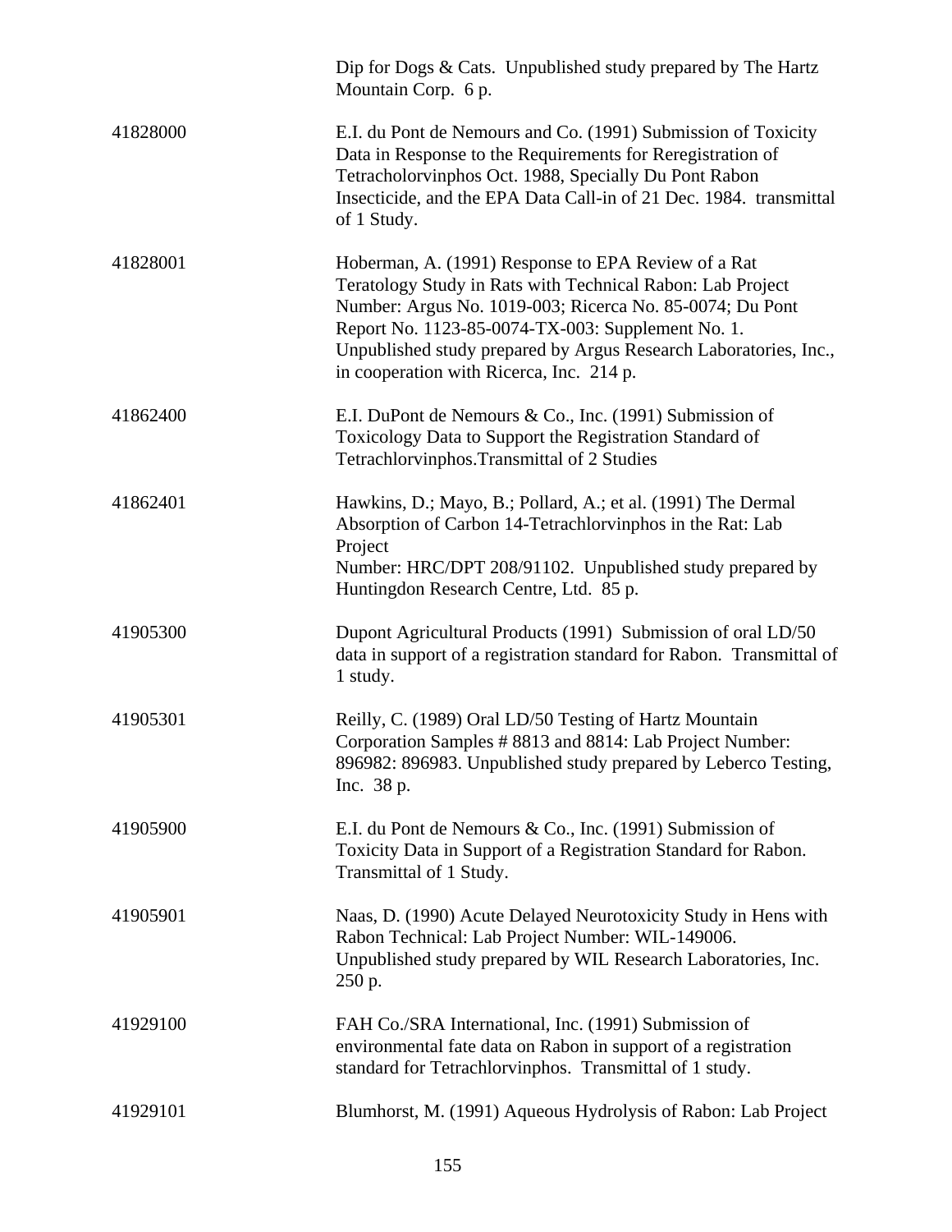| | |
|---|---|
| | Dip for Dogs & Cats. Unpublished study prepared by The Hartz Mountain Corp. 6 p. |
| 41828000 | E.I. du Pont de Nemours and Co. (1991) Submission of Toxicity Data in Response to the Requirements for Reregistration of Tetracholorvinphos Oct. 1988, Specially Du Pont Rabon Insecticide, and the EPA Data Call-in of 21 Dec. 1984. transmittal of 1 Study. |
| 41828001 | Hoberman, A. (1991) Response to EPA Review of a Rat Teratology Study in Rats with Technical Rabon: Lab Project Number: Argus No. 1019-003; Ricerca No. 85-0074; Du Pont Report No. 1123-85-0074-TX-003: Supplement No. 1. Unpublished study prepared by Argus Research Laboratories, Inc., in cooperation with Ricerca, Inc. 214 p. |
| 41862400 | E.I. DuPont de Nemours & Co., Inc. (1991) Submission of Toxicology Data to Support the Registration Standard of Tetrachlorvinphos.Transmittal of 2 Studies |
| 41862401 | Hawkins, D.; Mayo, B.; Pollard, A.; et al. (1991) The Dermal Absorption of Carbon 14-Tetrachlorvinphos in the Rat: Lab Project Number: HRC/DPT 208/91102. Unpublished study prepared by Huntingdon Research Centre, Ltd. 85 p. |
| 41905300 | Dupont Agricultural Products (1991) Submission of oral LD/50 data in support of a registration standard for Rabon. Transmittal of 1 study. |
| 41905301 | Reilly, C. (1989) Oral LD/50 Testing of Hartz Mountain Corporation Samples # 8813 and 8814: Lab Project Number: 896982: 896983. Unpublished study prepared by Leberco Testing, Inc. 38 p. |
| 41905900 | E.I. du Pont de Nemours & Co., Inc. (1991) Submission of Toxicity Data in Support of a Registration Standard for Rabon. Transmittal of 1 Study. |
| 41905901 | Naas, D. (1990) Acute Delayed Neurotoxicity Study in Hens with Rabon Technical: Lab Project Number: WIL-149006. Unpublished study prepared by WIL Research Laboratories, Inc. 250 p. |
| 41929100 | FAH Co./SRA International, Inc. (1991) Submission of environmental fate data on Rabon in support of a registration standard for Tetrachlorvinphos. Transmittal of 1 study. |
| 41929101 | Blumhorst, M. (1991) Aqueous Hydrolysis of Rabon: Lab Project |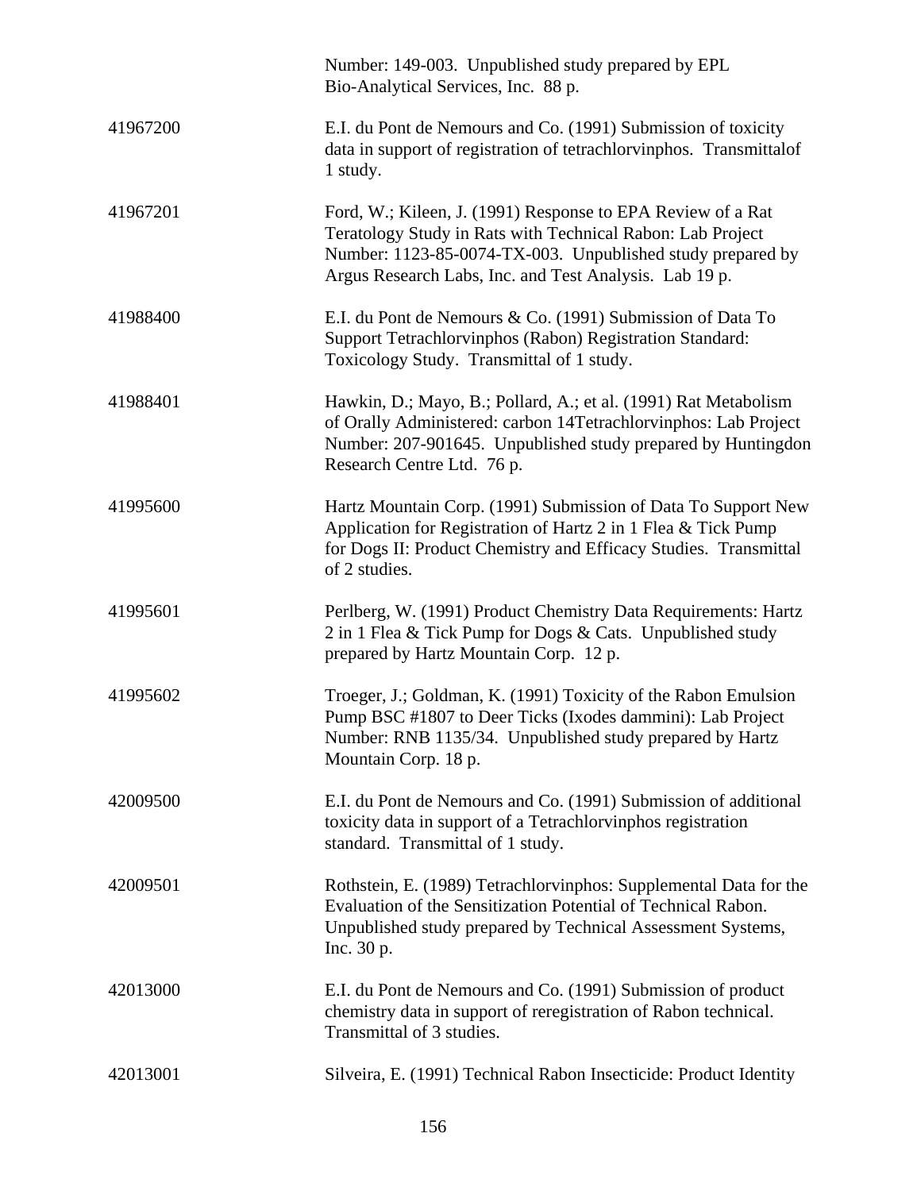|  | Number: 149-003. Unpublished study prepared by EPL Bio-Analytical Services, Inc. 88 p. |
|---|---|
| 41967200 | E.I. du Pont de Nemours and Co. (1991) Submission of toxicity data in support of registration of tetrachlorvinphos. Transmittalof 1 study. |
| 41967201 | Ford, W.; Kileen, J. (1991) Response to EPA Review of a Rat Teratology Study in Rats with Technical Rabon: Lab Project Number: 1123-85-0074-TX-003. Unpublished study prepared by Argus Research Labs, Inc. and Test Analysis. Lab 19 p. |
| 41988400 | E.I. du Pont de Nemours & Co. (1991) Submission of Data To Support Tetrachlorvinphos (Rabon) Registration Standard: Toxicology Study. Transmittal of 1 study. |
| 41988401 | Hawkin, D.; Mayo, B.; Pollard, A.; et al. (1991) Rat Metabolism of Orally Administered: carbon 14Tetrachlorvinphos: Lab Project Number: 207-901645. Unpublished study prepared by Huntingdon Research Centre Ltd. 76 p. |
| 41995600 | Hartz Mountain Corp. (1991) Submission of Data To Support New Application for Registration of Hartz 2 in 1 Flea & Tick Pump for Dogs II: Product Chemistry and Efficacy Studies. Transmittal of 2 studies. |
| 41995601 | Perlberg, W. (1991) Product Chemistry Data Requirements: Hartz 2 in 1 Flea & Tick Pump for Dogs & Cats. Unpublished study prepared by Hartz Mountain Corp. 12 p. |
| 41995602 | Troeger, J.; Goldman, K. (1991) Toxicity of the Rabon Emulsion Pump BSC #1807 to Deer Ticks (Ixodes dammini): Lab Project Number: RNB 1135/34. Unpublished study prepared by Hartz Mountain Corp. 18 p. |
| 42009500 | E.I. du Pont de Nemours and Co. (1991) Submission of additional toxicity data in support of a Tetrachlorvinphos registration standard. Transmittal of 1 study. |
| 42009501 | Rothstein, E. (1989) Tetrachlorvinphos: Supplemental Data for the Evaluation of the Sensitization Potential of Technical Rabon. Unpublished study prepared by Technical Assessment Systems, Inc. 30 p. |
| 42013000 | E.I. du Pont de Nemours and Co. (1991) Submission of product chemistry data in support of reregistration of Rabon technical. Transmittal of 3 studies. |
| 42013001 | Silveira, E. (1991) Technical Rabon Insecticide: Product Identity |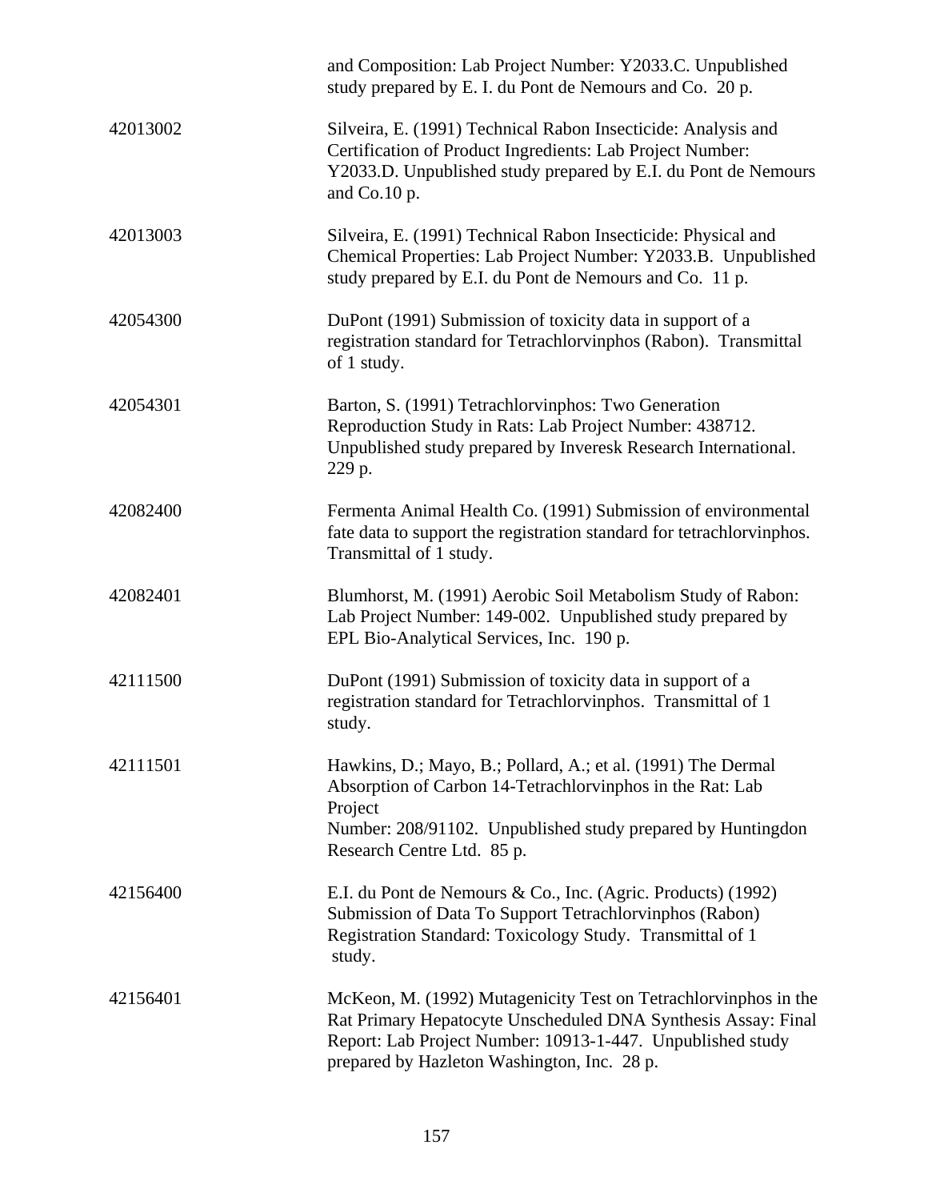| | |
|---|---|
| | and Composition: Lab Project Number: Y2033.C. Unpublished study prepared by E. I. du Pont de Nemours and Co. 20 p. |
| 42013002 | Silveira, E. (1991) Technical Rabon Insecticide: Analysis and Certification of Product Ingredients: Lab Project Number: Y2033.D. Unpublished study prepared by E.I. du Pont de Nemours and Co.10 p. |
| 42013003 | Silveira, E. (1991) Technical Rabon Insecticide: Physical and Chemical Properties: Lab Project Number: Y2033.B. Unpublished study prepared by E.I. du Pont de Nemours and Co. 11 p. |
| 42054300 | DuPont (1991) Submission of toxicity data in support of a registration standard for Tetrachlorvinphos (Rabon). Transmittal of 1 study. |
| 42054301 | Barton, S. (1991) Tetrachlorvinphos: Two Generation Reproduction Study in Rats: Lab Project Number: 438712. Unpublished study prepared by Inveresk Research International. 229 p. |
| 42082400 | Fermenta Animal Health Co. (1991) Submission of environmental fate data to support the registration standard for tetrachlorvinphos. Transmittal of 1 study. |
| 42082401 | Blumhorst, M. (1991) Aerobic Soil Metabolism Study of Rabon: Lab Project Number: 149-002. Unpublished study prepared by EPL Bio-Analytical Services, Inc. 190 p. |
| 42111500 | DuPont (1991) Submission of toxicity data in support of a registration standard for Tetrachlorvinphos. Transmittal of 1 study. |
| 42111501 | Hawkins, D.; Mayo, B.; Pollard, A.; et al. (1991) The Dermal Absorption of Carbon 14-Tetrachlorvinphos in the Rat: Lab Project Number: 208/91102. Unpublished study prepared by Huntingdon Research Centre Ltd. 85 p. |
| 42156400 | E.I. du Pont de Nemours & Co., Inc. (Agric. Products) (1992) Submission of Data To Support Tetrachlorvinphos (Rabon) Registration Standard: Toxicology Study. Transmittal of 1 study. |
| 42156401 | McKeon, M. (1992) Mutagenicity Test on Tetrachlorvinphos in the Rat Primary Hepatocyte Unscheduled DNA Synthesis Assay: Final Report: Lab Project Number: 10913-1-447. Unpublished study prepared by Hazleton Washington, Inc. 28 p. |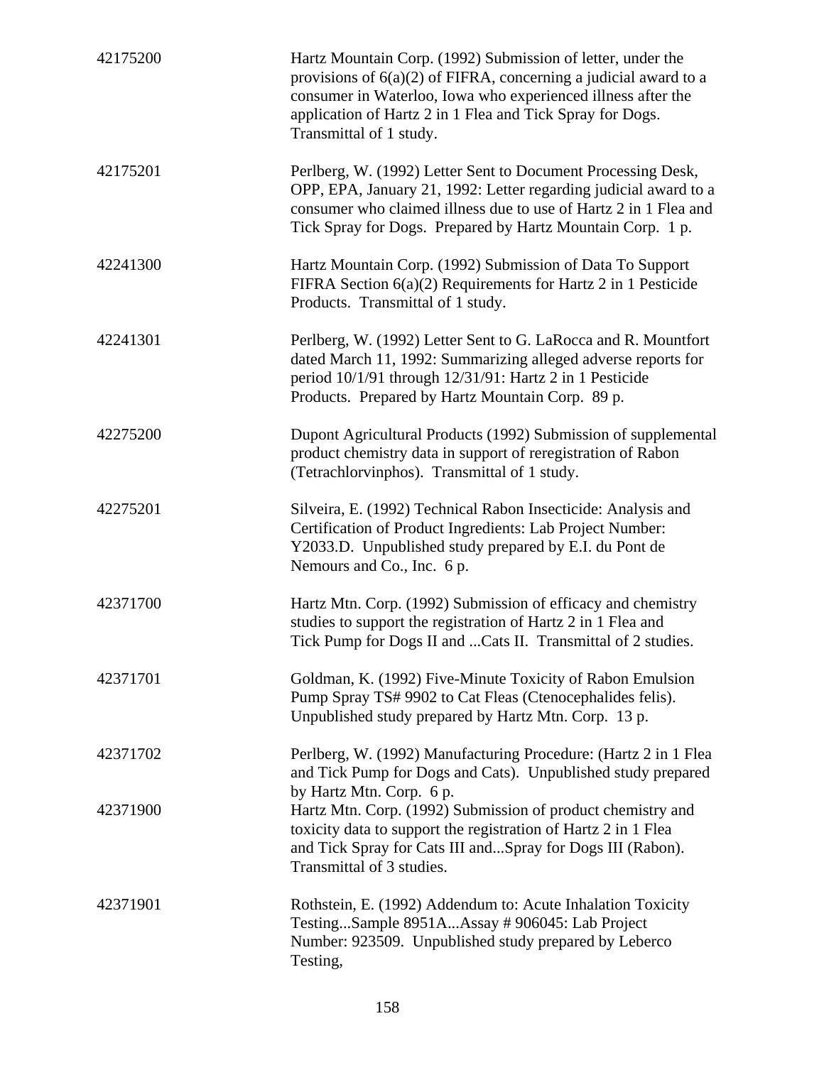| | |
|---|---|
| 42175200 | Hartz Mountain Corp. (1992) Submission of letter, under the provisions of 6(a)(2) of FIFRA, concerning a judicial award to a consumer in Waterloo, Iowa who experienced illness after the application of Hartz 2 in 1 Flea and Tick Spray for Dogs. Transmittal of 1 study. |
| 42175201 | Perlberg, W. (1992) Letter Sent to Document Processing Desk, OPP, EPA, January 21, 1992: Letter regarding judicial award to a consumer who claimed illness due to use of Hartz 2 in 1 Flea and Tick Spray for Dogs. Prepared by Hartz Mountain Corp. 1 p. |
| 42241300 | Hartz Mountain Corp. (1992) Submission of Data To Support FIFRA Section 6(a)(2) Requirements for Hartz 2 in 1 Pesticide Products. Transmittal of 1 study. |
| 42241301 | Perlberg, W. (1992) Letter Sent to G. LaRocca and R. Mountfort dated March 11, 1992: Summarizing alleged adverse reports for period 10/1/91 through 12/31/91: Hartz 2 in 1 Pesticide Products. Prepared by Hartz Mountain Corp. 89 p. |
| 42275200 | Dupont Agricultural Products (1992) Submission of supplemental product chemistry data in support of reregistration of Rabon (Tetrachlorvinphos). Transmittal of 1 study. |
| 42275201 | Silveira, E. (1992) Technical Rabon Insecticide: Analysis and Certification of Product Ingredients: Lab Project Number: Y2033.D. Unpublished study prepared by E.I. du Pont de Nemours and Co., Inc. 6 p. |
| 42371700 | Hartz Mtn. Corp. (1992) Submission of efficacy and chemistry studies to support the registration of Hartz 2 in 1 Flea and Tick Pump for Dogs II and ...Cats II. Transmittal of 2 studies. |
| 42371701 | Goldman, K. (1992) Five-Minute Toxicity of Rabon Emulsion Pump Spray TS# 9902 to Cat Fleas (Ctenocephalides felis). Unpublished study prepared by Hartz Mtn. Corp. 13 p. |
| 42371702 | Perlberg, W. (1992) Manufacturing Procedure: (Hartz 2 in 1 Flea and Tick Pump for Dogs and Cats). Unpublished study prepared by Hartz Mtn. Corp. 6 p. |
| 42371900 | Hartz Mtn. Corp. (1992) Submission of product chemistry and toxicity data to support the registration of Hartz 2 in 1 Flea and Tick Spray for Cats III and...Spray for Dogs III (Rabon). Transmittal of 3 studies. |
| 42371901 | Rothstein, E. (1992) Addendum to: Acute Inhalation Toxicity Testing...Sample 8951A...Assay # 906045: Lab Project Number: 923509. Unpublished study prepared by Leberco Testing, |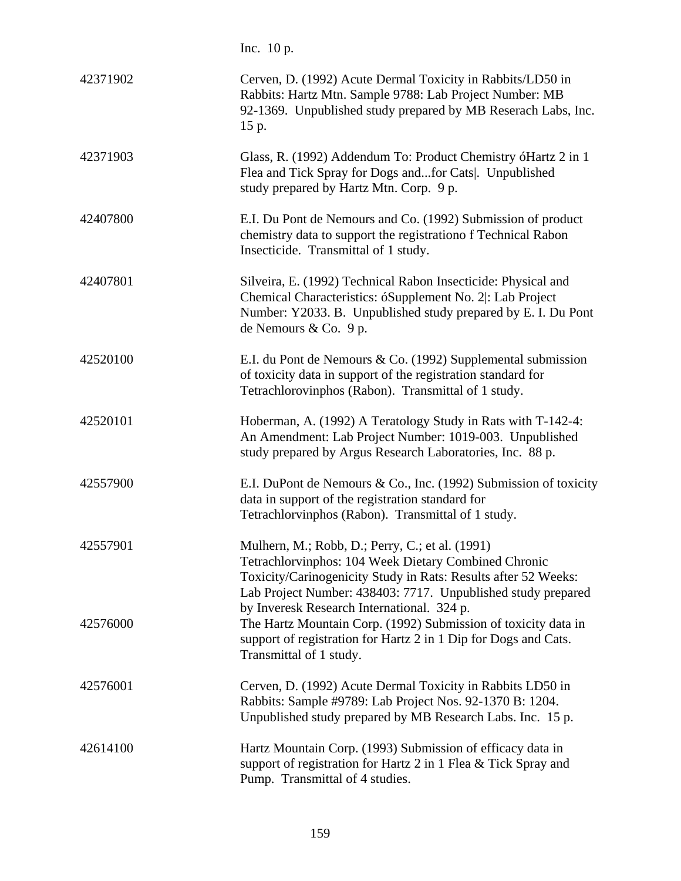|  | Inc. 10 p. |
|---|---|
| 42371902 | Cerven, D. (1992) Acute Dermal Toxicity in Rabbits/LD50 in Rabbits: Hartz Mtn. Sample 9788: Lab Project Number: MB 92-1369. Unpublished study prepared by MB Reserach Labs, Inc. 15 p. |
| 42371903 | Glass, R. (1992) Addendum To: Product Chemistry óHartz 2 in 1 Flea and Tick Spray for Dogs and...for Cats\|. Unpublished study prepared by Hartz Mtn. Corp. 9 p. |
| 42407800 | E.I. Du Pont de Nemours and Co. (1992) Submission of product chemistry data to support the registrationo f Technical Rabon Insecticide. Transmittal of 1 study. |
| 42407801 | Silveira, E. (1992) Technical Rabon Insecticide: Physical and Chemical Characteristics: óSupplement No. 2\|: Lab Project Number: Y2033. B. Unpublished study prepared by E. I. Du Pont de Nemours & Co. 9 p. |
| 42520100 | E.I. du Pont de Nemours & Co. (1992) Supplemental submission of toxicity data in support of the registration standard for Tetrachlorovinphos (Rabon). Transmittal of 1 study. |
| 42520101 | Hoberman, A. (1992) A Teratology Study in Rats with T-142-4: An Amendment: Lab Project Number: 1019-003. Unpublished study prepared by Argus Research Laboratories, Inc. 88 p. |
| 42557900 | E.I. DuPont de Nemours & Co., Inc. (1992) Submission of toxicity data in support of the registration standard for Tetrachlorvinphos (Rabon). Transmittal of 1 study. |
| 42557901 | Mulhern, M.; Robb, D.; Perry, C.; et al. (1991) Tetrachlorvinphos: 104 Week Dietary Combined Chronic Toxicity/Carinogenicity Study in Rats: Results after 52 Weeks: Lab Project Number: 438403: 7717. Unpublished study prepared by Inveresk Research International. 324 p. |
| 42576000 | The Hartz Mountain Corp. (1992) Submission of toxicity data in support of registration for Hartz 2 in 1 Dip for Dogs and Cats. Transmittal of 1 study. |
| 42576001 | Cerven, D. (1992) Acute Dermal Toxicity in Rabbits LD50 in Rabbits: Sample #9789: Lab Project Nos. 92-1370 B: 1204. Unpublished study prepared by MB Research Labs. Inc. 15 p. |
| 42614100 | Hartz Mountain Corp. (1993) Submission of efficacy data in support of registration for Hartz 2 in 1 Flea & Tick Spray and Pump. Transmittal of 4 studies. |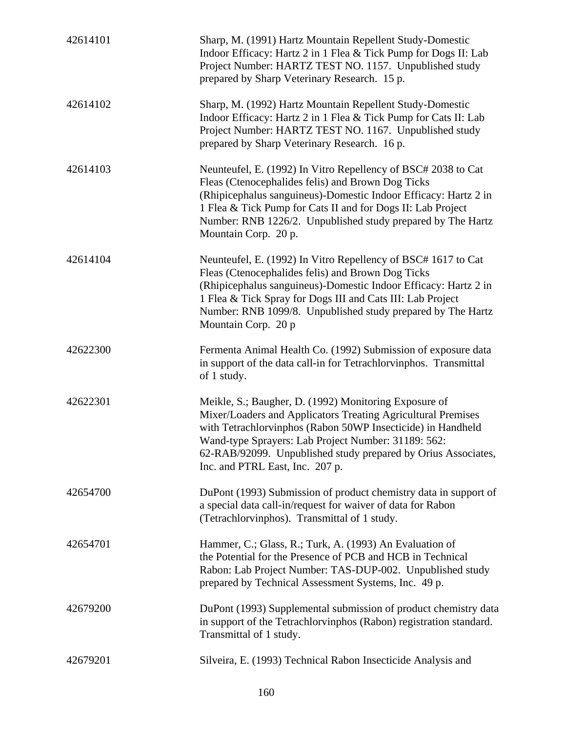| | |
|---|---|
| 42614101 | Sharp, M. (1991) Hartz Mountain Repellent Study-Domestic Indoor Efficacy: Hartz 2 in 1 Flea & Tick Pump for Dogs II: Lab Project Number: HARTZ TEST NO. 1157. Unpublished study prepared by Sharp Veterinary Research. 15 p. |
| 42614102 | Sharp, M. (1992) Hartz Mountain Repellent Study-Domestic Indoor Efficacy: Hartz 2 in 1 Flea & Tick Pump for Cats II: Lab Project Number: HARTZ TEST NO. 1167. Unpublished study prepared by Sharp Veterinary Research. 16 p. |
| 42614103 | Neunteufel, E. (1992) In Vitro Repellency of BSC# 2038 to Cat Fleas (Ctenocephalides felis) and Brown Dog Ticks (Rhipicephalus sanguineus)-Domestic Indoor Efficacy: Hartz 2 in 1 Flea & Tick Pump for Cats II and for Dogs II: Lab Project Number: RNB 1226/2. Unpublished study prepared by The Hartz Mountain Corp. 20 p. |
| 42614104 | Neunteufel, E. (1992) In Vitro Repellency of BSC# 1617 to Cat Fleas (Ctenocephalides felis) and Brown Dog Ticks (Rhipicephalus sanguineus)-Domestic Indoor Efficacy: Hartz 2 in 1 Flea & Tick Spray for Dogs III and Cats III: Lab Project Number: RNB 1099/8. Unpublished study prepared by The Hartz Mountain Corp. 20 p |
| 42622300 | Fermenta Animal Health Co. (1992) Submission of exposure data in support of the data call-in for Tetrachlorvinphos. Transmittal of 1 study. |
| 42622301 | Meikle, S.; Baugher, D. (1992) Monitoring Exposure of Mixer/Loaders and Applicators Treating Agricultural Premises with Tetrachlorvinphos (Rabon 50WP Insecticide) in Handheld Wand-type Sprayers: Lab Project Number: 31189: 562: 62-RAB/92099. Unpublished study prepared by Orius Associates, Inc. and PTRL East, Inc. 207 p. |
| 42654700 | DuPont (1993) Submission of product chemistry data in support of a special data call-in/request for waiver of data for Rabon (Tetrachlorvinphos). Transmittal of 1 study. |
| 42654701 | Hammer, C.; Glass, R.; Turk, A. (1993) An Evaluation of the Potential for the Presence of PCB and HCB in Technical Rabon: Lab Project Number: TAS-DUP-002. Unpublished study prepared by Technical Assessment Systems, Inc. 49 p. |
| 42679200 | DuPont (1993) Supplemental submission of product chemistry data in support of the Tetrachlorvinphos (Rabon) registration standard. Transmittal of 1 study. |
| 42679201 | Silveira, E. (1993) Technical Rabon Insecticide Analysis and |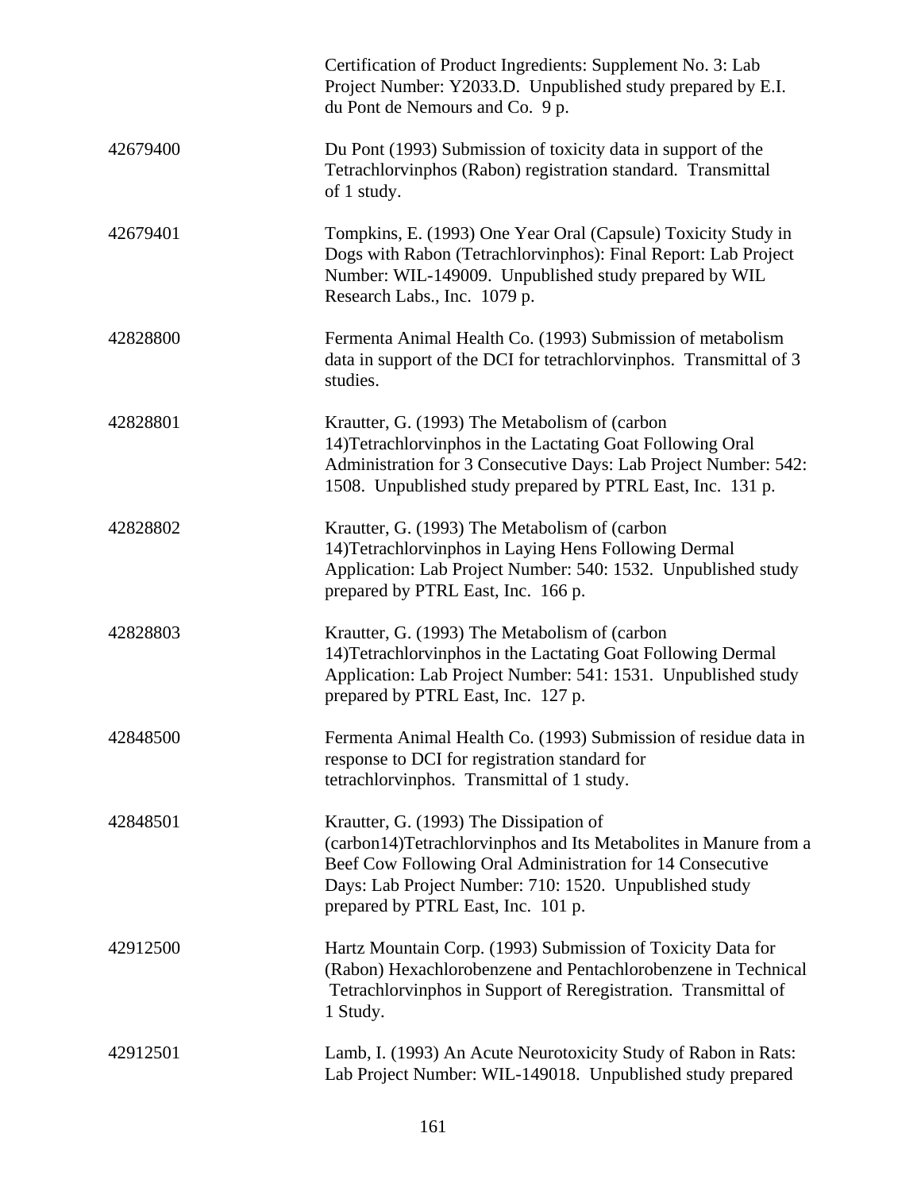| | |
|---|---|
| | Certification of Product Ingredients: Supplement No. 3: Lab Project Number: Y2033.D. Unpublished study prepared by E.I. du Pont de Nemours and Co. 9 p. |
| 42679400 | Du Pont (1993) Submission of toxicity data in support of the Tetrachlorvinphos (Rabon) registration standard. Transmittal of 1 study. |
| 42679401 | Tompkins, E. (1993) One Year Oral (Capsule) Toxicity Study in Dogs with Rabon (Tetrachlorvinphos): Final Report: Lab Project Number: WIL-149009. Unpublished study prepared by WIL Research Labs., Inc. 1079 p. |
| 42828800 | Fermenta Animal Health Co. (1993) Submission of metabolism data in support of the DCI for tetrachlorvinphos. Transmittal of 3 studies. |
| 42828801 | Krautter, G. (1993) The Metabolism of (carbon 14)Tetrachlorvinphos in the Lactating Goat Following Oral Administration for 3 Consecutive Days: Lab Project Number: 542: 1508. Unpublished study prepared by PTRL East, Inc. 131 p. |
| 42828802 | Krautter, G. (1993) The Metabolism of (carbon 14)Tetrachlorvinphos in Laying Hens Following Dermal Application: Lab Project Number: 540: 1532. Unpublished study prepared by PTRL East, Inc. 166 p. |
| 42828803 | Krautter, G. (1993) The Metabolism of (carbon 14)Tetrachlorvinphos in the Lactating Goat Following Dermal Application: Lab Project Number: 541: 1531. Unpublished study prepared by PTRL East, Inc. 127 p. |
| 42848500 | Fermenta Animal Health Co. (1993) Submission of residue data in response to DCI for registration standard for tetrachlorvinphos. Transmittal of 1 study. |
| 42848501 | Krautter, G. (1993) The Dissipation of (carbon14)Tetrachlorvinphos and Its Metabolites in Manure from a Beef Cow Following Oral Administration for 14 Consecutive Days: Lab Project Number: 710: 1520. Unpublished study prepared by PTRL East, Inc. 101 p. |
| 42912500 | Hartz Mountain Corp. (1993) Submission of Toxicity Data for (Rabon) Hexachlorobenzene and Pentachlorobenzene in Technical Tetrachlorvinphos in Support of Reregistration. Transmittal of 1 Study. |
| 42912501 | Lamb, I. (1993) An Acute Neurotoxicity Study of Rabon in Rats: Lab Project Number: WIL-149018. Unpublished study prepared |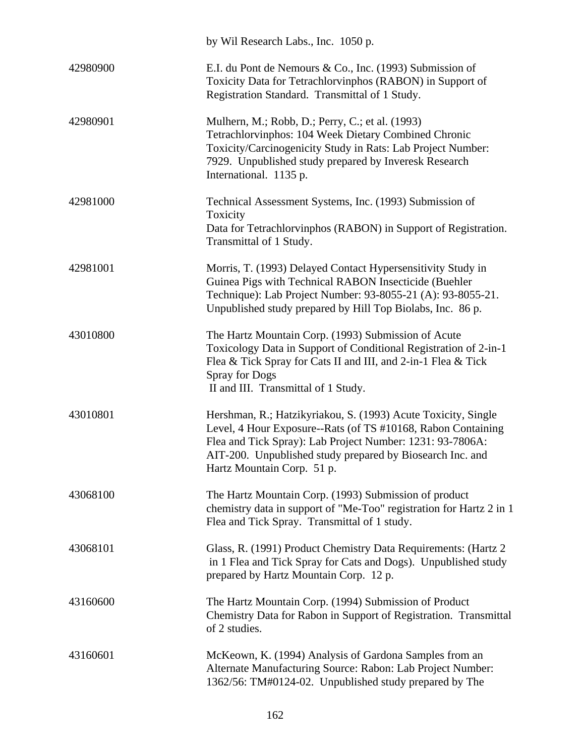by Wil Research Labs., Inc. 1050 p.

| | |
|---|---|
| 42980900 | E.I. du Pont de Nemours & Co., Inc. (1993) Submission of Toxicity Data for Tetrachlorvinphos (RABON) in Support of Registration Standard. Transmittal of 1 Study. |
| 42980901 | Mulhern, M.; Robb, D.; Perry, C.; et al. (1993) Tetrachlorvinphos: 104 Week Dietary Combined Chronic Toxicity/Carcinogenicity Study in Rats: Lab Project Number: 7929. Unpublished study prepared by Inveresk Research International. 1135 p. |
| 42981000 | Technical Assessment Systems, Inc. (1993) Submission of Toxicity Data for Tetrachlorvinphos (RABON) in Support of Registration. Transmittal of 1 Study. |
| 42981001 | Morris, T. (1993) Delayed Contact Hypersensitivity Study in Guinea Pigs with Technical RABON Insecticide (Buehler Technique): Lab Project Number: 93-8055-21 (A): 93-8055-21. Unpublished study prepared by Hill Top Biolabs, Inc. 86 p. |
| 43010800 | The Hartz Mountain Corp. (1993) Submission of Acute Toxicology Data in Support of Conditional Registration of 2-in-1 Flea & Tick Spray for Cats II and III, and 2-in-1 Flea & Tick Spray for Dogs II and III. Transmittal of 1 Study. |
| 43010801 | Hershman, R.; Hatzikyriakou, S. (1993) Acute Toxicity, Single Level, 4 Hour Exposure--Rats (of TS #10168, Rabon Containing Flea and Tick Spray): Lab Project Number: 1231: 93-7806A: AIT-200. Unpublished study prepared by Biosearch Inc. and Hartz Mountain Corp. 51 p. |
| 43068100 | The Hartz Mountain Corp. (1993) Submission of product chemistry data in support of "Me-Too" registration for Hartz 2 in 1 Flea and Tick Spray. Transmittal of 1 study. |
| 43068101 | Glass, R. (1991) Product Chemistry Data Requirements: (Hartz 2 in 1 Flea and Tick Spray for Cats and Dogs). Unpublished study prepared by Hartz Mountain Corp. 12 p. |
| 43160600 | The Hartz Mountain Corp. (1994) Submission of Product Chemistry Data for Rabon in Support of Registration. Transmittal of 2 studies. |
| 43160601 | McKeown, K. (1994) Analysis of Gardona Samples from an Alternate Manufacturing Source: Rabon: Lab Project Number: 1362/56: TM#0124-02. Unpublished study prepared by The |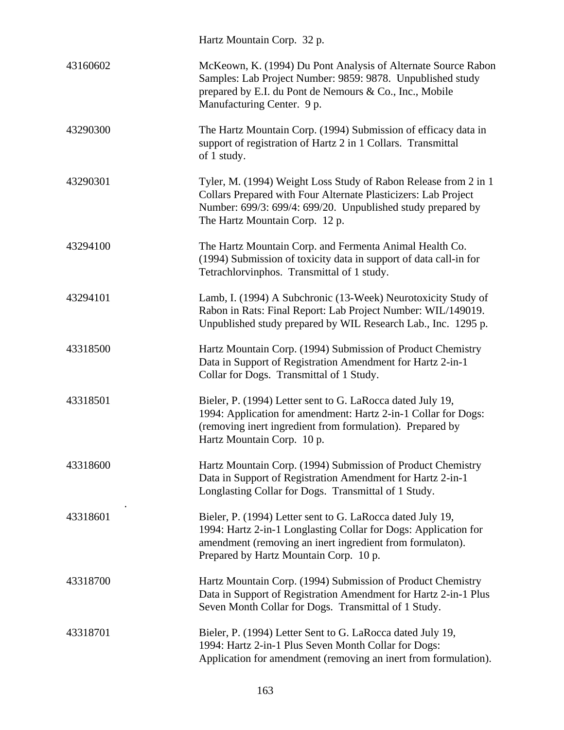Hartz Mountain Corp. 32 p.

| | |
|---|---|
| 43160602 | McKeown, K. (1994) Du Pont Analysis of Alternate Source Rabon Samples: Lab Project Number: 9859: 9878. Unpublished study prepared by E.I. du Pont de Nemours & Co., Inc., Mobile Manufacturing Center. 9 p. |
| 43290300 | The Hartz Mountain Corp. (1994) Submission of efficacy data in support of registration of Hartz 2 in 1 Collars. Transmittal of 1 study. |
| 43290301 | Tyler, M. (1994) Weight Loss Study of Rabon Release from 2 in 1 Collars Prepared with Four Alternate Plasticizers: Lab Project Number: 699/3: 699/4: 699/20. Unpublished study prepared by The Hartz Mountain Corp. 12 p. |
| 43294100 | The Hartz Mountain Corp. and Fermenta Animal Health Co. (1994) Submission of toxicity data in support of data call-in for Tetrachlorvinphos. Transmittal of 1 study. |
| 43294101 | Lamb, I. (1994) A Subchronic (13-Week) Neurotoxicity Study of Rabon in Rats: Final Report: Lab Project Number: WIL/149019. Unpublished study prepared by WIL Research Lab., Inc. 1295 p. |
| 43318500 | Hartz Mountain Corp. (1994) Submission of Product Chemistry Data in Support of Registration Amendment for Hartz 2-in-1 Collar for Dogs. Transmittal of 1 Study. |
| 43318501 | Bieler, P. (1994) Letter sent to G. LaRocca dated July 19, 1994: Application for amendment: Hartz 2-in-1 Collar for Dogs: (removing inert ingredient from formulation). Prepared by Hartz Mountain Corp. 10 p. |
| 43318600 | Hartz Mountain Corp. (1994) Submission of Product Chemistry Data in Support of Registration Amendment for Hartz 2-in-1 Longlasting Collar for Dogs. Transmittal of 1 Study. |
| 43318601 | Bieler, P. (1994) Letter sent to G. LaRocca dated July 19, 1994: Hartz 2-in-1 Longlasting Collar for Dogs: Application for amendment (removing an inert ingredient from formulaton). Prepared by Hartz Mountain Corp. 10 p. |
| 43318700 | Hartz Mountain Corp. (1994) Submission of Product Chemistry Data in Support of Registration Amendment for Hartz 2-in-1 Plus Seven Month Collar for Dogs. Transmittal of 1 Study. |
| 43318701 | Bieler, P. (1994) Letter Sent to G. LaRocca dated July 19, 1994: Hartz 2-in-1 Plus Seven Month Collar for Dogs: Application for amendment (removing an inert from formulation). |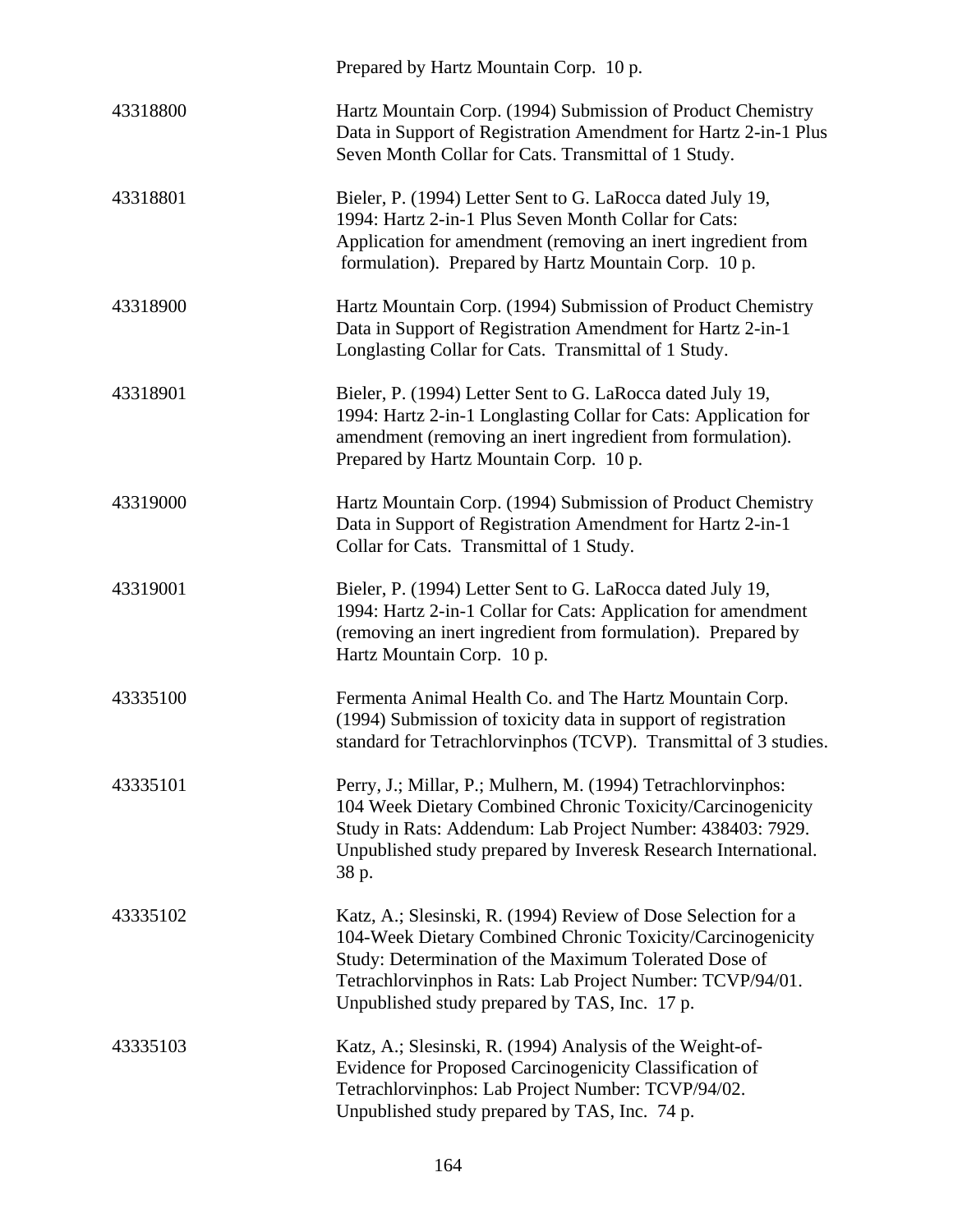Prepared by Hartz Mountain Corp. 10 p.

| | |
|---|---|
| 43318800 | Hartz Mountain Corp. (1994) Submission of Product Chemistry Data in Support of Registration Amendment for Hartz 2-in-1 Plus Seven Month Collar for Cats. Transmittal of 1 Study. |
| 43318801 | Bieler, P. (1994) Letter Sent to G. LaRocca dated July 19, 1994: Hartz 2-in-1 Plus Seven Month Collar for Cats: Application for amendment (removing an inert ingredient from formulation). Prepared by Hartz Mountain Corp. 10 p. |
| 43318900 | Hartz Mountain Corp. (1994) Submission of Product Chemistry Data in Support of Registration Amendment for Hartz 2-in-1 Longlasting Collar for Cats. Transmittal of 1 Study. |
| 43318901 | Bieler, P. (1994) Letter Sent to G. LaRocca dated July 19, 1994: Hartz 2-in-1 Longlasting Collar for Cats: Application for amendment (removing an inert ingredient from formulation). Prepared by Hartz Mountain Corp. 10 p. |
| 43319000 | Hartz Mountain Corp. (1994) Submission of Product Chemistry Data in Support of Registration Amendment for Hartz 2-in-1 Collar for Cats. Transmittal of 1 Study. |
| 43319001 | Bieler, P. (1994) Letter Sent to G. LaRocca dated July 19, 1994: Hartz 2-in-1 Collar for Cats: Application for amendment (removing an inert ingredient from formulation). Prepared by Hartz Mountain Corp. 10 p. |
| 43335100 | Fermenta Animal Health Co. and The Hartz Mountain Corp. (1994) Submission of toxicity data in support of registration standard for Tetrachlorvinphos (TCVP). Transmittal of 3 studies. |
| 43335101 | Perry, J.; Millar, P.; Mulhern, M. (1994) Tetrachlorvinphos: 104 Week Dietary Combined Chronic Toxicity/Carcinogenicity Study in Rats: Addendum: Lab Project Number: 438403: 7929. Unpublished study prepared by Inveresk Research International. 38 p. |
| 43335102 | Katz, A.; Slesinski, R. (1994) Review of Dose Selection for a 104-Week Dietary Combined Chronic Toxicity/Carcinogenicity Study: Determination of the Maximum Tolerated Dose of Tetrachlorvinphos in Rats: Lab Project Number: TCVP/94/01. Unpublished study prepared by TAS, Inc. 17 p. |
| 43335103 | Katz, A.; Slesinski, R. (1994) Analysis of the Weight-of-Evidence for Proposed Carcinogenicity Classification of Tetrachlorvinphos: Lab Project Number: TCVP/94/02. Unpublished study prepared by TAS, Inc. 74 p. |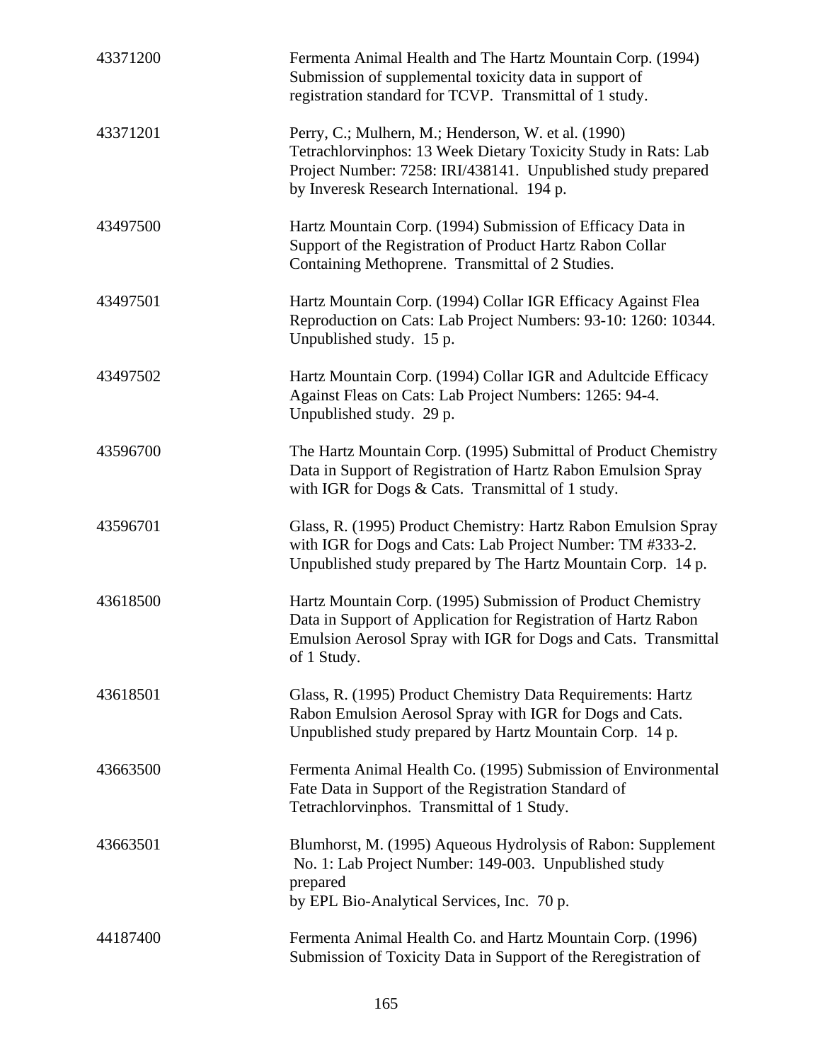| | |
|---|---|
| 43371200 | Fermenta Animal Health and The Hartz Mountain Corp. (1994) Submission of supplemental toxicity data in support of registration standard for TCVP. Transmittal of 1 study. |
| 43371201 | Perry, C.; Mulhern, M.; Henderson, W. et al. (1990) Tetrachlorvinphos: 13 Week Dietary Toxicity Study in Rats: Lab Project Number: 7258: IRI/438141. Unpublished study prepared by Inveresk Research International. 194 p. |
| 43497500 | Hartz Mountain Corp. (1994) Submission of Efficacy Data in Support of the Registration of Product Hartz Rabon Collar Containing Methoprene. Transmittal of 2 Studies. |
| 43497501 | Hartz Mountain Corp. (1994) Collar IGR Efficacy Against Flea Reproduction on Cats: Lab Project Numbers: 93-10: 1260: 10344. Unpublished study. 15 p. |
| 43497502 | Hartz Mountain Corp. (1994) Collar IGR and Adultcide Efficacy Against Fleas on Cats: Lab Project Numbers: 1265: 94-4. Unpublished study. 29 p. |
| 43596700 | The Hartz Mountain Corp. (1995) Submittal of Product Chemistry Data in Support of Registration of Hartz Rabon Emulsion Spray with IGR for Dogs & Cats. Transmittal of 1 study. |
| 43596701 | Glass, R. (1995) Product Chemistry: Hartz Rabon Emulsion Spray with IGR for Dogs and Cats: Lab Project Number: TM #333-2. Unpublished study prepared by The Hartz Mountain Corp. 14 p. |
| 43618500 | Hartz Mountain Corp. (1995) Submission of Product Chemistry Data in Support of Application for Registration of Hartz Rabon Emulsion Aerosol Spray with IGR for Dogs and Cats. Transmittal of 1 Study. |
| 43618501 | Glass, R. (1995) Product Chemistry Data Requirements: Hartz Rabon Emulsion Aerosol Spray with IGR for Dogs and Cats. Unpublished study prepared by Hartz Mountain Corp. 14 p. |
| 43663500 | Fermenta Animal Health Co. (1995) Submission of Environmental Fate Data in Support of the Registration Standard of Tetrachlorvinphos. Transmittal of 1 Study. |
| 43663501 | Blumhorst, M. (1995) Aqueous Hydrolysis of Rabon: Supplement No. 1: Lab Project Number: 149-003. Unpublished study prepared by EPL Bio-Analytical Services, Inc. 70 p. |
| 44187400 | Fermenta Animal Health Co. and Hartz Mountain Corp. (1996) Submission of Toxicity Data in Support of the Reregistration of |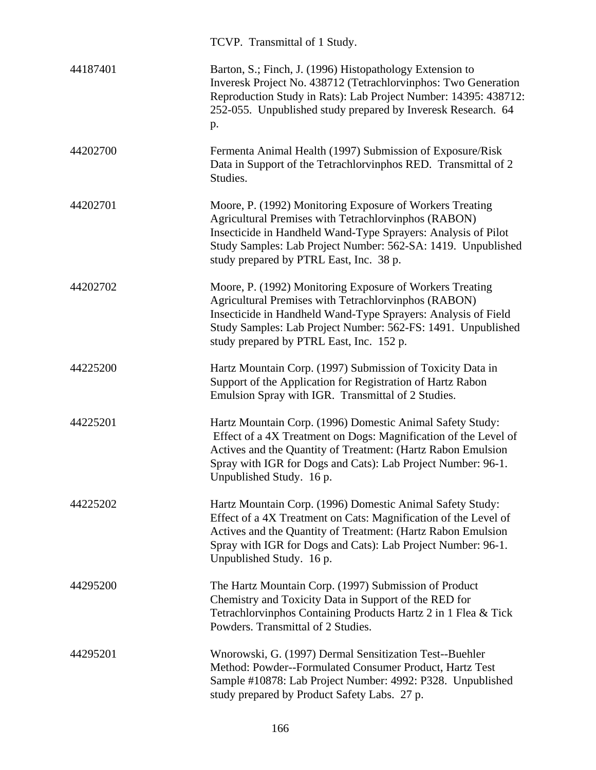| | |
|---|---|
| | TCVP. Transmittal of 1 Study. |
| 44187401 | Barton, S.; Finch, J. (1996) Histopathology Extension to Inveresk Project No. 438712 (Tetrachlorvinphos: Two Generation Reproduction Study in Rats): Lab Project Number: 14395: 438712: 252-055. Unpublished study prepared by Inveresk Research. 64 p. |
| 44202700 | Fermenta Animal Health (1997) Submission of Exposure/Risk Data in Support of the Tetrachlorvinphos RED. Transmittal of 2 Studies. |
| 44202701 | Moore, P. (1992) Monitoring Exposure of Workers Treating Agricultural Premises with Tetrachlorvinphos (RABON) Insecticide in Handheld Wand-Type Sprayers: Analysis of Pilot Study Samples: Lab Project Number: 562-SA: 1419. Unpublished study prepared by PTRL East, Inc. 38 p. |
| 44202702 | Moore, P. (1992) Monitoring Exposure of Workers Treating Agricultural Premises with Tetrachlorvinphos (RABON) Insecticide in Handheld Wand-Type Sprayers: Analysis of Field Study Samples: Lab Project Number: 562-FS: 1491. Unpublished study prepared by PTRL East, Inc. 152 p. |
| 44225200 | Hartz Mountain Corp. (1997) Submission of Toxicity Data in Support of the Application for Registration of Hartz Rabon Emulsion Spray with IGR. Transmittal of 2 Studies. |
| 44225201 | Hartz Mountain Corp. (1996) Domestic Animal Safety Study: Effect of a 4X Treatment on Dogs: Magnification of the Level of Actives and the Quantity of Treatment: (Hartz Rabon Emulsion Spray with IGR for Dogs and Cats): Lab Project Number: 96-1. Unpublished Study. 16 p. |
| 44225202 | Hartz Mountain Corp. (1996) Domestic Animal Safety Study: Effect of a 4X Treatment on Cats: Magnification of the Level of Actives and the Quantity of Treatment: (Hartz Rabon Emulsion Spray with IGR for Dogs and Cats): Lab Project Number: 96-1. Unpublished Study. 16 p. |
| 44295200 | The Hartz Mountain Corp. (1997) Submission of Product Chemistry and Toxicity Data in Support of the RED for Tetrachlorvinphos Containing Products Hartz 2 in 1 Flea & Tick Powders. Transmittal of 2 Studies. |
| 44295201 | Wnorowski, G. (1997) Dermal Sensitization Test--Buehler Method: Powder--Formulated Consumer Product, Hartz Test Sample #10878: Lab Project Number: 4992: P328. Unpublished study prepared by Product Safety Labs. 27 p. |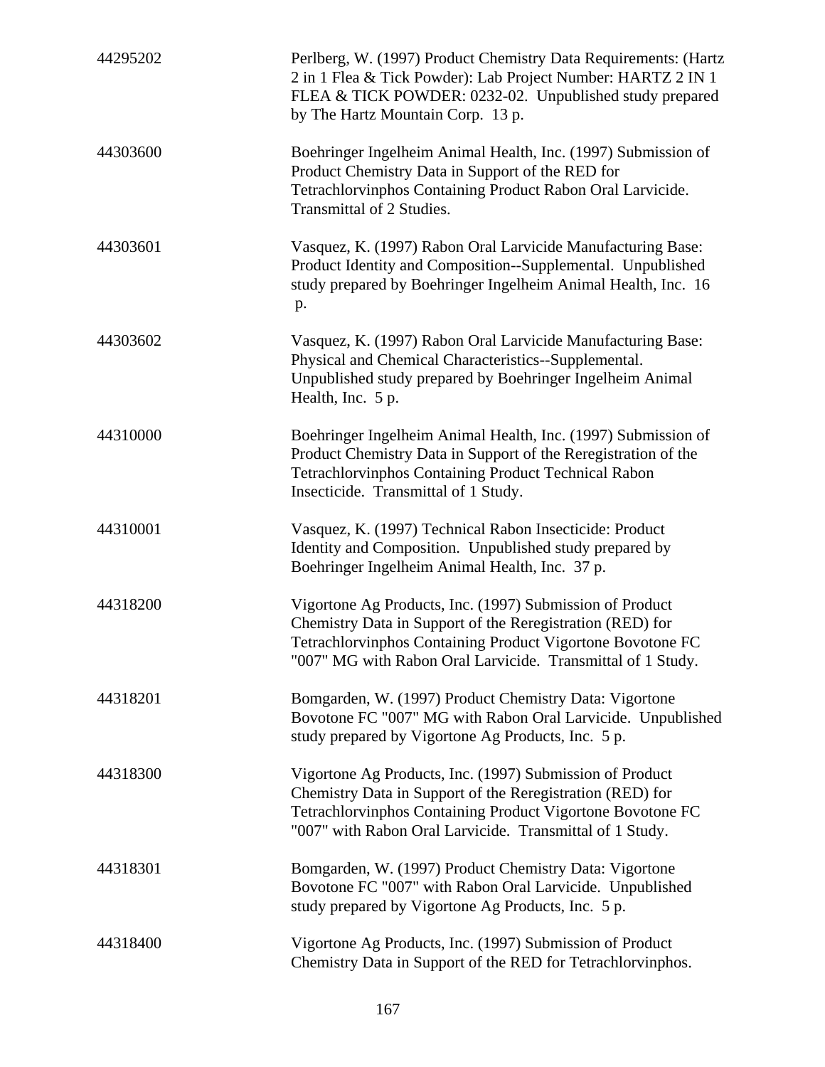| | |
|---|---|
| 44295202 | Perlberg, W. (1997) Product Chemistry Data Requirements: (Hartz 2 in 1 Flea & Tick Powder): Lab Project Number: HARTZ 2 IN 1 FLEA & TICK POWDER: 0232-02. Unpublished study prepared by The Hartz Mountain Corp. 13 p. |
| 44303600 | Boehringer Ingelheim Animal Health, Inc. (1997) Submission of Product Chemistry Data in Support of the RED for Tetrachlorvinphos Containing Product Rabon Oral Larvicide. Transmittal of 2 Studies. |
| 44303601 | Vasquez, K. (1997) Rabon Oral Larvicide Manufacturing Base: Product Identity and Composition--Supplemental. Unpublished study prepared by Boehringer Ingelheim Animal Health, Inc. 16 p. |
| 44303602 | Vasquez, K. (1997) Rabon Oral Larvicide Manufacturing Base: Physical and Chemical Characteristics--Supplemental. Unpublished study prepared by Boehringer Ingelheim Animal Health, Inc. 5 p. |
| 44310000 | Boehringer Ingelheim Animal Health, Inc. (1997) Submission of Product Chemistry Data in Support of the Reregistration of the Tetrachlorvinphos Containing Product Technical Rabon Insecticide. Transmittal of 1 Study. |
| 44310001 | Vasquez, K. (1997) Technical Rabon Insecticide: Product Identity and Composition. Unpublished study prepared by Boehringer Ingelheim Animal Health, Inc. 37 p. |
| 44318200 | Vigortone Ag Products, Inc. (1997) Submission of Product Chemistry Data in Support of the Reregistration (RED) for Tetrachlorvinphos Containing Product Vigortone Bovotone FC "007" MG with Rabon Oral Larvicide. Transmittal of 1 Study. |
| 44318201 | Bomgarden, W. (1997) Product Chemistry Data: Vigortone Bovotone FC "007" MG with Rabon Oral Larvicide. Unpublished study prepared by Vigortone Ag Products, Inc. 5 p. |
| 44318300 | Vigortone Ag Products, Inc. (1997) Submission of Product Chemistry Data in Support of the Reregistration (RED) for Tetrachlorvinphos Containing Product Vigortone Bovotone FC "007" with Rabon Oral Larvicide. Transmittal of 1 Study. |
| 44318301 | Bomgarden, W. (1997) Product Chemistry Data: Vigortone Bovotone FC "007" with Rabon Oral Larvicide. Unpublished study prepared by Vigortone Ag Products, Inc. 5 p. |
| 44318400 | Vigortone Ag Products, Inc. (1997) Submission of Product Chemistry Data in Support of the RED for Tetrachlorvinphos. |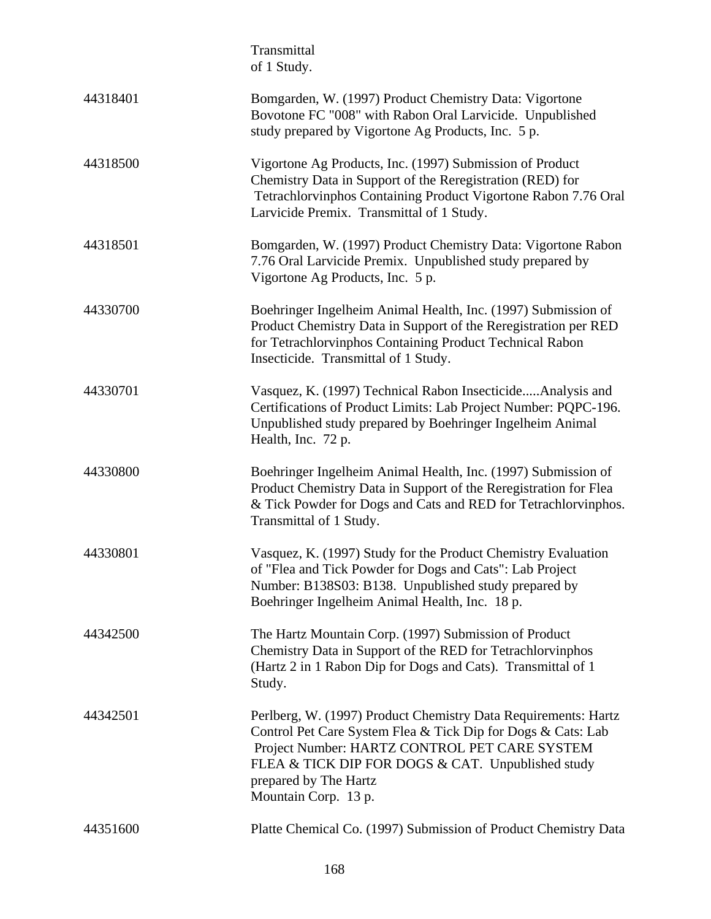| | |
|---|---|
| | Transmittal of 1 Study. |
| 44318401 | Bomgarden, W. (1997) Product Chemistry Data: Vigortone Bovotone FC "008" with Rabon Oral Larvicide. Unpublished study prepared by Vigortone Ag Products, Inc. 5 p. |
| 44318500 | Vigortone Ag Products, Inc. (1997) Submission of Product Chemistry Data in Support of the Reregistration (RED) for Tetrachlorvinphos Containing Product Vigortone Rabon 7.76 Oral Larvicide Premix. Transmittal of 1 Study. |
| 44318501 | Bomgarden, W. (1997) Product Chemistry Data: Vigortone Rabon 7.76 Oral Larvicide Premix. Unpublished study prepared by Vigortone Ag Products, Inc. 5 p. |
| 44330700 | Boehringer Ingelheim Animal Health, Inc. (1997) Submission of Product Chemistry Data in Support of the Reregistration per RED for Tetrachlorvinphos Containing Product Technical Rabon Insecticide. Transmittal of 1 Study. |
| 44330701 | Vasquez, K. (1997) Technical Rabon Insecticide.....Analysis and Certifications of Product Limits: Lab Project Number: PQPC-196. Unpublished study prepared by Boehringer Ingelheim Animal Health, Inc. 72 p. |
| 44330800 | Boehringer Ingelheim Animal Health, Inc. (1997) Submission of Product Chemistry Data in Support of the Reregistration for Flea & Tick Powder for Dogs and Cats and RED for Tetrachlorvinphos. Transmittal of 1 Study. |
| 44330801 | Vasquez, K. (1997) Study for the Product Chemistry Evaluation of "Flea and Tick Powder for Dogs and Cats": Lab Project Number: B138S03: B138. Unpublished study prepared by Boehringer Ingelheim Animal Health, Inc. 18 p. |
| 44342500 | The Hartz Mountain Corp. (1997) Submission of Product Chemistry Data in Support of the RED for Tetrachlorvinphos (Hartz 2 in 1 Rabon Dip for Dogs and Cats). Transmittal of 1 Study. |
| 44342501 | Perlberg, W. (1997) Product Chemistry Data Requirements: Hartz Control Pet Care System Flea & Tick Dip for Dogs & Cats: Lab Project Number: HARTZ CONTROL PET CARE SYSTEM FLEA & TICK DIP FOR DOGS & CAT. Unpublished study prepared by The Hartz Mountain Corp. 13 p. |
| 44351600 | Platte Chemical Co. (1997) Submission of Product Chemistry Data |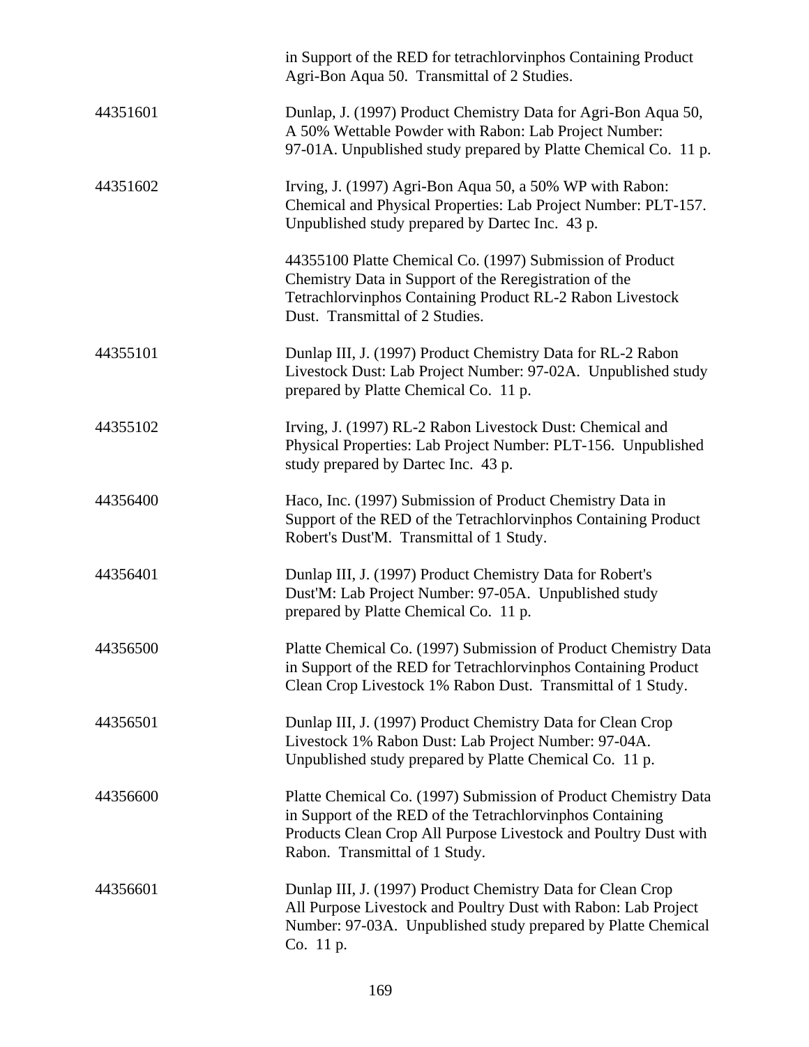| | |
|---|---|
| | in Support of the RED for tetrachlorvinphos Containing Product Agri-Bon Aqua 50. Transmittal of 2 Studies. |
| 44351601 | Dunlap, J. (1997) Product Chemistry Data for Agri-Bon Aqua 50, A 50% Wettable Powder with Rabon: Lab Project Number: 97-01A. Unpublished study prepared by Platte Chemical Co. 11 p. |
| 44351602 | Irving, J. (1997) Agri-Bon Aqua 50, a 50% WP with Rabon: Chemical and Physical Properties: Lab Project Number: PLT-157. Unpublished study prepared by Dartec Inc. 43 p. |
| | 44355100 Platte Chemical Co. (1997) Submission of Product Chemistry Data in Support of the Reregistration of the Tetrachlorvinphos Containing Product RL-2 Rabon Livestock Dust. Transmittal of 2 Studies. |
| 44355101 | Dunlap III, J. (1997) Product Chemistry Data for RL-2 Rabon Livestock Dust: Lab Project Number: 97-02A. Unpublished study prepared by Platte Chemical Co. 11 p. |
| 44355102 | Irving, J. (1997) RL-2 Rabon Livestock Dust: Chemical and Physical Properties: Lab Project Number: PLT-156. Unpublished study prepared by Dartec Inc. 43 p. |
| 44356400 | Haco, Inc. (1997) Submission of Product Chemistry Data in Support of the RED of the Tetrachlorvinphos Containing Product Robert's Dust'M. Transmittal of 1 Study. |
| 44356401 | Dunlap III, J. (1997) Product Chemistry Data for Robert's Dust'M: Lab Project Number: 97-05A. Unpublished study prepared by Platte Chemical Co. 11 p. |
| 44356500 | Platte Chemical Co. (1997) Submission of Product Chemistry Data in Support of the RED for Tetrachlorvinphos Containing Product Clean Crop Livestock 1% Rabon Dust. Transmittal of 1 Study. |
| 44356501 | Dunlap III, J. (1997) Product Chemistry Data for Clean Crop Livestock 1% Rabon Dust: Lab Project Number: 97-04A. Unpublished study prepared by Platte Chemical Co. 11 p. |
| 44356600 | Platte Chemical Co. (1997) Submission of Product Chemistry Data in Support of the RED of the Tetrachlorvinphos Containing Products Clean Crop All Purpose Livestock and Poultry Dust with Rabon. Transmittal of 1 Study. |
| 44356601 | Dunlap III, J. (1997) Product Chemistry Data for Clean Crop All Purpose Livestock and Poultry Dust with Rabon: Lab Project Number: 97-03A. Unpublished study prepared by Platte Chemical Co. 11 p. |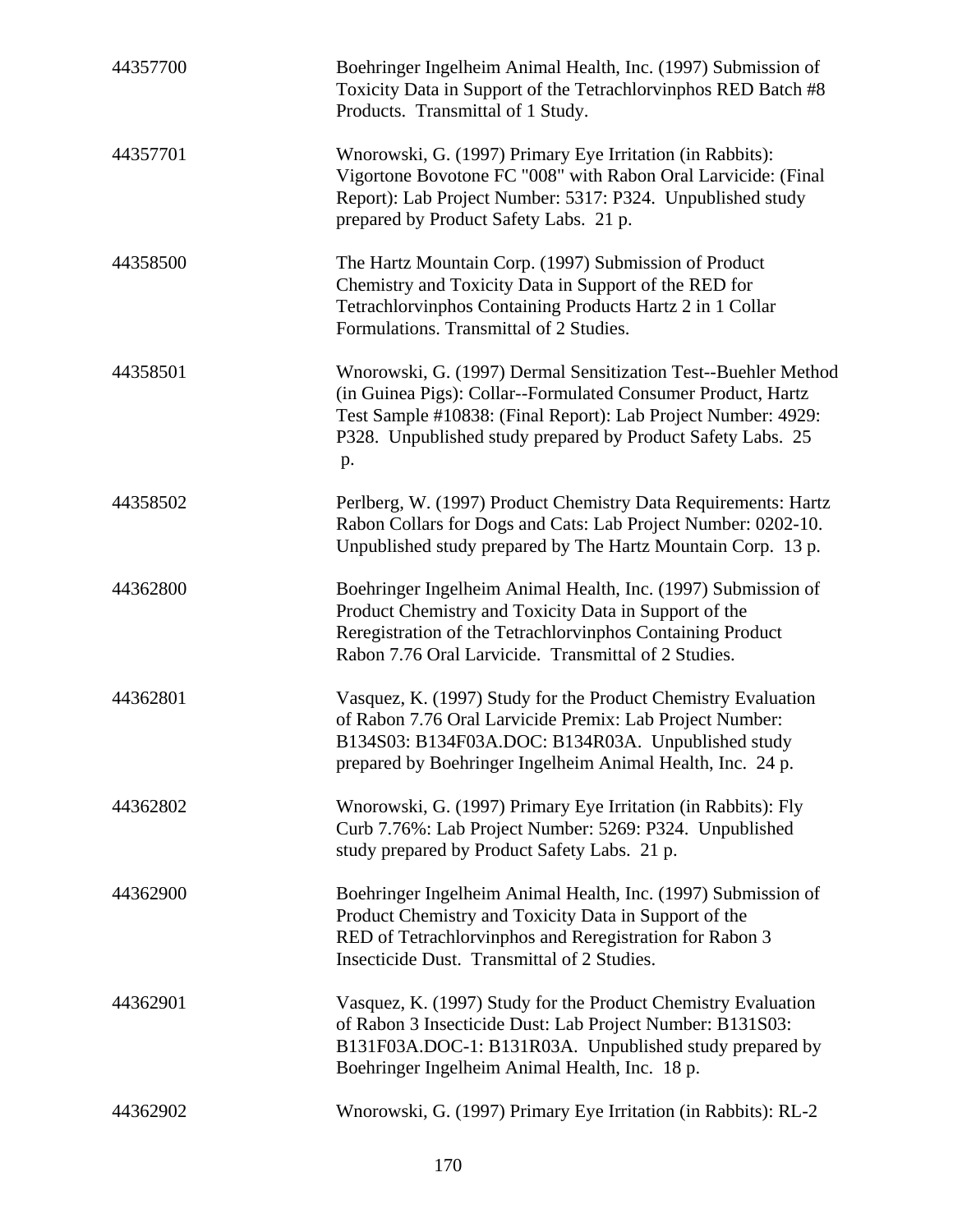| | |
|---|---|
| 44357700 | Boehringer Ingelheim Animal Health, Inc. (1997) Submission of Toxicity Data in Support of the Tetrachlorvinphos RED Batch #8 Products. Transmittal of 1 Study. |
| 44357701 | Wnorowski, G. (1997) Primary Eye Irritation (in Rabbits): Vigortone Bovotone FC "008" with Rabon Oral Larvicide: (Final Report): Lab Project Number: 5317: P324. Unpublished study prepared by Product Safety Labs. 21 p. |
| 44358500 | The Hartz Mountain Corp. (1997) Submission of Product Chemistry and Toxicity Data in Support of the RED for Tetrachlorvinphos Containing Products Hartz 2 in 1 Collar Formulations. Transmittal of 2 Studies. |
| 44358501 | Wnorowski, G. (1997) Dermal Sensitization Test--Buehler Method (in Guinea Pigs): Collar--Formulated Consumer Product, Hartz Test Sample #10838: (Final Report): Lab Project Number: 4929: P328. Unpublished study prepared by Product Safety Labs. 25 p. |
| 44358502 | Perlberg, W. (1997) Product Chemistry Data Requirements: Hartz Rabon Collars for Dogs and Cats: Lab Project Number: 0202-10. Unpublished study prepared by The Hartz Mountain Corp. 13 p. |
| 44362800 | Boehringer Ingelheim Animal Health, Inc. (1997) Submission of Product Chemistry and Toxicity Data in Support of the Reregistration of the Tetrachlorvinphos Containing Product Rabon 7.76 Oral Larvicide. Transmittal of 2 Studies. |
| 44362801 | Vasquez, K. (1997) Study for the Product Chemistry Evaluation of Rabon 7.76 Oral Larvicide Premix: Lab Project Number: B134S03: B134F03A.DOC: B134R03A. Unpublished study prepared by Boehringer Ingelheim Animal Health, Inc. 24 p. |
| 44362802 | Wnorowski, G. (1997) Primary Eye Irritation (in Rabbits): Fly Curb 7.76%: Lab Project Number: 5269: P324. Unpublished study prepared by Product Safety Labs. 21 p. |
| 44362900 | Boehringer Ingelheim Animal Health, Inc. (1997) Submission of Product Chemistry and Toxicity Data in Support of the RED of Tetrachlorvinphos and Reregistration for Rabon 3 Insecticide Dust. Transmittal of 2 Studies. |
| 44362901 | Vasquez, K. (1997) Study for the Product Chemistry Evaluation of Rabon 3 Insecticide Dust: Lab Project Number: B131S03: B131F03A.DOC-1: B131R03A. Unpublished study prepared by Boehringer Ingelheim Animal Health, Inc. 18 p. |
| 44362902 | Wnorowski, G. (1997) Primary Eye Irritation (in Rabbits): RL-2 |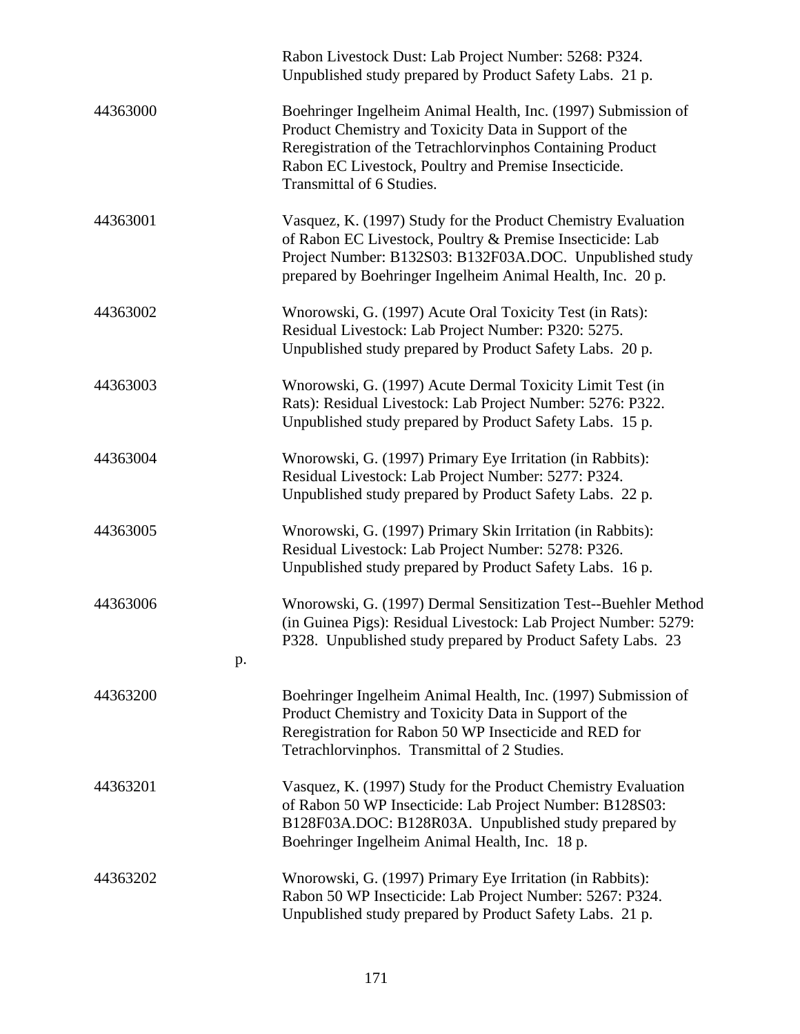| | |
|---|---|
| | Rabon Livestock Dust: Lab Project Number: 5268: P324. Unpublished study prepared by Product Safety Labs. 21 p. |
| 44363000 | Boehringer Ingelheim Animal Health, Inc. (1997) Submission of Product Chemistry and Toxicity Data in Support of the Reregistration of the Tetrachlorvinphos Containing Product Rabon EC Livestock, Poultry and Premise Insecticide. Transmittal of 6 Studies. |
| 44363001 | Vasquez, K. (1997) Study for the Product Chemistry Evaluation of Rabon EC Livestock, Poultry & Premise Insecticide: Lab Project Number: B132S03: B132F03A.DOC. Unpublished study prepared by Boehringer Ingelheim Animal Health, Inc. 20 p. |
| 44363002 | Wnorowski, G. (1997) Acute Oral Toxicity Test (in Rats): Residual Livestock: Lab Project Number: P320: 5275. Unpublished study prepared by Product Safety Labs. 20 p. |
| 44363003 | Wnorowski, G. (1997) Acute Dermal Toxicity Limit Test (in Rats): Residual Livestock: Lab Project Number: 5276: P322. Unpublished study prepared by Product Safety Labs. 15 p. |
| 44363004 | Wnorowski, G. (1997) Primary Eye Irritation (in Rabbits): Residual Livestock: Lab Project Number: 5277: P324. Unpublished study prepared by Product Safety Labs. 22 p. |
| 44363005 | Wnorowski, G. (1997) Primary Skin Irritation (in Rabbits): Residual Livestock: Lab Project Number: 5278: P326. Unpublished study prepared by Product Safety Labs. 16 p. |
| 44363006 | Wnorowski, G. (1997) Dermal Sensitization Test--Buehler Method (in Guinea Pigs): Residual Livestock: Lab Project Number: 5279: P328. Unpublished study prepared by Product Safety Labs. 23 p. |
| 44363200 | Boehringer Ingelheim Animal Health, Inc. (1997) Submission of Product Chemistry and Toxicity Data in Support of the Reregistration for Rabon 50 WP Insecticide and RED for Tetrachlorvinphos. Transmittal of 2 Studies. |
| 44363201 | Vasquez, K. (1997) Study for the Product Chemistry Evaluation of Rabon 50 WP Insecticide: Lab Project Number: B128S03: B128F03A.DOC: B128R03A. Unpublished study prepared by Boehringer Ingelheim Animal Health, Inc. 18 p. |
| 44363202 | Wnorowski, G. (1997) Primary Eye Irritation (in Rabbits): Rabon 50 WP Insecticide: Lab Project Number: 5267: P324. Unpublished study prepared by Product Safety Labs. 21 p. |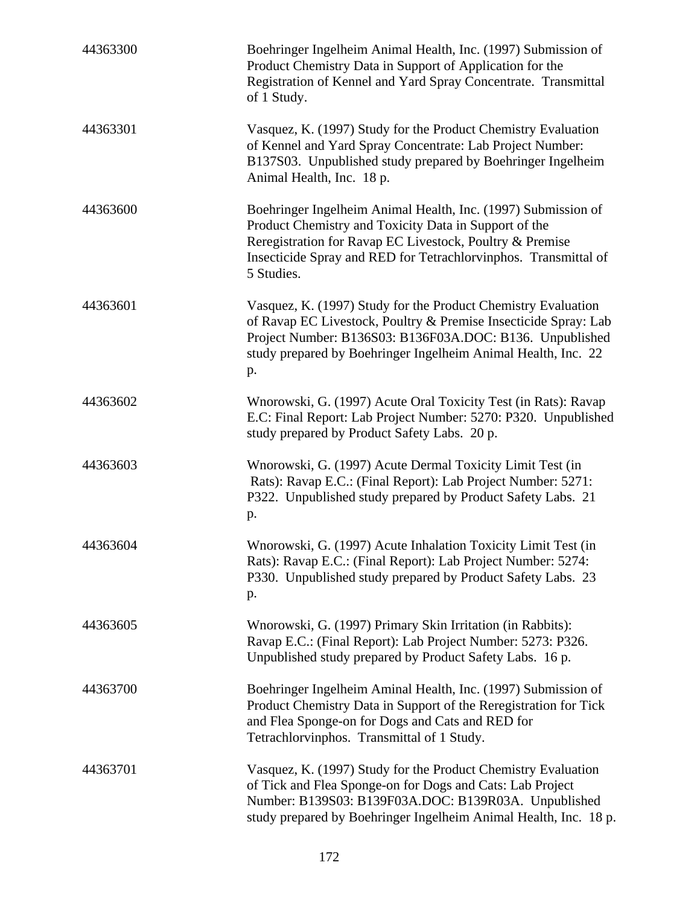| | |
|---|---|
| 44363300 | Boehringer Ingelheim Animal Health, Inc. (1997) Submission of Product Chemistry Data in Support of Application for the Registration of Kennel and Yard Spray Concentrate. Transmittal of 1 Study. |
| 44363301 | Vasquez, K. (1997) Study for the Product Chemistry Evaluation of Kennel and Yard Spray Concentrate: Lab Project Number: B137S03. Unpublished study prepared by Boehringer Ingelheim Animal Health, Inc. 18 p. |
| 44363600 | Boehringer Ingelheim Animal Health, Inc. (1997) Submission of Product Chemistry and Toxicity Data in Support of the Reregistration for Ravap EC Livestock, Poultry & Premise Insecticide Spray and RED for Tetrachlorvinphos. Transmittal of 5 Studies. |
| 44363601 | Vasquez, K. (1997) Study for the Product Chemistry Evaluation of Ravap EC Livestock, Poultry & Premise Insecticide Spray: Lab Project Number: B136S03: B136F03A.DOC: B136. Unpublished study prepared by Boehringer Ingelheim Animal Health, Inc. 22 p. |
| 44363602 | Wnorowski, G. (1997) Acute Oral Toxicity Test (in Rats): Ravap E.C: Final Report: Lab Project Number: 5270: P320. Unpublished study prepared by Product Safety Labs. 20 p. |
| 44363603 | Wnorowski, G. (1997) Acute Dermal Toxicity Limit Test (in Rats): Ravap E.C.: (Final Report): Lab Project Number: 5271: P322. Unpublished study prepared by Product Safety Labs. 21 p. |
| 44363604 | Wnorowski, G. (1997) Acute Inhalation Toxicity Limit Test (in Rats): Ravap E.C.: (Final Report): Lab Project Number: 5274: P330. Unpublished study prepared by Product Safety Labs. 23 p. |
| 44363605 | Wnorowski, G. (1997) Primary Skin Irritation (in Rabbits): Ravap E.C.: (Final Report): Lab Project Number: 5273: P326. Unpublished study prepared by Product Safety Labs. 16 p. |
| 44363700 | Boehringer Ingelheim Aminal Health, Inc. (1997) Submission of Product Chemistry Data in Support of the Reregistration for Tick and Flea Sponge-on for Dogs and Cats and RED for Tetrachlorvinphos. Transmittal of 1 Study. |
| 44363701 | Vasquez, K. (1997) Study for the Product Chemistry Evaluation of Tick and Flea Sponge-on for Dogs and Cats: Lab Project Number: B139S03: B139F03A.DOC: B139R03A. Unpublished study prepared by Boehringer Ingelheim Animal Health, Inc. 18 p. |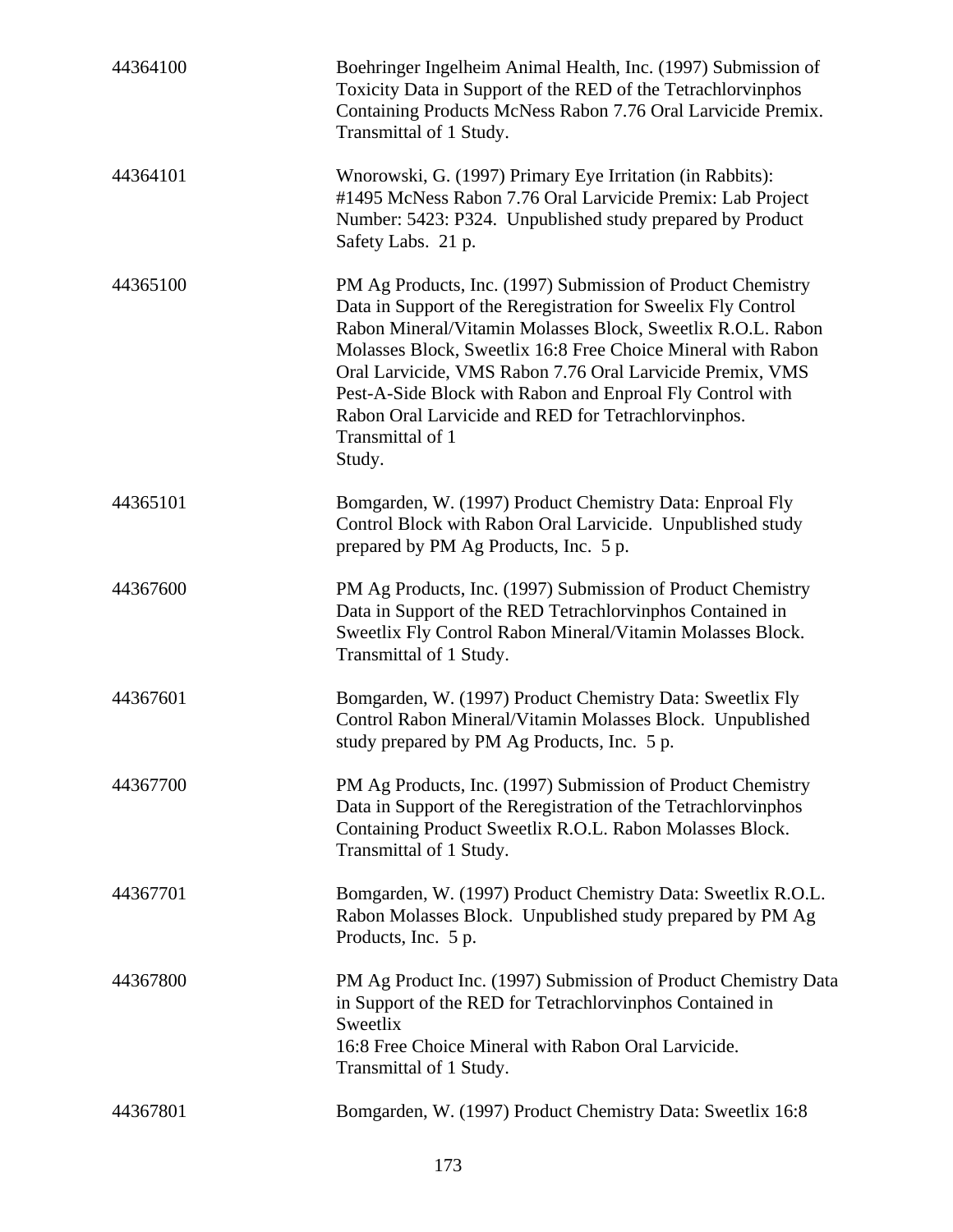| | |
|---|---|
| 44364100 | Boehringer Ingelheim Animal Health, Inc. (1997) Submission of Toxicity Data in Support of the RED of the Tetrachlorvinphos Containing Products McNess Rabon 7.76 Oral Larvicide Premix. Transmittal of 1 Study. |
| 44364101 | Wnorowski, G. (1997) Primary Eye Irritation (in Rabbits): #1495 McNess Rabon 7.76 Oral Larvicide Premix: Lab Project Number: 5423: P324. Unpublished study prepared by Product Safety Labs. 21 p. |
| 44365100 | PM Ag Products, Inc. (1997) Submission of Product Chemistry Data in Support of the Reregistration for Sweelix Fly Control Rabon Mineral/Vitamin Molasses Block, Sweetlix R.O.L. Rabon Molasses Block, Sweetlix 16:8 Free Choice Mineral with Rabon Oral Larvicide, VMS Rabon 7.76 Oral Larvicide Premix, VMS Pest-A-Side Block with Rabon and Enproal Fly Control with Rabon Oral Larvicide and RED for Tetrachlorvinphos. Transmittal of 1 Study. |
| 44365101 | Bomgarden, W. (1997) Product Chemistry Data: Enproal Fly Control Block with Rabon Oral Larvicide. Unpublished study prepared by PM Ag Products, Inc. 5 p. |
| 44367600 | PM Ag Products, Inc. (1997) Submission of Product Chemistry Data in Support of the RED Tetrachlorvinphos Contained in Sweetlix Fly Control Rabon Mineral/Vitamin Molasses Block. Transmittal of 1 Study. |
| 44367601 | Bomgarden, W. (1997) Product Chemistry Data: Sweetlix Fly Control Rabon Mineral/Vitamin Molasses Block. Unpublished study prepared by PM Ag Products, Inc. 5 p. |
| 44367700 | PM Ag Products, Inc. (1997) Submission of Product Chemistry Data in Support of the Reregistration of the Tetrachlorvinphos Containing Product Sweetlix R.O.L. Rabon Molasses Block. Transmittal of 1 Study. |
| 44367701 | Bomgarden, W. (1997) Product Chemistry Data: Sweetlix R.O.L. Rabon Molasses Block. Unpublished study prepared by PM Ag Products, Inc. 5 p. |
| 44367800 | PM Ag Product Inc. (1997) Submission of Product Chemistry Data in Support of the RED for Tetrachlorvinphos Contained in Sweetlix 16:8 Free Choice Mineral with Rabon Oral Larvicide. Transmittal of 1 Study. |
| 44367801 | Bomgarden, W. (1997) Product Chemistry Data: Sweetlix 16:8 |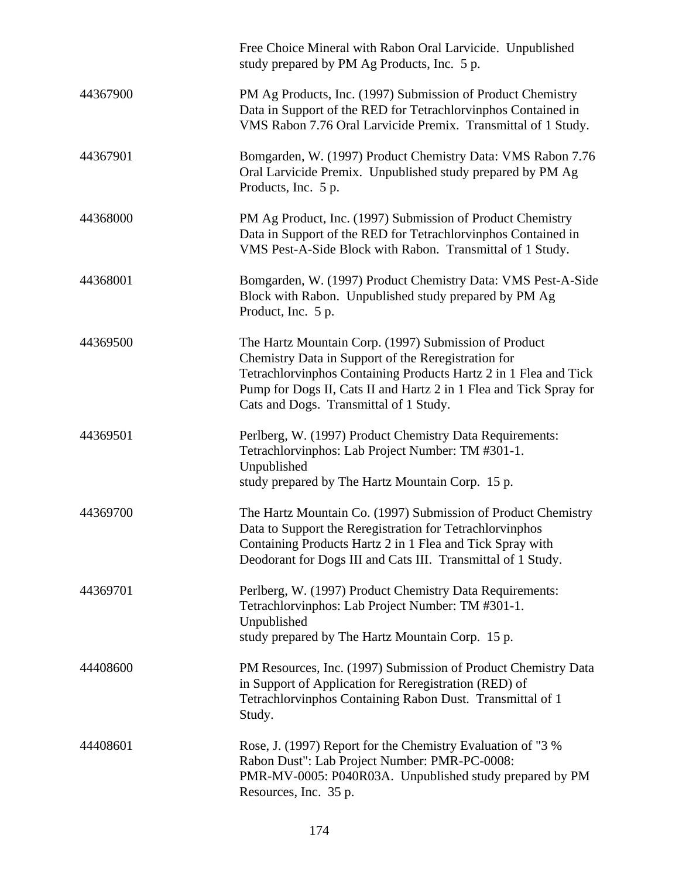| | |
|---|---|
| | Free Choice Mineral with Rabon Oral Larvicide. Unpublished study prepared by PM Ag Products, Inc. 5 p. |
| 44367900 | PM Ag Products, Inc. (1997) Submission of Product Chemistry Data in Support of the RED for Tetrachlorvinphos Contained in VMS Rabon 7.76 Oral Larvicide Premix. Transmittal of 1 Study. |
| 44367901 | Bomgarden, W. (1997) Product Chemistry Data: VMS Rabon 7.76 Oral Larvicide Premix. Unpublished study prepared by PM Ag Products, Inc. 5 p. |
| 44368000 | PM Ag Product, Inc. (1997) Submission of Product Chemistry Data in Support of the RED for Tetrachlorvinphos Contained in VMS Pest-A-Side Block with Rabon. Transmittal of 1 Study. |
| 44368001 | Bomgarden, W. (1997) Product Chemistry Data: VMS Pest-A-Side Block with Rabon. Unpublished study prepared by PM Ag Product, Inc. 5 p. |
| 44369500 | The Hartz Mountain Corp. (1997) Submission of Product Chemistry Data in Support of the Reregistration for Tetrachlorvinphos Containing Products Hartz 2 in 1 Flea and Tick Pump for Dogs II, Cats II and Hartz 2 in 1 Flea and Tick Spray for Cats and Dogs. Transmittal of 1 Study. |
| 44369501 | Perlberg, W. (1997) Product Chemistry Data Requirements: Tetrachlorvinphos: Lab Project Number: TM #301-1. Unpublished study prepared by The Hartz Mountain Corp. 15 p. |
| 44369700 | The Hartz Mountain Co. (1997) Submission of Product Chemistry Data to Support the Reregistration for Tetrachlorvinphos Containing Products Hartz 2 in 1 Flea and Tick Spray with Deodorant for Dogs III and Cats III. Transmittal of 1 Study. |
| 44369701 | Perlberg, W. (1997) Product Chemistry Data Requirements: Tetrachlorvinphos: Lab Project Number: TM #301-1. Unpublished study prepared by The Hartz Mountain Corp. 15 p. |
| 44408600 | PM Resources, Inc. (1997) Submission of Product Chemistry Data in Support of Application for Reregistration (RED) of Tetrachlorvinphos Containing Rabon Dust. Transmittal of 1 Study. |
| 44408601 | Rose, J. (1997) Report for the Chemistry Evaluation of "3 % Rabon Dust": Lab Project Number: PMR-PC-0008: PMR-MV-0005: P040R03A. Unpublished study prepared by PM Resources, Inc. 35 p. |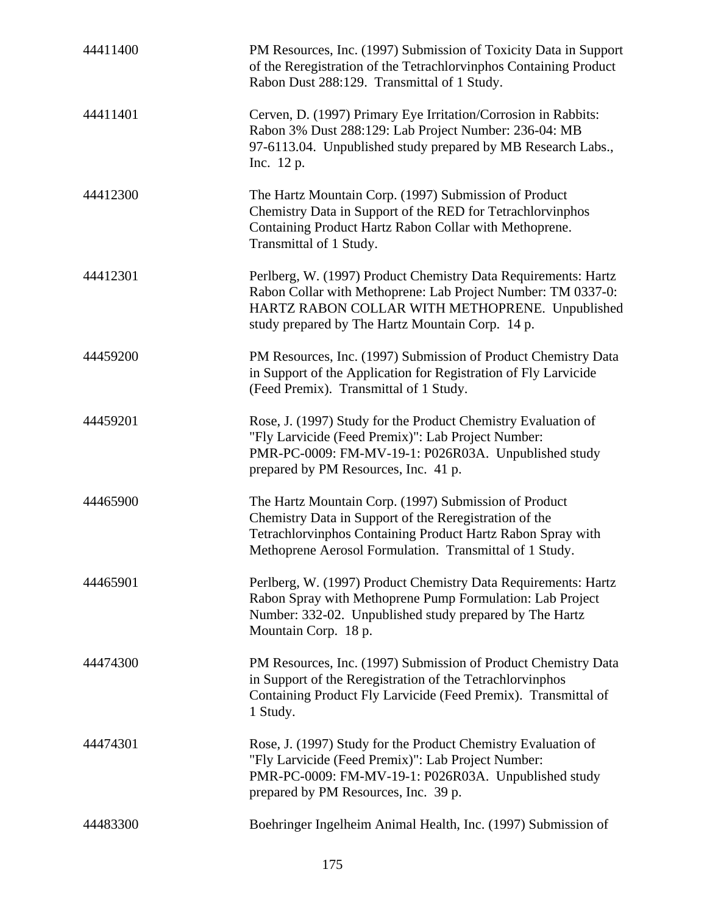| | |
|---|---|
| 44411400 | PM Resources, Inc. (1997) Submission of Toxicity Data in Support of the Reregistration of the Tetrachlorvinphos Containing Product Rabon Dust 288:129. Transmittal of 1 Study. |
| 44411401 | Cerven, D. (1997) Primary Eye Irritation/Corrosion in Rabbits: Rabon 3% Dust 288:129: Lab Project Number: 236-04: MB 97-6113.04. Unpublished study prepared by MB Research Labs., Inc. 12 p. |
| 44412300 | The Hartz Mountain Corp. (1997) Submission of Product Chemistry Data in Support of the RED for Tetrachlorvinphos Containing Product Hartz Rabon Collar with Methoprene. Transmittal of 1 Study. |
| 44412301 | Perlberg, W. (1997) Product Chemistry Data Requirements: Hartz Rabon Collar with Methoprene: Lab Project Number: TM 0337-0: HARTZ RABON COLLAR WITH METHOPRENE. Unpublished study prepared by The Hartz Mountain Corp. 14 p. |
| 44459200 | PM Resources, Inc. (1997) Submission of Product Chemistry Data in Support of the Application for Registration of Fly Larvicide (Feed Premix). Transmittal of 1 Study. |
| 44459201 | Rose, J. (1997) Study for the Product Chemistry Evaluation of "Fly Larvicide (Feed Premix)": Lab Project Number: PMR-PC-0009: FM-MV-19-1: P026R03A. Unpublished study prepared by PM Resources, Inc. 41 p. |
| 44465900 | The Hartz Mountain Corp. (1997) Submission of Product Chemistry Data in Support of the Reregistration of the Tetrachlorvinphos Containing Product Hartz Rabon Spray with Methoprene Aerosol Formulation. Transmittal of 1 Study. |
| 44465901 | Perlberg, W. (1997) Product Chemistry Data Requirements: Hartz Rabon Spray with Methoprene Pump Formulation: Lab Project Number: 332-02. Unpublished study prepared by The Hartz Mountain Corp. 18 p. |
| 44474300 | PM Resources, Inc. (1997) Submission of Product Chemistry Data in Support of the Reregistration of the Tetrachlorvinphos Containing Product Fly Larvicide (Feed Premix). Transmittal of 1 Study. |
| 44474301 | Rose, J. (1997) Study for the Product Chemistry Evaluation of "Fly Larvicide (Feed Premix)": Lab Project Number: PMR-PC-0009: FM-MV-19-1: P026R03A. Unpublished study prepared by PM Resources, Inc. 39 p. |
| 44483300 | Boehringer Ingelheim Animal Health, Inc. (1997) Submission of |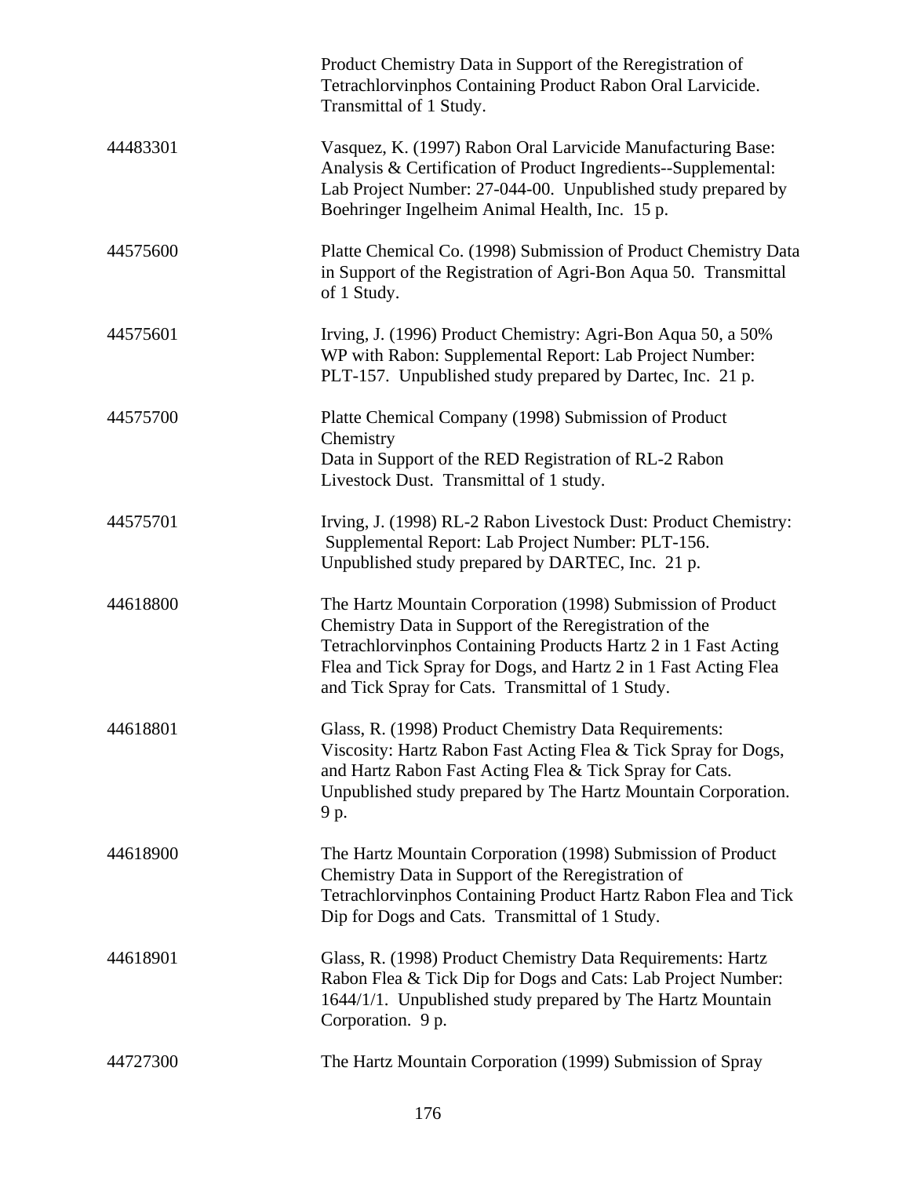| | |
|---|---|
| | Product Chemistry Data in Support of the Reregistration of Tetrachlorvinphos Containing Product Rabon Oral Larvicide. Transmittal of 1 Study. |
| 44483301 | Vasquez, K. (1997) Rabon Oral Larvicide Manufacturing Base: Analysis & Certification of Product Ingredients--Supplemental: Lab Project Number: 27-044-00. Unpublished study prepared by Boehringer Ingelheim Animal Health, Inc. 15 p. |
| 44575600 | Platte Chemical Co. (1998) Submission of Product Chemistry Data in Support of the Registration of Agri-Bon Aqua 50. Transmittal of 1 Study. |
| 44575601 | Irving, J. (1996) Product Chemistry: Agri-Bon Aqua 50, a 50% WP with Rabon: Supplemental Report: Lab Project Number: PLT-157. Unpublished study prepared by Dartec, Inc. 21 p. |
| 44575700 | Platte Chemical Company (1998) Submission of Product Chemistry Data in Support of the RED Registration of RL-2 Rabon Livestock Dust. Transmittal of 1 study. |
| 44575701 | Irving, J. (1998) RL-2 Rabon Livestock Dust: Product Chemistry: Supplemental Report: Lab Project Number: PLT-156. Unpublished study prepared by DARTEC, Inc. 21 p. |
| 44618800 | The Hartz Mountain Corporation (1998) Submission of Product Chemistry Data in Support of the Reregistration of the Tetrachlorvinphos Containing Products Hartz 2 in 1 Fast Acting Flea and Tick Spray for Dogs, and Hartz 2 in 1 Fast Acting Flea and Tick Spray for Cats. Transmittal of 1 Study. |
| 44618801 | Glass, R. (1998) Product Chemistry Data Requirements: Viscosity: Hartz Rabon Fast Acting Flea & Tick Spray for Dogs, and Hartz Rabon Fast Acting Flea & Tick Spray for Cats. Unpublished study prepared by The Hartz Mountain Corporation. 9 p. |
| 44618900 | The Hartz Mountain Corporation (1998) Submission of Product Chemistry Data in Support of the Reregistration of Tetrachlorvinphos Containing Product Hartz Rabon Flea and Tick Dip for Dogs and Cats. Transmittal of 1 Study. |
| 44618901 | Glass, R. (1998) Product Chemistry Data Requirements: Hartz Rabon Flea & Tick Dip for Dogs and Cats: Lab Project Number: 1644/1/1. Unpublished study prepared by The Hartz Mountain Corporation. 9 p. |
| 44727300 | The Hartz Mountain Corporation (1999) Submission of Spray |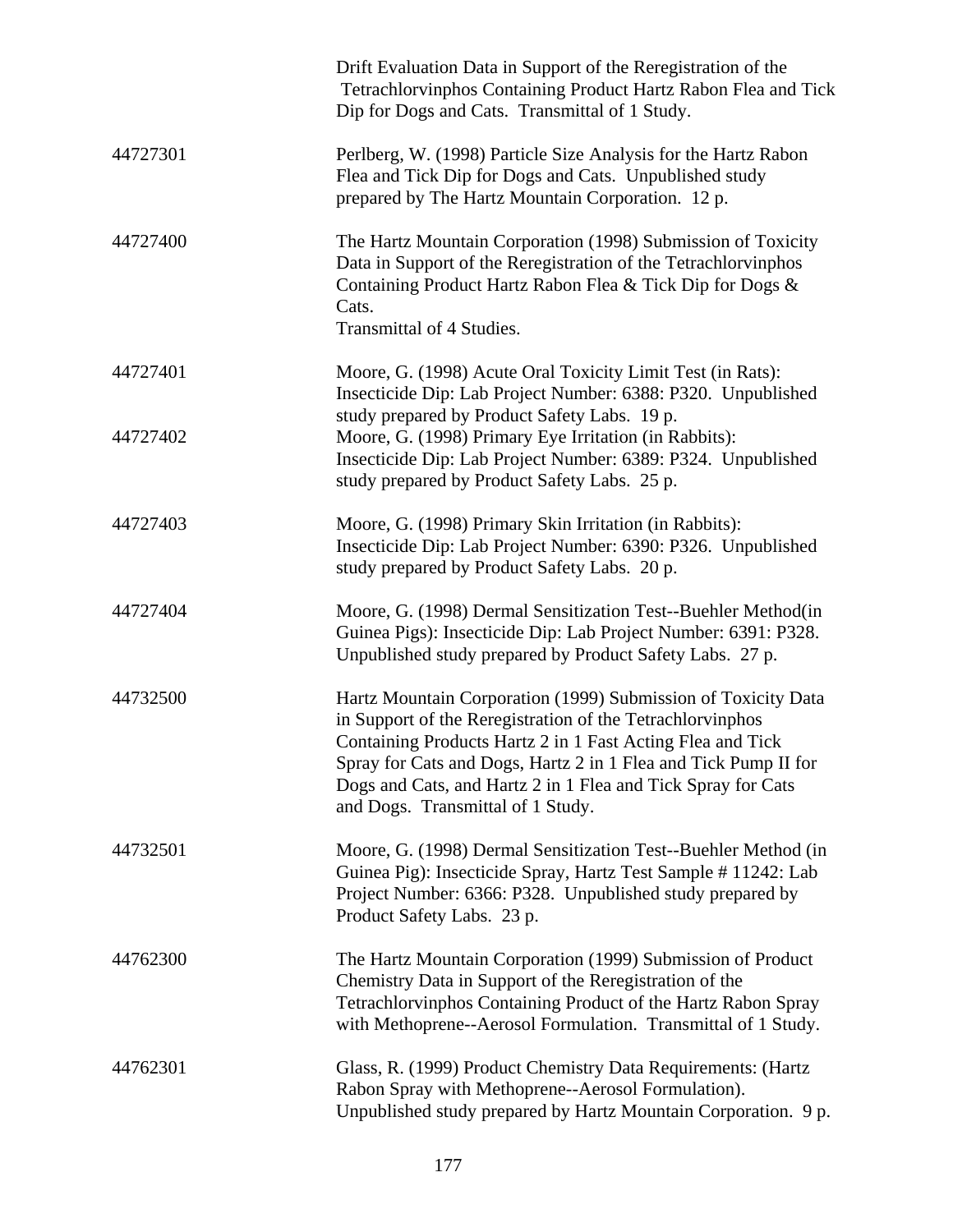| | |
|---|---|
| | Drift Evaluation Data in Support of the Reregistration of the Tetrachlorvinphos Containing Product Hartz Rabon Flea and Tick Dip for Dogs and Cats. Transmittal of 1 Study. |
| 44727301 | Perlberg, W. (1998) Particle Size Analysis for the Hartz Rabon Flea and Tick Dip for Dogs and Cats. Unpublished study prepared by The Hartz Mountain Corporation. 12 p. |
| 44727400 | The Hartz Mountain Corporation (1998) Submission of Toxicity Data in Support of the Reregistration of the Tetrachlorvinphos Containing Product Hartz Rabon Flea & Tick Dip for Dogs & Cats.<br>Transmittal of 4 Studies. |
| 44727401 | Moore, G. (1998) Acute Oral Toxicity Limit Test (in Rats): Insecticide Dip: Lab Project Number: 6388: P320. Unpublished study prepared by Product Safety Labs. 19 p. |
| 44727402 | Moore, G. (1998) Primary Eye Irritation (in Rabbits): Insecticide Dip: Lab Project Number: 6389: P324. Unpublished study prepared by Product Safety Labs. 25 p. |
| 44727403 | Moore, G. (1998) Primary Skin Irritation (in Rabbits): Insecticide Dip: Lab Project Number: 6390: P326. Unpublished study prepared by Product Safety Labs. 20 p. |
| 44727404 | Moore, G. (1998) Dermal Sensitization Test--Buehler Method(in Guinea Pigs): Insecticide Dip: Lab Project Number: 6391: P328. Unpublished study prepared by Product Safety Labs. 27 p. |
| 44732500 | Hartz Mountain Corporation (1999) Submission of Toxicity Data in Support of the Reregistration of the Tetrachlorvinphos Containing Products Hartz 2 in 1 Fast Acting Flea and Tick Spray for Cats and Dogs, Hartz 2 in 1 Flea and Tick Pump II for Dogs and Cats, and Hartz 2 in 1 Flea and Tick Spray for Cats and Dogs. Transmittal of 1 Study. |
| 44732501 | Moore, G. (1998) Dermal Sensitization Test--Buehler Method (in Guinea Pig): Insecticide Spray, Hartz Test Sample # 11242: Lab Project Number: 6366: P328. Unpublished study prepared by Product Safety Labs. 23 p. |
| 44762300 | The Hartz Mountain Corporation (1999) Submission of Product Chemistry Data in Support of the Reregistration of the Tetrachlorvinphos Containing Product of the Hartz Rabon Spray with Methoprene--Aerosol Formulation. Transmittal of 1 Study. |
| 44762301 | Glass, R. (1999) Product Chemistry Data Requirements: (Hartz Rabon Spray with Methoprene--Aerosol Formulation). Unpublished study prepared by Hartz Mountain Corporation. 9 p. |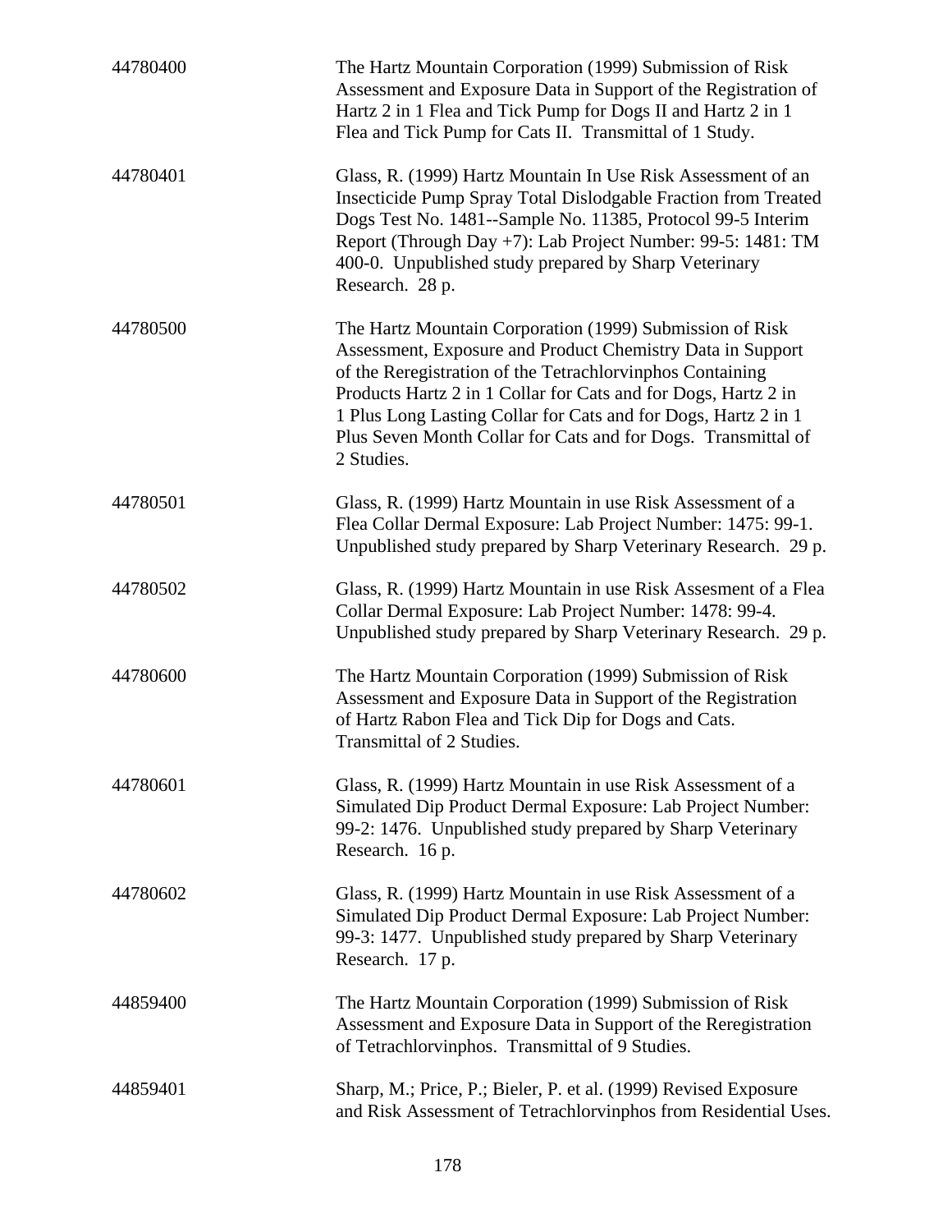| | |
|---|---|
| 44780400 | The Hartz Mountain Corporation (1999) Submission of Risk Assessment and Exposure Data in Support of the Registration of Hartz 2 in 1 Flea and Tick Pump for Dogs II and Hartz 2 in 1 Flea and Tick Pump for Cats II. Transmittal of 1 Study. |
| 44780401 | Glass, R. (1999) Hartz Mountain In Use Risk Assessment of an Insecticide Pump Spray Total Dislodgable Fraction from Treated Dogs Test No. 1481--Sample No. 11385, Protocol 99-5 Interim Report (Through Day +7): Lab Project Number: 99-5: 1481: TM 400-0. Unpublished study prepared by Sharp Veterinary Research. 28 p. |
| 44780500 | The Hartz Mountain Corporation (1999) Submission of Risk Assessment, Exposure and Product Chemistry Data in Support of the Reregistration of the Tetrachlorvinphos Containing Products Hartz 2 in 1 Collar for Cats and for Dogs, Hartz 2 in 1 Plus Long Lasting Collar for Cats and for Dogs, Hartz 2 in 1 Plus Seven Month Collar for Cats and for Dogs. Transmittal of 2 Studies. |
| 44780501 | Glass, R. (1999) Hartz Mountain in use Risk Assessment of a Flea Collar Dermal Exposure: Lab Project Number: 1475: 99-1. Unpublished study prepared by Sharp Veterinary Research. 29 p. |
| 44780502 | Glass, R. (1999) Hartz Mountain in use Risk Assesment of a Flea Collar Dermal Exposure: Lab Project Number: 1478: 99-4. Unpublished study prepared by Sharp Veterinary Research. 29 p. |
| 44780600 | The Hartz Mountain Corporation (1999) Submission of Risk Assessment and Exposure Data in Support of the Registration of Hartz Rabon Flea and Tick Dip for Dogs and Cats. Transmittal of 2 Studies. |
| 44780601 | Glass, R. (1999) Hartz Mountain in use Risk Assessment of a Simulated Dip Product Dermal Exposure: Lab Project Number: 99-2: 1476. Unpublished study prepared by Sharp Veterinary Research. 16 p. |
| 44780602 | Glass, R. (1999) Hartz Mountain in use Risk Assessment of a Simulated Dip Product Dermal Exposure: Lab Project Number: 99-3: 1477. Unpublished study prepared by Sharp Veterinary Research. 17 p. |
| 44859400 | The Hartz Mountain Corporation (1999) Submission of Risk Assessment and Exposure Data in Support of the Reregistration of Tetrachlorvinphos. Transmittal of 9 Studies. |
| 44859401 | Sharp, M.; Price, P.; Bieler, P. et al. (1999) Revised Exposure and Risk Assessment of Tetrachlorvinphos from Residential Uses. |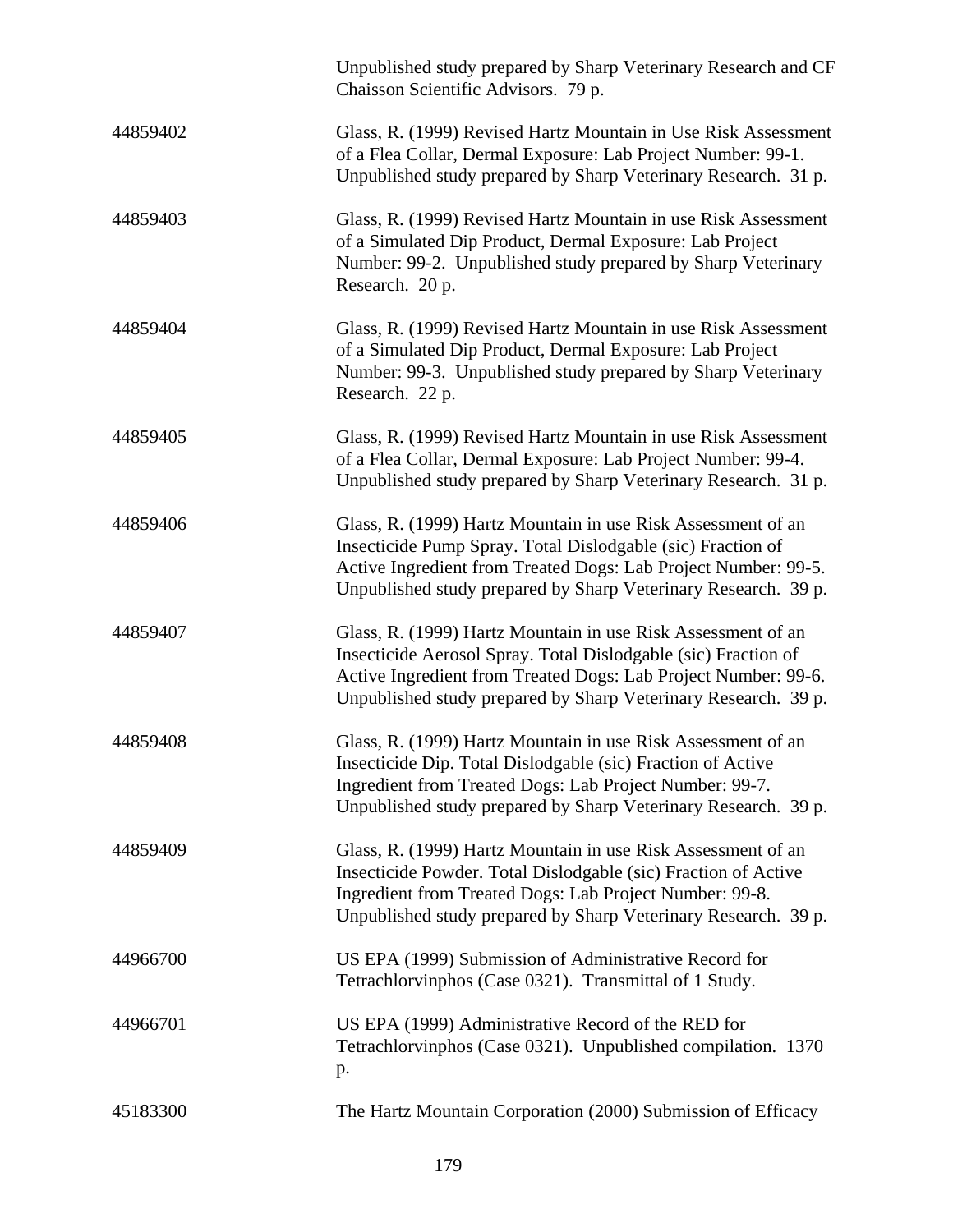| | |
|---|---|
| | Unpublished study prepared by Sharp Veterinary Research and CF Chaisson Scientific Advisors. 79 p. |
| 44859402 | Glass, R. (1999) Revised Hartz Mountain in Use Risk Assessment of a Flea Collar, Dermal Exposure: Lab Project Number: 99-1. Unpublished study prepared by Sharp Veterinary Research. 31 p. |
| 44859403 | Glass, R. (1999) Revised Hartz Mountain in use Risk Assessment of a Simulated Dip Product, Dermal Exposure: Lab Project Number: 99-2. Unpublished study prepared by Sharp Veterinary Research. 20 p. |
| 44859404 | Glass, R. (1999) Revised Hartz Mountain in use Risk Assessment of a Simulated Dip Product, Dermal Exposure: Lab Project Number: 99-3. Unpublished study prepared by Sharp Veterinary Research. 22 p. |
| 44859405 | Glass, R. (1999) Revised Hartz Mountain in use Risk Assessment of a Flea Collar, Dermal Exposure: Lab Project Number: 99-4. Unpublished study prepared by Sharp Veterinary Research. 31 p. |
| 44859406 | Glass, R. (1999) Hartz Mountain in use Risk Assessment of an Insecticide Pump Spray. Total Dislodgable (sic) Fraction of Active Ingredient from Treated Dogs: Lab Project Number: 99-5. Unpublished study prepared by Sharp Veterinary Research. 39 p. |
| 44859407 | Glass, R. (1999) Hartz Mountain in use Risk Assessment of an Insecticide Aerosol Spray. Total Dislodgable (sic) Fraction of Active Ingredient from Treated Dogs: Lab Project Number: 99-6. Unpublished study prepared by Sharp Veterinary Research. 39 p. |
| 44859408 | Glass, R. (1999) Hartz Mountain in use Risk Assessment of an Insecticide Dip. Total Dislodgable (sic) Fraction of Active Ingredient from Treated Dogs: Lab Project Number: 99-7. Unpublished study prepared by Sharp Veterinary Research. 39 p. |
| 44859409 | Glass, R. (1999) Hartz Mountain in use Risk Assessment of an Insecticide Powder. Total Dislodgable (sic) Fraction of Active Ingredient from Treated Dogs: Lab Project Number: 99-8. Unpublished study prepared by Sharp Veterinary Research. 39 p. |
| 44966700 | US EPA (1999) Submission of Administrative Record for Tetrachlorvinphos (Case 0321). Transmittal of 1 Study. |
| 44966701 | US EPA (1999) Administrative Record of the RED for Tetrachlorvinphos (Case 0321). Unpublished compilation. 1370 p. |
| 45183300 | The Hartz Mountain Corporation (2000) Submission of Efficacy |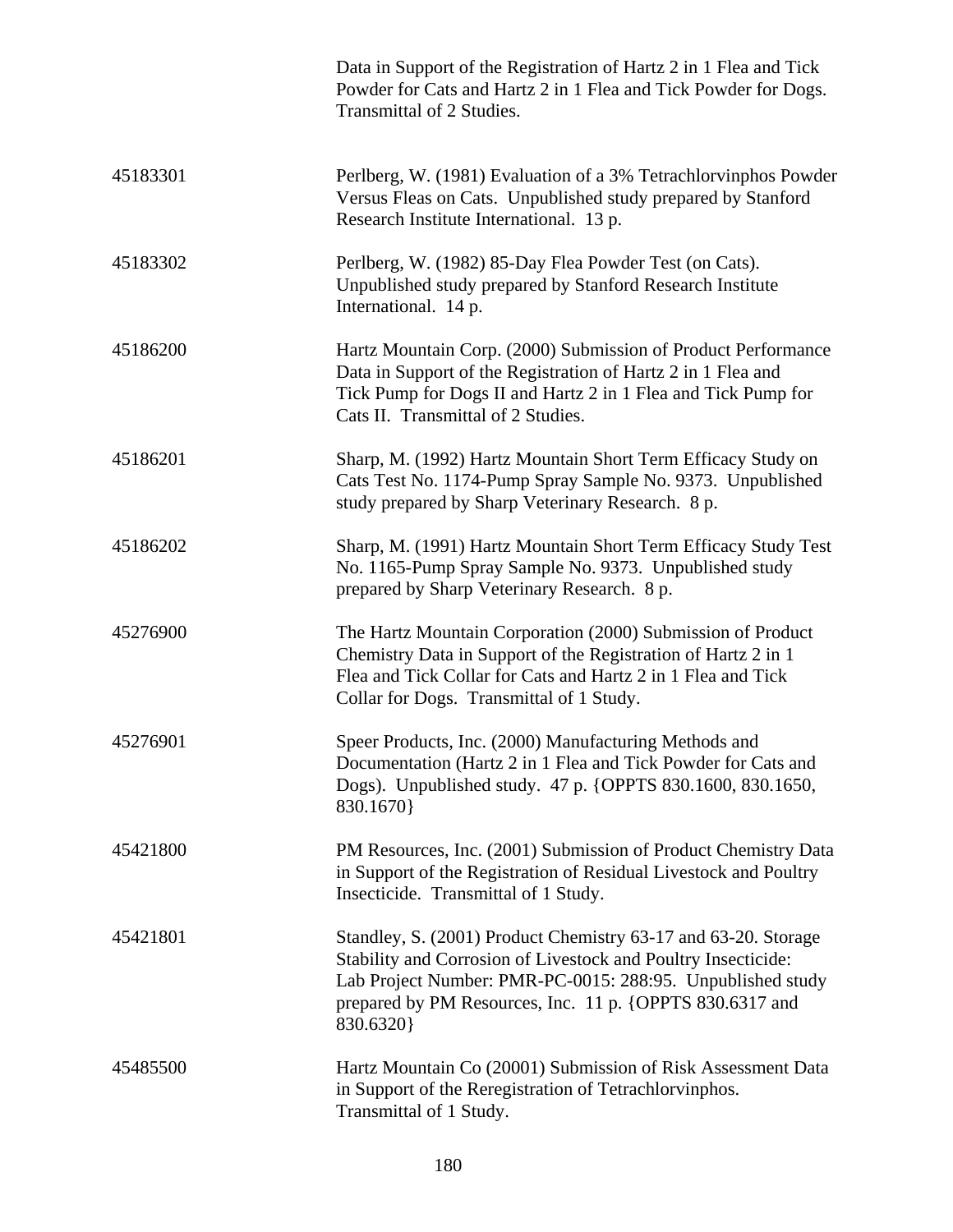| | |
|---|---|
| | Data in Support of the Registration of Hartz 2 in 1 Flea and Tick Powder for Cats and Hartz 2 in 1 Flea and Tick Powder for Dogs. Transmittal of 2 Studies. |
| 45183301 | Perlberg, W. (1981) Evaluation of a 3% Tetrachlorvinphos Powder Versus Fleas on Cats. Unpublished study prepared by Stanford Research Institute International. 13 p. |
| 45183302 | Perlberg, W. (1982) 85-Day Flea Powder Test (on Cats). Unpublished study prepared by Stanford Research Institute International. 14 p. |
| 45186200 | Hartz Mountain Corp. (2000) Submission of Product Performance Data in Support of the Registration of Hartz 2 in 1 Flea and Tick Pump for Dogs II and Hartz 2 in 1 Flea and Tick Pump for Cats II. Transmittal of 2 Studies. |
| 45186201 | Sharp, M. (1992) Hartz Mountain Short Term Efficacy Study on Cats Test No. 1174-Pump Spray Sample No. 9373. Unpublished study prepared by Sharp Veterinary Research. 8 p. |
| 45186202 | Sharp, M. (1991) Hartz Mountain Short Term Efficacy Study Test No. 1165-Pump Spray Sample No. 9373. Unpublished study prepared by Sharp Veterinary Research. 8 p. |
| 45276900 | The Hartz Mountain Corporation (2000) Submission of Product Chemistry Data in Support of the Registration of Hartz 2 in 1 Flea and Tick Collar for Cats and Hartz 2 in 1 Flea and Tick Collar for Dogs. Transmittal of 1 Study. |
| 45276901 | Speer Products, Inc. (2000) Manufacturing Methods and Documentation (Hartz 2 in 1 Flea and Tick Powder for Cats and Dogs). Unpublished study. 47 p. {OPPTS 830.1600, 830.1650, 830.1670} |
| 45421800 | PM Resources, Inc. (2001) Submission of Product Chemistry Data in Support of the Registration of Residual Livestock and Poultry Insecticide. Transmittal of 1 Study. |
| 45421801 | Standley, S. (2001) Product Chemistry 63-17 and 63-20. Storage Stability and Corrosion of Livestock and Poultry Insecticide: Lab Project Number: PMR-PC-0015: 288:95. Unpublished study prepared by PM Resources, Inc. 11 p. {OPPTS 830.6317 and 830.6320} |
| 45485500 | Hartz Mountain Co (20001) Submission of Risk Assessment Data in Support of the Reregistration of Tetrachlorvinphos. Transmittal of 1 Study. |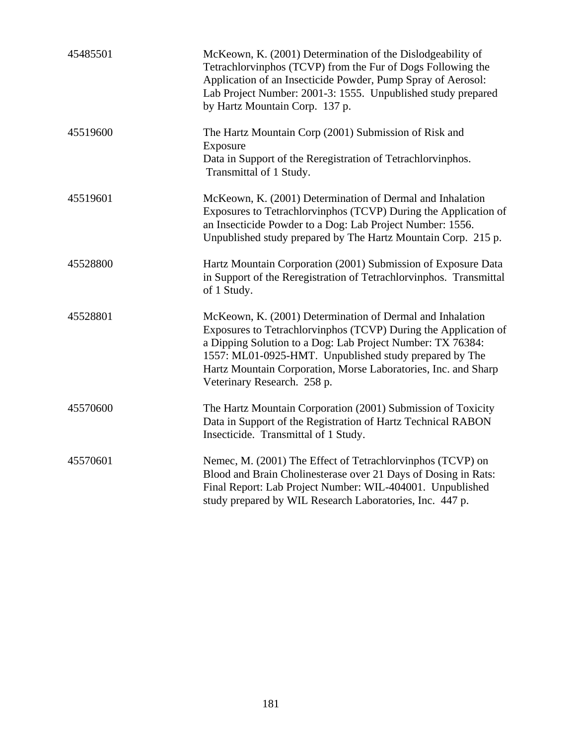| | |
|---|---|
| 45485501 | McKeown, K. (2001) Determination of the Dislodgeability of Tetrachlorvinphos (TCVP) from the Fur of Dogs Following the Application of an Insecticide Powder, Pump Spray of Aerosol: Lab Project Number: 2001-3: 1555. Unpublished study prepared by Hartz Mountain Corp. 137 p. |
| 45519600 | The Hartz Mountain Corp (2001) Submission of Risk and Exposure Data in Support of the Reregistration of Tetrachlorvinphos. Transmittal of 1 Study. |
| 45519601 | McKeown, K. (2001) Determination of Dermal and Inhalation Exposures to Tetrachlorvinphos (TCVP) During the Application of an Insecticide Powder to a Dog: Lab Project Number: 1556. Unpublished study prepared by The Hartz Mountain Corp. 215 p. |
| 45528800 | Hartz Mountain Corporation (2001) Submission of Exposure Data in Support of the Reregistration of Tetrachlorvinphos. Transmittal of 1 Study. |
| 45528801 | McKeown, K. (2001) Determination of Dermal and Inhalation Exposures to Tetrachlorvinphos (TCVP) During the Application of a Dipping Solution to a Dog: Lab Project Number: TX 76384: 1557: ML01-0925-HMT. Unpublished study prepared by The Hartz Mountain Corporation, Morse Laboratories, Inc. and Sharp Veterinary Research. 258 p. |
| 45570600 | The Hartz Mountain Corporation (2001) Submission of Toxicity Data in Support of the Registration of Hartz Technical RABON Insecticide. Transmittal of 1 Study. |
| 45570601 | Nemec, M. (2001) The Effect of Tetrachlorvinphos (TCVP) on Blood and Brain Cholinesterase over 21 Days of Dosing in Rats: Final Report: Lab Project Number: WIL-404001. Unpublished study prepared by WIL Research Laboratories, Inc. 447 p. |